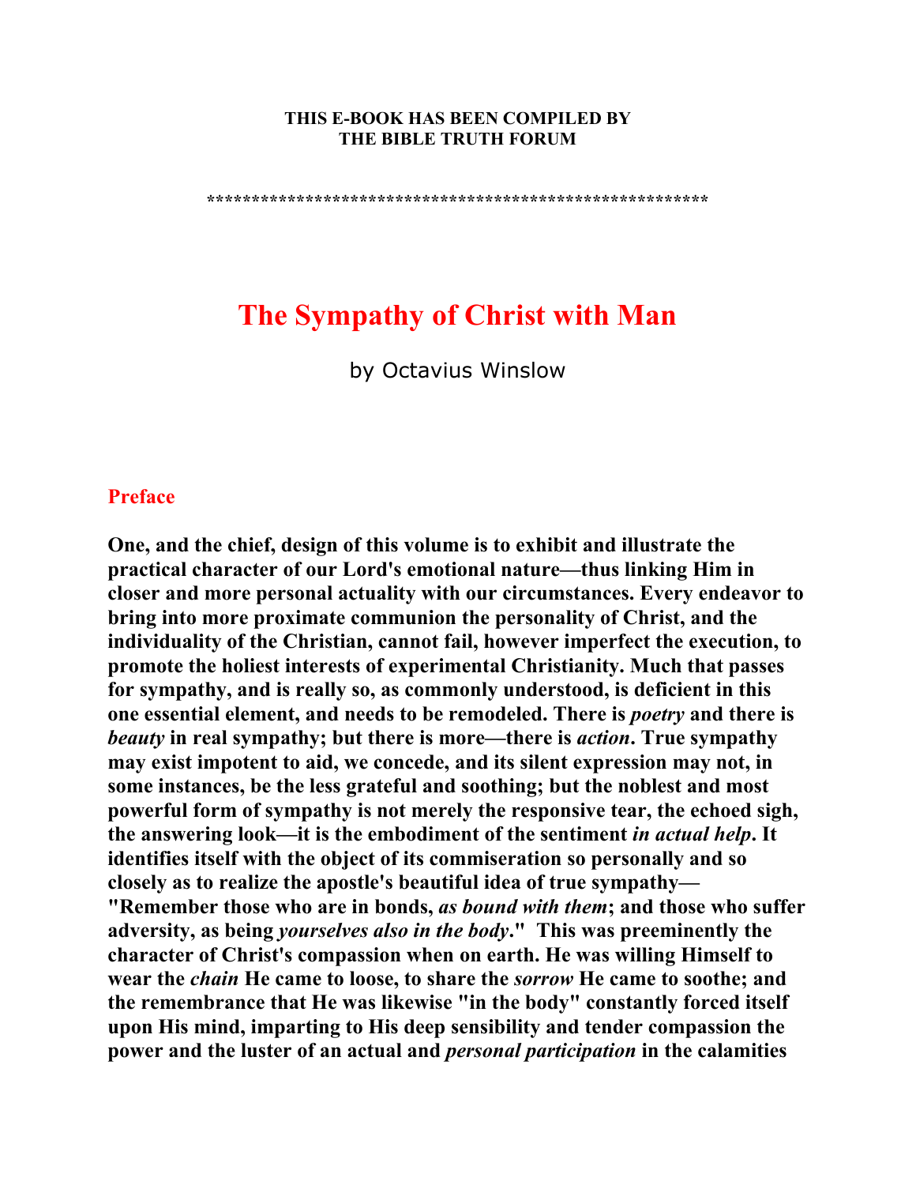**THIS E-BOOK HAS BEEN COMPILED BY**
**THE BIBLE TRUTH FORUM**

*******************************************************

# The Sympathy of Christ with Man

by Octavius Winslow

## Preface

**One, and the chief, design of this volume is to exhibit and illustrate the practical character of our Lord's emotional nature—thus linking Him in closer and more personal actuality with our circumstances. Every endeavor to bring into more proximate communion the personality of Christ, and the individuality of the Christian, cannot fail, however imperfect the execution, to promote the holiest interests of experimental Christianity. Much that passes for sympathy, and is really so, as commonly understood, is deficient in this one essential element, and needs to be remodeled. There is *poetry* and there is *beauty* in real sympathy; but there is more—there is *action*. True sympathy may exist impotent to aid, we concede, and its silent expression may not, in some instances, be the less grateful and soothing; but the noblest and most powerful form of sympathy is not merely the responsive tear, the echoed sigh, the answering look—it is the embodiment of the sentiment *in actual help*. It identifies itself with the object of its commiseration so personally and so closely as to realize the apostle's beautiful idea of true sympathy—"Remember those who are in bonds, *as bound with them*; and those who suffer adversity, as being *yourselves also in the body*." This was preeminently the character of Christ's compassion when on earth. He was willing Himself to wear the *chain* He came to loose, to share the *sorrow* He came to soothe; and the remembrance that He was likewise "in the body" constantly forced itself upon His mind, imparting to His deep sensibility and tender compassion the power and the luster of an actual and *personal participation* in the calamities**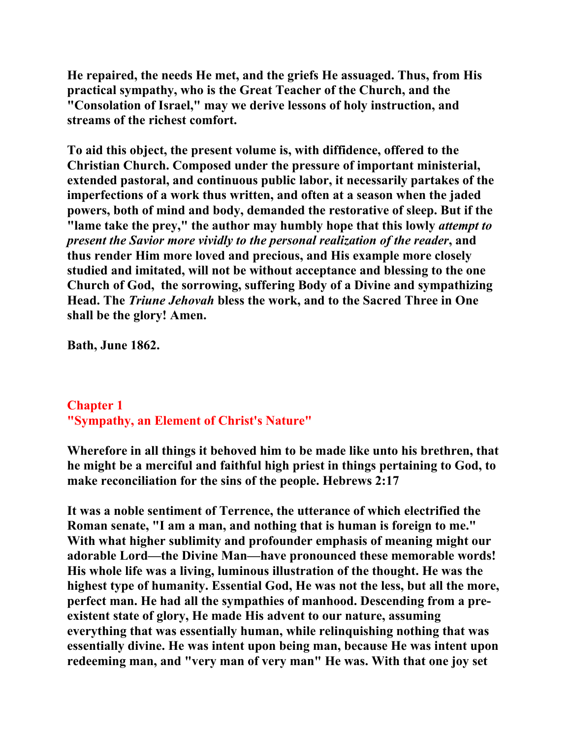**He repaired, the needs He met, and the griefs He assuaged. Thus, from His practical sympathy, who is the Great Teacher of the Church, and the "Consolation of Israel," may we derive lessons of holy instruction, and streams of the richest comfort.**

**To aid this object, the present volume is, with diffidence, offered to the Christian Church. Composed under the pressure of important ministerial, extended pastoral, and continuous public labor, it necessarily partakes of the imperfections of a work thus written, and often at a season when the jaded powers, both of mind and body, demanded the restorative of sleep. But if the "lame take the prey," the author may humbly hope that this lowly *attempt to present the Savior more vividly to the personal realization of the reader*, and thus render Him more loved and precious, and His example more closely studied and imitated, will not be without acceptance and blessing to the one Church of God, the sorrowing, suffering Body of a Divine and sympathizing Head. The *Triune Jehovah* bless the work, and to the Sacred Three in One shall be the glory! Amen.**

**Bath, June 1862.**

## Chapter 1
## "Sympathy, an Element of Christ's Nature"

**Wherefore in all things it behoved him to be made like unto his brethren, that he might be a merciful and faithful high priest in things pertaining to God, to make reconciliation for the sins of the people. Hebrews 2:17**

**It was a noble sentiment of Terrence, the utterance of which electrified the Roman senate, "I am a man, and nothing that is human is foreign to me." With what higher sublimity and profounder emphasis of meaning might our adorable Lord—the Divine Man—have pronounced these memorable words! His whole life was a living, luminous illustration of the thought. He was the highest type of humanity. Essential God, He was not the less, but all the more, perfect man. He had all the sympathies of manhood. Descending from a pre-existent state of glory, He made His advent to our nature, assuming everything that was essentially human, while relinquishing nothing that was essentially divine. He was intent upon being man, because He was intent upon redeeming man, and "very man of very man" He was. With that one joy set**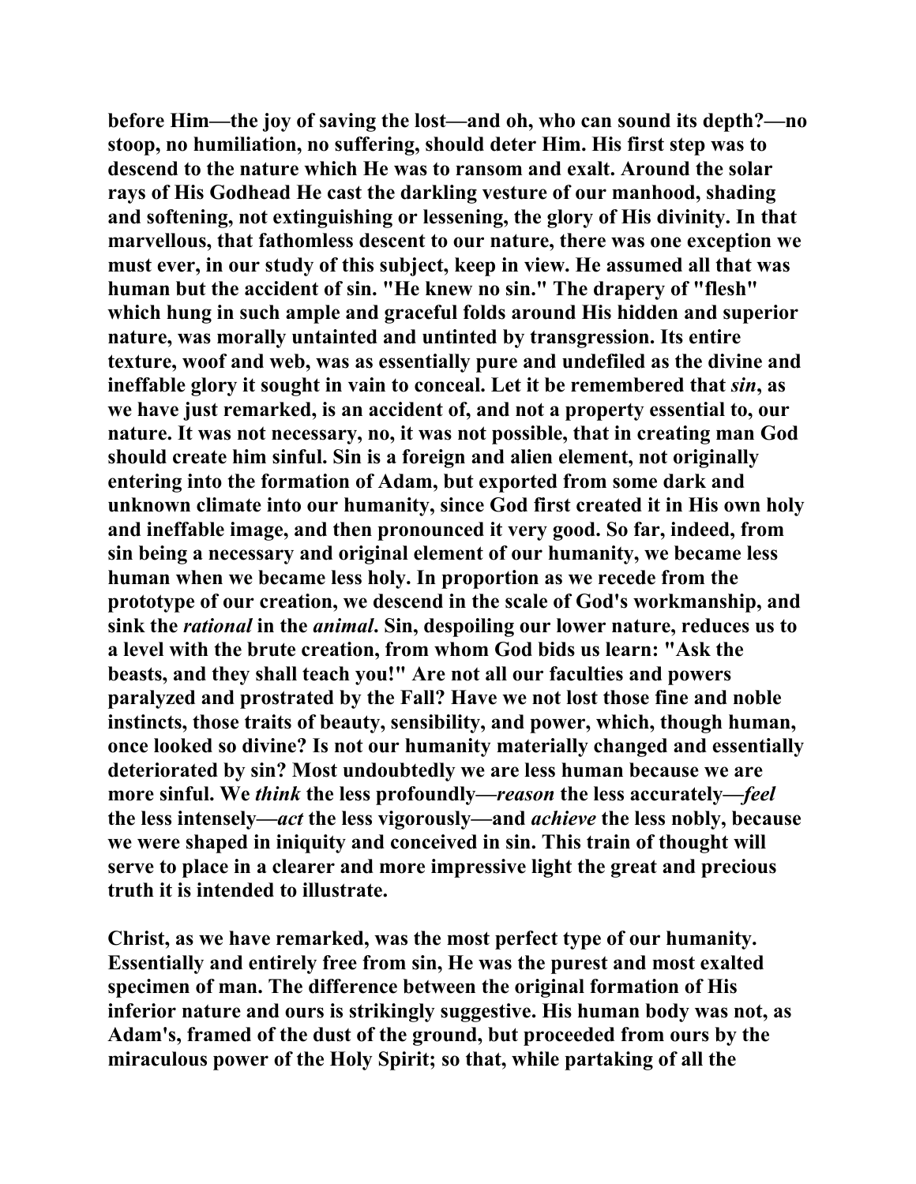before Him—the joy of saving the lost—and oh, who can sound its depth?—no stoop, no humiliation, no suffering, should deter Him. His first step was to descend to the nature which He was to ransom and exalt. Around the solar rays of His Godhead He cast the darkling vesture of our manhood, shading and softening, not extinguishing or lessening, the glory of His divinity. In that marvellous, that fathomless descent to our nature, there was one exception we must ever, in our study of this subject, keep in view. He assumed all that was human but the accident of sin. "He knew no sin." The drapery of "flesh" which hung in such ample and graceful folds around His hidden and superior nature, was morally untainted and untinted by transgression. Its entire texture, woof and web, was as essentially pure and undefiled as the divine and ineffable glory it sought in vain to conceal. Let it be remembered that *sin*, as we have just remarked, is an accident of, and not a property essential to, our nature. It was not necessary, no, it was not possible, that in creating man God should create him sinful. Sin is a foreign and alien element, not originally entering into the formation of Adam, but exported from some dark and unknown climate into our humanity, since God first created it in His own holy and ineffable image, and then pronounced it very good. So far, indeed, from sin being a necessary and original element of our humanity, we became less human when we became less holy. In proportion as we recede from the prototype of our creation, we descend in the scale of God's workmanship, and sink the *rational* in the *animal*. Sin, despoiling our lower nature, reduces us to a level with the brute creation, from whom God bids us learn: "Ask the beasts, and they shall teach you!" Are not all our faculties and powers paralyzed and prostrated by the Fall? Have we not lost those fine and noble instincts, those traits of beauty, sensibility, and power, which, though human, once looked so divine? Is not our humanity materially changed and essentially deteriorated by sin? Most undoubtedly we are less human because we are more sinful. We *think* the less profoundly—*reason* the less accurately—*feel* the less intensely—*act* the less vigorously—and *achieve* the less nobly, because we were shaped in iniquity and conceived in sin. This train of thought will serve to place in a clearer and more impressive light the great and precious truth it is intended to illustrate.

Christ, as we have remarked, was the most perfect type of our humanity. Essentially and entirely free from sin, He was the purest and most exalted specimen of man. The difference between the original formation of His inferior nature and ours is strikingly suggestive. His human body was not, as Adam's, framed of the dust of the ground, but proceeded from ours by the miraculous power of the Holy Spirit; so that, while partaking of all the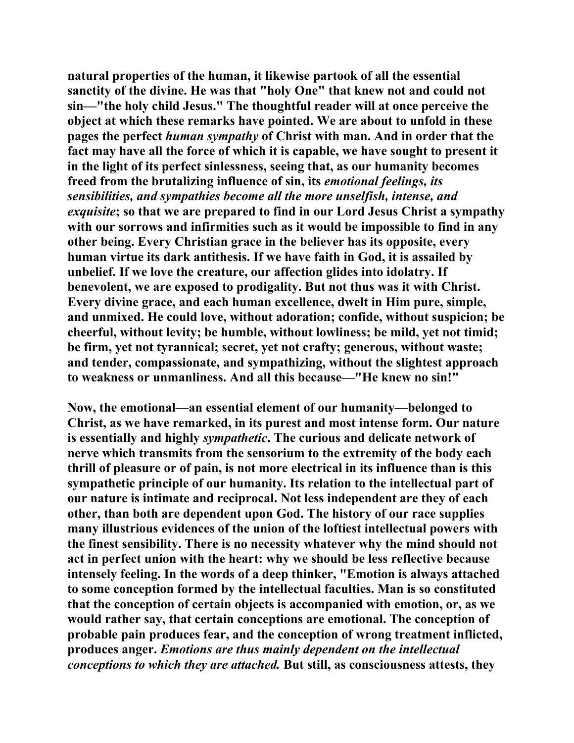natural properties of the human, it likewise partook of all the essential sanctity of the divine. He was that "holy One" that knew not and could not sin—"the holy child Jesus." The thoughtful reader will at once perceive the object at which these remarks have pointed. We are about to unfold in these pages the perfect *human sympathy* of Christ with man. And in order that the fact may have all the force of which it is capable, we have sought to present it in the light of its perfect sinlessness, seeing that, as our humanity becomes freed from the brutalizing influence of sin, its *emotional feelings, its sensibilities, and sympathies become all the more unselfish, intense, and exquisite*; so that we are prepared to find in our Lord Jesus Christ a sympathy with our sorrows and infirmities such as it would be impossible to find in any other being. Every Christian grace in the believer has its opposite, every human virtue its dark antithesis. If we have faith in God, it is assailed by unbelief. If we love the creature, our affection glides into idolatry. If benevolent, we are exposed to prodigality. But not thus was it with Christ. Every divine grace, and each human excellence, dwelt in Him pure, simple, and unmixed. He could love, without adoration; confide, without suspicion; be cheerful, without levity; be humble, without lowliness; be mild, yet not timid; be firm, yet not tyrannical; secret, yet not crafty; generous, without waste; and tender, compassionate, and sympathizing, without the slightest approach to weakness or unmanliness. And all this because—"He knew no sin!"

Now, the emotional—an essential element of our humanity—belonged to Christ, as we have remarked, in its purest and most intense form. Our nature is essentially and highly *sympathetic*. The curious and delicate network of nerve which transmits from the sensorium to the extremity of the body each thrill of pleasure or of pain, is not more electrical in its influence than is this sympathetic principle of our humanity. Its relation to the intellectual part of our nature is intimate and reciprocal. Not less independent are they of each other, than both are dependent upon God. The history of our race supplies many illustrious evidences of the union of the loftiest intellectual powers with the finest sensibility. There is no necessity whatever why the mind should not act in perfect union with the heart: why we should be less reflective because intensely feeling. In the words of a deep thinker, "Emotion is always attached to some conception formed by the intellectual faculties. Man is so constituted that the conception of certain objects is accompanied with emotion, or, as we would rather say, that certain conceptions are emotional. The conception of probable pain produces fear, and the conception of wrong treatment inflicted, produces anger. *Emotions are thus mainly dependent on the intellectual conceptions to which they are attached.* But still, as consciousness attests, they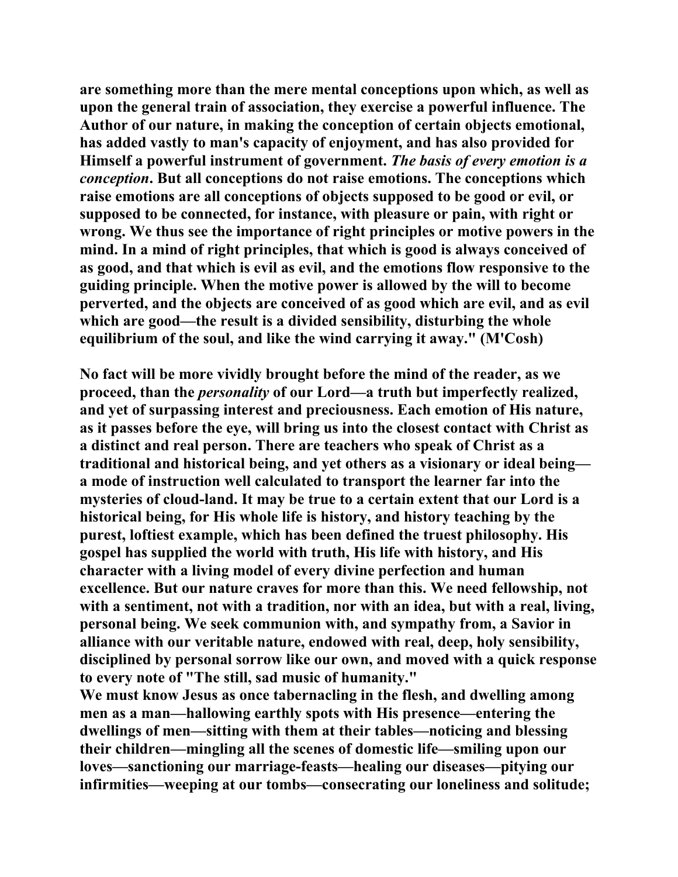**are something more than the mere mental conceptions upon which, as well as upon the general train of association, they exercise a powerful influence. The Author of our nature, in making the conception of certain objects emotional, has added vastly to man's capacity of enjoyment, and has also provided for Himself a powerful instrument of government. *The basis of every emotion is a conception*. But all conceptions do not raise emotions. The conceptions which raise emotions are all conceptions of objects supposed to be good or evil, or supposed to be connected, for instance, with pleasure or pain, with right or wrong. We thus see the importance of right principles or motive powers in the mind. In a mind of right principles, that which is good is always conceived of as good, and that which is evil as evil, and the emotions flow responsive to the guiding principle. When the motive power is allowed by the will to become perverted, and the objects are conceived of as good which are evil, and as evil which are good—the result is a divided sensibility, disturbing the whole equilibrium of the soul, and like the wind carrying it away." (M'Cosh)**

**No fact will be more vividly brought before the mind of the reader, as we proceed, than the *personality* of our Lord—a truth but imperfectly realized, and yet of surpassing interest and preciousness. Each emotion of His nature, as it passes before the eye, will bring us into the closest contact with Christ as a distinct and real person. There are teachers who speak of Christ as a traditional and historical being, and yet others as a visionary or ideal being—a mode of instruction well calculated to transport the learner far into the mysteries of cloud-land. It may be true to a certain extent that our Lord is a historical being, for His whole life is history, and history teaching by the purest, loftiest example, which has been defined the truest philosophy. His gospel has supplied the world with truth, His life with history, and His character with a living model of every divine perfection and human excellence. But our nature craves for more than this. We need fellowship, not with a sentiment, not with a tradition, nor with an idea, but with a real, living, personal being. We seek communion with, and sympathy from, a Savior in alliance with our veritable nature, endowed with real, deep, holy sensibility, disciplined by personal sorrow like our own, and moved with a quick response to every note of "The still, sad music of humanity."**

**We must know Jesus as once tabernacling in the flesh, and dwelling among men as a man—hallowing earthly spots with His presence—entering the dwellings of men—sitting with them at their tables—noticing and blessing their children—mingling all the scenes of domestic life—smiling upon our loves—sanctioning our marriage-feasts—healing our diseases—pitying our infirmities—weeping at our tombs—consecrating our loneliness and solitude;**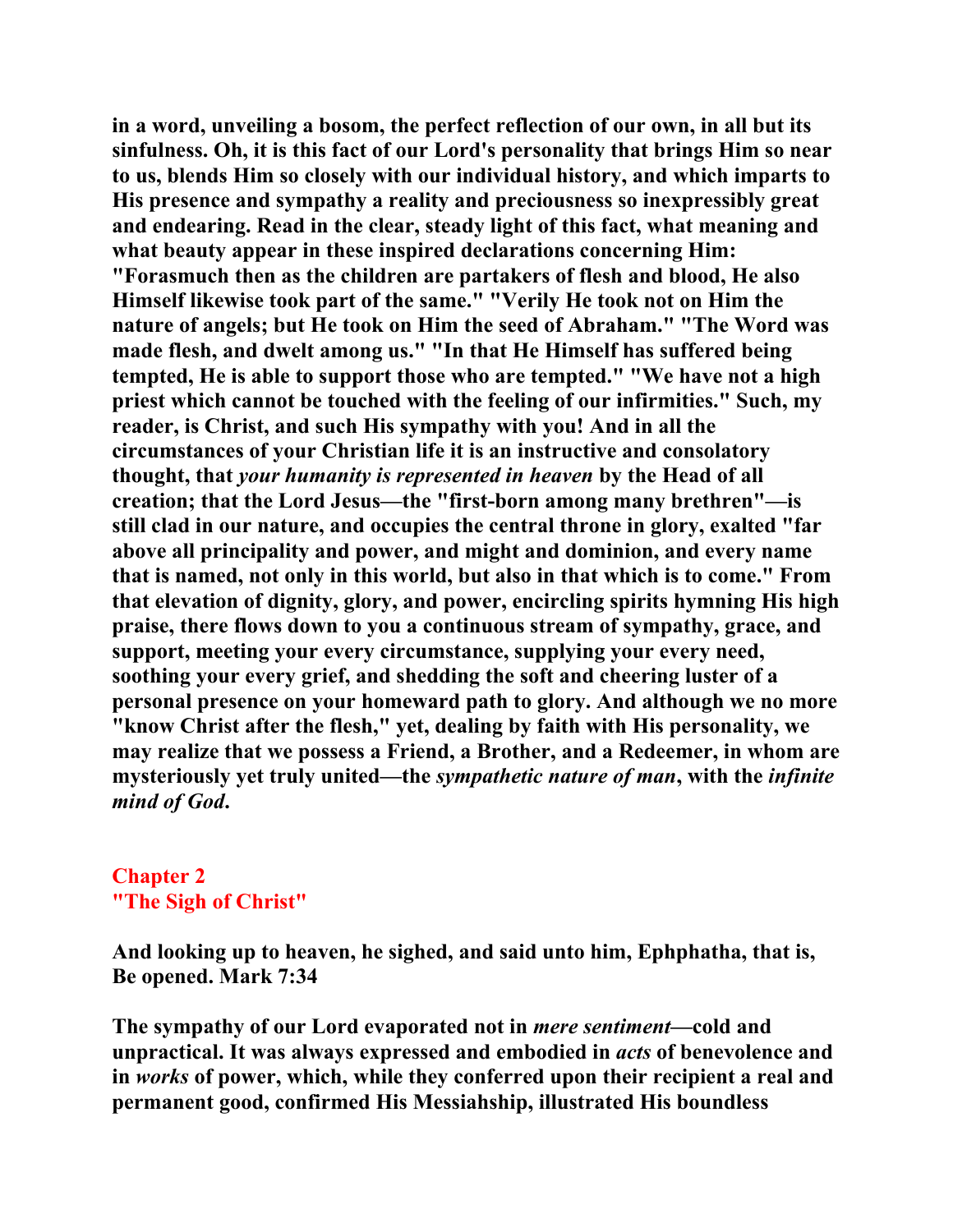in a word, unveiling a bosom, the perfect reflection of our own, in all but its sinfulness. Oh, it is this fact of our Lord's personality that brings Him so near to us, blends Him so closely with our individual history, and which imparts to His presence and sympathy a reality and preciousness so inexpressibly great and endearing. Read in the clear, steady light of this fact, what meaning and what beauty appear in these inspired declarations concerning Him: "Forasmuch then as the children are partakers of flesh and blood, He also Himself likewise took part of the same." "Verily He took not on Him the nature of angels; but He took on Him the seed of Abraham." "The Word was made flesh, and dwelt among us." "In that He Himself has suffered being tempted, He is able to support those who are tempted." "We have not a high priest which cannot be touched with the feeling of our infirmities." Such, my reader, is Christ, and such His sympathy with you! And in all the circumstances of your Christian life it is an instructive and consolatory thought, that *your humanity is represented in heaven* by the Head of all creation; that the Lord Jesus—the "first-born among many brethren"—is still clad in our nature, and occupies the central throne in glory, exalted "far above all principality and power, and might and dominion, and every name that is named, not only in this world, but also in that which is to come." From that elevation of dignity, glory, and power, encircling spirits hymning His high praise, there flows down to you a continuous stream of sympathy, grace, and support, meeting your every circumstance, supplying your every need, soothing your every grief, and shedding the soft and cheering luster of a personal presence on your homeward path to glory. And although we no more "know Christ after the flesh," yet, dealing by faith with His personality, we may realize that we possess a Friend, a Brother, and a Redeemer, in whom are mysteriously yet truly united—the *sympathetic nature of man*, with the *infinite mind of God*.

## Chapter 2
## "The Sigh of Christ"

And looking up to heaven, he sighed, and said unto him, Ephphatha, that is, Be opened. Mark 7:34

The sympathy of our Lord evaporated not in *mere sentiment*—cold and unpractical. It was always expressed and embodied in *acts* of benevolence and in *works* of power, which, while they conferred upon their recipient a real and permanent good, confirmed His Messiahship, illustrated His boundless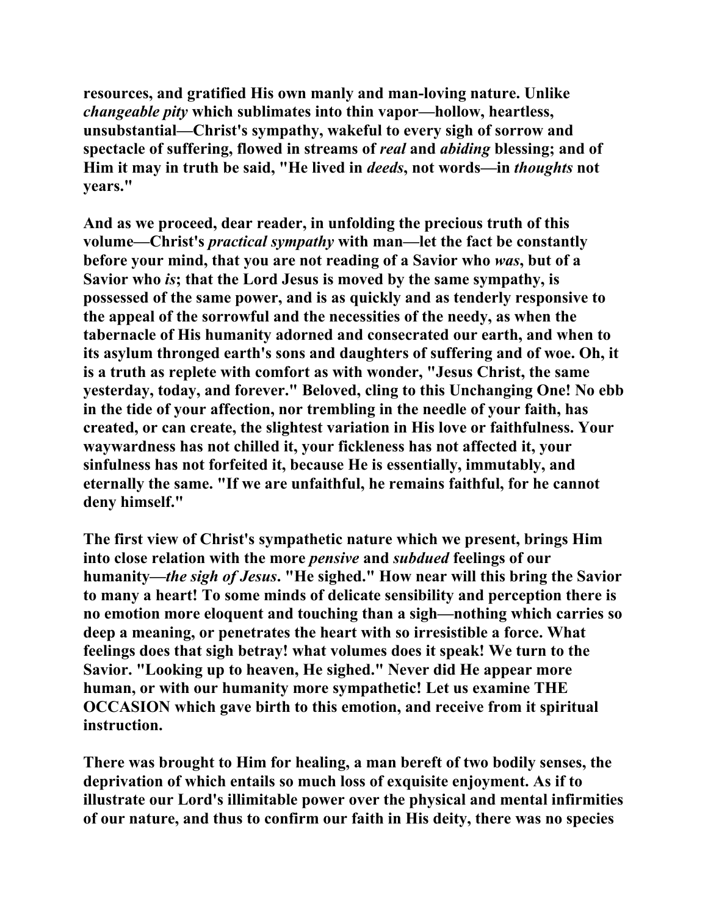resources, and gratified His own manly and man-loving nature. Unlike *changeable pity* which sublimates into thin vapor—hollow, heartless, unsubstantial—Christ's sympathy, wakeful to every sigh of sorrow and spectacle of suffering, flowed in streams of *real* and *abiding* blessing; and of Him it may in truth be said, "He lived in *deeds*, not words—in *thoughts* not years."

And as we proceed, dear reader, in unfolding the precious truth of this volume—Christ's *practical sympathy* with man—let the fact be constantly before your mind, that you are not reading of a Savior who *was*, but of a Savior who *is*; that the Lord Jesus is moved by the same sympathy, is possessed of the same power, and is as quickly and as tenderly responsive to the appeal of the sorrowful and the necessities of the needy, as when the tabernacle of His humanity adorned and consecrated our earth, and when to its asylum thronged earth's sons and daughters of suffering and of woe. Oh, it is a truth as replete with comfort as with wonder, "Jesus Christ, the same yesterday, today, and forever." Beloved, cling to this Unchanging One! No ebb in the tide of your affection, nor trembling in the needle of your faith, has created, or can create, the slightest variation in His love or faithfulness. Your waywardness has not chilled it, your fickleness has not affected it, your sinfulness has not forfeited it, because He is essentially, immutably, and eternally the same. "If we are unfaithful, he remains faithful, for he cannot deny himself."

The first view of Christ's sympathetic nature which we present, brings Him into close relation with the more *pensive* and *subdued* feelings of our humanity—*the sigh of Jesus*. "He sighed." How near will this bring the Savior to many a heart! To some minds of delicate sensibility and perception there is no emotion more eloquent and touching than a sigh—nothing which carries so deep a meaning, or penetrates the heart with so irresistible a force. What feelings does that sigh betray! what volumes does it speak! We turn to the Savior. "Looking up to heaven, He sighed." Never did He appear more human, or with our humanity more sympathetic! Let us examine THE OCCASION which gave birth to this emotion, and receive from it spiritual instruction.

There was brought to Him for healing, a man bereft of two bodily senses, the deprivation of which entails so much loss of exquisite enjoyment. As if to illustrate our Lord's illimitable power over the physical and mental infirmities of our nature, and thus to confirm our faith in His deity, there was no species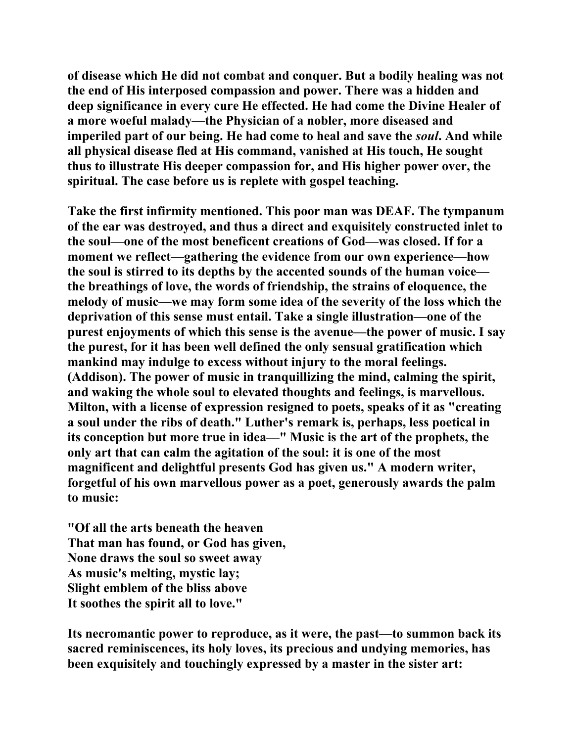of disease which He did not combat and conquer. But a bodily healing was not the end of His interposed compassion and power. There was a hidden and deep significance in every cure He effected. He had come the Divine Healer of a more woeful malady—the Physician of a nobler, more diseased and imperiled part of our being. He had come to heal and save the *soul*. And while all physical disease fled at His command, vanished at His touch, He sought thus to illustrate His deeper compassion for, and His higher power over, the spiritual. The case before us is replete with gospel teaching.

Take the first infirmity mentioned. This poor man was DEAF. The tympanum of the ear was destroyed, and thus a direct and exquisitely constructed inlet to the soul—one of the most beneficent creations of God—was closed. If for a moment we reflect—gathering the evidence from our own experience—how the soul is stirred to its depths by the accented sounds of the human voice—the breathings of love, the words of friendship, the strains of eloquence, the melody of music—we may form some idea of the severity of the loss which the deprivation of this sense must entail. Take a single illustration—one of the purest enjoyments of which this sense is the avenue—the power of music. I say the purest, for it has been well defined the only sensual gratification which mankind may indulge to excess without injury to the moral feelings. (Addison). The power of music in tranquillizing the mind, calming the spirit, and waking the whole soul to elevated thoughts and feelings, is marvellous. Milton, with a license of expression resigned to poets, speaks of it as "creating a soul under the ribs of death." Luther's remark is, perhaps, less poetical in its conception but more true in idea—" Music is the art of the prophets, the only art that can calm the agitation of the soul: it is one of the most magnificent and delightful presents God has given us." A modern writer, forgetful of his own marvellous power as a poet, generously awards the palm to music:

"Of all the arts beneath the heaven
That man has found, or God has given,
None draws the soul so sweet away
As music's melting, mystic lay;
Slight emblem of the bliss above
It soothes the spirit all to love."

Its necromantic power to reproduce, as it were, the past—to summon back its sacred reminiscences, its holy loves, its precious and undying memories, has been exquisitely and touchingly expressed by a master in the sister art: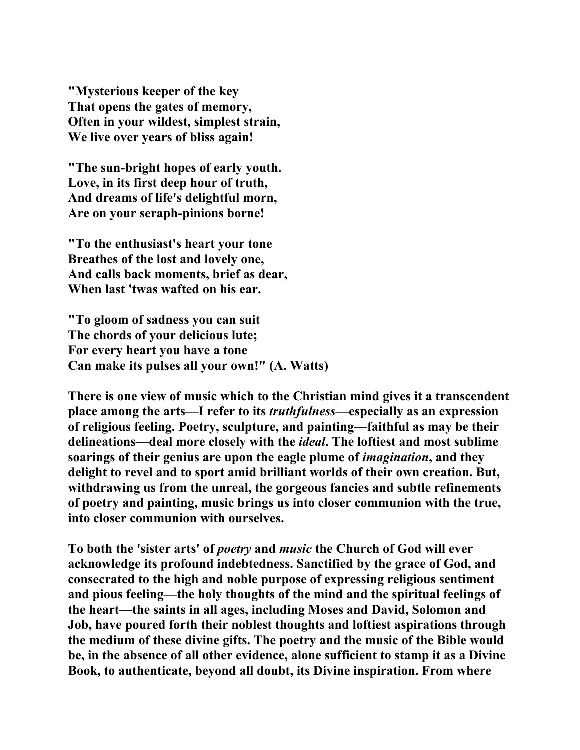**"Mysterious keeper of the key**
**That opens the gates of memory,**
**Often in your wildest, simplest strain,**
**We live over years of bliss again!**

**"The sun-bright hopes of early youth.**
**Love, in its first deep hour of truth,**
**And dreams of life's delightful morn,**
**Are on your seraph-pinions borne!**

**"To the enthusiast's heart your tone**
**Breathes of the lost and lovely one,**
**And calls back moments, brief as dear,**
**When last 'twas wafted on his ear.**

**"To gloom of sadness you can suit**
**The chords of your delicious lute;**
**For every heart you have a tone**
**Can make its pulses all your own!" (A. Watts)**

**There is one view of music which to the Christian mind gives it a transcendent place among the arts—I refer to its *truthfulness*—especially as an expression of religious feeling. Poetry, sculpture, and painting—faithful as may be their delineations—deal more closely with the *ideal*. The loftiest and most sublime soarings of their genius are upon the eagle plume of *imagination*, and they delight to revel and to sport amid brilliant worlds of their own creation. But, withdrawing us from the unreal, the gorgeous fancies and subtle refinements of poetry and painting, music brings us into closer communion with the true, into closer communion with ourselves.**

**To both the 'sister arts' of *poetry* and *music* the Church of God will ever acknowledge its profound indebtedness. Sanctified by the grace of God, and consecrated to the high and noble purpose of expressing religious sentiment and pious feeling—the holy thoughts of the mind and the spiritual feelings of the heart—the saints in all ages, including Moses and David, Solomon and Job, have poured forth their noblest thoughts and loftiest aspirations through the medium of these divine gifts. The poetry and the music of the Bible would be, in the absence of all other evidence, alone sufficient to stamp it as a Divine Book, to authenticate, beyond all doubt, its Divine inspiration. From where**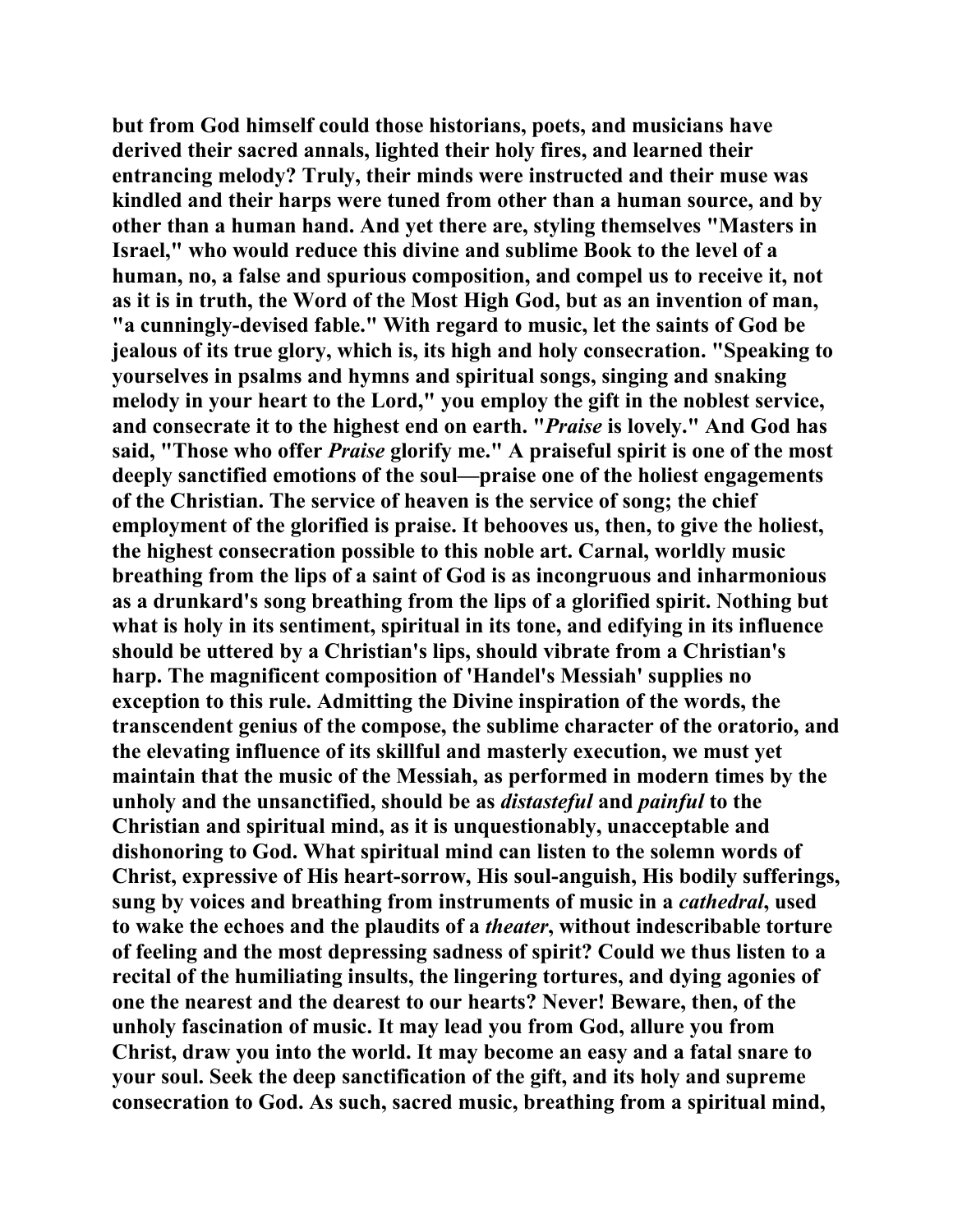**but from God himself could those historians, poets, and musicians have derived their sacred annals, lighted their holy fires, and learned their entrancing melody? Truly, their minds were instructed and their muse was kindled and their harps were tuned from other than a human source, and by other than a human hand. And yet there are, styling themselves "Masters in Israel," who would reduce this divine and sublime Book to the level of a human, no, a false and spurious composition, and compel us to receive it, not as it is in truth, the Word of the Most High God, but as an invention of man, "a cunningly-devised fable." With regard to music, let the saints of God be jealous of its true glory, which is, its high and holy consecration. "Speaking to yourselves in psalms and hymns and spiritual songs, singing and snaking melody in your heart to the Lord," you employ the gift in the noblest service, and consecrate it to the highest end on earth. "*Praise* is lovely." And God has said, "Those who offer *Praise* glorify me." A praiseful spirit is one of the most deeply sanctified emotions of the soul—praise one of the holiest engagements of the Christian. The service of heaven is the service of song; the chief employment of the glorified is praise. It behooves us, then, to give the holiest, the highest consecration possible to this noble art. Carnal, worldly music breathing from the lips of a saint of God is as incongruous and inharmonious as a drunkard's song breathing from the lips of a glorified spirit. Nothing but what is holy in its sentiment, spiritual in its tone, and edifying in its influence should be uttered by a Christian's lips, should vibrate from a Christian's harp. The magnificent composition of 'Handel's Messiah' supplies no exception to this rule. Admitting the Divine inspiration of the words, the transcendent genius of the compose, the sublime character of the oratorio, and the elevating influence of its skillful and masterly execution, we must yet maintain that the music of the Messiah, as performed in modern times by the unholy and the unsanctified, should be as *distasteful* and *painful* to the Christian and spiritual mind, as it is unquestionably, unacceptable and dishonoring to God. What spiritual mind can listen to the solemn words of Christ, expressive of His heart-sorrow, His soul-anguish, His bodily sufferings, sung by voices and breathing from instruments of music in a *cathedral*, used to wake the echoes and the plaudits of a *theater*, without indescribable torture of feeling and the most depressing sadness of spirit? Could we thus listen to a recital of the humiliating insults, the lingering tortures, and dying agonies of one the nearest and the dearest to our hearts? Never! Beware, then, of the unholy fascination of music. It may lead you from God, allure you from Christ, draw you into the world. It may become an easy and a fatal snare to your soul. Seek the deep sanctification of the gift, and its holy and supreme consecration to God. As such, sacred music, breathing from a spiritual mind,**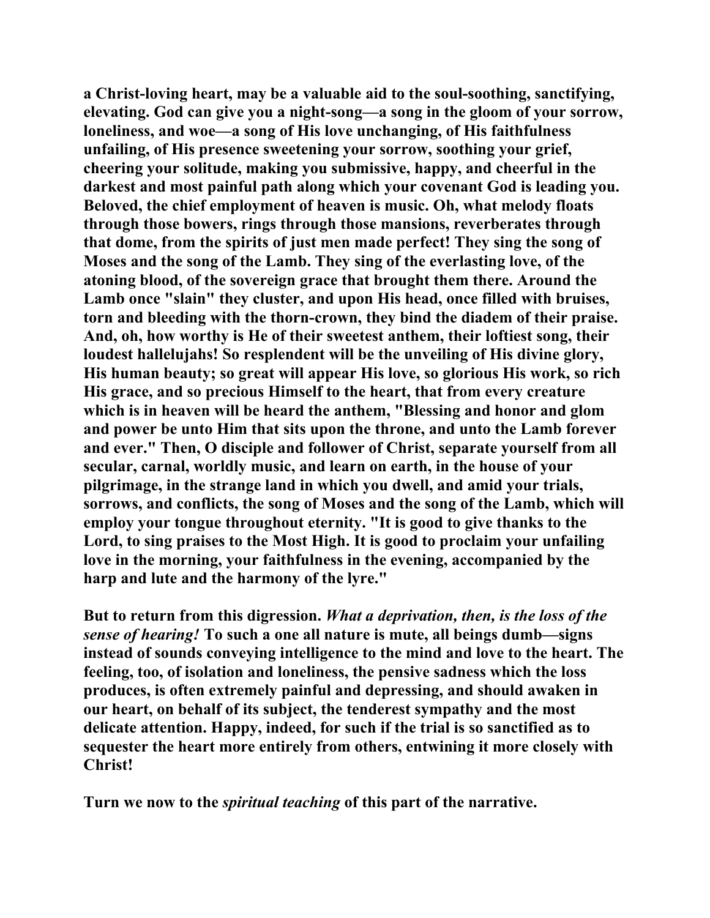**a Christ-loving heart, may be a valuable aid to the soul-soothing, sanctifying, elevating. God can give you a night-song—a song in the gloom of your sorrow, loneliness, and woe—a song of His love unchanging, of His faithfulness unfailing, of His presence sweetening your sorrow, soothing your grief, cheering your solitude, making you submissive, happy, and cheerful in the darkest and most painful path along which your covenant God is leading you. Beloved, the chief employment of heaven is music. Oh, what melody floats through those bowers, rings through those mansions, reverberates through that dome, from the spirits of just men made perfect! They sing the song of Moses and the song of the Lamb. They sing of the everlasting love, of the atoning blood, of the sovereign grace that brought them there. Around the Lamb once "slain" they cluster, and upon His head, once filled with bruises, torn and bleeding with the thorn-crown, they bind the diadem of their praise. And, oh, how worthy is He of their sweetest anthem, their loftiest song, their loudest hallelujahs! So resplendent will be the unveiling of His divine glory, His human beauty; so great will appear His love, so glorious His work, so rich His grace, and so precious Himself to the heart, that from every creature which is in heaven will be heard the anthem, "Blessing and honor and glom and power be unto Him that sits upon the throne, and unto the Lamb forever and ever." Then, O disciple and follower of Christ, separate yourself from all secular, carnal, worldly music, and learn on earth, in the house of your pilgrimage, in the strange land in which you dwell, and amid your trials, sorrows, and conflicts, the song of Moses and the song of the Lamb, which will employ your tongue throughout eternity. "It is good to give thanks to the Lord, to sing praises to the Most High. It is good to proclaim your unfailing love in the morning, your faithfulness in the evening, accompanied by the harp and lute and the harmony of the lyre."**

**But to return from this digression. *What a deprivation, then, is the loss of the sense of hearing!* To such a one all nature is mute, all beings dumb—signs instead of sounds conveying intelligence to the mind and love to the heart. The feeling, too, of isolation and loneliness, the pensive sadness which the loss produces, is often extremely painful and depressing, and should awaken in our heart, on behalf of its subject, the tenderest sympathy and the most delicate attention. Happy, indeed, for such if the trial is so sanctified as to sequester the heart more entirely from others, entwining it more closely with Christ!**

**Turn we now to the *spiritual teaching* of this part of the narrative.**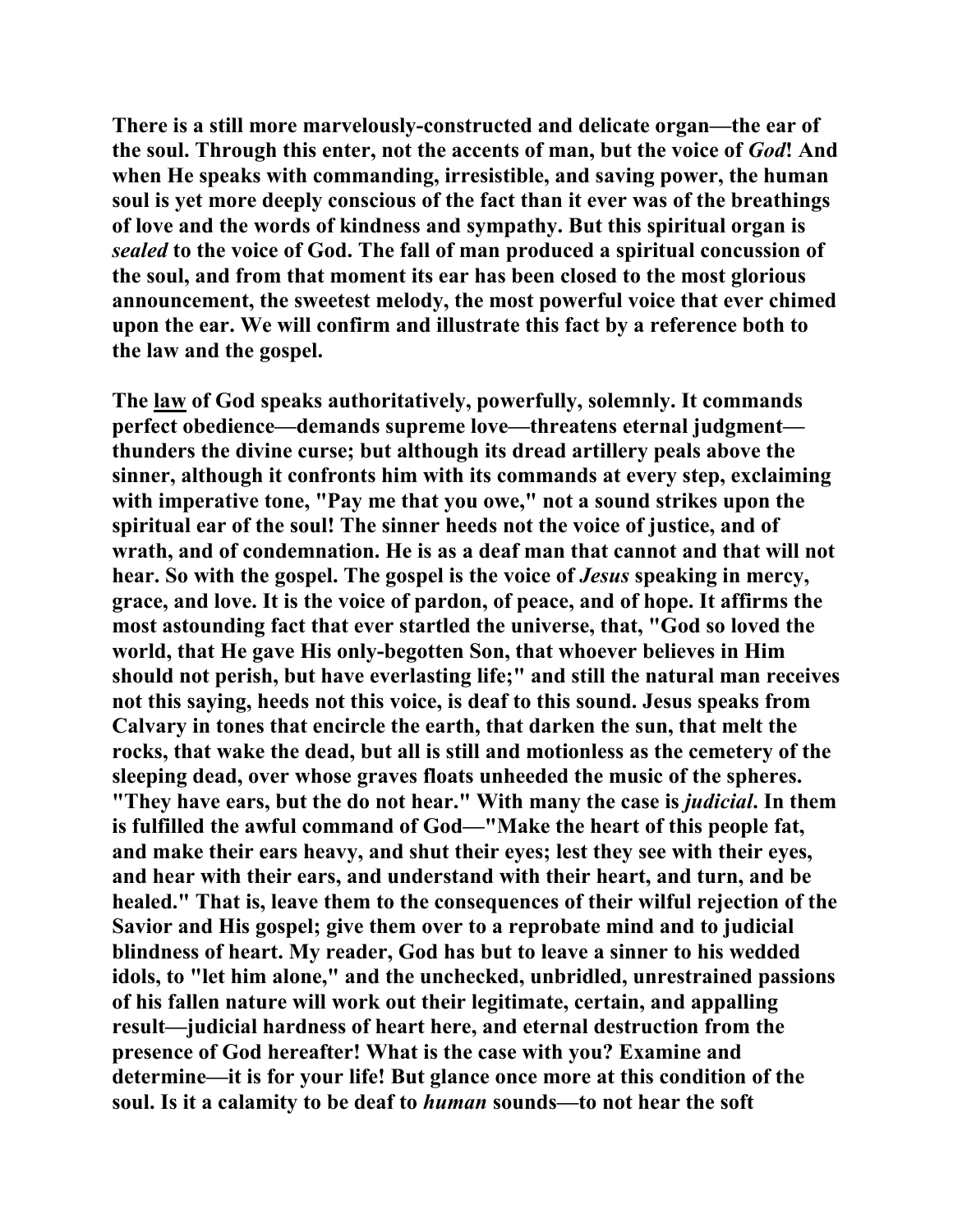**There is a still more marvelously-constructed and delicate organ—the ear of the soul. Through this enter, not the accents of man, but the voice of *God*! And when He speaks with commanding, irresistible, and saving power, the human soul is yet more deeply conscious of the fact than it ever was of the breathings of love and the words of kindness and sympathy. But this spiritual organ is *sealed* to the voice of God. The fall of man produced a spiritual concussion of the soul, and from that moment its ear has been closed to the most glorious announcement, the sweetest melody, the most powerful voice that ever chimed upon the ear. We will confirm and illustrate this fact by a reference both to the law and the gospel.**

**The <u>law</u> of God speaks authoritatively, powerfully, solemnly. It commands perfect obedience—demands supreme love—threatens eternal judgment—thunders the divine curse; but although its dread artillery peals above the sinner, although it confronts him with its commands at every step, exclaiming with imperative tone, "Pay me that you owe," not a sound strikes upon the spiritual ear of the soul! The sinner heeds not the voice of justice, and of wrath, and of condemnation. He is as a deaf man that cannot and that will not hear. So with the gospel. The gospel is the voice of *Jesus* speaking in mercy, grace, and love. It is the voice of pardon, of peace, and of hope. It affirms the most astounding fact that ever startled the universe, that, "God so loved the world, that He gave His only-begotten Son, that whoever believes in Him should not perish, but have everlasting life;" and still the natural man receives not this saying, heeds not this voice, is deaf to this sound. Jesus speaks from Calvary in tones that encircle the earth, that darken the sun, that melt the rocks, that wake the dead, but all is still and motionless as the cemetery of the sleeping dead, over whose graves floats unheeded the music of the spheres. "They have ears, but the do not hear." With many the case is *judicial*. In them is fulfilled the awful command of God—"Make the heart of this people fat, and make their ears heavy, and shut their eyes; lest they see with their eyes, and hear with their ears, and understand with their heart, and turn, and be healed." That is, leave them to the consequences of their wilful rejection of the Savior and His gospel; give them over to a reprobate mind and to judicial blindness of heart. My reader, God has but to leave a sinner to his wedded idols, to "let him alone," and the unchecked, unbridled, unrestrained passions of his fallen nature will work out their legitimate, certain, and appalling result—judicial hardness of heart here, and eternal destruction from the presence of God hereafter! What is the case with you? Examine and determine—it is for your life! But glance once more at this condition of the soul. Is it a calamity to be deaf to *human* sounds—to not hear the soft**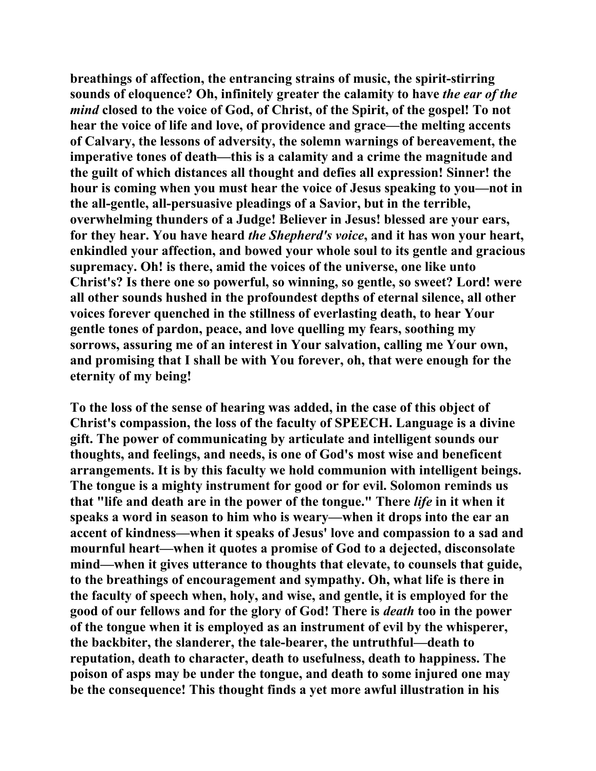breathings of affection, the entrancing strains of music, the spirit-stirring sounds of eloquence? Oh, infinitely greater the calamity to have *the ear of the mind* closed to the voice of God, of Christ, of the Spirit, of the gospel! To not hear the voice of life and love, of providence and grace—the melting accents of Calvary, the lessons of adversity, the solemn warnings of bereavement, the imperative tones of death—this is a calamity and a crime the magnitude and the guilt of which distances all thought and defies all expression! Sinner! the hour is coming when you must hear the voice of Jesus speaking to you—not in the all-gentle, all-persuasive pleadings of a Savior, but in the terrible, overwhelming thunders of a Judge! Believer in Jesus! blessed are your ears, for they hear. You have heard *the Shepherd's voice*, and it has won your heart, enkindled your affection, and bowed your whole soul to its gentle and gracious supremacy. Oh! is there, amid the voices of the universe, one like unto Christ's? Is there one so powerful, so winning, so gentle, so sweet? Lord! were all other sounds hushed in the profoundest depths of eternal silence, all other voices forever quenched in the stillness of everlasting death, to hear Your gentle tones of pardon, peace, and love quelling my fears, soothing my sorrows, assuring me of an interest in Your salvation, calling me Your own, and promising that I shall be with You forever, oh, that were enough for the eternity of my being!

To the loss of the sense of hearing was added, in the case of this object of Christ's compassion, the loss of the faculty of SPEECH. Language is a divine gift. The power of communicating by articulate and intelligent sounds our thoughts, and feelings, and needs, is one of God's most wise and beneficent arrangements. It is by this faculty we hold communion with intelligent beings. The tongue is a mighty instrument for good or for evil. Solomon reminds us that "life and death are in the power of the tongue." There *life* in it when it speaks a word in season to him who is weary—when it drops into the ear an accent of kindness—when it speaks of Jesus' love and compassion to a sad and mournful heart—when it quotes a promise of God to a dejected, disconsolate mind—when it gives utterance to thoughts that elevate, to counsels that guide, to the breathings of encouragement and sympathy. Oh, what life is there in the faculty of speech when, holy, and wise, and gentle, it is employed for the good of our fellows and for the glory of God! There is *death* too in the power of the tongue when it is employed as an instrument of evil by the whisperer, the backbiter, the slanderer, the tale-bearer, the untruthful—death to reputation, death to character, death to usefulness, death to happiness. The poison of asps may be under the tongue, and death to some injured one may be the consequence! This thought finds a yet more awful illustration in his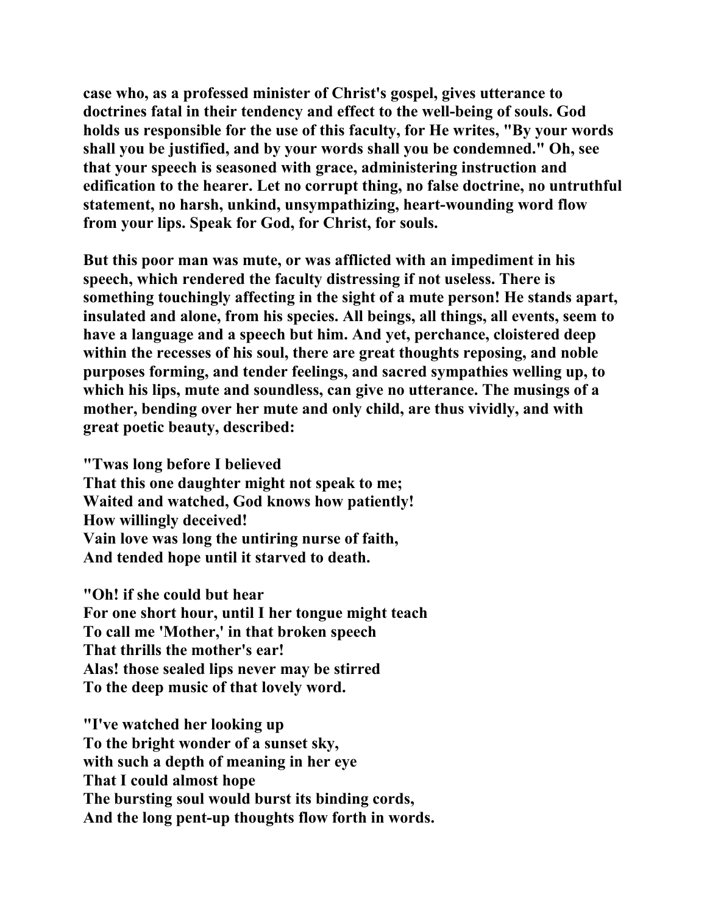case who, as a professed minister of Christ's gospel, gives utterance to doctrines fatal in their tendency and effect to the well-being of souls. God holds us responsible for the use of this faculty, for He writes, "By your words shall you be justified, and by your words shall you be condemned." Oh, see that your speech is seasoned with grace, administering instruction and edification to the hearer. Let no corrupt thing, no false doctrine, no untruthful statement, no harsh, unkind, unsympathizing, heart-wounding word flow from your lips. Speak for God, for Christ, for souls.

But this poor man was mute, or was afflicted with an impediment in his speech, which rendered the faculty distressing if not useless. There is something touchingly affecting in the sight of a mute person! He stands apart, insulated and alone, from his species. All beings, all things, all events, seem to have a language and a speech but him. And yet, perchance, cloistered deep within the recesses of his soul, there are great thoughts reposing, and noble purposes forming, and tender feelings, and sacred sympathies welling up, to which his lips, mute and soundless, can give no utterance. The musings of a mother, bending over her mute and only child, are thus vividly, and with great poetic beauty, described:

"Twas long before I believed
That this one daughter might not speak to me;
Waited and watched, God knows how patiently!
How willingly deceived!
Vain love was long the untiring nurse of faith,
And tended hope until it starved to death.

"Oh! if she could but hear
For one short hour, until I her tongue might teach
To call me 'Mother,' in that broken speech
That thrills the mother's ear!
Alas! those sealed lips never may be stirred
To the deep music of that lovely word.

"I've watched her looking up
To the bright wonder of a sunset sky,
with such a depth of meaning in her eye
That I could almost hope
The bursting soul would burst its binding cords,
And the long pent-up thoughts flow forth in words.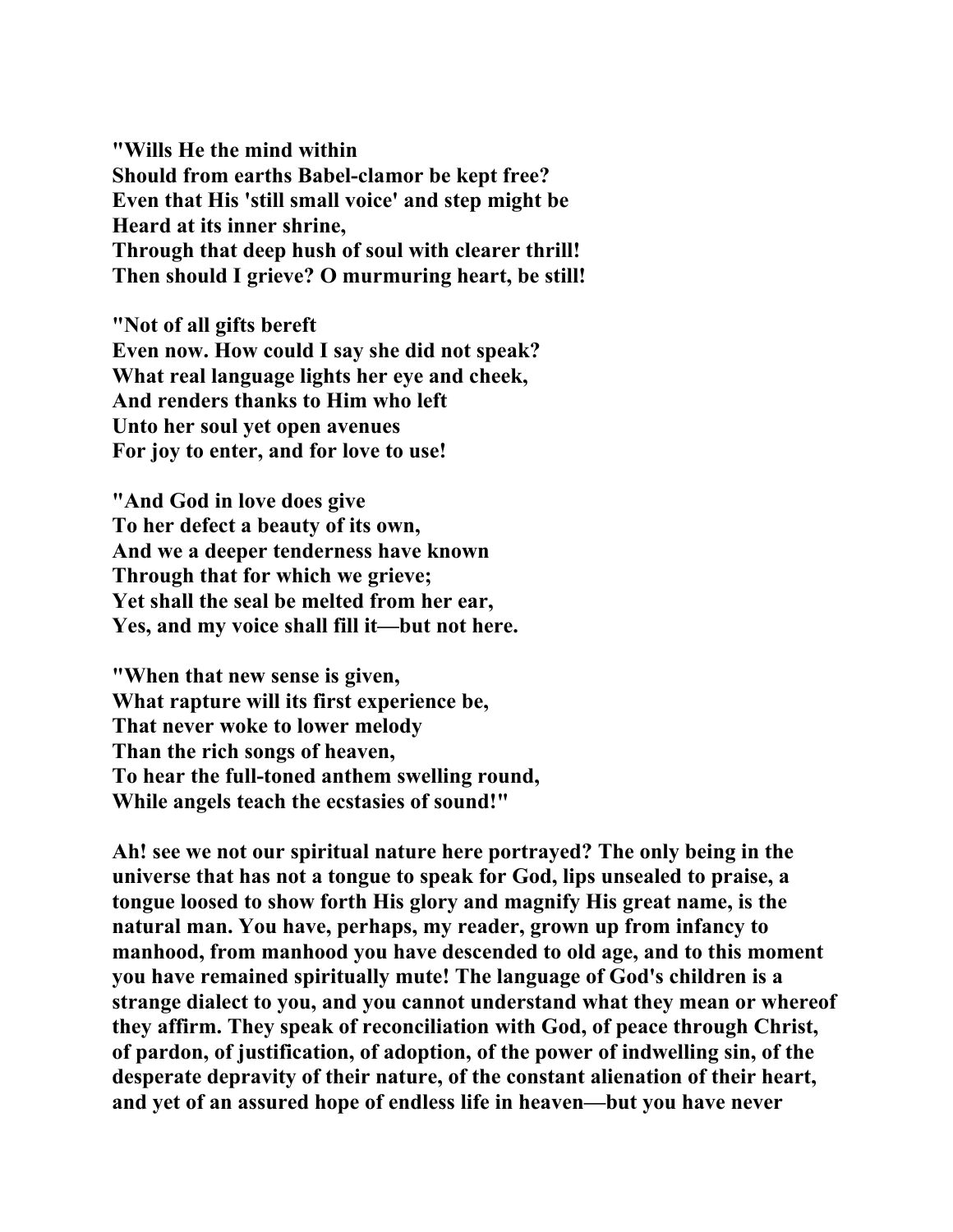**"Wills He the mind within**
**Should from earths Babel-clamor be kept free?**
**Even that His 'still small voice' and step might be**
**Heard at its inner shrine,**
**Through that deep hush of soul with clearer thrill!**
**Then should I grieve? O murmuring heart, be still!**

**"Not of all gifts bereft**
**Even now. How could I say she did not speak?**
**What real language lights her eye and cheek,**
**And renders thanks to Him who left**
**Unto her soul yet open avenues**
**For joy to enter, and for love to use!**

**"And God in love does give**
**To her defect a beauty of its own,**
**And we a deeper tenderness have known**
**Through that for which we grieve;**
**Yet shall the seal be melted from her ear,**
**Yes, and my voice shall fill it—but not here.**

**"When that new sense is given,**
**What rapture will its first experience be,**
**That never woke to lower melody**
**Than the rich songs of heaven,**
**To hear the full-toned anthem swelling round,**
**While angels teach the ecstasies of sound!"**

**Ah! see we not our spiritual nature here portrayed? The only being in the universe that has not a tongue to speak for God, lips unsealed to praise, a tongue loosed to show forth His glory and magnify His great name, is the natural man. You have, perhaps, my reader, grown up from infancy to manhood, from manhood you have descended to old age, and to this moment you have remained spiritually mute! The language of God's children is a strange dialect to you, and you cannot understand what they mean or whereof they affirm. They speak of reconciliation with God, of peace through Christ, of pardon, of justification, of adoption, of the power of indwelling sin, of the desperate depravity of their nature, of the constant alienation of their heart, and yet of an assured hope of endless life in heaven—but you have never**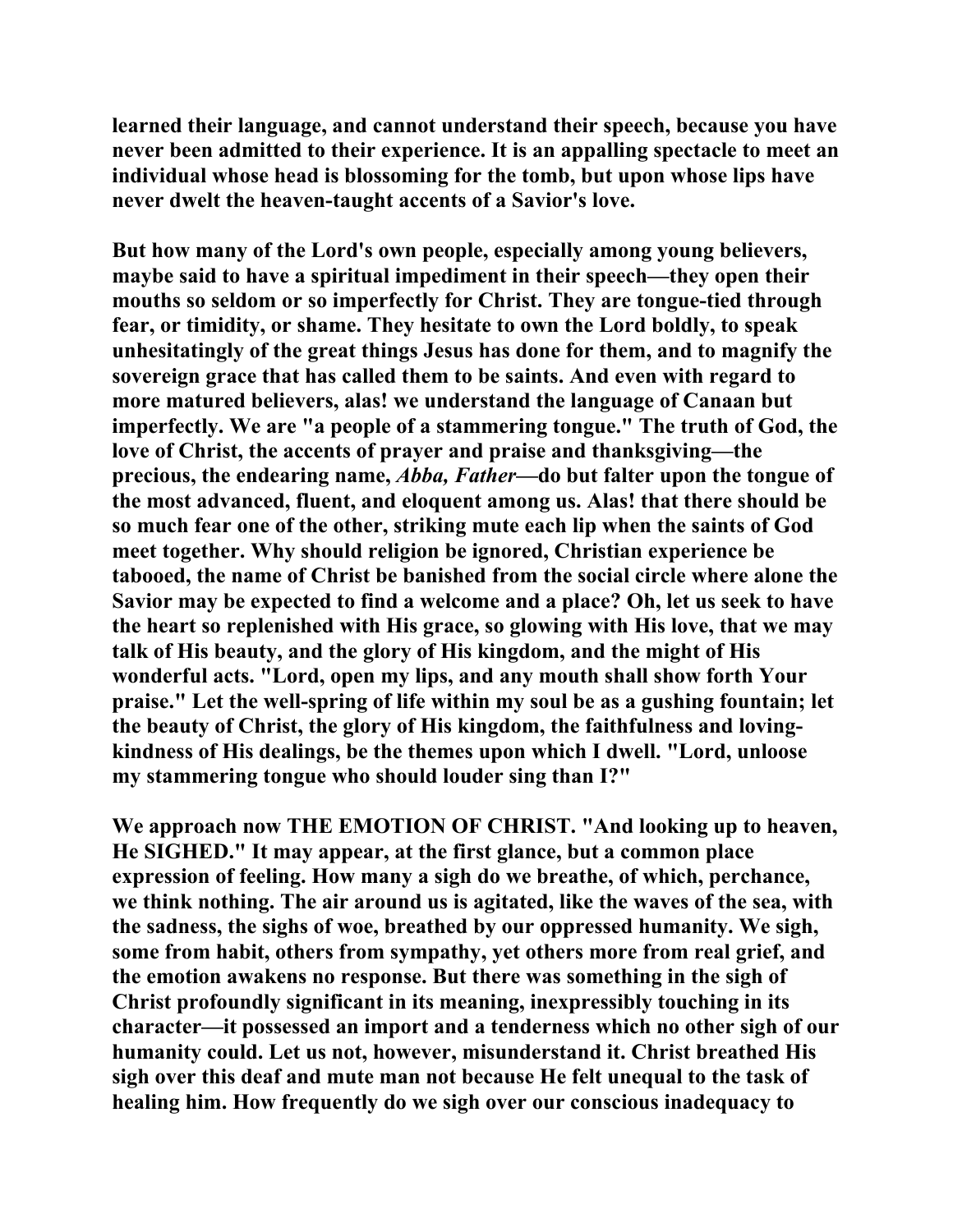**learned their language, and cannot understand their speech, because you have never been admitted to their experience. It is an appalling spectacle to meet an individual whose head is blossoming for the tomb, but upon whose lips have never dwelt the heaven-taught accents of a Savior's love.**

**But how many of the Lord's own people, especially among young believers, maybe said to have a spiritual impediment in their speech—they open their mouths so seldom or so imperfectly for Christ. They are tongue-tied through fear, or timidity, or shame. They hesitate to own the Lord boldly, to speak unhesitatingly of the great things Jesus has done for them, and to magnify the sovereign grace that has called them to be saints. And even with regard to more matured believers, alas! we understand the language of Canaan but imperfectly. We are "a people of a stammering tongue." The truth of God, the love of Christ, the accents of prayer and praise and thanksgiving—the precious, the endearing name, *Abba, Father*—do but falter upon the tongue of the most advanced, fluent, and eloquent among us. Alas! that there should be so much fear one of the other, striking mute each lip when the saints of God meet together. Why should religion be ignored, Christian experience be tabooed, the name of Christ be banished from the social circle where alone the Savior may be expected to find a welcome and a place? Oh, let us seek to have the heart so replenished with His grace, so glowing with His love, that we may talk of His beauty, and the glory of His kingdom, and the might of His wonderful acts. "Lord, open my lips, and any mouth shall show forth Your praise." Let the well-spring of life within my soul be as a gushing fountain; let the beauty of Christ, the glory of His kingdom, the faithfulness and loving-kindness of His dealings, be the themes upon which I dwell. "Lord, unloose my stammering tongue who should louder sing than I?"**

**We approach now THE EMOTION OF CHRIST. "And looking up to heaven, He SIGHED." It may appear, at the first glance, but a common place expression of feeling. How many a sigh do we breathe, of which, perchance, we think nothing. The air around us is agitated, like the waves of the sea, with the sadness, the sighs of woe, breathed by our oppressed humanity. We sigh, some from habit, others from sympathy, yet others more from real grief, and the emotion awakens no response. But there was something in the sigh of Christ profoundly significant in its meaning, inexpressibly touching in its character—it possessed an import and a tenderness which no other sigh of our humanity could. Let us not, however, misunderstand it. Christ breathed His sigh over this deaf and mute man not because He felt unequal to the task of healing him. How frequently do we sigh over our conscious inadequacy to**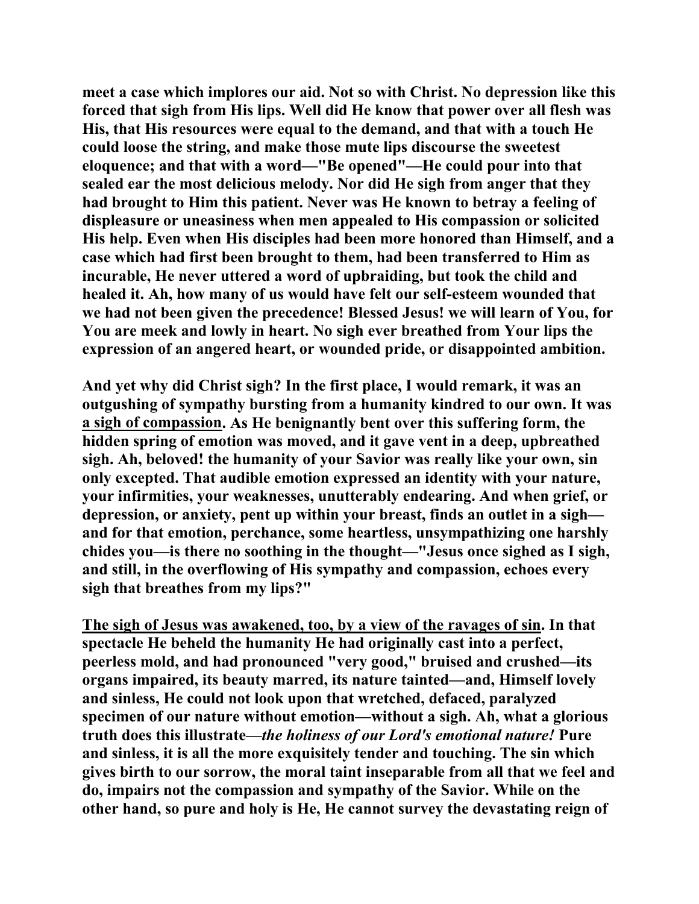**meet a case which implores our aid. Not so with Christ. No depression like this forced that sigh from His lips. Well did He know that power over all flesh was His, that His resources were equal to the demand, and that with a touch He could loose the string, and make those mute lips discourse the sweetest eloquence; and that with a word—"Be opened"—He could pour into that sealed ear the most delicious melody. Nor did He sigh from anger that they had brought to Him this patient. Never was He known to betray a feeling of displeasure or uneasiness when men appealed to His compassion or solicited His help. Even when His disciples had been more honored than Himself, and a case which had first been brought to them, had been transferred to Him as incurable, He never uttered a word of upbraiding, but took the child and healed it. Ah, how many of us would have felt our self-esteem wounded that we had not been given the precedence! Blessed Jesus! we will learn of You, for You are meek and lowly in heart. No sigh ever breathed from Your lips the expression of an angered heart, or wounded pride, or disappointed ambition.**

**And yet why did Christ sigh? In the first place, I would remark, it was an outgushing of sympathy bursting from a humanity kindred to our own. It was <u>a sigh of compassion</u>. As He benignantly bent over this suffering form, the hidden spring of emotion was moved, and it gave vent in a deep, upbreathed sigh. Ah, beloved! the humanity of your Savior was really like your own, sin only excepted. That audible emotion expressed an identity with your nature, your infirmities, your weaknesses, unutterably endearing. And when grief, or depression, or anxiety, pent up within your breast, finds an outlet in a sigh—and for that emotion, perchance, some heartless, unsympathizing one harshly chides you—is there no soothing in the thought—"Jesus once sighed as I sigh, and still, in the overflowing of His sympathy and compassion, echoes every sigh that breathes from my lips?"**

**<u>The sigh of Jesus was awakened, too, by a view of the ravages of sin</u>. In that spectacle He beheld the humanity He had originally cast into a perfect, peerless mold, and had pronounced "very good," bruised and crushed—its organs impaired, its beauty marred, its nature tainted—and, Himself lovely and sinless, He could not look upon that wretched, defaced, paralyzed specimen of our nature without emotion—without a sigh. Ah, what a glorious truth does this illustrate—*the holiness of our Lord's emotional nature!* Pure and sinless, it is all the more exquisitely tender and touching. The sin which gives birth to our sorrow, the moral taint inseparable from all that we feel and do, impairs not the compassion and sympathy of the Savior. While on the other hand, so pure and holy is He, He cannot survey the devastating reign of**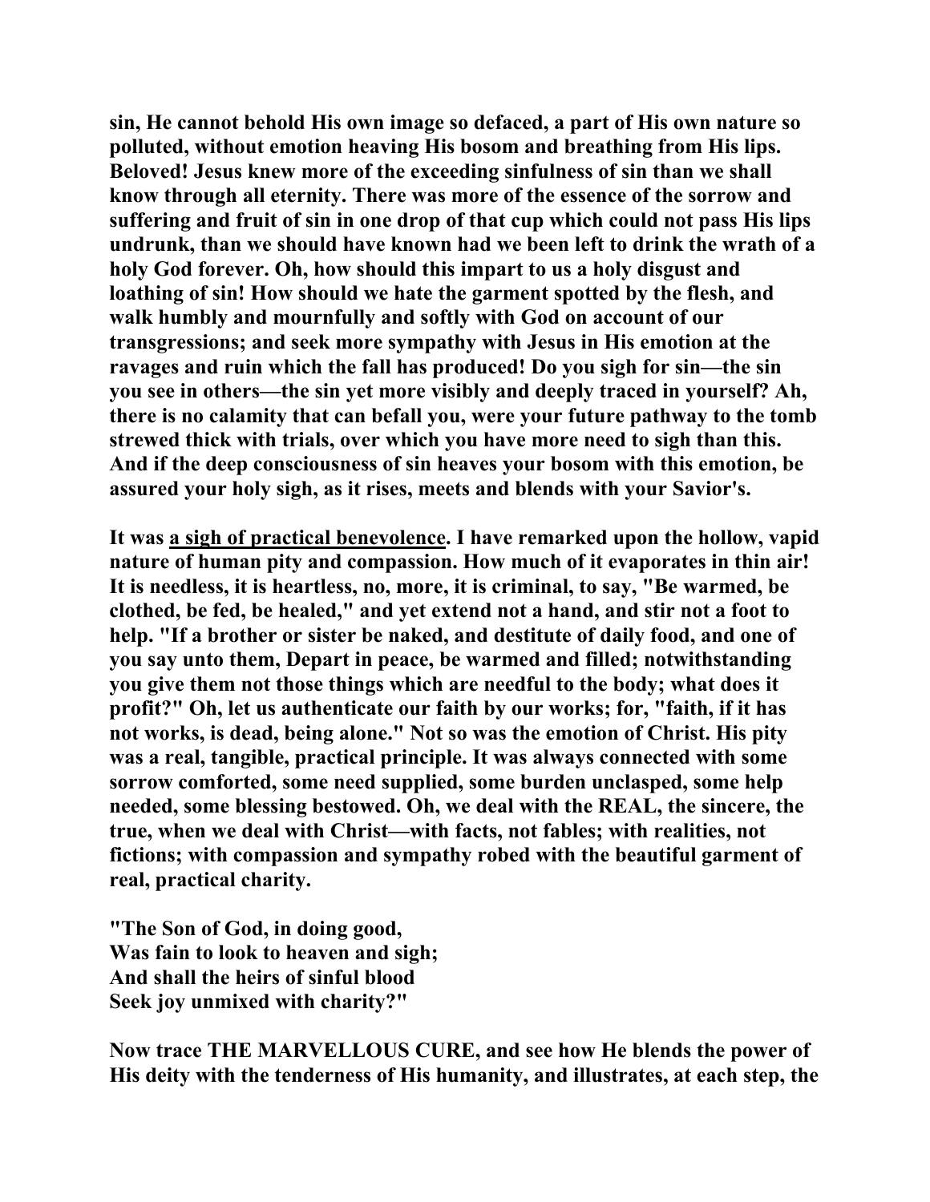sin, He cannot behold His own image so defaced, a part of His own nature so polluted, without emotion heaving His bosom and breathing from His lips. Beloved! Jesus knew more of the exceeding sinfulness of sin than we shall know through all eternity. There was more of the essence of the sorrow and suffering and fruit of sin in one drop of that cup which could not pass His lips undrunk, than we should have known had we been left to drink the wrath of a holy God forever. Oh, how should this impart to us a holy disgust and loathing of sin! How should we hate the garment spotted by the flesh, and walk humbly and mournfully and softly with God on account of our transgressions; and seek more sympathy with Jesus in His emotion at the ravages and ruin which the fall has produced! Do you sigh for sin—the sin you see in others—the sin yet more visibly and deeply traced in yourself? Ah, there is no calamity that can befall you, were your future pathway to the tomb strewed thick with trials, over which you have more need to sigh than this. And if the deep consciousness of sin heaves your bosom with this emotion, be assured your holy sigh, as it rises, meets and blends with your Savior's.

It was a sigh of practical benevolence. I have remarked upon the hollow, vapid nature of human pity and compassion. How much of it evaporates in thin air! It is needless, it is heartless, no, more, it is criminal, to say, "Be warmed, be clothed, be fed, be healed," and yet extend not a hand, and stir not a foot to help. "If a brother or sister be naked, and destitute of daily food, and one of you say unto them, Depart in peace, be warmed and filled; notwithstanding you give them not those things which are needful to the body; what does it profit?" Oh, let us authenticate our faith by our works; for, "faith, if it has not works, is dead, being alone." Not so was the emotion of Christ. His pity was a real, tangible, practical principle. It was always connected with some sorrow comforted, some need supplied, some burden unclasped, some help needed, some blessing bestowed. Oh, we deal with the REAL, the sincere, the true, when we deal with Christ—with facts, not fables; with realities, not fictions; with compassion and sympathy robed with the beautiful garment of real, practical charity.

"The Son of God, in doing good,  
Was fain to look to heaven and sigh;  
And shall the heirs of sinful blood  
Seek joy unmixed with charity?"

Now trace THE MARVELLOUS CURE, and see how He blends the power of His deity with the tenderness of His humanity, and illustrates, at each step, the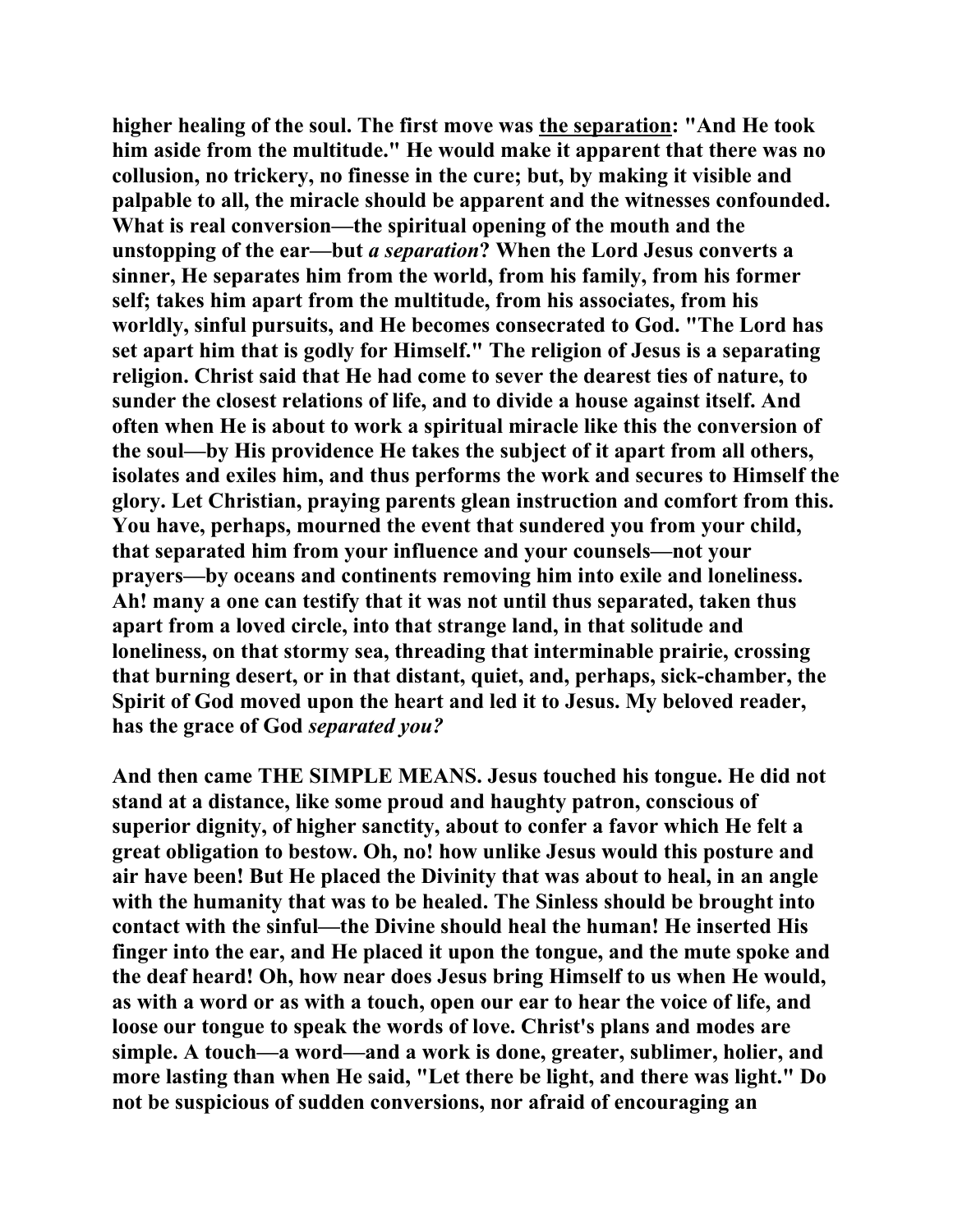higher healing of the soul. The first move was <u>the separation</u>: "And He took him aside from the multitude." He would make it apparent that there was no collusion, no trickery, no finesse in the cure; but, by making it visible and palpable to all, the miracle should be apparent and the witnesses confounded. What is real conversion—the spiritual opening of the mouth and the unstopping of the ear—but *a separation*? When the Lord Jesus converts a sinner, He separates him from the world, from his family, from his former self; takes him apart from the multitude, from his associates, from his worldly, sinful pursuits, and He becomes consecrated to God. "The Lord has set apart him that is godly for Himself." The religion of Jesus is a separating religion. Christ said that He had come to sever the dearest ties of nature, to sunder the closest relations of life, and to divide a house against itself. And often when He is about to work a spiritual miracle like this the conversion of the soul—by His providence He takes the subject of it apart from all others, isolates and exiles him, and thus performs the work and secures to Himself the glory. Let Christian, praying parents glean instruction and comfort from this. You have, perhaps, mourned the event that sundered you from your child, that separated him from your influence and your counsels—not your prayers—by oceans and continents removing him into exile and loneliness. Ah! many a one can testify that it was not until thus separated, taken thus apart from a loved circle, into that strange land, in that solitude and loneliness, on that stormy sea, threading that interminable prairie, crossing that burning desert, or in that distant, quiet, and, perhaps, sick-chamber, the Spirit of God moved upon the heart and led it to Jesus. My beloved reader, has the grace of God *separated you?*

And then came THE SIMPLE MEANS. Jesus touched his tongue. He did not stand at a distance, like some proud and haughty patron, conscious of superior dignity, of higher sanctity, about to confer a favor which He felt a great obligation to bestow. Oh, no! how unlike Jesus would this posture and air have been! But He placed the Divinity that was about to heal, in an angle with the humanity that was to be healed. The Sinless should be brought into contact with the sinful—the Divine should heal the human! He inserted His finger into the ear, and He placed it upon the tongue, and the mute spoke and the deaf heard! Oh, how near does Jesus bring Himself to us when He would, as with a word or as with a touch, open our ear to hear the voice of life, and loose our tongue to speak the words of love. Christ's plans and modes are simple. A touch—a word—and a work is done, greater, sublimer, holier, and more lasting than when He said, "Let there be light, and there was light." Do not be suspicious of sudden conversions, nor afraid of encouraging an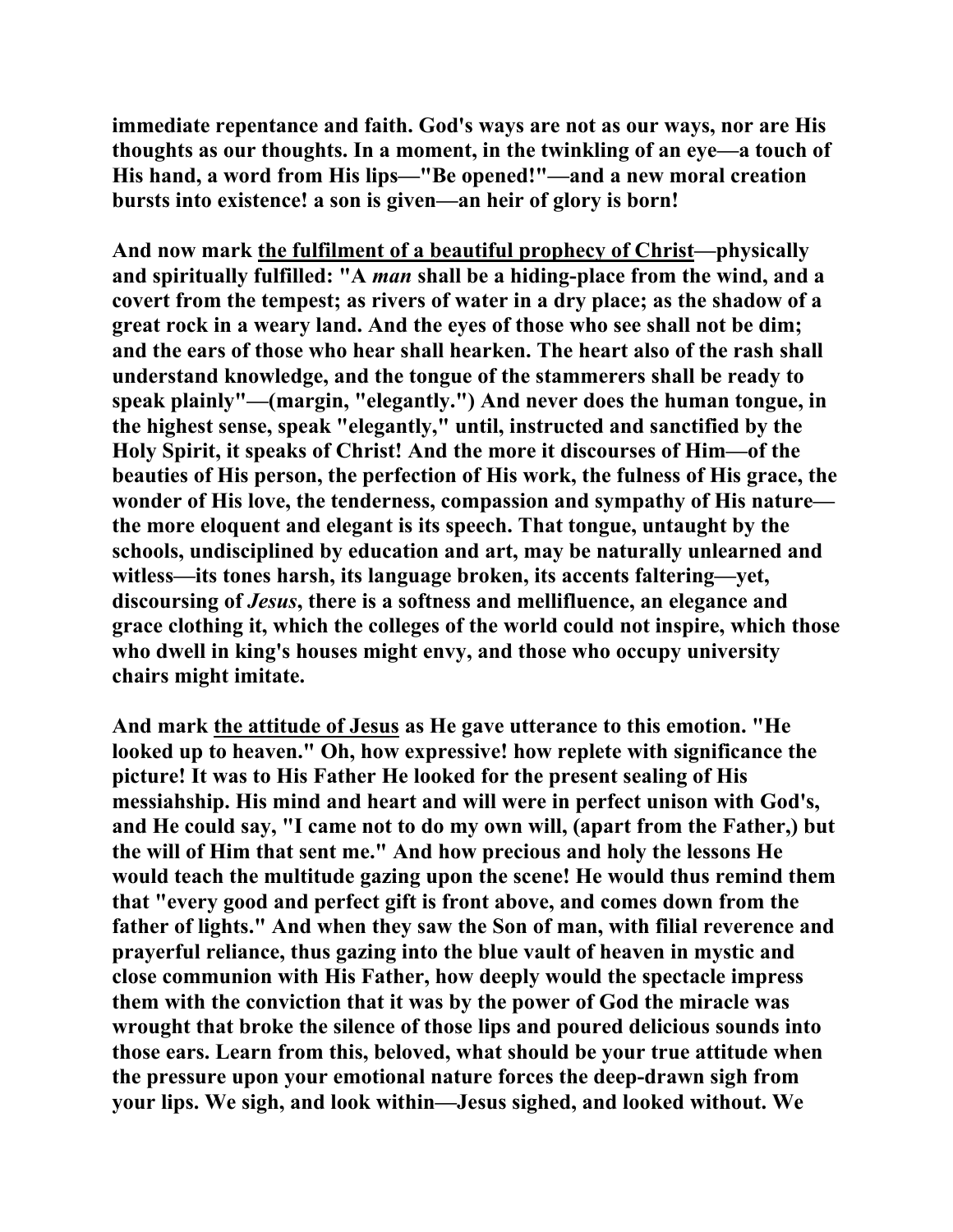**immediate repentance and faith. God's ways are not as our ways, nor are His thoughts as our thoughts. In a moment, in the twinkling of an eye—a touch of His hand, a word from His lips—"Be opened!"—and a new moral creation bursts into existence! a son is given—an heir of glory is born!**

**And now mark <u>the fulfilment of a beautiful prophecy of Christ</u>—physically and spiritually fulfilled: "A *man* shall be a hiding-place from the wind, and a covert from the tempest; as rivers of water in a dry place; as the shadow of a great rock in a weary land. And the eyes of those who see shall not be dim; and the ears of those who hear shall hearken. The heart also of the rash shall understand knowledge, and the tongue of the stammerers shall be ready to speak plainly"—(margin, "elegantly.") And never does the human tongue, in the highest sense, speak "elegantly," until, instructed and sanctified by the Holy Spirit, it speaks of Christ! And the more it discourses of Him—of the beauties of His person, the perfection of His work, the fulness of His grace, the wonder of His love, the tenderness, compassion and sympathy of His nature—the more eloquent and elegant is its speech. That tongue, untaught by the schools, undisciplined by education and art, may be naturally unlearned and witless—its tones harsh, its language broken, its accents faltering—yet, discoursing of *Jesus*, there is a softness and mellifluence, an elegance and grace clothing it, which the colleges of the world could not inspire, which those who dwell in king's houses might envy, and those who occupy university chairs might imitate.**

**And mark <u>the attitude of Jesus</u> as He gave utterance to this emotion. "He looked up to heaven." Oh, how expressive! how replete with significance the picture! It was to His Father He looked for the present sealing of His messiahship. His mind and heart and will were in perfect unison with God's, and He could say, "I came not to do my own will, (apart from the Father,) but the will of Him that sent me." And how precious and holy the lessons He would teach the multitude gazing upon the scene! He would thus remind them that "every good and perfect gift is front above, and comes down from the father of lights." And when they saw the Son of man, with filial reverence and prayerful reliance, thus gazing into the blue vault of heaven in mystic and close communion with His Father, how deeply would the spectacle impress them with the conviction that it was by the power of God the miracle was wrought that broke the silence of those lips and poured delicious sounds into those ears. Learn from this, beloved, what should be your true attitude when the pressure upon your emotional nature forces the deep-drawn sigh from your lips. We sigh, and look within—Jesus sighed, and looked without. We**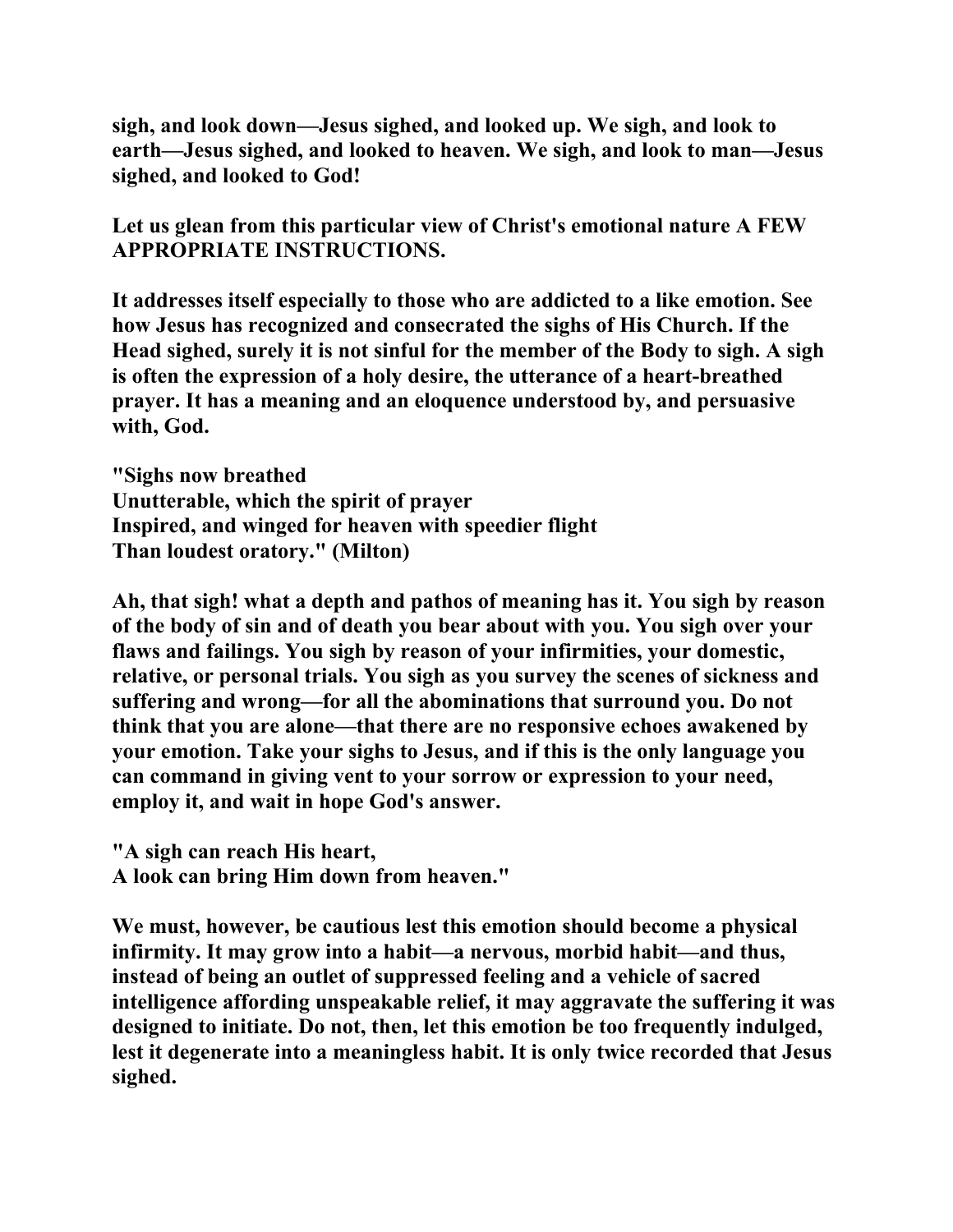sigh, and look down—Jesus sighed, and looked up. We sigh, and look to earth—Jesus sighed, and looked to heaven. We sigh, and look to man—Jesus sighed, and looked to God!

Let us glean from this particular view of Christ's emotional nature A FEW APPROPRIATE INSTRUCTIONS.

It addresses itself especially to those who are addicted to a like emotion. See how Jesus has recognized and consecrated the sighs of His Church. If the Head sighed, surely it is not sinful for the member of the Body to sigh. A sigh is often the expression of a holy desire, the utterance of a heart-breathed prayer. It has a meaning and an eloquence understood by, and persuasive with, God.

"Sighs now breathed  
Unutterable, which the spirit of prayer  
Inspired, and winged for heaven with speedier flight  
Than loudest oratory." (Milton)

Ah, that sigh! what a depth and pathos of meaning has it. You sigh by reason of the body of sin and of death you bear about with you. You sigh over your flaws and failings. You sigh by reason of your infirmities, your domestic, relative, or personal trials. You sigh as you survey the scenes of sickness and suffering and wrong—for all the abominations that surround you. Do not think that you are alone—that there are no responsive echoes awakened by your emotion. Take your sighs to Jesus, and if this is the only language you can command in giving vent to your sorrow or expression to your need, employ it, and wait in hope God's answer.

"A sigh can reach His heart,  
A look can bring Him down from heaven."

We must, however, be cautious lest this emotion should become a physical infirmity. It may grow into a habit—a nervous, morbid habit—and thus, instead of being an outlet of suppressed feeling and a vehicle of sacred intelligence affording unspeakable relief, it may aggravate the suffering it was designed to initiate. Do not, then, let this emotion be too frequently indulged, lest it degenerate into a meaningless habit. It is only twice recorded that Jesus sighed.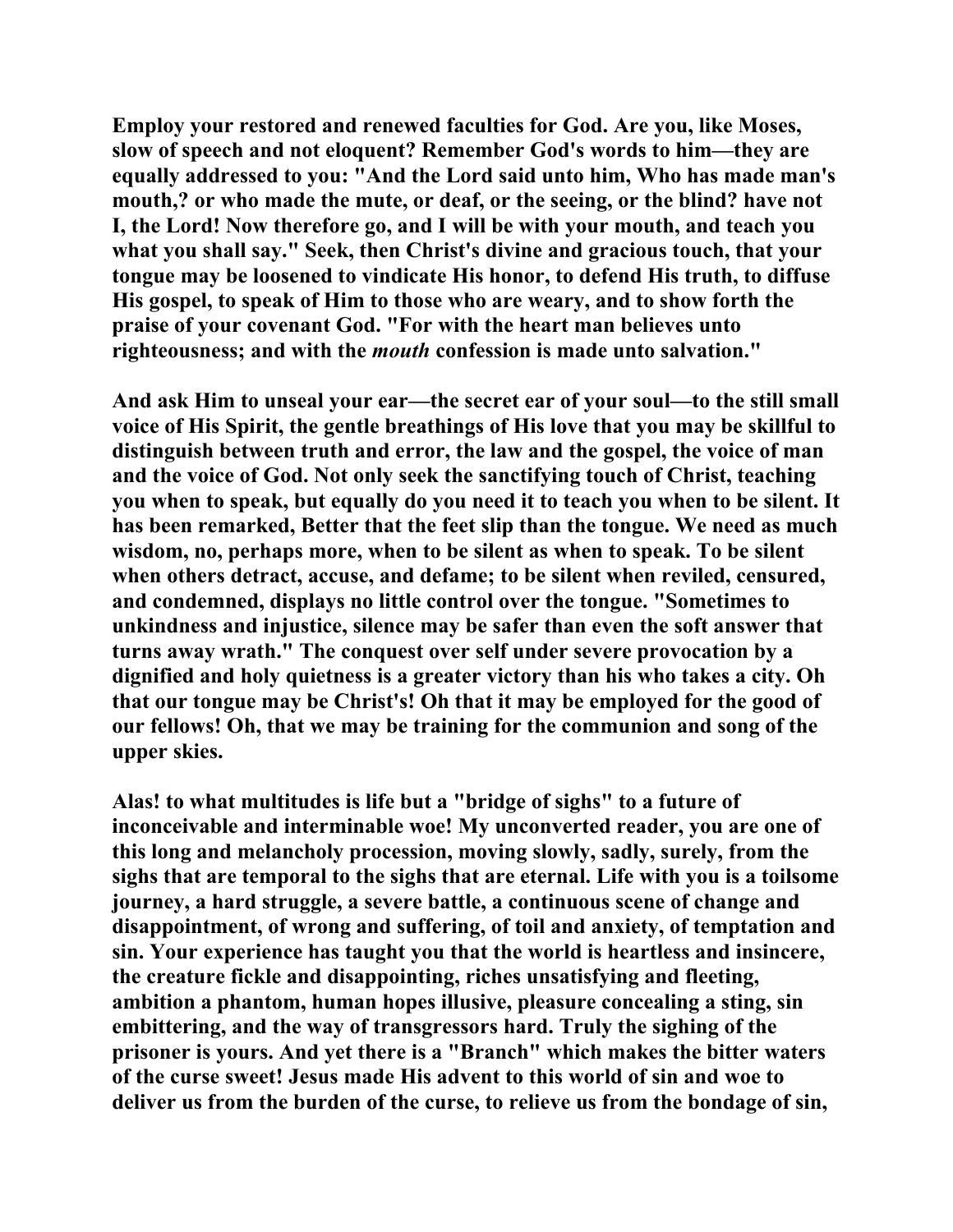**Employ your restored and renewed faculties for God. Are you, like Moses, slow of speech and not eloquent? Remember God's words to him—they are equally addressed to you: "And the Lord said unto him, Who has made man's mouth,? or who made the mute, or deaf, or the seeing, or the blind? have not I, the Lord! Now therefore go, and I will be with your mouth, and teach you what you shall say." Seek, then Christ's divine and gracious touch, that your tongue may be loosened to vindicate His honor, to defend His truth, to diffuse His gospel, to speak of Him to those who are weary, and to show forth the praise of your covenant God. "For with the heart man believes unto righteousness; and with the *mouth* confession is made unto salvation."**

**And ask Him to unseal your ear—the secret ear of your soul—to the still small voice of His Spirit, the gentle breathings of His love that you may be skillful to distinguish between truth and error, the law and the gospel, the voice of man and the voice of God. Not only seek the sanctifying touch of Christ, teaching you when to speak, but equally do you need it to teach you when to be silent. It has been remarked, Better that the feet slip than the tongue. We need as much wisdom, no, perhaps more, when to be silent as when to speak. To be silent when others detract, accuse, and defame; to be silent when reviled, censured, and condemned, displays no little control over the tongue. "Sometimes to unkindness and injustice, silence may be safer than even the soft answer that turns away wrath." The conquest over self under severe provocation by a dignified and holy quietness is a greater victory than his who takes a city. Oh that our tongue may be Christ's! Oh that it may be employed for the good of our fellows! Oh, that we may be training for the communion and song of the upper skies.**

**Alas! to what multitudes is life but a "bridge of sighs" to a future of inconceivable and interminable woe! My unconverted reader, you are one of this long and melancholy procession, moving slowly, sadly, surely, from the sighs that are temporal to the sighs that are eternal. Life with you is a toilsome journey, a hard struggle, a severe battle, a continuous scene of change and disappointment, of wrong and suffering, of toil and anxiety, of temptation and sin. Your experience has taught you that the world is heartless and insincere, the creature fickle and disappointing, riches unsatisfying and fleeting, ambition a phantom, human hopes illusive, pleasure concealing a sting, sin embittering, and the way of transgressors hard. Truly the sighing of the prisoner is yours. And yet there is a "Branch" which makes the bitter waters of the curse sweet! Jesus made His advent to this world of sin and woe to deliver us from the burden of the curse, to relieve us from the bondage of sin,**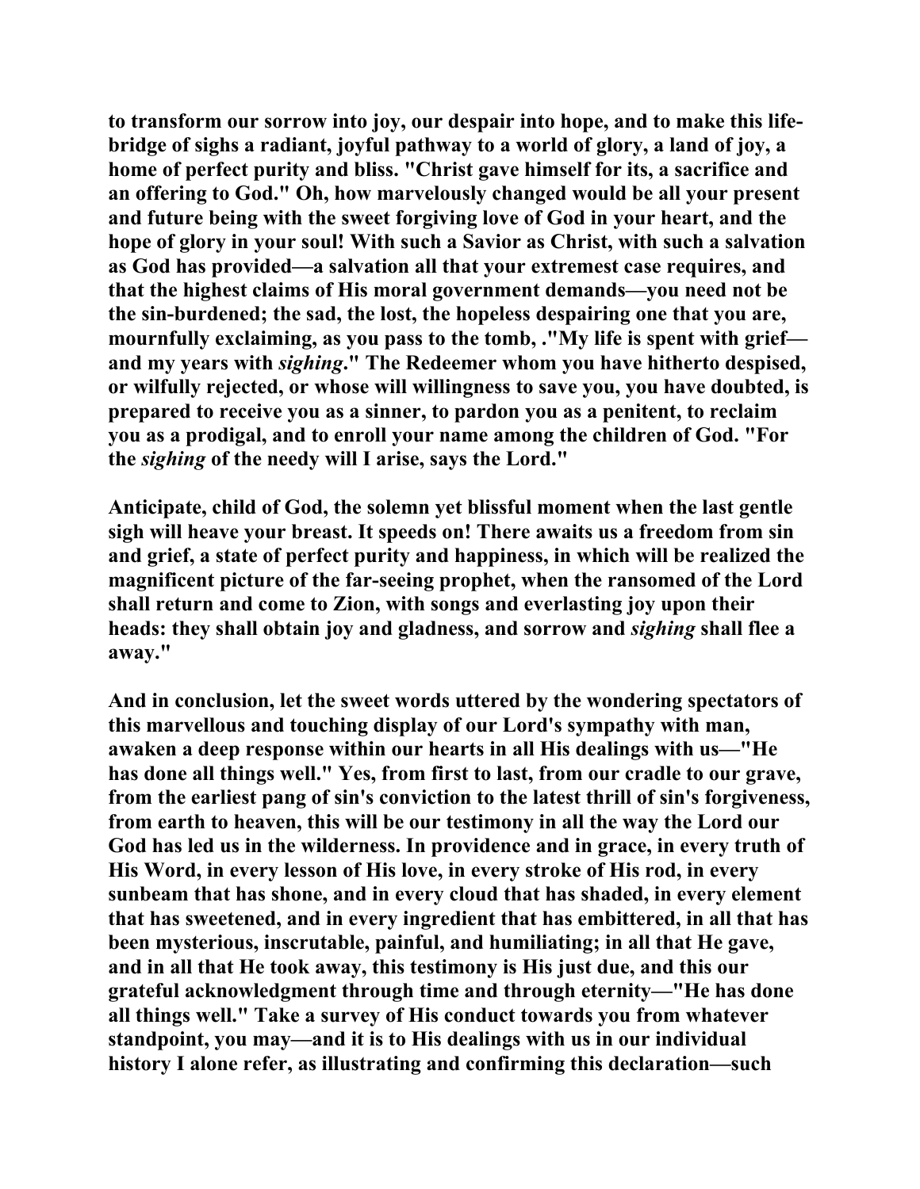**to transform our sorrow into joy, our despair into hope, and to make this life-bridge of sighs a radiant, joyful pathway to a world of glory, a land of joy, a home of perfect purity and bliss. "Christ gave himself for its, a sacrifice and an offering to God." Oh, how marvelously changed would be all your present and future being with the sweet forgiving love of God in your heart, and the hope of glory in your soul! With such a Savior as Christ, with such a salvation as God has provided—a salvation all that your extremest case requires, and that the highest claims of His moral government demands—you need not be the sin-burdened; the sad, the lost, the hopeless despairing one that you are, mournfully exclaiming, as you pass to the tomb, ."My life is spent with grief—and my years with *sighing*." The Redeemer whom you have hitherto despised, or wilfully rejected, or whose will willingness to save you, you have doubted, is prepared to receive you as a sinner, to pardon you as a penitent, to reclaim you as a prodigal, and to enroll your name among the children of God. "For the *sighing* of the needy will I arise, says the Lord."**

**Anticipate, child of God, the solemn yet blissful moment when the last gentle sigh will heave your breast. It speeds on! There awaits us a freedom from sin and grief, a state of perfect purity and happiness, in which will be realized the magnificent picture of the far-seeing prophet, when the ransomed of the Lord shall return and come to Zion, with songs and everlasting joy upon their heads: they shall obtain joy and gladness, and sorrow and *sighing* shall flee a away."**

**And in conclusion, let the sweet words uttered by the wondering spectators of this marvellous and touching display of our Lord's sympathy with man, awaken a deep response within our hearts in all His dealings with us—"He has done all things well." Yes, from first to last, from our cradle to our grave, from the earliest pang of sin's conviction to the latest thrill of sin's forgiveness, from earth to heaven, this will be our testimony in all the way the Lord our God has led us in the wilderness. In providence and in grace, in every truth of His Word, in every lesson of His love, in every stroke of His rod, in every sunbeam that has shone, and in every cloud that has shaded, in every element that has sweetened, and in every ingredient that has embittered, in all that has been mysterious, inscrutable, painful, and humiliating; in all that He gave, and in all that He took away, this testimony is His just due, and this our grateful acknowledgment through time and through eternity—"He has done all things well." Take a survey of His conduct towards you from whatever standpoint, you may—and it is to His dealings with us in our individual history I alone refer, as illustrating and confirming this declaration—such**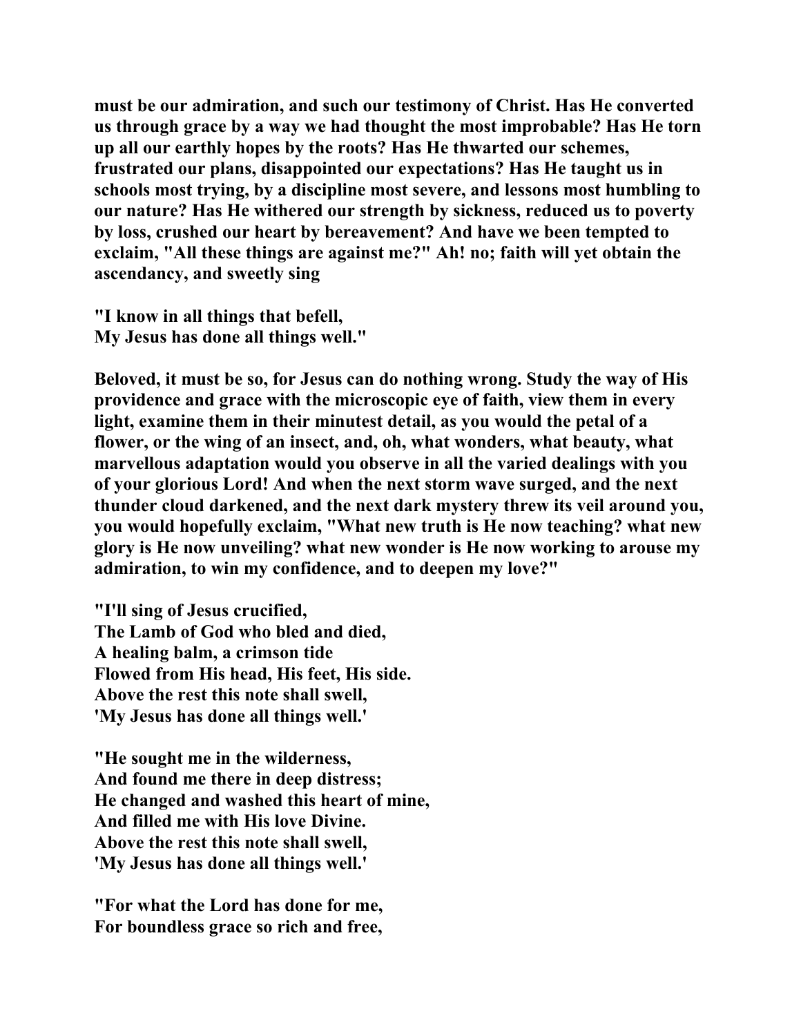**must be our admiration, and such our testimony of Christ. Has He converted us through grace by a way we had thought the most improbable? Has He torn up all our earthly hopes by the roots? Has He thwarted our schemes, frustrated our plans, disappointed our expectations? Has He taught us in schools most trying, by a discipline most severe, and lessons most humbling to our nature? Has He withered our strength by sickness, reduced us to poverty by loss, crushed our heart by bereavement? And have we been tempted to exclaim, "All these things are against me?" Ah! no; faith will yet obtain the ascendancy, and sweetly sing**

**"I know in all things that befell,**
**My Jesus has done all things well."**

**Beloved, it must be so, for Jesus can do nothing wrong. Study the way of His providence and grace with the microscopic eye of faith, view them in every light, examine them in their minutest detail, as you would the petal of a flower, or the wing of an insect, and, oh, what wonders, what beauty, what marvellous adaptation would you observe in all the varied dealings with you of your glorious Lord! And when the next storm wave surged, and the next thunder cloud darkened, and the next dark mystery threw its veil around you, you would hopefully exclaim, "What new truth is He now teaching? what new glory is He now unveiling? what new wonder is He now working to arouse my admiration, to win my confidence, and to deepen my love?"**

**"I'll sing of Jesus crucified,**
**The Lamb of God who bled and died,**
**A healing balm, a crimson tide**
**Flowed from His head, His feet, His side.**
**Above the rest this note shall swell,**
**'My Jesus has done all things well.'**

**"He sought me in the wilderness,**
**And found me there in deep distress;**
**He changed and washed this heart of mine,**
**And filled me with His love Divine.**
**Above the rest this note shall swell,**
**'My Jesus has done all things well.'**

**"For what the Lord has done for me,**
**For boundless grace so rich and free,**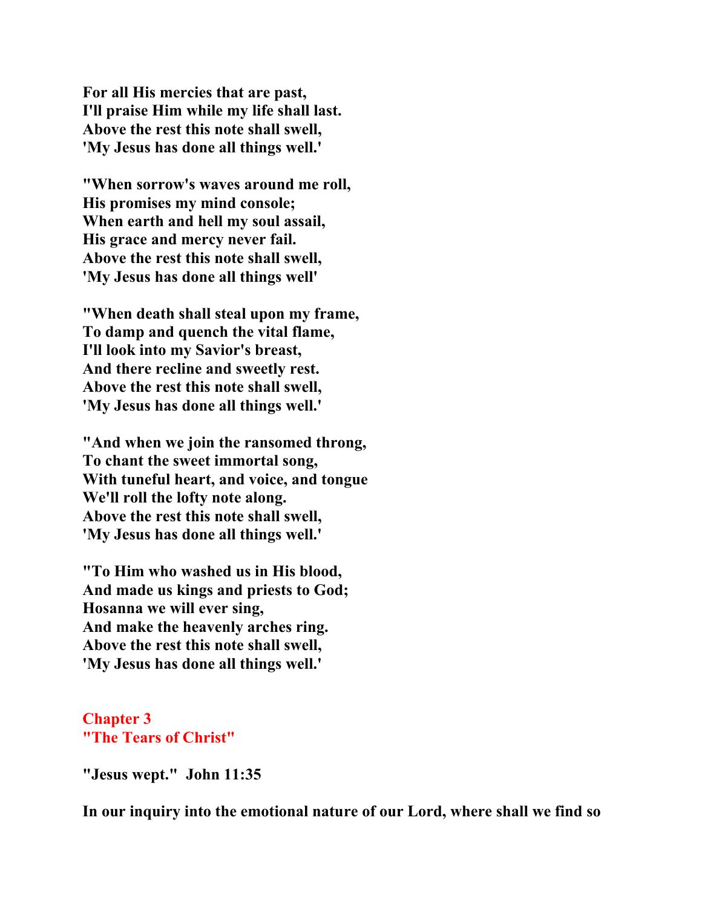**For all His mercies that are past,**
**I'll praise Him while my life shall last.**
**Above the rest this note shall swell,**
**'My Jesus has done all things well.'**

**"When sorrow's waves around me roll,**
**His promises my mind console;**
**When earth and hell my soul assail,**
**His grace and mercy never fail.**
**Above the rest this note shall swell,**
**'My Jesus has done all things well'**

**"When death shall steal upon my frame,**
**To damp and quench the vital flame,**
**I'll look into my Savior's breast,**
**And there recline and sweetly rest.**
**Above the rest this note shall swell,**
**'My Jesus has done all things well.'**

**"And when we join the ransomed throng,**
**To chant the sweet immortal song,**
**With tuneful heart, and voice, and tongue**
**We'll roll the lofty note along.**
**Above the rest this note shall swell,**
**'My Jesus has done all things well.'**

**"To Him who washed us in His blood,**
**And made us kings and priests to God;**
**Hosanna we will ever sing,**
**And make the heavenly arches ring.**
**Above the rest this note shall swell,**
**'My Jesus has done all things well.'**

## Chapter 3
## "The Tears of Christ"

**"Jesus wept." John 11:35**

**In our inquiry into the emotional nature of our Lord, where shall we find so**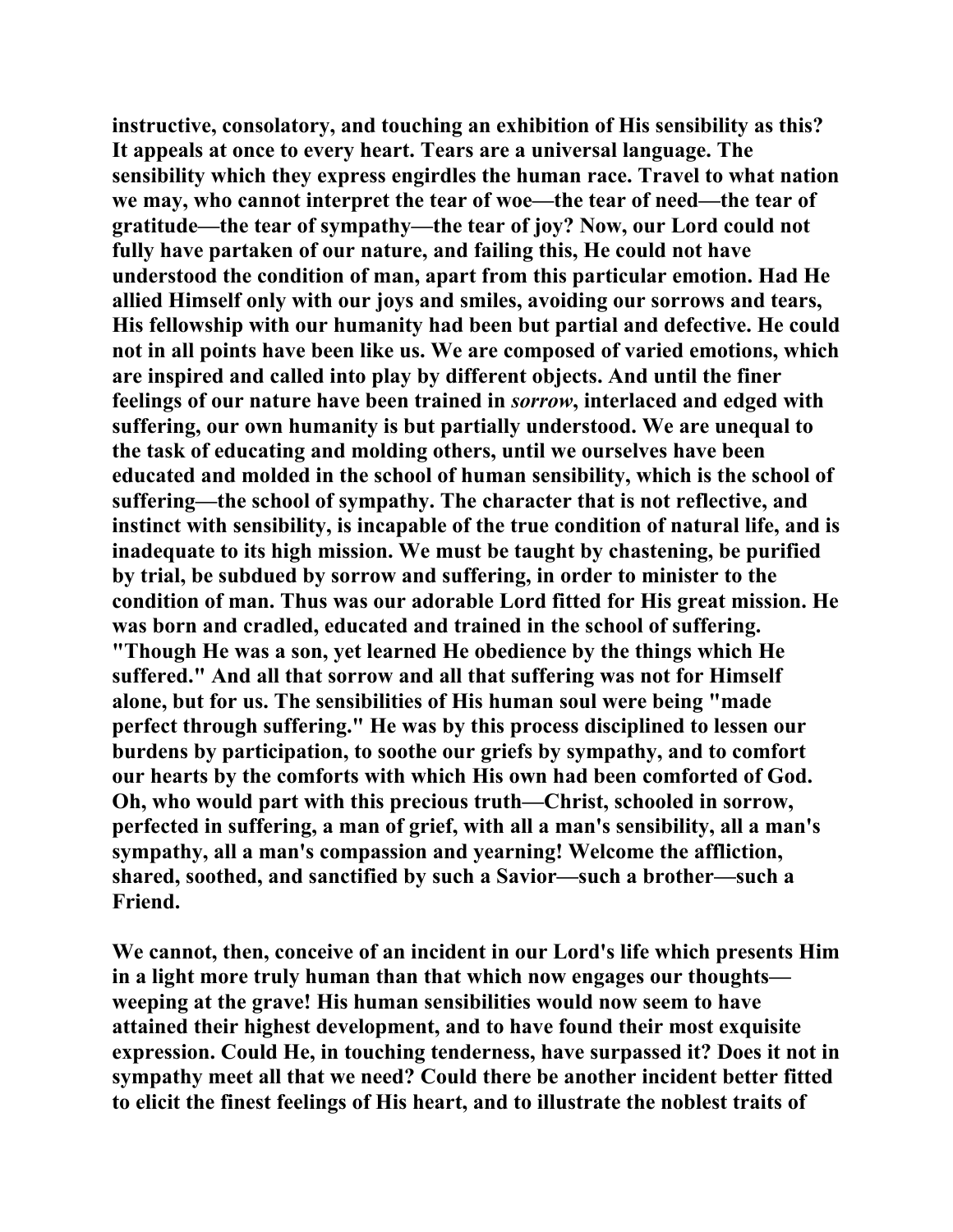instructive, consolatory, and touching an exhibition of His sensibility as this? It appeals at once to every heart. Tears are a universal language. The sensibility which they express engirdles the human race. Travel to what nation we may, who cannot interpret the tear of woe—the tear of need—the tear of gratitude—the tear of sympathy—the tear of joy? Now, our Lord could not fully have partaken of our nature, and failing this, He could not have understood the condition of man, apart from this particular emotion. Had He allied Himself only with our joys and smiles, avoiding our sorrows and tears, His fellowship with our humanity had been but partial and defective. He could not in all points have been like us. We are composed of varied emotions, which are inspired and called into play by different objects. And until the finer feelings of our nature have been trained in *sorrow*, interlaced and edged with suffering, our own humanity is but partially understood. We are unequal to the task of educating and molding others, until we ourselves have been educated and molded in the school of human sensibility, which is the school of suffering—the school of sympathy. The character that is not reflective, and instinct with sensibility, is incapable of the true condition of natural life, and is inadequate to its high mission. We must be taught by chastening, be purified by trial, be subdued by sorrow and suffering, in order to minister to the condition of man. Thus was our adorable Lord fitted for His great mission. He was born and cradled, educated and trained in the school of suffering. "Though He was a son, yet learned He obedience by the things which He suffered." And all that sorrow and all that suffering was not for Himself alone, but for us. The sensibilities of His human soul were being "made perfect through suffering." He was by this process disciplined to lessen our burdens by participation, to soothe our griefs by sympathy, and to comfort our hearts by the comforts with which His own had been comforted of God. Oh, who would part with this precious truth—Christ, schooled in sorrow, perfected in suffering, a man of grief, with all a man's sensibility, all a man's sympathy, all a man's compassion and yearning! Welcome the affliction, shared, soothed, and sanctified by such a Savior—such a brother—such a Friend.

We cannot, then, conceive of an incident in our Lord's life which presents Him in a light more truly human than that which now engages our thoughts—weeping at the grave! His human sensibilities would now seem to have attained their highest development, and to have found their most exquisite expression. Could He, in touching tenderness, have surpassed it? Does it not in sympathy meet all that we need? Could there be another incident better fitted to elicit the finest feelings of His heart, and to illustrate the noblest traits of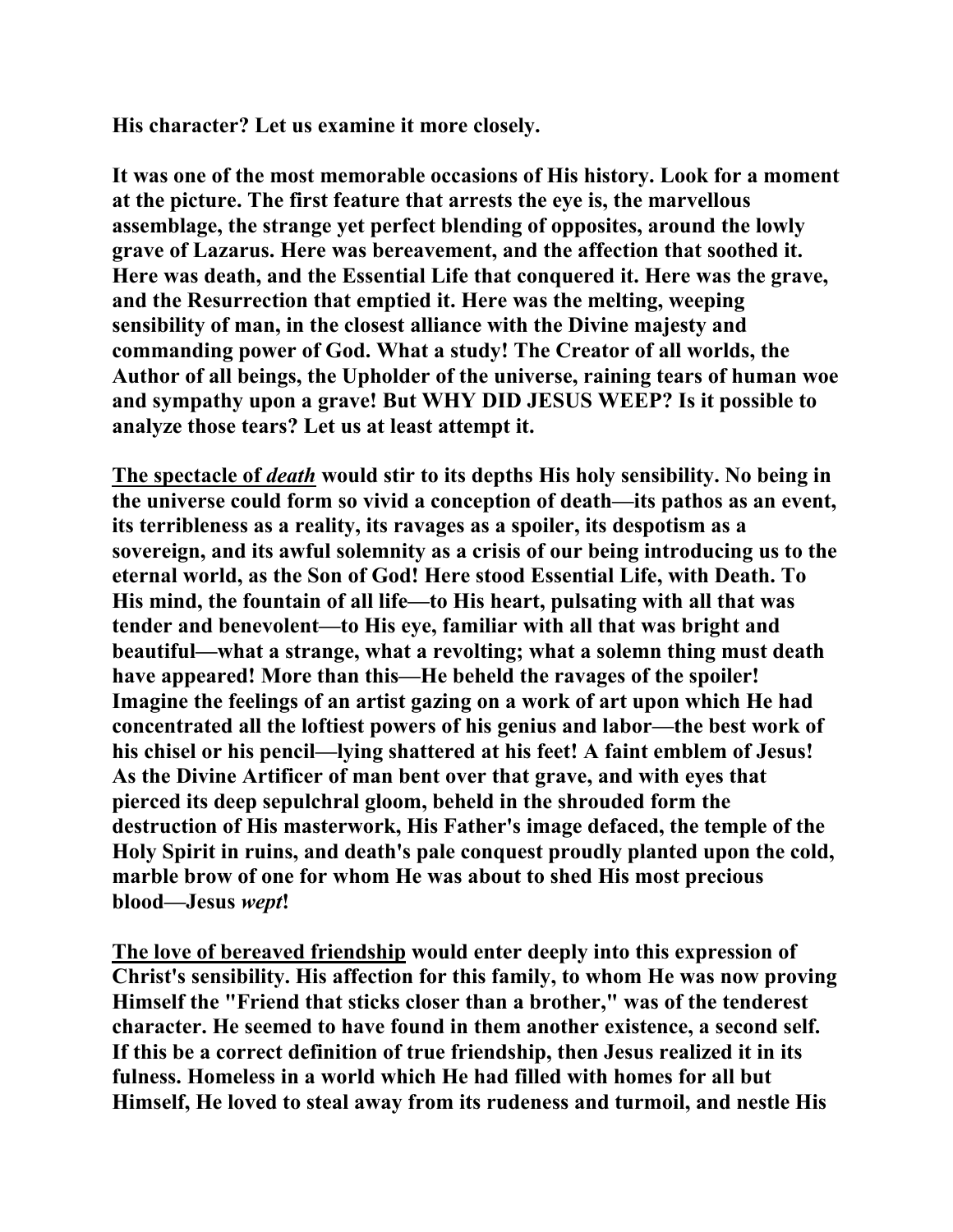**His character? Let us examine it more closely.**

**It was one of the most memorable occasions of His history. Look for a moment at the picture. The first feature that arrests the eye is, the marvellous assemblage, the strange yet perfect blending of opposites, around the lowly grave of Lazarus. Here was bereavement, and the affection that soothed it. Here was death, and the Essential Life that conquered it. Here was the grave, and the Resurrection that emptied it. Here was the melting, weeping sensibility of man, in the closest alliance with the Divine majesty and commanding power of God. What a study! The Creator of all worlds, the Author of all beings, the Upholder of the universe, raining tears of human woe and sympathy upon a grave! But WHY DID JESUS WEEP? Is it possible to analyze those tears? Let us at least attempt it.**

<u>**The spectacle of *death***</u> **would stir to its depths His holy sensibility. No being in the universe could form so vivid a conception of death—its pathos as an event, its terribleness as a reality, its ravages as a spoiler, its despotism as a sovereign, and its awful solemnity as a crisis of our being introducing us to the eternal world, as the Son of God! Here stood Essential Life, with Death. To His mind, the fountain of all life—to His heart, pulsating with all that was tender and benevolent—to His eye, familiar with all that was bright and beautiful—what a strange, what a revolting; what a solemn thing must death have appeared! More than this—He beheld the ravages of the spoiler! Imagine the feelings of an artist gazing on a work of art upon which He had concentrated all the loftiest powers of his genius and labor—the best work of his chisel or his pencil—lying shattered at his feet! A faint emblem of Jesus! As the Divine Artificer of man bent over that grave, and with eyes that pierced its deep sepulchral gloom, beheld in the shrouded form the destruction of His masterwork, His Father's image defaced, the temple of the Holy Spirit in ruins, and death's pale conquest proudly planted upon the cold, marble brow of one for whom He was about to shed His most precious blood—Jesus *wept*!**

<u>**The love of bereaved friendship**</u> **would enter deeply into this expression of Christ's sensibility. His affection for this family, to whom He was now proving Himself the "Friend that sticks closer than a brother," was of the tenderest character. He seemed to have found in them another existence, a second self. If this be a correct definition of true friendship, then Jesus realized it in its fulness. Homeless in a world which He had filled with homes for all but Himself, He loved to steal away from its rudeness and turmoil, and nestle His**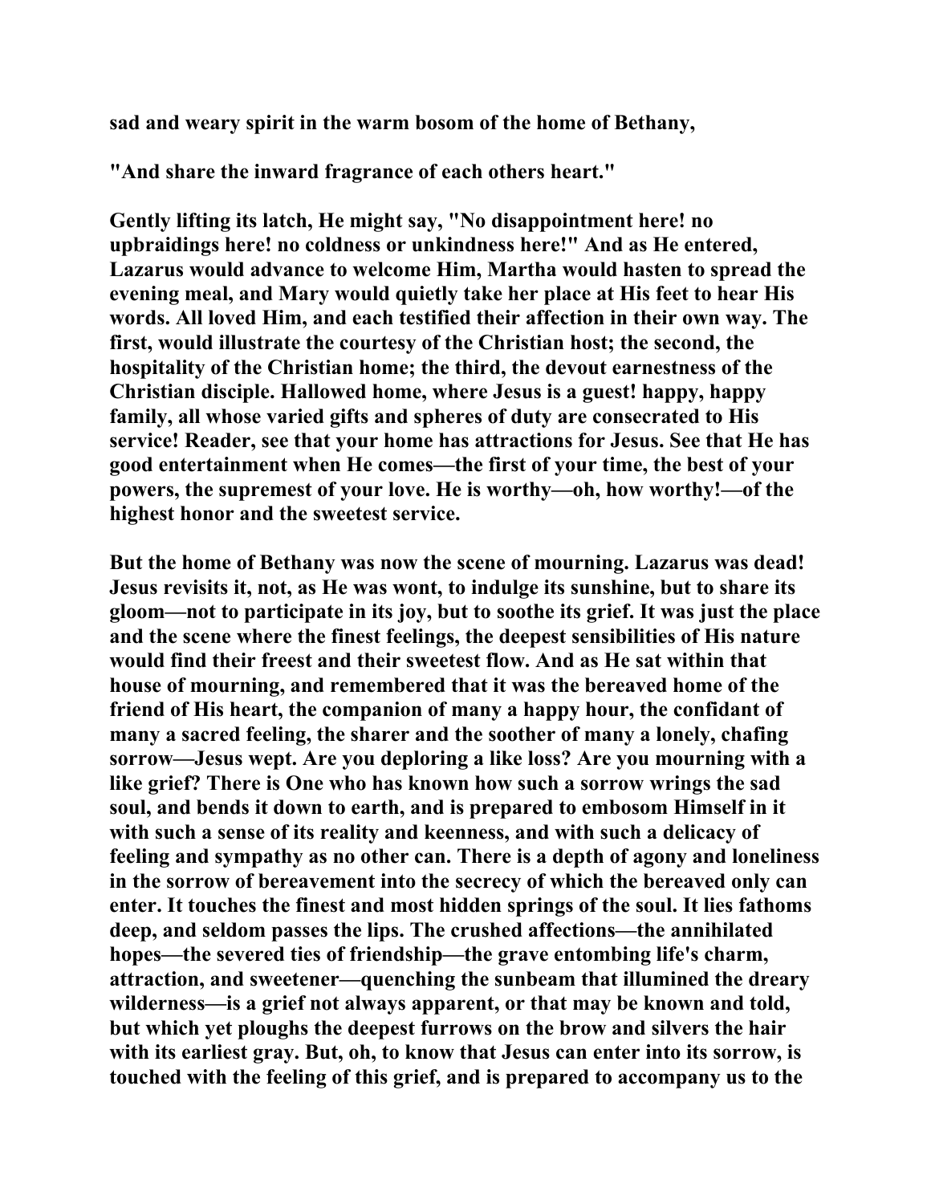sad and weary spirit in the warm bosom of the home of Bethany,

"And share the inward fragrance of each others heart."

Gently lifting its latch, He might say, "No disappointment here! no upbraidings here! no coldness or unkindness here!" And as He entered, Lazarus would advance to welcome Him, Martha would hasten to spread the evening meal, and Mary would quietly take her place at His feet to hear His words. All loved Him, and each testified their affection in their own way. The first, would illustrate the courtesy of the Christian host; the second, the hospitality of the Christian home; the third, the devout earnestness of the Christian disciple. Hallowed home, where Jesus is a guest! happy, happy family, all whose varied gifts and spheres of duty are consecrated to His service! Reader, see that your home has attractions for Jesus. See that He has good entertainment when He comes—the first of your time, the best of your powers, the supremest of your love. He is worthy—oh, how worthy!—of the highest honor and the sweetest service.

But the home of Bethany was now the scene of mourning. Lazarus was dead! Jesus revisits it, not, as He was wont, to indulge its sunshine, but to share its gloom—not to participate in its joy, but to soothe its grief. It was just the place and the scene where the finest feelings, the deepest sensibilities of His nature would find their freest and their sweetest flow. And as He sat within that house of mourning, and remembered that it was the bereaved home of the friend of His heart, the companion of many a happy hour, the confidant of many a sacred feeling, the sharer and the soother of many a lonely, chafing sorrow—Jesus wept. Are you deploring a like loss? Are you mourning with a like grief? There is One who has known how such a sorrow wrings the sad soul, and bends it down to earth, and is prepared to embosom Himself in it with such a sense of its reality and keenness, and with such a delicacy of feeling and sympathy as no other can. There is a depth of agony and loneliness in the sorrow of bereavement into the secrecy of which the bereaved only can enter. It touches the finest and most hidden springs of the soul. It lies fathoms deep, and seldom passes the lips. The crushed affections—the annihilated hopes—the severed ties of friendship—the grave entombing life's charm, attraction, and sweetener—quenching the sunbeam that illumined the dreary wilderness—is a grief not always apparent, or that may be known and told, but which yet ploughs the deepest furrows on the brow and silvers the hair with its earliest gray. But, oh, to know that Jesus can enter into its sorrow, is touched with the feeling of this grief, and is prepared to accompany us to the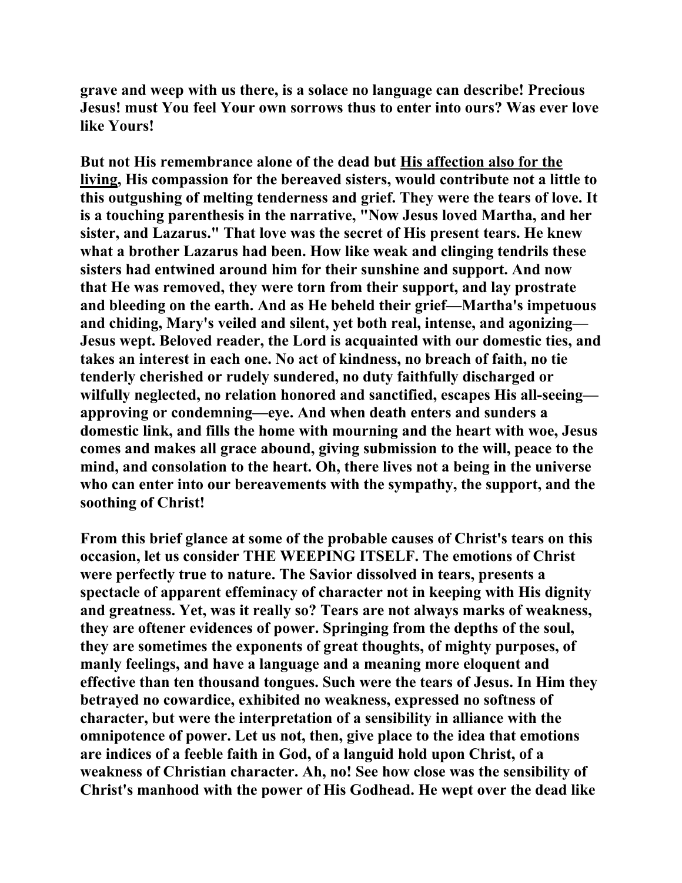**grave and weep with us there, is a solace no language can describe! Precious Jesus! must You feel Your own sorrows thus to enter into ours? Was ever love like Yours!**

**But not His remembrance alone of the dead but <u>His affection also for the living</u>, His compassion for the bereaved sisters, would contribute not a little to this outgushing of melting tenderness and grief. They were the tears of love. It is a touching parenthesis in the narrative, "Now Jesus loved Martha, and her sister, and Lazarus." That love was the secret of His present tears. He knew what a brother Lazarus had been. How like weak and clinging tendrils these sisters had entwined around him for their sunshine and support. And now that He was removed, they were torn from their support, and lay prostrate and bleeding on the earth. And as He beheld their grief—Martha's impetuous and chiding, Mary's veiled and silent, yet both real, intense, and agonizing—Jesus wept. Beloved reader, the Lord is acquainted with our domestic ties, and takes an interest in each one. No act of kindness, no breach of faith, no tie tenderly cherished or rudely sundered, no duty faithfully discharged or wilfully neglected, no relation honored and sanctified, escapes His all-seeing—approving or condemning—eye. And when death enters and sunders a domestic link, and fills the home with mourning and the heart with woe, Jesus comes and makes all grace abound, giving submission to the will, peace to the mind, and consolation to the heart. Oh, there lives not a being in the universe who can enter into our bereavements with the sympathy, the support, and the soothing of Christ!**

**From this brief glance at some of the probable causes of Christ's tears on this occasion, let us consider THE WEEPING ITSELF. The emotions of Christ were perfectly true to nature. The Savior dissolved in tears, presents a spectacle of apparent effeminacy of character not in keeping with His dignity and greatness. Yet, was it really so? Tears are not always marks of weakness, they are oftener evidences of power. Springing from the depths of the soul, they are sometimes the exponents of great thoughts, of mighty purposes, of manly feelings, and have a language and a meaning more eloquent and effective than ten thousand tongues. Such were the tears of Jesus. In Him they betrayed no cowardice, exhibited no weakness, expressed no softness of character, but were the interpretation of a sensibility in alliance with the omnipotence of power. Let us not, then, give place to the idea that emotions are indices of a feeble faith in God, of a languid hold upon Christ, of a weakness of Christian character. Ah, no! See how close was the sensibility of Christ's manhood with the power of His Godhead. He wept over the dead like**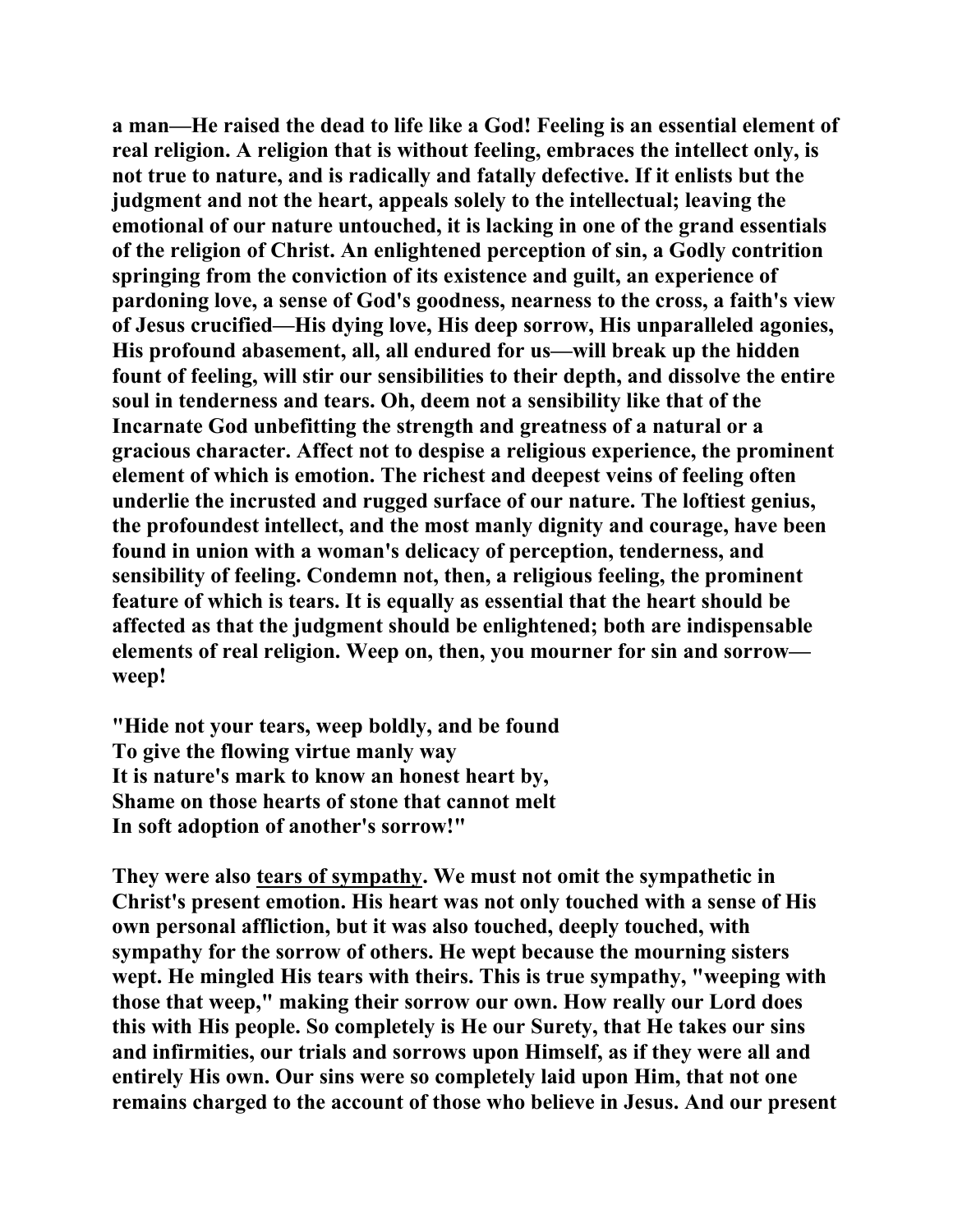a man—He raised the dead to life like a God! Feeling is an essential element of real religion. A religion that is without feeling, embraces the intellect only, is not true to nature, and is radically and fatally defective. If it enlists but the judgment and not the heart, appeals solely to the intellectual; leaving the emotional of our nature untouched, it is lacking in one of the grand essentials of the religion of Christ. An enlightened perception of sin, a Godly contrition springing from the conviction of its existence and guilt, an experience of pardoning love, a sense of God's goodness, nearness to the cross, a faith's view of Jesus crucified—His dying love, His deep sorrow, His unparalleled agonies, His profound abasement, all, all endured for us—will break up the hidden fount of feeling, will stir our sensibilities to their depth, and dissolve the entire soul in tenderness and tears. Oh, deem not a sensibility like that of the Incarnate God unbefitting the strength and greatness of a natural or a gracious character. Affect not to despise a religious experience, the prominent element of which is emotion. The richest and deepest veins of feeling often underlie the incrusted and rugged surface of our nature. The loftiest genius, the profoundest intellect, and the most manly dignity and courage, have been found in union with a woman's delicacy of perception, tenderness, and sensibility of feeling. Condemn not, then, a religious feeling, the prominent feature of which is tears. It is equally as essential that the heart should be affected as that the judgment should be enlightened; both are indispensable elements of real religion. Weep on, then, you mourner for sin and sorrow—weep!

"Hide not your tears, weep boldly, and be found
To give the flowing virtue manly way
It is nature's mark to know an honest heart by,
Shame on those hearts of stone that cannot melt
In soft adoption of another's sorrow!"

They were also <u>tears of sympathy</u>. We must not omit the sympathetic in Christ's present emotion. His heart was not only touched with a sense of His own personal affliction, but it was also touched, deeply touched, with sympathy for the sorrow of others. He wept because the mourning sisters wept. He mingled His tears with theirs. This is true sympathy, "weeping with those that weep," making their sorrow our own. How really our Lord does this with His people. So completely is He our Surety, that He takes our sins and infirmities, our trials and sorrows upon Himself, as if they were all and entirely His own. Our sins were so completely laid upon Him, that not one remains charged to the account of those who believe in Jesus. And our present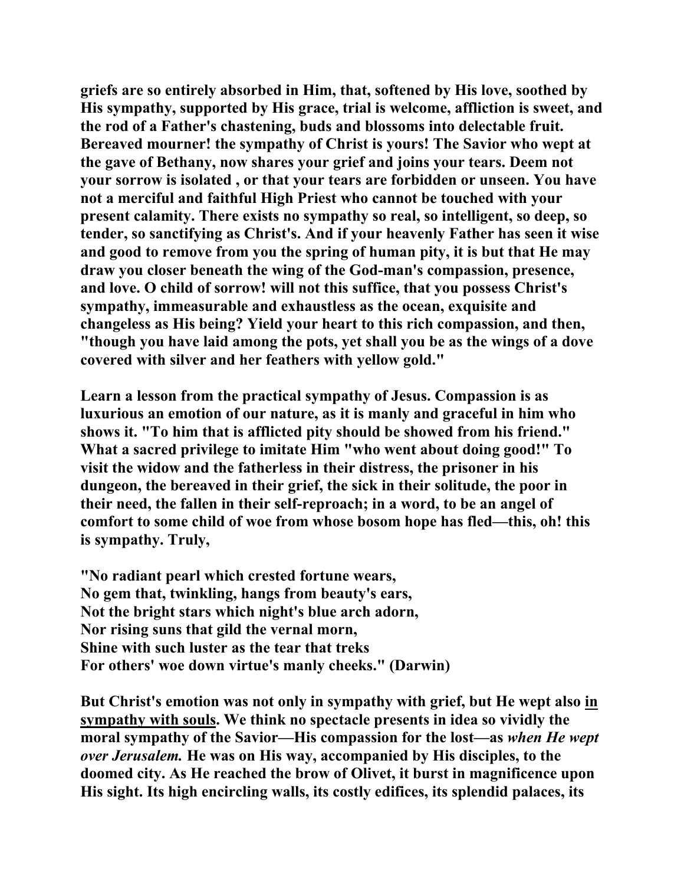**griefs are so entirely absorbed in Him, that, softened by His love, soothed by His sympathy, supported by His grace, trial is welcome, affliction is sweet, and the rod of a Father's chastening, buds and blossoms into delectable fruit. Bereaved mourner! the sympathy of Christ is yours! The Savior who wept at the gave of Bethany, now shares your grief and joins your tears. Deem not your sorrow is isolated , or that your tears are forbidden or unseen. You have not a merciful and faithful High Priest who cannot be touched with your present calamity. There exists no sympathy so real, so intelligent, so deep, so tender, so sanctifying as Christ's. And if your heavenly Father has seen it wise and good to remove from you the spring of human pity, it is but that He may draw you closer beneath the wing of the God-man's compassion, presence, and love. O child of sorrow! will not this suffice, that you possess Christ's sympathy, immeasurable and exhaustless as the ocean, exquisite and changeless as His being? Yield your heart to this rich compassion, and then, "though you have laid among the pots, yet shall you be as the wings of a dove covered with silver and her feathers with yellow gold."**

**Learn a lesson from the practical sympathy of Jesus. Compassion is as luxurious an emotion of our nature, as it is manly and graceful in him who shows it. "To him that is afflicted pity should be showed from his friend." What a sacred privilege to imitate Him "who went about doing good!" To visit the widow and the fatherless in their distress, the prisoner in his dungeon, the bereaved in their grief, the sick in their solitude, the poor in their need, the fallen in their self-reproach; in a word, to be an angel of comfort to some child of woe from whose bosom hope has fled—this, oh! this is sympathy. Truly,**

**"No radiant pearl which crested fortune wears,
No gem that, twinkling, hangs from beauty's ears,
Not the bright stars which night's blue arch adorn,
Nor rising suns that gild the vernal morn,
Shine with such luster as the tear that treks
For others' woe down virtue's manly cheeks." (Darwin)**

**But Christ's emotion was not only in sympathy with grief, but He wept also <u>in sympathy with souls</u>. We think no spectacle presents in idea so vividly the moral sympathy of the Savior—His compassion for the lost—as *when He wept over Jerusalem.* He was on His way, accompanied by His disciples, to the doomed city. As He reached the brow of Olivet, it burst in magnificence upon His sight. Its high encircling walls, its costly edifices, its splendid palaces, its**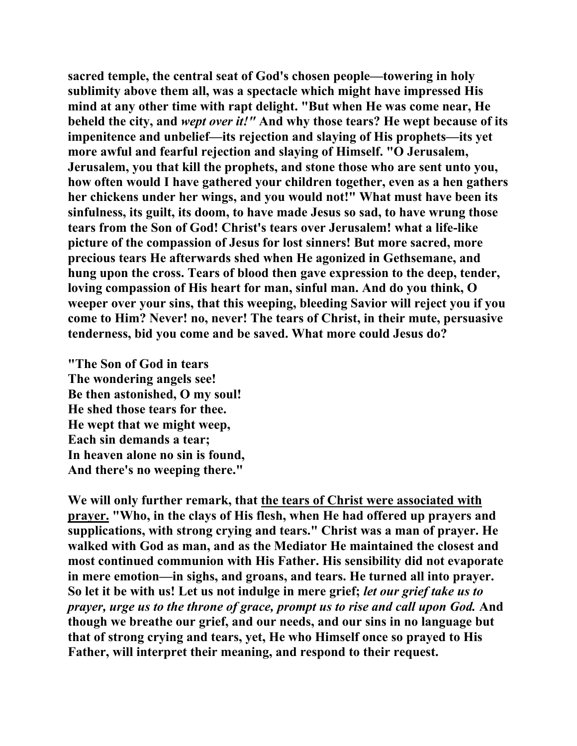**sacred temple, the central seat of God's chosen people—towering in holy sublimity above them all, was a spectacle which might have impressed His mind at any other time with rapt delight. "But when He was come near, He beheld the city, and *wept over it!"* And why those tears? He wept because of its impenitence and unbelief—its rejection and slaying of His prophets—its yet more awful and fearful rejection and slaying of Himself. "O Jerusalem, Jerusalem, you that kill the prophets, and stone those who are sent unto you, how often would I have gathered your children together, even as a hen gathers her chickens under her wings, and you would not!" What must have been its sinfulness, its guilt, its doom, to have made Jesus so sad, to have wrung those tears from the Son of God! Christ's tears over Jerusalem! what a life-like picture of the compassion of Jesus for lost sinners! But more sacred, more precious tears He afterwards shed when He agonized in Gethsemane, and hung upon the cross. Tears of blood then gave expression to the deep, tender, loving compassion of His heart for man, sinful man. And do you think, O weeper over your sins, that this weeping, bleeding Savior will reject you if you come to Him? Never! no, never! The tears of Christ, in their mute, persuasive tenderness, bid you come and be saved. What more could Jesus do?**

**"The Son of God in tears**
**The wondering angels see!**
**Be then astonished, O my soul!**
**He shed those tears for thee.**
**He wept that we might weep,**
**Each sin demands a tear;**
**In heaven alone no sin is found,**
**And there's no weeping there."**

**We will only further remark, that <u>the tears of Christ were associated with prayer.</u> "Who, in the clays of His flesh, when He had offered up prayers and supplications, with strong crying and tears." Christ was a man of prayer. He walked with God as man, and as the Mediator He maintained the closest and most continued communion with His Father. His sensibility did not evaporate in mere emotion—in sighs, and groans, and tears. He turned all into prayer. So let it be with us! Let us not indulge in mere grief; *let our grief take us to prayer, urge us to the throne of grace, prompt us to rise and call upon God.* And though we breathe our grief, and our needs, and our sins in no language but that of strong crying and tears, yet, He who Himself once so prayed to His Father, will interpret their meaning, and respond to their request.**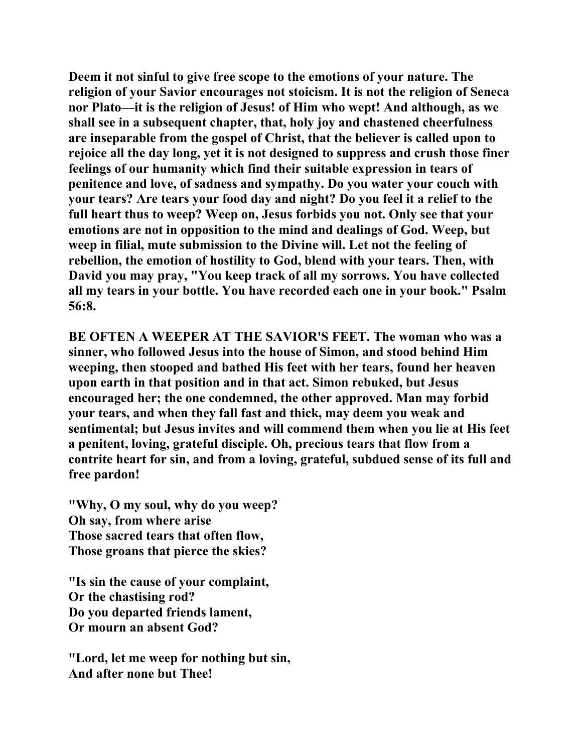**Deem it not sinful to give free scope to the emotions of your nature. The religion of your Savior encourages not stoicism. It is not the religion of Seneca nor Plato—it is the religion of Jesus! of Him who wept! And although, as we shall see in a subsequent chapter, that, holy joy and chastened cheerfulness are inseparable from the gospel of Christ, that the believer is called upon to rejoice all the day long, yet it is not designed to suppress and crush those finer feelings of our humanity which find their suitable expression in tears of penitence and love, of sadness and sympathy. Do you water your couch with your tears? Are tears your food day and night? Do you feel it a relief to the full heart thus to weep? Weep on, Jesus forbids you not. Only see that your emotions are not in opposition to the mind and dealings of God. Weep, but weep in filial, mute submission to the Divine will. Let not the feeling of rebellion, the emotion of hostility to God, blend with your tears. Then, with David you may pray, "You keep track of all my sorrows. You have collected all my tears in your bottle. You have recorded each one in your book." Psalm 56:8.**

**BE OFTEN A WEEPER AT THE SAVIOR'S FEET. The woman who was a sinner, who followed Jesus into the house of Simon, and stood behind Him weeping, then stooped and bathed His feet with her tears, found her heaven upon earth in that position and in that act. Simon rebuked, but Jesus encouraged her; the one condemned, the other approved. Man may forbid your tears, and when they fall fast and thick, may deem you weak and sentimental; but Jesus invites and will commend them when you lie at His feet a penitent, loving, grateful disciple. Oh, precious tears that flow from a contrite heart for sin, and from a loving, grateful, subdued sense of its full and free pardon!**

**"Why, O my soul, why do you weep?
Oh say, from where arise
Those sacred tears that often flow,
Those groans that pierce the skies?**

**"Is sin the cause of your complaint,
Or the chastising rod?
Do you departed friends lament,
Or mourn an absent God?**

**"Lord, let me weep for nothing but sin,
And after none but Thee!**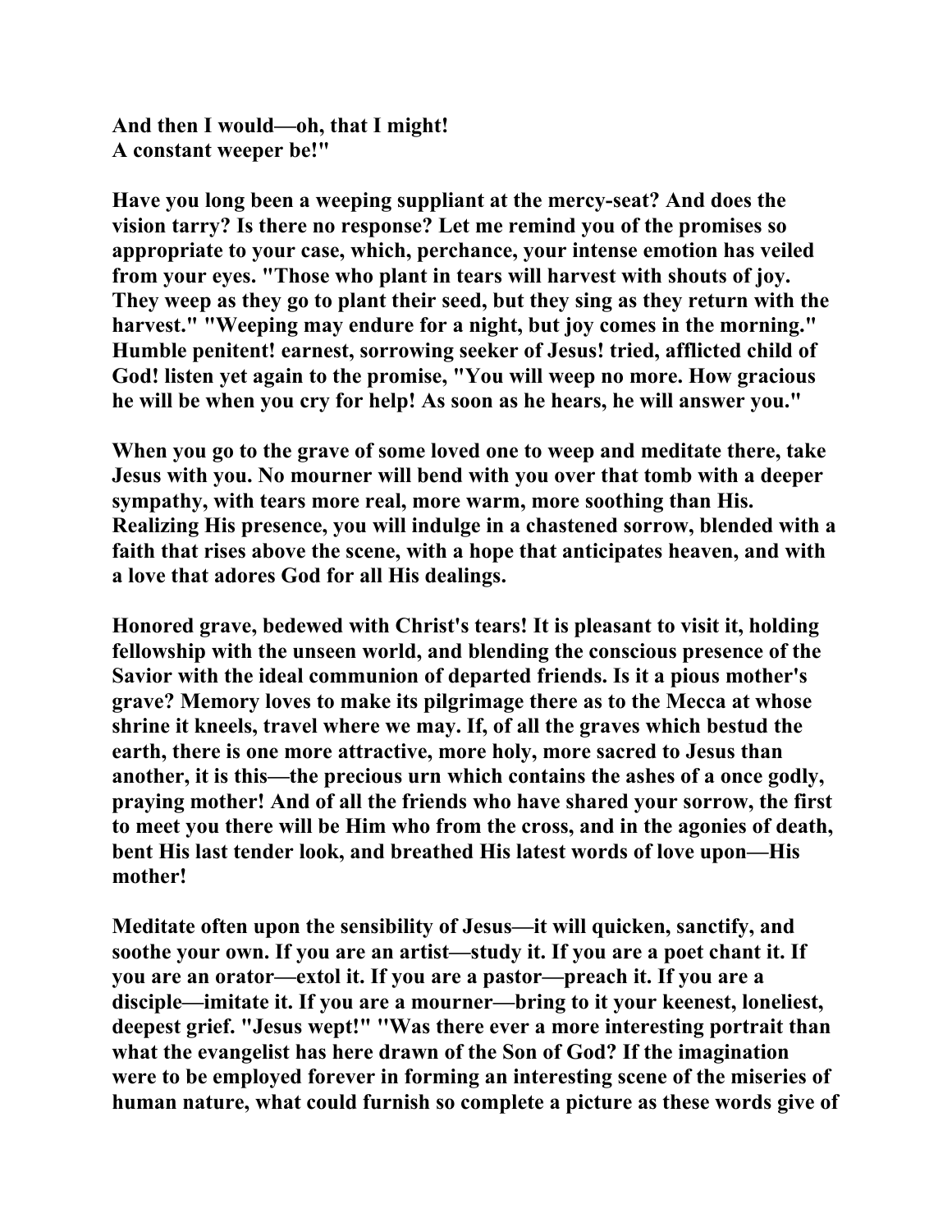**And then I would—oh, that I might!**
**A constant weeper be!"**

**Have you long been a weeping suppliant at the mercy-seat? And does the vision tarry? Is there no response? Let me remind you of the promises so appropriate to your case, which, perchance, your intense emotion has veiled from your eyes. "Those who plant in tears will harvest with shouts of joy. They weep as they go to plant their seed, but they sing as they return with the harvest." "Weeping may endure for a night, but joy comes in the morning." Humble penitent! earnest, sorrowing seeker of Jesus! tried, afflicted child of God! listen yet again to the promise, "You will weep no more. How gracious he will be when you cry for help! As soon as he hears, he will answer you."**

**When you go to the grave of some loved one to weep and meditate there, take Jesus with you. No mourner will bend with you over that tomb with a deeper sympathy, with tears more real, more warm, more soothing than His. Realizing His presence, you will indulge in a chastened sorrow, blended with a faith that rises above the scene, with a hope that anticipates heaven, and with a love that adores God for all His dealings.**

**Honored grave, bedewed with Christ's tears! It is pleasant to visit it, holding fellowship with the unseen world, and blending the conscious presence of the Savior with the ideal communion of departed friends. Is it a pious mother's grave? Memory loves to make its pilgrimage there as to the Mecca at whose shrine it kneels, travel where we may. If, of all the graves which bestud the earth, there is one more attractive, more holy, more sacred to Jesus than another, it is this—the precious urn which contains the ashes of a once godly, praying mother! And of all the friends who have shared your sorrow, the first to meet you there will be Him who from the cross, and in the agonies of death, bent His last tender look, and breathed His latest words of love upon—His mother!**

**Meditate often upon the sensibility of Jesus—it will quicken, sanctify, and soothe your own. If you are an artist—study it. If you are a poet chant it. If you are an orator—extol it. If you are a pastor—preach it. If you are a disciple—imitate it. If you are a mourner—bring to it your keenest, loneliest, deepest grief. "Jesus wept!" "Was there ever a more interesting portrait than what the evangelist has here drawn of the Son of God? If the imagination were to be employed forever in forming an interesting scene of the miseries of human nature, what could furnish so complete a picture as these words give of**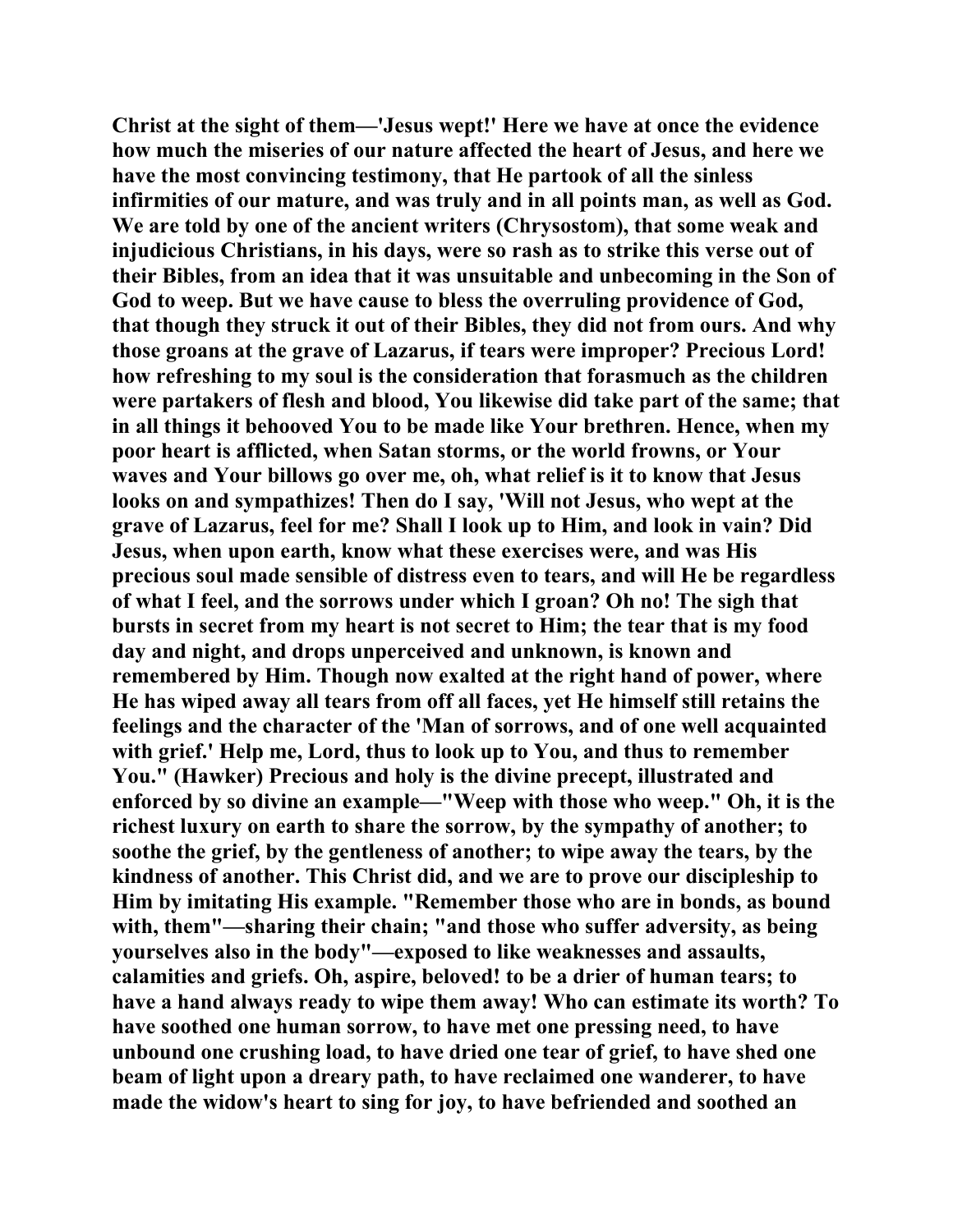Christ at the sight of them—'Jesus wept!' Here we have at once the evidence how much the miseries of our nature affected the heart of Jesus, and here we have the most convincing testimony, that He partook of all the sinless infirmities of our mature, and was truly and in all points man, as well as God. We are told by one of the ancient writers (Chrysostom), that some weak and injudicious Christians, in his days, were so rash as to strike this verse out of their Bibles, from an idea that it was unsuitable and unbecoming in the Son of God to weep. But we have cause to bless the overruling providence of God, that though they struck it out of their Bibles, they did not from ours. And why those groans at the grave of Lazarus, if tears were improper? Precious Lord! how refreshing to my soul is the consideration that forasmuch as the children were partakers of flesh and blood, You likewise did take part of the same; that in all things it behooved You to be made like Your brethren. Hence, when my poor heart is afflicted, when Satan storms, or the world frowns, or Your waves and Your billows go over me, oh, what relief is it to know that Jesus looks on and sympathizes! Then do I say, 'Will not Jesus, who wept at the grave of Lazarus, feel for me? Shall I look up to Him, and look in vain? Did Jesus, when upon earth, know what these exercises were, and was His precious soul made sensible of distress even to tears, and will He be regardless of what I feel, and the sorrows under which I groan? Oh no! The sigh that bursts in secret from my heart is not secret to Him; the tear that is my food day and night, and drops unperceived and unknown, is known and remembered by Him. Though now exalted at the right hand of power, where He has wiped away all tears from off all faces, yet He himself still retains the feelings and the character of the 'Man of sorrows, and of one well acquainted with grief.' Help me, Lord, thus to look up to You, and thus to remember You." (Hawker) Precious and holy is the divine precept, illustrated and enforced by so divine an example—"Weep with those who weep." Oh, it is the richest luxury on earth to share the sorrow, by the sympathy of another; to soothe the grief, by the gentleness of another; to wipe away the tears, by the kindness of another. This Christ did, and we are to prove our discipleship to Him by imitating His example. "Remember those who are in bonds, as bound with, them"—sharing their chain; "and those who suffer adversity, as being yourselves also in the body"—exposed to like weaknesses and assaults, calamities and griefs. Oh, aspire, beloved! to be a drier of human tears; to have a hand always ready to wipe them away! Who can estimate its worth? To have soothed one human sorrow, to have met one pressing need, to have unbound one crushing load, to have dried one tear of grief, to have shed one beam of light upon a dreary path, to have reclaimed one wanderer, to have made the widow's heart to sing for joy, to have befriended and soothed an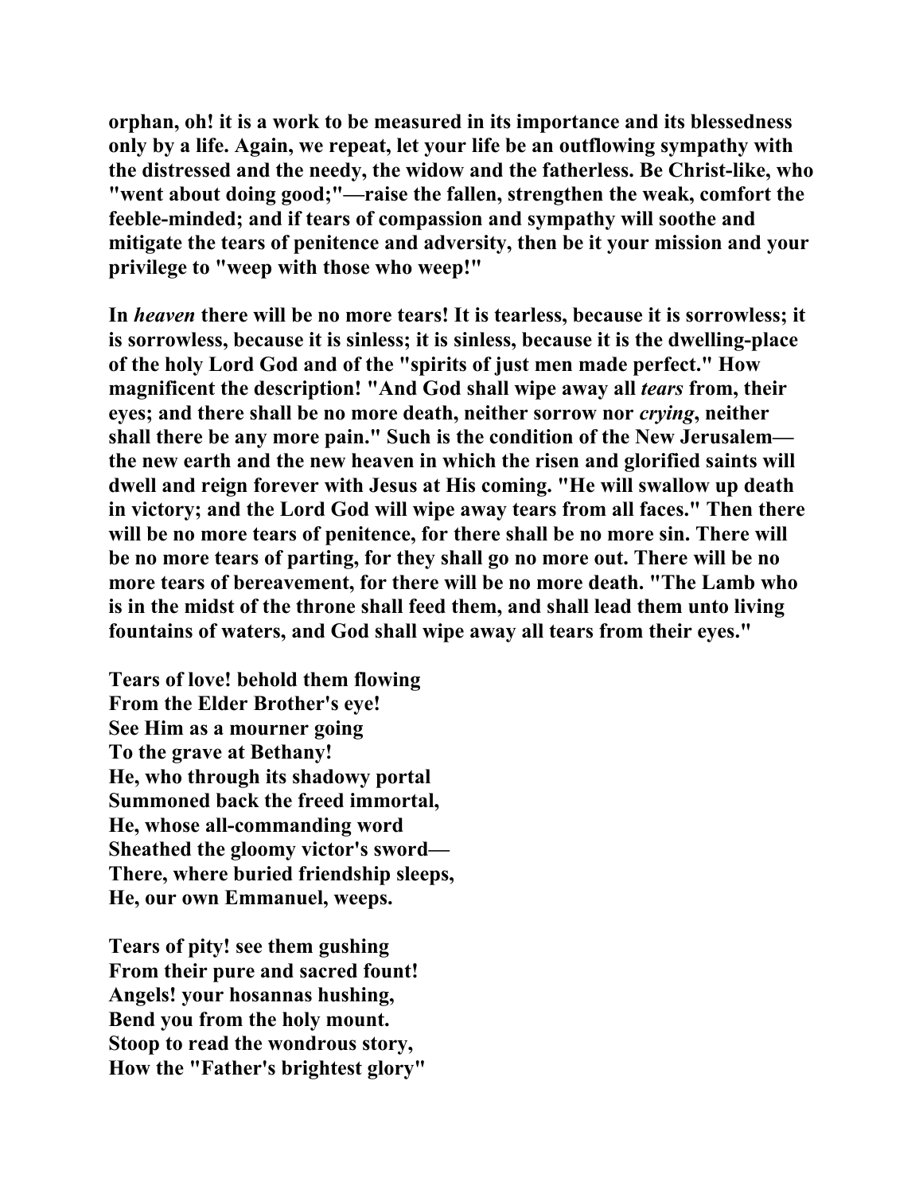**orphan, oh! it is a work to be measured in its importance and its blessedness only by a life. Again, we repeat, let your life be an outflowing sympathy with the distressed and the needy, the widow and the fatherless. Be Christ-like, who "went about doing good;"—raise the fallen, strengthen the weak, comfort the feeble-minded; and if tears of compassion and sympathy will soothe and mitigate the tears of penitence and adversity, then be it your mission and your privilege to "weep with those who weep!"**

**In *heaven* there will be no more tears! It is tearless, because it is sorrowless; it is sorrowless, because it is sinless; it is sinless, because it is the dwelling-place of the holy Lord God and of the "spirits of just men made perfect." How magnificent the description! "And God shall wipe away all *tears* from, their eyes; and there shall be no more death, neither sorrow nor *crying*, neither shall there be any more pain." Such is the condition of the New Jerusalem—the new earth and the new heaven in which the risen and glorified saints will dwell and reign forever with Jesus at His coming. "He will swallow up death in victory; and the Lord God will wipe away tears from all faces." Then there will be no more tears of penitence, for there shall be no more sin. There will be no more tears of parting, for they shall go no more out. There will be no more tears of bereavement, for there will be no more death. "The Lamb who is in the midst of the throne shall feed them, and shall lead them unto living fountains of waters, and God shall wipe away all tears from their eyes."**

**Tears of love! behold them flowing**
**From the Elder Brother's eye!**
**See Him as a mourner going**
**To the grave at Bethany!**
**He, who through its shadowy portal**
**Summoned back the freed immortal,**
**He, whose all-commanding word**
**Sheathed the gloomy victor's sword—**
**There, where buried friendship sleeps,**
**He, our own Emmanuel, weeps.**

**Tears of pity! see them gushing**
**From their pure and sacred fount!**
**Angels! your hosannas hushing,**
**Bend you from the holy mount.**
**Stoop to read the wondrous story,**
**How the "Father's brightest glory"**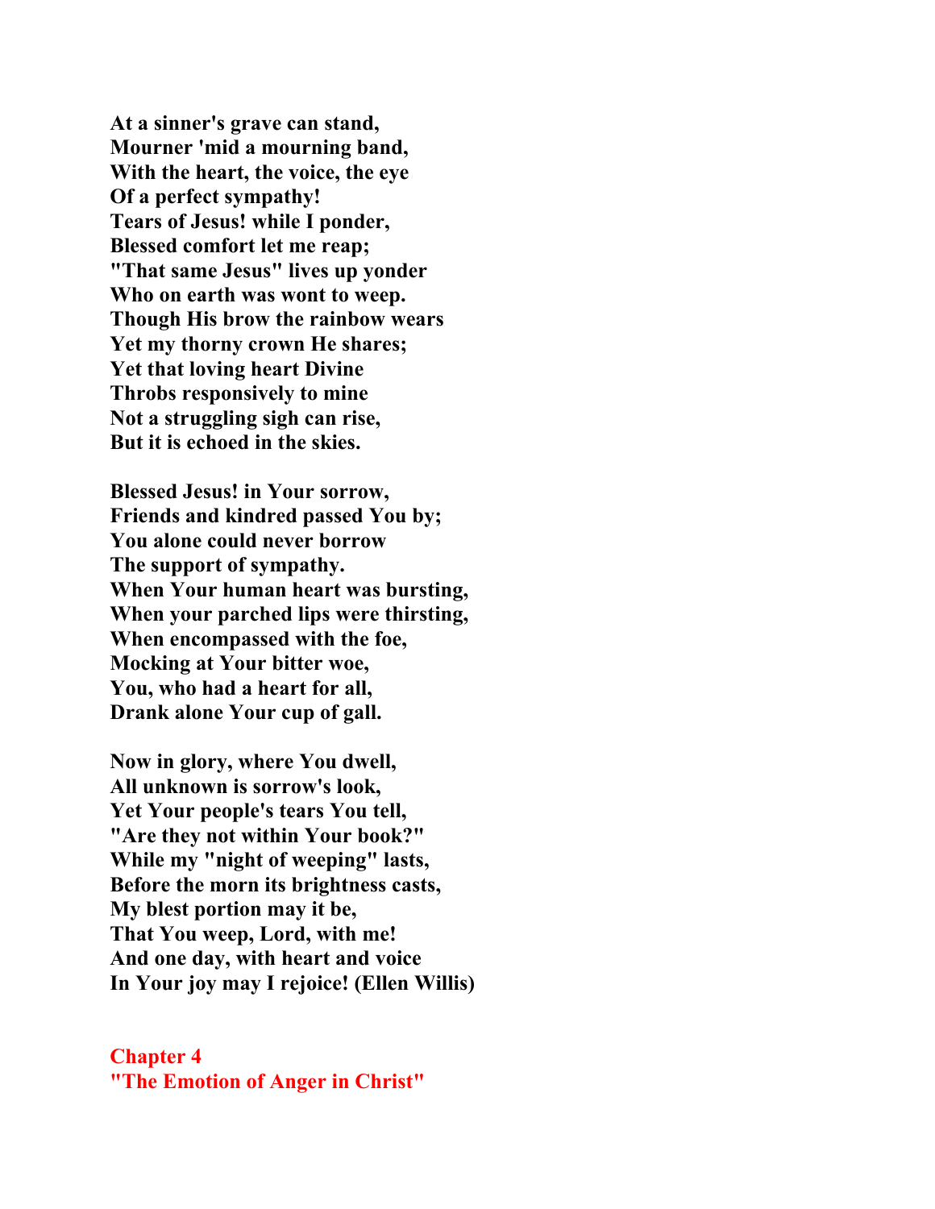**At a sinner's grave can stand,**
**Mourner 'mid a mourning band,**
**With the heart, the voice, the eye**
**Of a perfect sympathy!**
**Tears of Jesus! while I ponder,**
**Blessed comfort let me reap;**
**"That same Jesus" lives up yonder**
**Who on earth was wont to weep.**
**Though His brow the rainbow wears**
**Yet my thorny crown He shares;**
**Yet that loving heart Divine**
**Throbs responsively to mine**
**Not a struggling sigh can rise,**
**But it is echoed in the skies.**

**Blessed Jesus! in Your sorrow,**
**Friends and kindred passed You by;**
**You alone could never borrow**
**The support of sympathy.**
**When Your human heart was bursting,**
**When your parched lips were thirsting,**
**When encompassed with the foe,**
**Mocking at Your bitter woe,**
**You, who had a heart for all,**
**Drank alone Your cup of gall.**

**Now in glory, where You dwell,**
**All unknown is sorrow's look,**
**Yet Your people's tears You tell,**
**"Are they not within Your book?"**
**While my "night of weeping" lasts,**
**Before the morn its brightness casts,**
**My blest portion may it be,**
**That You weep, Lord, with me!**
**And one day, with heart and voice**
**In Your joy may I rejoice! (Ellen Willis)**

## Chapter 4
## "The Emotion of Anger in Christ"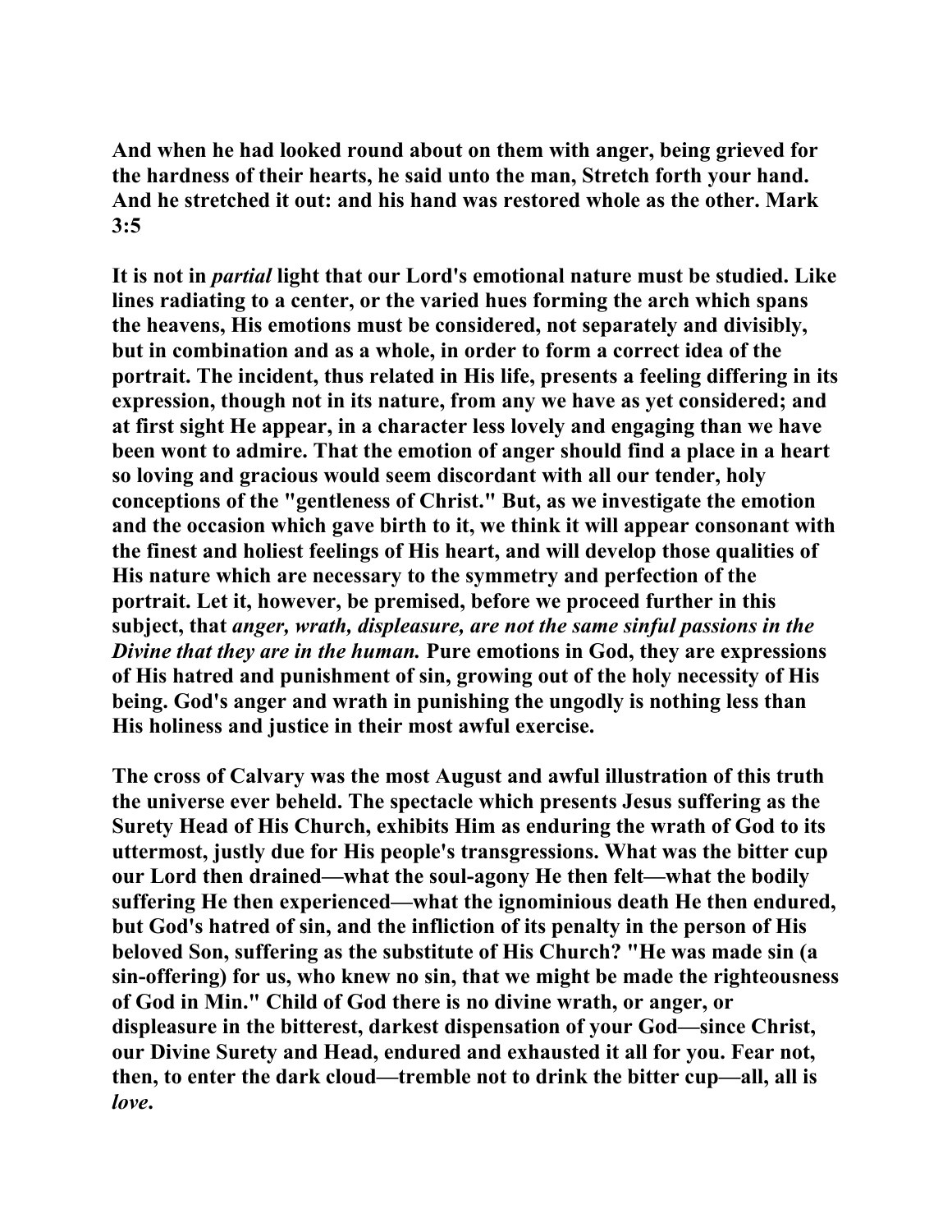**And when he had looked round about on them with anger, being grieved for the hardness of their hearts, he said unto the man, Stretch forth your hand. And he stretched it out: and his hand was restored whole as the other. Mark 3:5**

**It is not in *partial* light that our Lord's emotional nature must be studied. Like lines radiating to a center, or the varied hues forming the arch which spans the heavens, His emotions must be considered, not separately and divisibly, but in combination and as a whole, in order to form a correct idea of the portrait. The incident, thus related in His life, presents a feeling differing in its expression, though not in its nature, from any we have as yet considered; and at first sight He appear, in a character less lovely and engaging than we have been wont to admire. That the emotion of anger should find a place in a heart so loving and gracious would seem discordant with all our tender, holy conceptions of the "gentleness of Christ." But, as we investigate the emotion and the occasion which gave birth to it, we think it will appear consonant with the finest and holiest feelings of His heart, and will develop those qualities of His nature which are necessary to the symmetry and perfection of the portrait. Let it, however, be premised, before we proceed further in this subject, that *anger, wrath, displeasure, are not the same sinful passions in the Divine that they are in the human.* Pure emotions in God, they are expressions of His hatred and punishment of sin, growing out of the holy necessity of His being. God's anger and wrath in punishing the ungodly is nothing less than His holiness and justice in their most awful exercise.**

**The cross of Calvary was the most August and awful illustration of this truth the universe ever beheld. The spectacle which presents Jesus suffering as the Surety Head of His Church, exhibits Him as enduring the wrath of God to its uttermost, justly due for His people's transgressions. What was the bitter cup our Lord then drained—what the soul-agony He then felt—what the bodily suffering He then experienced—what the ignominious death He then endured, but God's hatred of sin, and the infliction of its penalty in the person of His beloved Son, suffering as the substitute of His Church? "He was made sin (a sin-offering) for us, who knew no sin, that we might be made the righteousness of God in Min." Child of God there is no divine wrath, or anger, or displeasure in the bitterest, darkest dispensation of your God—since Christ, our Divine Surety and Head, endured and exhausted it all for you. Fear not, then, to enter the dark cloud—tremble not to drink the bitter cup—all, all is *love*.**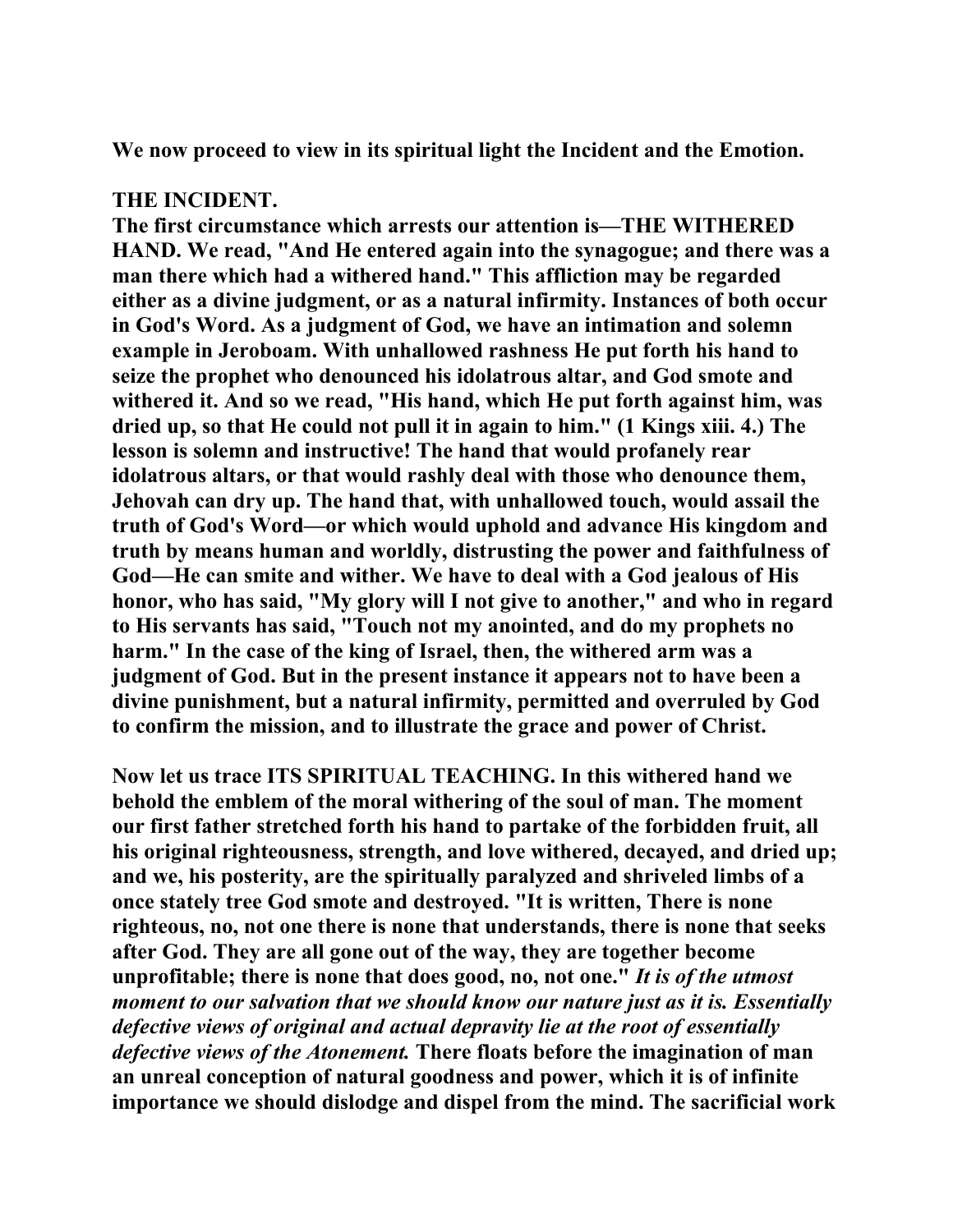We now proceed to view in its spiritual light the Incident and the Emotion.

## THE INCIDENT.

The first circumstance which arrests our attention is—THE WITHERED HAND. We read, "And He entered again into the synagogue; and there was a man there which had a withered hand." This affliction may be regarded either as a divine judgment, or as a natural infirmity. Instances of both occur in God's Word. As a judgment of God, we have an intimation and solemn example in Jeroboam. With unhallowed rashness He put forth his hand to seize the prophet who denounced his idolatrous altar, and God smote and withered it. And so we read, "His hand, which He put forth against him, was dried up, so that He could not pull it in again to him." (1 Kings xiii. 4.) The lesson is solemn and instructive! The hand that would profanely rear idolatrous altars, or that would rashly deal with those who denounce them, Jehovah can dry up. The hand that, with unhallowed touch, would assail the truth of God's Word—or which would uphold and advance His kingdom and truth by means human and worldly, distrusting the power and faithfulness of God—He can smite and wither. We have to deal with a God jealous of His honor, who has said, "My glory will I not give to another," and who in regard to His servants has said, "Touch not my anointed, and do my prophets no harm." In the case of the king of Israel, then, the withered arm was a judgment of God. But in the present instance it appears not to have been a divine punishment, but a natural infirmity, permitted and overruled by God to confirm the mission, and to illustrate the grace and power of Christ.

Now let us trace ITS SPIRITUAL TEACHING. In this withered hand we behold the emblem of the moral withering of the soul of man. The moment our first father stretched forth his hand to partake of the forbidden fruit, all his original righteousness, strength, and love withered, decayed, and dried up; and we, his posterity, are the spiritually paralyzed and shriveled limbs of a once stately tree God smote and destroyed. "It is written, There is none righteous, no, not one there is none that understands, there is none that seeks after God. They are all gone out of the way, they are together become unprofitable; there is none that does good, no, not one." *It is of the utmost moment to our salvation that we should know our nature just as it is. Essentially defective views of original and actual depravity lie at the root of essentially defective views of the Atonement.* There floats before the imagination of man an unreal conception of natural goodness and power, which it is of infinite importance we should dislodge and dispel from the mind. The sacrificial work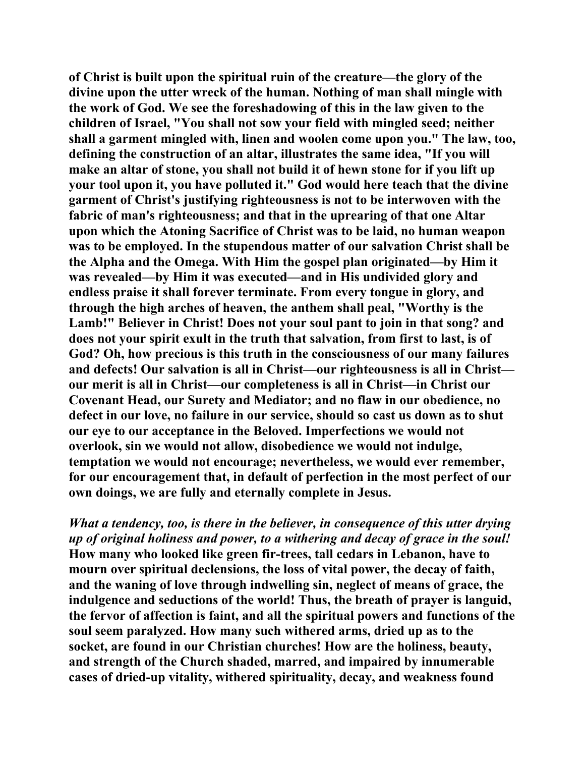**of Christ is built upon the spiritual ruin of the creature—the glory of the divine upon the utter wreck of the human. Nothing of man shall mingle with the work of God. We see the foreshadowing of this in the law given to the children of Israel, "You shall not sow your field with mingled seed; neither shall a garment mingled with, linen and woolen come upon you." The law, too, defining the construction of an altar, illustrates the same idea, "If you will make an altar of stone, you shall not build it of hewn stone for if you lift up your tool upon it, you have polluted it." God would here teach that the divine garment of Christ's justifying righteousness is not to be interwoven with the fabric of man's righteousness; and that in the uprearing of that one Altar upon which the Atoning Sacrifice of Christ was to be laid, no human weapon was to be employed. In the stupendous matter of our salvation Christ shall be the Alpha and the Omega. With Him the gospel plan originated—by Him it was revealed—by Him it was executed—and in His undivided glory and endless praise it shall forever terminate. From every tongue in glory, and through the high arches of heaven, the anthem shall peal, "Worthy is the Lamb!" Believer in Christ! Does not your soul pant to join in that song? and does not your spirit exult in the truth that salvation, from first to last, is of God? Oh, how precious is this truth in the consciousness of our many failures and defects! Our salvation is all in Christ—our righteousness is all in Christ—our merit is all in Christ—our completeness is all in Christ—in Christ our Covenant Head, our Surety and Mediator; and no flaw in our obedience, no defect in our love, no failure in our service, should so cast us down as to shut our eye to our acceptance in the Beloved. Imperfections we would not overlook, sin we would not allow, disobedience we would not indulge, temptation we would not encourage; nevertheless, we would ever remember, for our encouragement that, in default of perfection in the most perfect of our own doings, we are fully and eternally complete in Jesus.**

*What a tendency, too, is there in the believer, in consequence of this utter drying up of original holiness and power, to a withering and decay of grace in the soul!* **How many who looked like green fir-trees, tall cedars in Lebanon, have to mourn over spiritual declensions, the loss of vital power, the decay of faith, and the waning of love through indwelling sin, neglect of means of grace, the indulgence and seductions of the world! Thus, the breath of prayer is languid, the fervor of affection is faint, and all the spiritual powers and functions of the soul seem paralyzed. How many such withered arms, dried up as to the socket, are found in our Christian churches! How are the holiness, beauty, and strength of the Church shaded, marred, and impaired by innumerable cases of dried-up vitality, withered spirituality, decay, and weakness found**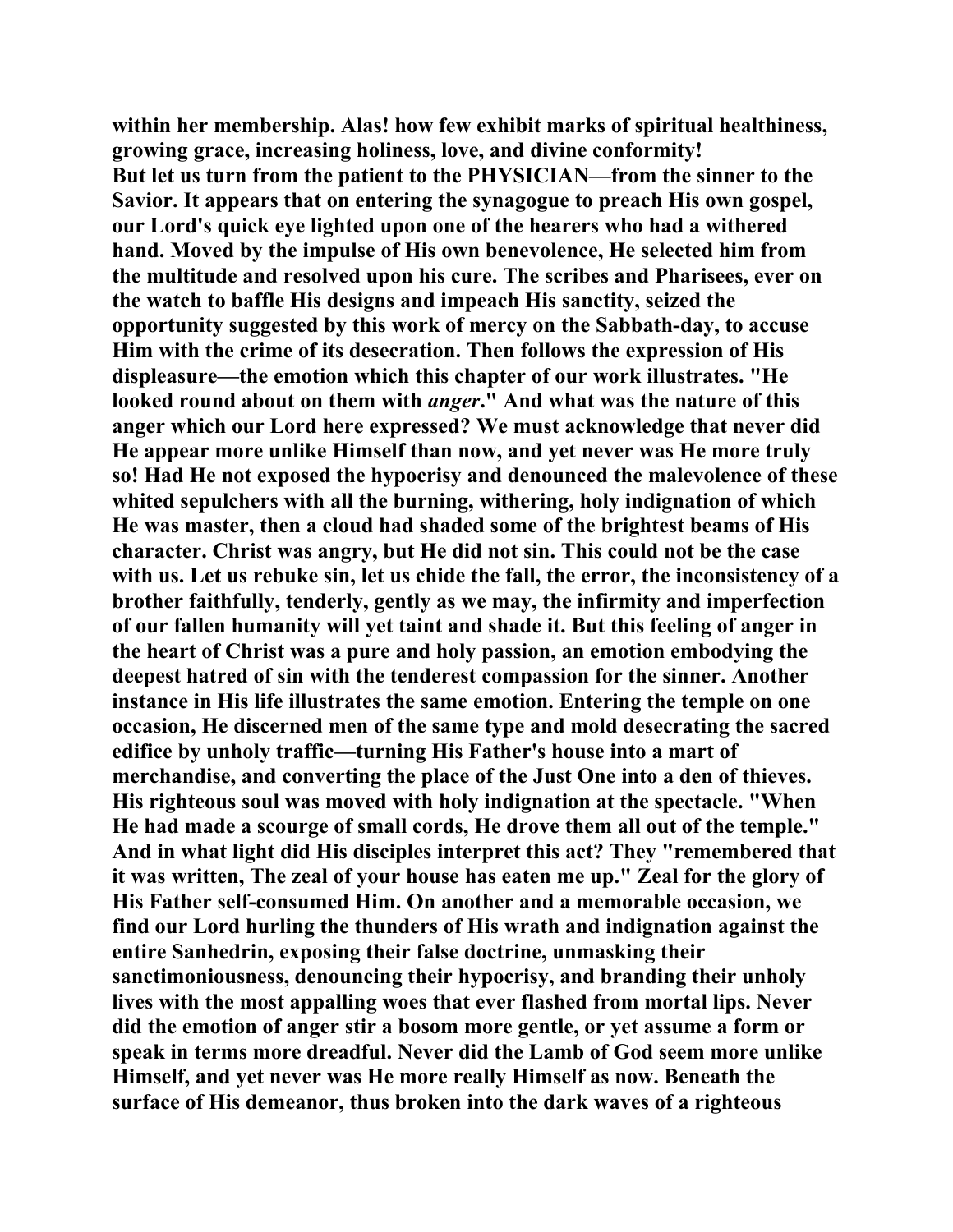within her membership. Alas! how few exhibit marks of spiritual healthiness, growing grace, increasing holiness, love, and divine conformity!

But let us turn from the patient to the PHYSICIAN—from the sinner to the Savior. It appears that on entering the synagogue to preach His own gospel, our Lord's quick eye lighted upon one of the hearers who had a withered hand. Moved by the impulse of His own benevolence, He selected him from the multitude and resolved upon his cure. The scribes and Pharisees, ever on the watch to baffle His designs and impeach His sanctity, seized the opportunity suggested by this work of mercy on the Sabbath-day, to accuse Him with the crime of its desecration. Then follows the expression of His displeasure—the emotion which this chapter of our work illustrates. "He looked round about on them with *anger*." And what was the nature of this anger which our Lord here expressed? We must acknowledge that never did He appear more unlike Himself than now, and yet never was He more truly so! Had He not exposed the hypocrisy and denounced the malevolence of these whited sepulchers with all the burning, withering, holy indignation of which He was master, then a cloud had shaded some of the brightest beams of His character. Christ was angry, but He did not sin. This could not be the case with us. Let us rebuke sin, let us chide the fall, the error, the inconsistency of a brother faithfully, tenderly, gently as we may, the infirmity and imperfection of our fallen humanity will yet taint and shade it. But this feeling of anger in the heart of Christ was a pure and holy passion, an emotion embodying the deepest hatred of sin with the tenderest compassion for the sinner. Another instance in His life illustrates the same emotion. Entering the temple on one occasion, He discerned men of the same type and mold desecrating the sacred edifice by unholy traffic—turning His Father's house into a mart of merchandise, and converting the place of the Just One into a den of thieves. His righteous soul was moved with holy indignation at the spectacle. "When He had made a scourge of small cords, He drove them all out of the temple." And in what light did His disciples interpret this act? They "remembered that it was written, The zeal of your house has eaten me up." Zeal for the glory of His Father self-consumed Him. On another and a memorable occasion, we find our Lord hurling the thunders of His wrath and indignation against the entire Sanhedrin, exposing their false doctrine, unmasking their sanctimoniousness, denouncing their hypocrisy, and branding their unholy lives with the most appalling woes that ever flashed from mortal lips. Never did the emotion of anger stir a bosom more gentle, or yet assume a form or speak in terms more dreadful. Never did the Lamb of God seem more unlike Himself, and yet never was He more really Himself as now. Beneath the surface of His demeanor, thus broken into the dark waves of a righteous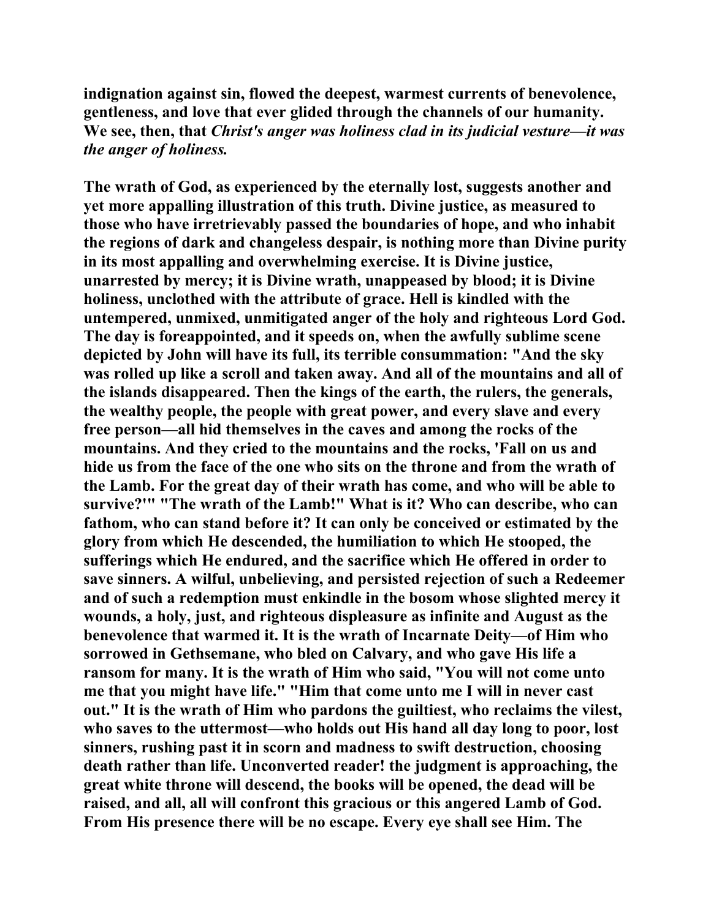**indignation against sin, flowed the deepest, warmest currents of benevolence, gentleness, and love that ever glided through the channels of our humanity. We see, then, that *Christ's anger was holiness clad in its judicial vesture—it was the anger of holiness.***

**The wrath of God, as experienced by the eternally lost, suggests another and yet more appalling illustration of this truth. Divine justice, as measured to those who have irretrievably passed the boundaries of hope, and who inhabit the regions of dark and changeless despair, is nothing more than Divine purity in its most appalling and overwhelming exercise. It is Divine justice, unarrested by mercy; it is Divine wrath, unappeased by blood; it is Divine holiness, unclothed with the attribute of grace. Hell is kindled with the untempered, unmixed, unmitigated anger of the holy and righteous Lord God. The day is foreappointed, and it speeds on, when the awfully sublime scene depicted by John will have its full, its terrible consummation: "And the sky was rolled up like a scroll and taken away. And all of the mountains and all of the islands disappeared. Then the kings of the earth, the rulers, the generals, the wealthy people, the people with great power, and every slave and every free person—all hid themselves in the caves and among the rocks of the mountains. And they cried to the mountains and the rocks, 'Fall on us and hide us from the face of the one who sits on the throne and from the wrath of the Lamb. For the great day of their wrath has come, and who will be able to survive?'" "The wrath of the Lamb!" What is it? Who can describe, who can fathom, who can stand before it? It can only be conceived or estimated by the glory from which He descended, the humiliation to which He stooped, the sufferings which He endured, and the sacrifice which He offered in order to save sinners. A wilful, unbelieving, and persisted rejection of such a Redeemer and of such a redemption must enkindle in the bosom whose slighted mercy it wounds, a holy, just, and righteous displeasure as infinite and August as the benevolence that warmed it. It is the wrath of Incarnate Deity—of Him who sorrowed in Gethsemane, who bled on Calvary, and who gave His life a ransom for many. It is the wrath of Him who said, "You will not come unto me that you might have life." "Him that come unto me I will in never cast out." It is the wrath of Him who pardons the guiltiest, who reclaims the vilest, who saves to the uttermost—who holds out His hand all day long to poor, lost sinners, rushing past it in scorn and madness to swift destruction, choosing death rather than life. Unconverted reader! the judgment is approaching, the great white throne will descend, the books will be opened, the dead will be raised, and all, all will confront this gracious or this angered Lamb of God. From His presence there will be no escape. Every eye shall see Him. The**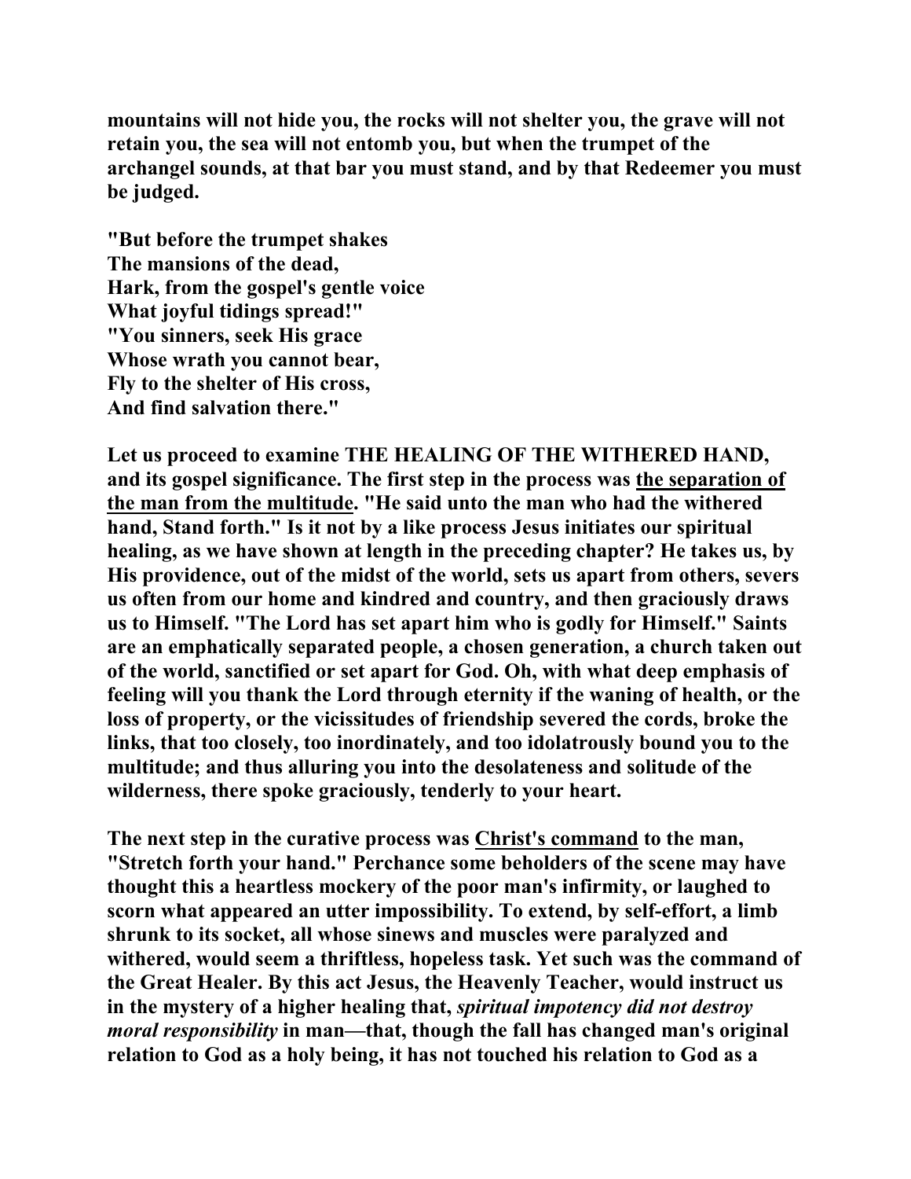**mountains will not hide you, the rocks will not shelter you, the grave will not retain you, the sea will not entomb you, but when the trumpet of the archangel sounds, at that bar you must stand, and by that Redeemer you must be judged.**

**"But before the trumpet shakes**
**The mansions of the dead,**
**Hark, from the gospel's gentle voice**
**What joyful tidings spread!"**
**"You sinners, seek His grace**
**Whose wrath you cannot bear,**
**Fly to the shelter of His cross,**
**And find salvation there."**

**Let us proceed to examine THE HEALING OF THE WITHERED HAND, and its gospel significance. The first step in the process was <u>the separation of the man from the multitude</u>. "He said unto the man who had the withered hand, Stand forth." Is it not by a like process Jesus initiates our spiritual healing, as we have shown at length in the preceding chapter? He takes us, by His providence, out of the midst of the world, sets us apart from others, severs us often from our home and kindred and country, and then graciously draws us to Himself. "The Lord has set apart him who is godly for Himself." Saints are an emphatically separated people, a chosen generation, a church taken out of the world, sanctified or set apart for God. Oh, with what deep emphasis of feeling will you thank the Lord through eternity if the waning of health, or the loss of property, or the vicissitudes of friendship severed the cords, broke the links, that too closely, too inordinately, and too idolatrously bound you to the multitude; and thus alluring you into the desolateness and solitude of the wilderness, there spoke graciously, tenderly to your heart.**

**The next step in the curative process was <u>Christ's command</u> to the man, "Stretch forth your hand." Perchance some beholders of the scene may have thought this a heartless mockery of the poor man's infirmity, or laughed to scorn what appeared an utter impossibility. To extend, by self-effort, a limb shrunk to its socket, all whose sinews and muscles were paralyzed and withered, would seem a thriftless, hopeless task. Yet such was the command of the Great Healer. By this act Jesus, the Heavenly Teacher, would instruct us in the mystery of a higher healing that, *spiritual impotency did not destroy moral responsibility* in man—that, though the fall has changed man's original relation to God as a holy being, it has not touched his relation to God as a**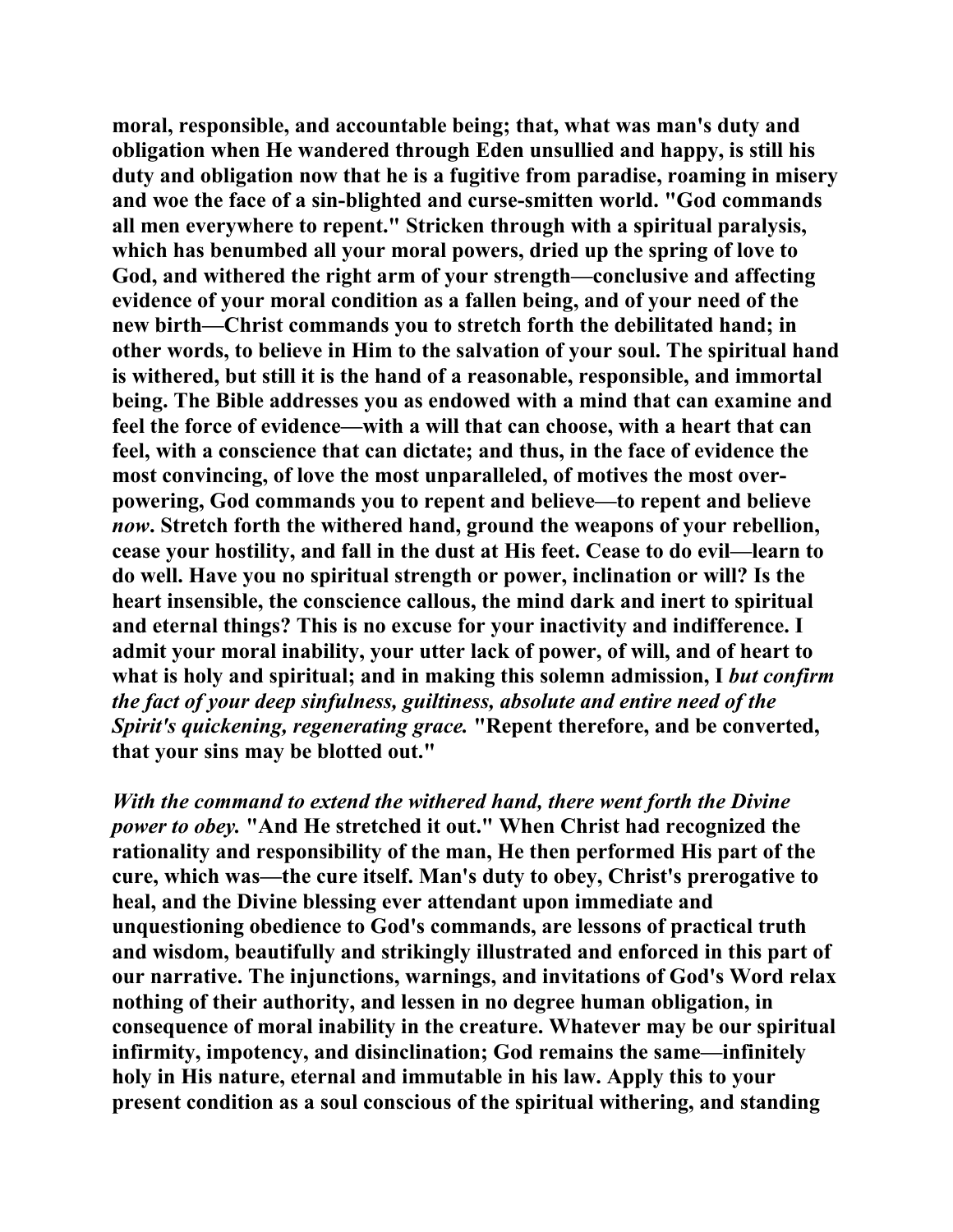**moral, responsible, and accountable being; that, what was man's duty and obligation when He wandered through Eden unsullied and happy, is still his duty and obligation now that he is a fugitive from paradise, roaming in misery and woe the face of a sin-blighted and curse-smitten world. "God commands all men everywhere to repent." Stricken through with a spiritual paralysis, which has benumbed all your moral powers, dried up the spring of love to God, and withered the right arm of your strength—conclusive and affecting evidence of your moral condition as a fallen being, and of your need of the new birth—Christ commands you to stretch forth the debilitated hand; in other words, to believe in Him to the salvation of your soul. The spiritual hand is withered, but still it is the hand of a reasonable, responsible, and immortal being. The Bible addresses you as endowed with a mind that can examine and feel the force of evidence—with a will that can choose, with a heart that can feel, with a conscience that can dictate; and thus, in the face of evidence the most convincing, of love the most unparalleled, of motives the most over-powering, God commands you to repent and believe—to repent and believe *now*. Stretch forth the withered hand, ground the weapons of your rebellion, cease your hostility, and fall in the dust at His feet. Cease to do evil—learn to do well. Have you no spiritual strength or power, inclination or will? Is the heart insensible, the conscience callous, the mind dark and inert to spiritual and eternal things? This is no excuse for your inactivity and indifference. I admit your moral inability, your utter lack of power, of will, and of heart to what is holy and spiritual; and in making this solemn admission, I *but confirm the fact of your deep sinfulness, guiltiness, absolute and entire need of the Spirit's quickening, regenerating grace.* "Repent therefore, and be converted, that your sins may be blotted out."**

***With the command to extend the withered hand, there went forth the Divine power to obey.*** **"And He stretched it out." When Christ had recognized the rationality and responsibility of the man, He then performed His part of the cure, which was—the cure itself. Man's duty to obey, Christ's prerogative to heal, and the Divine blessing ever attendant upon immediate and unquestioning obedience to God's commands, are lessons of practical truth and wisdom, beautifully and strikingly illustrated and enforced in this part of our narrative. The injunctions, warnings, and invitations of God's Word relax nothing of their authority, and lessen in no degree human obligation, in consequence of moral inability in the creature. Whatever may be our spiritual infirmity, impotency, and disinclination; God remains the same—infinitely holy in His nature, eternal and immutable in his law. Apply this to your present condition as a soul conscious of the spiritual withering, and standing**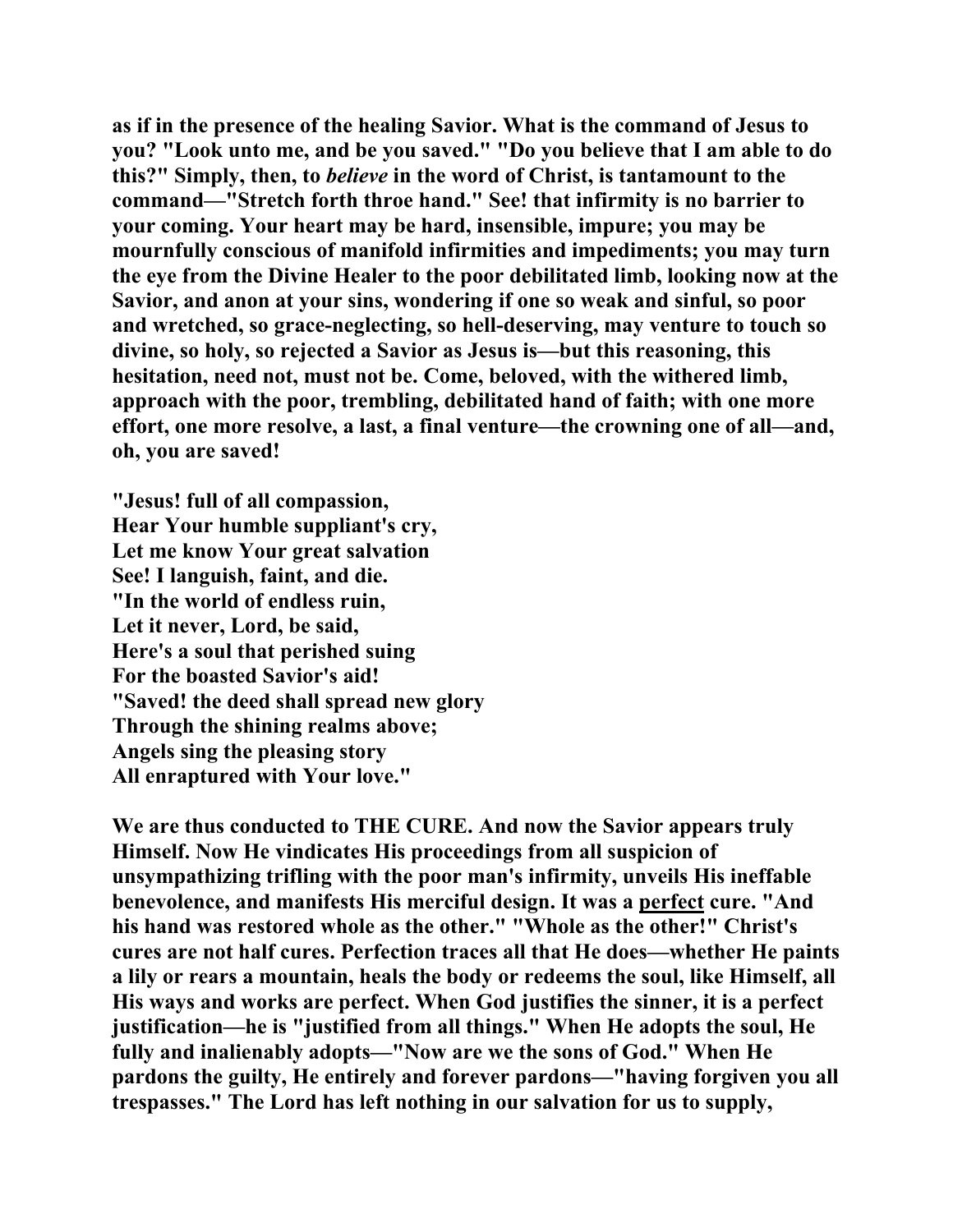**as if in the presence of the healing Savior. What is the command of Jesus to you? "Look unto me, and be you saved." "Do you believe that I am able to do this?" Simply, then, to *believe* in the word of Christ, is tantamount to the command—"Stretch forth throe hand." See! that infirmity is no barrier to your coming. Your heart may be hard, insensible, impure; you may be mournfully conscious of manifold infirmities and impediments; you may turn the eye from the Divine Healer to the poor debilitated limb, looking now at the Savior, and anon at your sins, wondering if one so weak and sinful, so poor and wretched, so grace-neglecting, so hell-deserving, may venture to touch so divine, so holy, so rejected a Savior as Jesus is—but this reasoning, this hesitation, need not, must not be. Come, beloved, with the withered limb, approach with the poor, trembling, debilitated hand of faith; with one more effort, one more resolve, a last, a final venture—the crowning one of all—and, oh, you are saved!**

**"Jesus! full of all compassion,**
**Hear Your humble suppliant's cry,**
**Let me know Your great salvation**
**See! I languish, faint, and die.**
**"In the world of endless ruin,**
**Let it never, Lord, be said,**
**Here's a soul that perished suing**
**For the boasted Savior's aid!**
**"Saved! the deed shall spread new glory**
**Through the shining realms above;**
**Angels sing the pleasing story**
**All enraptured with Your love."**

**We are thus conducted to THE CURE. And now the Savior appears truly Himself. Now He vindicates His proceedings from all suspicion of unsympathizing trifling with the poor man's infirmity, unveils His ineffable benevolence, and manifests His merciful design. It was a <u>perfect</u> cure. "And his hand was restored whole as the other." "Whole as the other!" Christ's cures are not half cures. Perfection traces all that He does—whether He paints a lily or rears a mountain, heals the body or redeems the soul, like Himself, all His ways and works are perfect. When God justifies the sinner, it is a perfect justification—he is "justified from all things." When He adopts the soul, He fully and inalienably adopts—"Now are we the sons of God." When He pardons the guilty, He entirely and forever pardons—"having forgiven you all trespasses." The Lord has left nothing in our salvation for us to supply,**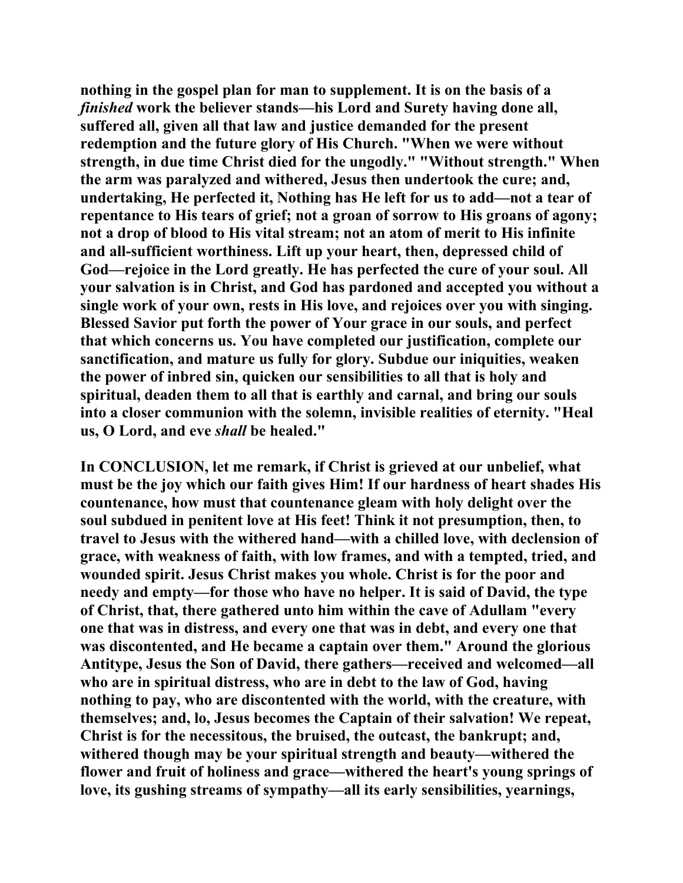**nothing in the gospel plan for man to supplement. It is on the basis of a *finished* work the believer stands—his Lord and Surety having done all, suffered all, given all that law and justice demanded for the present redemption and the future glory of His Church. "When we were without strength, in due time Christ died for the ungodly." "Without strength." When the arm was paralyzed and withered, Jesus then undertook the cure; and, undertaking, He perfected it, Nothing has He left for us to add—not a tear of repentance to His tears of grief; not a groan of sorrow to His groans of agony; not a drop of blood to His vital stream; not an atom of merit to His infinite and all-sufficient worthiness. Lift up your heart, then, depressed child of God—rejoice in the Lord greatly. He has perfected the cure of your soul. All your salvation is in Christ, and God has pardoned and accepted you without a single work of your own, rests in His love, and rejoices over you with singing. Blessed Savior put forth the power of Your grace in our souls, and perfect that which concerns us. You have completed our justification, complete our sanctification, and mature us fully for glory. Subdue our iniquities, weaken the power of inbred sin, quicken our sensibilities to all that is holy and spiritual, deaden them to all that is earthly and carnal, and bring our souls into a closer communion with the solemn, invisible realities of eternity. "Heal us, O Lord, and eve *shall* be healed."**

**In CONCLUSION, let me remark, if Christ is grieved at our unbelief, what must be the joy which our faith gives Him! If our hardness of heart shades His countenance, how must that countenance gleam with holy delight over the soul subdued in penitent love at His feet! Think it not presumption, then, to travel to Jesus with the withered hand—with a chilled love, with declension of grace, with weakness of faith, with low frames, and with a tempted, tried, and wounded spirit. Jesus Christ makes you whole. Christ is for the poor and needy and empty—for those who have no helper. It is said of David, the type of Christ, that, there gathered unto him within the cave of Adullam "every one that was in distress, and every one that was in debt, and every one that was discontented, and He became a captain over them." Around the glorious Antitype, Jesus the Son of David, there gathers—received and welcomed—all who are in spiritual distress, who are in debt to the law of God, having nothing to pay, who are discontented with the world, with the creature, with themselves; and, lo, Jesus becomes the Captain of their salvation! We repeat, Christ is for the necessitous, the bruised, the outcast, the bankrupt; and, withered though may be your spiritual strength and beauty—withered the flower and fruit of holiness and grace—withered the heart's young springs of love, its gushing streams of sympathy—all its early sensibilities, yearnings,**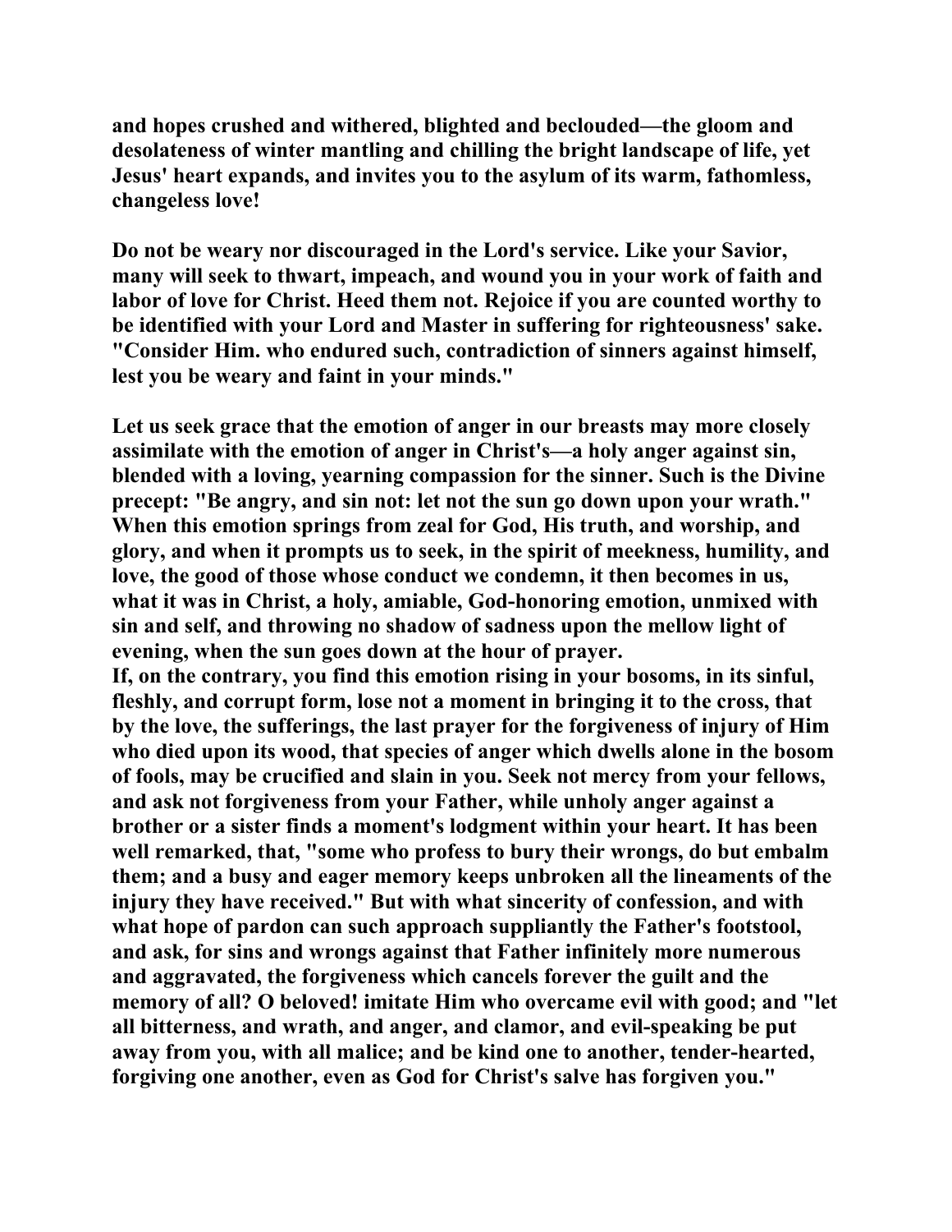and hopes crushed and withered, blighted and beclouded—the gloom and desolateness of winter mantling and chilling the bright landscape of life, yet Jesus' heart expands, and invites you to the asylum of its warm, fathomless, changeless love!

Do not be weary nor discouraged in the Lord's service. Like your Savior, many will seek to thwart, impeach, and wound you in your work of faith and labor of love for Christ. Heed them not. Rejoice if you are counted worthy to be identified with your Lord and Master in suffering for righteousness' sake. "Consider Him. who endured such, contradiction of sinners against himself, lest you be weary and faint in your minds."

Let us seek grace that the emotion of anger in our breasts may more closely assimilate with the emotion of anger in Christ's—a holy anger against sin, blended with a loving, yearning compassion for the sinner. Such is the Divine precept: "Be angry, and sin not: let not the sun go down upon your wrath." When this emotion springs from zeal for God, His truth, and worship, and glory, and when it prompts us to seek, in the spirit of meekness, humility, and love, the good of those whose conduct we condemn, it then becomes in us, what it was in Christ, a holy, amiable, God-honoring emotion, unmixed with sin and self, and throwing no shadow of sadness upon the mellow light of evening, when the sun goes down at the hour of prayer.

If, on the contrary, you find this emotion rising in your bosoms, in its sinful, fleshly, and corrupt form, lose not a moment in bringing it to the cross, that by the love, the sufferings, the last prayer for the forgiveness of injury of Him who died upon its wood, that species of anger which dwells alone in the bosom of fools, may be crucified and slain in you. Seek not mercy from your fellows, and ask not forgiveness from your Father, while unholy anger against a brother or a sister finds a moment's lodgment within your heart. It has been well remarked, that, "some who profess to bury their wrongs, do but embalm them; and a busy and eager memory keeps unbroken all the lineaments of the injury they have received." But with what sincerity of confession, and with what hope of pardon can such approach suppliantly the Father's footstool, and ask, for sins and wrongs against that Father infinitely more numerous and aggravated, the forgiveness which cancels forever the guilt and the memory of all? O beloved! imitate Him who overcame evil with good; and "let all bitterness, and wrath, and anger, and clamor, and evil-speaking be put away from you, with all malice; and be kind one to another, tender-hearted, forgiving one another, even as God for Christ's salve has forgiven you."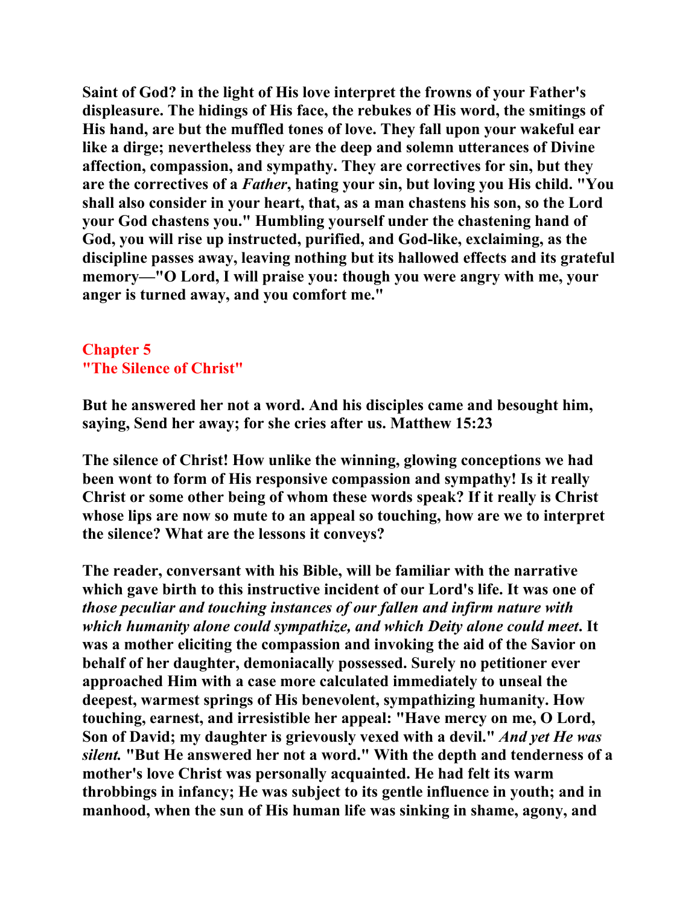**Saint of God? in the light of His love interpret the frowns of your Father's displeasure. The hidings of His face, the rebukes of His word, the smitings of His hand, are but the muffled tones of love. They fall upon your wakeful ear like a dirge; nevertheless they are the deep and solemn utterances of Divine affection, compassion, and sympathy. They are correctives for sin, but they are the correctives of a *Father*, hating your sin, but loving you His child. "You shall also consider in your heart, that, as a man chastens his son, so the Lord your God chastens you." Humbling yourself under the chastening hand of God, you will rise up instructed, purified, and God-like, exclaiming, as the discipline passes away, leaving nothing but its hallowed effects and its grateful memory—"O Lord, I will praise you: though you were angry with me, your anger is turned away, and you comfort me."**

## Chapter 5
## "The Silence of Christ"

**But he answered her not a word. And his disciples came and besought him, saying, Send her away; for she cries after us. Matthew 15:23**

**The silence of Christ! How unlike the winning, glowing conceptions we had been wont to form of His responsive compassion and sympathy! Is it really Christ or some other being of whom these words speak? If it really is Christ whose lips are now so mute to an appeal so touching, how are we to interpret the silence? What are the lessons it conveys?**

**The reader, conversant with his Bible, will be familiar with the narrative which gave birth to this instructive incident of our Lord's life. It was one of *those peculiar and touching instances of our fallen and infirm nature with which humanity alone could sympathize, and which Deity alone could meet*. It was a mother eliciting the compassion and invoking the aid of the Savior on behalf of her daughter, demoniacally possessed. Surely no petitioner ever approached Him with a case more calculated immediately to unseal the deepest, warmest springs of His benevolent, sympathizing humanity. How touching, earnest, and irresistible her appeal: "Have mercy on me, O Lord, Son of David; my daughter is grievously vexed with a devil." *And yet He was silent.* "But He answered her not a word." With the depth and tenderness of a mother's love Christ was personally acquainted. He had felt its warm throbbings in infancy; He was subject to its gentle influence in youth; and in manhood, when the sun of His human life was sinking in shame, agony, and**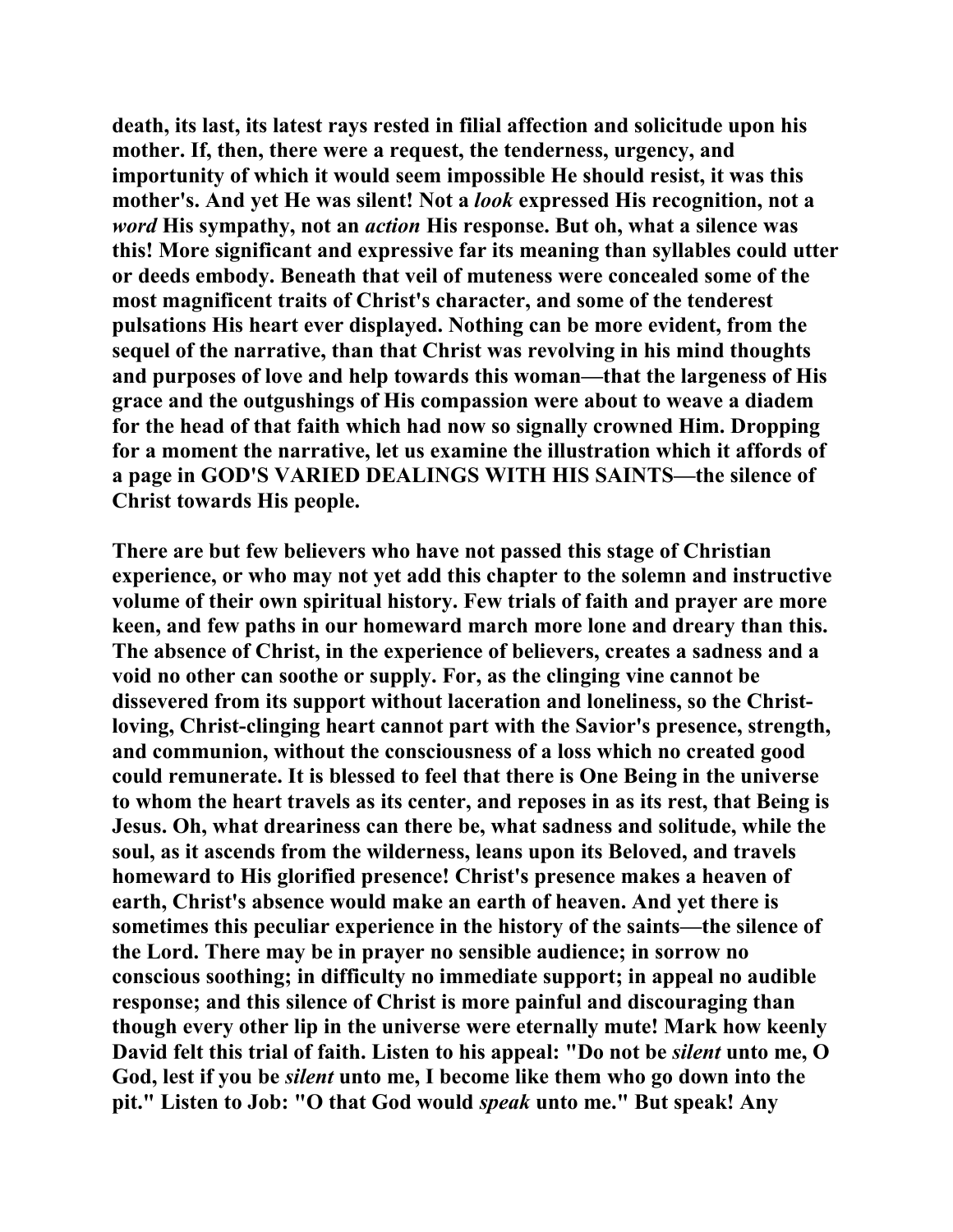**death, its last, its latest rays rested in filial affection and solicitude upon his mother. If, then, there were a request, the tenderness, urgency, and importunity of which it would seem impossible He should resist, it was this mother's. And yet He was silent! Not a *look* expressed His recognition, not a *word* His sympathy, not an *action* His response. But oh, what a silence was this! More significant and expressive far its meaning than syllables could utter or deeds embody. Beneath that veil of muteness were concealed some of the most magnificent traits of Christ's character, and some of the tenderest pulsations His heart ever displayed. Nothing can be more evident, from the sequel of the narrative, than that Christ was revolving in his mind thoughts and purposes of love and help towards this woman—that the largeness of His grace and the outgushings of His compassion were about to weave a diadem for the head of that faith which had now so signally crowned Him. Dropping for a moment the narrative, let us examine the illustration which it affords of a page in GOD'S VARIED DEALINGS WITH HIS SAINTS—the silence of Christ towards His people.**

**There are but few believers who have not passed this stage of Christian experience, or who may not yet add this chapter to the solemn and instructive volume of their own spiritual history. Few trials of faith and prayer are more keen, and few paths in our homeward march more lone and dreary than this. The absence of Christ, in the experience of believers, creates a sadness and a void no other can soothe or supply. For, as the clinging vine cannot be dissevered from its support without laceration and loneliness, so the Christ-loving, Christ-clinging heart cannot part with the Savior's presence, strength, and communion, without the consciousness of a loss which no created good could remunerate. It is blessed to feel that there is One Being in the universe to whom the heart travels as its center, and reposes in as its rest, that Being is Jesus. Oh, what dreariness can there be, what sadness and solitude, while the soul, as it ascends from the wilderness, leans upon its Beloved, and travels homeward to His glorified presence! Christ's presence makes a heaven of earth, Christ's absence would make an earth of heaven. And yet there is sometimes this peculiar experience in the history of the saints—the silence of the Lord. There may be in prayer no sensible audience; in sorrow no conscious soothing; in difficulty no immediate support; in appeal no audible response; and this silence of Christ is more painful and discouraging than though every other lip in the universe were eternally mute! Mark how keenly David felt this trial of faith. Listen to his appeal: "Do not be *silent* unto me, O God, lest if you be *silent* unto me, I become like them who go down into the pit." Listen to Job: "O that God would *speak* unto me." But speak! Any**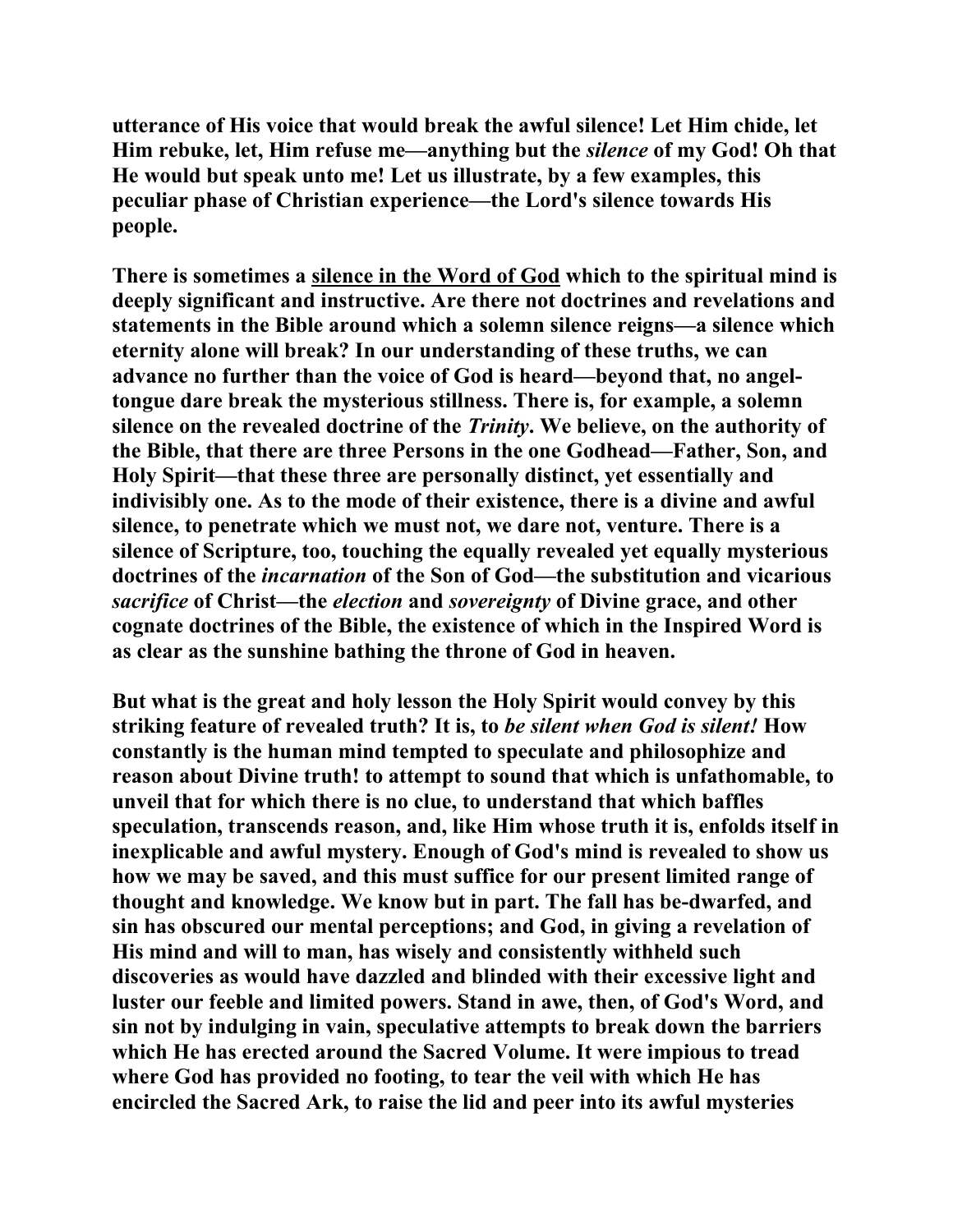**utterance of His voice that would break the awful silence! Let Him chide, let Him rebuke, let, Him refuse me—anything but the *silence* of my God! Oh that He would but speak unto me! Let us illustrate, by a few examples, this peculiar phase of Christian experience—the Lord's silence towards His people.**

**There is sometimes a <u>silence in the Word of God</u> which to the spiritual mind is deeply significant and instructive. Are there not doctrines and revelations and statements in the Bible around which a solemn silence reigns—a silence which eternity alone will break? In our understanding of these truths, we can advance no further than the voice of God is heard—beyond that, no angel-tongue dare break the mysterious stillness. There is, for example, a solemn silence on the revealed doctrine of the *Trinity*. We believe, on the authority of the Bible, that there are three Persons in the one Godhead—Father, Son, and Holy Spirit—that these three are personally distinct, yet essentially and indivisibly one. As to the mode of their existence, there is a divine and awful silence, to penetrate which we must not, we dare not, venture. There is a silence of Scripture, too, touching the equally revealed yet equally mysterious doctrines of the *incarnation* of the Son of God—the substitution and vicarious *sacrifice* of Christ—the *election* and *sovereignty* of Divine grace, and other cognate doctrines of the Bible, the existence of which in the Inspired Word is as clear as the sunshine bathing the throne of God in heaven.**

**But what is the great and holy lesson the Holy Spirit would convey by this striking feature of revealed truth? It is, to *be silent when God is silent!* How constantly is the human mind tempted to speculate and philosophize and reason about Divine truth! to attempt to sound that which is unfathomable, to unveil that for which there is no clue, to understand that which baffles speculation, transcends reason, and, like Him whose truth it is, enfolds itself in inexplicable and awful mystery. Enough of God's mind is revealed to show us how we may be saved, and this must suffice for our present limited range of thought and knowledge. We know but in part. The fall has be-dwarfed, and sin has obscured our mental perceptions; and God, in giving a revelation of His mind and will to man, has wisely and consistently withheld such discoveries as would have dazzled and blinded with their excessive light and luster our feeble and limited powers. Stand in awe, then, of God's Word, and sin not by indulging in vain, speculative attempts to break down the barriers which He has erected around the Sacred Volume. It were impious to tread where God has provided no footing, to tear the veil with which He has encircled the Sacred Ark, to raise the lid and peer into its awful mysteries**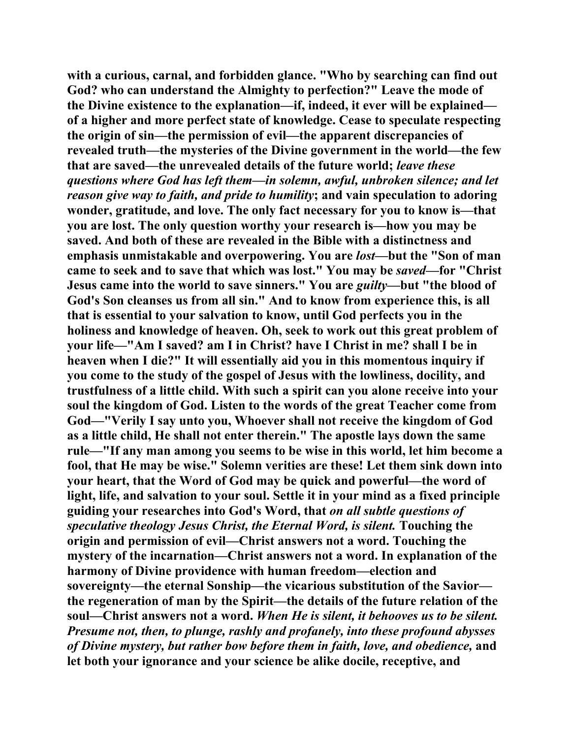**with a curious, carnal, and forbidden glance. "Who by searching can find out God? who can understand the Almighty to perfection?" Leave the mode of the Divine existence to the explanation—if, indeed, it ever will be explained—of a higher and more perfect state of knowledge. Cease to speculate respecting the origin of sin—the permission of evil—the apparent discrepancies of revealed truth—the mysteries of the Divine government in the world—the few that are saved—the unrevealed details of the future world; *leave these questions where God has left them—in solemn, awful, unbroken silence; and let reason give way to faith, and pride to humility*; and vain speculation to adoring wonder, gratitude, and love. The only fact necessary for you to know is—that you are lost. The only question worthy your research is—how you may be saved. And both of these are revealed in the Bible with a distinctness and emphasis unmistakable and overpowering. You are *lost*—but the "Son of man came to seek and to save that which was lost." You may be *saved*—for "Christ Jesus came into the world to save sinners." You are *guilty*—but "the blood of God's Son cleanses us from all sin." And to know from experience this, is all that is essential to your salvation to know, until God perfects you in the holiness and knowledge of heaven. Oh, seek to work out this great problem of your life—"Am I saved? am I in Christ? have I Christ in me? shall I be in heaven when I die?" It will essentially aid you in this momentous inquiry if you come to the study of the gospel of Jesus with the lowliness, docility, and trustfulness of a little child. With such a spirit can you alone receive into your soul the kingdom of God. Listen to the words of the great Teacher come from God—"Verily I say unto you, Whoever shall not receive the kingdom of God as a little child, He shall not enter therein." The apostle lays down the same rule—"If any man among you seems to be wise in this world, let him become a fool, that He may be wise." Solemn verities are these! Let them sink down into your heart, that the Word of God may be quick and powerful—the word of light, life, and salvation to your soul. Settle it in your mind as a fixed principle guiding your researches into God's Word, that *on all subtle questions of speculative theology Jesus Christ, the Eternal Word, is silent.* Touching the origin and permission of evil—Christ answers not a word. Touching the mystery of the incarnation—Christ answers not a word. In explanation of the harmony of Divine providence with human freedom—election and sovereignty—the eternal Sonship—the vicarious substitution of the Savior—the regeneration of man by the Spirit—the details of the future relation of the soul—Christ answers not a word. *When He is silent, it behooves us to be silent. Presume not, then, to plunge, rashly and profanely, into these profound abysses of Divine mystery, but rather bow before them in faith, love, and obedience,* and let both your ignorance and your science be alike docile, receptive, and**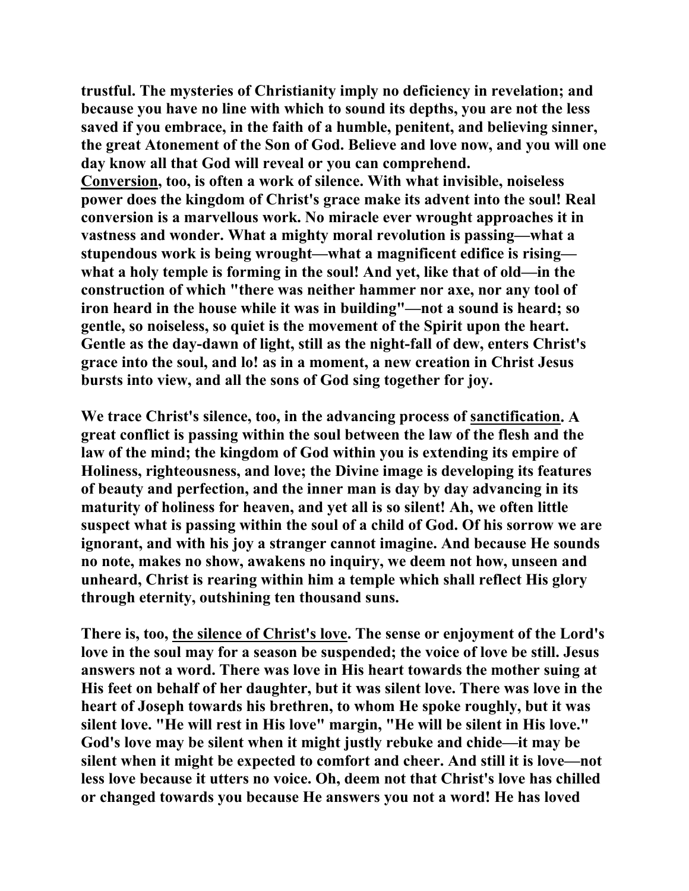**trustful. The mysteries of Christianity imply no deficiency in revelation; and because you have no line with which to sound its depths, you are not the less saved if you embrace, in the faith of a humble, penitent, and believing sinner, the great Atonement of the Son of God. Believe and love now, and you will one day know all that God will reveal or you can comprehend.**

**<u>Conversion</u>, too, is often a work of silence. With what invisible, noiseless power does the kingdom of Christ's grace make its advent into the soul! Real conversion is a marvellous work. No miracle ever wrought approaches it in vastness and wonder. What a mighty moral revolution is passing—what a stupendous work is being wrought—what a magnificent edifice is rising—what a holy temple is forming in the soul! And yet, like that of old—in the construction of which "there was neither hammer nor axe, nor any tool of iron heard in the house while it was in building"—not a sound is heard; so gentle, so noiseless, so quiet is the movement of the Spirit upon the heart. Gentle as the day-dawn of light, still as the night-fall of dew, enters Christ's grace into the soul, and lo! as in a moment, a new creation in Christ Jesus bursts into view, and all the sons of God sing together for joy.**

**We trace Christ's silence, too, in the advancing process of <u>sanctification</u>. A great conflict is passing within the soul between the law of the flesh and the law of the mind; the kingdom of God within you is extending its empire of Holiness, righteousness, and love; the Divine image is developing its features of beauty and perfection, and the inner man is day by day advancing in its maturity of holiness for heaven, and yet all is so silent! Ah, we often little suspect what is passing within the soul of a child of God. Of his sorrow we are ignorant, and with his joy a stranger cannot imagine. And because He sounds no note, makes no show, awakens no inquiry, we deem not how, unseen and unheard, Christ is rearing within him a temple which shall reflect His glory through eternity, outshining ten thousand suns.**

**There is, too, <u>the silence of Christ's love</u>. The sense or enjoyment of the Lord's love in the soul may for a season be suspended; the voice of love be still. Jesus answers not a word. There was love in His heart towards the mother suing at His feet on behalf of her daughter, but it was silent love. There was love in the heart of Joseph towards his brethren, to whom He spoke roughly, but it was silent love. "He will rest in His love" margin, "He will be silent in His love." God's love may be silent when it might justly rebuke and chide—it may be silent when it might be expected to comfort and cheer. And still it is love—not less love because it utters no voice. Oh, deem not that Christ's love has chilled or changed towards you because He answers you not a word! He has loved**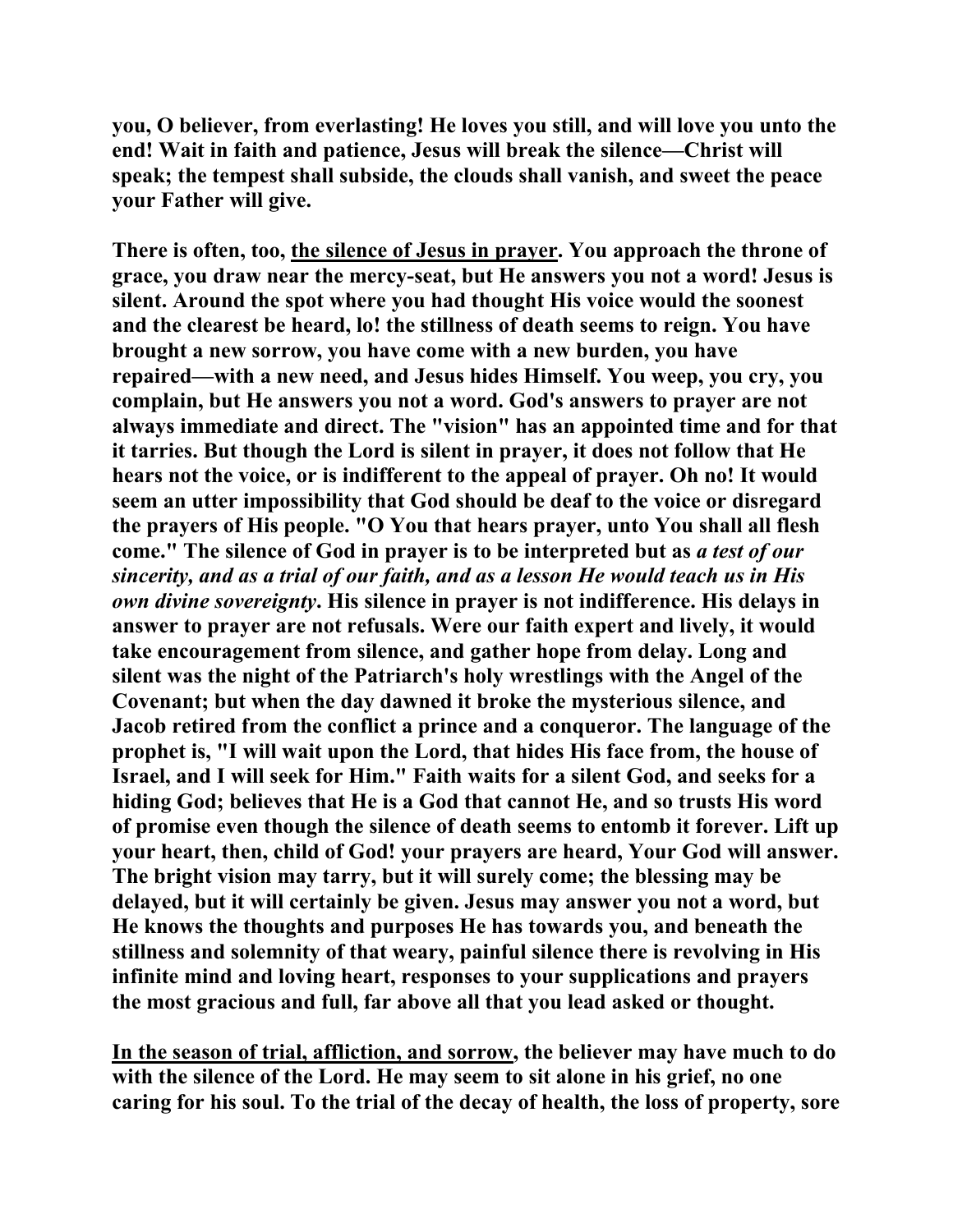**you, O believer, from everlasting! He loves you still, and will love you unto the end! Wait in faith and patience, Jesus will break the silence—Christ will speak; the tempest shall subside, the clouds shall vanish, and sweet the peace your Father will give.**

**There is often, too, <u>the silence of Jesus in prayer</u>. You approach the throne of grace, you draw near the mercy-seat, but He answers you not a word! Jesus is silent. Around the spot where you had thought His voice would the soonest and the clearest be heard, lo! the stillness of death seems to reign. You have brought a new sorrow, you have come with a new burden, you have repaired—with a new need, and Jesus hides Himself. You weep, you cry, you complain, but He answers you not a word. God's answers to prayer are not always immediate and direct. The "vision" has an appointed time and for that it tarries. But though the Lord is silent in prayer, it does not follow that He hears not the voice, or is indifferent to the appeal of prayer. Oh no! It would seem an utter impossibility that God should be deaf to the voice or disregard the prayers of His people. "O You that hears prayer, unto You shall all flesh come." The silence of God in prayer is to be interpreted but as *a test of our sincerity, and as a trial of our faith, and as a lesson He would teach us in His own divine sovereignty*. His silence in prayer is not indifference. His delays in answer to prayer are not refusals. Were our faith expert and lively, it would take encouragement from silence, and gather hope from delay. Long and silent was the night of the Patriarch's holy wrestlings with the Angel of the Covenant; but when the day dawned it broke the mysterious silence, and Jacob retired from the conflict a prince and a conqueror. The language of the prophet is, "I will wait upon the Lord, that hides His face from, the house of Israel, and I will seek for Him." Faith waits for a silent God, and seeks for a hiding God; believes that He is a God that cannot He, and so trusts His word of promise even though the silence of death seems to entomb it forever. Lift up your heart, then, child of God! your prayers are heard, Your God will answer. The bright vision may tarry, but it will surely come; the blessing may be delayed, but it will certainly be given. Jesus may answer you not a word, but He knows the thoughts and purposes He has towards you, and beneath the stillness and solemnity of that weary, painful silence there is revolving in His infinite mind and loving heart, responses to your supplications and prayers the most gracious and full, far above all that you lead asked or thought.**

**<u>In the season of trial, affliction, and sorrow</u>, the believer may have much to do with the silence of the Lord. He may seem to sit alone in his grief, no one caring for his soul. To the trial of the decay of health, the loss of property, sore**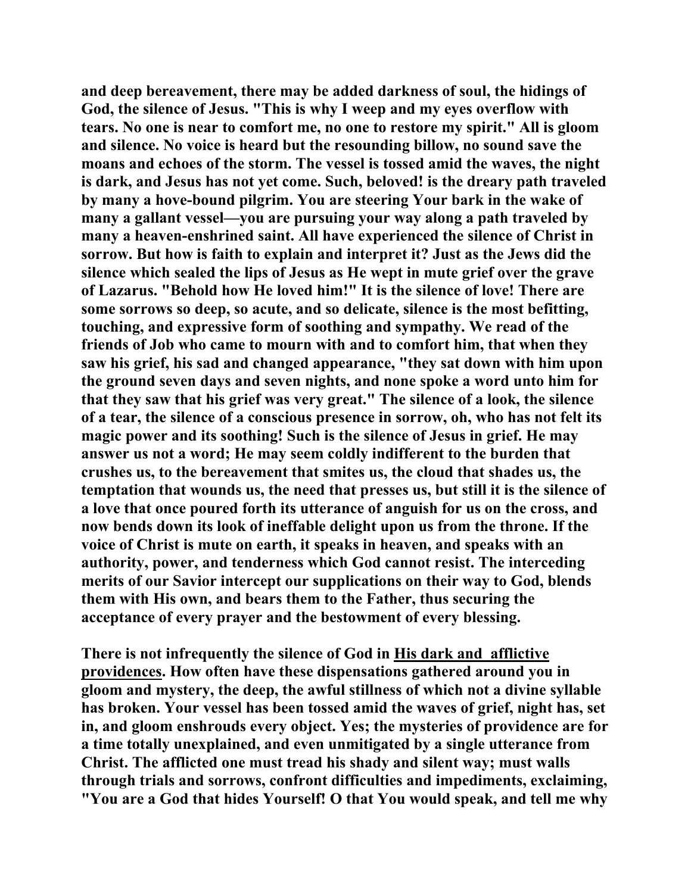**and deep bereavement, there may be added darkness of soul, the hidings of God, the silence of Jesus. "This is why I weep and my eyes overflow with tears. No one is near to comfort me, no one to restore my spirit." All is gloom and silence. No voice is heard but the resounding billow, no sound save the moans and echoes of the storm. The vessel is tossed amid the waves, the night is dark, and Jesus has not yet come. Such, beloved! is the dreary path traveled by many a hove-bound pilgrim. You are steering Your bark in the wake of many a gallant vessel—you are pursuing your way along a path traveled by many a heaven-enshrined saint. All have experienced the silence of Christ in sorrow. But how is faith to explain and interpret it? Just as the Jews did the silence which sealed the lips of Jesus as He wept in mute grief over the grave of Lazarus. "Behold how He loved him!" It is the silence of love! There are some sorrows so deep, so acute, and so delicate, silence is the most befitting, touching, and expressive form of soothing and sympathy. We read of the friends of Job who came to mourn with and to comfort him, that when they saw his grief, his sad and changed appearance, "they sat down with him upon the ground seven days and seven nights, and none spoke a word unto him for that they saw that his grief was very great." The silence of a look, the silence of a tear, the silence of a conscious presence in sorrow, oh, who has not felt its magic power and its soothing! Such is the silence of Jesus in grief. He may answer us not a word; He may seem coldly indifferent to the burden that crushes us, to the bereavement that smites us, the cloud that shades us, the temptation that wounds us, the need that presses us, but still it is the silence of a love that once poured forth its utterance of anguish for us on the cross, and now bends down its look of ineffable delight upon us from the throne. If the voice of Christ is mute on earth, it speaks in heaven, and speaks with an authority, power, and tenderness which God cannot resist. The interceding merits of our Savior intercept our supplications on their way to God, blends them with His own, and bears them to the Father, thus securing the acceptance of every prayer and the bestowment of every blessing.**

**There is not infrequently the silence of God in <u>His dark and afflictive providences</u>. How often have these dispensations gathered around you in gloom and mystery, the deep, the awful stillness of which not a divine syllable has broken. Your vessel has been tossed amid the waves of grief, night has, set in, and gloom enshrouds every object. Yes; the mysteries of providence are for a time totally unexplained, and even unmitigated by a single utterance from Christ. The afflicted one must tread his shady and silent way; must walls through trials and sorrows, confront difficulties and impediments, exclaiming, "You are a God that hides Yourself! O that You would speak, and tell me why**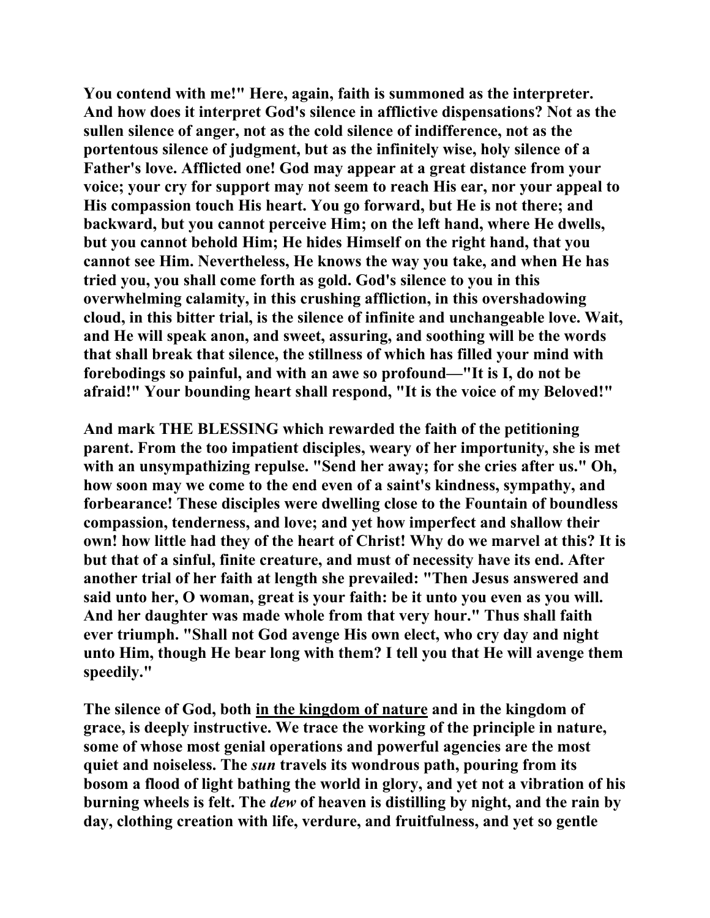**You contend with me!" Here, again, faith is summoned as the interpreter. And how does it interpret God's silence in afflictive dispensations? Not as the sullen silence of anger, not as the cold silence of indifference, not as the portentous silence of judgment, but as the infinitely wise, holy silence of a Father's love. Afflicted one! God may appear at a great distance from your voice; your cry for support may not seem to reach His ear, nor your appeal to His compassion touch His heart. You go forward, but He is not there; and backward, but you cannot perceive Him; on the left hand, where He dwells, but you cannot behold Him; He hides Himself on the right hand, that you cannot see Him. Nevertheless, He knows the way you take, and when He has tried you, you shall come forth as gold. God's silence to you in this overwhelming calamity, in this crushing affliction, in this overshadowing cloud, in this bitter trial, is the silence of infinite and unchangeable love. Wait, and He will speak anon, and sweet, assuring, and soothing will be the words that shall break that silence, the stillness of which has filled your mind with forebodings so painful, and with an awe so profound—"It is I, do not be afraid!" Your bounding heart shall respond, "It is the voice of my Beloved!"**

**And mark THE BLESSING which rewarded the faith of the petitioning parent. From the too impatient disciples, weary of her importunity, she is met with an unsympathizing repulse. "Send her away; for she cries after us." Oh, how soon may we come to the end even of a saint's kindness, sympathy, and forbearance! These disciples were dwelling close to the Fountain of boundless compassion, tenderness, and love; and yet how imperfect and shallow their own! how little had they of the heart of Christ! Why do we marvel at this? It is but that of a sinful, finite creature, and must of necessity have its end. After another trial of her faith at length she prevailed: "Then Jesus answered and said unto her, O woman, great is your faith: be it unto you even as you will. And her daughter was made whole from that very hour." Thus shall faith ever triumph. "Shall not God avenge His own elect, who cry day and night unto Him, though He bear long with them? I tell you that He will avenge them speedily."**

**The silence of God, both <u>in the kingdom of nature</u> and in the kingdom of grace, is deeply instructive. We trace the working of the principle in nature, some of whose most genial operations and powerful agencies are the most quiet and noiseless. The *sun* travels its wondrous path, pouring from its bosom a flood of light bathing the world in glory, and yet not a vibration of his burning wheels is felt. The *dew* of heaven is distilling by night, and the rain by day, clothing creation with life, verdure, and fruitfulness, and yet so gentle**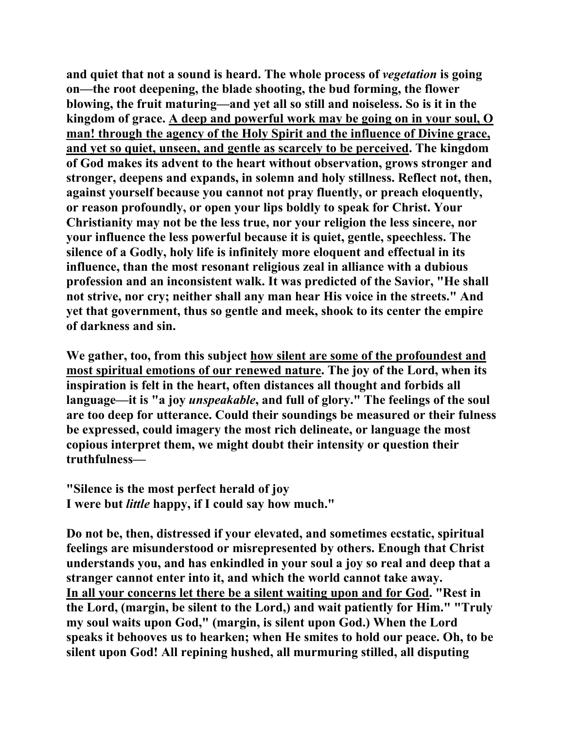**and quiet that not a sound is heard. The whole process of *vegetation* is going on—the root deepening, the blade shooting, the bud forming, the flower blowing, the fruit maturing—and yet all so still and noiseless. So is it in the kingdom of grace. <u>A deep and powerful work may be going on in your soul, O man! through the agency of the Holy Spirit and the influence of Divine grace, and yet so quiet, unseen, and gentle as scarcely to be perceived</u>. The kingdom of God makes its advent to the heart without observation, grows stronger and stronger, deepens and expands, in solemn and holy stillness. Reflect not, then, against yourself because you cannot not pray fluently, or preach eloquently, or reason profoundly, or open your lips boldly to speak for Christ. Your Christianity may not be the less true, nor your religion the less sincere, nor your influence the less powerful because it is quiet, gentle, speechless. The silence of a Godly, holy life is infinitely more eloquent and effectual in its influence, than the most resonant religious zeal in alliance with a dubious profession and an inconsistent walk. It was predicted of the Savior, "He shall not strive, nor cry; neither shall any man hear His voice in the streets." And yet that government, thus so gentle and meek, shook to its center the empire of darkness and sin.**

**We gather, too, from this subject <u>how silent are some of the profoundest and most spiritual emotions of our renewed nature</u>. The joy of the Lord, when its inspiration is felt in the heart, often distances all thought and forbids all language—it is "a joy *unspeakable*, and full of glory." The feelings of the soul are too deep for utterance. Could their soundings be measured or their fulness be expressed, could imagery the most rich delineate, or language the most copious interpret them, we might doubt their intensity or question their truthfulness—**

**"Silence is the most perfect herald of joy  
I were but *little* happy, if I could say how much."**

**Do not be, then, distressed if your elevated, and sometimes ecstatic, spiritual feelings are misunderstood or misrepresented by others. Enough that Christ understands you, and has enkindled in your soul a joy so real and deep that a stranger cannot enter into it, and which the world cannot take away.  
<u>In all your concerns let there be a silent waiting upon and for God</u>. "Rest in the Lord, (margin, be silent to the Lord,) and wait patiently for Him." "Truly my soul waits upon God," (margin, is silent upon God.) When the Lord speaks it behooves us to hearken; when He smites to hold our peace. Oh, to be silent upon God! All repining hushed, all murmuring stilled, all disputing**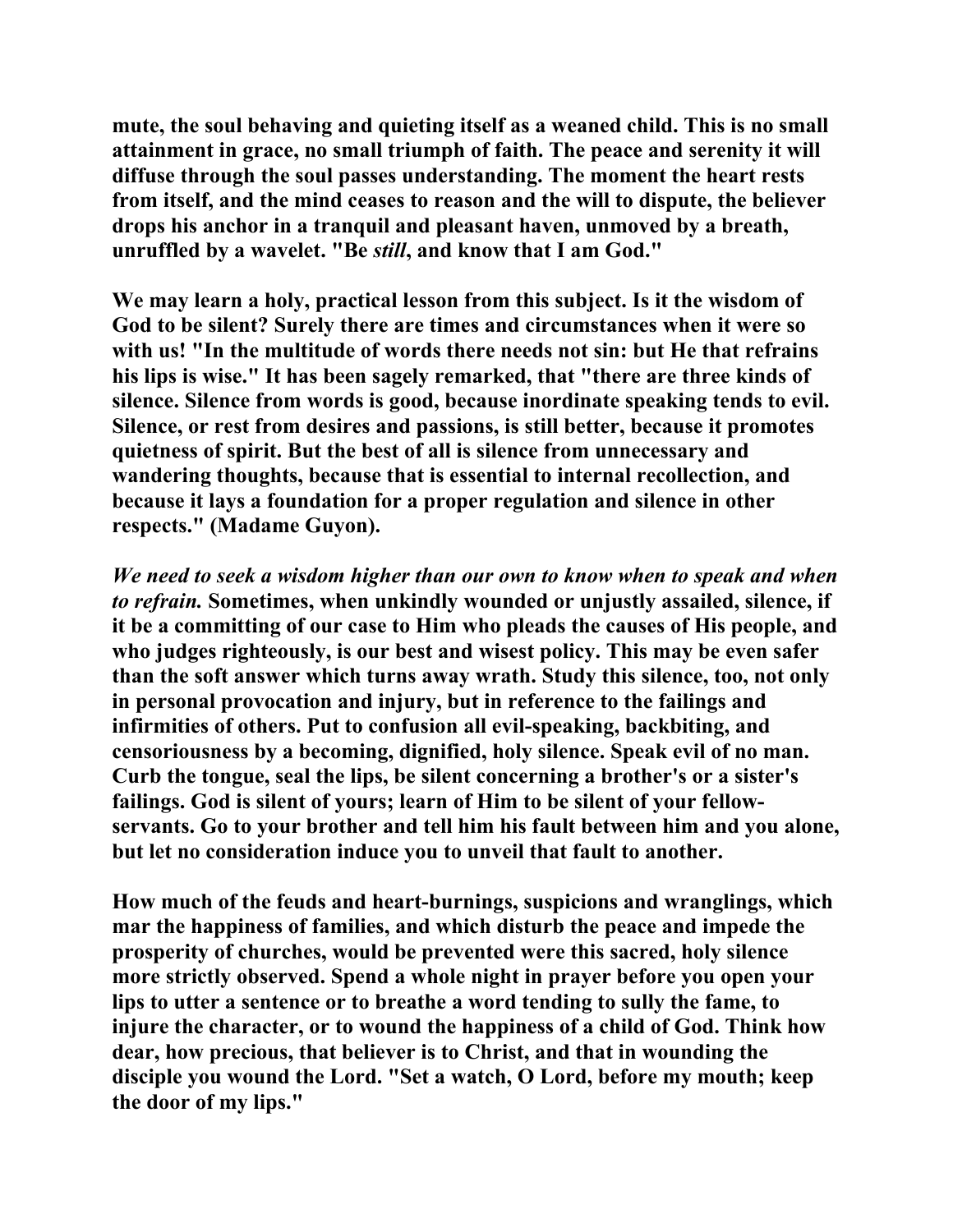mute, the soul behaving and quieting itself as a weaned child. This is no small attainment in grace, no small triumph of faith. The peace and serenity it will diffuse through the soul passes understanding. The moment the heart rests from itself, and the mind ceases to reason and the will to dispute, the believer drops his anchor in a tranquil and pleasant haven, unmoved by a breath, unruffled by a wavelet. "Be *still*, and know that I am God."

We may learn a holy, practical lesson from this subject. Is it the wisdom of God to be silent? Surely there are times and circumstances when it were so with us! "In the multitude of words there needs not sin: but He that refrains his lips is wise." It has been sagely remarked, that "there are three kinds of silence. Silence from words is good, because inordinate speaking tends to evil. Silence, or rest from desires and passions, is still better, because it promotes quietness of spirit. But the best of all is silence from unnecessary and wandering thoughts, because that is essential to internal recollection, and because it lays a foundation for a proper regulation and silence in other respects." (Madame Guyon).

*We need to seek a wisdom higher than our own to know when to speak and when to refrain.* Sometimes, when unkindly wounded or unjustly assailed, silence, if it be a committing of our case to Him who pleads the causes of His people, and who judges righteously, is our best and wisest policy. This may be even safer than the soft answer which turns away wrath. Study this silence, too, not only in personal provocation and injury, but in reference to the failings and infirmities of others. Put to confusion all evil-speaking, backbiting, and censoriousness by a becoming, dignified, holy silence. Speak evil of no man. Curb the tongue, seal the lips, be silent concerning a brother's or a sister's failings. God is silent of yours; learn of Him to be silent of your fellow-servants. Go to your brother and tell him his fault between him and you alone, but let no consideration induce you to unveil that fault to another.

How much of the feuds and heart-burnings, suspicions and wranglings, which mar the happiness of families, and which disturb the peace and impede the prosperity of churches, would be prevented were this sacred, holy silence more strictly observed. Spend a whole night in prayer before you open your lips to utter a sentence or to breathe a word tending to sully the fame, to injure the character, or to wound the happiness of a child of God. Think how dear, how precious, that believer is to Christ, and that in wounding the disciple you wound the Lord. "Set a watch, O Lord, before my mouth; keep the door of my lips."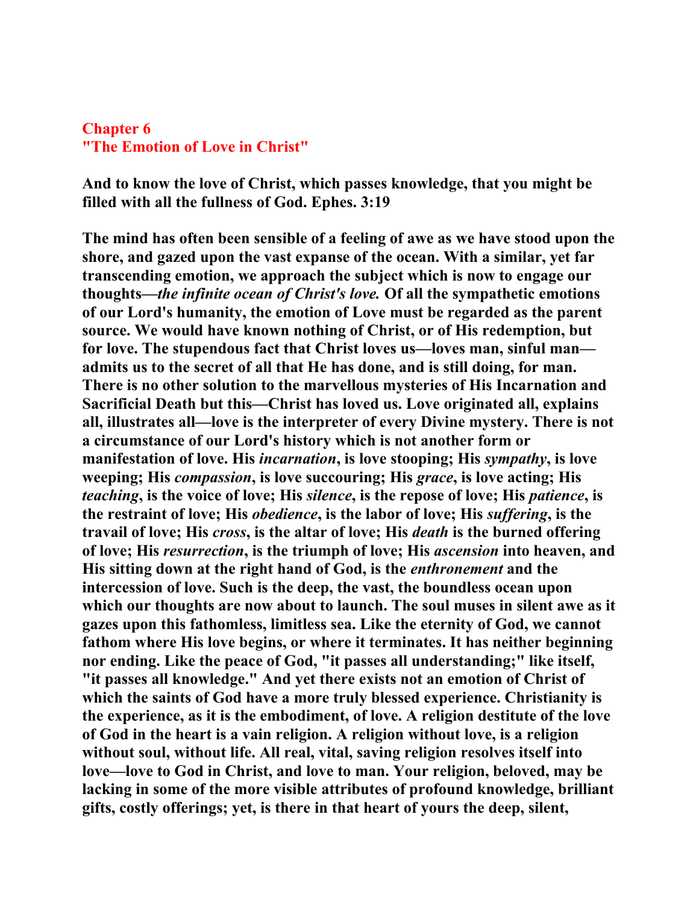## Chapter 6
## "The Emotion of Love in Christ"

**And to know the love of Christ, which passes knowledge, that you might be filled with all the fullness of God. Ephes. 3:19**

**The mind has often been sensible of a feeling of awe as we have stood upon the shore, and gazed upon the vast expanse of the ocean. With a similar, yet far transcending emotion, we approach the subject which is now to engage our thoughts—*the infinite ocean of Christ's love.* Of all the sympathetic emotions of our Lord's humanity, the emotion of Love must be regarded as the parent source. We would have known nothing of Christ, or of His redemption, but for love. The stupendous fact that Christ loves us—loves man, sinful man—admits us to the secret of all that He has done, and is still doing, for man. There is no other solution to the marvellous mysteries of His Incarnation and Sacrificial Death but this—Christ has loved us. Love originated all, explains all, illustrates all—love is the interpreter of every Divine mystery. There is not a circumstance of our Lord's history which is not another form or manifestation of love. His *incarnation*, is love stooping; His *sympathy*, is love weeping; His *compassion*, is love succouring; His *grace*, is love acting; His *teaching*, is the voice of love; His *silence*, is the repose of love; His *patience*, is the restraint of love; His *obedience*, is the labor of love; His *suffering*, is the travail of love; His *cross*, is the altar of love; His *death* is the burned offering of love; His *resurrection*, is the triumph of love; His *ascension* into heaven, and His sitting down at the right hand of God, is the *enthronement* and the intercession of love. Such is the deep, the vast, the boundless ocean upon which our thoughts are now about to launch. The soul muses in silent awe as it gazes upon this fathomless, limitless sea. Like the eternity of God, we cannot fathom where His love begins, or where it terminates. It has neither beginning nor ending. Like the peace of God, "it passes all understanding;" like itself, "it passes all knowledge." And yet there exists not an emotion of Christ of which the saints of God have a more truly blessed experience. Christianity is the experience, as it is the embodiment, of love. A religion destitute of the love of God in the heart is a vain religion. A religion without love, is a religion without soul, without life. All real, vital, saving religion resolves itself into love—love to God in Christ, and love to man. Your religion, beloved, may be lacking in some of the more visible attributes of profound knowledge, brilliant gifts, costly offerings; yet, is there in that heart of yours the deep, silent,**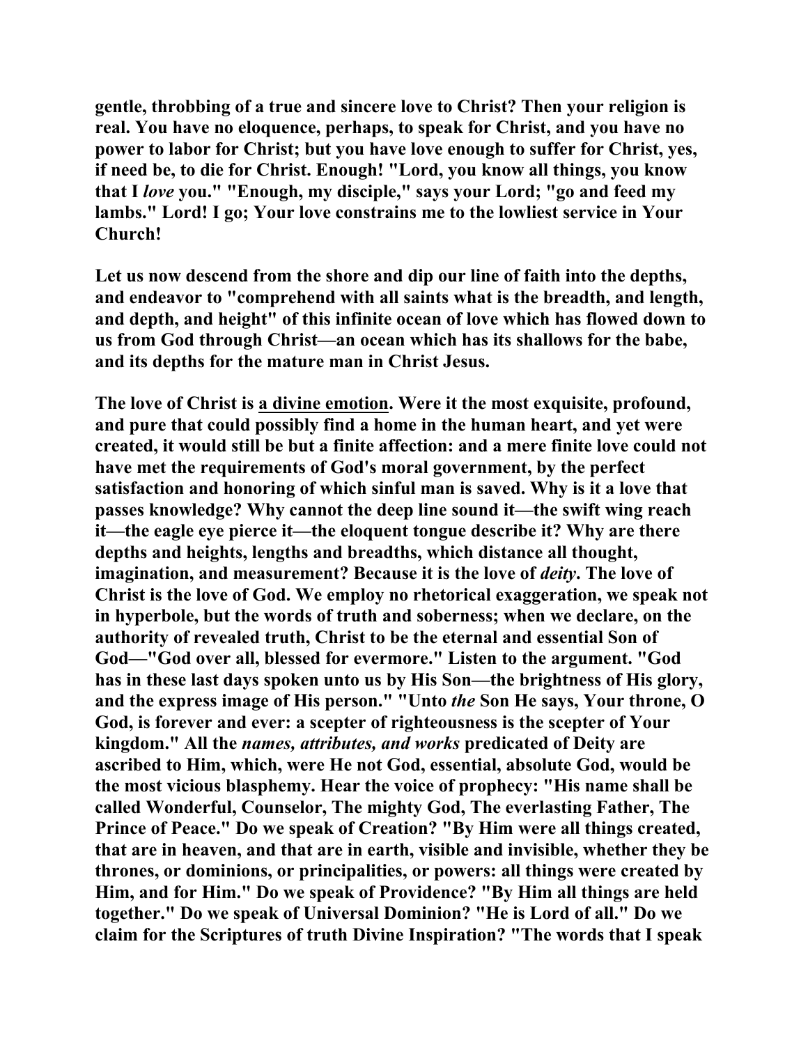gentle, throbbing of a true and sincere love to Christ? Then your religion is real. You have no eloquence, perhaps, to speak for Christ, and you have no power to labor for Christ; but you have love enough to suffer for Christ, yes, if need be, to die for Christ. Enough! "Lord, you know all things, you know that I *love* you." "Enough, my disciple," says your Lord; "go and feed my lambs." Lord! I go; Your love constrains me to the lowliest service in Your Church!

Let us now descend from the shore and dip our line of faith into the depths, and endeavor to "comprehend with all saints what is the breadth, and length, and depth, and height" of this infinite ocean of love which has flowed down to us from God through Christ—an ocean which has its shallows for the babe, and its depths for the mature man in Christ Jesus.

The love of Christ is a divine emotion. Were it the most exquisite, profound, and pure that could possibly find a home in the human heart, and yet were created, it would still be but a finite affection: and a mere finite love could not have met the requirements of God's moral government, by the perfect satisfaction and honoring of which sinful man is saved. Why is it a love that passes knowledge? Why cannot the deep line sound it—the swift wing reach it—the eagle eye pierce it—the eloquent tongue describe it? Why are there depths and heights, lengths and breadths, which distance all thought, imagination, and measurement? Because it is the love of *deity*. The love of Christ is the love of God. We employ no rhetorical exaggeration, we speak not in hyperbole, but the words of truth and soberness; when we declare, on the authority of revealed truth, Christ to be the eternal and essential Son of God—"God over all, blessed for evermore." Listen to the argument. "God has in these last days spoken unto us by His Son—the brightness of His glory, and the express image of His person." "Unto *the* Son He says, Your throne, O God, is forever and ever: a scepter of righteousness is the scepter of Your kingdom." All the *names, attributes, and works* predicated of Deity are ascribed to Him, which, were He not God, essential, absolute God, would be the most vicious blasphemy. Hear the voice of prophecy: "His name shall be called Wonderful, Counselor, The mighty God, The everlasting Father, The Prince of Peace." Do we speak of Creation? "By Him were all things created, that are in heaven, and that are in earth, visible and invisible, whether they be thrones, or dominions, or principalities, or powers: all things were created by Him, and for Him." Do we speak of Providence? "By Him all things are held together." Do we speak of Universal Dominion? "He is Lord of all." Do we claim for the Scriptures of truth Divine Inspiration? "The words that I speak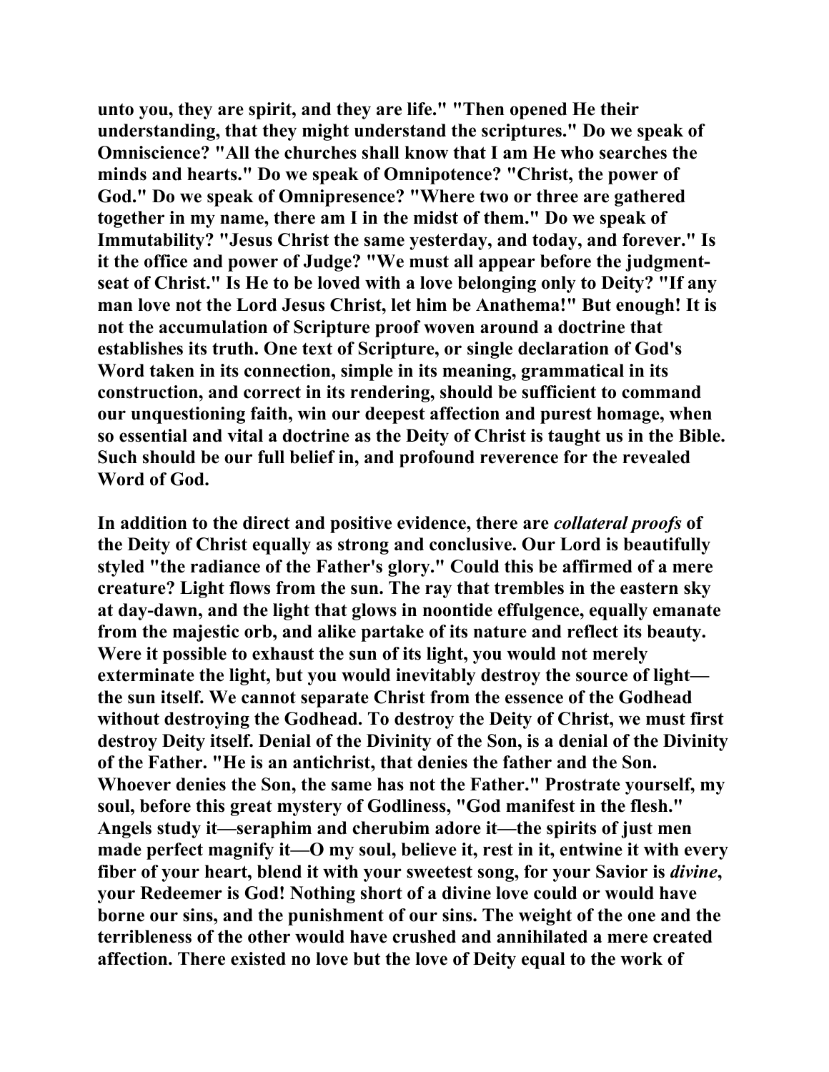unto you, they are spirit, and they are life." "Then opened He their understanding, that they might understand the scriptures." Do we speak of Omniscience? "All the churches shall know that I am He who searches the minds and hearts." Do we speak of Omnipotence? "Christ, the power of God." Do we speak of Omnipresence? "Where two or three are gathered together in my name, there am I in the midst of them." Do we speak of Immutability? "Jesus Christ the same yesterday, and today, and forever." Is it the office and power of Judge? "We must all appear before the judgment-seat of Christ." Is He to be loved with a love belonging only to Deity? "If any man love not the Lord Jesus Christ, let him be Anathema!" But enough! It is not the accumulation of Scripture proof woven around a doctrine that establishes its truth. One text of Scripture, or single declaration of God's Word taken in its connection, simple in its meaning, grammatical in its construction, and correct in its rendering, should be sufficient to command our unquestioning faith, win our deepest affection and purest homage, when so essential and vital a doctrine as the Deity of Christ is taught us in the Bible. Such should be our full belief in, and profound reverence for the revealed Word of God.

In addition to the direct and positive evidence, there are *collateral proofs* of the Deity of Christ equally as strong and conclusive. Our Lord is beautifully styled "the radiance of the Father's glory." Could this be affirmed of a mere creature? Light flows from the sun. The ray that trembles in the eastern sky at day-dawn, and the light that glows in noontide effulgence, equally emanate from the majestic orb, and alike partake of its nature and reflect its beauty. Were it possible to exhaust the sun of its light, you would not merely exterminate the light, but you would inevitably destroy the source of light—the sun itself. We cannot separate Christ from the essence of the Godhead without destroying the Godhead. To destroy the Deity of Christ, we must first destroy Deity itself. Denial of the Divinity of the Son, is a denial of the Divinity of the Father. "He is an antichrist, that denies the father and the Son. Whoever denies the Son, the same has not the Father." Prostrate yourself, my soul, before this great mystery of Godliness, "God manifest in the flesh." Angels study it—seraphim and cherubim adore it—the spirits of just men made perfect magnify it—O my soul, believe it, rest in it, entwine it with every fiber of your heart, blend it with your sweetest song, for your Savior is *divine*, your Redeemer is God! Nothing short of a divine love could or would have borne our sins, and the punishment of our sins. The weight of the one and the terribleness of the other would have crushed and annihilated a mere created affection. There existed no love but the love of Deity equal to the work of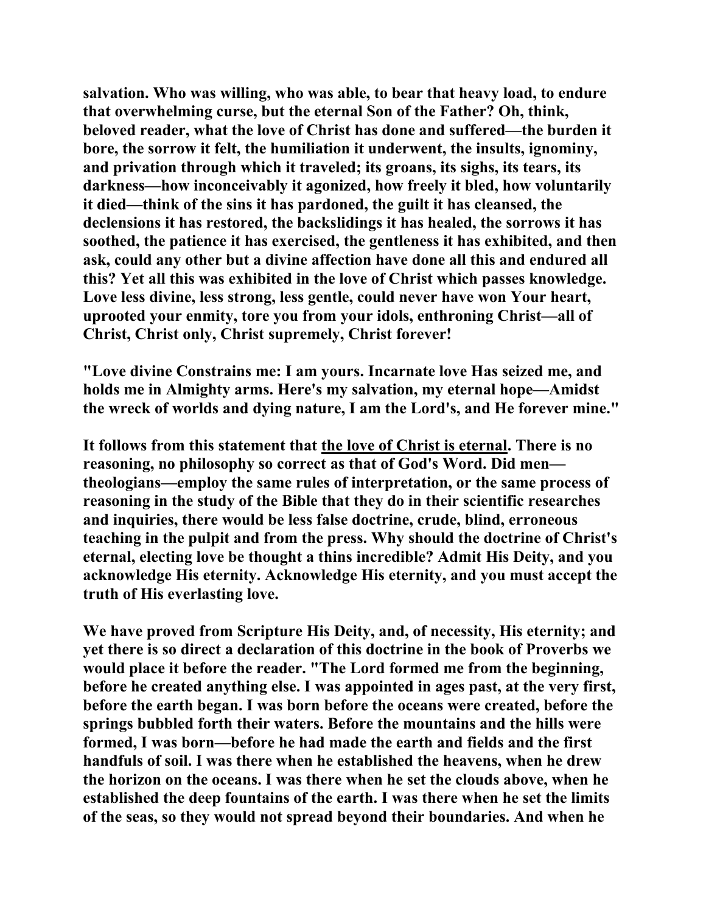**salvation. Who was willing, who was able, to bear that heavy load, to endure that overwhelming curse, but the eternal Son of the Father? Oh, think, beloved reader, what the love of Christ has done and suffered—the burden it bore, the sorrow it felt, the humiliation it underwent, the insults, ignominy, and privation through which it traveled; its groans, its sighs, its tears, its darkness—how inconceivably it agonized, how freely it bled, how voluntarily it died—think of the sins it has pardoned, the guilt it has cleansed, the declensions it has restored, the backslidings it has healed, the sorrows it has soothed, the patience it has exercised, the gentleness it has exhibited, and then ask, could any other but a divine affection have done all this and endured all this? Yet all this was exhibited in the love of Christ which passes knowledge. Love less divine, less strong, less gentle, could never have won Your heart, uprooted your enmity, tore you from your idols, enthroning Christ—all of Christ, Christ only, Christ supremely, Christ forever!**

**"Love divine Constrains me: I am yours. Incarnate love Has seized me, and holds me in Almighty arms. Here's my salvation, my eternal hope—Amidst the wreck of worlds and dying nature, I am the Lord's, and He forever mine."**

**It follows from this statement that <u>the love of Christ is eternal</u>. There is no reasoning, no philosophy so correct as that of God's Word. Did men—theologians—employ the same rules of interpretation, or the same process of reasoning in the study of the Bible that they do in their scientific researches and inquiries, there would be less false doctrine, crude, blind, erroneous teaching in the pulpit and from the press. Why should the doctrine of Christ's eternal, electing love be thought a thins incredible? Admit His Deity, and you acknowledge His eternity. Acknowledge His eternity, and you must accept the truth of His everlasting love.**

**We have proved from Scripture His Deity, and, of necessity, His eternity; and yet there is so direct a declaration of this doctrine in the book of Proverbs we would place it before the reader. "The Lord formed me from the beginning, before he created anything else. I was appointed in ages past, at the very first, before the earth began. I was born before the oceans were created, before the springs bubbled forth their waters. Before the mountains and the hills were formed, I was born—before he had made the earth and fields and the first handfuls of soil. I was there when he established the heavens, when he drew the horizon on the oceans. I was there when he set the clouds above, when he established the deep fountains of the earth. I was there when he set the limits of the seas, so they would not spread beyond their boundaries. And when he**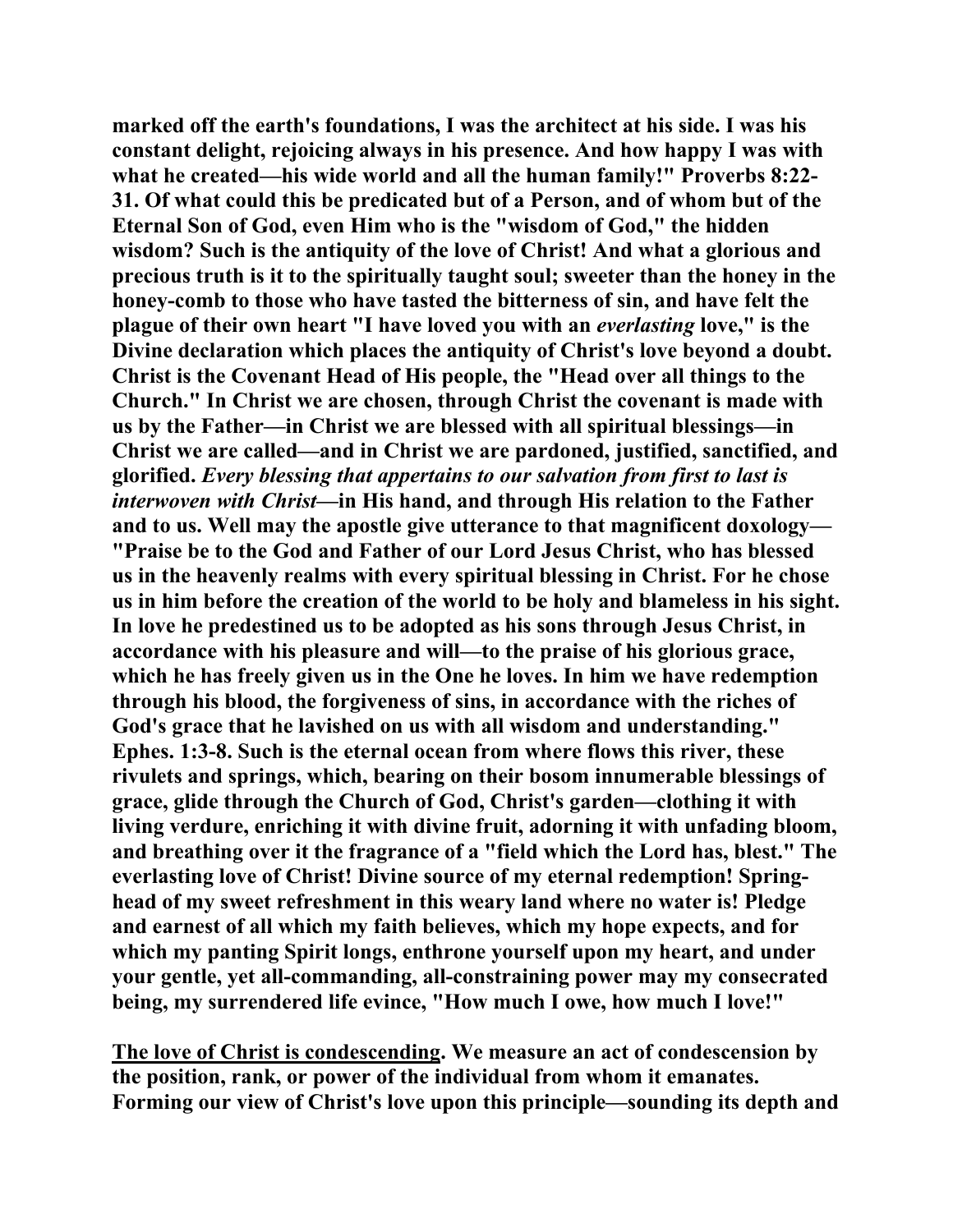**marked off the earth's foundations, I was the architect at his side. I was his constant delight, rejoicing always in his presence. And how happy I was with what he created—his wide world and all the human family!" Proverbs 8:22-31. Of what could this be predicated but of a Person, and of whom but of the Eternal Son of God, even Him who is the "wisdom of God," the hidden wisdom? Such is the antiquity of the love of Christ! And what a glorious and precious truth is it to the spiritually taught soul; sweeter than the honey in the honey-comb to those who have tasted the bitterness of sin, and have felt the plague of their own heart "I have loved you with an *everlasting* love," is the Divine declaration which places the antiquity of Christ's love beyond a doubt. Christ is the Covenant Head of His people, the "Head over all things to the Church." In Christ we are chosen, through Christ the covenant is made with us by the Father—in Christ we are blessed with all spiritual blessings—in Christ we are called—and in Christ we are pardoned, justified, sanctified, and glorified. *Every blessing that appertains to our salvation from first to last is interwoven with Christ*—in His hand, and through His relation to the Father and to us. Well may the apostle give utterance to that magnificent doxology—"Praise be to the God and Father of our Lord Jesus Christ, who has blessed us in the heavenly realms with every spiritual blessing in Christ. For he chose us in him before the creation of the world to be holy and blameless in his sight. In love he predestined us to be adopted as his sons through Jesus Christ, in accordance with his pleasure and will—to the praise of his glorious grace, which he has freely given us in the One he loves. In him we have redemption through his blood, the forgiveness of sins, in accordance with the riches of God's grace that he lavished on us with all wisdom and understanding." Ephes. 1:3-8. Such is the eternal ocean from where flows this river, these rivulets and springs, which, bearing on their bosom innumerable blessings of grace, glide through the Church of God, Christ's garden—clothing it with living verdure, enriching it with divine fruit, adorning it with unfading bloom, and breathing over it the fragrance of a "field which the Lord has, blest." The everlasting love of Christ! Divine source of my eternal redemption! Spring-head of my sweet refreshment in this weary land where no water is! Pledge and earnest of all which my faith believes, which my hope expects, and for which my panting Spirit longs, enthrone yourself upon my heart, and under your gentle, yet all-commanding, all-constraining power may my consecrated being, my surrendered life evince, "How much I owe, how much I love!"**

**<u>The love of Christ is condescending</u>. We measure an act of condescension by the position, rank, or power of the individual from whom it emanates. Forming our view of Christ's love upon this principle—sounding its depth and**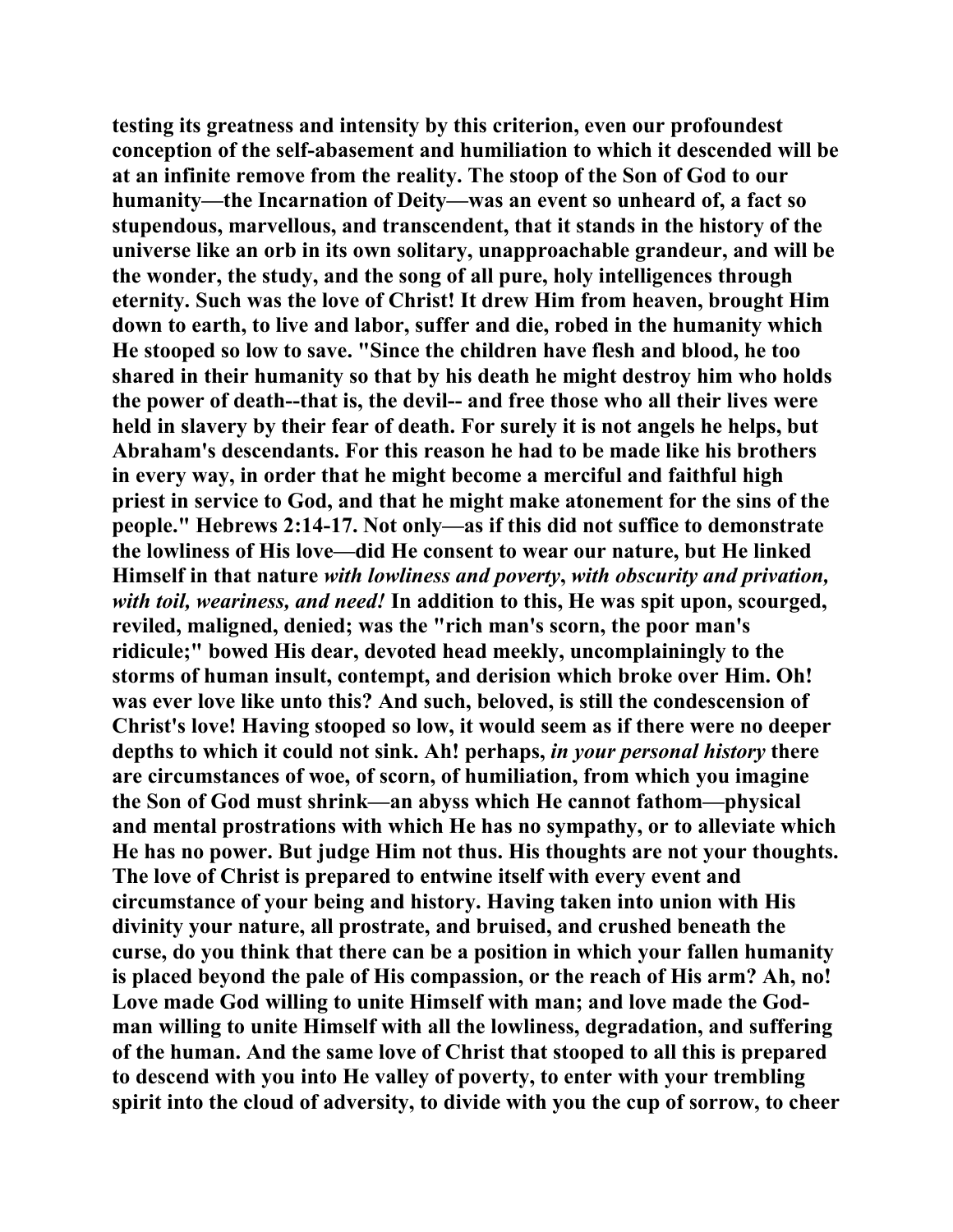testing its greatness and intensity by this criterion, even our profoundest conception of the self-abasement and humiliation to which it descended will be at an infinite remove from the reality. The stoop of the Son of God to our humanity—the Incarnation of Deity—was an event so unheard of, a fact so stupendous, marvellous, and transcendent, that it stands in the history of the universe like an orb in its own solitary, unapproachable grandeur, and will be the wonder, the study, and the song of all pure, holy intelligences through eternity. Such was the love of Christ! It drew Him from heaven, brought Him down to earth, to live and labor, suffer and die, robed in the humanity which He stooped so low to save. "Since the children have flesh and blood, he too shared in their humanity so that by his death he might destroy him who holds the power of death--that is, the devil-- and free those who all their lives were held in slavery by their fear of death. For surely it is not angels he helps, but Abraham's descendants. For this reason he had to be made like his brothers in every way, in order that he might become a merciful and faithful high priest in service to God, and that he might make atonement for the sins of the people." Hebrews 2:14-17. Not only—as if this did not suffice to demonstrate the lowliness of His love—did He consent to wear our nature, but He linked Himself in that nature *with lowliness and poverty, with obscurity and privation, with toil, weariness, and need!* In addition to this, He was spit upon, scourged, reviled, maligned, denied; was the "rich man's scorn, the poor man's ridicule;" bowed His dear, devoted head meekly, uncomplainingly to the storms of human insult, contempt, and derision which broke over Him. Oh! was ever love like unto this? And such, beloved, is still the condescension of Christ's love! Having stooped so low, it would seem as if there were no deeper depths to which it could not sink. Ah! perhaps, *in your personal history* there are circumstances of woe, of scorn, of humiliation, from which you imagine the Son of God must shrink—an abyss which He cannot fathom—physical and mental prostrations with which He has no sympathy, or to alleviate which He has no power. But judge Him not thus. His thoughts are not your thoughts. The love of Christ is prepared to entwine itself with every event and circumstance of your being and history. Having taken into union with His divinity your nature, all prostrate, and bruised, and crushed beneath the curse, do you think that there can be a position in which your fallen humanity is placed beyond the pale of His compassion, or the reach of His arm? Ah, no! Love made God willing to unite Himself with man; and love made the God-man willing to unite Himself with all the lowliness, degradation, and suffering of the human. And the same love of Christ that stooped to all this is prepared to descend with you into He valley of poverty, to enter with your trembling spirit into the cloud of adversity, to divide with you the cup of sorrow, to cheer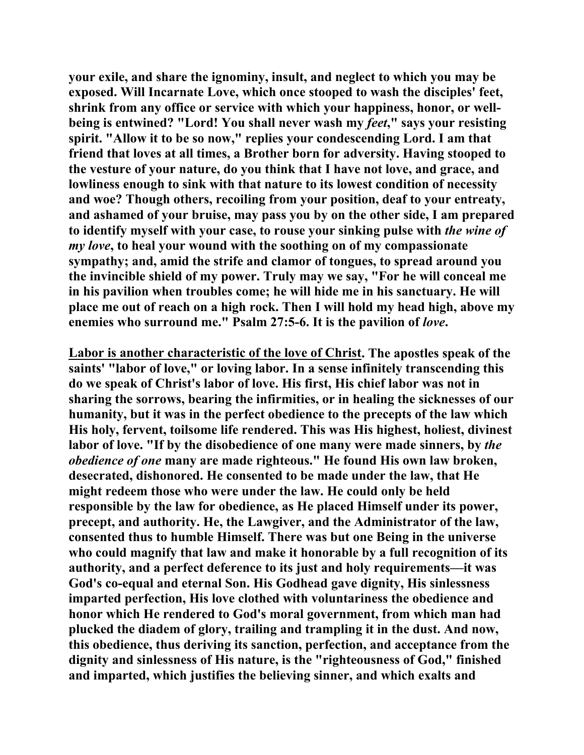your exile, and share the ignominy, insult, and neglect to which you may be exposed. Will Incarnate Love, which once stooped to wash the disciples' feet, shrink from any office or service with which your happiness, honor, or well-being is entwined? "Lord! You shall never wash my *feet*," says your resisting spirit. "Allow it to be so now," replies your condescending Lord. I am that friend that loves at all times, a Brother born for adversity. Having stooped to the vesture of your nature, do you think that I have not love, and grace, and lowliness enough to sink with that nature to its lowest condition of necessity and woe? Though others, recoiling from your position, deaf to your entreaty, and ashamed of your bruise, may pass you by on the other side, I am prepared to identify myself with your case, to rouse your sinking pulse with *the wine of my love*, to heal your wound with the soothing on of my compassionate sympathy; and, amid the strife and clamor of tongues, to spread around you the invincible shield of my power. Truly may we say, "For he will conceal me in his pavilion when troubles come; he will hide me in his sanctuary. He will place me out of reach on a high rock. Then I will hold my head high, above my enemies who surround me." Psalm 27:5-6. It is the pavilion of *love*.

Labor is another characteristic of the love of Christ. The apostles speak of the saints' "labor of love," or loving labor. In a sense infinitely transcending this do we speak of Christ's labor of love. His first, His chief labor was not in sharing the sorrows, bearing the infirmities, or in healing the sicknesses of our humanity, but it was in the perfect obedience to the precepts of the law which His holy, fervent, toilsome life rendered. This was His highest, holiest, divinest labor of love. "If by the disobedience of one many were made sinners, by *the obedience of one* many are made righteous." He found His own law broken, desecrated, dishonored. He consented to be made under the law, that He might redeem those who were under the law. He could only be held responsible by the law for obedience, as He placed Himself under its power, precept, and authority. He, the Lawgiver, and the Administrator of the law, consented thus to humble Himself. There was but one Being in the universe who could magnify that law and make it honorable by a full recognition of its authority, and a perfect deference to its just and holy requirements—it was God's co-equal and eternal Son. His Godhead gave dignity, His sinlessness imparted perfection, His love clothed with voluntariness the obedience and honor which He rendered to God's moral government, from which man had plucked the diadem of glory, trailing and trampling it in the dust. And now, this obedience, thus deriving its sanction, perfection, and acceptance from the dignity and sinlessness of His nature, is the "righteousness of God," finished and imparted, which justifies the believing sinner, and which exalts and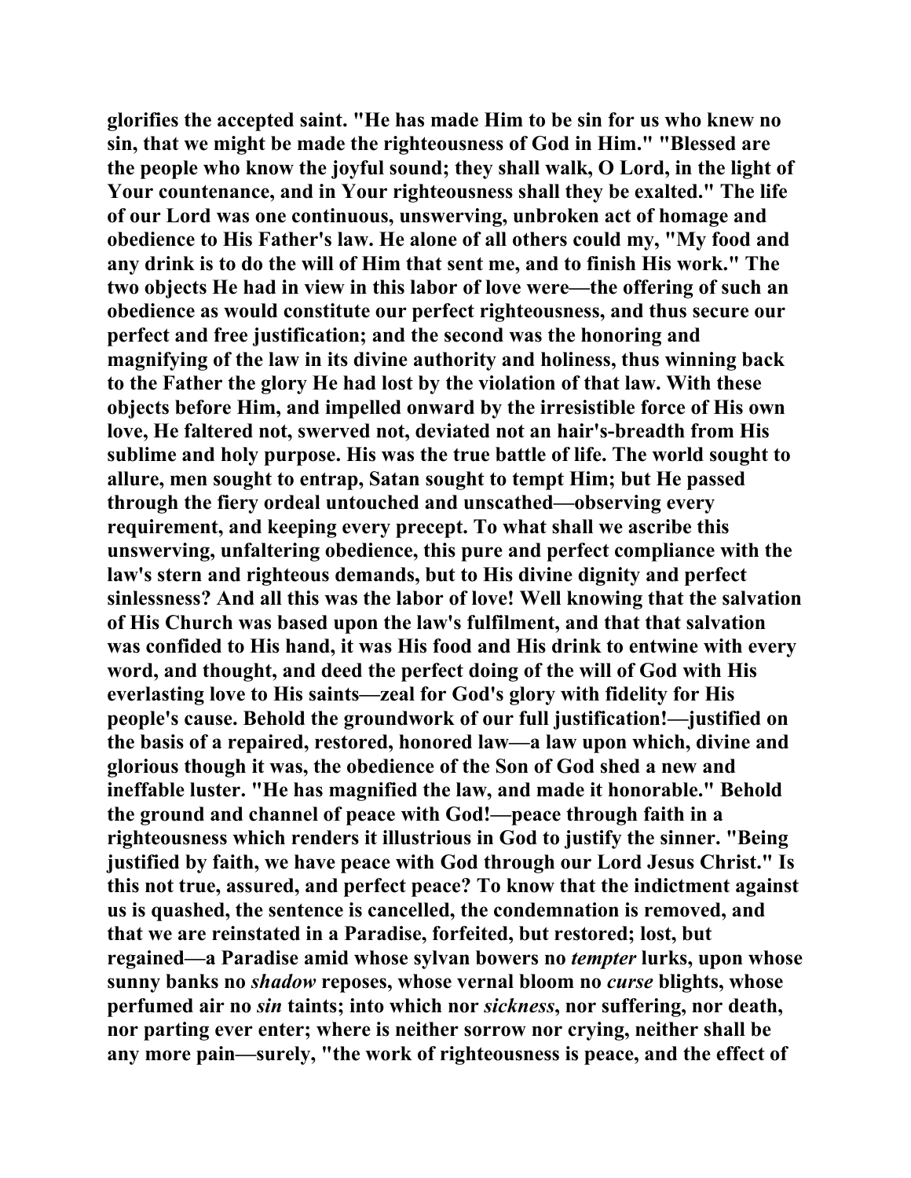**glorifies the accepted saint. "He has made Him to be sin for us who knew no sin, that we might be made the righteousness of God in Him." "Blessed are the people who know the joyful sound; they shall walk, O Lord, in the light of Your countenance, and in Your righteousness shall they be exalted." The life of our Lord was one continuous, unswerving, unbroken act of homage and obedience to His Father's law. He alone of all others could my, "My food and any drink is to do the will of Him that sent me, and to finish His work." The two objects He had in view in this labor of love were—the offering of such an obedience as would constitute our perfect righteousness, and thus secure our perfect and free justification; and the second was the honoring and magnifying of the law in its divine authority and holiness, thus winning back to the Father the glory He had lost by the violation of that law. With these objects before Him, and impelled onward by the irresistible force of His own love, He faltered not, swerved not, deviated not an hair's-breadth from His sublime and holy purpose. His was the true battle of life. The world sought to allure, men sought to entrap, Satan sought to tempt Him; but He passed through the fiery ordeal untouched and unscathed—observing every requirement, and keeping every precept. To what shall we ascribe this unswerving, unfaltering obedience, this pure and perfect compliance with the law's stern and righteous demands, but to His divine dignity and perfect sinlessness? And all this was the labor of love! Well knowing that the salvation of His Church was based upon the law's fulfilment, and that that salvation was confided to His hand, it was His food and His drink to entwine with every word, and thought, and deed the perfect doing of the will of God with His everlasting love to His saints—zeal for God's glory with fidelity for His people's cause. Behold the groundwork of our full justification!—justified on the basis of a repaired, restored, honored law—a law upon which, divine and glorious though it was, the obedience of the Son of God shed a new and ineffable luster. "He has magnified the law, and made it honorable." Behold the ground and channel of peace with God!—peace through faith in a righteousness which renders it illustrious in God to justify the sinner. "Being justified by faith, we have peace with God through our Lord Jesus Christ." Is this not true, assured, and perfect peace? To know that the indictment against us is quashed, the sentence is cancelled, the condemnation is removed, and that we are reinstated in a Paradise, forfeited, but restored; lost, but regained—a Paradise amid whose sylvan bowers no *tempter* lurks, upon whose sunny banks no *shadow* reposes, whose vernal bloom no *curse* blights, whose perfumed air no *sin* taints; into which nor *sickness*, nor suffering, nor death, nor parting ever enter; where is neither sorrow nor crying, neither shall be any more pain—surely, "the work of righteousness is peace, and the effect of**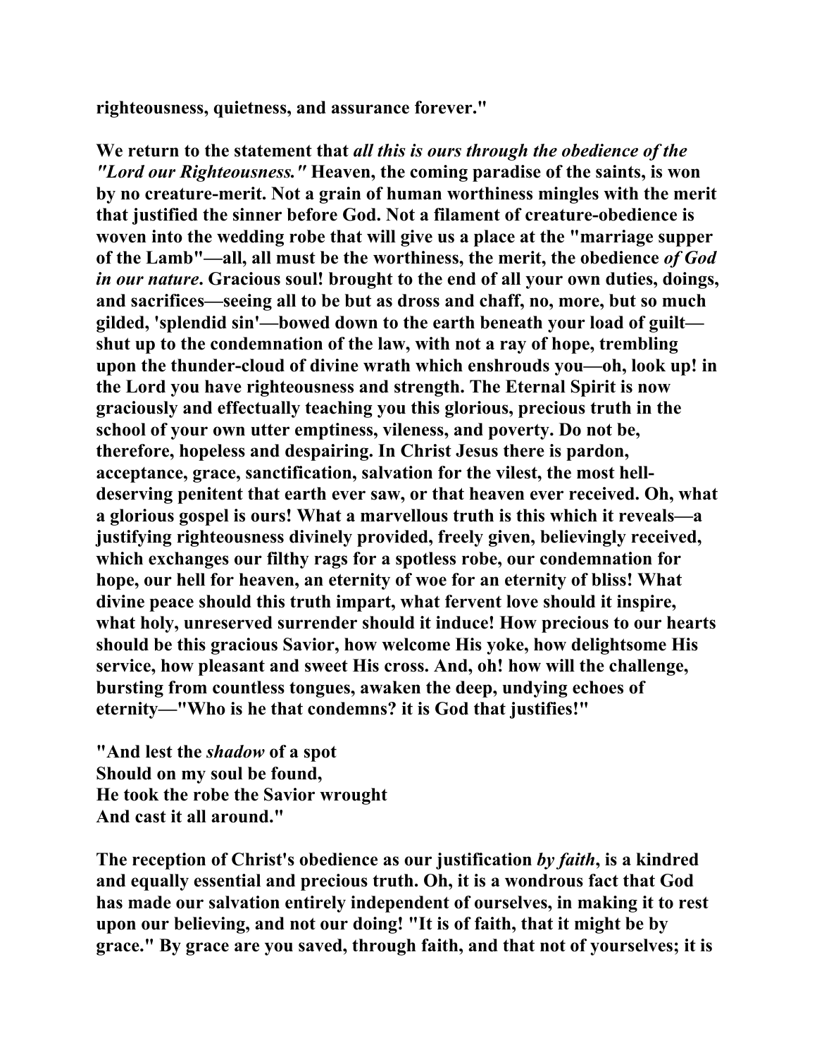**righteousness, quietness, and assurance forever."**

**We return to the statement that *all this is ours through the obedience of the "Lord our Righteousness."* Heaven, the coming paradise of the saints, is won by no creature-merit. Not a grain of human worthiness mingles with the merit that justified the sinner before God. Not a filament of creature-obedience is woven into the wedding robe that will give us a place at the "marriage supper of the Lamb"—all, all must be the worthiness, the merit, the obedience *of God in our nature*. Gracious soul! brought to the end of all your own duties, doings, and sacrifices—seeing all to be but as dross and chaff, no, more, but so much gilded, 'splendid sin'—bowed down to the earth beneath your load of guilt—shut up to the condemnation of the law, with not a ray of hope, trembling upon the thunder-cloud of divine wrath which enshrouds you—oh, look up! in the Lord you have righteousness and strength. The Eternal Spirit is now graciously and effectually teaching you this glorious, precious truth in the school of your own utter emptiness, vileness, and poverty. Do not be, therefore, hopeless and despairing. In Christ Jesus there is pardon, acceptance, grace, sanctification, salvation for the vilest, the most hell-deserving penitent that earth ever saw, or that heaven ever received. Oh, what a glorious gospel is ours! What a marvellous truth is this which it reveals—a justifying righteousness divinely provided, freely given, believingly received, which exchanges our filthy rags for a spotless robe, our condemnation for hope, our hell for heaven, an eternity of woe for an eternity of bliss! What divine peace should this truth impart, what fervent love should it inspire, what holy, unreserved surrender should it induce! How precious to our hearts should be this gracious Savior, how welcome His yoke, how delightsome His service, how pleasant and sweet His cross. And, oh! how will the challenge, bursting from countless tongues, awaken the deep, undying echoes of eternity—"Who is he that condemns? it is God that justifies!"**

**"And lest the *shadow* of a spot**
**Should on my soul be found,**
**He took the robe the Savior wrought**
**And cast it all around."**

**The reception of Christ's obedience as our justification *by faith*, is a kindred and equally essential and precious truth. Oh, it is a wondrous fact that God has made our salvation entirely independent of ourselves, in making it to rest upon our believing, and not our doing! "It is of faith, that it might be by grace." By grace are you saved, through faith, and that not of yourselves; it is**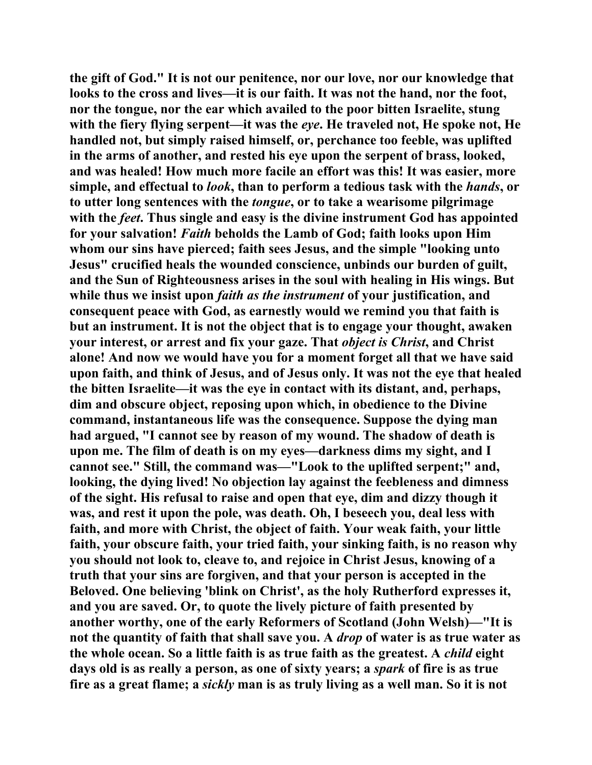the gift of God." It is not our penitence, nor our love, nor our knowledge that looks to the cross and lives—it is our faith. It was not the hand, nor the foot, nor the tongue, nor the ear which availed to the poor bitten Israelite, stung with the fiery flying serpent—it was the *eye*. He traveled not, He spoke not, He handled not, but simply raised himself, or, perchance too feeble, was uplifted in the arms of another, and rested his eye upon the serpent of brass, looked, and was healed! How much more facile an effort was this! It was easier, more simple, and effectual to *look*, than to perform a tedious task with the *hands*, or to utter long sentences with the *tongue*, or to take a wearisome pilgrimage with the *feet*. Thus single and easy is the divine instrument God has appointed for your salvation! *Faith* beholds the Lamb of God; faith looks upon Him whom our sins have pierced; faith sees Jesus, and the simple "looking unto Jesus" crucified heals the wounded conscience, unbinds our burden of guilt, and the Sun of Righteousness arises in the soul with healing in His wings. But while thus we insist upon *faith as the instrument* of your justification, and consequent peace with God, as earnestly would we remind you that faith is but an instrument. It is not the object that is to engage your thought, awaken your interest, or arrest and fix your gaze. That *object is Christ*, and Christ alone! And now we would have you for a moment forget all that we have said upon faith, and think of Jesus, and of Jesus only. It was not the eye that healed the bitten Israelite—it was the eye in contact with its distant, and, perhaps, dim and obscure object, reposing upon which, in obedience to the Divine command, instantaneous life was the consequence. Suppose the dying man had argued, "I cannot see by reason of my wound. The shadow of death is upon me. The film of death is on my eyes—darkness dims my sight, and I cannot see." Still, the command was—"Look to the uplifted serpent;" and, looking, the dying lived! No objection lay against the feebleness and dimness of the sight. His refusal to raise and open that eye, dim and dizzy though it was, and rest it upon the pole, was death. Oh, I beseech you, deal less with faith, and more with Christ, the object of faith. Your weak faith, your little faith, your obscure faith, your tried faith, your sinking faith, is no reason why you should not look to, cleave to, and rejoice in Christ Jesus, knowing of a truth that your sins are forgiven, and that your person is accepted in the Beloved. One believing 'blink on Christ', as the holy Rutherford expresses it, and you are saved. Or, to quote the lively picture of faith presented by another worthy, one of the early Reformers of Scotland (John Welsh)—"It is not the quantity of faith that shall save you. A *drop* of water is as true water as the whole ocean. So a little faith is as true faith as the greatest. A *child* eight days old is as really a person, as one of sixty years; a *spark* of fire is as true fire as a great flame; a *sickly* man is as truly living as a well man. So it is not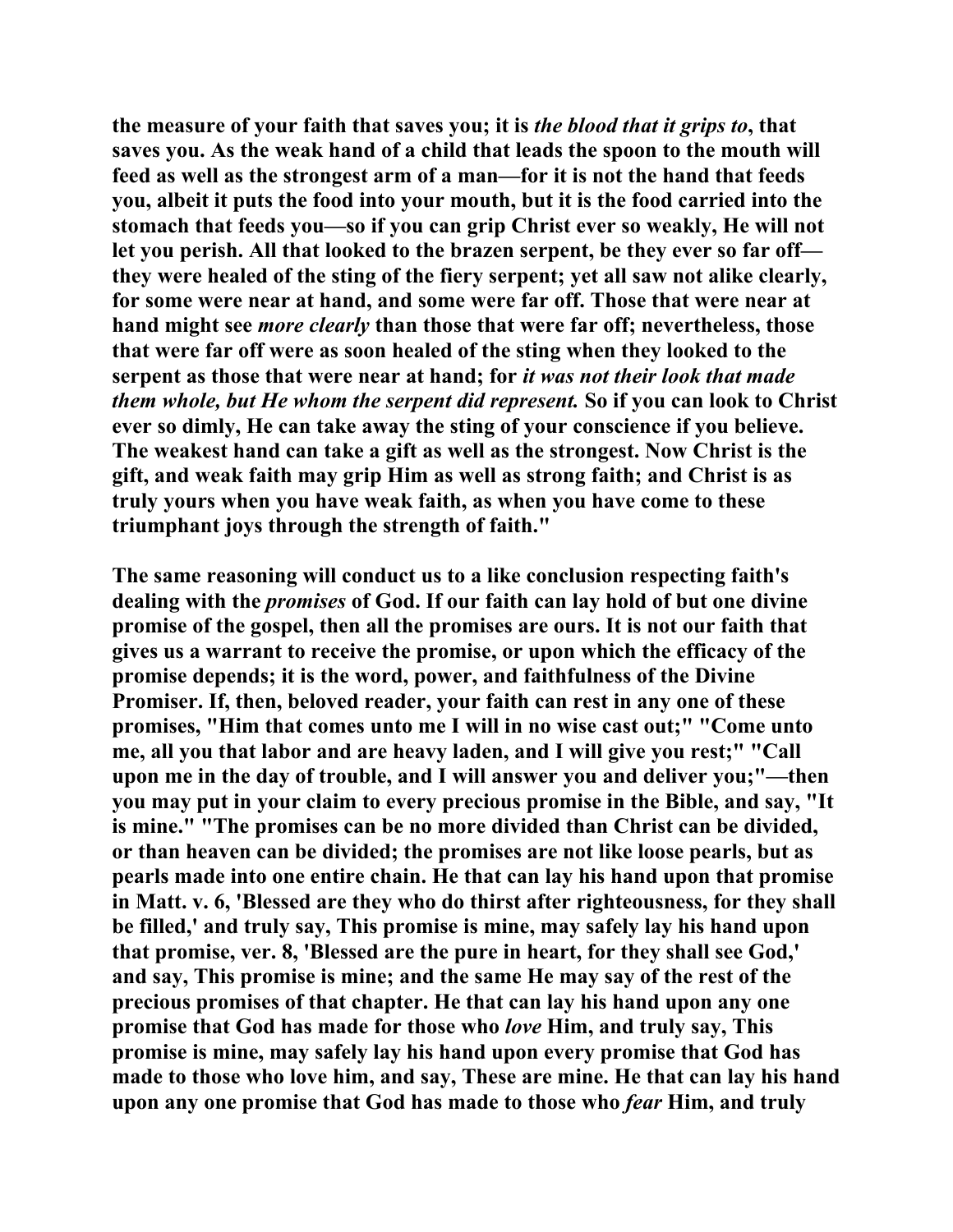the measure of your faith that saves you; it is *the blood that it grips to*, that saves you. As the weak hand of a child that leads the spoon to the mouth will feed as well as the strongest arm of a man—for it is not the hand that feeds you, albeit it puts the food into your mouth, but it is the food carried into the stomach that feeds you—so if you can grip Christ ever so weakly, He will not let you perish. All that looked to the brazen serpent, be they ever so far off—they were healed of the sting of the fiery serpent; yet all saw not alike clearly, for some were near at hand, and some were far off. Those that were near at hand might see *more clearly* than those that were far off; nevertheless, those that were far off were as soon healed of the sting when they looked to the serpent as those that were near at hand; for *it was not their look that made them whole, but He whom the serpent did represent.* So if you can look to Christ ever so dimly, He can take away the sting of your conscience if you believe. The weakest hand can take a gift as well as the strongest. Now Christ is the gift, and weak faith may grip Him as well as strong faith; and Christ is as truly yours when you have weak faith, as when you have come to these triumphant joys through the strength of faith."

The same reasoning will conduct us to a like conclusion respecting faith's dealing with the *promises* of God. If our faith can lay hold of but one divine promise of the gospel, then all the promises are ours. It is not our faith that gives us a warrant to receive the promise, or upon which the efficacy of the promise depends; it is the word, power, and faithfulness of the Divine Promiser. If, then, beloved reader, your faith can rest in any one of these promises, "Him that comes unto me I will in no wise cast out;" "Come unto me, all you that labor and are heavy laden, and I will give you rest;" "Call upon me in the day of trouble, and I will answer you and deliver you;"—then you may put in your claim to every precious promise in the Bible, and say, "It is mine." "The promises can be no more divided than Christ can be divided, or than heaven can be divided; the promises are not like loose pearls, but as pearls made into one entire chain. He that can lay his hand upon that promise in Matt. v. 6, 'Blessed are they who do thirst after righteousness, for they shall be filled,' and truly say, This promise is mine, may safely lay his hand upon that promise, ver. 8, 'Blessed are the pure in heart, for they shall see God,' and say, This promise is mine; and the same He may say of the rest of the precious promises of that chapter. He that can lay his hand upon any one promise that God has made for those who *love* Him, and truly say, This promise is mine, may safely lay his hand upon every promise that God has made to those who love him, and say, These are mine. He that can lay his hand upon any one promise that God has made to those who *fear* Him, and truly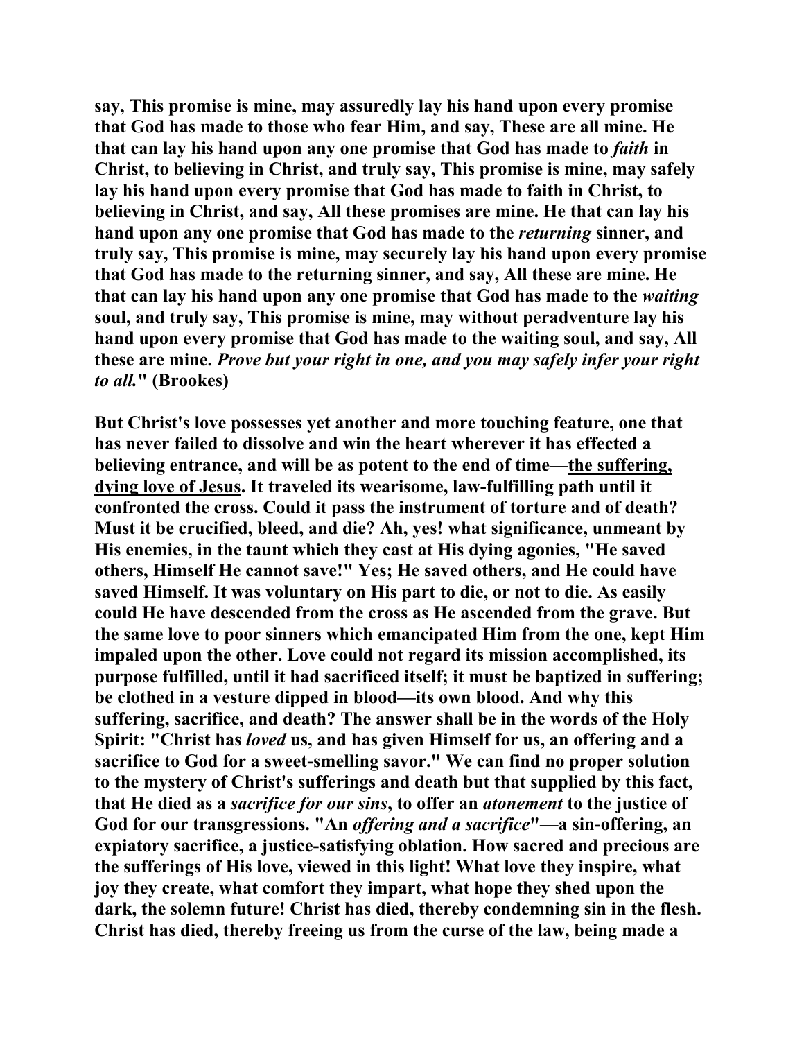say, This promise is mine, may assuredly lay his hand upon every promise that God has made to those who fear Him, and say, These are all mine. He that can lay his hand upon any one promise that God has made to *faith* in Christ, to believing in Christ, and truly say, This promise is mine, may safely lay his hand upon every promise that God has made to faith in Christ, to believing in Christ, and say, All these promises are mine. He that can lay his hand upon any one promise that God has made to the *returning* sinner, and truly say, This promise is mine, may securely lay his hand upon every promise that God has made to the returning sinner, and say, All these are mine. He that can lay his hand upon any one promise that God has made to the *waiting* soul, and truly say, This promise is mine, may without peradventure lay his hand upon every promise that God has made to the waiting soul, and say, All these are mine. *Prove but your right in one, and you may safely infer your right to all.*" (Brookes)

But Christ's love possesses yet another and more touching feature, one that has never failed to dissolve and win the heart wherever it has effected a believing entrance, and will be as potent to the end of time—<u>the suffering, dying love of Jesus</u>. It traveled its wearisome, law-fulfilling path until it confronted the cross. Could it pass the instrument of torture and of death? Must it be crucified, bleed, and die? Ah, yes! what significance, unmeant by His enemies, in the taunt which they cast at His dying agonies, "He saved others, Himself He cannot save!" Yes; He saved others, and He could have saved Himself. It was voluntary on His part to die, or not to die. As easily could He have descended from the cross as He ascended from the grave. But the same love to poor sinners which emancipated Him from the one, kept Him impaled upon the other. Love could not regard its mission accomplished, its purpose fulfilled, until it had sacrificed itself; it must be baptized in suffering; be clothed in a vesture dipped in blood—its own blood. And why this suffering, sacrifice, and death? The answer shall be in the words of the Holy Spirit: "Christ has *loved* us, and has given Himself for us, an offering and a sacrifice to God for a sweet-smelling savor." We can find no proper solution to the mystery of Christ's sufferings and death but that supplied by this fact, that He died as a *sacrifice for our sins*, to offer an *atonement* to the justice of God for our transgressions. "An *offering and a sacrifice*"—a sin-offering, an expiatory sacrifice, a justice-satisfying oblation. How sacred and precious are the sufferings of His love, viewed in this light! What love they inspire, what joy they create, what comfort they impart, what hope they shed upon the dark, the solemn future! Christ has died, thereby condemning sin in the flesh. Christ has died, thereby freeing us from the curse of the law, being made a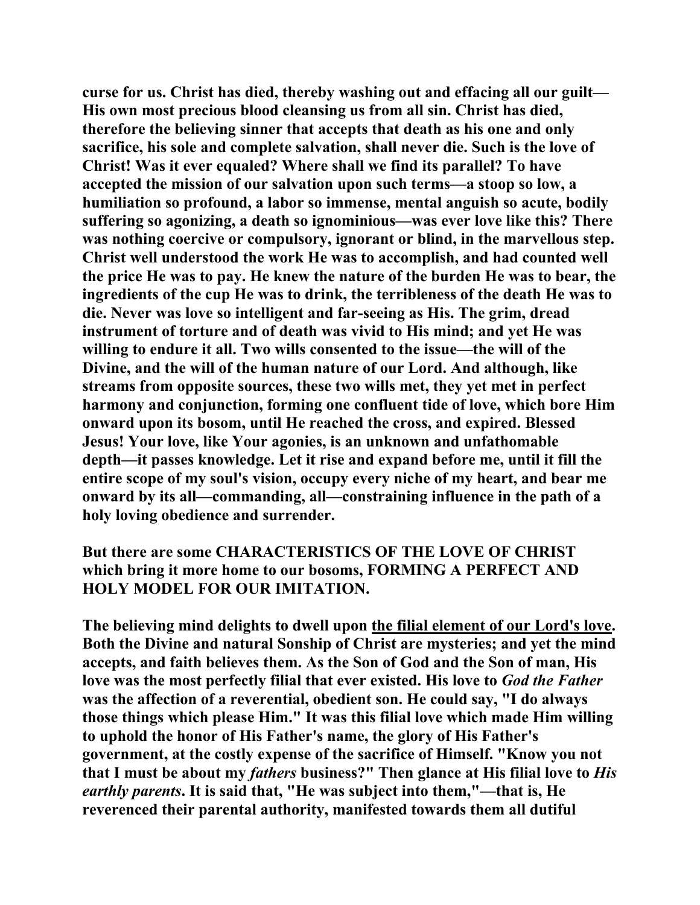**curse for us. Christ has died, thereby washing out and effacing all our guilt—His own most precious blood cleansing us from all sin. Christ has died, therefore the believing sinner that accepts that death as his one and only sacrifice, his sole and complete salvation, shall never die. Such is the love of Christ! Was it ever equaled? Where shall we find its parallel? To have accepted the mission of our salvation upon such terms—a stoop so low, a humiliation so profound, a labor so immense, mental anguish so acute, bodily suffering so agonizing, a death so ignominious—was ever love like this? There was nothing coercive or compulsory, ignorant or blind, in the marvellous step. Christ well understood the work He was to accomplish, and had counted well the price He was to pay. He knew the nature of the burden He was to bear, the ingredients of the cup He was to drink, the terribleness of the death He was to die. Never was love so intelligent and far-seeing as His. The grim, dread instrument of torture and of death was vivid to His mind; and yet He was willing to endure it all. Two wills consented to the issue—the will of the Divine, and the will of the human nature of our Lord. And although, like streams from opposite sources, these two wills met, they yet met in perfect harmony and conjunction, forming one confluent tide of love, which bore Him onward upon its bosom, until He reached the cross, and expired. Blessed Jesus! Your love, like Your agonies, is an unknown and unfathomable depth—it passes knowledge. Let it rise and expand before me, until it fill the entire scope of my soul's vision, occupy every niche of my heart, and bear me onward by its all—commanding, all—constraining influence in the path of a holy loving obedience and surrender.**

**But there are some CHARACTERISTICS OF THE LOVE OF CHRIST which bring it more home to our bosoms, FORMING A PERFECT AND HOLY MODEL FOR OUR IMITATION.**

**The believing mind delights to dwell upon <u>the filial element of our Lord's love</u>. Both the Divine and natural Sonship of Christ are mysteries; and yet the mind accepts, and faith believes them. As the Son of God and the Son of man, His love was the most perfectly filial that ever existed. His love to *God the Father* was the affection of a reverential, obedient son. He could say, "I do always those things which please Him." It was this filial love which made Him willing to uphold the honor of His Father's name, the glory of His Father's government, at the costly expense of the sacrifice of Himself. "Know you not that I must be about my *fathers* business?" Then glance at His filial love to *His earthly parents*. It is said that, "He was subject into them,"—that is, He reverenced their parental authority, manifested towards them all dutiful**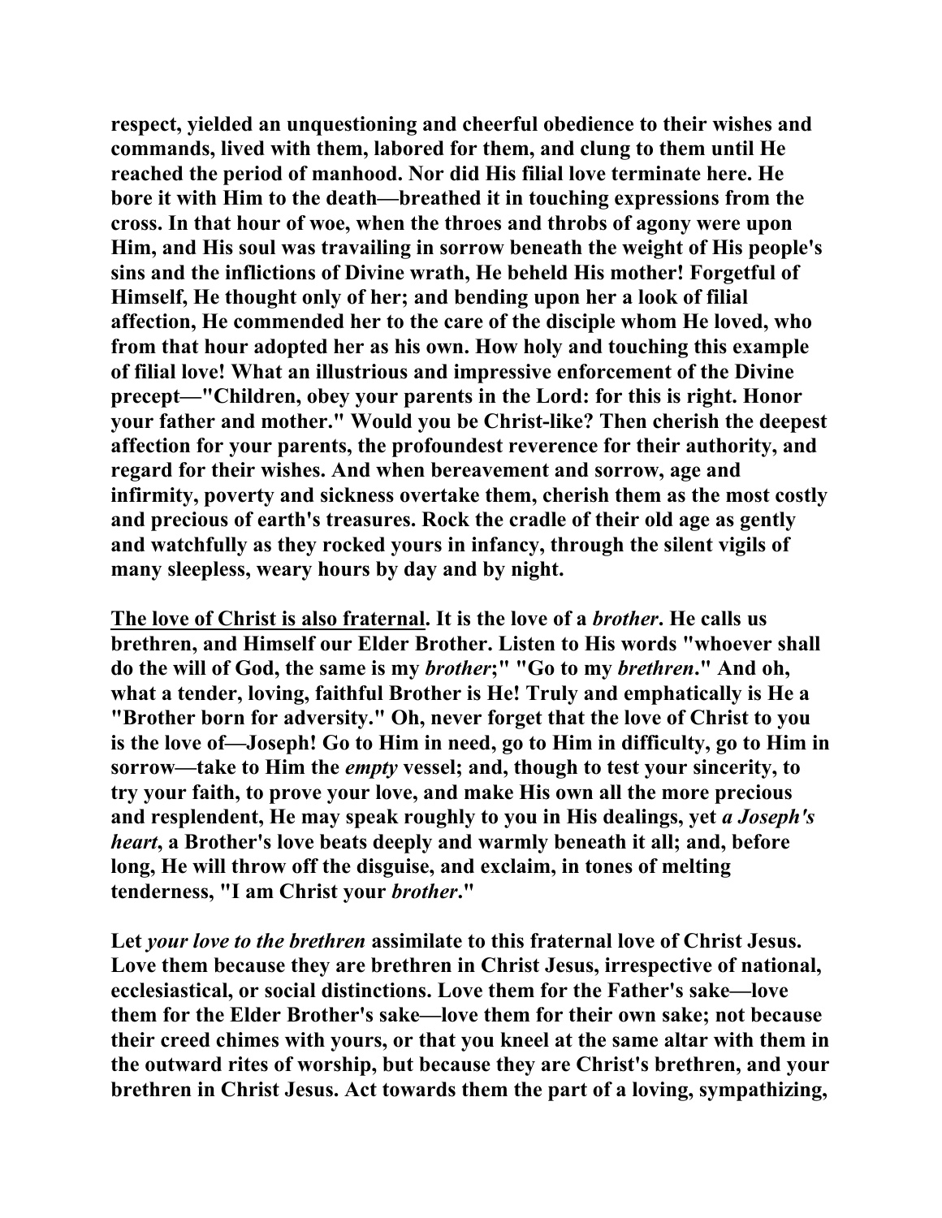respect, yielded an unquestioning and cheerful obedience to their wishes and commands, lived with them, labored for them, and clung to them until He reached the period of manhood. Nor did His filial love terminate here. He bore it with Him to the death—breathed it in touching expressions from the cross. In that hour of woe, when the throes and throbs of agony were upon Him, and His soul was travailing in sorrow beneath the weight of His people's sins and the inflictions of Divine wrath, He beheld His mother! Forgetful of Himself, He thought only of her; and bending upon her a look of filial affection, He commended her to the care of the disciple whom He loved, who from that hour adopted her as his own. How holy and touching this example of filial love! What an illustrious and impressive enforcement of the Divine precept—"Children, obey your parents in the Lord: for this is right. Honor your father and mother." Would you be Christ-like? Then cherish the deepest affection for your parents, the profoundest reverence for their authority, and regard for their wishes. And when bereavement and sorrow, age and infirmity, poverty and sickness overtake them, cherish them as the most costly and precious of earth's treasures. Rock the cradle of their old age as gently and watchfully as they rocked yours in infancy, through the silent vigils of many sleepless, weary hours by day and by night.

<u>The love of Christ is also fraternal</u>. It is the love of a *brother*. He calls us brethren, and Himself our Elder Brother. Listen to His words "whoever shall do the will of God, the same is my *brother*;" "Go to my *brethren*." And oh, what a tender, loving, faithful Brother is He! Truly and emphatically is He a "Brother born for adversity." Oh, never forget that the love of Christ to you is the love of—Joseph! Go to Him in need, go to Him in difficulty, go to Him in sorrow—take to Him the *empty* vessel; and, though to test your sincerity, to try your faith, to prove your love, and make His own all the more precious and resplendent, He may speak roughly to you in His dealings, yet *a Joseph's heart*, a Brother's love beats deeply and warmly beneath it all; and, before long, He will throw off the disguise, and exclaim, in tones of melting tenderness, "I am Christ your *brother*."

Let *your love to the brethren* assimilate to this fraternal love of Christ Jesus. Love them because they are brethren in Christ Jesus, irrespective of national, ecclesiastical, or social distinctions. Love them for the Father's sake—love them for the Elder Brother's sake—love them for their own sake; not because their creed chimes with yours, or that you kneel at the same altar with them in the outward rites of worship, but because they are Christ's brethren, and your brethren in Christ Jesus. Act towards them the part of a loving, sympathizing,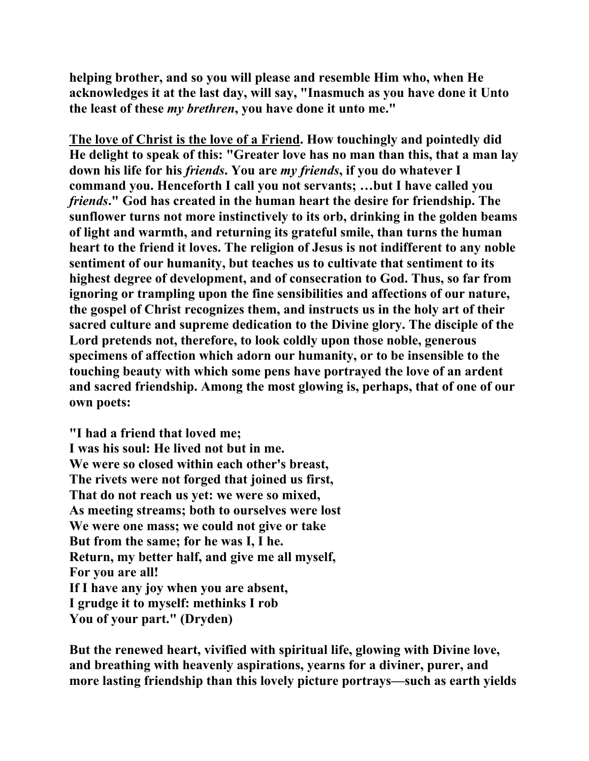**helping brother, and so you will please and resemble Him who, when He acknowledges it at the last day, will say, "Inasmuch as you have done it Unto the least of these *my brethren*, you have done it unto me."**

**<u>The love of Christ is the love of a Friend</u>. How touchingly and pointedly did He delight to speak of this: "Greater love has no man than this, that a man lay down his life for his *friends*. You are *my friends*, if you do whatever I command you. Henceforth I call you not servants; …but I have called you *friends*." God has created in the human heart the desire for friendship. The sunflower turns not more instinctively to its orb, drinking in the golden beams of light and warmth, and returning its grateful smile, than turns the human heart to the friend it loves. The religion of Jesus is not indifferent to any noble sentiment of our humanity, but teaches us to cultivate that sentiment to its highest degree of development, and of consecration to God. Thus, so far from ignoring or trampling upon the fine sensibilities and affections of our nature, the gospel of Christ recognizes them, and instructs us in the holy art of their sacred culture and supreme dedication to the Divine glory. The disciple of the Lord pretends not, therefore, to look coldly upon those noble, generous specimens of affection which adorn our humanity, or to be insensible to the touching beauty with which some pens have portrayed the love of an ardent and sacred friendship. Among the most glowing is, perhaps, that of one of our own poets:**

**"I had a friend that loved me;
I was his soul: He lived not but in me.
We were so closed within each other's breast,
The rivets were not forged that joined us first,
That do not reach us yet: we were so mixed,
As meeting streams; both to ourselves were lost
We were one mass; we could not give or take
But from the same; for he was I, I he.
Return, my better half, and give me all myself,
For you are all!
If I have any joy when you are absent,
I grudge it to myself: methinks I rob
You of your part." (Dryden)**

**But the renewed heart, vivified with spiritual life, glowing with Divine love, and breathing with heavenly aspirations, yearns for a diviner, purer, and more lasting friendship than this lovely picture portrays—such as earth yields**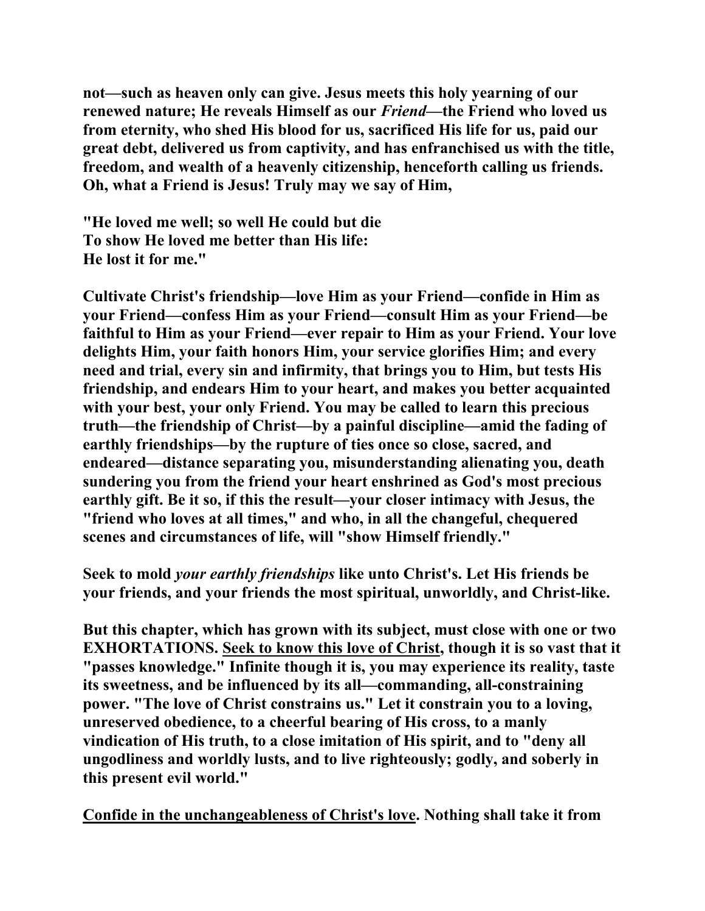**not—such as heaven only can give. Jesus meets this holy yearning of our renewed nature; He reveals Himself as our *Friend*—the Friend who loved us from eternity, who shed His blood for us, sacrificed His life for us, paid our great debt, delivered us from captivity, and has enfranchised us with the title, freedom, and wealth of a heavenly citizenship, henceforth calling us friends. Oh, what a Friend is Jesus! Truly may we say of Him,**

**"He loved me well; so well He could but die**
**To show He loved me better than His life:**
**He lost it for me."**

**Cultivate Christ's friendship—love Him as your Friend—confide in Him as your Friend—confess Him as your Friend—consult Him as your Friend—be faithful to Him as your Friend—ever repair to Him as your Friend. Your love delights Him, your faith honors Him, your service glorifies Him; and every need and trial, every sin and infirmity, that brings you to Him, but tests His friendship, and endears Him to your heart, and makes you better acquainted with your best, your only Friend. You may be called to learn this precious truth—the friendship of Christ—by a painful discipline—amid the fading of earthly friendships—by the rupture of ties once so close, sacred, and endeared—distance separating you, misunderstanding alienating you, death sundering you from the friend your heart enshrined as God's most precious earthly gift. Be it so, if this the result—your closer intimacy with Jesus, the "friend who loves at all times," and who, in all the changeful, chequered scenes and circumstances of life, will "show Himself friendly."**

**Seek to mold *your earthly friendships* like unto Christ's. Let His friends be your friends, and your friends the most spiritual, unworldly, and Christ-like.**

**But this chapter, which has grown with its subject, must close with one or two EXHORTATIONS. <u>Seek to know this love of Christ</u>, though it is so vast that it "passes knowledge." Infinite though it is, you may experience its reality, taste its sweetness, and be influenced by its all—commanding, all-constraining power. "The love of Christ constrains us." Let it constrain you to a loving, unreserved obedience, to a cheerful bearing of His cross, to a manly vindication of His truth, to a close imitation of His spirit, and to "deny all ungodliness and worldly lusts, and to live righteously; godly, and soberly in this present evil world."**

**<u>Confide in the unchangeableness of Christ's love</u>. Nothing shall take it from**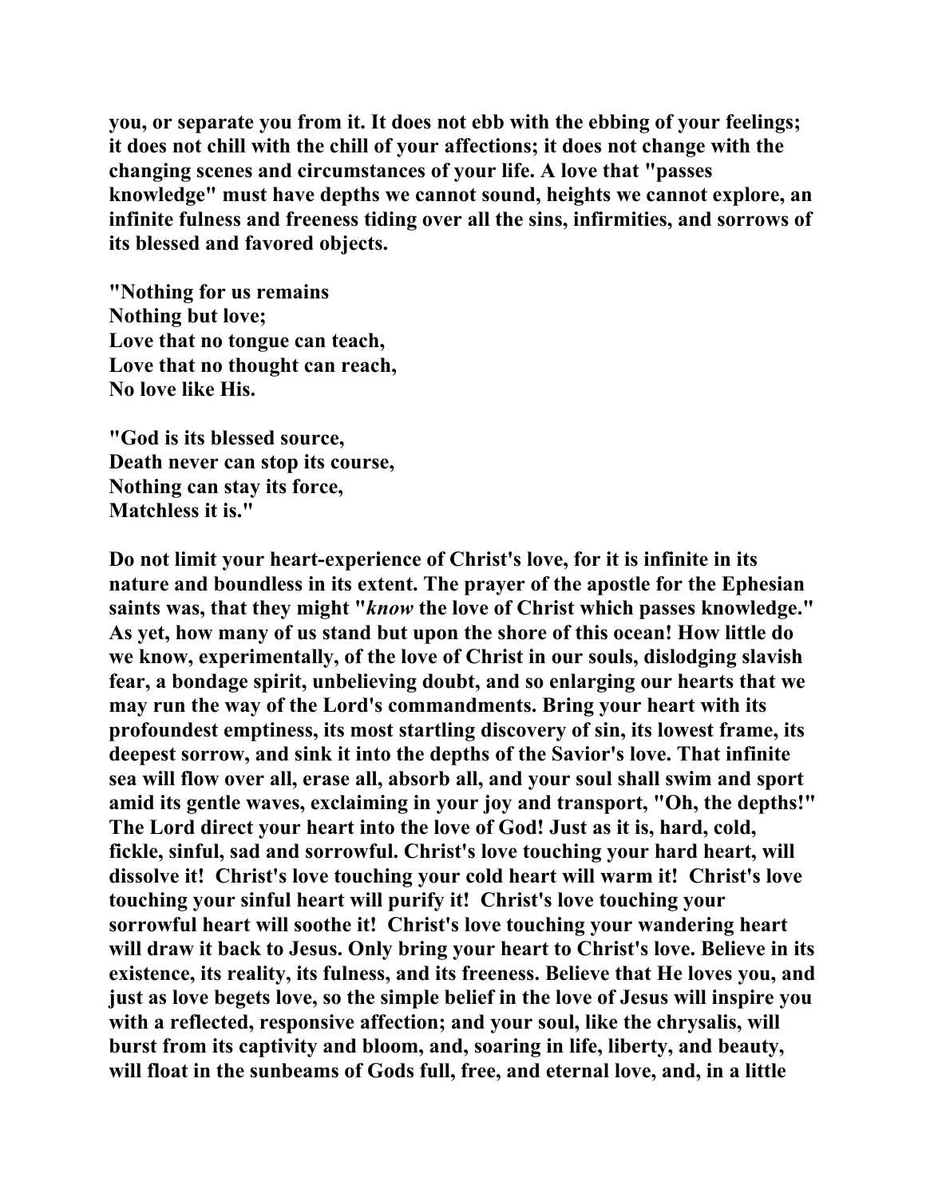**you, or separate you from it. It does not ebb with the ebbing of your feelings; it does not chill with the chill of your affections; it does not change with the changing scenes and circumstances of your life. A love that "passes knowledge" must have depths we cannot sound, heights we cannot explore, an infinite fulness and freeness tiding over all the sins, infirmities, and sorrows of its blessed and favored objects.**

**"Nothing for us remains**
**Nothing but love;**
**Love that no tongue can teach,**
**Love that no thought can reach,**
**No love like His.**

**"God is its blessed source,**
**Death never can stop its course,**
**Nothing can stay its force,**
**Matchless it is."**

**Do not limit your heart-experience of Christ's love, for it is infinite in its nature and boundless in its extent. The prayer of the apostle for the Ephesian saints was, that they might "*know* the love of Christ which passes knowledge." As yet, how many of us stand but upon the shore of this ocean! How little do we know, experimentally, of the love of Christ in our souls, dislodging slavish fear, a bondage spirit, unbelieving doubt, and so enlarging our hearts that we may run the way of the Lord's commandments. Bring your heart with its profoundest emptiness, its most startling discovery of sin, its lowest frame, its deepest sorrow, and sink it into the depths of the Savior's love. That infinite sea will flow over all, erase all, absorb all, and your soul shall swim and sport amid its gentle waves, exclaiming in your joy and transport, "Oh, the depths!" The Lord direct your heart into the love of God! Just as it is, hard, cold, fickle, sinful, sad and sorrowful. Christ's love touching your hard heart, will dissolve it! Christ's love touching your cold heart will warm it! Christ's love touching your sinful heart will purify it! Christ's love touching your sorrowful heart will soothe it! Christ's love touching your wandering heart will draw it back to Jesus. Only bring your heart to Christ's love. Believe in its existence, its reality, its fulness, and its freeness. Believe that He loves you, and just as love begets love, so the simple belief in the love of Jesus will inspire you with a reflected, responsive affection; and your soul, like the chrysalis, will burst from its captivity and bloom, and, soaring in life, liberty, and beauty, will float in the sunbeams of Gods full, free, and eternal love, and, in a little**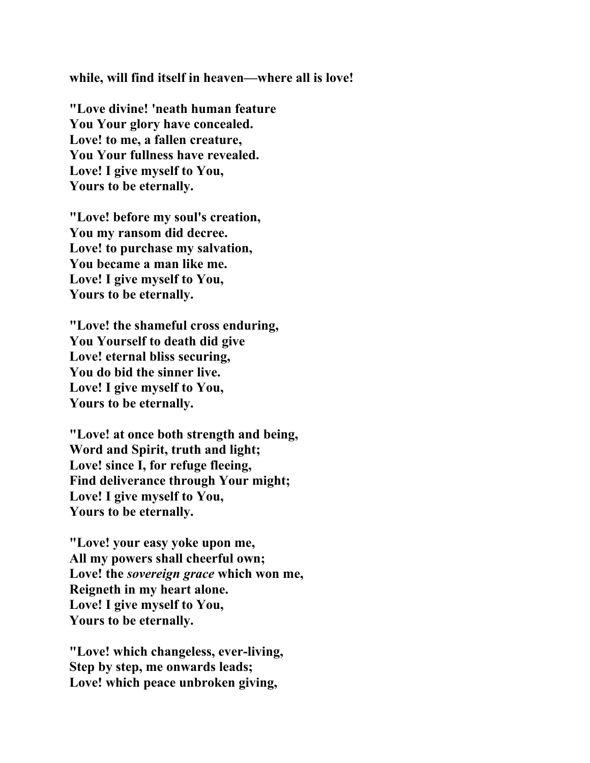**while, will find itself in heaven—where all is love!**

**"Love divine! 'neath human feature**
**You Your glory have concealed.**
**Love! to me, a fallen creature,**
**You Your fullness have revealed.**
**Love! I give myself to You,**
**Yours to be eternally.**

**"Love! before my soul's creation,**
**You my ransom did decree.**
**Love! to purchase my salvation,**
**You became a man like me.**
**Love! I give myself to You,**
**Yours to be eternally.**

**"Love! the shameful cross enduring,**
**You Yourself to death did give**
**Love! eternal bliss securing,**
**You do bid the sinner live.**
**Love! I give myself to You,**
**Yours to be eternally.**

**"Love! at once both strength and being,**
**Word and Spirit, truth and light;**
**Love! since I, for refuge fleeing,**
**Find deliverance through Your might;**
**Love! I give myself to You,**
**Yours to be eternally.**

**"Love! your easy yoke upon me,**
**All my powers shall cheerful own;**
**Love! the *sovereign grace* which won me,**
**Reigneth in my heart alone.**
**Love! I give myself to You,**
**Yours to be eternally.**

**"Love! which changeless, ever-living,**
**Step by step, me onwards leads;**
**Love! which peace unbroken giving,**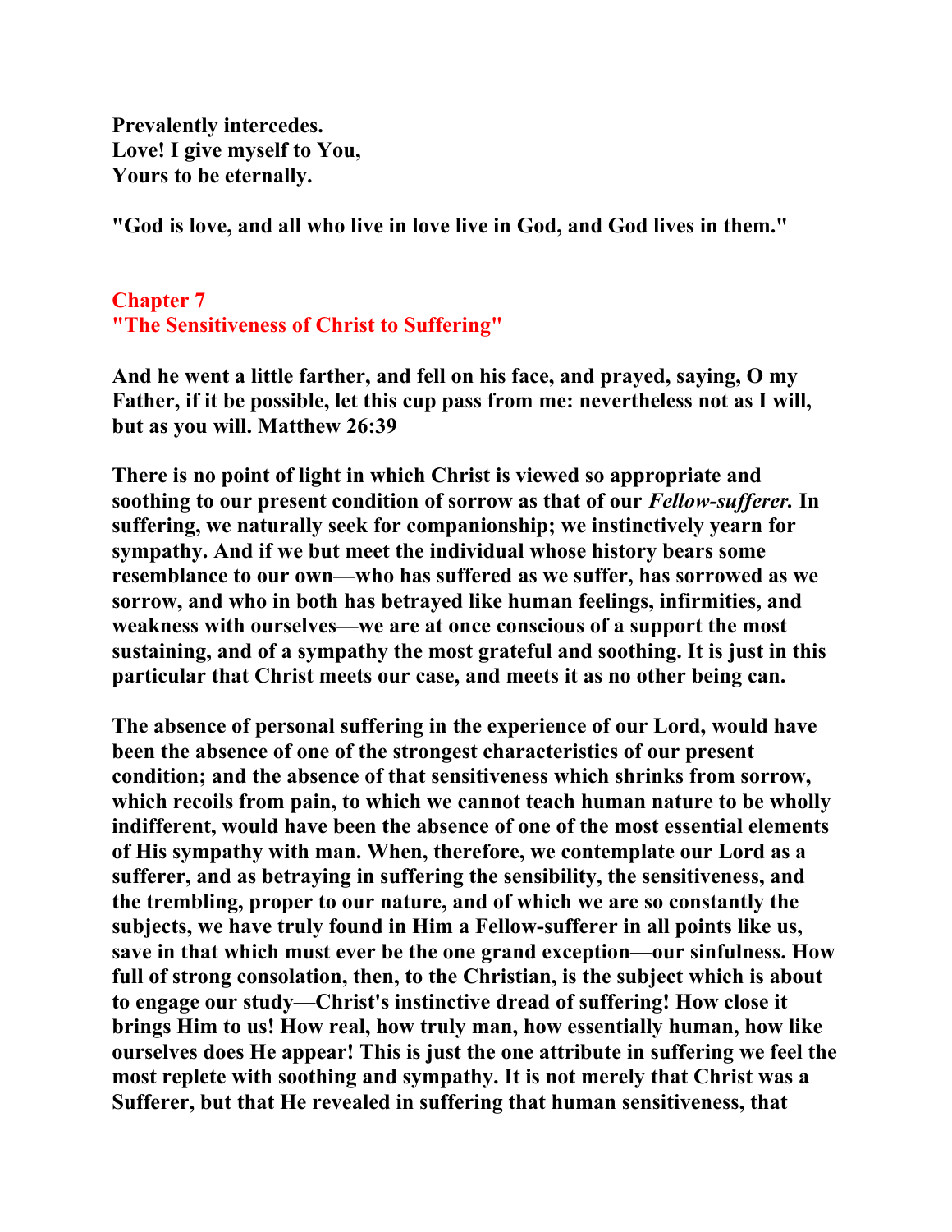**Prevalently intercedes.**
**Love! I give myself to You,**
**Yours to be eternally.**

**"God is love, and all who live in love live in God, and God lives in them."**

## Chapter 7
## "The Sensitiveness of Christ to Suffering"

**And he went a little farther, and fell on his face, and prayed, saying, O my Father, if it be possible, let this cup pass from me: nevertheless not as I will, but as you will. Matthew 26:39**

**There is no point of light in which Christ is viewed so appropriate and soothing to our present condition of sorrow as that of our *Fellow-sufferer.* In suffering, we naturally seek for companionship; we instinctively yearn for sympathy. And if we but meet the individual whose history bears some resemblance to our own—who has suffered as we suffer, has sorrowed as we sorrow, and who in both has betrayed like human feelings, infirmities, and weakness with ourselves—we are at once conscious of a support the most sustaining, and of a sympathy the most grateful and soothing. It is just in this particular that Christ meets our case, and meets it as no other being can.**

**The absence of personal suffering in the experience of our Lord, would have been the absence of one of the strongest characteristics of our present condition; and the absence of that sensitiveness which shrinks from sorrow, which recoils from pain, to which we cannot teach human nature to be wholly indifferent, would have been the absence of one of the most essential elements of His sympathy with man. When, therefore, we contemplate our Lord as a sufferer, and as betraying in suffering the sensibility, the sensitiveness, and the trembling, proper to our nature, and of which we are so constantly the subjects, we have truly found in Him a Fellow-sufferer in all points like us, save in that which must ever be the one grand exception—our sinfulness. How full of strong consolation, then, to the Christian, is the subject which is about to engage our study—Christ's instinctive dread of suffering! How close it brings Him to us! How real, how truly man, how essentially human, how like ourselves does He appear! This is just the one attribute in suffering we feel the most replete with soothing and sympathy. It is not merely that Christ was a Sufferer, but that He revealed in suffering that human sensitiveness, that**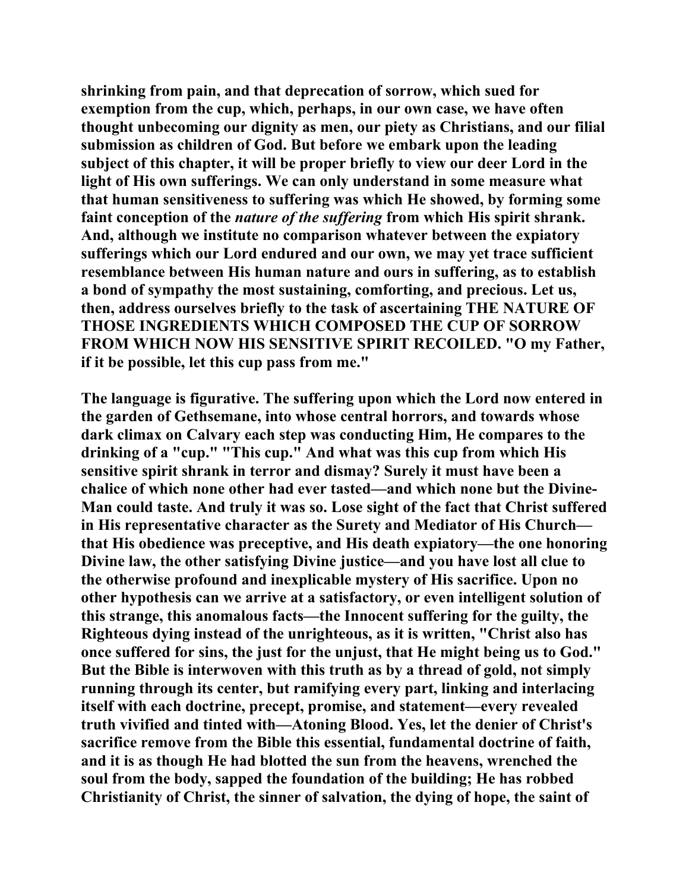shrinking from pain, and that deprecation of sorrow, which sued for exemption from the cup, which, perhaps, in our own case, we have often thought unbecoming our dignity as men, our piety as Christians, and our filial submission as children of God. But before we embark upon the leading subject of this chapter, it will be proper briefly to view our deer Lord in the light of His own sufferings. We can only understand in some measure what that human sensitiveness to suffering was which He showed, by forming some faint conception of the *nature of the suffering* from which His spirit shrank. And, although we institute no comparison whatever between the expiatory sufferings which our Lord endured and our own, we may yet trace sufficient resemblance between His human nature and ours in suffering, as to establish a bond of sympathy the most sustaining, comforting, and precious. Let us, then, address ourselves briefly to the task of ascertaining THE NATURE OF THOSE INGREDIENTS WHICH COMPOSED THE CUP OF SORROW FROM WHICH NOW HIS SENSITIVE SPIRIT RECOILED. "O my Father, if it be possible, let this cup pass from me."

The language is figurative. The suffering upon which the Lord now entered in the garden of Gethsemane, into whose central horrors, and towards whose dark climax on Calvary each step was conducting Him, He compares to the drinking of a "cup." "This cup." And what was this cup from which His sensitive spirit shrank in terror and dismay? Surely it must have been a chalice of which none other had ever tasted—and which none but the Divine-Man could taste. And truly it was so. Lose sight of the fact that Christ suffered in His representative character as the Surety and Mediator of His Church—that His obedience was preceptive, and His death expiatory—the one honoring Divine law, the other satisfying Divine justice—and you have lost all clue to the otherwise profound and inexplicable mystery of His sacrifice. Upon no other hypothesis can we arrive at a satisfactory, or even intelligent solution of this strange, this anomalous facts—the Innocent suffering for the guilty, the Righteous dying instead of the unrighteous, as it is written, "Christ also has once suffered for sins, the just for the unjust, that He might being us to God." But the Bible is interwoven with this truth as by a thread of gold, not simply running through its center, but ramifying every part, linking and interlacing itself with each doctrine, precept, promise, and statement—every revealed truth vivified and tinted with—Atoning Blood. Yes, let the denier of Christ's sacrifice remove from the Bible this essential, fundamental doctrine of faith, and it is as though He had blotted the sun from the heavens, wrenched the soul from the body, sapped the foundation of the building; He has robbed Christianity of Christ, the sinner of salvation, the dying of hope, the saint of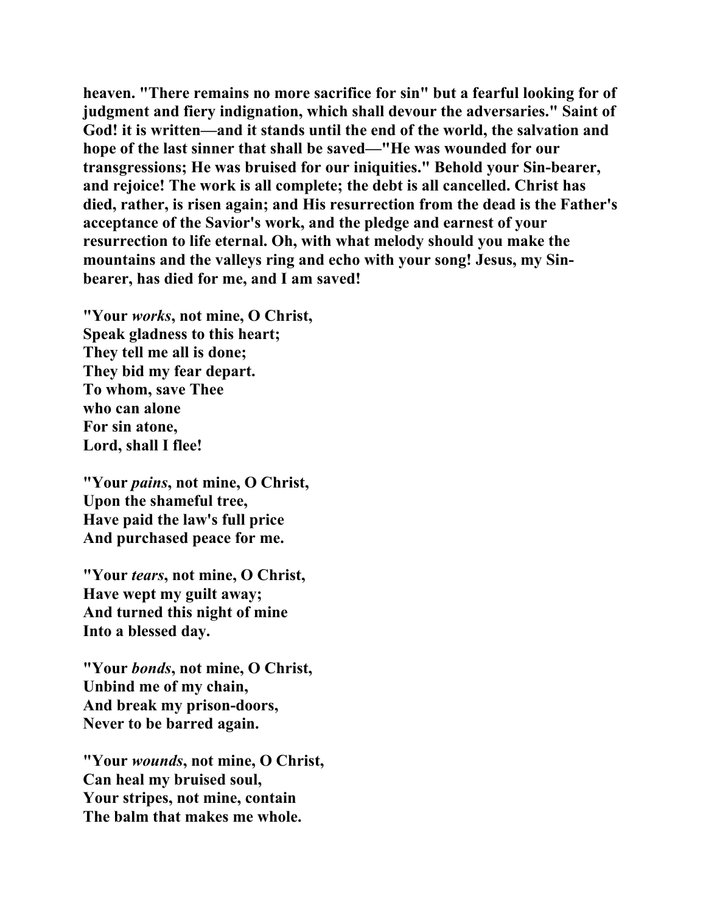**heaven. "There remains no more sacrifice for sin" but a fearful looking for of judgment and fiery indignation, which shall devour the adversaries." Saint of God! it is written—and it stands until the end of the world, the salvation and hope of the last sinner that shall be saved—"He was wounded for our transgressions; He was bruised for our iniquities." Behold your Sin-bearer, and rejoice! The work is all complete; the debt is all cancelled. Christ has died, rather, is risen again; and His resurrection from the dead is the Father's acceptance of the Savior's work, and the pledge and earnest of your resurrection to life eternal. Oh, with what melody should you make the mountains and the valleys ring and echo with your song! Jesus, my Sin-bearer, has died for me, and I am saved!**

**"Your *works*, not mine, O Christ,
Speak gladness to this heart;
They tell me all is done;
They bid my fear depart.
To whom, save Thee
who can alone
For sin atone,
Lord, shall I flee!**

**"Your *pains*, not mine, O Christ,
Upon the shameful tree,
Have paid the law's full price
And purchased peace for me.**

**"Your *tears*, not mine, O Christ,
Have wept my guilt away;
And turned this night of mine
Into a blessed day.**

**"Your *bonds*, not mine, O Christ,
Unbind me of my chain,
And break my prison-doors,
Never to be barred again.**

**"Your *wounds*, not mine, O Christ,
Can heal my bruised soul,
Your stripes, not mine, contain
The balm that makes me whole.**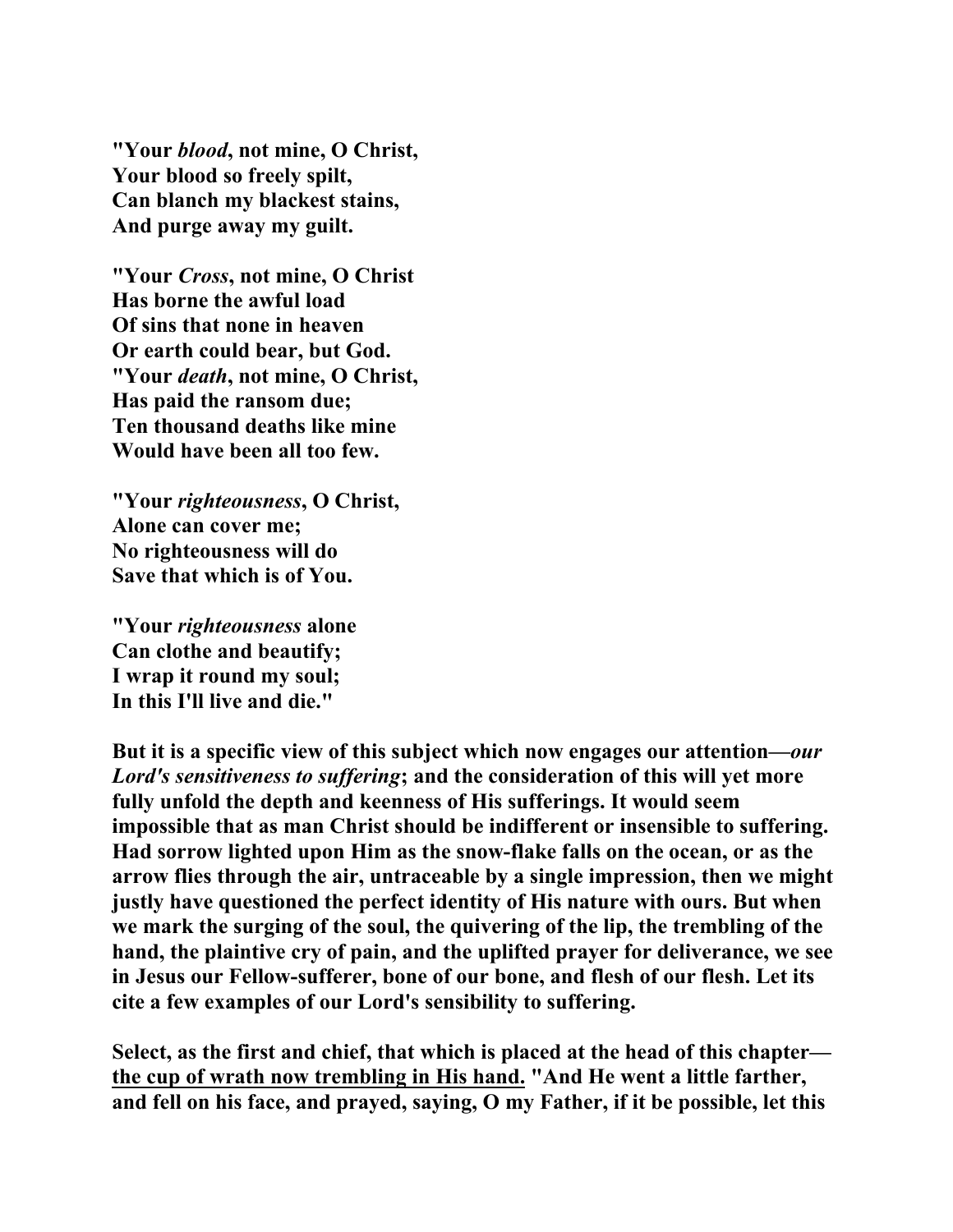**"Your *blood*, not mine, O Christ,**
**Your blood so freely spilt,**
**Can blanch my blackest stains,**
**And purge away my guilt.**

**"Your *Cross*, not mine, O Christ**
**Has borne the awful load**
**Of sins that none in heaven**
**Or earth could bear, but God.**
**"Your *death*, not mine, O Christ,**
**Has paid the ransom due;**
**Ten thousand deaths like mine**
**Would have been all too few.**

**"Your *righteousness*, O Christ,**
**Alone can cover me;**
**No righteousness will do**
**Save that which is of You.**

**"Your *righteousness* alone**
**Can clothe and beautify;**
**I wrap it round my soul;**
**In this I'll live and die."**

**But it is a specific view of this subject which now engages our attention—*our Lord's sensitiveness to suffering*; and the consideration of this will yet more fully unfold the depth and keenness of His sufferings. It would seem impossible that as man Christ should be indifferent or insensible to suffering. Had sorrow lighted upon Him as the snow-flake falls on the ocean, or as the arrow flies through the air, untraceable by a single impression, then we might justly have questioned the perfect identity of His nature with ours. But when we mark the surging of the soul, the quivering of the lip, the trembling of the hand, the plaintive cry of pain, and the uplifted prayer for deliverance, we see in Jesus our Fellow-sufferer, bone of our bone, and flesh of our flesh. Let its cite a few examples of our Lord's sensibility to suffering.**

**Select, as the first and chief, that which is placed at the head of this chapter—<u>the cup of wrath now trembling in His hand.</u> "And He went a little farther, and fell on his face, and prayed, saying, O my Father, if it be possible, let this**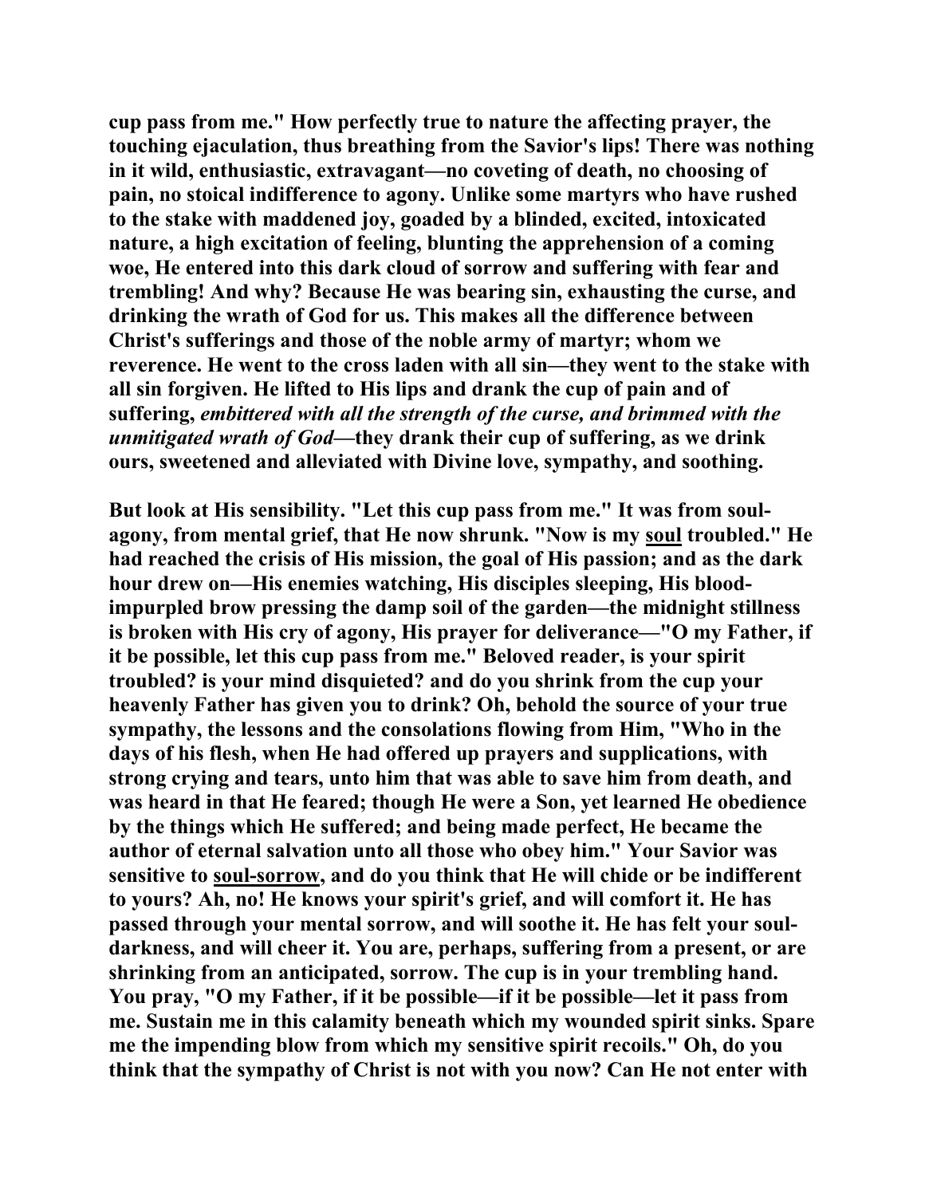**cup pass from me." How perfectly true to nature the affecting prayer, the touching ejaculation, thus breathing from the Savior's lips! There was nothing in it wild, enthusiastic, extravagant—no coveting of death, no choosing of pain, no stoical indifference to agony. Unlike some martyrs who have rushed to the stake with maddened joy, goaded by a blinded, excited, intoxicated nature, a high excitation of feeling, blunting the apprehension of a coming woe, He entered into this dark cloud of sorrow and suffering with fear and trembling! And why? Because He was bearing sin, exhausting the curse, and drinking the wrath of God for us. This makes all the difference between Christ's sufferings and those of the noble army of martyr; whom we reverence. He went to the cross laden with all sin—they went to the stake with all sin forgiven. He lifted to His lips and drank the cup of pain and of suffering, *embittered with all the strength of the curse, and brimmed with the unmitigated wrath of God*—they drank their cup of suffering, as we drink ours, sweetened and alleviated with Divine love, sympathy, and soothing.**

**But look at His sensibility. "Let this cup pass from me." It was from soul-agony, from mental grief, that He now shrunk. "Now is my soul troubled." He had reached the crisis of His mission, the goal of His passion; and as the dark hour drew on—His enemies watching, His disciples sleeping, His blood-impurpled brow pressing the damp soil of the garden—the midnight stillness is broken with His cry of agony, His prayer for deliverance—"O my Father, if it be possible, let this cup pass from me." Beloved reader, is your spirit troubled? is your mind disquieted? and do you shrink from the cup your heavenly Father has given you to drink? Oh, behold the source of your true sympathy, the lessons and the consolations flowing from Him, "Who in the days of his flesh, when He had offered up prayers and supplications, with strong crying and tears, unto him that was able to save him from death, and was heard in that He feared; though He were a Son, yet learned He obedience by the things which He suffered; and being made perfect, He became the author of eternal salvation unto all those who obey him." Your Savior was sensitive to soul-sorrow, and do you think that He will chide or be indifferent to yours? Ah, no! He knows your spirit's grief, and will comfort it. He has passed through your mental sorrow, and will soothe it. He has felt your soul-darkness, and will cheer it. You are, perhaps, suffering from a present, or are shrinking from an anticipated, sorrow. The cup is in your trembling hand. You pray, "O my Father, if it be possible—if it be possible—let it pass from me. Sustain me in this calamity beneath which my wounded spirit sinks. Spare me the impending blow from which my sensitive spirit recoils." Oh, do you think that the sympathy of Christ is not with you now? Can He not enter with**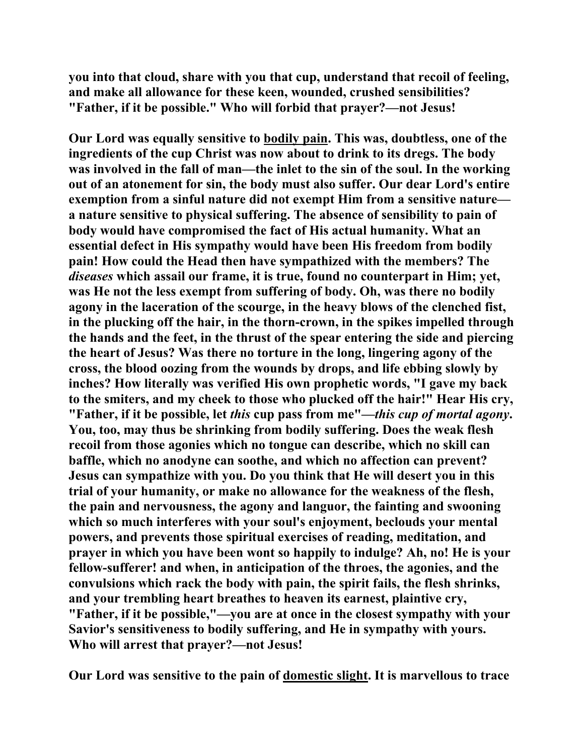you into that cloud, share with you that cup, understand that recoil of feeling, and make all allowance for these keen, wounded, crushed sensibilities? "Father, if it be possible." Who will forbid that prayer?—not Jesus!

Our Lord was equally sensitive to <u>bodily pain</u>. This was, doubtless, one of the ingredients of the cup Christ was now about to drink to its dregs. The body was involved in the fall of man—the inlet to the sin of the soul. In the working out of an atonement for sin, the body must also suffer. Our dear Lord's entire exemption from a sinful nature did not exempt Him from a sensitive nature—a nature sensitive to physical suffering. The absence of sensibility to pain of body would have compromised the fact of His actual humanity. What an essential defect in His sympathy would have been His freedom from bodily pain! How could the Head then have sympathized with the members? The *diseases* which assail our frame, it is true, found no counterpart in Him; yet, was He not the less exempt from suffering of body. Oh, was there no bodily agony in the laceration of the scourge, in the heavy blows of the clenched fist, in the plucking off the hair, in the thorn-crown, in the spikes impelled through the hands and the feet, in the thrust of the spear entering the side and piercing the heart of Jesus? Was there no torture in the long, lingering agony of the cross, the blood oozing from the wounds by drops, and life ebbing slowly by inches? How literally was verified His own prophetic words, "I gave my back to the smiters, and my cheek to those who plucked off the hair!" Hear His cry, "Father, if it be possible, let *this* cup pass from me"—*this cup of mortal agony*. You, too, may thus be shrinking from bodily suffering. Does the weak flesh recoil from those agonies which no tongue can describe, which no skill can baffle, which no anodyne can soothe, and which no affection can prevent? Jesus can sympathize with you. Do you think that He will desert you in this trial of your humanity, or make no allowance for the weakness of the flesh, the pain and nervousness, the agony and languor, the fainting and swooning which so much interferes with your soul's enjoyment, beclouds your mental powers, and prevents those spiritual exercises of reading, meditation, and prayer in which you have been wont so happily to indulge? Ah, no! He is your fellow-sufferer! and when, in anticipation of the throes, the agonies, and the convulsions which rack the body with pain, the spirit fails, the flesh shrinks, and your trembling heart breathes to heaven its earnest, plaintive cry, "Father, if it be possible,"—you are at once in the closest sympathy with your Savior's sensitiveness to bodily suffering, and He in sympathy with yours. Who will arrest that prayer?—not Jesus!

Our Lord was sensitive to the pain of <u>domestic slight</u>. It is marvellous to trace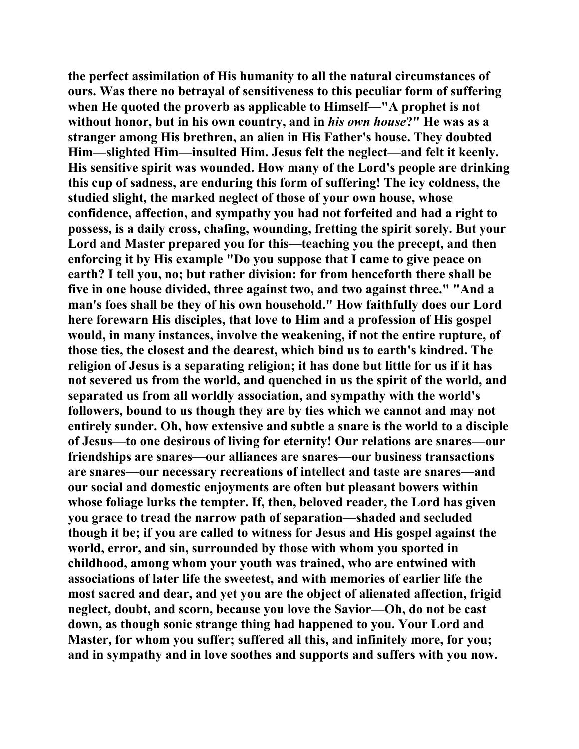the perfect assimilation of His humanity to all the natural circumstances of ours. Was there no betrayal of sensitiveness to this peculiar form of suffering when He quoted the proverb as applicable to Himself—"A prophet is not without honor, but in his own country, and in *his own house*?" He was as a stranger among His brethren, an alien in His Father's house. They doubted Him—slighted Him—insulted Him. Jesus felt the neglect—and felt it keenly. His sensitive spirit was wounded. How many of the Lord's people are drinking this cup of sadness, are enduring this form of suffering! The icy coldness, the studied slight, the marked neglect of those of your own house, whose confidence, affection, and sympathy you had not forfeited and had a right to possess, is a daily cross, chafing, wounding, fretting the spirit sorely. But your Lord and Master prepared you for this—teaching you the precept, and then enforcing it by His example "Do you suppose that I came to give peace on earth? I tell you, no; but rather division: for from henceforth there shall be five in one house divided, three against two, and two against three." "And a man's foes shall be they of his own household." How faithfully does our Lord here forewarn His disciples, that love to Him and a profession of His gospel would, in many instances, involve the weakening, if not the entire rupture, of those ties, the closest and the dearest, which bind us to earth's kindred. The religion of Jesus is a separating religion; it has done but little for us if it has not severed us from the world, and quenched in us the spirit of the world, and separated us from all worldly association, and sympathy with the world's followers, bound to us though they are by ties which we cannot and may not entirely sunder. Oh, how extensive and subtle a snare is the world to a disciple of Jesus—to one desirous of living for eternity! Our relations are snares—our friendships are snares—our alliances are snares—our business transactions are snares—our necessary recreations of intellect and taste are snares—and our social and domestic enjoyments are often but pleasant bowers within whose foliage lurks the tempter. If, then, beloved reader, the Lord has given you grace to tread the narrow path of separation—shaded and secluded though it be; if you are called to witness for Jesus and His gospel against the world, error, and sin, surrounded by those with whom you sported in childhood, among whom your youth was trained, who are entwined with associations of later life the sweetest, and with memories of earlier life the most sacred and dear, and yet you are the object of alienated affection, frigid neglect, doubt, and scorn, because you love the Savior—Oh, do not be cast down, as though sonic strange thing had happened to you. Your Lord and Master, for whom you suffer; suffered all this, and infinitely more, for you; and in sympathy and in love soothes and supports and suffers with you now.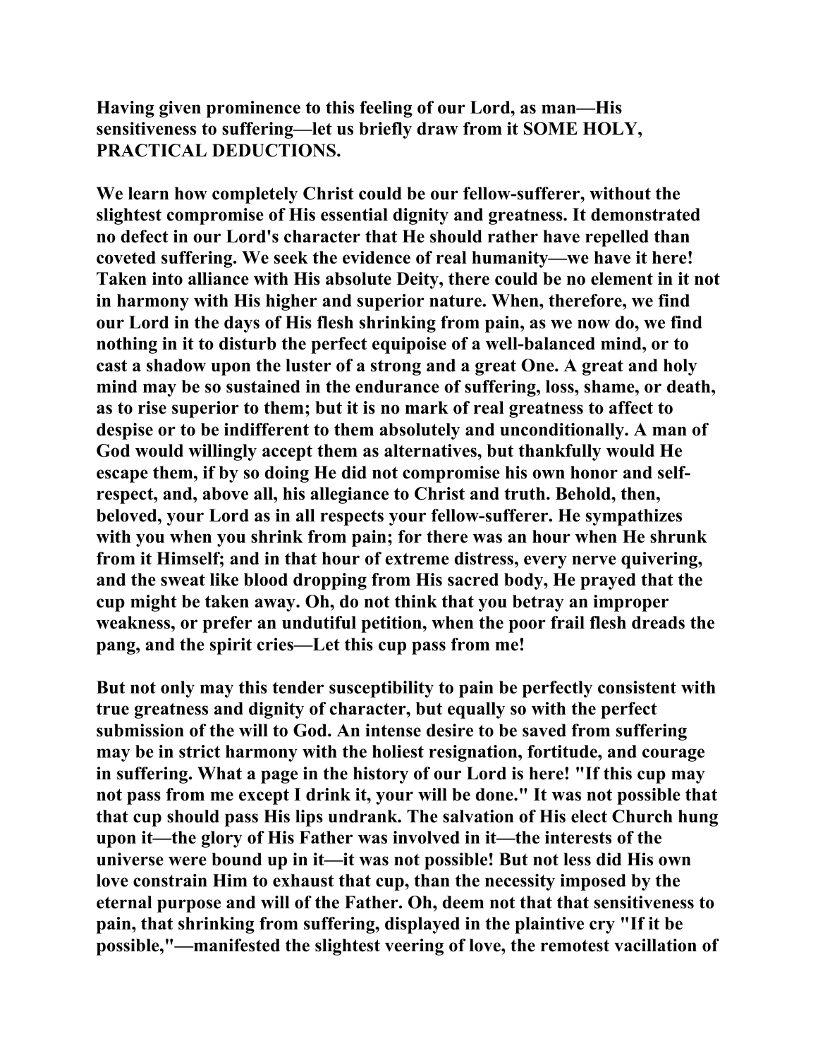**Having given prominence to this feeling of our Lord, as man—His sensitiveness to suffering—let us briefly draw from it SOME HOLY, PRACTICAL DEDUCTIONS.**

**We learn how completely Christ could be our fellow-sufferer, without the slightest compromise of His essential dignity and greatness. It demonstrated no defect in our Lord's character that He should rather have repelled than coveted suffering. We seek the evidence of real humanity—we have it here! Taken into alliance with His absolute Deity, there could be no element in it not in harmony with His higher and superior nature. When, therefore, we find our Lord in the days of His flesh shrinking from pain, as we now do, we find nothing in it to disturb the perfect equipoise of a well-balanced mind, or to cast a shadow upon the luster of a strong and a great One. A great and holy mind may be so sustained in the endurance of suffering, loss, shame, or death, as to rise superior to them; but it is no mark of real greatness to affect to despise or to be indifferent to them absolutely and unconditionally. A man of God would willingly accept them as alternatives, but thankfully would He escape them, if by so doing He did not compromise his own honor and self-respect, and, above all, his allegiance to Christ and truth. Behold, then, beloved, your Lord as in all respects your fellow-sufferer. He sympathizes with you when you shrink from pain; for there was an hour when He shrunk from it Himself; and in that hour of extreme distress, every nerve quivering, and the sweat like blood dropping from His sacred body, He prayed that the cup might be taken away. Oh, do not think that you betray an improper weakness, or prefer an undutiful petition, when the poor frail flesh dreads the pang, and the spirit cries—Let this cup pass from me!**

**But not only may this tender susceptibility to pain be perfectly consistent with true greatness and dignity of character, but equally so with the perfect submission of the will to God. An intense desire to be saved from suffering may be in strict harmony with the holiest resignation, fortitude, and courage in suffering. What a page in the history of our Lord is here! "If this cup may not pass from me except I drink it, your will be done." It was not possible that that cup should pass His lips undrank. The salvation of His elect Church hung upon it—the glory of His Father was involved in it—the interests of the universe were bound up in it—it was not possible! But not less did His own love constrain Him to exhaust that cup, than the necessity imposed by the eternal purpose and will of the Father. Oh, deem not that that sensitiveness to pain, that shrinking from suffering, displayed in the plaintive cry "If it be possible,"—manifested the slightest veering of love, the remotest vacillation of**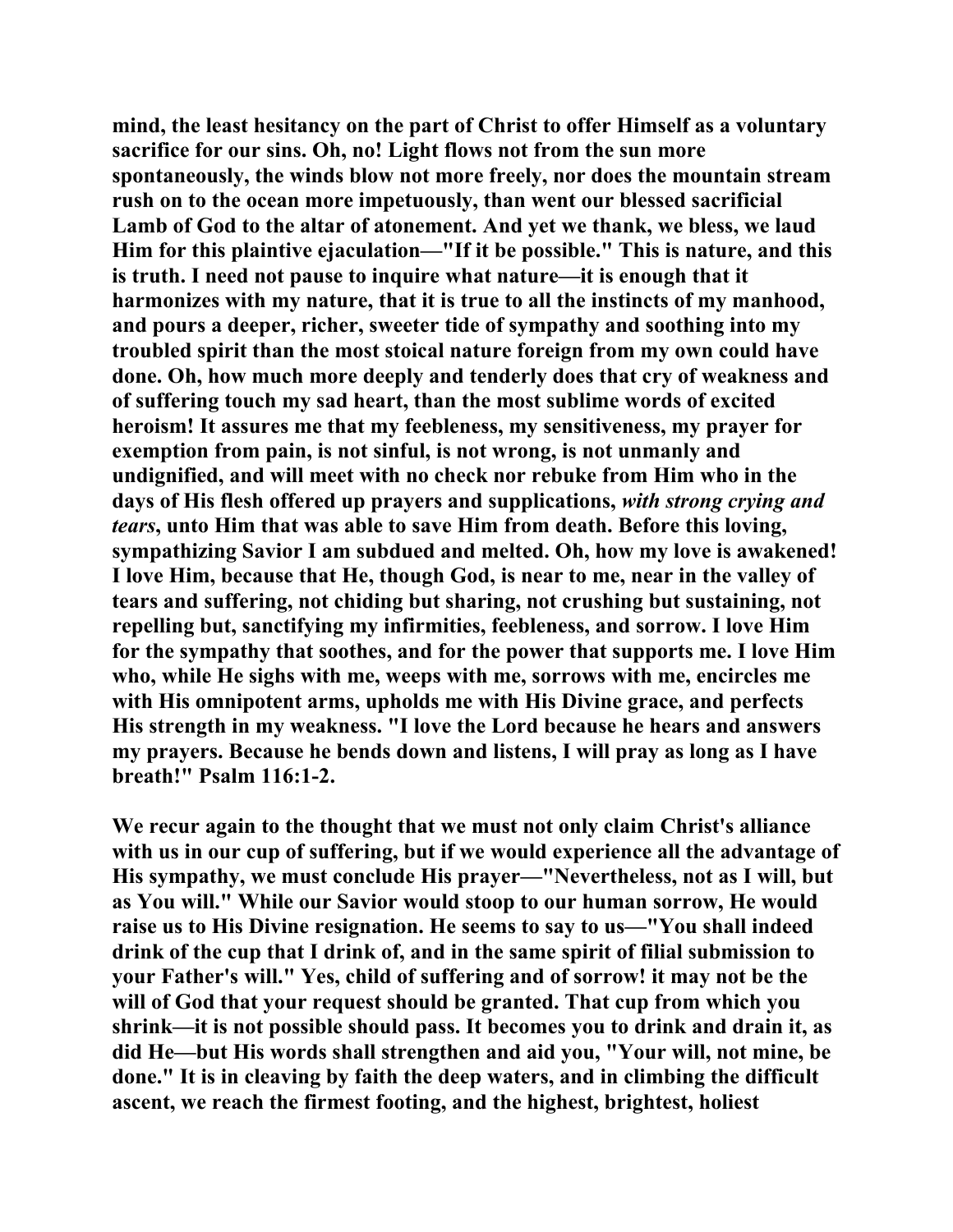mind, the least hesitancy on the part of Christ to offer Himself as a voluntary sacrifice for our sins. Oh, no! Light flows not from the sun more spontaneously, the winds blow not more freely, nor does the mountain stream rush on to the ocean more impetuously, than went our blessed sacrificial Lamb of God to the altar of atonement. And yet we thank, we bless, we laud Him for this plaintive ejaculation—"If it be possible." This is nature, and this is truth. I need not pause to inquire what nature—it is enough that it harmonizes with my nature, that it is true to all the instincts of my manhood, and pours a deeper, richer, sweeter tide of sympathy and soothing into my troubled spirit than the most stoical nature foreign from my own could have done. Oh, how much more deeply and tenderly does that cry of weakness and of suffering touch my sad heart, than the most sublime words of excited heroism! It assures me that my feebleness, my sensitiveness, my prayer for exemption from pain, is not sinful, is not wrong, is not unmanly and undignified, and will meet with no check nor rebuke from Him who in the days of His flesh offered up prayers and supplications, *with strong crying and tears*, unto Him that was able to save Him from death. Before this loving, sympathizing Savior I am subdued and melted. Oh, how my love is awakened! I love Him, because that He, though God, is near to me, near in the valley of tears and suffering, not chiding but sharing, not crushing but sustaining, not repelling but, sanctifying my infirmities, feebleness, and sorrow. I love Him for the sympathy that soothes, and for the power that supports me. I love Him who, while He sighs with me, weeps with me, sorrows with me, encircles me with His omnipotent arms, upholds me with His Divine grace, and perfects His strength in my weakness. "I love the Lord because he hears and answers my prayers. Because he bends down and listens, I will pray as long as I have breath!" Psalm 116:1-2.

We recur again to the thought that we must not only claim Christ's alliance with us in our cup of suffering, but if we would experience all the advantage of His sympathy, we must conclude His prayer—"Nevertheless, not as I will, but as You will." While our Savior would stoop to our human sorrow, He would raise us to His Divine resignation. He seems to say to us—"You shall indeed drink of the cup that I drink of, and in the same spirit of filial submission to your Father's will." Yes, child of suffering and of sorrow! it may not be the will of God that your request should be granted. That cup from which you shrink—it is not possible should pass. It becomes you to drink and drain it, as did He—but His words shall strengthen and aid you, "Your will, not mine, be done." It is in cleaving by faith the deep waters, and in climbing the difficult ascent, we reach the firmest footing, and the highest, brightest, holiest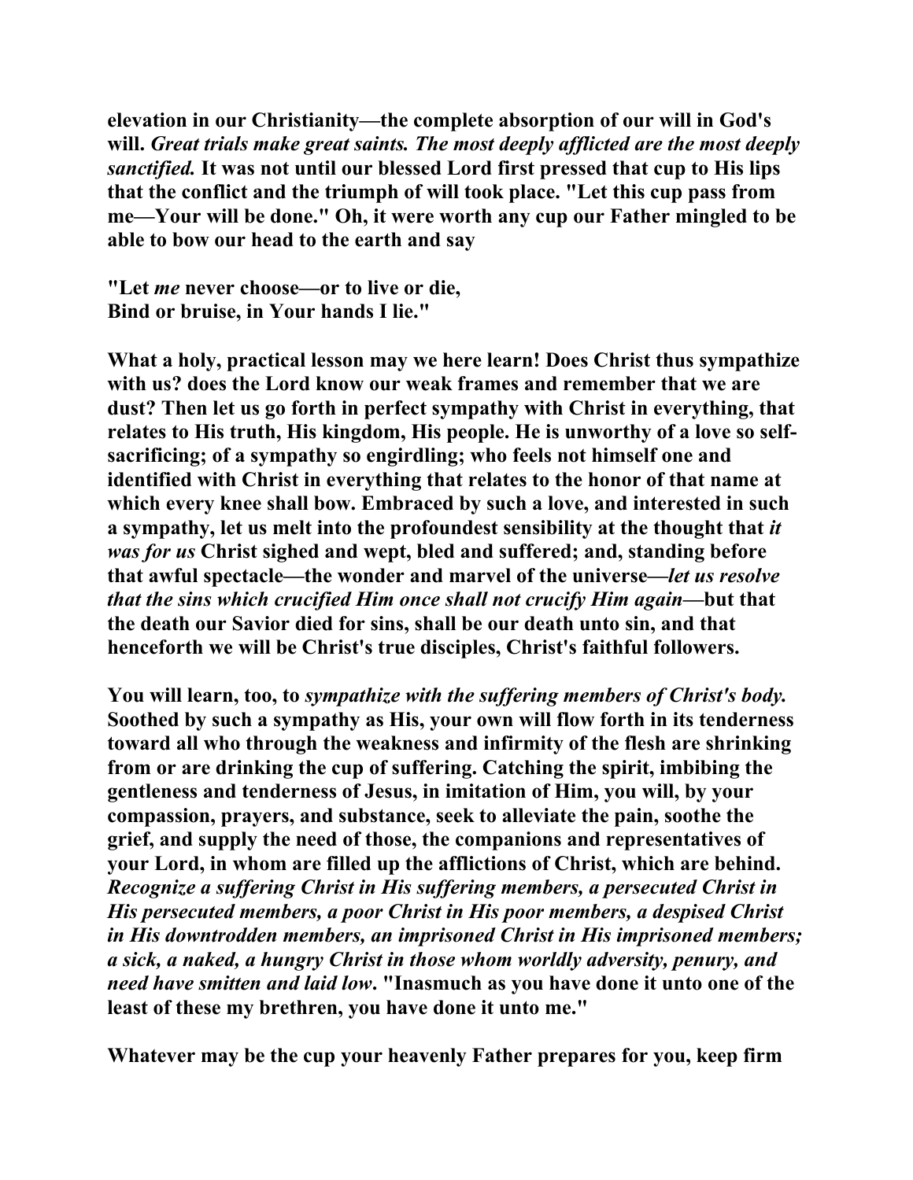elevation in our Christianity—the complete absorption of our will in God's will. *Great trials make great saints. The most deeply afflicted are the most deeply sanctified.* It was not until our blessed Lord first pressed that cup to His lips that the conflict and the triumph of will took place. "Let this cup pass from me—Your will be done." Oh, it were worth any cup our Father mingled to be able to bow our head to the earth and say

"Let *me* never choose—or to live or die,  
Bind or bruise, in Your hands I lie."

What a holy, practical lesson may we here learn! Does Christ thus sympathize with us? does the Lord know our weak frames and remember that we are dust? Then let us go forth in perfect sympathy with Christ in everything, that relates to His truth, His kingdom, His people. He is unworthy of a love so self-sacrificing; of a sympathy so engirdling; who feels not himself one and identified with Christ in everything that relates to the honor of that name at which every knee shall bow. Embraced by such a love, and interested in such a sympathy, let us melt into the profoundest sensibility at the thought that *it was for us* Christ sighed and wept, bled and suffered; and, standing before that awful spectacle—the wonder and marvel of the universe—*let us resolve that the sins which crucified Him once shall not crucify Him again*—but that the death our Savior died for sins, shall be our death unto sin, and that henceforth we will be Christ's true disciples, Christ's faithful followers.

You will learn, too, to *sympathize with the suffering members of Christ's body.* Soothed by such a sympathy as His, your own will flow forth in its tenderness toward all who through the weakness and infirmity of the flesh are shrinking from or are drinking the cup of suffering. Catching the spirit, imbibing the gentleness and tenderness of Jesus, in imitation of Him, you will, by your compassion, prayers, and substance, seek to alleviate the pain, soothe the grief, and supply the need of those, the companions and representatives of your Lord, in whom are filled up the afflictions of Christ, which are behind. *Recognize a suffering Christ in His suffering members, a persecuted Christ in His persecuted members, a poor Christ in His poor members, a despised Christ in His downtrodden members, an imprisoned Christ in His imprisoned members; a sick, a naked, a hungry Christ in those whom worldly adversity, penury, and need have smitten and laid low*. "Inasmuch as you have done it unto one of the least of these my brethren, you have done it unto me."

Whatever may be the cup your heavenly Father prepares for you, keep firm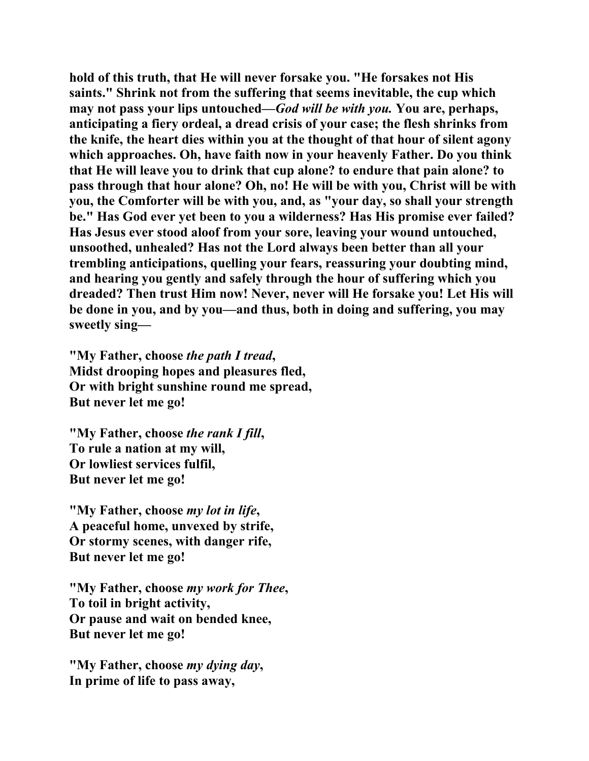**hold of this truth, that He will never forsake you. "He forsakes not His saints." Shrink not from the suffering that seems inevitable, the cup which may not pass your lips untouched—*God will be with you.* You are, perhaps, anticipating a fiery ordeal, a dread crisis of your case; the flesh shrinks from the knife, the heart dies within you at the thought of that hour of silent agony which approaches. Oh, have faith now in your heavenly Father. Do you think that He will leave you to drink that cup alone? to endure that pain alone? to pass through that hour alone? Oh, no! He will be with you, Christ will be with you, the Comforter will be with you, and, as "your day, so shall your strength be." Has God ever yet been to you a wilderness? Has His promise ever failed? Has Jesus ever stood aloof from your sore, leaving your wound untouched, unsoothed, unhealed? Has not the Lord always been better than all your trembling anticipations, quelling your fears, reassuring your doubting mind, and hearing you gently and safely through the hour of suffering which you dreaded? Then trust Him now! Never, never will He forsake you! Let His will be done in you, and by you—and thus, both in doing and suffering, you may sweetly sing—**

**"My Father, choose *the path I tread*,
Midst drooping hopes and pleasures fled,
Or with bright sunshine round me spread,
But never let me go!**

**"My Father, choose *the rank I fill*,
To rule a nation at my will,
Or lowliest services fulfil,
But never let me go!**

**"My Father, choose *my lot in life*,
A peaceful home, unvexed by strife,
Or stormy scenes, with danger rife,
But never let me go!**

**"My Father, choose *my work for Thee*,
To toil in bright activity,
Or pause and wait on bended knee,
But never let me go!**

**"My Father, choose *my dying day*,
In prime of life to pass away,**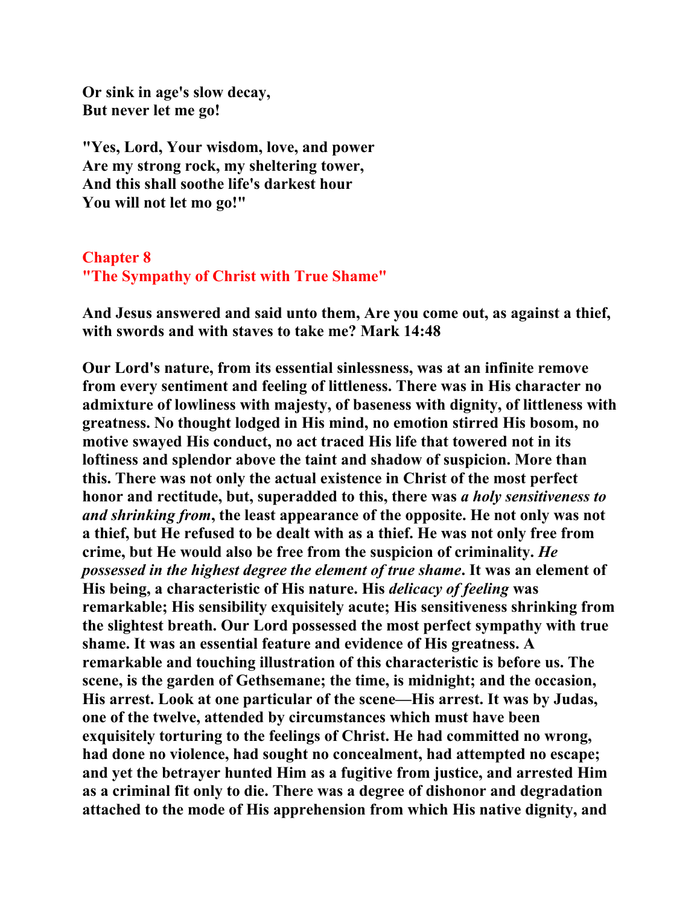**Or sink in age's slow decay,**
**But never let me go!**

**"Yes, Lord, Your wisdom, love, and power**
**Are my strong rock, my sheltering tower,**
**And this shall soothe life's darkest hour**
**You will not let mo go!"**

## Chapter 8
## "The Sympathy of Christ with True Shame"

**And Jesus answered and said unto them, Are you come out, as against a thief, with swords and with staves to take me? Mark 14:48**

**Our Lord's nature, from its essential sinlessness, was at an infinite remove from every sentiment and feeling of littleness. There was in His character no admixture of lowliness with majesty, of baseness with dignity, of littleness with greatness. No thought lodged in His mind, no emotion stirred His bosom, no motive swayed His conduct, no act traced His life that towered not in its loftiness and splendor above the taint and shadow of suspicion. More than this. There was not only the actual existence in Christ of the most perfect honor and rectitude, but, superadded to this, there was *a holy sensitiveness to and shrinking from*, the least appearance of the opposite. He not only was not a thief, but He refused to be dealt with as a thief. He was not only free from crime, but He would also be free from the suspicion of criminality. *He possessed in the highest degree the element of true shame*. It was an element of His being, a characteristic of His nature. His *delicacy of feeling* was remarkable; His sensibility exquisitely acute; His sensitiveness shrinking from the slightest breath. Our Lord possessed the most perfect sympathy with true shame. It was an essential feature and evidence of His greatness. A remarkable and touching illustration of this characteristic is before us. The scene, is the garden of Gethsemane; the time, is midnight; and the occasion, His arrest. Look at one particular of the scene—His arrest. It was by Judas, one of the twelve, attended by circumstances which must have been exquisitely torturing to the feelings of Christ. He had committed no wrong, had done no violence, had sought no concealment, had attempted no escape; and yet the betrayer hunted Him as a fugitive from justice, and arrested Him as a criminal fit only to die. There was a degree of dishonor and degradation attached to the mode of His apprehension from which His native dignity, and**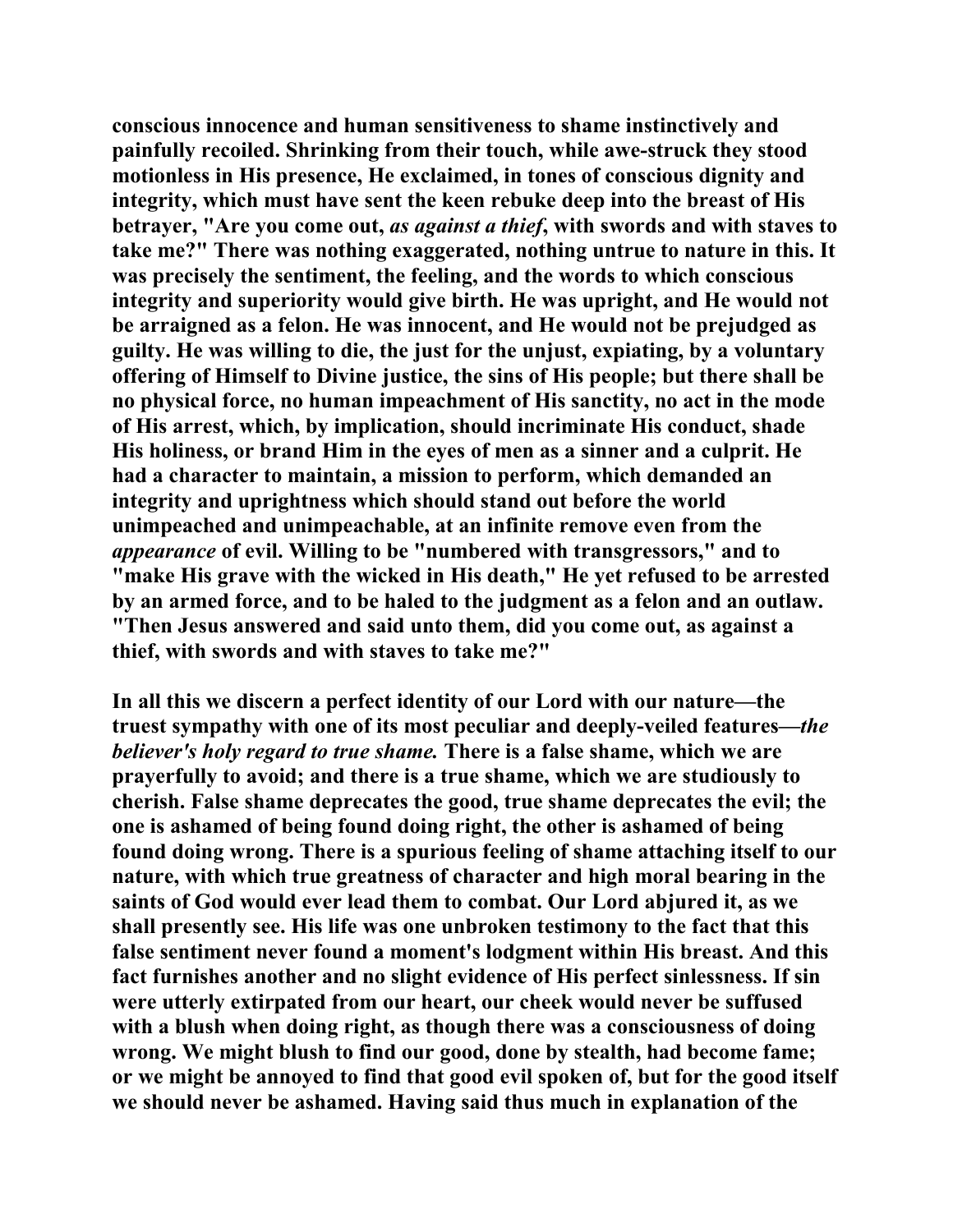conscious innocence and human sensitiveness to shame instinctively and painfully recoiled. Shrinking from their touch, while awe-struck they stood motionless in His presence, He exclaimed, in tones of conscious dignity and integrity, which must have sent the keen rebuke deep into the breast of His betrayer, "Are you come out, *as against a thief*, with swords and with staves to take me?" There was nothing exaggerated, nothing untrue to nature in this. It was precisely the sentiment, the feeling, and the words to which conscious integrity and superiority would give birth. He was upright, and He would not be arraigned as a felon. He was innocent, and He would not be prejudged as guilty. He was willing to die, the just for the unjust, expiating, by a voluntary offering of Himself to Divine justice, the sins of His people; but there shall be no physical force, no human impeachment of His sanctity, no act in the mode of His arrest, which, by implication, should incriminate His conduct, shade His holiness, or brand Him in the eyes of men as a sinner and a culprit. He had a character to maintain, a mission to perform, which demanded an integrity and uprightness which should stand out before the world unimpeached and unimpeachable, at an infinite remove even from the *appearance* of evil. Willing to be "numbered with transgressors," and to "make His grave with the wicked in His death," He yet refused to be arrested by an armed force, and to be haled to the judgment as a felon and an outlaw. "Then Jesus answered and said unto them, did you come out, as against a thief, with swords and with staves to take me?"

In all this we discern a perfect identity of our Lord with our nature—the truest sympathy with one of its most peculiar and deeply-veiled features—*the believer's holy regard to true shame.* There is a false shame, which we are prayerfully to avoid; and there is a true shame, which we are studiously to cherish. False shame deprecates the good, true shame deprecates the evil; the one is ashamed of being found doing right, the other is ashamed of being found doing wrong. There is a spurious feeling of shame attaching itself to our nature, with which true greatness of character and high moral bearing in the saints of God would ever lead them to combat. Our Lord abjured it, as we shall presently see. His life was one unbroken testimony to the fact that this false sentiment never found a moment's lodgment within His breast. And this fact furnishes another and no slight evidence of His perfect sinlessness. If sin were utterly extirpated from our heart, our cheek would never be suffused with a blush when doing right, as though there was a consciousness of doing wrong. We might blush to find our good, done by stealth, had become fame; or we might be annoyed to find that good evil spoken of, but for the good itself we should never be ashamed. Having said thus much in explanation of the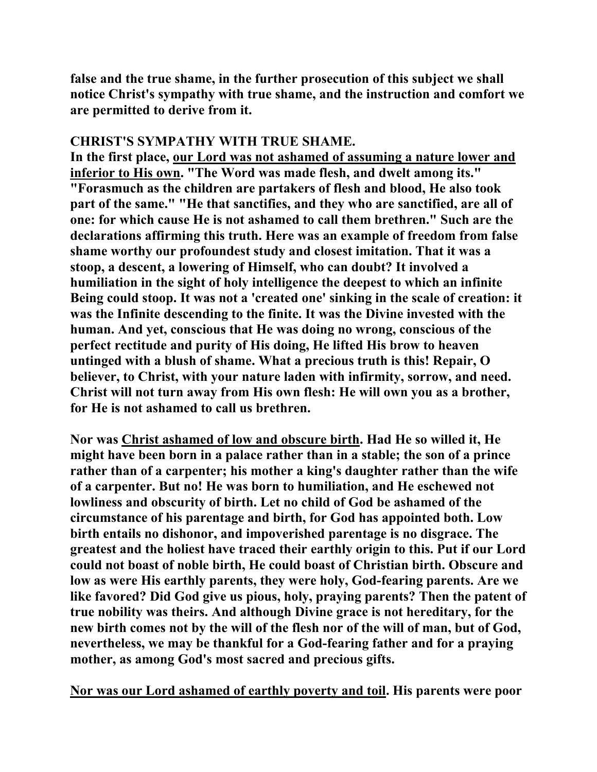**false and the true shame, in the further prosecution of this subject we shall notice Christ's sympathy with true shame, and the instruction and comfort we are permitted to derive from it.**

## CHRIST'S SYMPATHY WITH TRUE SHAME.

**In the first place, <u>our Lord was not ashamed of assuming a nature lower and inferior to His own</u>. "The Word was made flesh, and dwelt among its." "Forasmuch as the children are partakers of flesh and blood, He also took part of the same." "He that sanctifies, and they who are sanctified, are all of one: for which cause He is not ashamed to call them brethren." Such are the declarations affirming this truth. Here was an example of freedom from false shame worthy our profoundest study and closest imitation. That it was a stoop, a descent, a lowering of Himself, who can doubt? It involved a humiliation in the sight of holy intelligence the deepest to which an infinite Being could stoop. It was not a 'created one' sinking in the scale of creation: it was the Infinite descending to the finite. It was the Divine invested with the human. And yet, conscious that He was doing no wrong, conscious of the perfect rectitude and purity of His doing, He lifted His brow to heaven untinged with a blush of shame. What a precious truth is this! Repair, O believer, to Christ, with your nature laden with infirmity, sorrow, and need. Christ will not turn away from His own flesh: He will own you as a brother, for He is not ashamed to call us brethren.**

**Nor was <u>Christ ashamed of low and obscure birth</u>. Had He so willed it, He might have been born in a palace rather than in a stable; the son of a prince rather than of a carpenter; his mother a king's daughter rather than the wife of a carpenter. But no! He was born to humiliation, and He eschewed not lowliness and obscurity of birth. Let no child of God be ashamed of the circumstance of his parentage and birth, for God has appointed both. Low birth entails no dishonor, and impoverished parentage is no disgrace. The greatest and the holiest have traced their earthly origin to this. Put if our Lord could not boast of noble birth, He could boast of Christian birth. Obscure and low as were His earthly parents, they were holy, God-fearing parents. Are we like favored? Did God give us pious, holy, praying parents? Then the patent of true nobility was theirs. And although Divine grace is not hereditary, for the new birth comes not by the will of the flesh nor of the will of man, but of God, nevertheless, we may be thankful for a God-fearing father and for a praying mother, as among God's most sacred and precious gifts.**

**<u>Nor was our Lord ashamed of earthly poverty and toil</u>. His parents were poor**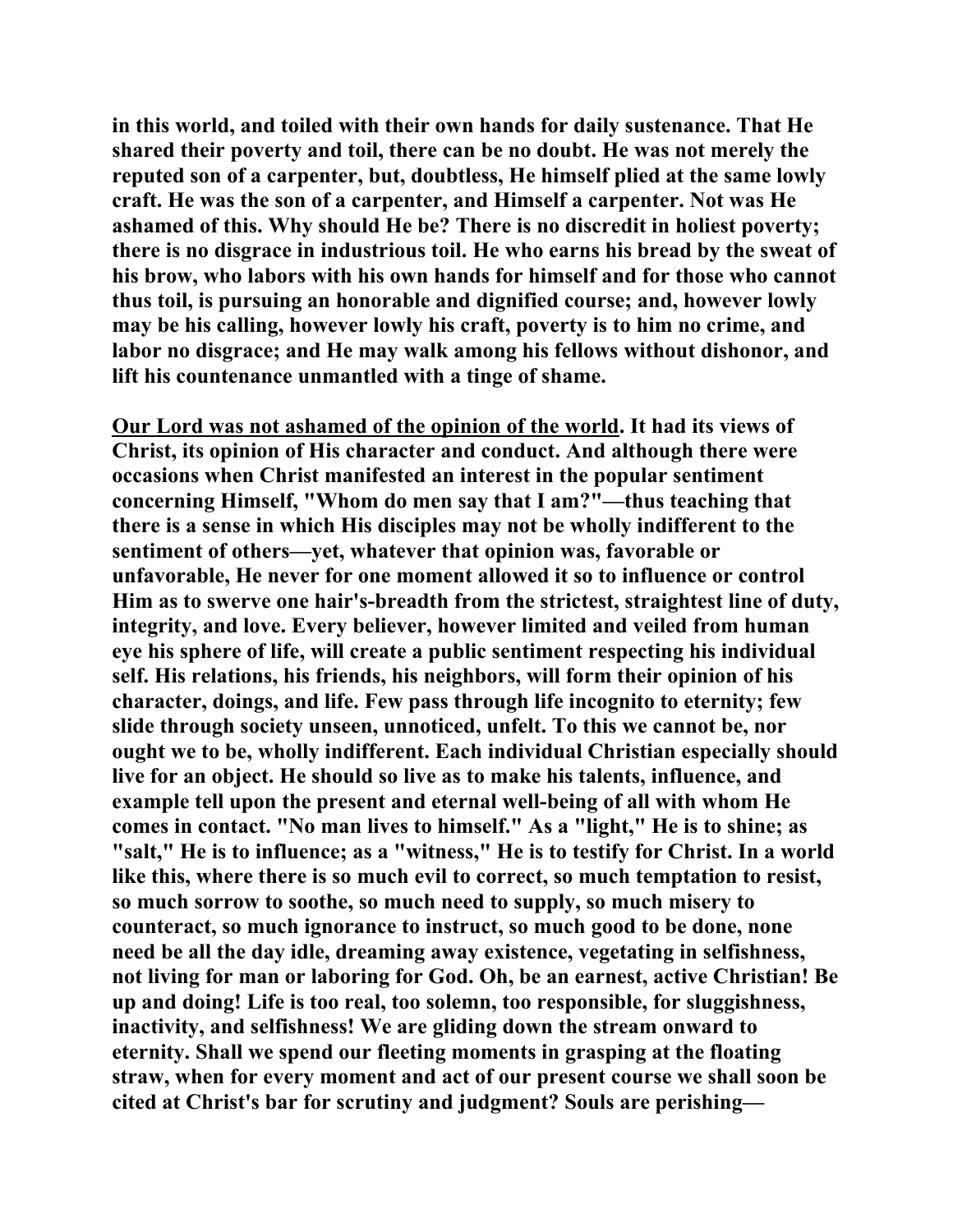**in this world, and toiled with their own hands for daily sustenance. That He shared their poverty and toil, there can be no doubt. He was not merely the reputed son of a carpenter, but, doubtless, He himself plied at the same lowly craft. He was the son of a carpenter, and Himself a carpenter. Not was He ashamed of this. Why should He be? There is no discredit in holiest poverty; there is no disgrace in industrious toil. He who earns his bread by the sweat of his brow, who labors with his own hands for himself and for those who cannot thus toil, is pursuing an honorable and dignified course; and, however lowly may be his calling, however lowly his craft, poverty is to him no crime, and labor no disgrace; and He may walk among his fellows without dishonor, and lift his countenance unmantled with a tinge of shame.**

**<u>Our Lord was not ashamed of the opinion of the world</u>. It had its views of Christ, its opinion of His character and conduct. And although there were occasions when Christ manifested an interest in the popular sentiment concerning Himself, "Whom do men say that I am?"—thus teaching that there is a sense in which His disciples may not be wholly indifferent to the sentiment of others—yet, whatever that opinion was, favorable or unfavorable, He never for one moment allowed it so to influence or control Him as to swerve one hair's-breadth from the strictest, straightest line of duty, integrity, and love. Every believer, however limited and veiled from human eye his sphere of life, will create a public sentiment respecting his individual self. His relations, his friends, his neighbors, will form their opinion of his character, doings, and life. Few pass through life incognito to eternity; few slide through society unseen, unnoticed, unfelt. To this we cannot be, nor ought we to be, wholly indifferent. Each individual Christian especially should live for an object. He should so live as to make his talents, influence, and example tell upon the present and eternal well-being of all with whom He comes in contact. "No man lives to himself." As a "light," He is to shine; as "salt," He is to influence; as a "witness," He is to testify for Christ. In a world like this, where there is so much evil to correct, so much temptation to resist, so much sorrow to soothe, so much need to supply, so much misery to counteract, so much ignorance to instruct, so much good to be done, none need be all the day idle, dreaming away existence, vegetating in selfishness, not living for man or laboring for God. Oh, be an earnest, active Christian! Be up and doing! Life is too real, too solemn, too responsible, for sluggishness, inactivity, and selfishness! We are gliding down the stream onward to eternity. Shall we spend our fleeting moments in grasping at the floating straw, when for every moment and act of our present course we shall soon be cited at Christ's bar for scrutiny and judgment? Souls are perishing—**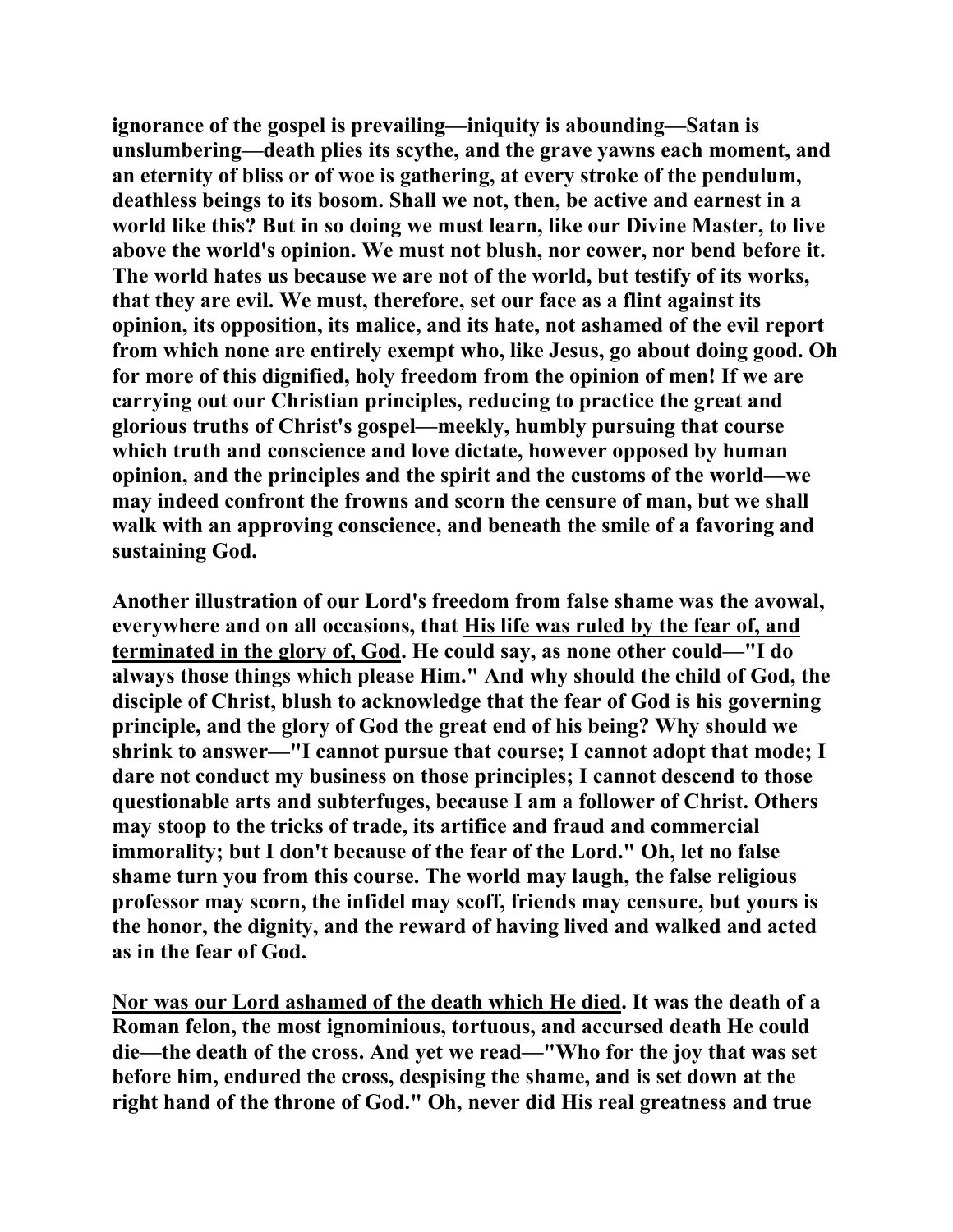ignorance of the gospel is prevailing—iniquity is abounding—Satan is unslumbering—death plies its scythe, and the grave yawns each moment, and an eternity of bliss or of woe is gathering, at every stroke of the pendulum, deathless beings to its bosom. Shall we not, then, be active and earnest in a world like this? But in so doing we must learn, like our Divine Master, to live above the world's opinion. We must not blush, nor cower, nor bend before it. The world hates us because we are not of the world, but testify of its works, that they are evil. We must, therefore, set our face as a flint against its opinion, its opposition, its malice, and its hate, not ashamed of the evil report from which none are entirely exempt who, like Jesus, go about doing good. Oh for more of this dignified, holy freedom from the opinion of men! If we are carrying out our Christian principles, reducing to practice the great and glorious truths of Christ's gospel—meekly, humbly pursuing that course which truth and conscience and love dictate, however opposed by human opinion, and the principles and the spirit and the customs of the world—we may indeed confront the frowns and scorn the censure of man, but we shall walk with an approving conscience, and beneath the smile of a favoring and sustaining God.

Another illustration of our Lord's freedom from false shame was the avowal, everywhere and on all occasions, that His life was ruled by the fear of, and terminated in the glory of, God. He could say, as none other could—"I do always those things which please Him." And why should the child of God, the disciple of Christ, blush to acknowledge that the fear of God is his governing principle, and the glory of God the great end of his being? Why should we shrink to answer—"I cannot pursue that course; I cannot adopt that mode; I dare not conduct my business on those principles; I cannot descend to those questionable arts and subterfuges, because I am a follower of Christ. Others may stoop to the tricks of trade, its artifice and fraud and commercial immorality; but I don't because of the fear of the Lord." Oh, let no false shame turn you from this course. The world may laugh, the false religious professor may scorn, the infidel may scoff, friends may censure, but yours is the honor, the dignity, and the reward of having lived and walked and acted as in the fear of God.

Nor was our Lord ashamed of the death which He died. It was the death of a Roman felon, the most ignominious, tortuous, and accursed death He could die—the death of the cross. And yet we read—"Who for the joy that was set before him, endured the cross, despising the shame, and is set down at the right hand of the throne of God." Oh, never did His real greatness and true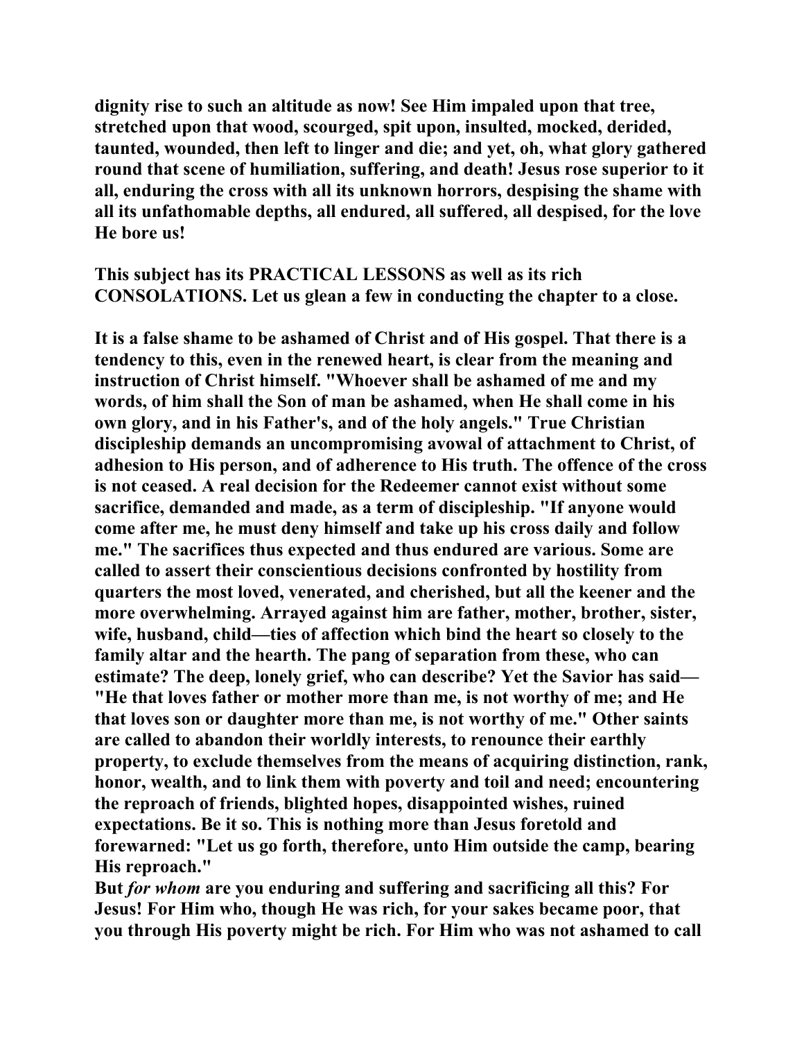**dignity rise to such an altitude as now! See Him impaled upon that tree, stretched upon that wood, scourged, spit upon, insulted, mocked, derided, taunted, wounded, then left to linger and die; and yet, oh, what glory gathered round that scene of humiliation, suffering, and death! Jesus rose superior to it all, enduring the cross with all its unknown horrors, despising the shame with all its unfathomable depths, all endured, all suffered, all despised, for the love He bore us!**

**This subject has its PRACTICAL LESSONS as well as its rich CONSOLATIONS. Let us glean a few in conducting the chapter to a close.**

**It is a false shame to be ashamed of Christ and of His gospel. That there is a tendency to this, even in the renewed heart, is clear from the meaning and instruction of Christ himself. "Whoever shall be ashamed of me and my words, of him shall the Son of man be ashamed, when He shall come in his own glory, and in his Father's, and of the holy angels." True Christian discipleship demands an uncompromising avowal of attachment to Christ, of adhesion to His person, and of adherence to His truth. The offence of the cross is not ceased. A real decision for the Redeemer cannot exist without some sacrifice, demanded and made, as a term of discipleship. "If anyone would come after me, he must deny himself and take up his cross daily and follow me." The sacrifices thus expected and thus endured are various. Some are called to assert their conscientious decisions confronted by hostility from quarters the most loved, venerated, and cherished, but all the keener and the more overwhelming. Arrayed against him are father, mother, brother, sister, wife, husband, child—ties of affection which bind the heart so closely to the family altar and the hearth. The pang of separation from these, who can estimate? The deep, lonely grief, who can describe? Yet the Savior has said—"He that loves father or mother more than me, is not worthy of me; and He that loves son or daughter more than me, is not worthy of me." Other saints are called to abandon their worldly interests, to renounce their earthly property, to exclude themselves from the means of acquiring distinction, rank, honor, wealth, and to link them with poverty and toil and need; encountering the reproach of friends, blighted hopes, disappointed wishes, ruined expectations. Be it so. This is nothing more than Jesus foretold and forewarned: "Let us go forth, therefore, unto Him outside the camp, bearing His reproach."**

**But *for whom* are you enduring and suffering and sacrificing all this? For Jesus! For Him who, though He was rich, for your sakes became poor, that you through His poverty might be rich. For Him who was not ashamed to call**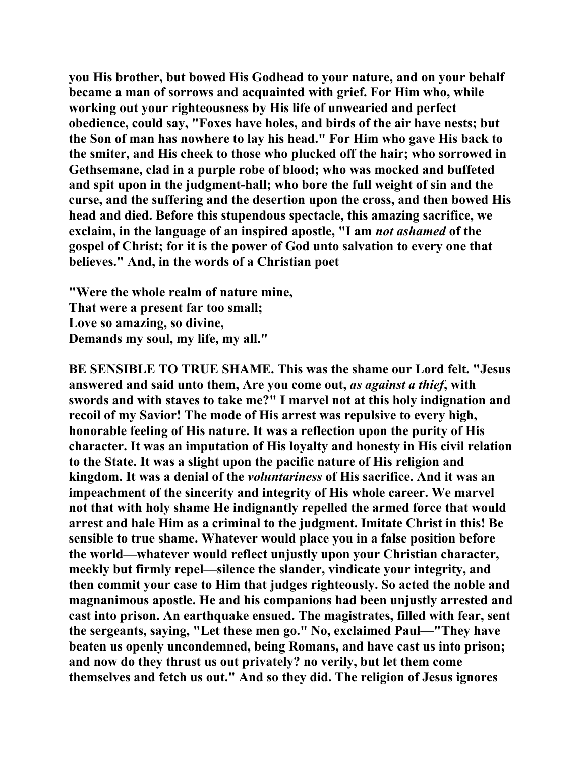you His brother, but bowed His Godhead to your nature, and on your behalf became a man of sorrows and acquainted with grief. For Him who, while working out your righteousness by His life of unwearied and perfect obedience, could say, "Foxes have holes, and birds of the air have nests; but the Son of man has nowhere to lay his head." For Him who gave His back to the smiter, and His cheek to those who plucked off the hair; who sorrowed in Gethsemane, clad in a purple robe of blood; who was mocked and buffeted and spit upon in the judgment-hall; who bore the full weight of sin and the curse, and the suffering and the desertion upon the cross, and then bowed His head and died. Before this stupendous spectacle, this amazing sacrifice, we exclaim, in the language of an inspired apostle, "I am *not ashamed* of the gospel of Christ; for it is the power of God unto salvation to every one that believes." And, in the words of a Christian poet

"Were the whole realm of nature mine,
That were a present far too small;
Love so amazing, so divine,
Demands my soul, my life, my all."

BE SENSIBLE TO TRUE SHAME. This was the shame our Lord felt. "Jesus answered and said unto them, Are you come out, *as against a thief*, with swords and with staves to take me?" I marvel not at this holy indignation and recoil of my Savior! The mode of His arrest was repulsive to every high, honorable feeling of His nature. It was a reflection upon the purity of His character. It was an imputation of His loyalty and honesty in His civil relation to the State. It was a slight upon the pacific nature of His religion and kingdom. It was a denial of the *voluntariness* of His sacrifice. And it was an impeachment of the sincerity and integrity of His whole career. We marvel not that with holy shame He indignantly repelled the armed force that would arrest and hale Him as a criminal to the judgment. Imitate Christ in this! Be sensible to true shame. Whatever would place you in a false position before the world—whatever would reflect unjustly upon your Christian character, meekly but firmly repel—silence the slander, vindicate your integrity, and then commit your case to Him that judges righteously. So acted the noble and magnanimous apostle. He and his companions had been unjustly arrested and cast into prison. An earthquake ensued. The magistrates, filled with fear, sent the sergeants, saying, "Let these men go." No, exclaimed Paul—"They have beaten us openly uncondemned, being Romans, and have cast us into prison; and now do they thrust us out privately? no verily, but let them come themselves and fetch us out." And so they did. The religion of Jesus ignores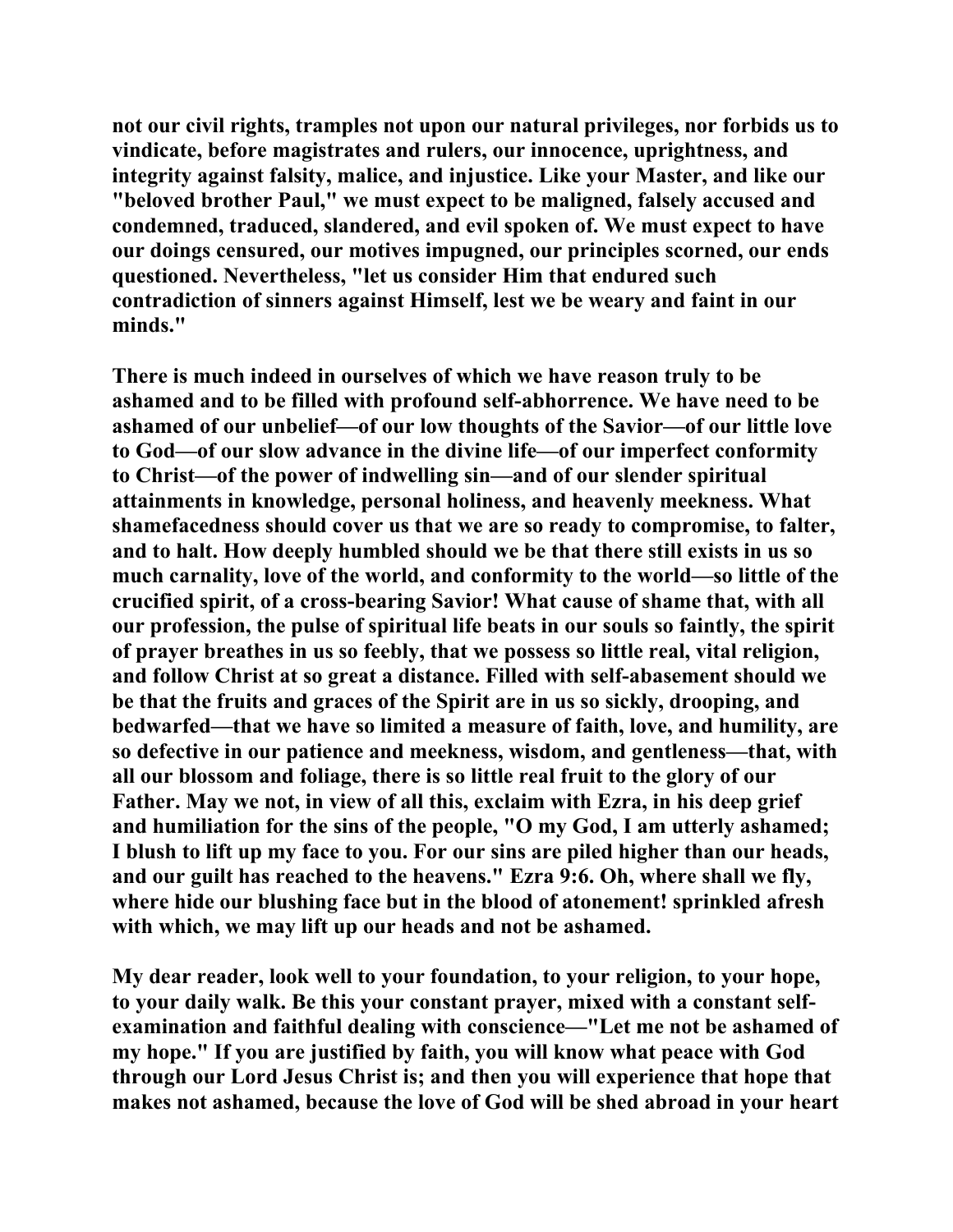not our civil rights, tramples not upon our natural privileges, nor forbids us to vindicate, before magistrates and rulers, our innocence, uprightness, and integrity against falsity, malice, and injustice. Like your Master, and like our "beloved brother Paul," we must expect to be maligned, falsely accused and condemned, traduced, slandered, and evil spoken of. We must expect to have our doings censured, our motives impugned, our principles scorned, our ends questioned. Nevertheless, "let us consider Him that endured such contradiction of sinners against Himself, lest we be weary and faint in our minds."

There is much indeed in ourselves of which we have reason truly to be ashamed and to be filled with profound self-abhorrence. We have need to be ashamed of our unbelief—of our low thoughts of the Savior—of our little love to God—of our slow advance in the divine life—of our imperfect conformity to Christ—of the power of indwelling sin—and of our slender spiritual attainments in knowledge, personal holiness, and heavenly meekness. What shamefacedness should cover us that we are so ready to compromise, to falter, and to halt. How deeply humbled should we be that there still exists in us so much carnality, love of the world, and conformity to the world—so little of the crucified spirit, of a cross-bearing Savior! What cause of shame that, with all our profession, the pulse of spiritual life beats in our souls so faintly, the spirit of prayer breathes in us so feebly, that we possess so little real, vital religion, and follow Christ at so great a distance. Filled with self-abasement should we be that the fruits and graces of the Spirit are in us so sickly, drooping, and bedwarfed—that we have so limited a measure of faith, love, and humility, are so defective in our patience and meekness, wisdom, and gentleness—that, with all our blossom and foliage, there is so little real fruit to the glory of our Father. May we not, in view of all this, exclaim with Ezra, in his deep grief and humiliation for the sins of the people, "O my God, I am utterly ashamed; I blush to lift up my face to you. For our sins are piled higher than our heads, and our guilt has reached to the heavens." Ezra 9:6. Oh, where shall we fly, where hide our blushing face but in the blood of atonement! sprinkled afresh with which, we may lift up our heads and not be ashamed.

My dear reader, look well to your foundation, to your religion, to your hope, to your daily walk. Be this your constant prayer, mixed with a constant self-examination and faithful dealing with conscience—"Let me not be ashamed of my hope." If you are justified by faith, you will know what peace with God through our Lord Jesus Christ is; and then you will experience that hope that makes not ashamed, because the love of God will be shed abroad in your heart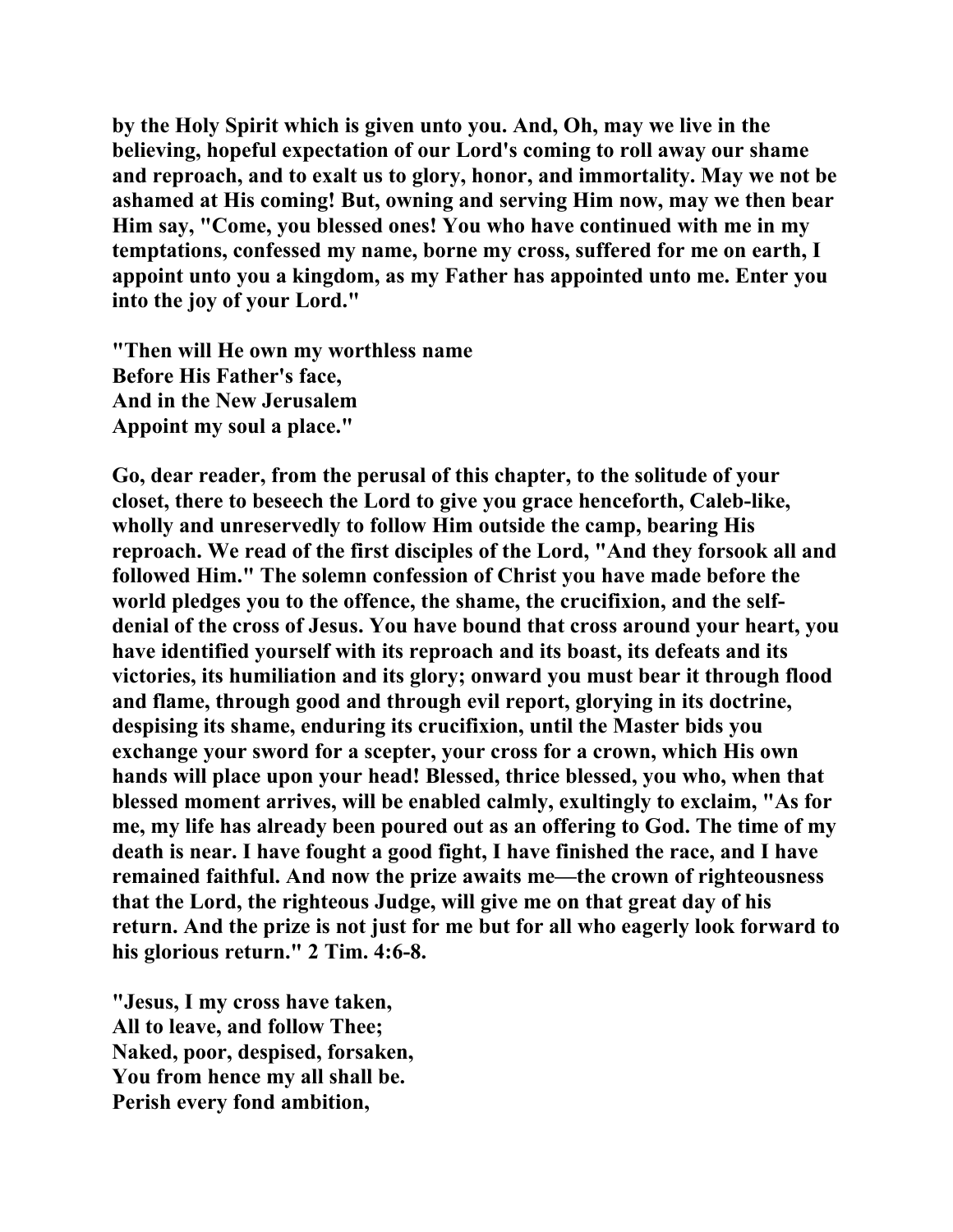**by the Holy Spirit which is given unto you. And, Oh, may we live in the believing, hopeful expectation of our Lord's coming to roll away our shame and reproach, and to exalt us to glory, honor, and immortality. May we not be ashamed at His coming! But, owning and serving Him now, may we then bear Him say, "Come, you blessed ones! You who have continued with me in my temptations, confessed my name, borne my cross, suffered for me on earth, I appoint unto you a kingdom, as my Father has appointed unto me. Enter you into the joy of your Lord."**

**"Then will He own my worthless name**
**Before His Father's face,**
**And in the New Jerusalem**
**Appoint my soul a place."**

**Go, dear reader, from the perusal of this chapter, to the solitude of your closet, there to beseech the Lord to give you grace henceforth, Caleb-like, wholly and unreservedly to follow Him outside the camp, bearing His reproach. We read of the first disciples of the Lord, "And they forsook all and followed Him." The solemn confession of Christ you have made before the world pledges you to the offence, the shame, the crucifixion, and the self-denial of the cross of Jesus. You have bound that cross around your heart, you have identified yourself with its reproach and its boast, its defeats and its victories, its humiliation and its glory; onward you must bear it through flood and flame, through good and through evil report, glorying in its doctrine, despising its shame, enduring its crucifixion, until the Master bids you exchange your sword for a scepter, your cross for a crown, which His own hands will place upon your head! Blessed, thrice blessed, you who, when that blessed moment arrives, will be enabled calmly, exultingly to exclaim, "As for me, my life has already been poured out as an offering to God. The time of my death is near. I have fought a good fight, I have finished the race, and I have remained faithful. And now the prize awaits me—the crown of righteousness that the Lord, the righteous Judge, will give me on that great day of his return. And the prize is not just for me but for all who eagerly look forward to his glorious return." 2 Tim. 4:6-8.**

**"Jesus, I my cross have taken,**
**All to leave, and follow Thee;**
**Naked, poor, despised, forsaken,**
**You from hence my all shall be.**
**Perish every fond ambition,**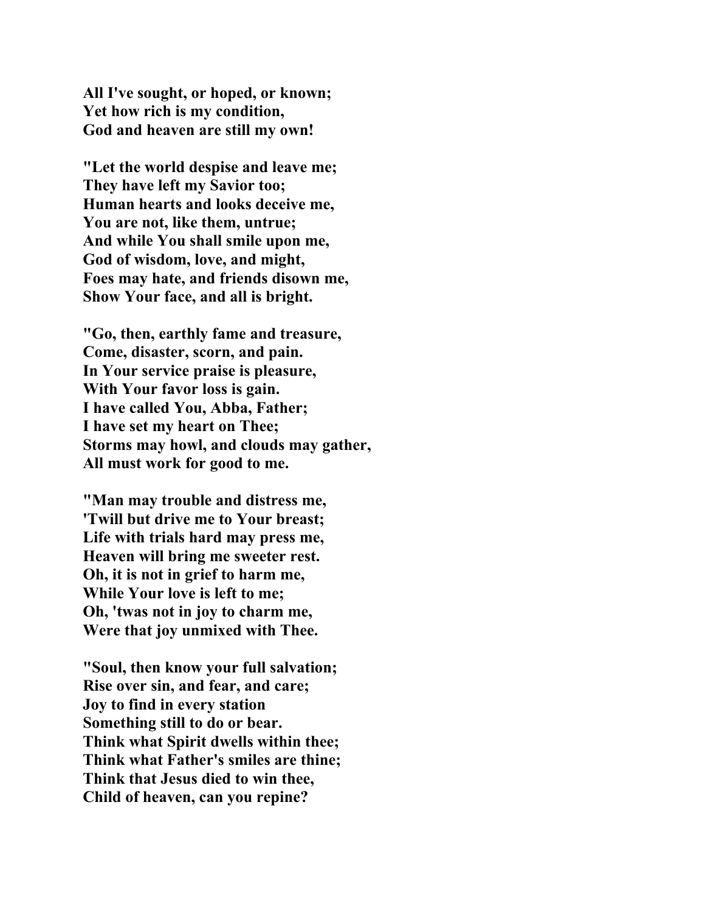**All I've sought, or hoped, or known;**
**Yet how rich is my condition,**
**God and heaven are still my own!**

**"Let the world despise and leave me;**
**They have left my Savior too;**
**Human hearts and looks deceive me,**
**You are not, like them, untrue;**
**And while You shall smile upon me,**
**God of wisdom, love, and might,**
**Foes may hate, and friends disown me,**
**Show Your face, and all is bright.**

**"Go, then, earthly fame and treasure,**
**Come, disaster, scorn, and pain.**
**In Your service praise is pleasure,**
**With Your favor loss is gain.**
**I have called You, Abba, Father;**
**I have set my heart on Thee;**
**Storms may howl, and clouds may gather,**
**All must work for good to me.**

**"Man may trouble and distress me,**
**'Twill but drive me to Your breast;**
**Life with trials hard may press me,**
**Heaven will bring me sweeter rest.**
**Oh, it is not in grief to harm me,**
**While Your love is left to me;**
**Oh, 'twas not in joy to charm me,**
**Were that joy unmixed with Thee.**

**"Soul, then know your full salvation;**
**Rise over sin, and fear, and care;**
**Joy to find in every station**
**Something still to do or bear.**
**Think what Spirit dwells within thee;**
**Think what Father's smiles are thine;**
**Think that Jesus died to win thee,**
**Child of heaven, can you repine?**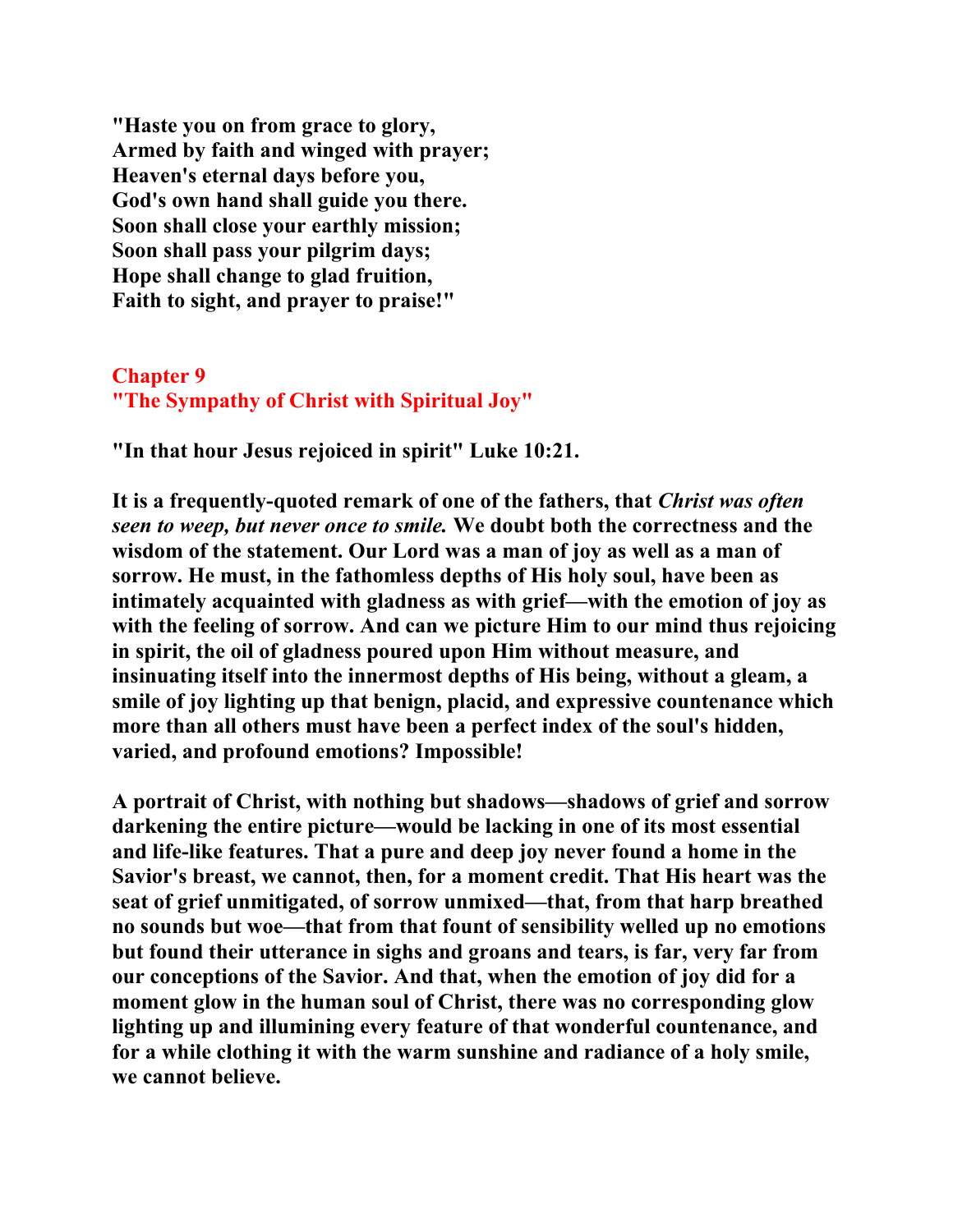**"Haste you on from grace to glory,**
**Armed by faith and winged with prayer;**
**Heaven's eternal days before you,**
**God's own hand shall guide you there.**
**Soon shall close your earthly mission;**
**Soon shall pass your pilgrim days;**
**Hope shall change to glad fruition,**
**Faith to sight, and prayer to praise!"**

## Chapter 9
## "The Sympathy of Christ with Spiritual Joy"

**"In that hour Jesus rejoiced in spirit" Luke 10:21.**

**It is a frequently-quoted remark of one of the fathers, that *Christ was often seen to weep, but never once to smile.* We doubt both the correctness and the wisdom of the statement. Our Lord was a man of joy as well as a man of sorrow. He must, in the fathomless depths of His holy soul, have been as intimately acquainted with gladness as with grief—with the emotion of joy as with the feeling of sorrow. And can we picture Him to our mind thus rejoicing in spirit, the oil of gladness poured upon Him without measure, and insinuating itself into the innermost depths of His being, without a gleam, a smile of joy lighting up that benign, placid, and expressive countenance which more than all others must have been a perfect index of the soul's hidden, varied, and profound emotions? Impossible!**

**A portrait of Christ, with nothing but shadows—shadows of grief and sorrow darkening the entire picture—would be lacking in one of its most essential and life-like features. That a pure and deep joy never found a home in the Savior's breast, we cannot, then, for a moment credit. That His heart was the seat of grief unmitigated, of sorrow unmixed—that, from that harp breathed no sounds but woe—that from that fount of sensibility welled up no emotions but found their utterance in sighs and groans and tears, is far, very far from our conceptions of the Savior. And that, when the emotion of joy did for a moment glow in the human soul of Christ, there was no corresponding glow lighting up and illumining every feature of that wonderful countenance, and for a while clothing it with the warm sunshine and radiance of a holy smile, we cannot believe.**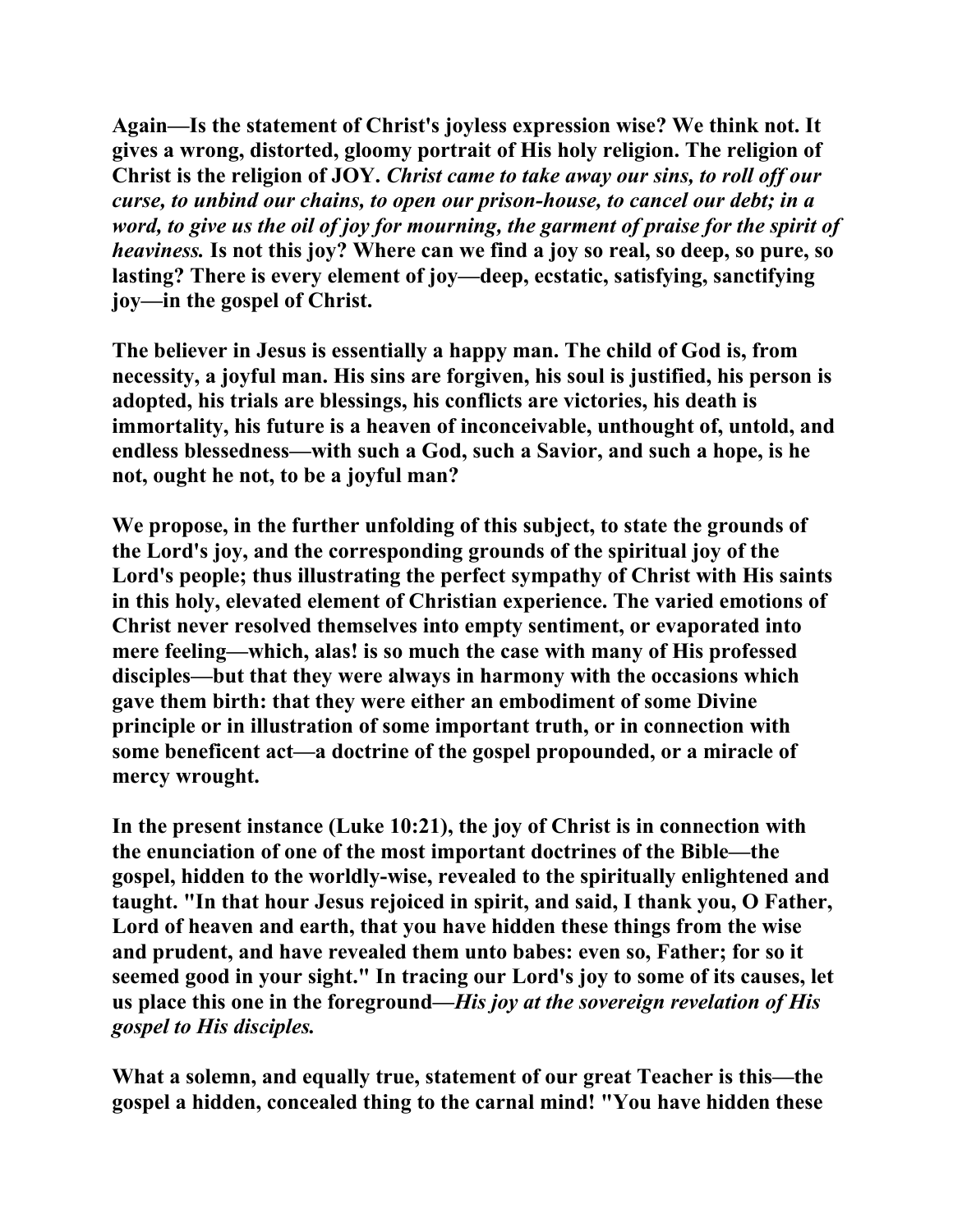Again—Is the statement of Christ's joyless expression wise? We think not. It gives a wrong, distorted, gloomy portrait of His holy religion. The religion of Christ is the religion of JOY. *Christ came to take away our sins, to roll off our curse, to unbind our chains, to open our prison-house, to cancel our debt; in a word, to give us the oil of joy for mourning, the garment of praise for the spirit of heaviness.* Is not this joy? Where can we find a joy so real, so deep, so pure, so lasting? There is every element of joy—deep, ecstatic, satisfying, sanctifying joy—in the gospel of Christ.

The believer in Jesus is essentially a happy man. The child of God is, from necessity, a joyful man. His sins are forgiven, his soul is justified, his person is adopted, his trials are blessings, his conflicts are victories, his death is immortality, his future is a heaven of inconceivable, unthought of, untold, and endless blessedness—with such a God, such a Savior, and such a hope, is he not, ought he not, to be a joyful man?

We propose, in the further unfolding of this subject, to state the grounds of the Lord's joy, and the corresponding grounds of the spiritual joy of the Lord's people; thus illustrating the perfect sympathy of Christ with His saints in this holy, elevated element of Christian experience. The varied emotions of Christ never resolved themselves into empty sentiment, or evaporated into mere feeling—which, alas! is so much the case with many of His professed disciples—but that they were always in harmony with the occasions which gave them birth: that they were either an embodiment of some Divine principle or in illustration of some important truth, or in connection with some beneficent act—a doctrine of the gospel propounded, or a miracle of mercy wrought.

In the present instance (Luke 10:21), the joy of Christ is in connection with the enunciation of one of the most important doctrines of the Bible—the gospel, hidden to the worldly-wise, revealed to the spiritually enlightened and taught. "In that hour Jesus rejoiced in spirit, and said, I thank you, O Father, Lord of heaven and earth, that you have hidden these things from the wise and prudent, and have revealed them unto babes: even so, Father; for so it seemed good in your sight." In tracing our Lord's joy to some of its causes, let us place this one in the foreground—*His joy at the sovereign revelation of His gospel to His disciples.*

What a solemn, and equally true, statement of our great Teacher is this—the gospel a hidden, concealed thing to the carnal mind! "You have hidden these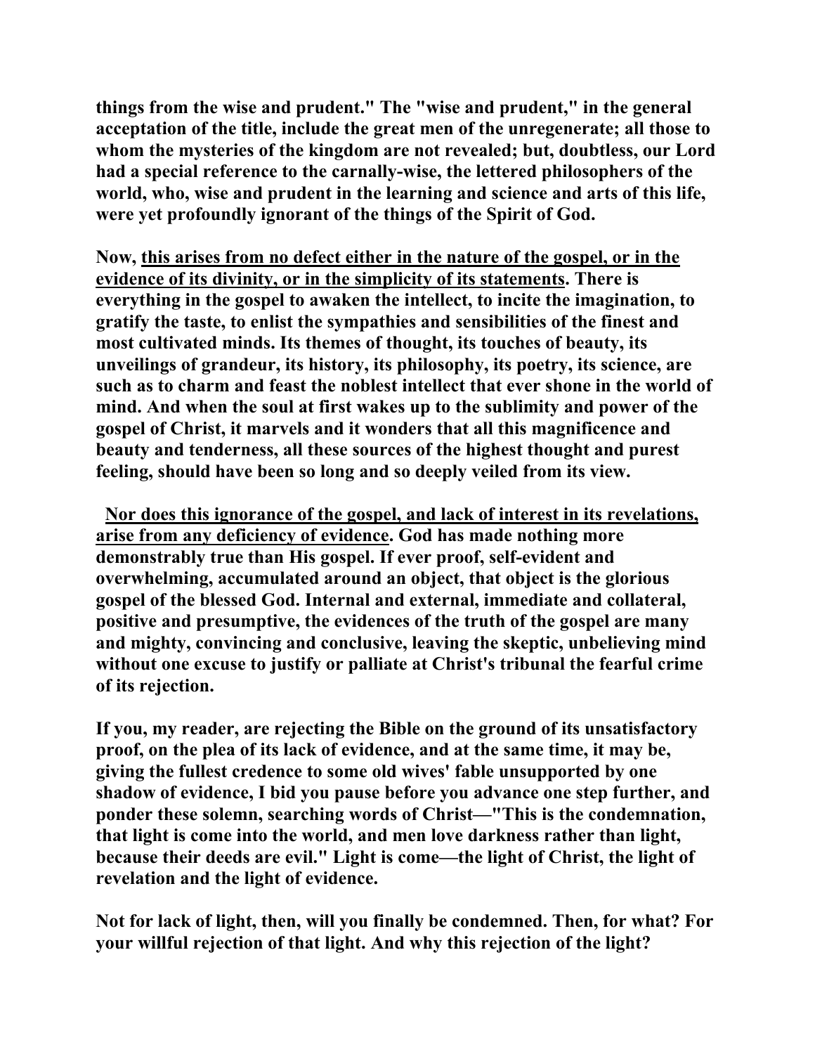**things from the wise and prudent." The "wise and prudent," in the general acceptation of the title, include the great men of the unregenerate; all those to whom the mysteries of the kingdom are not revealed; but, doubtless, our Lord had a special reference to the carnally-wise, the lettered philosophers of the world, who, wise and prudent in the learning and science and arts of this life, were yet profoundly ignorant of the things of the Spirit of God.**

**Now, <u>this arises from no defect either in the nature of the gospel, or in the evidence of its divinity, or in the simplicity of its statements</u>. There is everything in the gospel to awaken the intellect, to incite the imagination, to gratify the taste, to enlist the sympathies and sensibilities of the finest and most cultivated minds. Its themes of thought, its touches of beauty, its unveilings of grandeur, its history, its philosophy, its poetry, its science, are such as to charm and feast the noblest intellect that ever shone in the world of mind. And when the soul at first wakes up to the sublimity and power of the gospel of Christ, it marvels and it wonders that all this magnificence and beauty and tenderness, all these sources of the highest thought and purest feeling, should have been so long and so deeply veiled from its view.**

**<u>Nor does this ignorance of the gospel, and lack of interest in its revelations, arise from any deficiency of evidence</u>. God has made nothing more demonstrably true than His gospel. If ever proof, self-evident and overwhelming, accumulated around an object, that object is the glorious gospel of the blessed God. Internal and external, immediate and collateral, positive and presumptive, the evidences of the truth of the gospel are many and mighty, convincing and conclusive, leaving the skeptic, unbelieving mind without one excuse to justify or palliate at Christ's tribunal the fearful crime of its rejection.**

**If you, my reader, are rejecting the Bible on the ground of its unsatisfactory proof, on the plea of its lack of evidence, and at the same time, it may be, giving the fullest credence to some old wives' fable unsupported by one shadow of evidence, I bid you pause before you advance one step further, and ponder these solemn, searching words of Christ—"This is the condemnation, that light is come into the world, and men love darkness rather than light, because their deeds are evil." Light is come—the light of Christ, the light of revelation and the light of evidence.**

**Not for lack of light, then, will you finally be condemned. Then, for what? For your willful rejection of that light. And why this rejection of the light?**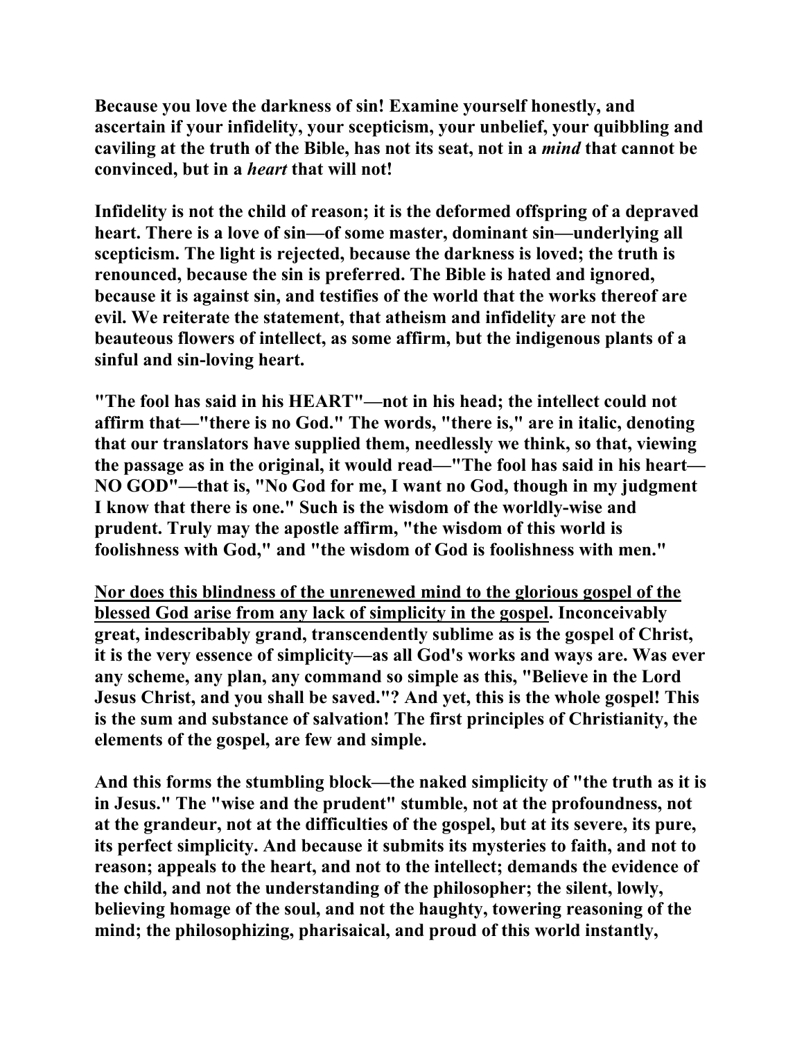**Because you love the darkness of sin! Examine yourself honestly, and ascertain if your infidelity, your scepticism, your unbelief, your quibbling and caviling at the truth of the Bible, has not its seat, not in a *mind* that cannot be convinced, but in a *heart* that will not!**

**Infidelity is not the child of reason; it is the deformed offspring of a depraved heart. There is a love of sin—of some master, dominant sin—underlying all scepticism. The light is rejected, because the darkness is loved; the truth is renounced, because the sin is preferred. The Bible is hated and ignored, because it is against sin, and testifies of the world that the works thereof are evil. We reiterate the statement, that atheism and infidelity are not the beauteous flowers of intellect, as some affirm, but the indigenous plants of a sinful and sin-loving heart.**

**"The fool has said in his HEART"—not in his head; the intellect could not affirm that—"there is no God." The words, "there is," are in italic, denoting that our translators have supplied them, needlessly we think, so that, viewing the passage as in the original, it would read—"The fool has said in his heart—NO GOD"—that is, "No God for me, I want no God, though in my judgment I know that there is one." Such is the wisdom of the worldly-wise and prudent. Truly may the apostle affirm, "the wisdom of this world is foolishness with God," and "the wisdom of God is foolishness with men."**

**<u>Nor does this blindness of the unrenewed mind to the glorious gospel of the blessed God arise from any lack of simplicity in the gospel</u>. Inconceivably great, indescribably grand, transcendently sublime as is the gospel of Christ, it is the very essence of simplicity—as all God's works and ways are. Was ever any scheme, any plan, any command so simple as this, "Believe in the Lord Jesus Christ, and you shall be saved."? And yet, this is the whole gospel! This is the sum and substance of salvation! The first principles of Christianity, the elements of the gospel, are few and simple.**

**And this forms the stumbling block—the naked simplicity of "the truth as it is in Jesus." The "wise and the prudent" stumble, not at the profoundness, not at the grandeur, not at the difficulties of the gospel, but at its severe, its pure, its perfect simplicity. And because it submits its mysteries to faith, and not to reason; appeals to the heart, and not to the intellect; demands the evidence of the child, and not the understanding of the philosopher; the silent, lowly, believing homage of the soul, and not the haughty, towering reasoning of the mind; the philosophizing, pharisaical, and proud of this world instantly,**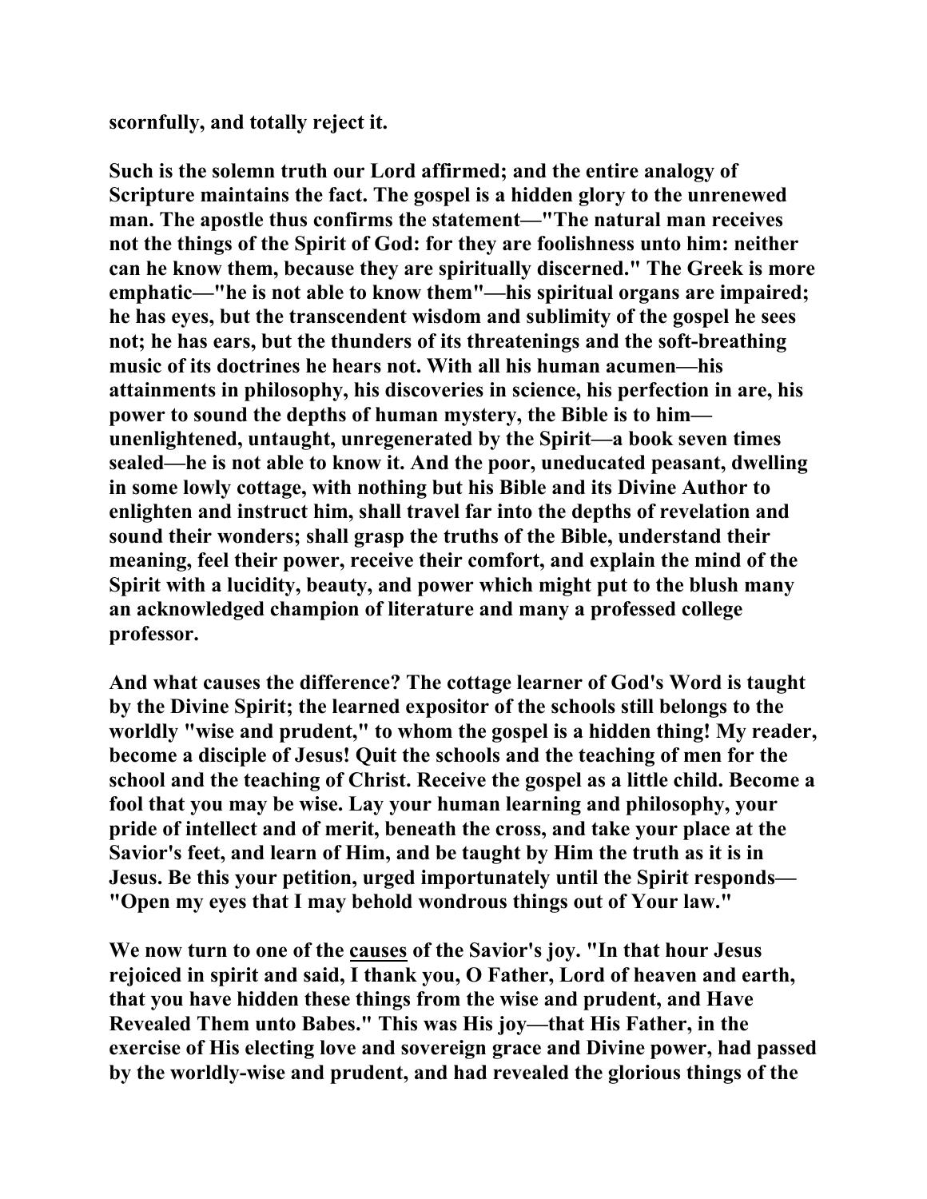**scornfully, and totally reject it.**

**Such is the solemn truth our Lord affirmed; and the entire analogy of Scripture maintains the fact. The gospel is a hidden glory to the unrenewed man. The apostle thus confirms the statement—"The natural man receives not the things of the Spirit of God: for they are foolishness unto him: neither can he know them, because they are spiritually discerned." The Greek is more emphatic—"he is not able to know them"—his spiritual organs are impaired; he has eyes, but the transcendent wisdom and sublimity of the gospel he sees not; he has ears, but the thunders of its threatenings and the soft-breathing music of its doctrines he hears not. With all his human acumen—his attainments in philosophy, his discoveries in science, his perfection in are, his power to sound the depths of human mystery, the Bible is to him—unenlightened, untaught, unregenerated by the Spirit—a book seven times sealed—he is not able to know it. And the poor, uneducated peasant, dwelling in some lowly cottage, with nothing but his Bible and its Divine Author to enlighten and instruct him, shall travel far into the depths of revelation and sound their wonders; shall grasp the truths of the Bible, understand their meaning, feel their power, receive their comfort, and explain the mind of the Spirit with a lucidity, beauty, and power which might put to the blush many an acknowledged champion of literature and many a professed college professor.**

**And what causes the difference? The cottage learner of God's Word is taught by the Divine Spirit; the learned expositor of the schools still belongs to the worldly "wise and prudent," to whom the gospel is a hidden thing! My reader, become a disciple of Jesus! Quit the schools and the teaching of men for the school and the teaching of Christ. Receive the gospel as a little child. Become a fool that you may be wise. Lay your human learning and philosophy, your pride of intellect and of merit, beneath the cross, and take your place at the Savior's feet, and learn of Him, and be taught by Him the truth as it is in Jesus. Be this your petition, urged importunately until the Spirit responds—"Open my eyes that I may behold wondrous things out of Your law."**

**We now turn to one of the <u>causes</u> of the Savior's joy. "In that hour Jesus rejoiced in spirit and said, I thank you, O Father, Lord of heaven and earth, that you have hidden these things from the wise and prudent, and Have Revealed Them unto Babes." This was His joy—that His Father, in the exercise of His electing love and sovereign grace and Divine power, had passed by the worldly-wise and prudent, and had revealed the glorious things of the**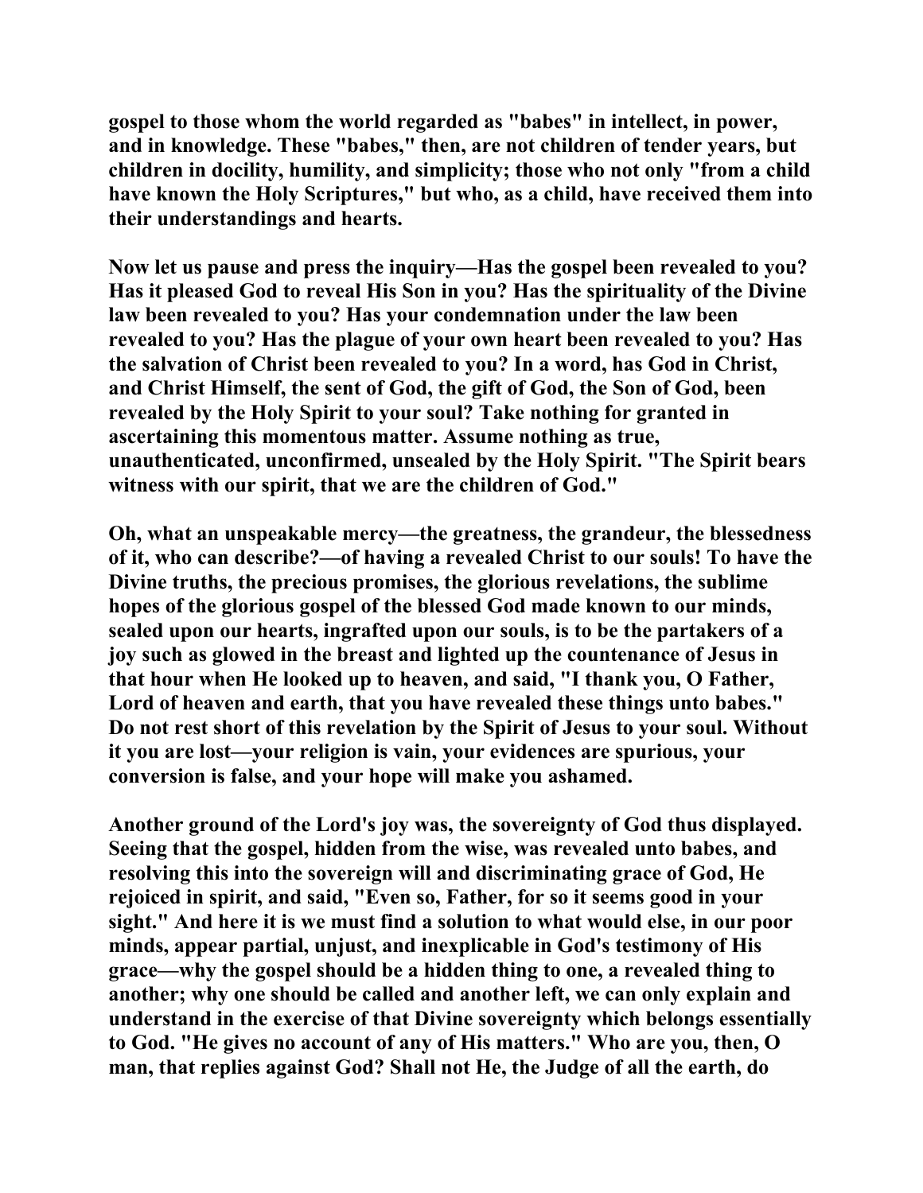gospel to those whom the world regarded as "babes" in intellect, in power, and in knowledge. These "babes," then, are not children of tender years, but children in docility, humility, and simplicity; those who not only "from a child have known the Holy Scriptures," but who, as a child, have received them into their understandings and hearts.

Now let us pause and press the inquiry—Has the gospel been revealed to you? Has it pleased God to reveal His Son in you? Has the spirituality of the Divine law been revealed to you? Has your condemnation under the law been revealed to you? Has the plague of your own heart been revealed to you? Has the salvation of Christ been revealed to you? In a word, has God in Christ, and Christ Himself, the sent of God, the gift of God, the Son of God, been revealed by the Holy Spirit to your soul? Take nothing for granted in ascertaining this momentous matter. Assume nothing as true, unauthenticated, unconfirmed, unsealed by the Holy Spirit. "The Spirit bears witness with our spirit, that we are the children of God."

Oh, what an unspeakable mercy—the greatness, the grandeur, the blessedness of it, who can describe?—of having a revealed Christ to our souls! To have the Divine truths, the precious promises, the glorious revelations, the sublime hopes of the glorious gospel of the blessed God made known to our minds, sealed upon our hearts, ingrafted upon our souls, is to be the partakers of a joy such as glowed in the breast and lighted up the countenance of Jesus in that hour when He looked up to heaven, and said, "I thank you, O Father, Lord of heaven and earth, that you have revealed these things unto babes." Do not rest short of this revelation by the Spirit of Jesus to your soul. Without it you are lost—your religion is vain, your evidences are spurious, your conversion is false, and your hope will make you ashamed.

Another ground of the Lord's joy was, the sovereignty of God thus displayed. Seeing that the gospel, hidden from the wise, was revealed unto babes, and resolving this into the sovereign will and discriminating grace of God, He rejoiced in spirit, and said, "Even so, Father, for so it seems good in your sight." And here it is we must find a solution to what would else, in our poor minds, appear partial, unjust, and inexplicable in God's testimony of His grace—why the gospel should be a hidden thing to one, a revealed thing to another; why one should be called and another left, we can only explain and understand in the exercise of that Divine sovereignty which belongs essentially to God. "He gives no account of any of His matters." Who are you, then, O man, that replies against God? Shall not He, the Judge of all the earth, do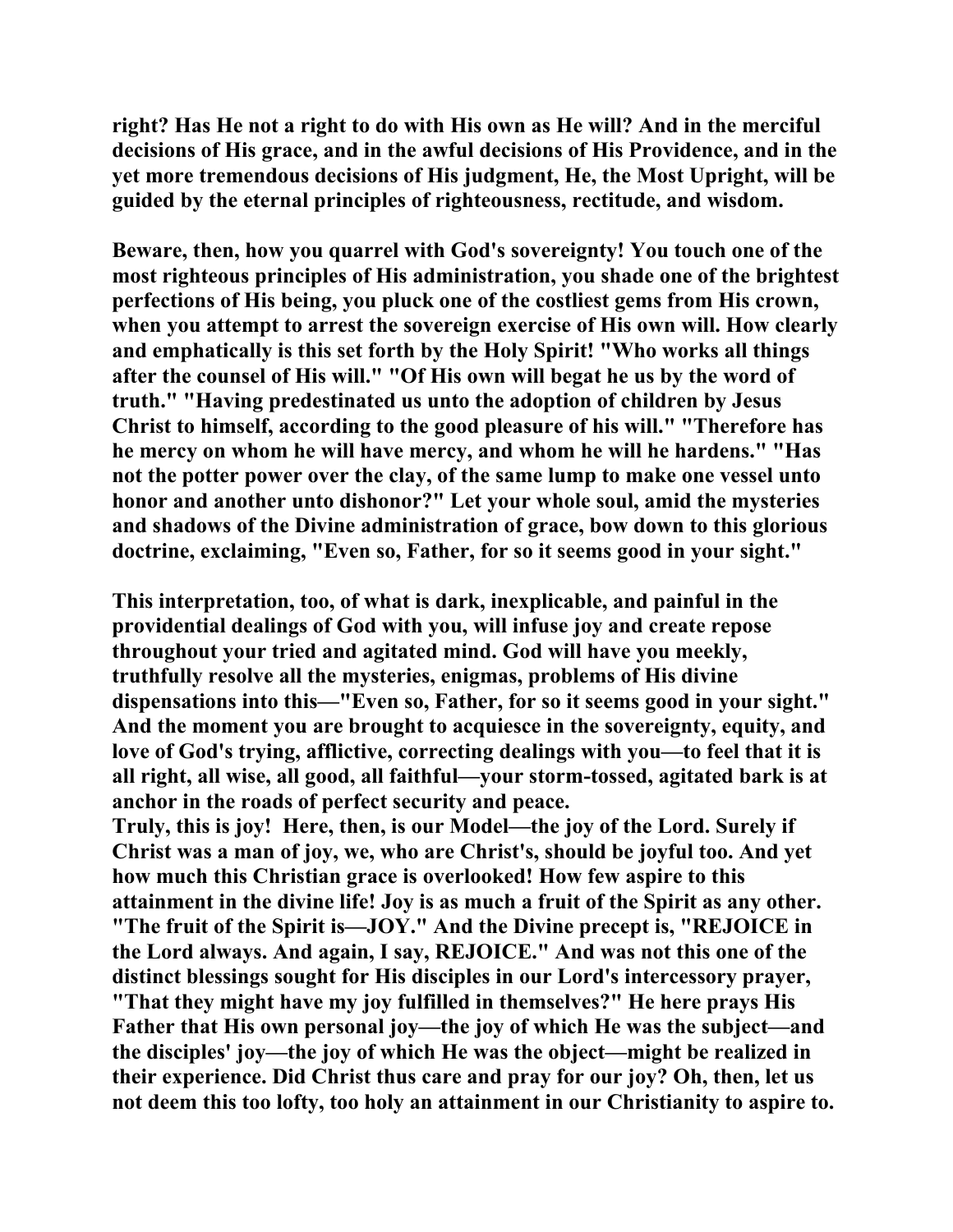right? Has He not a right to do with His own as He will? And in the merciful decisions of His grace, and in the awful decisions of His Providence, and in the yet more tremendous decisions of His judgment, He, the Most Upright, will be guided by the eternal principles of righteousness, rectitude, and wisdom.

Beware, then, how you quarrel with God's sovereignty! You touch one of the most righteous principles of His administration, you shade one of the brightest perfections of His being, you pluck one of the costliest gems from His crown, when you attempt to arrest the sovereign exercise of His own will. How clearly and emphatically is this set forth by the Holy Spirit! "Who works all things after the counsel of His will." "Of His own will begat he us by the word of truth." "Having predestinated us unto the adoption of children by Jesus Christ to himself, according to the good pleasure of his will." "Therefore has he mercy on whom he will have mercy, and whom he will he hardens." "Has not the potter power over the clay, of the same lump to make one vessel unto honor and another unto dishonor?" Let your whole soul, amid the mysteries and shadows of the Divine administration of grace, bow down to this glorious doctrine, exclaiming, "Even so, Father, for so it seems good in your sight."

This interpretation, too, of what is dark, inexplicable, and painful in the providential dealings of God with you, will infuse joy and create repose throughout your tried and agitated mind. God will have you meekly, truthfully resolve all the mysteries, enigmas, problems of His divine dispensations into this—"Even so, Father, for so it seems good in your sight." And the moment you are brought to acquiesce in the sovereignty, equity, and love of God's trying, afflictive, correcting dealings with you—to feel that it is all right, all wise, all good, all faithful—your storm-tossed, agitated bark is at anchor in the roads of perfect security and peace.

Truly, this is joy! Here, then, is our Model—the joy of the Lord. Surely if Christ was a man of joy, we, who are Christ's, should be joyful too. And yet how much this Christian grace is overlooked! How few aspire to this attainment in the divine life! Joy is as much a fruit of the Spirit as any other. "The fruit of the Spirit is—JOY." And the Divine precept is, "REJOICE in the Lord always. And again, I say, REJOICE." And was not this one of the distinct blessings sought for His disciples in our Lord's intercessory prayer, "That they might have my joy fulfilled in themselves?" He here prays His Father that His own personal joy—the joy of which He was the subject—and the disciples' joy—the joy of which He was the object—might be realized in their experience. Did Christ thus care and pray for our joy? Oh, then, let us not deem this too lofty, too holy an attainment in our Christianity to aspire to.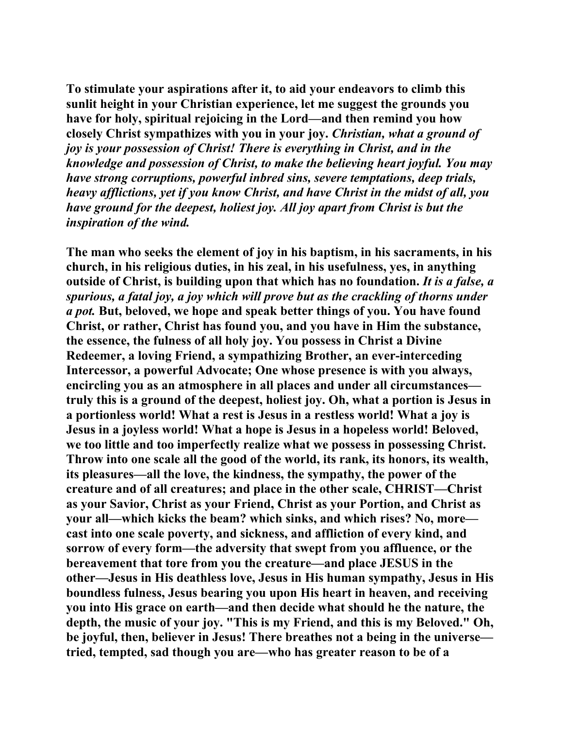**To stimulate your aspirations after it, to aid your endeavors to climb this sunlit height in your Christian experience, let me suggest the grounds you have for holy, spiritual rejoicing in the Lord—and then remind you how closely Christ sympathizes with you in your joy.** ***Christian, what a ground of joy is your possession of Christ! There is everything in Christ, and in the knowledge and possession of Christ, to make the believing heart joyful. You may have strong corruptions, powerful inbred sins, severe temptations, deep trials, heavy afflictions, yet if you know Christ, and have Christ in the midst of all, you have ground for the deepest, holiest joy. All joy apart from Christ is but the inspiration of the wind.***

**The man who seeks the element of joy in his baptism, in his sacraments, in his church, in his religious duties, in his zeal, in his usefulness, yes, in anything outside of Christ, is building upon that which has no foundation.** ***It is a false, a spurious, a fatal joy, a joy which will prove but as the crackling of thorns under a pot.*** **But, beloved, we hope and speak better things of you. You have found Christ, or rather, Christ has found you, and you have in Him the substance, the essence, the fulness of all holy joy. You possess in Christ a Divine Redeemer, a loving Friend, a sympathizing Brother, an ever-interceding Intercessor, a powerful Advocate; One whose presence is with you always, encircling you as an atmosphere in all places and under all circumstances—truly this is a ground of the deepest, holiest joy. Oh, what a portion is Jesus in a portionless world! What a rest is Jesus in a restless world! What a joy is Jesus in a joyless world! What a hope is Jesus in a hopeless world! Beloved, we too little and too imperfectly realize what we possess in possessing Christ. Throw into one scale all the good of the world, its rank, its honors, its wealth, its pleasures—all the love, the kindness, the sympathy, the power of the creature and of all creatures; and place in the other scale, CHRIST—Christ as your Savior, Christ as your Friend, Christ as your Portion, and Christ as your all—which kicks the beam? which sinks, and which rises? No, more—cast into one scale poverty, and sickness, and affliction of every kind, and sorrow of every form—the adversity that swept from you affluence, or the bereavement that tore from you the creature—and place JESUS in the other—Jesus in His deathless love, Jesus in His human sympathy, Jesus in His boundless fulness, Jesus bearing you upon His heart in heaven, and receiving you into His grace on earth—and then decide what should he the nature, the depth, the music of your joy. "This is my Friend, and this is my Beloved." Oh, be joyful, then, believer in Jesus! There breathes not a being in the universe—tried, tempted, sad though you are—who has greater reason to be of a**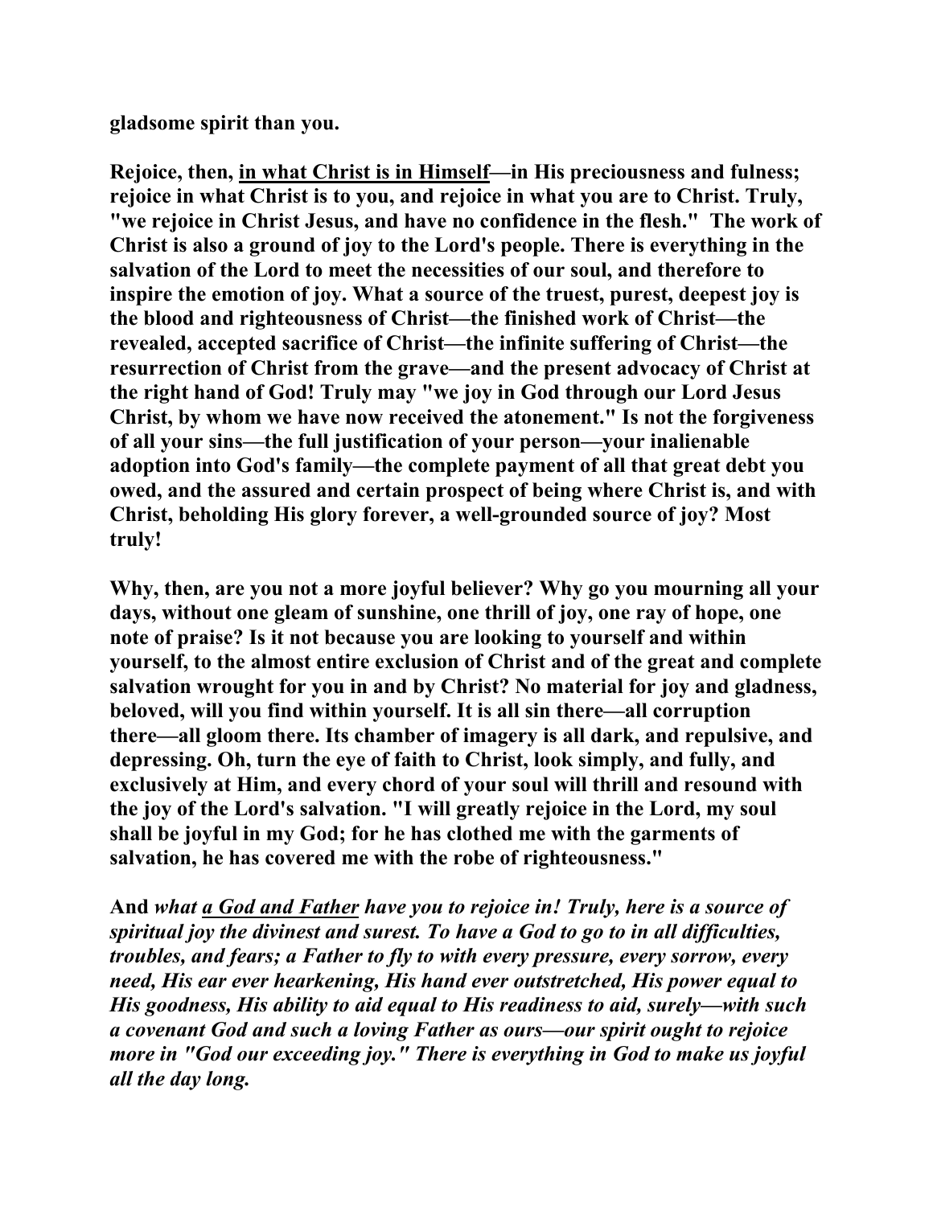**gladsome spirit than you.**

**Rejoice, then, <u>in what Christ is in Himself</u>—in His preciousness and fulness; rejoice in what Christ is to you, and rejoice in what you are to Christ. Truly, "we rejoice in Christ Jesus, and have no confidence in the flesh." The work of Christ is also a ground of joy to the Lord's people. There is everything in the salvation of the Lord to meet the necessities of our soul, and therefore to inspire the emotion of joy. What a source of the truest, purest, deepest joy is the blood and righteousness of Christ—the finished work of Christ—the revealed, accepted sacrifice of Christ—the infinite suffering of Christ—the resurrection of Christ from the grave—and the present advocacy of Christ at the right hand of God! Truly may "we joy in God through our Lord Jesus Christ, by whom we have now received the atonement." Is not the forgiveness of all your sins—the full justification of your person—your inalienable adoption into God's family—the complete payment of all that great debt you owed, and the assured and certain prospect of being where Christ is, and with Christ, beholding His glory forever, a well-grounded source of joy? Most truly!**

**Why, then, are you not a more joyful believer? Why go you mourning all your days, without one gleam of sunshine, one thrill of joy, one ray of hope, one note of praise? Is it not because you are looking to yourself and within yourself, to the almost entire exclusion of Christ and of the great and complete salvation wrought for you in and by Christ? No material for joy and gladness, beloved, will you find within yourself. It is all sin there—all corruption there—all gloom there. Its chamber of imagery is all dark, and repulsive, and depressing. Oh, turn the eye of faith to Christ, look simply, and fully, and exclusively at Him, and every chord of your soul will thrill and resound with the joy of the Lord's salvation. "I will greatly rejoice in the Lord, my soul shall be joyful in my God; for he has clothed me with the garments of salvation, he has covered me with the robe of righteousness."**

**And *what <u>a God and Father</u> have you to rejoice in! Truly, here is a source of spiritual joy the divinest and surest. To have a God to go to in all difficulties, troubles, and fears; a Father to fly to with every pressure, every sorrow, every need, His ear ever hearkening, His hand ever outstretched, His power equal to His goodness, His ability to aid equal to His readiness to aid, surely—with such a covenant God and such a loving Father as ours—our spirit ought to rejoice more in "God our exceeding joy." There is everything in God to make us joyful all the day long.***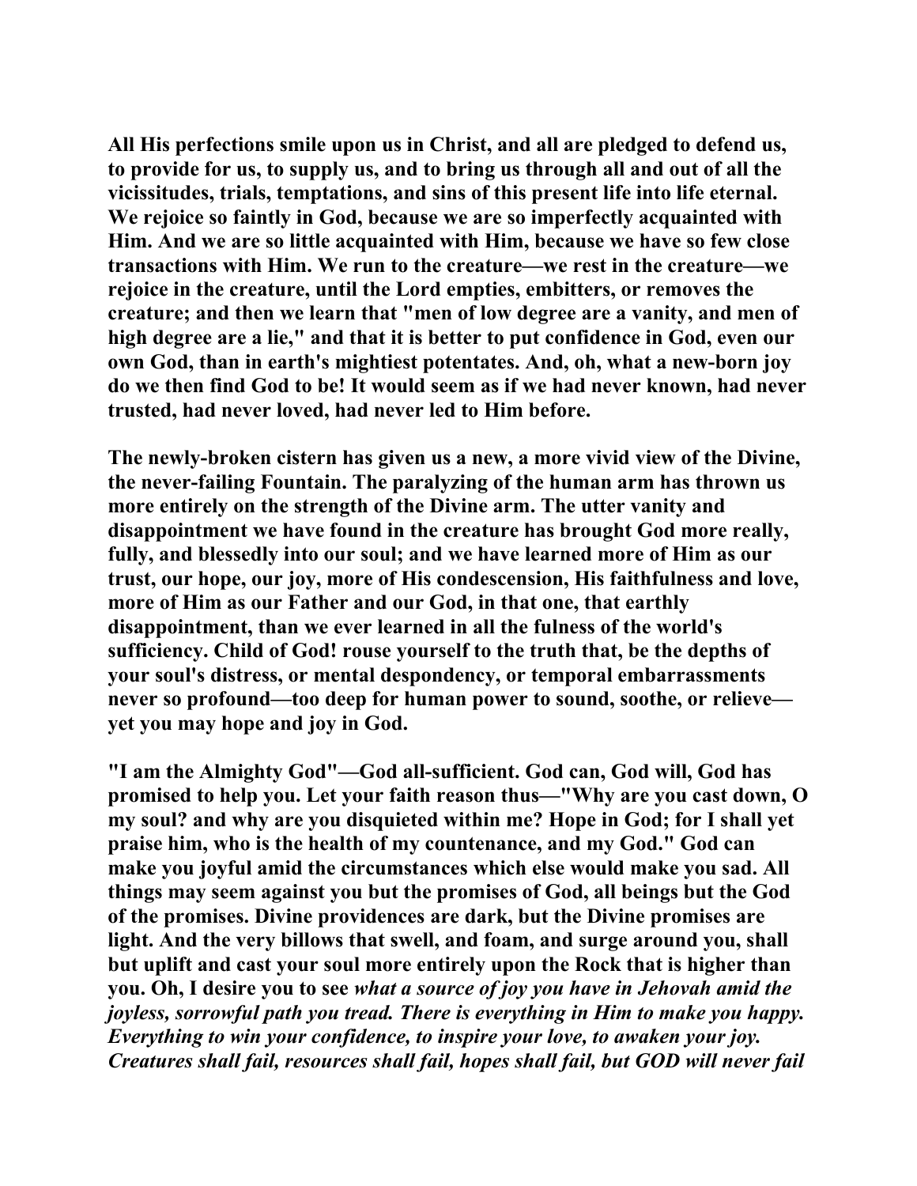**All His perfections smile upon us in Christ, and all are pledged to defend us, to provide for us, to supply us, and to bring us through all and out of all the vicissitudes, trials, temptations, and sins of this present life into life eternal. We rejoice so faintly in God, because we are so imperfectly acquainted with Him. And we are so little acquainted with Him, because we have so few close transactions with Him. We run to the creature—we rest in the creature—we rejoice in the creature, until the Lord empties, embitters, or removes the creature; and then we learn that "men of low degree are a vanity, and men of high degree are a lie," and that it is better to put confidence in God, even our own God, than in earth's mightiest potentates. And, oh, what a new-born joy do we then find God to be! It would seem as if we had never known, had never trusted, had never loved, had never led to Him before.**

**The newly-broken cistern has given us a new, a more vivid view of the Divine, the never-failing Fountain. The paralyzing of the human arm has thrown us more entirely on the strength of the Divine arm. The utter vanity and disappointment we have found in the creature has brought God more really, fully, and blessedly into our soul; and we have learned more of Him as our trust, our hope, our joy, more of His condescension, His faithfulness and love, more of Him as our Father and our God, in that one, that earthly disappointment, than we ever learned in all the fulness of the world's sufficiency. Child of God! rouse yourself to the truth that, be the depths of your soul's distress, or mental despondency, or temporal embarrassments never so profound—too deep for human power to sound, soothe, or relieve—yet you may hope and joy in God.**

**"I am the Almighty God"—God all-sufficient. God can, God will, God has promised to help you. Let your faith reason thus—"Why are you cast down, O my soul? and why are you disquieted within me? Hope in God; for I shall yet praise him, who is the health of my countenance, and my God." God can make you joyful amid the circumstances which else would make you sad. All things may seem against you but the promises of God, all beings but the God of the promises. Divine providences are dark, but the Divine promises are light. And the very billows that swell, and foam, and surge around you, shall but uplift and cast your soul more entirely upon the Rock that is higher than you. Oh, I desire you to see** ***what a source of joy you have in Jehovah amid the joyless, sorrowful path you tread. There is everything in Him to make you happy. Everything to win your confidence, to inspire your love, to awaken your joy. Creatures shall fail, resources shall fail, hopes shall fail, but GOD will never fail***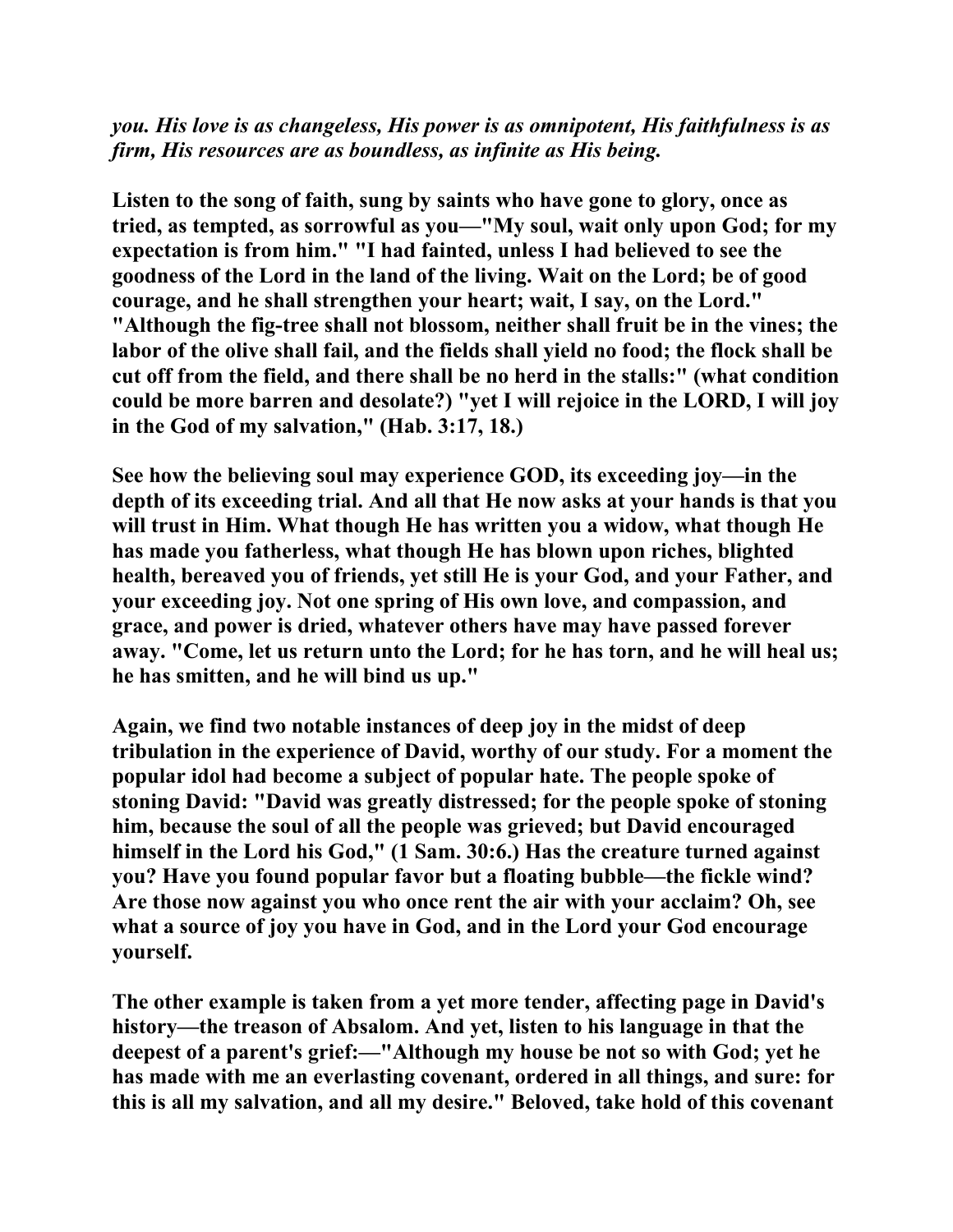*you. His love is as changeless, His power is as omnipotent, His faithfulness is as firm, His resources are as boundless, as infinite as His being.*

**Listen to the song of faith, sung by saints who have gone to glory, once as tried, as tempted, as sorrowful as you—"My soul, wait only upon God; for my expectation is from him." "I had fainted, unless I had believed to see the goodness of the Lord in the land of the living. Wait on the Lord; be of good courage, and he shall strengthen your heart; wait, I say, on the Lord." "Although the fig-tree shall not blossom, neither shall fruit be in the vines; the labor of the olive shall fail, and the fields shall yield no food; the flock shall be cut off from the field, and there shall be no herd in the stalls:" (what condition could be more barren and desolate?) "yet I will rejoice in the LORD, I will joy in the God of my salvation," (Hab. 3:17, 18.)**

**See how the believing soul may experience GOD, its exceeding joy—in the depth of its exceeding trial. And all that He now asks at your hands is that you will trust in Him. What though He has written you a widow, what though He has made you fatherless, what though He has blown upon riches, blighted health, bereaved you of friends, yet still He is your God, and your Father, and your exceeding joy. Not one spring of His own love, and compassion, and grace, and power is dried, whatever others have may have passed forever away. "Come, let us return unto the Lord; for he has torn, and he will heal us; he has smitten, and he will bind us up."**

**Again, we find two notable instances of deep joy in the midst of deep tribulation in the experience of David, worthy of our study. For a moment the popular idol had become a subject of popular hate. The people spoke of stoning David: "David was greatly distressed; for the people spoke of stoning him, because the soul of all the people was grieved; but David encouraged himself in the Lord his God," (1 Sam. 30:6.) Has the creature turned against you? Have you found popular favor but a floating bubble—the fickle wind? Are those now against you who once rent the air with your acclaim? Oh, see what a source of joy you have in God, and in the Lord your God encourage yourself.**

**The other example is taken from a yet more tender, affecting page in David's history—the treason of Absalom. And yet, listen to his language in that the deepest of a parent's grief:—"Although my house be not so with God; yet he has made with me an everlasting covenant, ordered in all things, and sure: for this is all my salvation, and all my desire." Beloved, take hold of this covenant**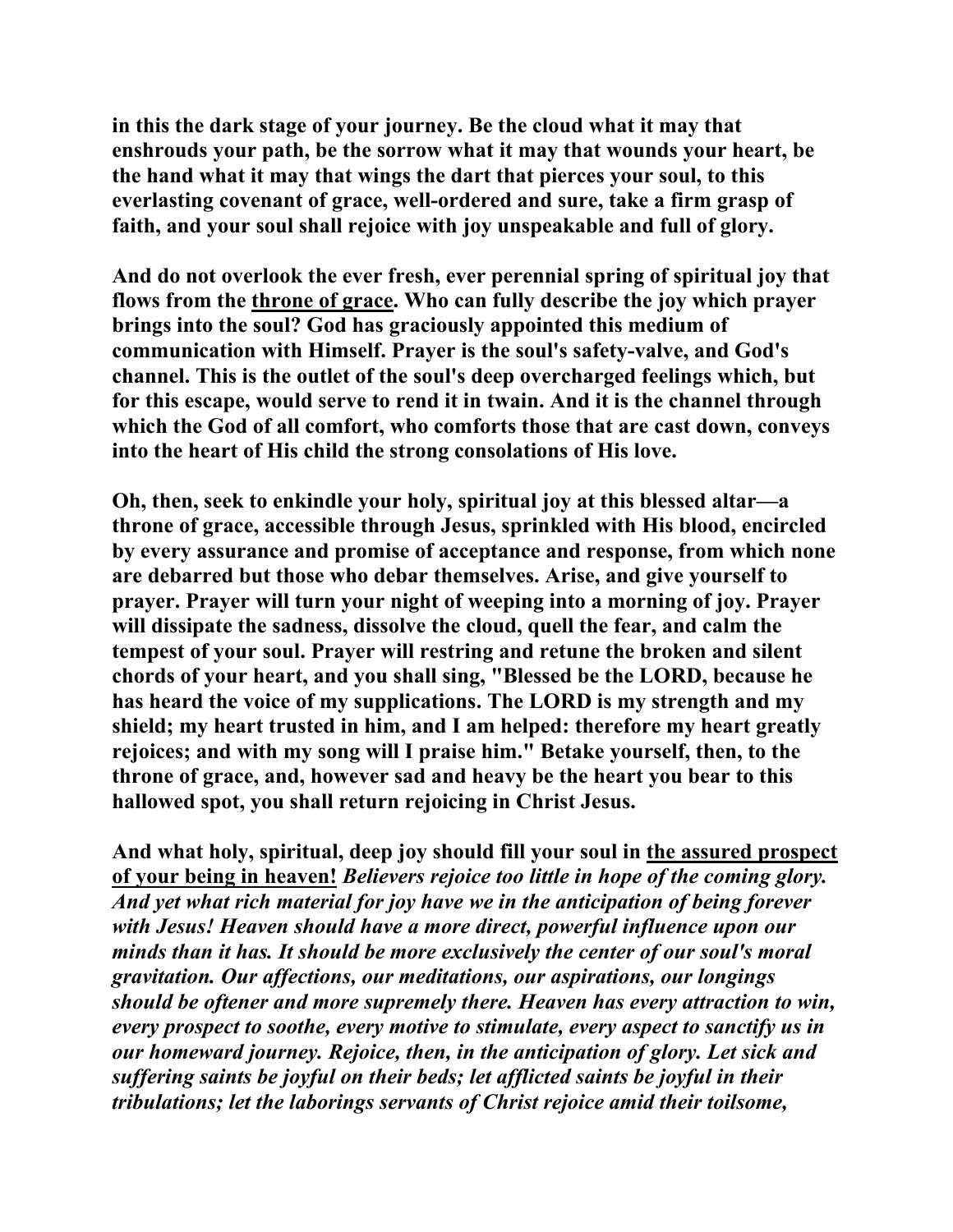**in this the dark stage of your journey. Be the cloud what it may that enshrouds your path, be the sorrow what it may that wounds your heart, be the hand what it may that wings the dart that pierces your soul, to this everlasting covenant of grace, well-ordered and sure, take a firm grasp of faith, and your soul shall rejoice with joy unspeakable and full of glory.**

**And do not overlook the ever fresh, ever perennial spring of spiritual joy that flows from the <u>throne of grace</u>. Who can fully describe the joy which prayer brings into the soul? God has graciously appointed this medium of communication with Himself. Prayer is the soul's safety-valve, and God's channel. This is the outlet of the soul's deep overcharged feelings which, but for this escape, would serve to rend it in twain. And it is the channel through which the God of all comfort, who comforts those that are cast down, conveys into the heart of His child the strong consolations of His love.**

**Oh, then, seek to enkindle your holy, spiritual joy at this blessed altar—a throne of grace, accessible through Jesus, sprinkled with His blood, encircled by every assurance and promise of acceptance and response, from which none are debarred but those who debar themselves. Arise, and give yourself to prayer. Prayer will turn your night of weeping into a morning of joy. Prayer will dissipate the sadness, dissolve the cloud, quell the fear, and calm the tempest of your soul. Prayer will restring and retune the broken and silent chords of your heart, and you shall sing, "Blessed be the LORD, because he has heard the voice of my supplications. The LORD is my strength and my shield; my heart trusted in him, and I am helped: therefore my heart greatly rejoices; and with my song will I praise him." Betake yourself, then, to the throne of grace, and, however sad and heavy be the heart you bear to this hallowed spot, you shall return rejoicing in Christ Jesus.**

**And what holy, spiritual, deep joy should fill your soul in <u>the assured prospect of your being in heaven!</u>** ***Believers rejoice too little in hope of the coming glory. And yet what rich material for joy have we in the anticipation of being forever with Jesus! Heaven should have a more direct, powerful influence upon our minds than it has. It should be more exclusively the center of our soul's moral gravitation. Our affections, our meditations, our aspirations, our longings should be oftener and more supremely there. Heaven has every attraction to win, every prospect to soothe, every motive to stimulate, every aspect to sanctify us in our homeward journey. Rejoice, then, in the anticipation of glory. Let sick and suffering saints be joyful on their beds; let afflicted saints be joyful in their tribulations; let the laborings servants of Christ rejoice amid their toilsome,***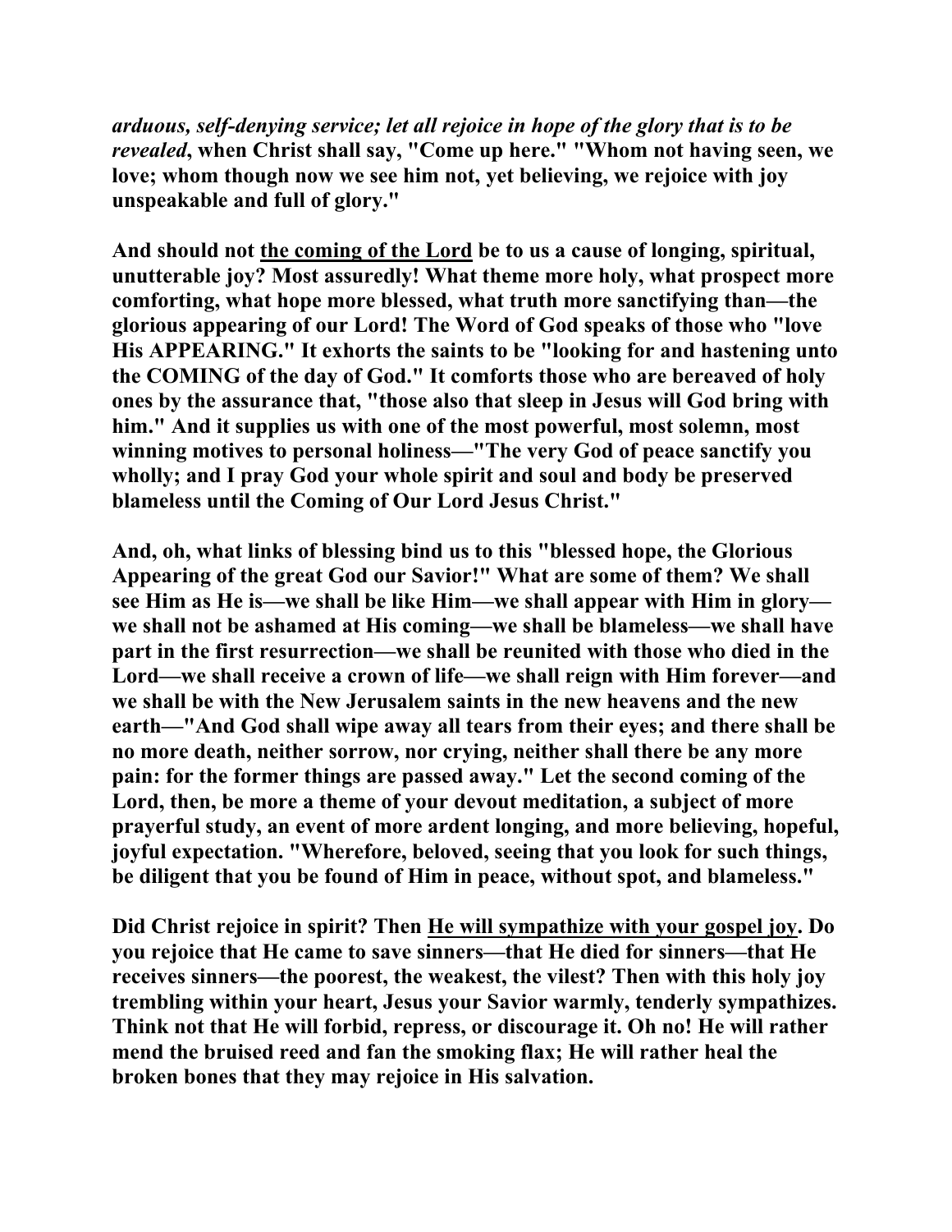***arduous, self-denying service; let all rejoice in hope of the glory that is to be revealed*, when Christ shall say, "Come up here." "Whom not having seen, we love; whom though now we see him not, yet believing, we rejoice with joy unspeakable and full of glory."**

**And should not <u>the coming of the Lord</u> be to us a cause of longing, spiritual, unutterable joy? Most assuredly! What theme more holy, what prospect more comforting, what hope more blessed, what truth more sanctifying than—the glorious appearing of our Lord! The Word of God speaks of those who "love His APPEARING." It exhorts the saints to be "looking for and hastening unto the COMING of the day of God." It comforts those who are bereaved of holy ones by the assurance that, "those also that sleep in Jesus will God bring with him." And it supplies us with one of the most powerful, most solemn, most winning motives to personal holiness—"The very God of peace sanctify you wholly; and I pray God your whole spirit and soul and body be preserved blameless until the Coming of Our Lord Jesus Christ."**

**And, oh, what links of blessing bind us to this "blessed hope, the Glorious Appearing of the great God our Savior!" What are some of them? We shall see Him as He is—we shall be like Him—we shall appear with Him in glory—we shall not be ashamed at His coming—we shall be blameless—we shall have part in the first resurrection—we shall be reunited with those who died in the Lord—we shall receive a crown of life—we shall reign with Him forever—and we shall be with the New Jerusalem saints in the new heavens and the new earth—"And God shall wipe away all tears from their eyes; and there shall be no more death, neither sorrow, nor crying, neither shall there be any more pain: for the former things are passed away." Let the second coming of the Lord, then, be more a theme of your devout meditation, a subject of more prayerful study, an event of more ardent longing, and more believing, hopeful, joyful expectation. "Wherefore, beloved, seeing that you look for such things, be diligent that you be found of Him in peace, without spot, and blameless."**

**Did Christ rejoice in spirit? Then <u>He will sympathize with your gospel joy</u>. Do you rejoice that He came to save sinners—that He died for sinners—that He receives sinners—the poorest, the weakest, the vilest? Then with this holy joy trembling within your heart, Jesus your Savior warmly, tenderly sympathizes. Think not that He will forbid, repress, or discourage it. Oh no! He will rather mend the bruised reed and fan the smoking flax; He will rather heal the broken bones that they may rejoice in His salvation.**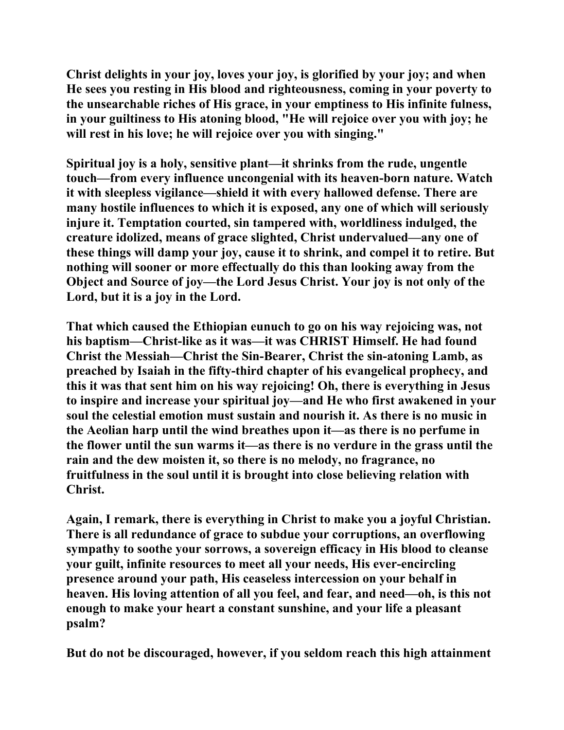**Christ delights in your joy, loves your joy, is glorified by your joy; and when He sees you resting in His blood and righteousness, coming in your poverty to the unsearchable riches of His grace, in your emptiness to His infinite fulness, in your guiltiness to His atoning blood, "He will rejoice over you with joy; he will rest in his love; he will rejoice over you with singing."**

**Spiritual joy is a holy, sensitive plant—it shrinks from the rude, ungentle touch—from every influence uncongenial with its heaven-born nature. Watch it with sleepless vigilance—shield it with every hallowed defense. There are many hostile influences to which it is exposed, any one of which will seriously injure it. Temptation courted, sin tampered with, worldliness indulged, the creature idolized, means of grace slighted, Christ undervalued—any one of these things will damp your joy, cause it to shrink, and compel it to retire. But nothing will sooner or more effectually do this than looking away from the Object and Source of joy—the Lord Jesus Christ. Your joy is not only of the Lord, but it is a joy in the Lord.**

**That which caused the Ethiopian eunuch to go on his way rejoicing was, not his baptism—Christ-like as it was—it was CHRIST Himself. He had found Christ the Messiah—Christ the Sin-Bearer, Christ the sin-atoning Lamb, as preached by Isaiah in the fifty-third chapter of his evangelical prophecy, and this it was that sent him on his way rejoicing! Oh, there is everything in Jesus to inspire and increase your spiritual joy—and He who first awakened in your soul the celestial emotion must sustain and nourish it. As there is no music in the Aeolian harp until the wind breathes upon it—as there is no perfume in the flower until the sun warms it—as there is no verdure in the grass until the rain and the dew moisten it, so there is no melody, no fragrance, no fruitfulness in the soul until it is brought into close believing relation with Christ.**

**Again, I remark, there is everything in Christ to make you a joyful Christian. There is all redundance of grace to subdue your corruptions, an overflowing sympathy to soothe your sorrows, a sovereign efficacy in His blood to cleanse your guilt, infinite resources to meet all your needs, His ever-encircling presence around your path, His ceaseless intercession on your behalf in heaven. His loving attention of all you feel, and fear, and need—oh, is this not enough to make your heart a constant sunshine, and your life a pleasant psalm?**

**But do not be discouraged, however, if you seldom reach this high attainment**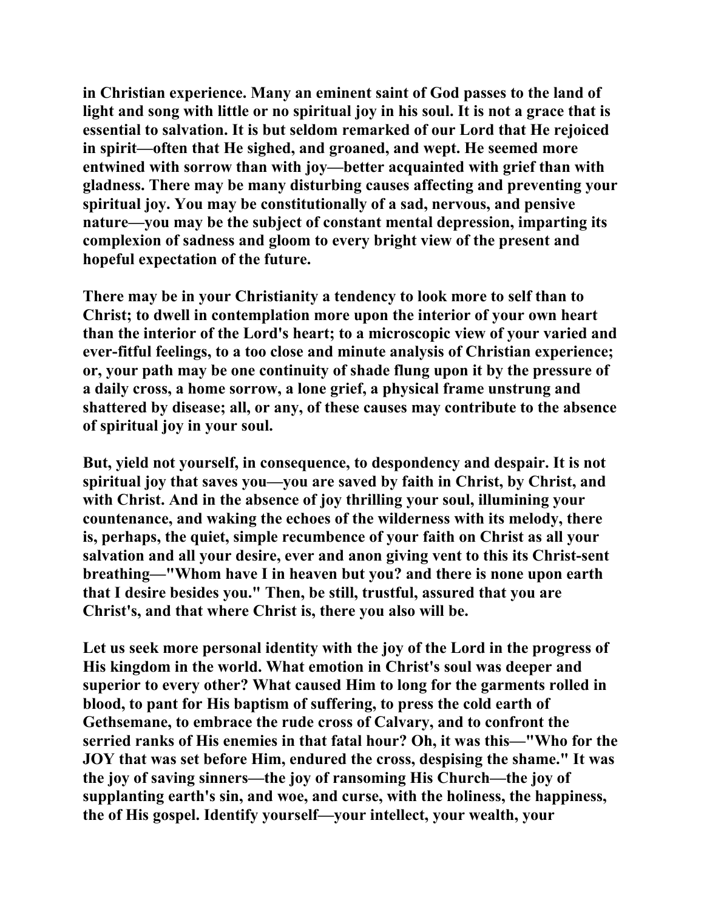in Christian experience. Many an eminent saint of God passes to the land of light and song with little or no spiritual joy in his soul. It is not a grace that is essential to salvation. It is but seldom remarked of our Lord that He rejoiced in spirit—often that He sighed, and groaned, and wept. He seemed more entwined with sorrow than with joy—better acquainted with grief than with gladness. There may be many disturbing causes affecting and preventing your spiritual joy. You may be constitutionally of a sad, nervous, and pensive nature—you may be the subject of constant mental depression, imparting its complexion of sadness and gloom to every bright view of the present and hopeful expectation of the future.

There may be in your Christianity a tendency to look more to self than to Christ; to dwell in contemplation more upon the interior of your own heart than the interior of the Lord's heart; to a microscopic view of your varied and ever-fitful feelings, to a too close and minute analysis of Christian experience; or, your path may be one continuity of shade flung upon it by the pressure of a daily cross, a home sorrow, a lone grief, a physical frame unstrung and shattered by disease; all, or any, of these causes may contribute to the absence of spiritual joy in your soul.

But, yield not yourself, in consequence, to despondency and despair. It is not spiritual joy that saves you—you are saved by faith in Christ, by Christ, and with Christ. And in the absence of joy thrilling your soul, illumining your countenance, and waking the echoes of the wilderness with its melody, there is, perhaps, the quiet, simple recumbence of your faith on Christ as all your salvation and all your desire, ever and anon giving vent to this its Christ-sent breathing—"Whom have I in heaven but you? and there is none upon earth that I desire besides you." Then, be still, trustful, assured that you are Christ's, and that where Christ is, there you also will be.

Let us seek more personal identity with the joy of the Lord in the progress of His kingdom in the world. What emotion in Christ's soul was deeper and superior to every other? What caused Him to long for the garments rolled in blood, to pant for His baptism of suffering, to press the cold earth of Gethsemane, to embrace the rude cross of Calvary, and to confront the serried ranks of His enemies in that fatal hour? Oh, it was this—"Who for the JOY that was set before Him, endured the cross, despising the shame." It was the joy of saving sinners—the joy of ransoming His Church—the joy of supplanting earth's sin, and woe, and curse, with the holiness, the happiness, the of His gospel. Identify yourself—your intellect, your wealth, your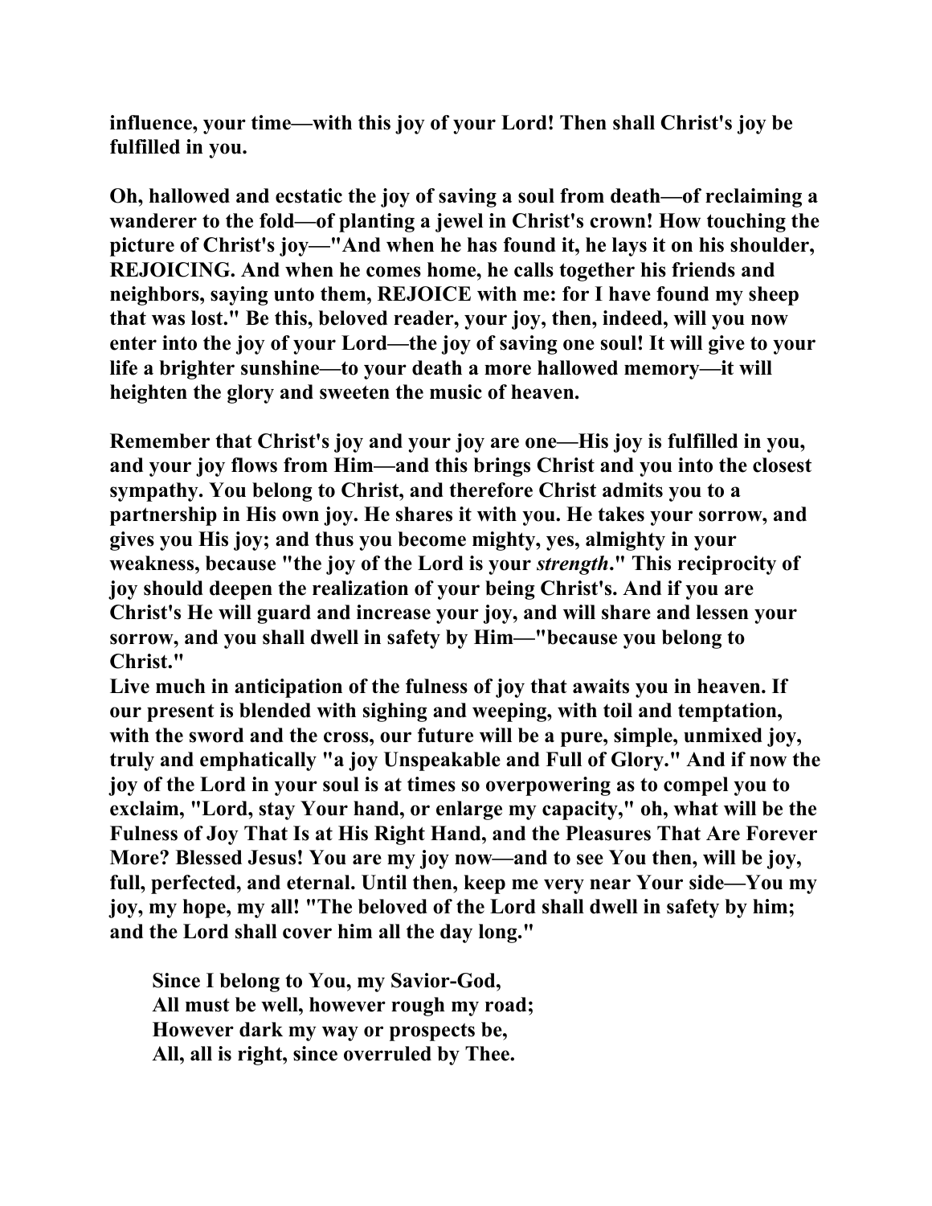**influence, your time—with this joy of your Lord! Then shall Christ's joy be fulfilled in you.**

**Oh, hallowed and ecstatic the joy of saving a soul from death—of reclaiming a wanderer to the fold—of planting a jewel in Christ's crown! How touching the picture of Christ's joy—"And when he has found it, he lays it on his shoulder, REJOICING. And when he comes home, he calls together his friends and neighbors, saying unto them, REJOICE with me: for I have found my sheep that was lost." Be this, beloved reader, your joy, then, indeed, will you now enter into the joy of your Lord—the joy of saving one soul! It will give to your life a brighter sunshine—to your death a more hallowed memory—it will heighten the glory and sweeten the music of heaven.**

**Remember that Christ's joy and your joy are one—His joy is fulfilled in you, and your joy flows from Him—and this brings Christ and you into the closest sympathy. You belong to Christ, and therefore Christ admits you to a partnership in His own joy. He shares it with you. He takes your sorrow, and gives you His joy; and thus you become mighty, yes, almighty in your weakness, because "the joy of the Lord is your *strength*." This reciprocity of joy should deepen the realization of your being Christ's. And if you are Christ's He will guard and increase your joy, and will share and lessen your sorrow, and you shall dwell in safety by Him—"because you belong to Christ."**

**Live much in anticipation of the fulness of joy that awaits you in heaven. If our present is blended with sighing and weeping, with toil and temptation, with the sword and the cross, our future will be a pure, simple, unmixed joy, truly and emphatically "a joy Unspeakable and Full of Glory." And if now the joy of the Lord in your soul is at times so overpowering as to compel you to exclaim, "Lord, stay Your hand, or enlarge my capacity," oh, what will be the Fulness of Joy That Is at His Right Hand, and the Pleasures That Are Forever More? Blessed Jesus! You are my joy now—and to see You then, will be joy, full, perfected, and eternal. Until then, keep me very near Your side—You my joy, my hope, my all! "The beloved of the Lord shall dwell in safety by him; and the Lord shall cover him all the day long."**

**Since I belong to You, my Savior-God,**
**All must be well, however rough my road;**
**However dark my way or prospects be,**
**All, all is right, since overruled by Thee.**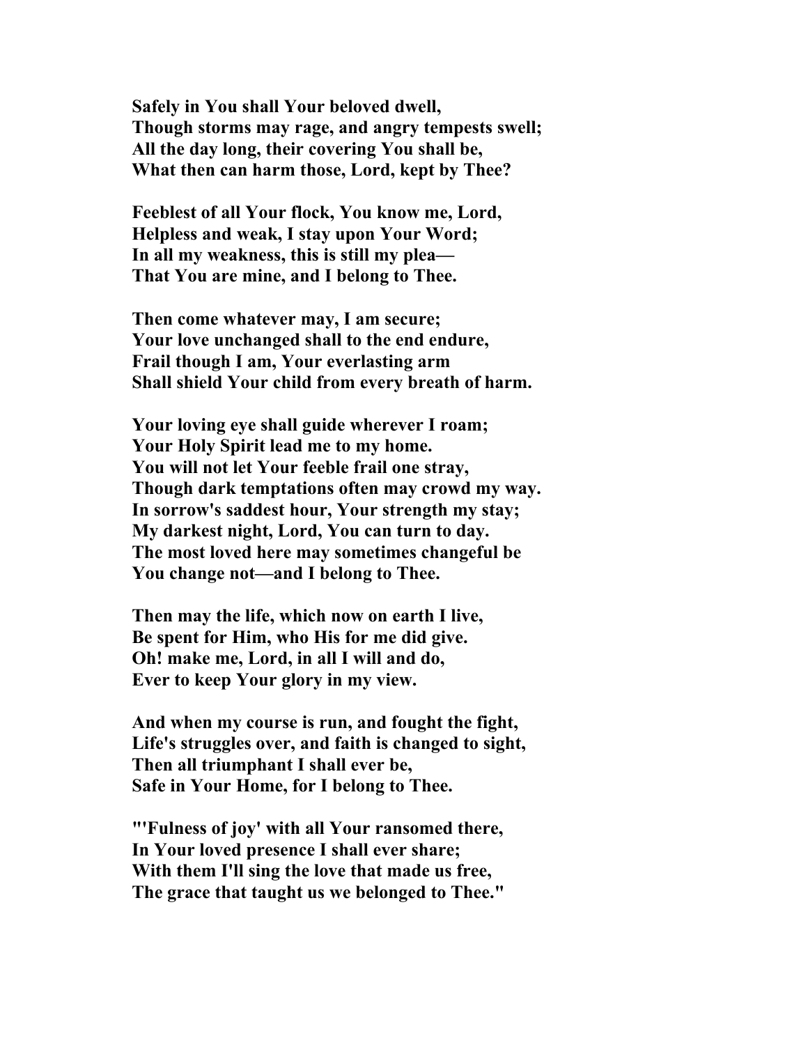**Safely in You shall Your beloved dwell,**
**Though storms may rage, and angry tempests swell;**
**All the day long, their covering You shall be,**
**What then can harm those, Lord, kept by Thee?**

**Feeblest of all Your flock, You know me, Lord,**
**Helpless and weak, I stay upon Your Word;**
**In all my weakness, this is still my plea—**
**That You are mine, and I belong to Thee.**

**Then come whatever may, I am secure;**
**Your love unchanged shall to the end endure,**
**Frail though I am, Your everlasting arm**
**Shall shield Your child from every breath of harm.**

**Your loving eye shall guide wherever I roam;**
**Your Holy Spirit lead me to my home.**
**You will not let Your feeble frail one stray,**
**Though dark temptations often may crowd my way.**
**In sorrow's saddest hour, Your strength my stay;**
**My darkest night, Lord, You can turn to day.**
**The most loved here may sometimes changeful be**
**You change not—and I belong to Thee.**

**Then may the life, which now on earth I live,**
**Be spent for Him, who His for me did give.**
**Oh! make me, Lord, in all I will and do,**
**Ever to keep Your glory in my view.**

**And when my course is run, and fought the fight,**
**Life's struggles over, and faith is changed to sight,**
**Then all triumphant I shall ever be,**
**Safe in Your Home, for I belong to Thee.**

**"'Fulness of joy' with all Your ransomed there,**
**In Your loved presence I shall ever share;**
**With them I'll sing the love that made us free,**
**The grace that taught us we belonged to Thee."**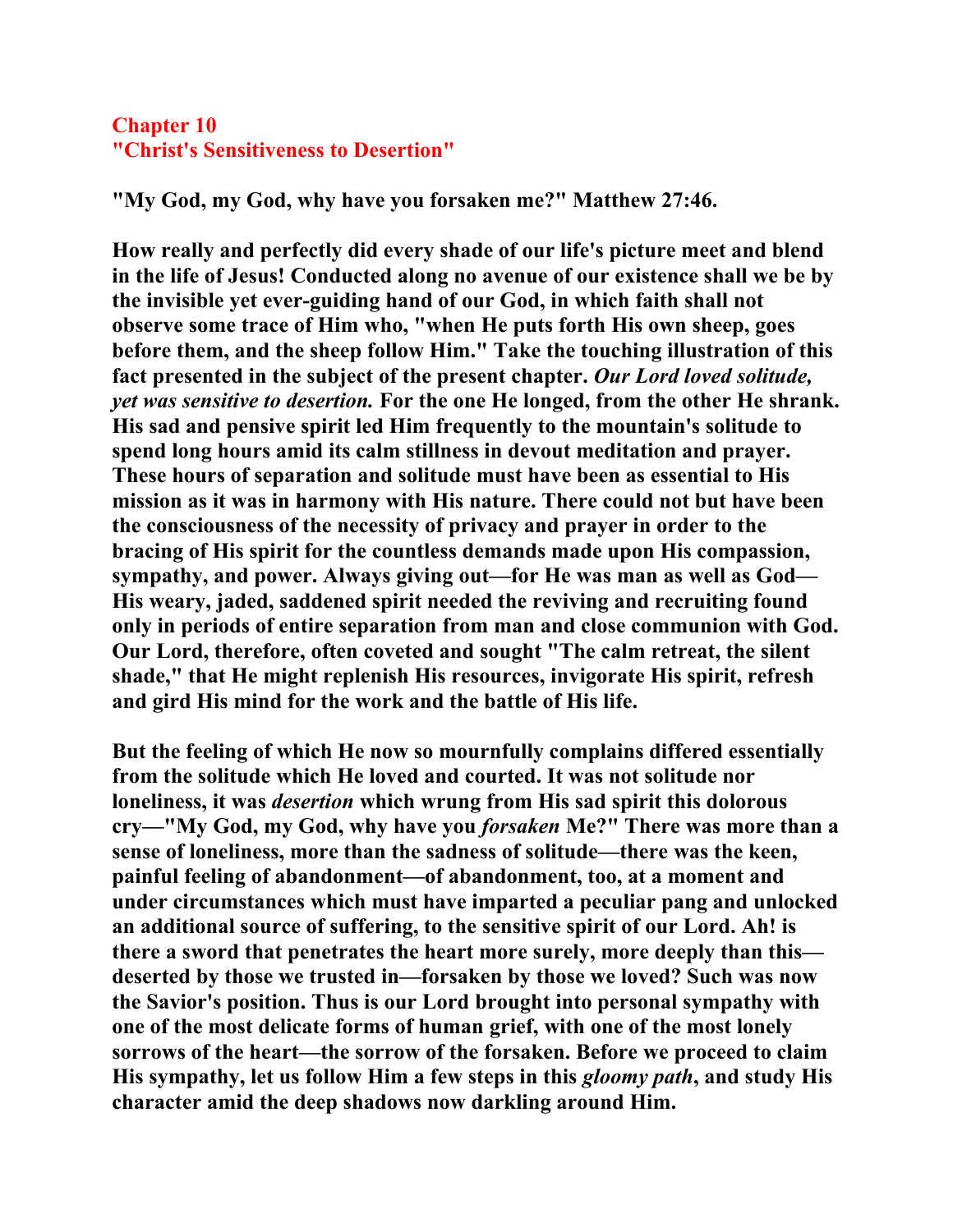# Chapter 10
# "Christ's Sensitiveness to Desertion"

**"My God, my God, why have you forsaken me?" Matthew 27:46.**

**How really and perfectly did every shade of our life's picture meet and blend in the life of Jesus! Conducted along no avenue of our existence shall we be by the invisible yet ever-guiding hand of our God, in which faith shall not observe some trace of Him who, "when He puts forth His own sheep, goes before them, and the sheep follow Him." Take the touching illustration of this fact presented in the subject of the present chapter. *Our Lord loved solitude, yet was sensitive to desertion.* For the one He longed, from the other He shrank. His sad and pensive spirit led Him frequently to the mountain's solitude to spend long hours amid its calm stillness in devout meditation and prayer. These hours of separation and solitude must have been as essential to His mission as it was in harmony with His nature. There could not but have been the consciousness of the necessity of privacy and prayer in order to the bracing of His spirit for the countless demands made upon His compassion, sympathy, and power. Always giving out—for He was man as well as God—His weary, jaded, saddened spirit needed the reviving and recruiting found only in periods of entire separation from man and close communion with God. Our Lord, therefore, often coveted and sought "The calm retreat, the silent shade," that He might replenish His resources, invigorate His spirit, refresh and gird His mind for the work and the battle of His life.**

**But the feeling of which He now so mournfully complains differed essentially from the solitude which He loved and courted. It was not solitude nor loneliness, it was *desertion* which wrung from His sad spirit this dolorous cry—"My God, my God, why have you *forsaken* Me?" There was more than a sense of loneliness, more than the sadness of solitude—there was the keen, painful feeling of abandonment—of abandonment, too, at a moment and under circumstances which must have imparted a peculiar pang and unlocked an additional source of suffering, to the sensitive spirit of our Lord. Ah! is there a sword that penetrates the heart more surely, more deeply than this—deserted by those we trusted in—forsaken by those we loved? Such was now the Savior's position. Thus is our Lord brought into personal sympathy with one of the most delicate forms of human grief, with one of the most lonely sorrows of the heart—the sorrow of the forsaken. Before we proceed to claim His sympathy, let us follow Him a few steps in this *gloomy path*, and study His character amid the deep shadows now darkling around Him.**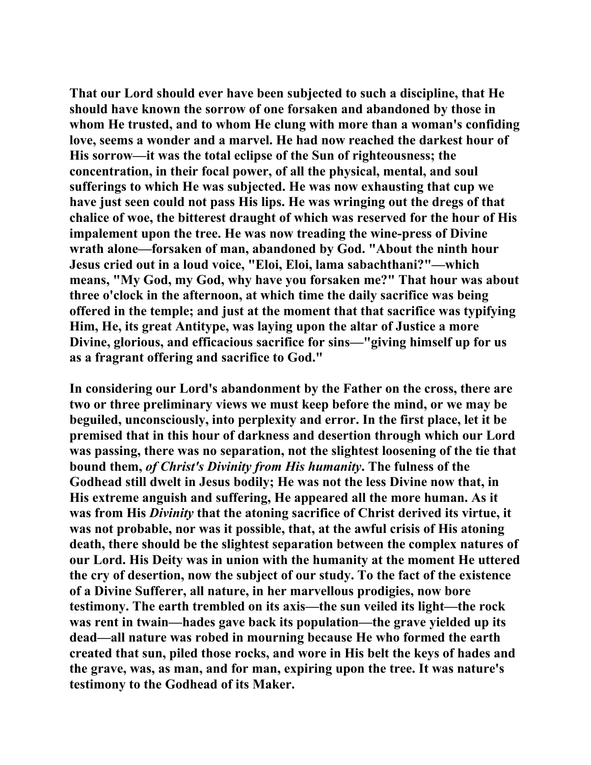That our Lord should ever have been subjected to such a discipline, that He should have known the sorrow of one forsaken and abandoned by those in whom He trusted, and to whom He clung with more than a woman's confiding love, seems a wonder and a marvel. He had now reached the darkest hour of His sorrow—it was the total eclipse of the Sun of righteousness; the concentration, in their focal power, of all the physical, mental, and soul sufferings to which He was subjected. He was now exhausting that cup we have just seen could not pass His lips. He was wringing out the dregs of that chalice of woe, the bitterest draught of which was reserved for the hour of His impalement upon the tree. He was now treading the wine-press of Divine wrath alone—forsaken of man, abandoned by God. "About the ninth hour Jesus cried out in a loud voice, "Eloi, Eloi, lama sabachthani?"—which means, "My God, my God, why have you forsaken me?" That hour was about three o'clock in the afternoon, at which time the daily sacrifice was being offered in the temple; and just at the moment that that sacrifice was typifying Him, He, its great Antitype, was laying upon the altar of Justice a more Divine, glorious, and efficacious sacrifice for sins—"giving himself up for us as a fragrant offering and sacrifice to God."

In considering our Lord's abandonment by the Father on the cross, there are two or three preliminary views we must keep before the mind, or we may be beguiled, unconsciously, into perplexity and error. In the first place, let it be premised that in this hour of darkness and desertion through which our Lord was passing, there was no separation, not the slightest loosening of the tie that bound them, *of Christ's Divinity from His humanity*. The fulness of the Godhead still dwelt in Jesus bodily; He was not the less Divine now that, in His extreme anguish and suffering, He appeared all the more human. As it was from His *Divinity* that the atoning sacrifice of Christ derived its virtue, it was not probable, nor was it possible, that, at the awful crisis of His atoning death, there should be the slightest separation between the complex natures of our Lord. His Deity was in union with the humanity at the moment He uttered the cry of desertion, now the subject of our study. To the fact of the existence of a Divine Sufferer, all nature, in her marvellous prodigies, now bore testimony. The earth trembled on its axis—the sun veiled its light—the rock was rent in twain—hades gave back its population—the grave yielded up its dead—all nature was robed in mourning because He who formed the earth created that sun, piled those rocks, and wore in His belt the keys of hades and the grave, was, as man, and for man, expiring upon the tree. It was nature's testimony to the Godhead of its Maker.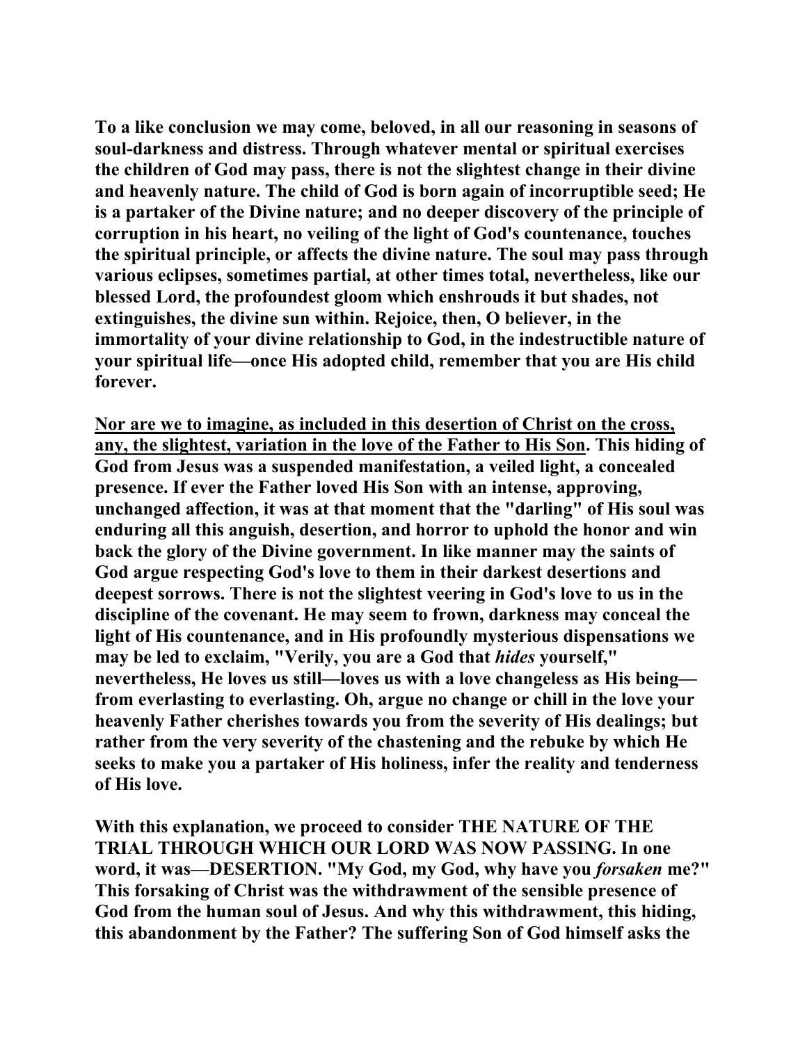**To a like conclusion we may come, beloved, in all our reasoning in seasons of soul-darkness and distress. Through whatever mental or spiritual exercises the children of God may pass, there is not the slightest change in their divine and heavenly nature. The child of God is born again of incorruptible seed; He is a partaker of the Divine nature; and no deeper discovery of the principle of corruption in his heart, no veiling of the light of God's countenance, touches the spiritual principle, or affects the divine nature. The soul may pass through various eclipses, sometimes partial, at other times total, nevertheless, like our blessed Lord, the profoundest gloom which enshrouds it but shades, not extinguishes, the divine sun within. Rejoice, then, O believer, in the immortality of your divine relationship to God, in the indestructible nature of your spiritual life—once His adopted child, remember that you are His child forever.**

**<u>Nor are we to imagine, as included in this desertion of Christ on the cross, any, the slightest, variation in the love of the Father to His Son</u>. This hiding of God from Jesus was a suspended manifestation, a veiled light, a concealed presence. If ever the Father loved His Son with an intense, approving, unchanged affection, it was at that moment that the "darling" of His soul was enduring all this anguish, desertion, and horror to uphold the honor and win back the glory of the Divine government. In like manner may the saints of God argue respecting God's love to them in their darkest desertions and deepest sorrows. There is not the slightest veering in God's love to us in the discipline of the covenant. He may seem to frown, darkness may conceal the light of His countenance, and in His profoundly mysterious dispensations we may be led to exclaim, "Verily, you are a God that *hides* yourself," nevertheless, He loves us still—loves us with a love changeless as His being—from everlasting to everlasting. Oh, argue no change or chill in the love your heavenly Father cherishes towards you from the severity of His dealings; but rather from the very severity of the chastening and the rebuke by which He seeks to make you a partaker of His holiness, infer the reality and tenderness of His love.**

**With this explanation, we proceed to consider THE NATURE OF THE TRIAL THROUGH WHICH OUR LORD WAS NOW PASSING. In one word, it was—DESERTION. "My God, my God, why have you *forsaken* me?" This forsaking of Christ was the withdrawment of the sensible presence of God from the human soul of Jesus. And why this withdrawment, this hiding, this abandonment by the Father? The suffering Son of God himself asks the**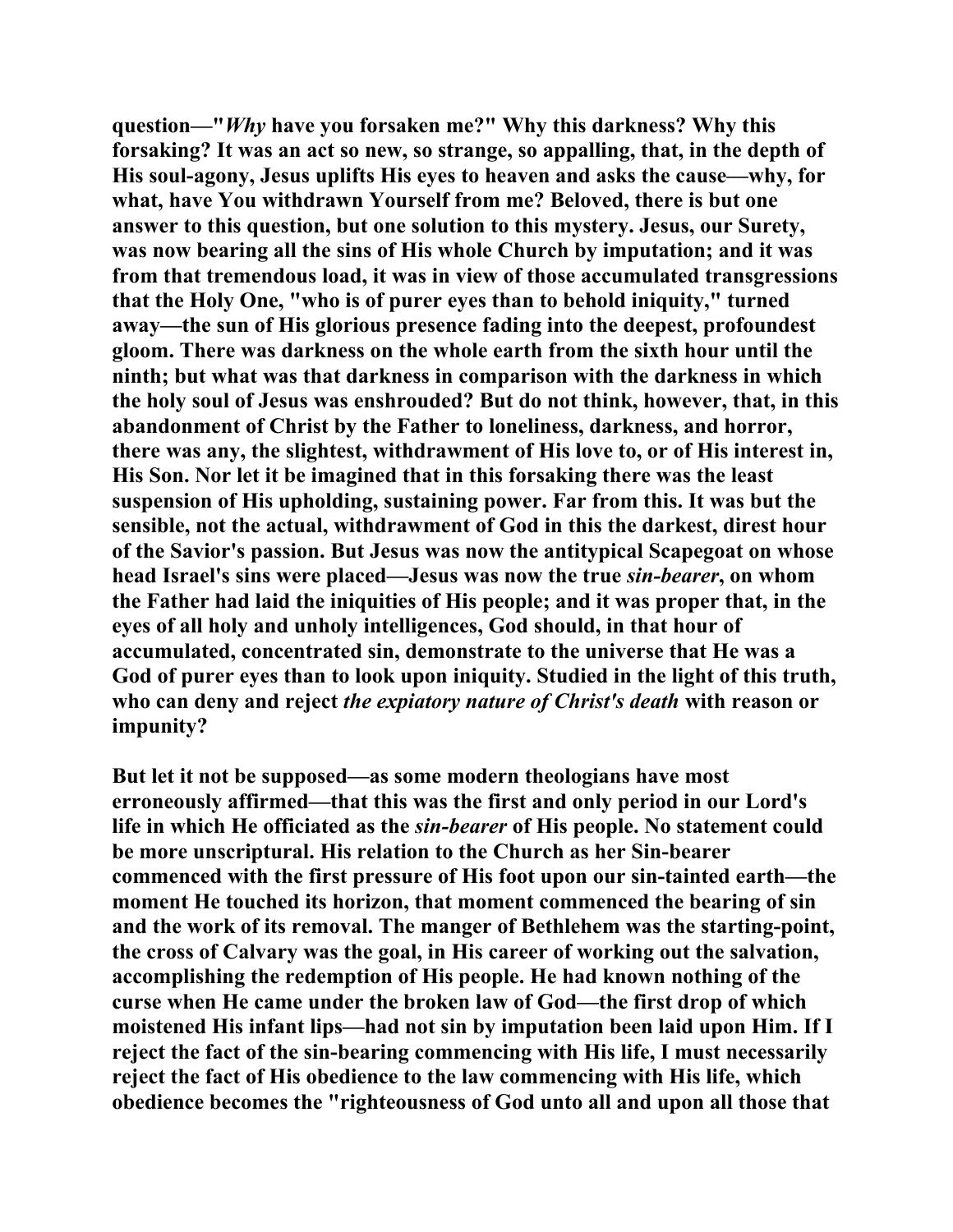**question—"*Why* have you forsaken me?" Why this darkness? Why this forsaking? It was an act so new, so strange, so appalling, that, in the depth of His soul-agony, Jesus uplifts His eyes to heaven and asks the cause—why, for what, have You withdrawn Yourself from me? Beloved, there is but one answer to this question, but one solution to this mystery. Jesus, our Surety, was now bearing all the sins of His whole Church by imputation; and it was from that tremendous load, it was in view of those accumulated transgressions that the Holy One, "who is of purer eyes than to behold iniquity," turned away—the sun of His glorious presence fading into the deepest, profoundest gloom. There was darkness on the whole earth from the sixth hour until the ninth; but what was that darkness in comparison with the darkness in which the holy soul of Jesus was enshrouded? But do not think, however, that, in this abandonment of Christ by the Father to loneliness, darkness, and horror, there was any, the slightest, withdrawment of His love to, or of His interest in, His Son. Nor let it be imagined that in this forsaking there was the least suspension of His upholding, sustaining power. Far from this. It was but the sensible, not the actual, withdrawment of God in this the darkest, direst hour of the Savior's passion. But Jesus was now the antitypical Scapegoat on whose head Israel's sins were placed—Jesus was now the true *sin-bearer*, on whom the Father had laid the iniquities of His people; and it was proper that, in the eyes of all holy and unholy intelligences, God should, in that hour of accumulated, concentrated sin, demonstrate to the universe that He was a God of purer eyes than to look upon iniquity. Studied in the light of this truth, who can deny and reject *the expiatory nature of Christ's death* with reason or impunity?**

**But let it not be supposed—as some modern theologians have most erroneously affirmed—that this was the first and only period in our Lord's life in which He officiated as the *sin-bearer* of His people. No statement could be more unscriptural. His relation to the Church as her Sin-bearer commenced with the first pressure of His foot upon our sin-tainted earth—the moment He touched its horizon, that moment commenced the bearing of sin and the work of its removal. The manger of Bethlehem was the starting-point, the cross of Calvary was the goal, in His career of working out the salvation, accomplishing the redemption of His people. He had known nothing of the curse when He came under the broken law of God—the first drop of which moistened His infant lips—had not sin by imputation been laid upon Him. If I reject the fact of the sin-bearing commencing with His life, I must necessarily reject the fact of His obedience to the law commencing with His life, which obedience becomes the "righteousness of God unto all and upon all those that**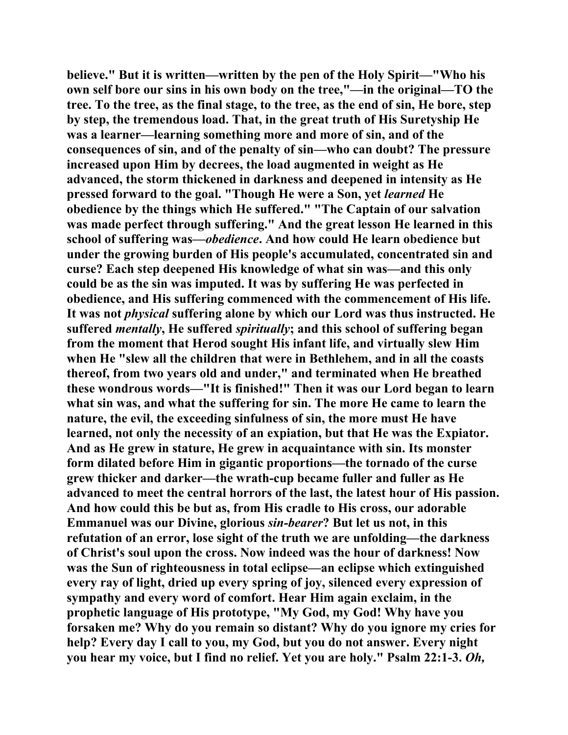believe." But it is written—written by the pen of the Holy Spirit—"Who his own self bore our sins in his own body on the tree,"—in the original—TO the tree. To the tree, as the final stage, to the tree, as the end of sin, He bore, step by step, the tremendous load. That, in the great truth of His Suretyship He was a learner—learning something more and more of sin, and of the consequences of sin, and of the penalty of sin—who can doubt? The pressure increased upon Him by decrees, the load augmented in weight as He advanced, the storm thickened in darkness and deepened in intensity as He pressed forward to the goal. "Though He were a Son, yet *learned* He obedience by the things which He suffered." "The Captain of our salvation was made perfect through suffering." And the great lesson He learned in this school of suffering was—*obedience*. And how could He learn obedience but under the growing burden of His people's accumulated, concentrated sin and curse? Each step deepened His knowledge of what sin was—and this only could be as the sin was imputed. It was by suffering He was perfected in obedience, and His suffering commenced with the commencement of His life. It was not *physical* suffering alone by which our Lord was thus instructed. He suffered *mentally*, He suffered *spiritually*; and this school of suffering began from the moment that Herod sought His infant life, and virtually slew Him when He "slew all the children that were in Bethlehem, and in all the coasts thereof, from two years old and under," and terminated when He breathed these wondrous words—"It is finished!" Then it was our Lord began to learn what sin was, and what the suffering for sin. The more He came to learn the nature, the evil, the exceeding sinfulness of sin, the more must He have learned, not only the necessity of an expiation, but that He was the Expiator. And as He grew in stature, He grew in acquaintance with sin. Its monster form dilated before Him in gigantic proportions—the tornado of the curse grew thicker and darker—the wrath-cup became fuller and fuller as He advanced to meet the central horrors of the last, the latest hour of His passion. And how could this be but as, from His cradle to His cross, our adorable Emmanuel was our Divine, glorious *sin-bearer*? But let us not, in this refutation of an error, lose sight of the truth we are unfolding—the darkness of Christ's soul upon the cross. Now indeed was the hour of darkness! Now was the Sun of righteousness in total eclipse—an eclipse which extinguished every ray of light, dried up every spring of joy, silenced every expression of sympathy and every word of comfort. Hear Him again exclaim, in the prophetic language of His prototype, "My God, my God! Why have you forsaken me? Why do you remain so distant? Why do you ignore my cries for help? Every day I call to you, my God, but you do not answer. Every night you hear my voice, but I find no relief. Yet you are holy." Psalm 22:1-3. *Oh,*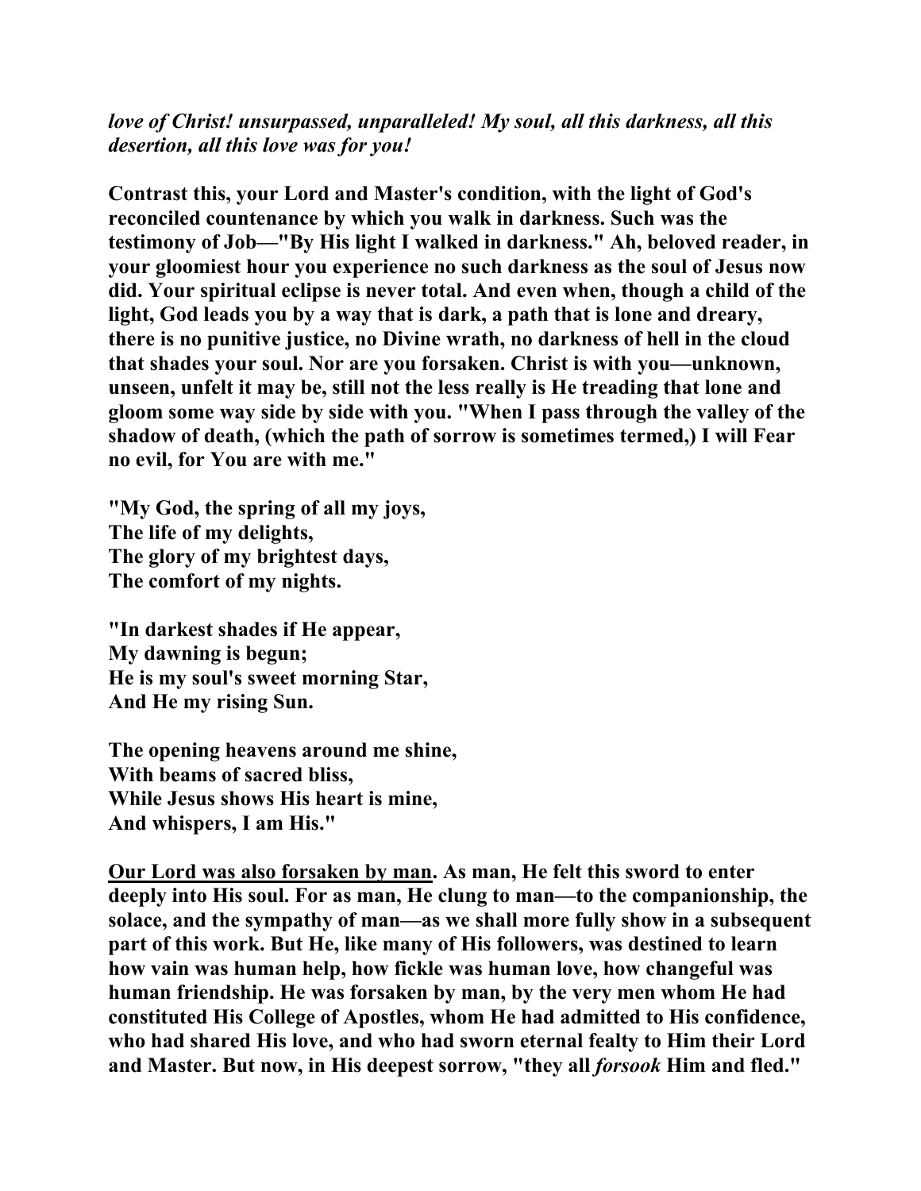*love of Christ! unsurpassed, unparalleled! My soul, all this darkness, all this desertion, all this love was for you!*

**Contrast this, your Lord and Master's condition, with the light of God's reconciled countenance by which you walk in darkness. Such was the testimony of Job—"By His light I walked in darkness." Ah, beloved reader, in your gloomiest hour you experience no such darkness as the soul of Jesus now did. Your spiritual eclipse is never total. And even when, though a child of the light, God leads you by a way that is dark, a path that is lone and dreary, there is no punitive justice, no Divine wrath, no darkness of hell in the cloud that shades your soul. Nor are you forsaken. Christ is with you—unknown, unseen, unfelt it may be, still not the less really is He treading that lone and gloom some way side by side with you. "When I pass through the valley of the shadow of death, (which the path of sorrow is sometimes termed,) I will Fear no evil, for You are with me."**

**"My God, the spring of all my joys,**
**The life of my delights,**
**The glory of my brightest days,**
**The comfort of my nights.**

**"In darkest shades if He appear,**
**My dawning is begun;**
**He is my soul's sweet morning Star,**
**And He my rising Sun.**

**The opening heavens around me shine,**
**With beams of sacred bliss,**
**While Jesus shows His heart is mine,**
**And whispers, I am His."**

**<u>Our Lord was also forsaken by man</u>. As man, He felt this sword to enter deeply into His soul. For as man, He clung to man—to the companionship, the solace, and the sympathy of man—as we shall more fully show in a subsequent part of this work. But He, like many of His followers, was destined to learn how vain was human help, how fickle was human love, how changeful was human friendship. He was forsaken by man, by the very men whom He had constituted His College of Apostles, whom He had admitted to His confidence, who had shared His love, and who had sworn eternal fealty to Him their Lord and Master. But now, in His deepest sorrow, "they all *forsook* Him and fled."**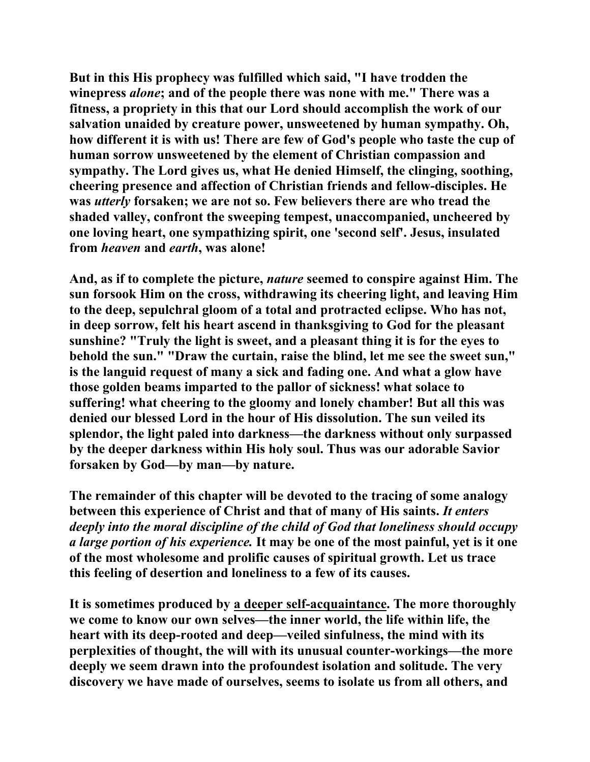But in this His prophecy was fulfilled which said, "I have trodden the winepress *alone*; and of the people there was none with me." There was a fitness, a propriety in this that our Lord should accomplish the work of our salvation unaided by creature power, unsweetened by human sympathy. Oh, how different it is with us! There are few of God's people who taste the cup of human sorrow unsweetened by the element of Christian compassion and sympathy. The Lord gives us, what He denied Himself, the clinging, soothing, cheering presence and affection of Christian friends and fellow-disciples. He was *utterly* forsaken; we are not so. Few believers there are who tread the shaded valley, confront the sweeping tempest, unaccompanied, uncheered by one loving heart, one sympathizing spirit, one 'second self'. Jesus, insulated from *heaven* and *earth*, was alone!

And, as if to complete the picture, *nature* seemed to conspire against Him. The sun forsook Him on the cross, withdrawing its cheering light, and leaving Him to the deep, sepulchral gloom of a total and protracted eclipse. Who has not, in deep sorrow, felt his heart ascend in thanksgiving to God for the pleasant sunshine? "Truly the light is sweet, and a pleasant thing it is for the eyes to behold the sun." "Draw the curtain, raise the blind, let me see the sweet sun," is the languid request of many a sick and fading one. And what a glow have those golden beams imparted to the pallor of sickness! what solace to suffering! what cheering to the gloomy and lonely chamber! But all this was denied our blessed Lord in the hour of His dissolution. The sun veiled its splendor, the light paled into darkness—the darkness without only surpassed by the deeper darkness within His holy soul. Thus was our adorable Savior forsaken by God—by man—by nature.

The remainder of this chapter will be devoted to the tracing of some analogy between this experience of Christ and that of many of His saints. *It enters deeply into the moral discipline of the child of God that loneliness should occupy a large portion of his experience.* It may be one of the most painful, yet is it one of the most wholesome and prolific causes of spiritual growth. Let us trace this feeling of desertion and loneliness to a few of its causes.

It is sometimes produced by <u>a deeper self-acquaintance</u>. The more thoroughly we come to know our own selves—the inner world, the life within life, the heart with its deep-rooted and deep—veiled sinfulness, the mind with its perplexities of thought, the will with its unusual counter-workings—the more deeply we seem drawn into the profoundest isolation and solitude. The very discovery we have made of ourselves, seems to isolate us from all others, and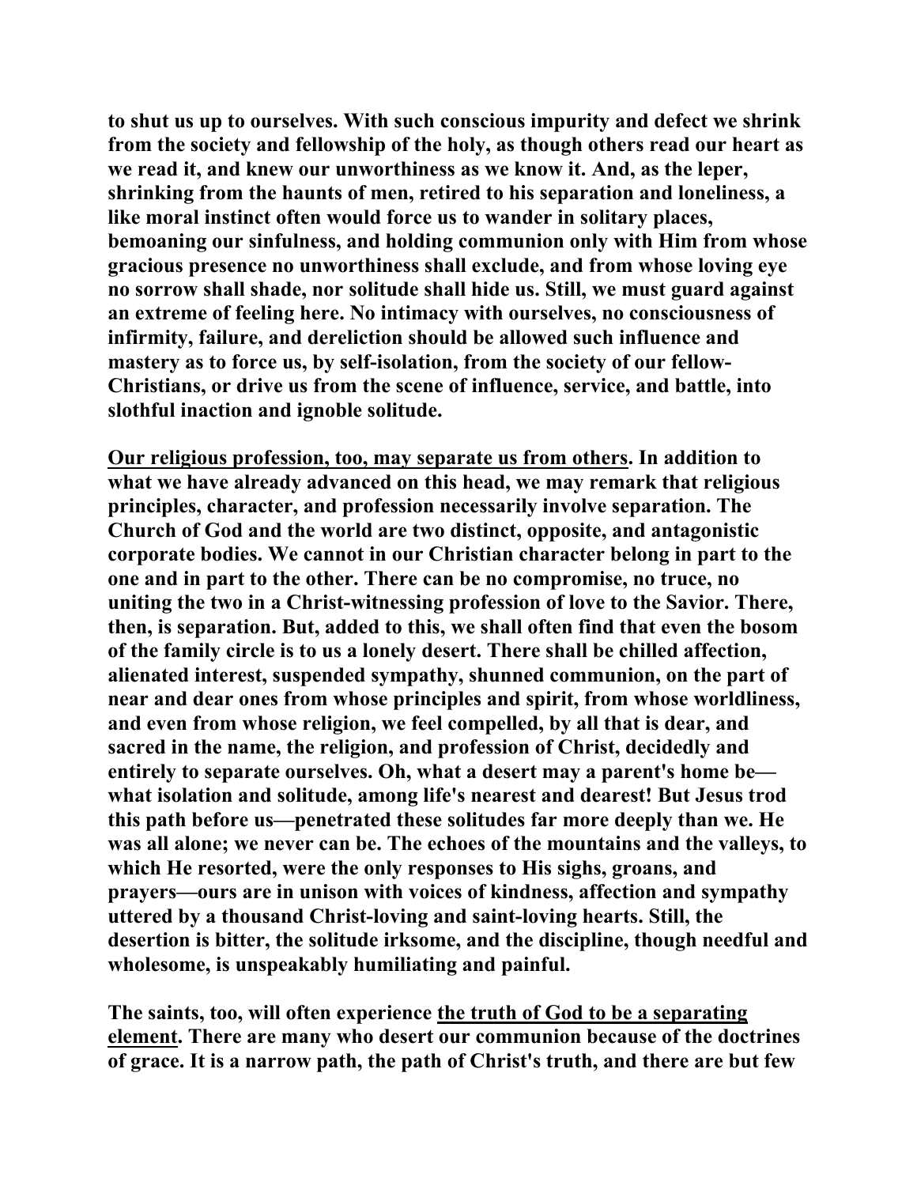**to shut us up to ourselves. With such conscious impurity and defect we shrink from the society and fellowship of the holy, as though others read our heart as we read it, and knew our unworthiness as we know it. And, as the leper, shrinking from the haunts of men, retired to his separation and loneliness, a like moral instinct often would force us to wander in solitary places, bemoaning our sinfulness, and holding communion only with Him from whose gracious presence no unworthiness shall exclude, and from whose loving eye no sorrow shall shade, nor solitude shall hide us. Still, we must guard against an extreme of feeling here. No intimacy with ourselves, no consciousness of infirmity, failure, and dereliction should be allowed such influence and mastery as to force us, by self-isolation, from the society of our fellow-Christians, or drive us from the scene of influence, service, and battle, into slothful inaction and ignoble solitude.**

**<u>Our religious profession, too, may separate us from others</u>. In addition to what we have already advanced on this head, we may remark that religious principles, character, and profession necessarily involve separation. The Church of God and the world are two distinct, opposite, and antagonistic corporate bodies. We cannot in our Christian character belong in part to the one and in part to the other. There can be no compromise, no truce, no uniting the two in a Christ-witnessing profession of love to the Savior. There, then, is separation. But, added to this, we shall often find that even the bosom of the family circle is to us a lonely desert. There shall be chilled affection, alienated interest, suspended sympathy, shunned communion, on the part of near and dear ones from whose principles and spirit, from whose worldliness, and even from whose religion, we feel compelled, by all that is dear, and sacred in the name, the religion, and profession of Christ, decidedly and entirely to separate ourselves. Oh, what a desert may a parent's home be—what isolation and solitude, among life's nearest and dearest! But Jesus trod this path before us—penetrated these solitudes far more deeply than we. He was all alone; we never can be. The echoes of the mountains and the valleys, to which He resorted, were the only responses to His sighs, groans, and prayers—ours are in unison with voices of kindness, affection and sympathy uttered by a thousand Christ-loving and saint-loving hearts. Still, the desertion is bitter, the solitude irksome, and the discipline, though needful and wholesome, is unspeakably humiliating and painful.**

**The saints, too, will often experience <u>the truth of God to be a separating element</u>. There are many who desert our communion because of the doctrines of grace. It is a narrow path, the path of Christ's truth, and there are but few**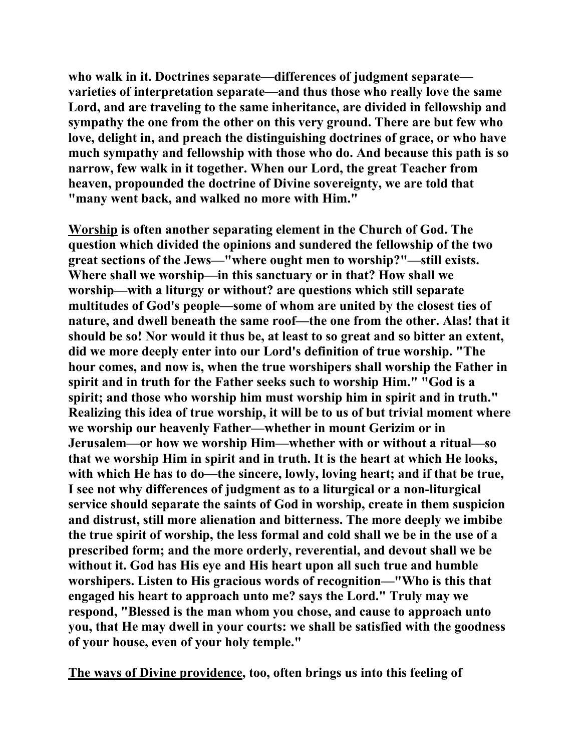**who walk in it. Doctrines separate—differences of judgment separate—varieties of interpretation separate—and thus those who really love the same Lord, and are traveling to the same inheritance, are divided in fellowship and sympathy the one from the other on this very ground. There are but few who love, delight in, and preach the distinguishing doctrines of grace, or who have much sympathy and fellowship with those who do. And because this path is so narrow, few walk in it together. When our Lord, the great Teacher from heaven, propounded the doctrine of Divine sovereignty, we are told that "many went back, and walked no more with Him."**

**<u>Worship</u> is often another separating element in the Church of God. The question which divided the opinions and sundered the fellowship of the two great sections of the Jews—"where ought men to worship?"—still exists. Where shall we worship—in this sanctuary or in that? How shall we worship—with a liturgy or without? are questions which still separate multitudes of God's people—some of whom are united by the closest ties of nature, and dwell beneath the same roof—the one from the other. Alas! that it should be so! Nor would it thus be, at least to so great and so bitter an extent, did we more deeply enter into our Lord's definition of true worship. "The hour comes, and now is, when the true worshipers shall worship the Father in spirit and in truth for the Father seeks such to worship Him." "God is a spirit; and those who worship him must worship him in spirit and in truth." Realizing this idea of true worship, it will be to us of but trivial moment where we worship our heavenly Father—whether in mount Gerizim or in Jerusalem—or how we worship Him—whether with or without a ritual—so that we worship Him in spirit and in truth. It is the heart at which He looks, with which He has to do—the sincere, lowly, loving heart; and if that be true, I see not why differences of judgment as to a liturgical or a non-liturgical service should separate the saints of God in worship, create in them suspicion and distrust, still more alienation and bitterness. The more deeply we imbibe the true spirit of worship, the less formal and cold shall we be in the use of a prescribed form; and the more orderly, reverential, and devout shall we be without it. God has His eye and His heart upon all such true and humble worshipers. Listen to His gracious words of recognition—"Who is this that engaged his heart to approach unto me? says the Lord." Truly may we respond, "Blessed is the man whom you chose, and cause to approach unto you, that He may dwell in your courts: we shall be satisfied with the goodness of your house, even of your holy temple."**

**<u>The ways of Divine providence</u>, too, often brings us into this feeling of**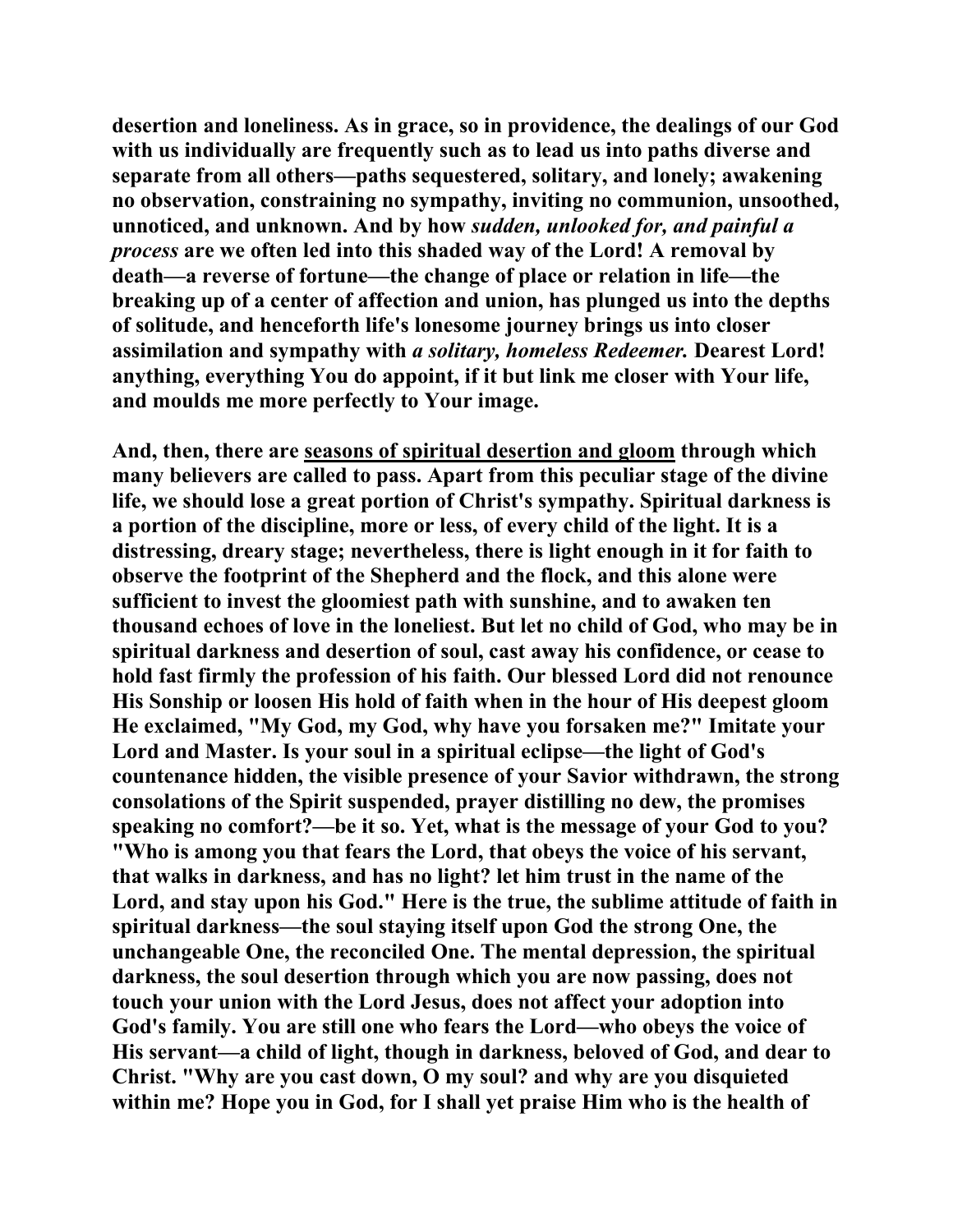**desertion and loneliness. As in grace, so in providence, the dealings of our God with us individually are frequently such as to lead us into paths diverse and separate from all others—paths sequestered, solitary, and lonely; awakening no observation, constraining no sympathy, inviting no communion, unsoothed, unnoticed, and unknown. And by how *sudden, unlooked for, and painful a process* are we often led into this shaded way of the Lord! A removal by death—a reverse of fortune—the change of place or relation in life—the breaking up of a center of affection and union, has plunged us into the depths of solitude, and henceforth life's lonesome journey brings us into closer assimilation and sympathy with *a solitary, homeless Redeemer.* Dearest Lord! anything, everything You do appoint, if it but link me closer with Your life, and moulds me more perfectly to Your image.**

**And, then, there are <u>seasons of spiritual desertion and gloom</u> through which many believers are called to pass. Apart from this peculiar stage of the divine life, we should lose a great portion of Christ's sympathy. Spiritual darkness is a portion of the discipline, more or less, of every child of the light. It is a distressing, dreary stage; nevertheless, there is light enough in it for faith to observe the footprint of the Shepherd and the flock, and this alone were sufficient to invest the gloomiest path with sunshine, and to awaken ten thousand echoes of love in the loneliest. But let no child of God, who may be in spiritual darkness and desertion of soul, cast away his confidence, or cease to hold fast firmly the profession of his faith. Our blessed Lord did not renounce His Sonship or loosen His hold of faith when in the hour of His deepest gloom He exclaimed, "My God, my God, why have you forsaken me?" Imitate your Lord and Master. Is your soul in a spiritual eclipse—the light of God's countenance hidden, the visible presence of your Savior withdrawn, the strong consolations of the Spirit suspended, prayer distilling no dew, the promises speaking no comfort?—be it so. Yet, what is the message of your God to you? "Who is among you that fears the Lord, that obeys the voice of his servant, that walks in darkness, and has no light? let him trust in the name of the Lord, and stay upon his God." Here is the true, the sublime attitude of faith in spiritual darkness—the soul staying itself upon God the strong One, the unchangeable One, the reconciled One. The mental depression, the spiritual darkness, the soul desertion through which you are now passing, does not touch your union with the Lord Jesus, does not affect your adoption into God's family. You are still one who fears the Lord—who obeys the voice of His servant—a child of light, though in darkness, beloved of God, and dear to Christ. "Why are you cast down, O my soul? and why are you disquieted within me? Hope you in God, for I shall yet praise Him who is the health of**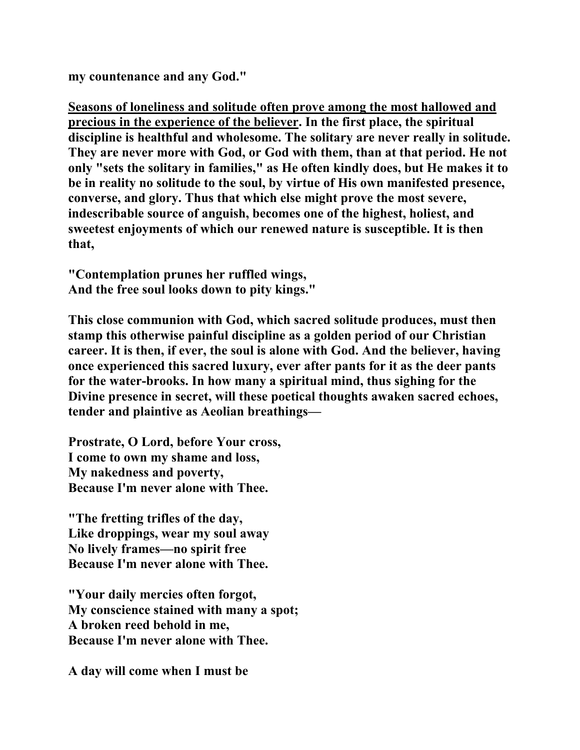**my countenance and any God."**

**<u>Seasons of loneliness and solitude often prove among the most hallowed and precious in the experience of the believer</u>. In the first place, the spiritual discipline is healthful and wholesome. The solitary are never really in solitude. They are never more with God, or God with them, than at that period. He not only "sets the solitary in families," as He often kindly does, but He makes it to be in reality no solitude to the soul, by virtue of His own manifested presence, converse, and glory. Thus that which else might prove the most severe, indescribable source of anguish, becomes one of the highest, holiest, and sweetest enjoyments of which our renewed nature is susceptible. It is then that,**

**"Contemplation prunes her ruffled wings,**
**And the free soul looks down to pity kings."**

**This close communion with God, which sacred solitude produces, must then stamp this otherwise painful discipline as a golden period of our Christian career. It is then, if ever, the soul is alone with God. And the believer, having once experienced this sacred luxury, ever after pants for it as the deer pants for the water-brooks. In how many a spiritual mind, thus sighing for the Divine presence in secret, will these poetical thoughts awaken sacred echoes, tender and plaintive as Aeolian breathings—**

**Prostrate, O Lord, before Your cross,**
**I come to own my shame and loss,**
**My nakedness and poverty,**
**Because I'm never alone with Thee.**

**"The fretting trifles of the day,**
**Like droppings, wear my soul away**
**No lively frames—no spirit free**
**Because I'm never alone with Thee.**

**"Your daily mercies often forgot,**
**My conscience stained with many a spot;**
**A broken reed behold in me,**
**Because I'm never alone with Thee.**

**A day will come when I must be**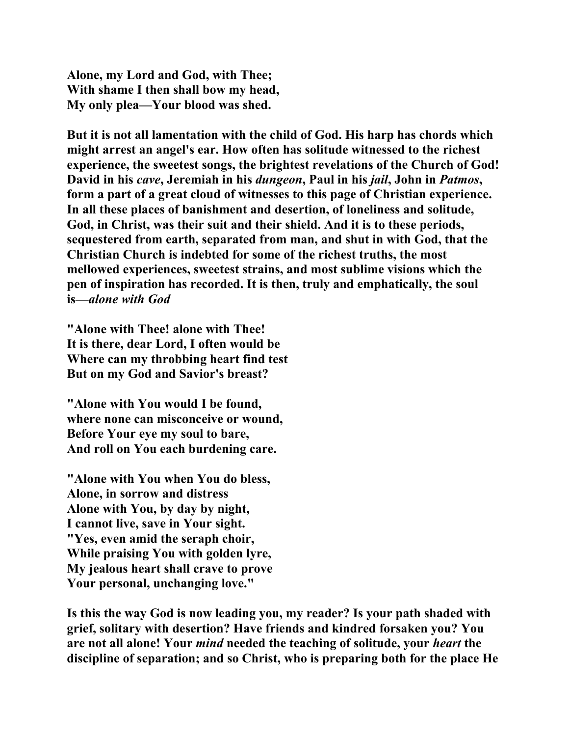**Alone, my Lord and God, with Thee;**
**With shame I then shall bow my head,**
**My only plea—Your blood was shed.**

**But it is not all lamentation with the child of God. His harp has chords which might arrest an angel's ear. How often has solitude witnessed to the richest experience, the sweetest songs, the brightest revelations of the Church of God! David in his *cave*, Jeremiah in his *dungeon*, Paul in his *jail*, John in *Patmos*, form a part of a great cloud of witnesses to this page of Christian experience. In all these places of banishment and desertion, of loneliness and solitude, God, in Christ, was their suit and their shield. And it is to these periods, sequestered from earth, separated from man, and shut in with God, that the Christian Church is indebted for some of the richest truths, the most mellowed experiences, sweetest strains, and most sublime visions which the pen of inspiration has recorded. It is then, truly and emphatically, the soul is—*alone with God***

**"Alone with Thee! alone with Thee!**
**It is there, dear Lord, I often would be**
**Where can my throbbing heart find test**
**But on my God and Savior's breast?**

**"Alone with You would I be found,**
**where none can misconceive or wound,**
**Before Your eye my soul to bare,**
**And roll on You each burdening care.**

**"Alone with You when You do bless,**
**Alone, in sorrow and distress**
**Alone with You, by day by night,**
**I cannot live, save in Your sight.**
**"Yes, even amid the seraph choir,**
**While praising You with golden lyre,**
**My jealous heart shall crave to prove**
**Your personal, unchanging love."**

**Is this the way God is now leading you, my reader? Is your path shaded with grief, solitary with desertion? Have friends and kindred forsaken you? You are not all alone! Your *mind* needed the teaching of solitude, your *heart* the discipline of separation; and so Christ, who is preparing both for the place He**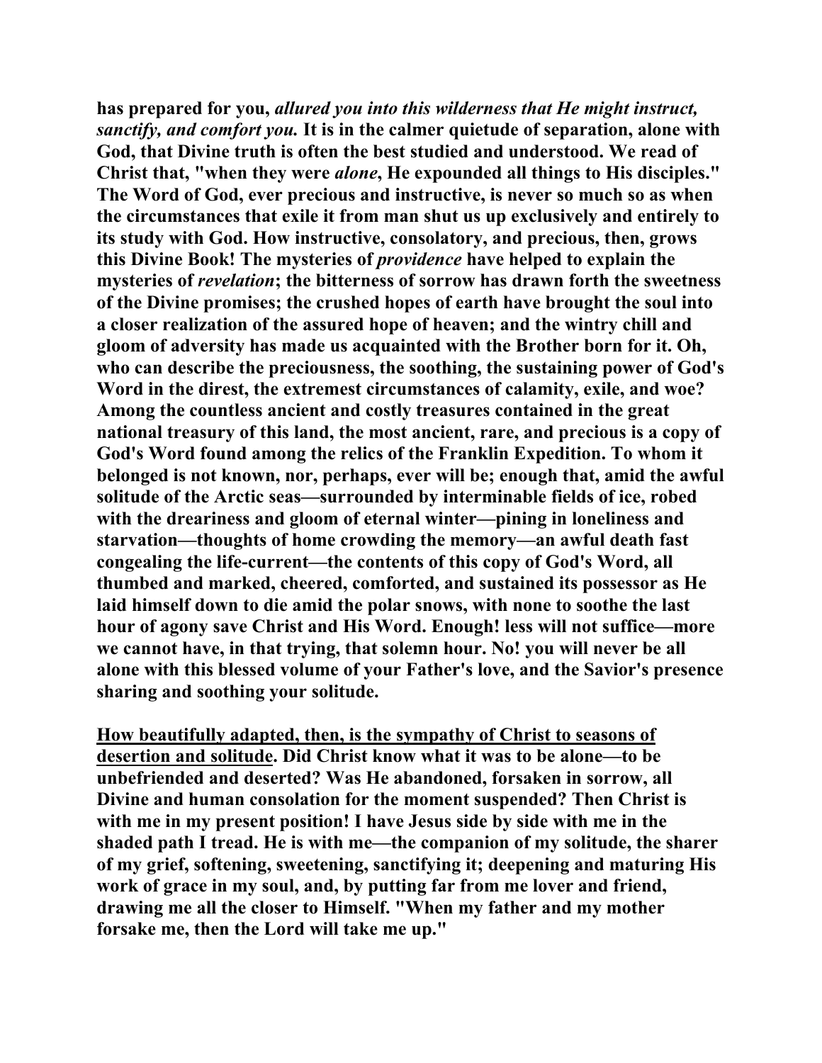**has prepared for you, *allured you into this wilderness that He might instruct, sanctify, and comfort you.* It is in the calmer quietude of separation, alone with God, that Divine truth is often the best studied and understood. We read of Christ that, "when they were *alone*, He expounded all things to His disciples." The Word of God, ever precious and instructive, is never so much so as when the circumstances that exile it from man shut us up exclusively and entirely to its study with God. How instructive, consolatory, and precious, then, grows this Divine Book! The mysteries of *providence* have helped to explain the mysteries of *revelation*; the bitterness of sorrow has drawn forth the sweetness of the Divine promises; the crushed hopes of earth have brought the soul into a closer realization of the assured hope of heaven; and the wintry chill and gloom of adversity has made us acquainted with the Brother born for it. Oh, who can describe the preciousness, the soothing, the sustaining power of God's Word in the direst, the extremest circumstances of calamity, exile, and woe? Among the countless ancient and costly treasures contained in the great national treasury of this land, the most ancient, rare, and precious is a copy of God's Word found among the relics of the Franklin Expedition. To whom it belonged is not known, nor, perhaps, ever will be; enough that, amid the awful solitude of the Arctic seas—surrounded by interminable fields of ice, robed with the dreariness and gloom of eternal winter—pining in loneliness and starvation—thoughts of home crowding the memory—an awful death fast congealing the life-current—the contents of this copy of God's Word, all thumbed and marked, cheered, comforted, and sustained its possessor as He laid himself down to die amid the polar snows, with none to soothe the last hour of agony save Christ and His Word. Enough! less will not suffice—more we cannot have, in that trying, that solemn hour. No! you will never be all alone with this blessed volume of your Father's love, and the Savior's presence sharing and soothing your solitude.**

**<u>How beautifully adapted, then, is the sympathy of Christ to seasons of desertion and solitude</u>. Did Christ know what it was to be alone—to be unbefriended and deserted? Was He abandoned, forsaken in sorrow, all Divine and human consolation for the moment suspended? Then Christ is with me in my present position! I have Jesus side by side with me in the shaded path I tread. He is with me—the companion of my solitude, the sharer of my grief, softening, sweetening, sanctifying it; deepening and maturing His work of grace in my soul, and, by putting far from me lover and friend, drawing me all the closer to Himself. "When my father and my mother forsake me, then the Lord will take me up."**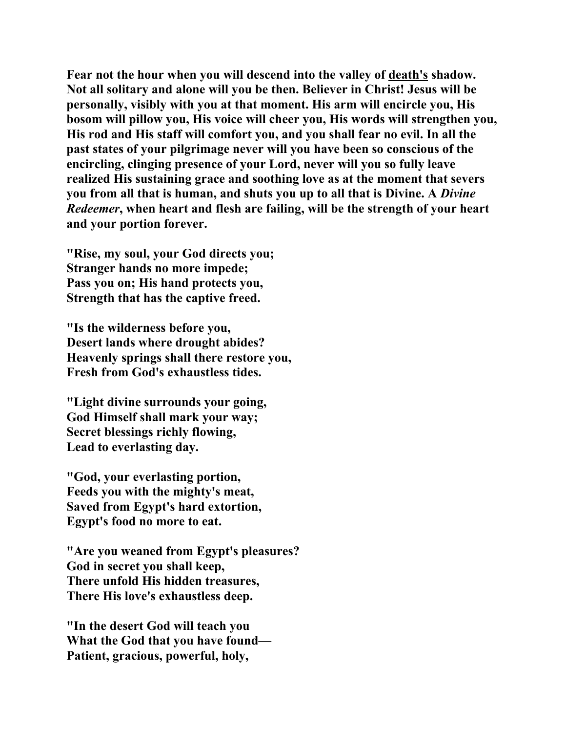**Fear not the hour when you will descend into the valley of death's shadow. Not all solitary and alone will you be then. Believer in Christ! Jesus will be personally, visibly with you at that moment. His arm will encircle you, His bosom will pillow you, His voice will cheer you, His words will strengthen you, His rod and His staff will comfort you, and you shall fear no evil. In all the past states of your pilgrimage never will you have been so conscious of the encircling, clinging presence of your Lord, never will you so fully leave realized His sustaining grace and soothing love as at the moment that severs you from all that is human, and shuts you up to all that is Divine. A *Divine Redeemer*, when heart and flesh are failing, will be the strength of your heart and your portion forever.**

**"Rise, my soul, your God directs you;
Stranger hands no more impede;
Pass you on; His hand protects you,
Strength that has the captive freed.**

**"Is the wilderness before you,
Desert lands where drought abides?
Heavenly springs shall there restore you,
Fresh from God's exhaustless tides.**

**"Light divine surrounds your going,
God Himself shall mark your way;
Secret blessings richly flowing,
Lead to everlasting day.**

**"God, your everlasting portion,
Feeds you with the mighty's meat,
Saved from Egypt's hard extortion,
Egypt's food no more to eat.**

**"Are you weaned from Egypt's pleasures?
God in secret you shall keep,
There unfold His hidden treasures,
There His love's exhaustless deep.**

**"In the desert God will teach you
What the God that you have found—
Patient, gracious, powerful, holy,**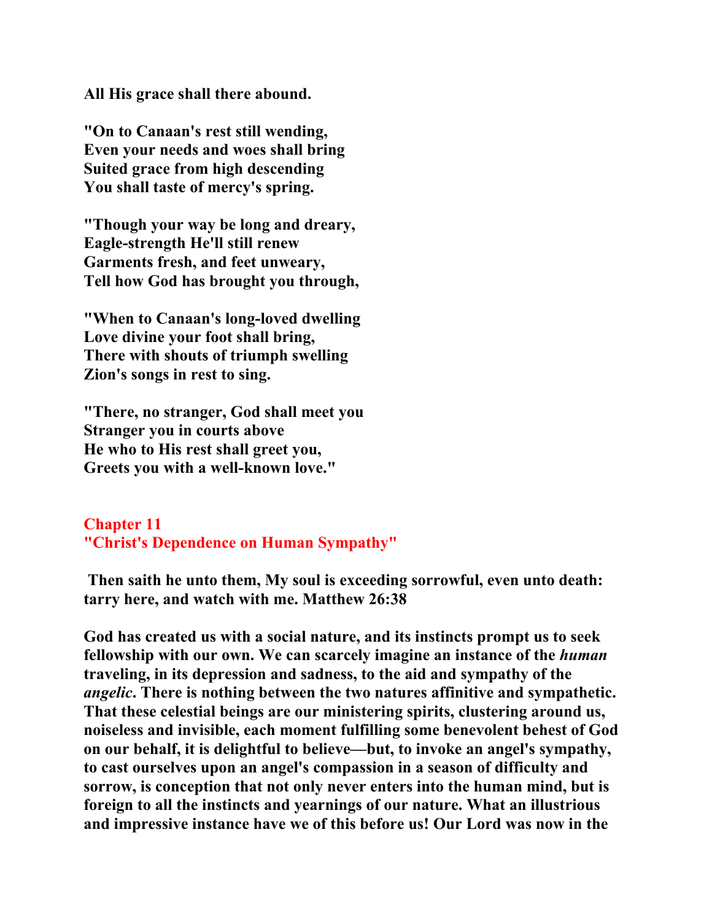**All His grace shall there abound.**

**"On to Canaan's rest still wending,**
**Even your needs and woes shall bring**
**Suited grace from high descending**
**You shall taste of mercy's spring.**

**"Though your way be long and dreary,**
**Eagle-strength He'll still renew**
**Garments fresh, and feet unweary,**
**Tell how God has brought you through,**

**"When to Canaan's long-loved dwelling**
**Love divine your foot shall bring,**
**There with shouts of triumph swelling**
**Zion's songs in rest to sing.**

**"There, no stranger, God shall meet you**
**Stranger you in courts above**
**He who to His rest shall greet you,**
**Greets you with a well-known love."**

## Chapter 11
## "Christ's Dependence on Human Sympathy"

**Then saith he unto them, My soul is exceeding sorrowful, even unto death: tarry here, and watch with me. Matthew 26:38**

**God has created us with a social nature, and its instincts prompt us to seek fellowship with our own. We can scarcely imagine an instance of the *human* traveling, in its depression and sadness, to the aid and sympathy of the *angelic*. There is nothing between the two natures affinitive and sympathetic. That these celestial beings are our ministering spirits, clustering around us, noiseless and invisible, each moment fulfilling some benevolent behest of God on our behalf, it is delightful to believe—but, to invoke an angel's sympathy, to cast ourselves upon an angel's compassion in a season of difficulty and sorrow, is conception that not only never enters into the human mind, but is foreign to all the instincts and yearnings of our nature. What an illustrious and impressive instance have we of this before us! Our Lord was now in the**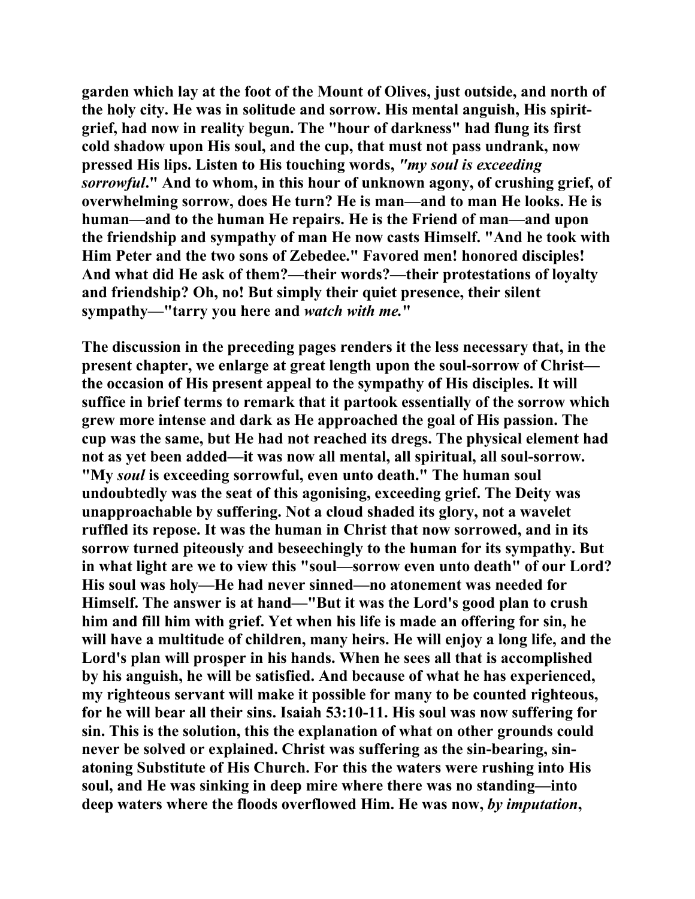garden which lay at the foot of the Mount of Olives, just outside, and north of the holy city. He was in solitude and sorrow. His mental anguish, His spirit-grief, had now in reality begun. The "hour of darkness" had flung its first cold shadow upon His soul, and the cup, that must not pass undrank, now pressed His lips. Listen to His touching words, *"my soul is exceeding sorrowful*." And to whom, in this hour of unknown agony, of crushing grief, of overwhelming sorrow, does He turn? He is man—and to man He looks. He is human—and to the human He repairs. He is the Friend of man—and upon the friendship and sympathy of man He now casts Himself. "And he took with Him Peter and the two sons of Zebedee." Favored men! honored disciples! And what did He ask of them?—their words?—their protestations of loyalty and friendship? Oh, no! But simply their quiet presence, their silent sympathy—"tarry you here and *watch with me.*"

The discussion in the preceding pages renders it the less necessary that, in the present chapter, we enlarge at great length upon the soul-sorrow of Christ—the occasion of His present appeal to the sympathy of His disciples. It will suffice in brief terms to remark that it partook essentially of the sorrow which grew more intense and dark as He approached the goal of His passion. The cup was the same, but He had not reached its dregs. The physical element had not as yet been added—it was now all mental, all spiritual, all soul-sorrow. "My *soul* is exceeding sorrowful, even unto death." The human soul undoubtedly was the seat of this agonising, exceeding grief. The Deity was unapproachable by suffering. Not a cloud shaded its glory, not a wavelet ruffled its repose. It was the human in Christ that now sorrowed, and in its sorrow turned piteously and beseechingly to the human for its sympathy. But in what light are we to view this "soul—sorrow even unto death" of our Lord? His soul was holy—He had never sinned—no atonement was needed for Himself. The answer is at hand—"But it was the Lord's good plan to crush him and fill him with grief. Yet when his life is made an offering for sin, he will have a multitude of children, many heirs. He will enjoy a long life, and the Lord's plan will prosper in his hands. When he sees all that is accomplished by his anguish, he will be satisfied. And because of what he has experienced, my righteous servant will make it possible for many to be counted righteous, for he will bear all their sins. Isaiah 53:10-11. His soul was now suffering for sin. This is the solution, this the explanation of what on other grounds could never be solved or explained. Christ was suffering as the sin-bearing, sin-atoning Substitute of His Church. For this the waters were rushing into His soul, and He was sinking in deep mire where there was no standing—into deep waters where the floods overflowed Him. He was now, *by imputation*,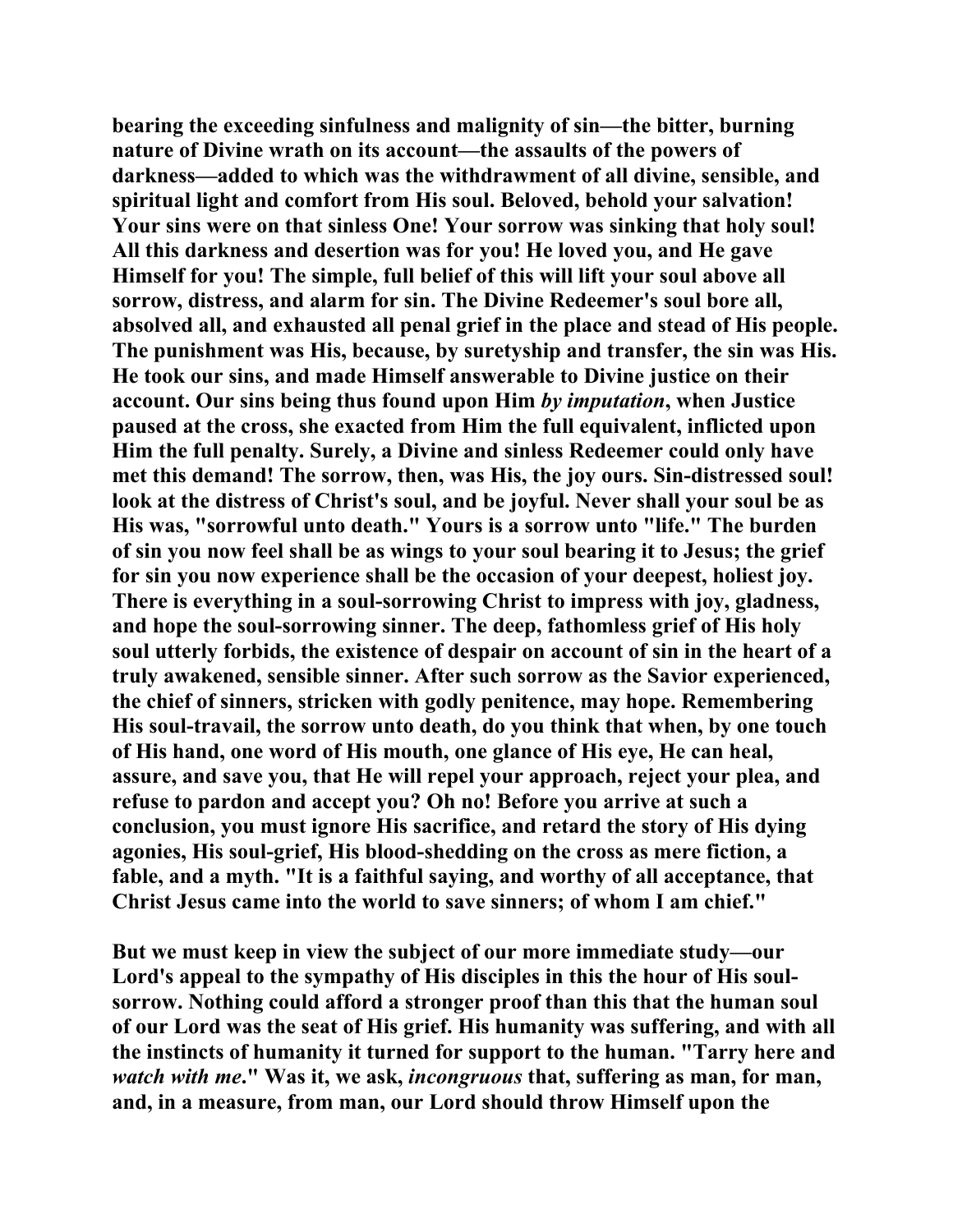**bearing the exceeding sinfulness and malignity of sin—the bitter, burning nature of Divine wrath on its account—the assaults of the powers of darkness—added to which was the withdrawment of all divine, sensible, and spiritual light and comfort from His soul. Beloved, behold your salvation! Your sins were on that sinless One! Your sorrow was sinking that holy soul! All this darkness and desertion was for you! He loved you, and He gave Himself for you! The simple, full belief of this will lift your soul above all sorrow, distress, and alarm for sin. The Divine Redeemer's soul bore all, absolved all, and exhausted all penal grief in the place and stead of His people. The punishment was His, because, by suretyship and transfer, the sin was His. He took our sins, and made Himself answerable to Divine justice on their account. Our sins being thus found upon Him *by imputation*, when Justice paused at the cross, she exacted from Him the full equivalent, inflicted upon Him the full penalty. Surely, a Divine and sinless Redeemer could only have met this demand! The sorrow, then, was His, the joy ours. Sin-distressed soul! look at the distress of Christ's soul, and be joyful. Never shall your soul be as His was, "sorrowful unto death." Yours is a sorrow unto "life." The burden of sin you now feel shall be as wings to your soul bearing it to Jesus; the grief for sin you now experience shall be the occasion of your deepest, holiest joy. There is everything in a soul-sorrowing Christ to impress with joy, gladness, and hope the soul-sorrowing sinner. The deep, fathomless grief of His holy soul utterly forbids, the existence of despair on account of sin in the heart of a truly awakened, sensible sinner. After such sorrow as the Savior experienced, the chief of sinners, stricken with godly penitence, may hope. Remembering His soul-travail, the sorrow unto death, do you think that when, by one touch of His hand, one word of His mouth, one glance of His eye, He can heal, assure, and save you, that He will repel your approach, reject your plea, and refuse to pardon and accept you? Oh no! Before you arrive at such a conclusion, you must ignore His sacrifice, and retard the story of His dying agonies, His soul-grief, His blood-shedding on the cross as mere fiction, a fable, and a myth. "It is a faithful saying, and worthy of all acceptance, that Christ Jesus came into the world to save sinners; of whom I am chief."**

**But we must keep in view the subject of our more immediate study—our Lord's appeal to the sympathy of His disciples in this the hour of His soul-sorrow. Nothing could afford a stronger proof than this that the human soul of our Lord was the seat of His grief. His humanity was suffering, and with all the instincts of humanity it turned for support to the human. "Tarry here and *watch with me*." Was it, we ask, *incongruous* that, suffering as man, for man, and, in a measure, from man, our Lord should throw Himself upon the**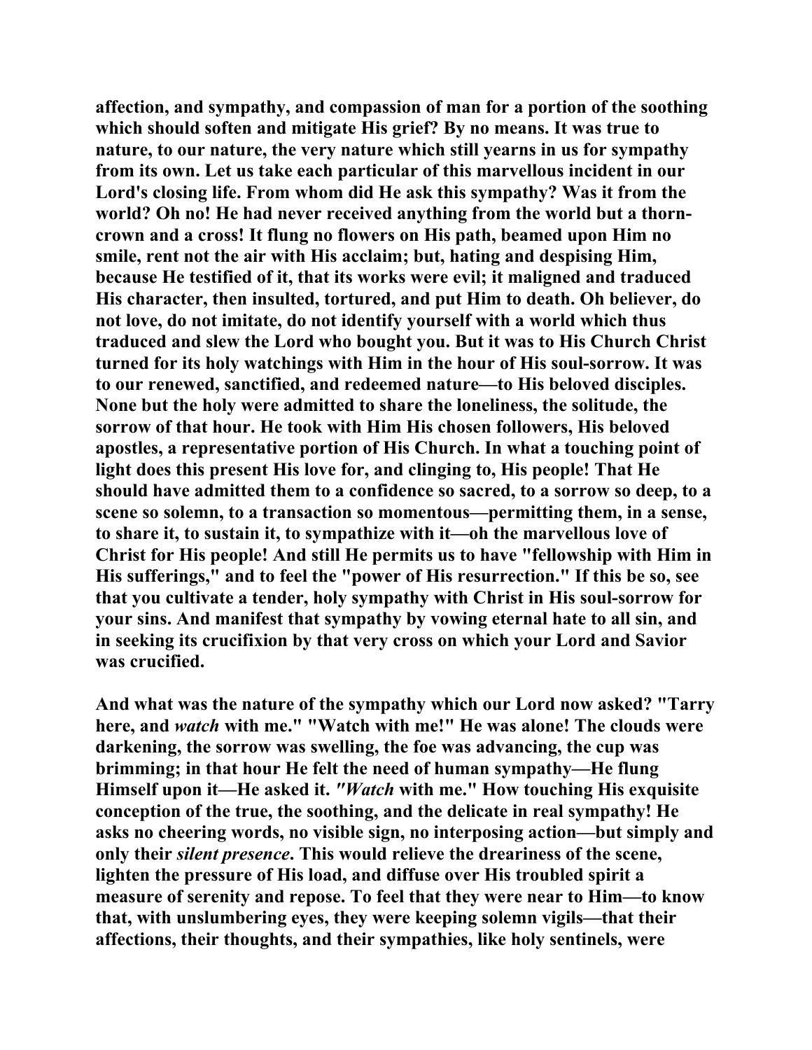affection, and sympathy, and compassion of man for a portion of the soothing which should soften and mitigate His grief? By no means. It was true to nature, to our nature, the very nature which still yearns in us for sympathy from its own. Let us take each particular of this marvellous incident in our Lord's closing life. From whom did He ask this sympathy? Was it from the world? Oh no! He had never received anything from the world but a thorn-crown and a cross! It flung no flowers on His path, beamed upon Him no smile, rent not the air with His acclaim; but, hating and despising Him, because He testified of it, that its works were evil; it maligned and traduced His character, then insulted, tortured, and put Him to death. Oh believer, do not love, do not imitate, do not identify yourself with a world which thus traduced and slew the Lord who bought you. But it was to His Church Christ turned for its holy watchings with Him in the hour of His soul-sorrow. It was to our renewed, sanctified, and redeemed nature—to His beloved disciples. None but the holy were admitted to share the loneliness, the solitude, the sorrow of that hour. He took with Him His chosen followers, His beloved apostles, a representative portion of His Church. In what a touching point of light does this present His love for, and clinging to, His people! That He should have admitted them to a confidence so sacred, to a sorrow so deep, to a scene so solemn, to a transaction so momentous—permitting them, in a sense, to share it, to sustain it, to sympathize with it—oh the marvellous love of Christ for His people! And still He permits us to have "fellowship with Him in His sufferings," and to feel the "power of His resurrection." If this be so, see that you cultivate a tender, holy sympathy with Christ in His soul-sorrow for your sins. And manifest that sympathy by vowing eternal hate to all sin, and in seeking its crucifixion by that very cross on which your Lord and Savior was crucified.

And what was the nature of the sympathy which our Lord now asked? "Tarry here, and *watch* with me." "Watch with me!" He was alone! The clouds were darkening, the sorrow was swelling, the foe was advancing, the cup was brimming; in that hour He felt the need of human sympathy—He flung Himself upon it—He asked it. *"Watch* with me." How touching His exquisite conception of the true, the soothing, and the delicate in real sympathy! He asks no cheering words, no visible sign, no interposing action—but simply and only their *silent presence*. This would relieve the dreariness of the scene, lighten the pressure of His load, and diffuse over His troubled spirit a measure of serenity and repose. To feel that they were near to Him—to know that, with unslumbering eyes, they were keeping solemn vigils—that their affections, their thoughts, and their sympathies, like holy sentinels, were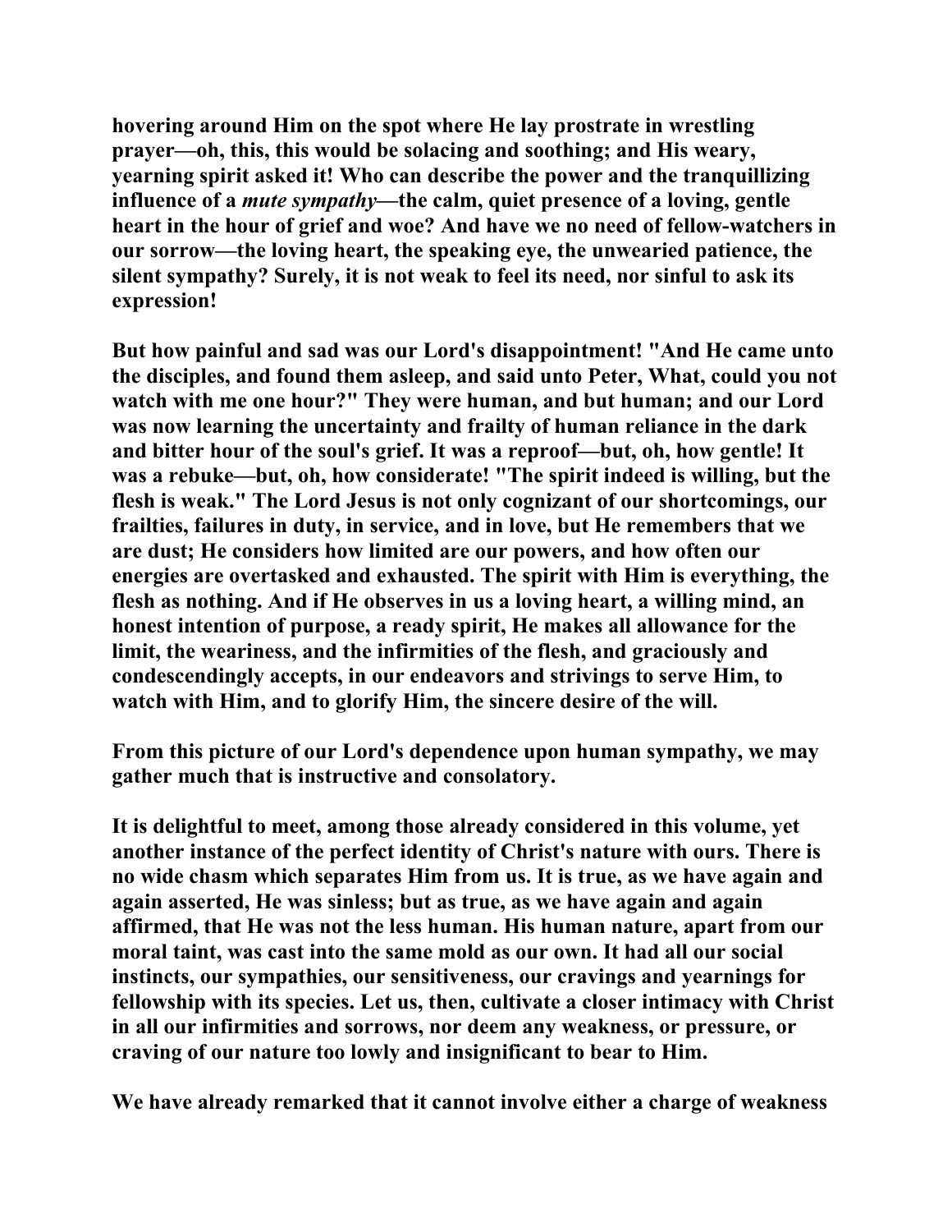hovering around Him on the spot where He lay prostrate in wrestling prayer—oh, this, this would be solacing and soothing; and His weary, yearning spirit asked it! Who can describe the power and the tranquillizing influence of a *mute sympathy*—the calm, quiet presence of a loving, gentle heart in the hour of grief and woe? And have we no need of fellow-watchers in our sorrow—the loving heart, the speaking eye, the unwearied patience, the silent sympathy? Surely, it is not weak to feel its need, nor sinful to ask its expression!

But how painful and sad was our Lord's disappointment! "And He came unto the disciples, and found them asleep, and said unto Peter, What, could you not watch with me one hour?" They were human, and but human; and our Lord was now learning the uncertainty and frailty of human reliance in the dark and bitter hour of the soul's grief. It was a reproof—but, oh, how gentle! It was a rebuke—but, oh, how considerate! "The spirit indeed is willing, but the flesh is weak." The Lord Jesus is not only cognizant of our shortcomings, our frailties, failures in duty, in service, and in love, but He remembers that we are dust; He considers how limited are our powers, and how often our energies are overtasked and exhausted. The spirit with Him is everything, the flesh as nothing. And if He observes in us a loving heart, a willing mind, an honest intention of purpose, a ready spirit, He makes all allowance for the limit, the weariness, and the infirmities of the flesh, and graciously and condescendingly accepts, in our endeavors and strivings to serve Him, to watch with Him, and to glorify Him, the sincere desire of the will.

From this picture of our Lord's dependence upon human sympathy, we may gather much that is instructive and consolatory.

It is delightful to meet, among those already considered in this volume, yet another instance of the perfect identity of Christ's nature with ours. There is no wide chasm which separates Him from us. It is true, as we have again and again asserted, He was sinless; but as true, as we have again and again affirmed, that He was not the less human. His human nature, apart from our moral taint, was cast into the same mold as our own. It had all our social instincts, our sympathies, our sensitiveness, our cravings and yearnings for fellowship with its species. Let us, then, cultivate a closer intimacy with Christ in all our infirmities and sorrows, nor deem any weakness, or pressure, or craving of our nature too lowly and insignificant to bear to Him.

We have already remarked that it cannot involve either a charge of weakness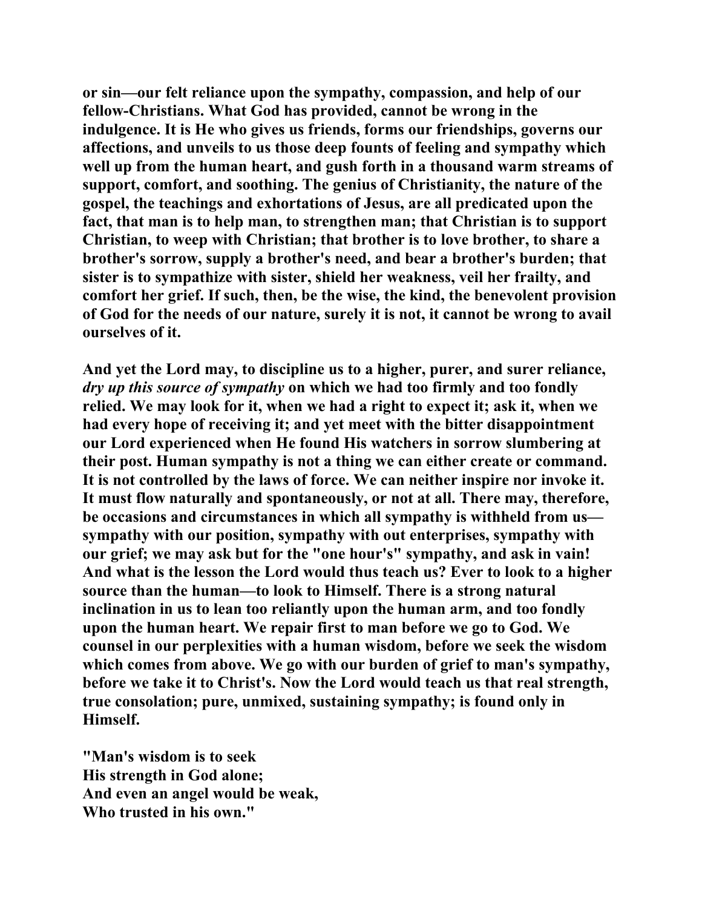**or sin—our felt reliance upon the sympathy, compassion, and help of our fellow-Christians. What God has provided, cannot be wrong in the indulgence. It is He who gives us friends, forms our friendships, governs our affections, and unveils to us those deep founts of feeling and sympathy which well up from the human heart, and gush forth in a thousand warm streams of support, comfort, and soothing. The genius of Christianity, the nature of the gospel, the teachings and exhortations of Jesus, are all predicated upon the fact, that man is to help man, to strengthen man; that Christian is to support Christian, to weep with Christian; that brother is to love brother, to share a brother's sorrow, supply a brother's need, and bear a brother's burden; that sister is to sympathize with sister, shield her weakness, veil her frailty, and comfort her grief. If such, then, be the wise, the kind, the benevolent provision of God for the needs of our nature, surely it is not, it cannot be wrong to avail ourselves of it.**

**And yet the Lord may, to discipline us to a higher, purer, and surer reliance, *dry up this source of sympathy* on which we had too firmly and too fondly relied. We may look for it, when we had a right to expect it; ask it, when we had every hope of receiving it; and yet meet with the bitter disappointment our Lord experienced when He found His watchers in sorrow slumbering at their post. Human sympathy is not a thing we can either create or command. It is not controlled by the laws of force. We can neither inspire nor invoke it. It must flow naturally and spontaneously, or not at all. There may, therefore, be occasions and circumstances in which all sympathy is withheld from us—sympathy with our position, sympathy with out enterprises, sympathy with our grief; we may ask but for the "one hour's" sympathy, and ask in vain! And what is the lesson the Lord would thus teach us? Ever to look to a higher source than the human—to look to Himself. There is a strong natural inclination in us to lean too reliantly upon the human arm, and too fondly upon the human heart. We repair first to man before we go to God. We counsel in our perplexities with a human wisdom, before we seek the wisdom which comes from above. We go with our burden of grief to man's sympathy, before we take it to Christ's. Now the Lord would teach us that real strength, true consolation; pure, unmixed, sustaining sympathy; is found only in Himself.**

**"Man's wisdom is to seek  
His strength in God alone;  
And even an angel would be weak,  
Who trusted in his own."**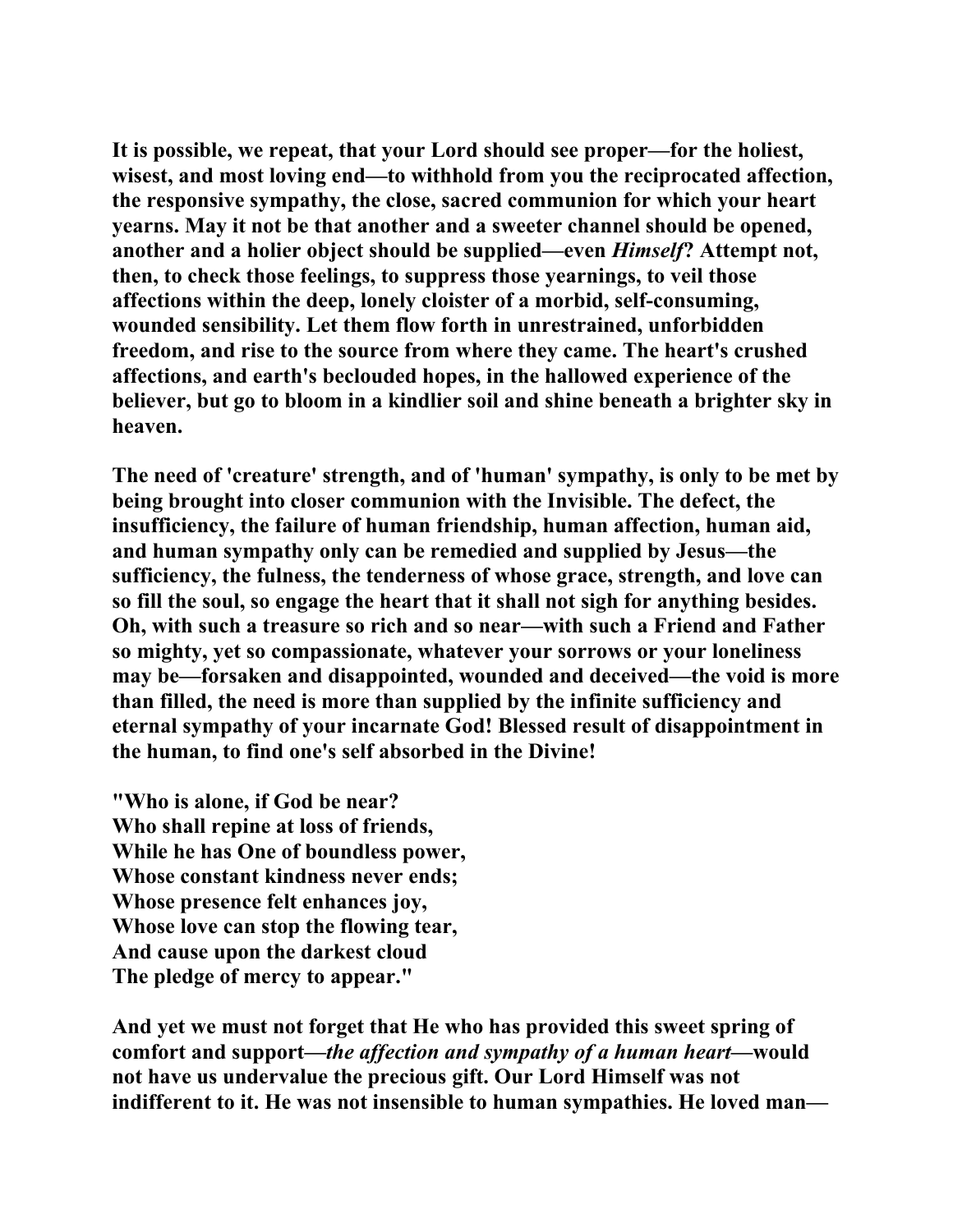It is possible, we repeat, that your Lord should see proper—for the holiest, wisest, and most loving end—to withhold from you the reciprocated affection, the responsive sympathy, the close, sacred communion for which your heart yearns. May it not be that another and a sweeter channel should be opened, another and a holier object should be supplied—even *Himself*? Attempt not, then, to check those feelings, to suppress those yearnings, to veil those affections within the deep, lonely cloister of a morbid, self-consuming, wounded sensibility. Let them flow forth in unrestrained, unforbidden freedom, and rise to the source from where they came. The heart's crushed affections, and earth's beclouded hopes, in the hallowed experience of the believer, but go to bloom in a kindlier soil and shine beneath a brighter sky in heaven.

The need of 'creature' strength, and of 'human' sympathy, is only to be met by being brought into closer communion with the Invisible. The defect, the insufficiency, the failure of human friendship, human affection, human aid, and human sympathy only can be remedied and supplied by Jesus—the sufficiency, the fulness, the tenderness of whose grace, strength, and love can so fill the soul, so engage the heart that it shall not sigh for anything besides. Oh, with such a treasure so rich and so near—with such a Friend and Father so mighty, yet so compassionate, whatever your sorrows or your loneliness may be—forsaken and disappointed, wounded and deceived—the void is more than filled, the need is more than supplied by the infinite sufficiency and eternal sympathy of your incarnate God! Blessed result of disappointment in the human, to find one's self absorbed in the Divine!

"Who is alone, if God be near?
Who shall repine at loss of friends,
While he has One of boundless power,
Whose constant kindness never ends;
Whose presence felt enhances joy,
Whose love can stop the flowing tear,
And cause upon the darkest cloud
The pledge of mercy to appear."

And yet we must not forget that He who has provided this sweet spring of comfort and support—*the affection and sympathy of a human heart*—would not have us undervalue the precious gift. Our Lord Himself was not indifferent to it. He was not insensible to human sympathies. He loved man—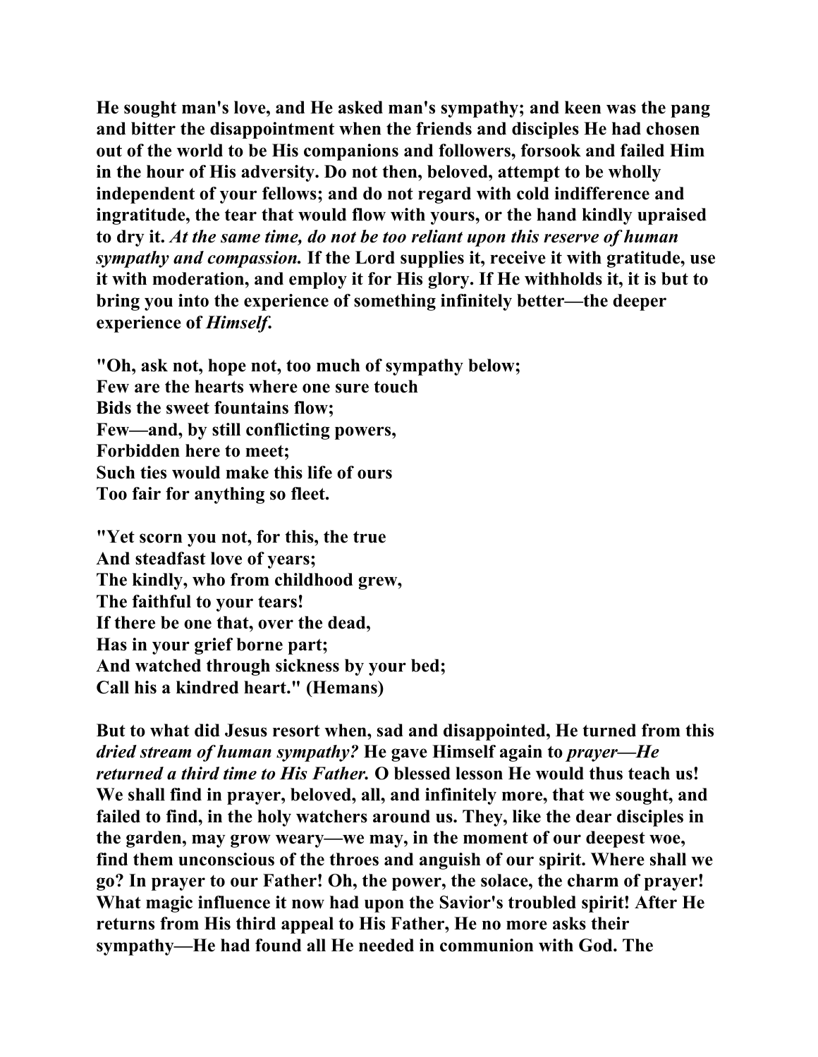He sought man's love, and He asked man's sympathy; and keen was the pang and bitter the disappointment when the friends and disciples He had chosen out of the world to be His companions and followers, forsook and failed Him in the hour of His adversity. Do not then, beloved, attempt to be wholly independent of your fellows; and do not regard with cold indifference and ingratitude, the tear that would flow with yours, or the hand kindly upraised to dry it. *At the same time, do not be too reliant upon this reserve of human sympathy and compassion.* If the Lord supplies it, receive it with gratitude, use it with moderation, and employ it for His glory. If He withholds it, it is but to bring you into the experience of something infinitely better—the deeper experience of *Himself*.

"Oh, ask not, hope not, too much of sympathy below;
Few are the hearts where one sure touch
Bids the sweet fountains flow;
Few—and, by still conflicting powers,
Forbidden here to meet;
Such ties would make this life of ours
Too fair for anything so fleet.

"Yet scorn you not, for this, the true
And steadfast love of years;
The kindly, who from childhood grew,
The faithful to your tears!
If there be one that, over the dead,
Has in your grief borne part;
And watched through sickness by your bed;
Call his a kindred heart." (Hemans)

But to what did Jesus resort when, sad and disappointed, He turned from this *dried stream of human sympathy?* He gave Himself again to *prayer—He returned a third time to His Father.* O blessed lesson He would thus teach us! We shall find in prayer, beloved, all, and infinitely more, that we sought, and failed to find, in the holy watchers around us. They, like the dear disciples in the garden, may grow weary—we may, in the moment of our deepest woe, find them unconscious of the throes and anguish of our spirit. Where shall we go? In prayer to our Father! Oh, the power, the solace, the charm of prayer! What magic influence it now had upon the Savior's troubled spirit! After He returns from His third appeal to His Father, He no more asks their sympathy—He had found all He needed in communion with God. The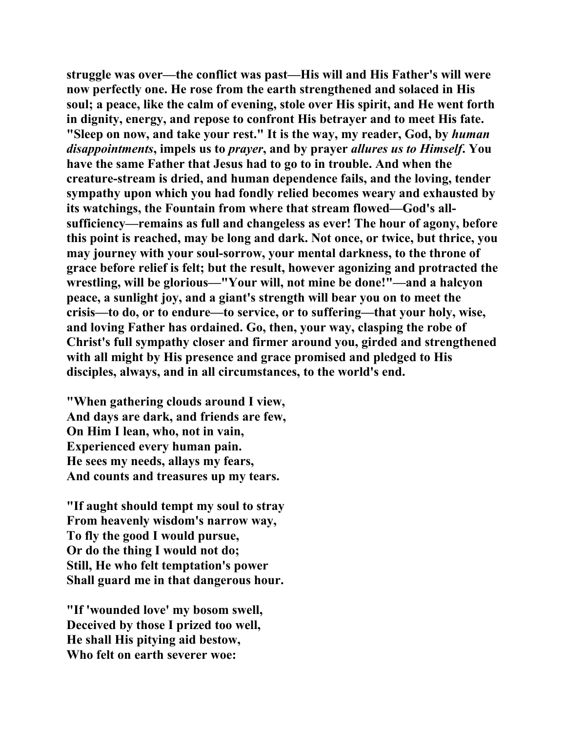struggle was over—the conflict was past—His will and His Father's will were now perfectly one. He rose from the earth strengthened and solaced in His soul; a peace, like the calm of evening, stole over His spirit, and He went forth in dignity, energy, and repose to confront His betrayer and to meet His fate. "Sleep on now, and take your rest." It is the way, my reader, God, by *human disappointments*, impels us to *prayer*, and by prayer *allures us to Himself*. You have the same Father that Jesus had to go to in trouble. And when the creature-stream is dried, and human dependence fails, and the loving, tender sympathy upon which you had fondly relied becomes weary and exhausted by its watchings, the Fountain from where that stream flowed—God's all-sufficiency—remains as full and changeless as ever! The hour of agony, before this point is reached, may be long and dark. Not once, or twice, but thrice, you may journey with your soul-sorrow, your mental darkness, to the throne of grace before relief is felt; but the result, however agonizing and protracted the wrestling, will be glorious—"Your will, not mine be done!"—and a halcyon peace, a sunlight joy, and a giant's strength will bear you on to meet the crisis—to do, or to endure—to service, or to suffering—that your holy, wise, and loving Father has ordained. Go, then, your way, clasping the robe of Christ's full sympathy closer and firmer around you, girded and strengthened with all might by His presence and grace promised and pledged to His disciples, always, and in all circumstances, to the world's end.

"When gathering clouds around I view,
And days are dark, and friends are few,
On Him I lean, who, not in vain,
Experienced every human pain.
He sees my needs, allays my fears,
And counts and treasures up my tears.

"If aught should tempt my soul to stray
From heavenly wisdom's narrow way,
To fly the good I would pursue,
Or do the thing I would not do;
Still, He who felt temptation's power
Shall guard me in that dangerous hour.

"If 'wounded love' my bosom swell,
Deceived by those I prized too well,
He shall His pitying aid bestow,
Who felt on earth severer woe: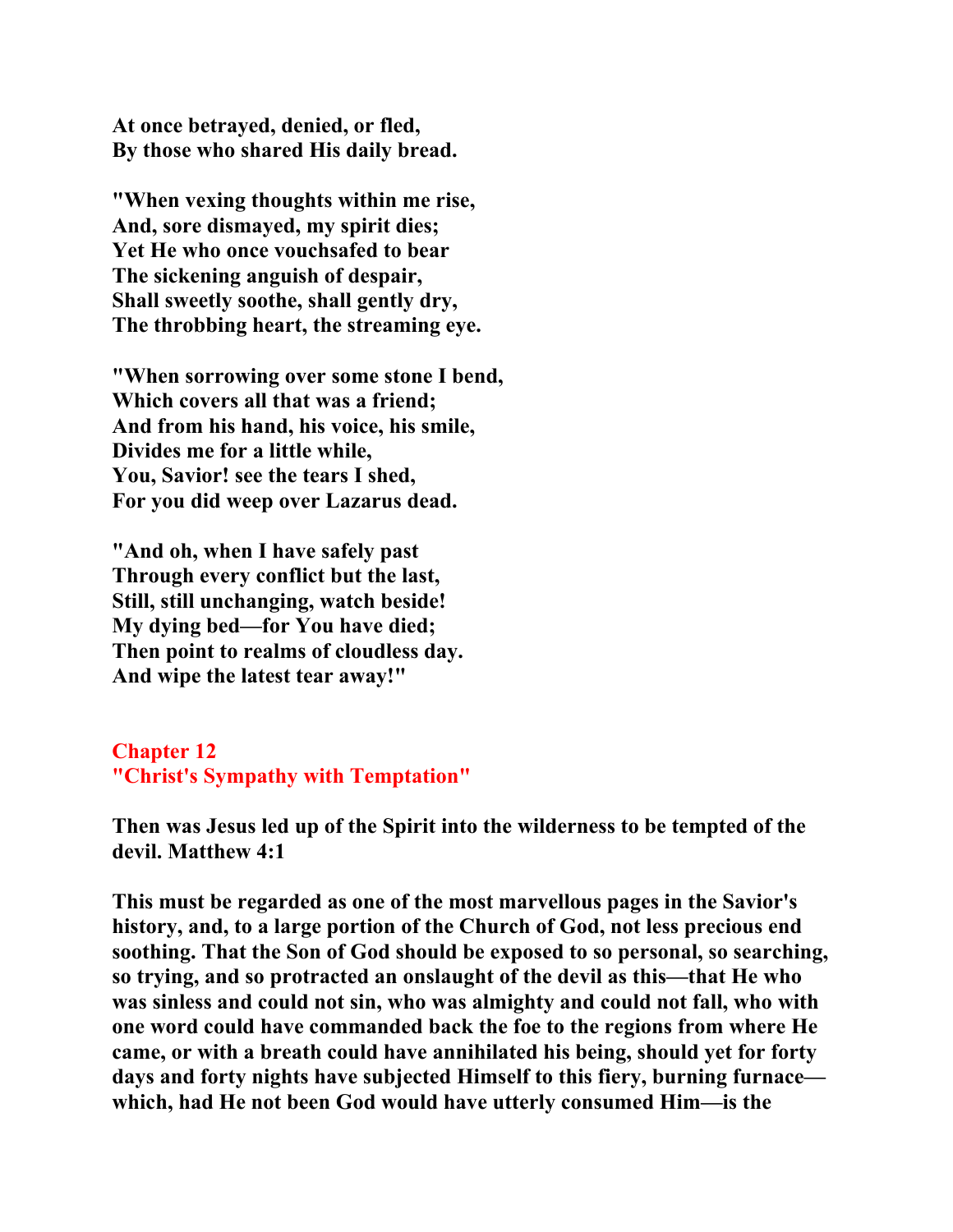**At once betrayed, denied, or fled,**
**By those who shared His daily bread.**

**"When vexing thoughts within me rise,**
**And, sore dismayed, my spirit dies;**
**Yet He who once vouchsafed to bear**
**The sickening anguish of despair,**
**Shall sweetly soothe, shall gently dry,**
**The throbbing heart, the streaming eye.**

**"When sorrowing over some stone I bend,**
**Which covers all that was a friend;**
**And from his hand, his voice, his smile,**
**Divides me for a little while,**
**You, Savior! see the tears I shed,**
**For you did weep over Lazarus dead.**

**"And oh, when I have safely past**
**Through every conflict but the last,**
**Still, still unchanging, watch beside!**
**My dying bed—for You have died;**
**Then point to realms of cloudless day.**
**And wipe the latest tear away!"**

## Chapter 12
## "Christ's Sympathy with Temptation"

**Then was Jesus led up of the Spirit into the wilderness to be tempted of the devil. Matthew 4:1**

**This must be regarded as one of the most marvellous pages in the Savior's history, and, to a large portion of the Church of God, not less precious end soothing. That the Son of God should be exposed to so personal, so searching, so trying, and so protracted an onslaught of the devil as this—that He who was sinless and could not sin, who was almighty and could not fall, who with one word could have commanded back the foe to the regions from where He came, or with a breath could have annihilated his being, should yet for forty days and forty nights have subjected Himself to this fiery, burning furnace—which, had He not been God would have utterly consumed Him—is the**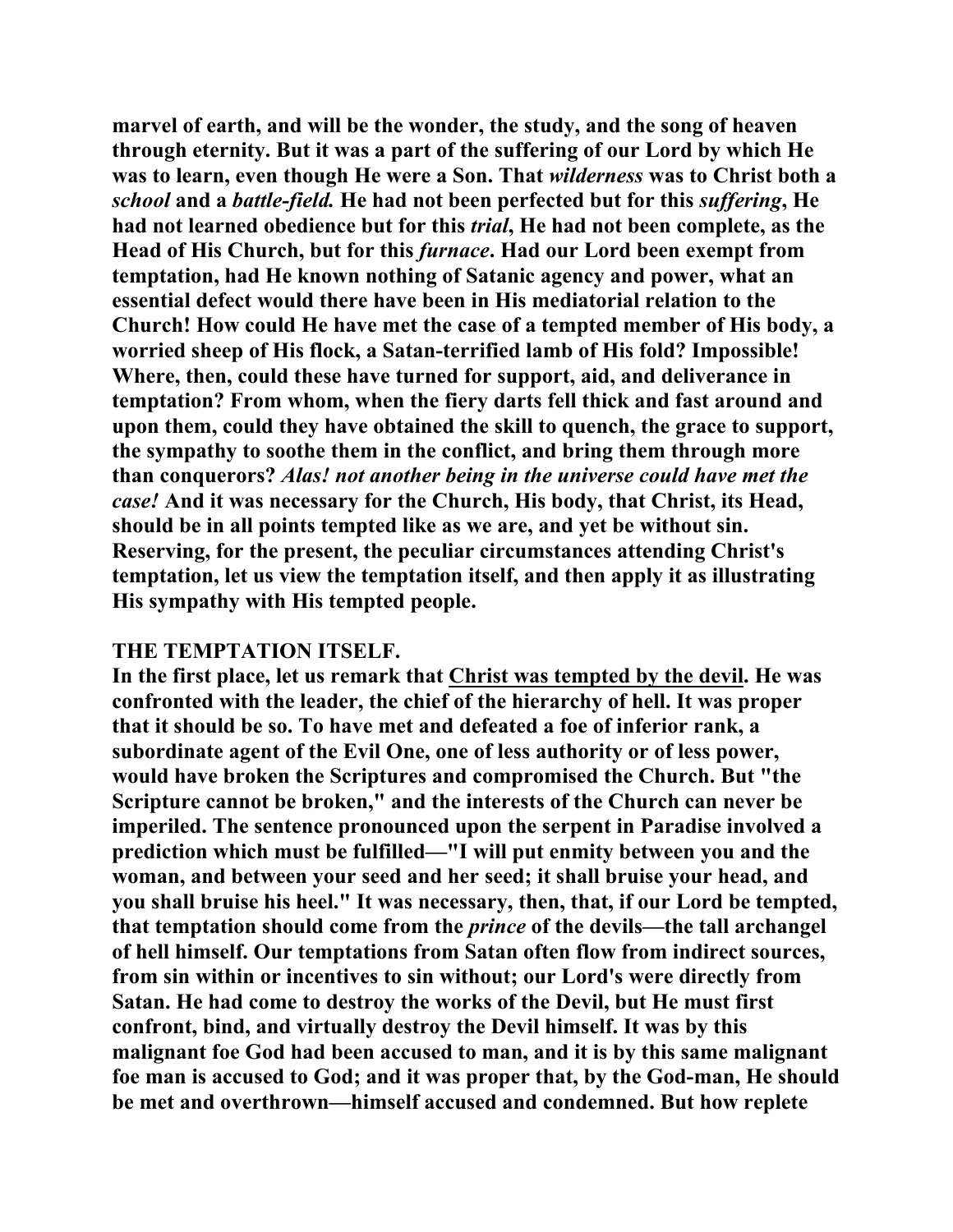marvel of earth, and will be the wonder, the study, and the song of heaven through eternity. But it was a part of the suffering of our Lord by which He was to learn, even though He were a Son. That *wilderness* was to Christ both a *school* and a *battle-field.* He had not been perfected but for this *suffering*, He had not learned obedience but for this *trial*, He had not been complete, as the Head of His Church, but for this *furnace*. Had our Lord been exempt from temptation, had He known nothing of Satanic agency and power, what an essential defect would there have been in His mediatorial relation to the Church! How could He have met the case of a tempted member of His body, a worried sheep of His flock, a Satan-terrified lamb of His fold? Impossible! Where, then, could these have turned for support, aid, and deliverance in temptation? From whom, when the fiery darts fell thick and fast around and upon them, could they have obtained the skill to quench, the grace to support, the sympathy to soothe them in the conflict, and bring them through more than conquerors? *Alas! not another being in the universe could have met the case!* And it was necessary for the Church, His body, that Christ, its Head, should be in all points tempted like as we are, and yet be without sin. Reserving, for the present, the peculiar circumstances attending Christ's temptation, let us view the temptation itself, and then apply it as illustrating His sympathy with His tempted people.

**THE TEMPTATION ITSELF.**

In the first place, let us remark that Christ was tempted by the devil. He was confronted with the leader, the chief of the hierarchy of hell. It was proper that it should be so. To have met and defeated a foe of inferior rank, a subordinate agent of the Evil One, one of less authority or of less power, would have broken the Scriptures and compromised the Church. But "the Scripture cannot be broken," and the interests of the Church can never be imperiled. The sentence pronounced upon the serpent in Paradise involved a prediction which must be fulfilled—"I will put enmity between you and the woman, and between your seed and her seed; it shall bruise your head, and you shall bruise his heel." It was necessary, then, that, if our Lord be tempted, that temptation should come from the *prince* of the devils—the tall archangel of hell himself. Our temptations from Satan often flow from indirect sources, from sin within or incentives to sin without; our Lord's were directly from Satan. He had come to destroy the works of the Devil, but He must first confront, bind, and virtually destroy the Devil himself. It was by this malignant foe God had been accused to man, and it is by this same malignant foe man is accused to God; and it was proper that, by the God-man, He should be met and overthrown—himself accused and condemned. But how replete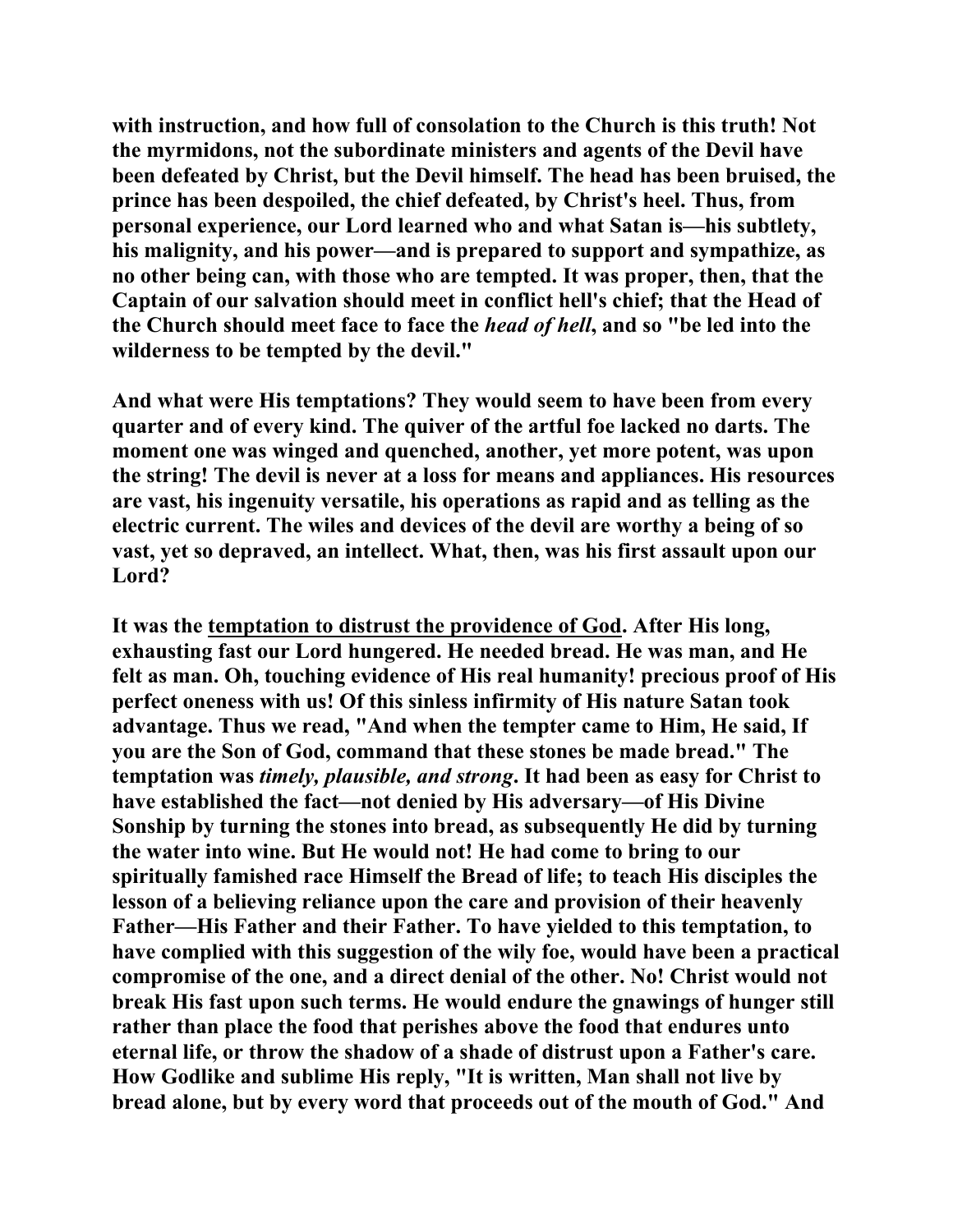with instruction, and how full of consolation to the Church is this truth! Not the myrmidons, not the subordinate ministers and agents of the Devil have been defeated by Christ, but the Devil himself. The head has been bruised, the prince has been despoiled, the chief defeated, by Christ's heel. Thus, from personal experience, our Lord learned who and what Satan is—his subtlety, his malignity, and his power—and is prepared to support and sympathize, as no other being can, with those who are tempted. It was proper, then, that the Captain of our salvation should meet in conflict hell's chief; that the Head of the Church should meet face to face the *head of hell*, and so "be led into the wilderness to be tempted by the devil."

And what were His temptations? They would seem to have been from every quarter and of every kind. The quiver of the artful foe lacked no darts. The moment one was winged and quenched, another, yet more potent, was upon the string! The devil is never at a loss for means and appliances. His resources are vast, his ingenuity versatile, his operations as rapid and as telling as the electric current. The wiles and devices of the devil are worthy a being of so vast, yet so depraved, an intellect. What, then, was his first assault upon our Lord?

It was the <u>temptation to distrust the providence of God</u>. After His long, exhausting fast our Lord hungered. He needed bread. He was man, and He felt as man. Oh, touching evidence of His real humanity! precious proof of His perfect oneness with us! Of this sinless infirmity of His nature Satan took advantage. Thus we read, "And when the tempter came to Him, He said, If you are the Son of God, command that these stones be made bread." The temptation was *timely, plausible, and strong*. It had been as easy for Christ to have established the fact—not denied by His adversary—of His Divine Sonship by turning the stones into bread, as subsequently He did by turning the water into wine. But He would not! He had come to bring to our spiritually famished race Himself the Bread of life; to teach His disciples the lesson of a believing reliance upon the care and provision of their heavenly Father—His Father and their Father. To have yielded to this temptation, to have complied with this suggestion of the wily foe, would have been a practical compromise of the one, and a direct denial of the other. No! Christ would not break His fast upon such terms. He would endure the gnawings of hunger still rather than place the food that perishes above the food that endures unto eternal life, or throw the shadow of a shade of distrust upon a Father's care. How Godlike and sublime His reply, "It is written, Man shall not live by bread alone, but by every word that proceeds out of the mouth of God." And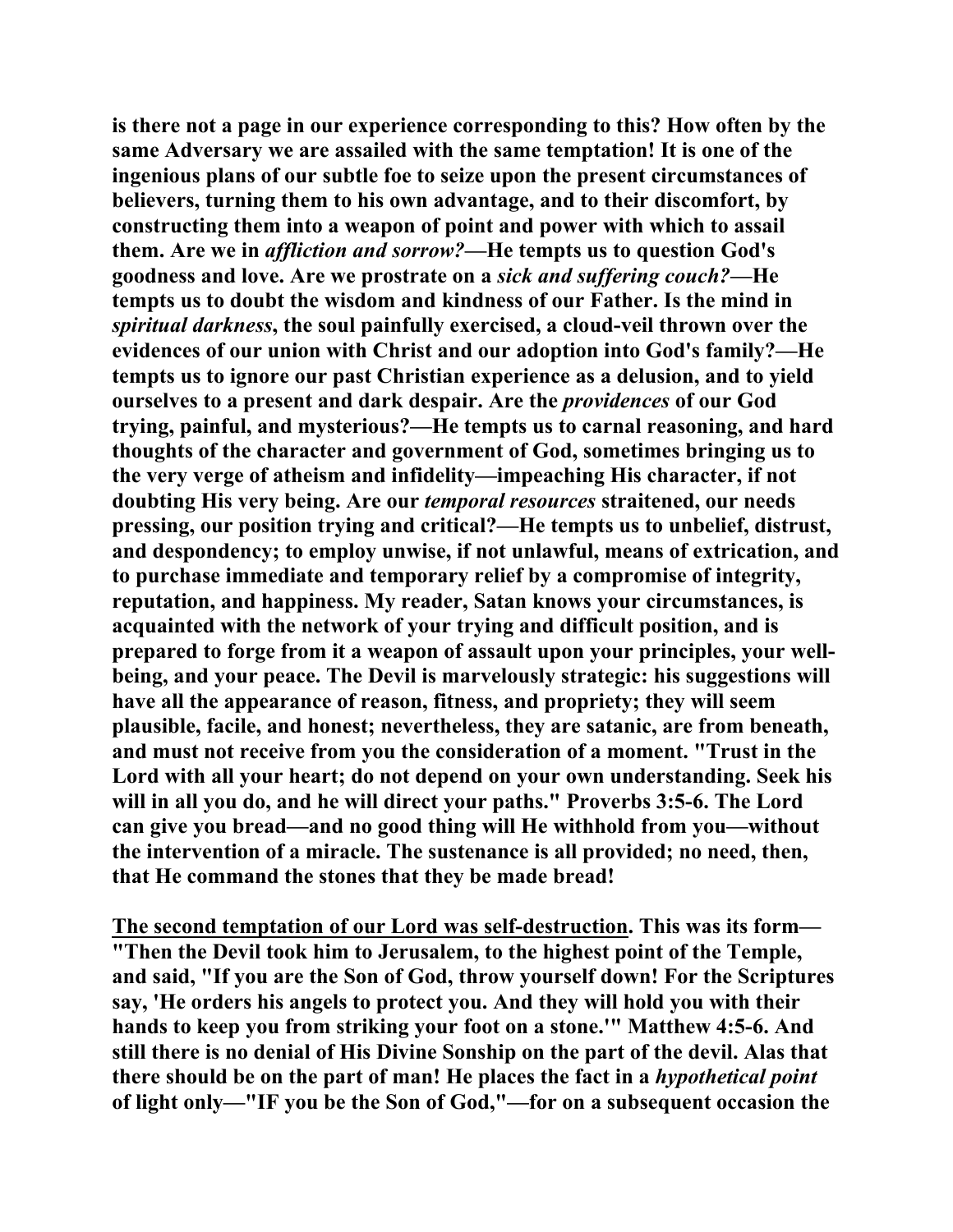**is there not a page in our experience corresponding to this? How often by the same Adversary we are assailed with the same temptation! It is one of the ingenious plans of our subtle foe to seize upon the present circumstances of believers, turning them to his own advantage, and to their discomfort, by constructing them into a weapon of point and power with which to assail them. Are we in *affliction and sorrow?*—He tempts us to question God's goodness and love. Are we prostrate on a *sick and suffering couch?*—He tempts us to doubt the wisdom and kindness of our Father. Is the mind in *spiritual darkness*, the soul painfully exercised, a cloud-veil thrown over the evidences of our union with Christ and our adoption into God's family?—He tempts us to ignore our past Christian experience as a delusion, and to yield ourselves to a present and dark despair. Are the *providences* of our God trying, painful, and mysterious?—He tempts us to carnal reasoning, and hard thoughts of the character and government of God, sometimes bringing us to the very verge of atheism and infidelity—impeaching His character, if not doubting His very being. Are our *temporal resources* straitened, our needs pressing, our position trying and critical?—He tempts us to unbelief, distrust, and despondency; to employ unwise, if not unlawful, means of extrication, and to purchase immediate and temporary relief by a compromise of integrity, reputation, and happiness. My reader, Satan knows your circumstances, is acquainted with the network of your trying and difficult position, and is prepared to forge from it a weapon of assault upon your principles, your well-being, and your peace. The Devil is marvelously strategic: his suggestions will have all the appearance of reason, fitness, and propriety; they will seem plausible, facile, and honest; nevertheless, they are satanic, are from beneath, and must not receive from you the consideration of a moment. "Trust in the Lord with all your heart; do not depend on your own understanding. Seek his will in all you do, and he will direct your paths." Proverbs 3:5-6. The Lord can give you bread—and no good thing will He withhold from you—without the intervention of a miracle. The sustenance is all provided; no need, then, that He command the stones that they be made bread!**

**<u>The second temptation of our Lord was self-destruction</u>. This was its form—"Then the Devil took him to Jerusalem, to the highest point of the Temple, and said, "If you are the Son of God, throw yourself down! For the Scriptures say, 'He orders his angels to protect you. And they will hold you with their hands to keep you from striking your foot on a stone.'" Matthew 4:5-6. And still there is no denial of His Divine Sonship on the part of the devil. Alas that there should be on the part of man! He places the fact in a *hypothetical point* of light only—"IF you be the Son of God,"—for on a subsequent occasion the**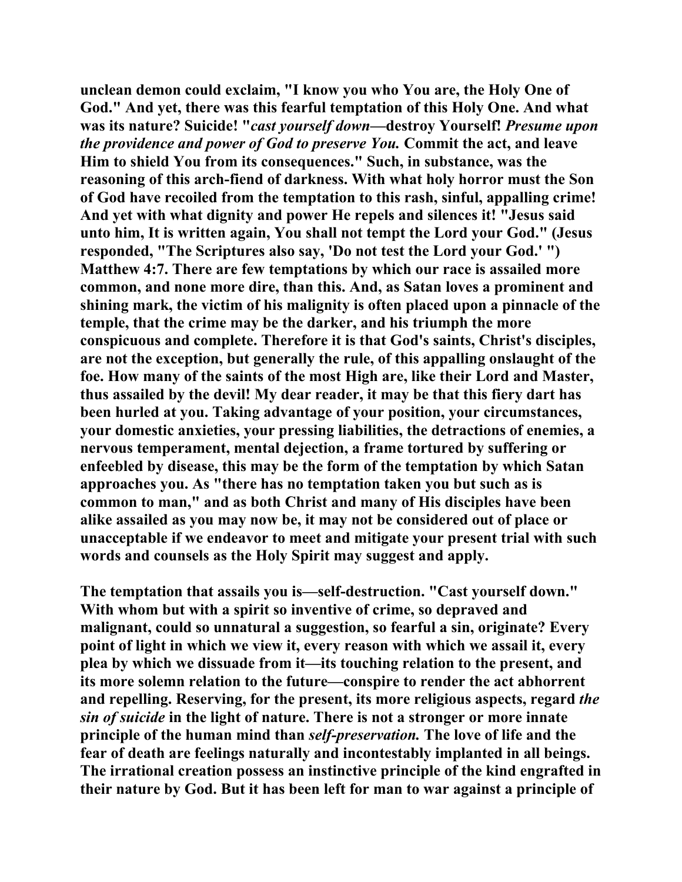**unclean demon could exclaim, "I know you who You are, the Holy One of God." And yet, there was this fearful temptation of this Holy One. And what was its nature? Suicide! "*cast yourself down*—destroy Yourself! *Presume upon the providence and power of God to preserve You.* Commit the act, and leave Him to shield You from its consequences." Such, in substance, was the reasoning of this arch-fiend of darkness. With what holy horror must the Son of God have recoiled from the temptation to this rash, sinful, appalling crime! And yet with what dignity and power He repels and silences it! "Jesus said unto him, It is written again, You shall not tempt the Lord your God." (Jesus responded, "The Scriptures also say, 'Do not test the Lord your God.' ") Matthew 4:7. There are few temptations by which our race is assailed more common, and none more dire, than this. And, as Satan loves a prominent and shining mark, the victim of his malignity is often placed upon a pinnacle of the temple, that the crime may be the darker, and his triumph the more conspicuous and complete. Therefore it is that God's saints, Christ's disciples, are not the exception, but generally the rule, of this appalling onslaught of the foe. How many of the saints of the most High are, like their Lord and Master, thus assailed by the devil! My dear reader, it may be that this fiery dart has been hurled at you. Taking advantage of your position, your circumstances, your domestic anxieties, your pressing liabilities, the detractions of enemies, a nervous temperament, mental dejection, a frame tortured by suffering or enfeebled by disease, this may be the form of the temptation by which Satan approaches you. As "there has no temptation taken you but such as is common to man," and as both Christ and many of His disciples have been alike assailed as you may now be, it may not be considered out of place or unacceptable if we endeavor to meet and mitigate your present trial with such words and counsels as the Holy Spirit may suggest and apply.**

**The temptation that assails you is—self-destruction. "Cast yourself down." With whom but with a spirit so inventive of crime, so depraved and malignant, could so unnatural a suggestion, so fearful a sin, originate? Every point of light in which we view it, every reason with which we assail it, every plea by which we dissuade from it—its touching relation to the present, and its more solemn relation to the future—conspire to render the act abhorrent and repelling. Reserving, for the present, its more religious aspects, regard *the sin of suicide* in the light of nature. There is not a stronger or more innate principle of the human mind than *self-preservation.* The love of life and the fear of death are feelings naturally and incontestably implanted in all beings. The irrational creation possess an instinctive principle of the kind engrafted in their nature by God. But it has been left for man to war against a principle of**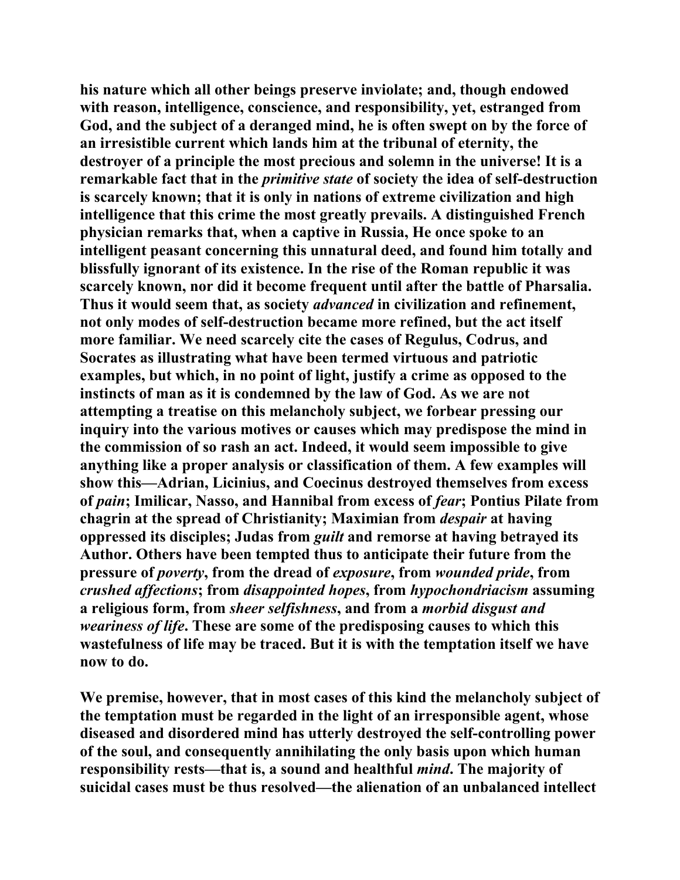his nature which all other beings preserve inviolate; and, though endowed with reason, intelligence, conscience, and responsibility, yet, estranged from God, and the subject of a deranged mind, he is often swept on by the force of an irresistible current which lands him at the tribunal of eternity, the destroyer of a principle the most precious and solemn in the universe! It is a remarkable fact that in the *primitive state* of society the idea of self-destruction is scarcely known; that it is only in nations of extreme civilization and high intelligence that this crime the most greatly prevails. A distinguished French physician remarks that, when a captive in Russia, He once spoke to an intelligent peasant concerning this unnatural deed, and found him totally and blissfully ignorant of its existence. In the rise of the Roman republic it was scarcely known, nor did it become frequent until after the battle of Pharsalia. Thus it would seem that, as society *advanced* in civilization and refinement, not only modes of self-destruction became more refined, but the act itself more familiar. We need scarcely cite the cases of Regulus, Codrus, and Socrates as illustrating what have been termed virtuous and patriotic examples, but which, in no point of light, justify a crime as opposed to the instincts of man as it is condemned by the law of God. As we are not attempting a treatise on this melancholy subject, we forbear pressing our inquiry into the various motives or causes which may predispose the mind in the commission of so rash an act. Indeed, it would seem impossible to give anything like a proper analysis or classification of them. A few examples will show this—Adrian, Licinius, and Coecinus destroyed themselves from excess of *pain*; Imilcar, Nasso, and Hannibal from excess of *fear*; Pontius Pilate from chagrin at the spread of Christianity; Maximian from *despair* at having oppressed its disciples; Judas from *guilt* and remorse at having betrayed its Author. Others have been tempted thus to anticipate their future from the pressure of *poverty*, from the dread of *exposure*, from *wounded pride*, from *crushed affections*; from *disappointed hopes*, from *hypochondriacism* assuming a religious form, from *sheer selfishness*, and from a *morbid disgust and weariness of life*. These are some of the predisposing causes to which this wastefulness of life may be traced. But it is with the temptation itself we have now to do.

We premise, however, that in most cases of this kind the melancholy subject of the temptation must be regarded in the light of an irresponsible agent, whose diseased and disordered mind has utterly destroyed the self-controlling power of the soul, and consequently annihilating the only basis upon which human responsibility rests—that is, a sound and healthful *mind*. The majority of suicidal cases must be thus resolved—the alienation of an unbalanced intellect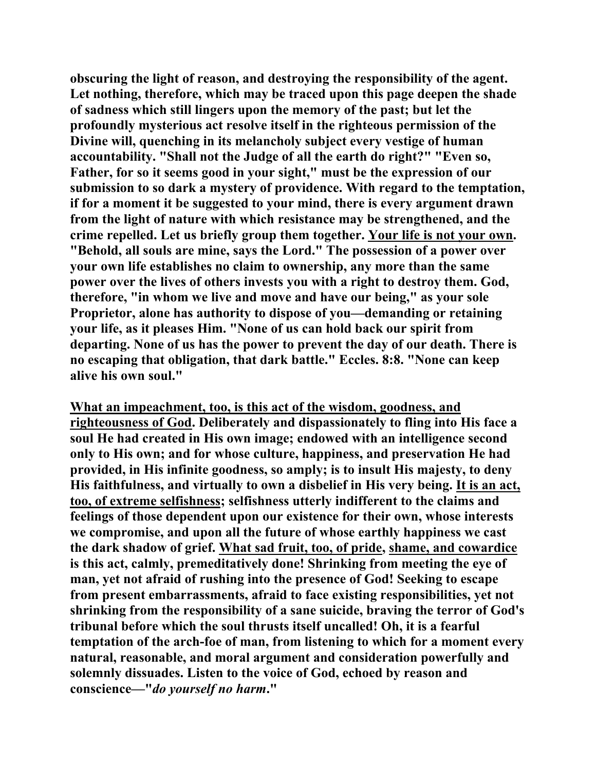**obscuring the light of reason, and destroying the responsibility of the agent. Let nothing, therefore, which may be traced upon this page deepen the shade of sadness which still lingers upon the memory of the past; but let the profoundly mysterious act resolve itself in the righteous permission of the Divine will, quenching in its melancholy subject every vestige of human accountability. "Shall not the Judge of all the earth do right?" "Even so, Father, for so it seems good in your sight," must be the expression of our submission to so dark a mystery of providence. With regard to the temptation, if for a moment it be suggested to your mind, there is every argument drawn from the light of nature with which resistance may be strengthened, and the crime repelled. Let us briefly group them together. <u>Your life is not your own</u>. "Behold, all souls are mine, says the Lord." The possession of a power over your own life establishes no claim to ownership, any more than the same power over the lives of others invests you with a right to destroy them. God, therefore, "in whom we live and move and have our being," as your sole Proprietor, alone has authority to dispose of you—demanding or retaining your life, as it pleases Him. "None of us can hold back our spirit from departing. None of us has the power to prevent the day of our death. There is no escaping that obligation, that dark battle." Eccles. 8:8. "None can keep alive his own soul."**

**<u>What an impeachment, too, is this act of the wisdom, goodness, and righteousness of God</u>. Deliberately and dispassionately to fling into His face a soul He had created in His own image; endowed with an intelligence second only to His own; and for whose culture, happiness, and preservation He had provided, in His infinite goodness, so amply; is to insult His majesty, to deny His faithfulness, and virtually to own a disbelief in His very being. <u>It is an act, too, of extreme selfishness</u>; selfishness utterly indifferent to the claims and feelings of those dependent upon our existence for their own, whose interests we compromise, and upon all the future of whose earthly happiness we cast the dark shadow of grief. <u>What sad fruit, too, of pride</u>, <u>shame, and cowardice</u> is this act, calmly, premeditatively done! Shrinking from meeting the eye of man, yet not afraid of rushing into the presence of God! Seeking to escape from present embarrassments, afraid to face existing responsibilities, yet not shrinking from the responsibility of a sane suicide, braving the terror of God's tribunal before which the soul thrusts itself uncalled! Oh, it is a fearful temptation of the arch-foe of man, from listening to which for a moment every natural, reasonable, and moral argument and consideration powerfully and solemnly dissuades. Listen to the voice of God, echoed by reason and conscience—"*do yourself no harm*."**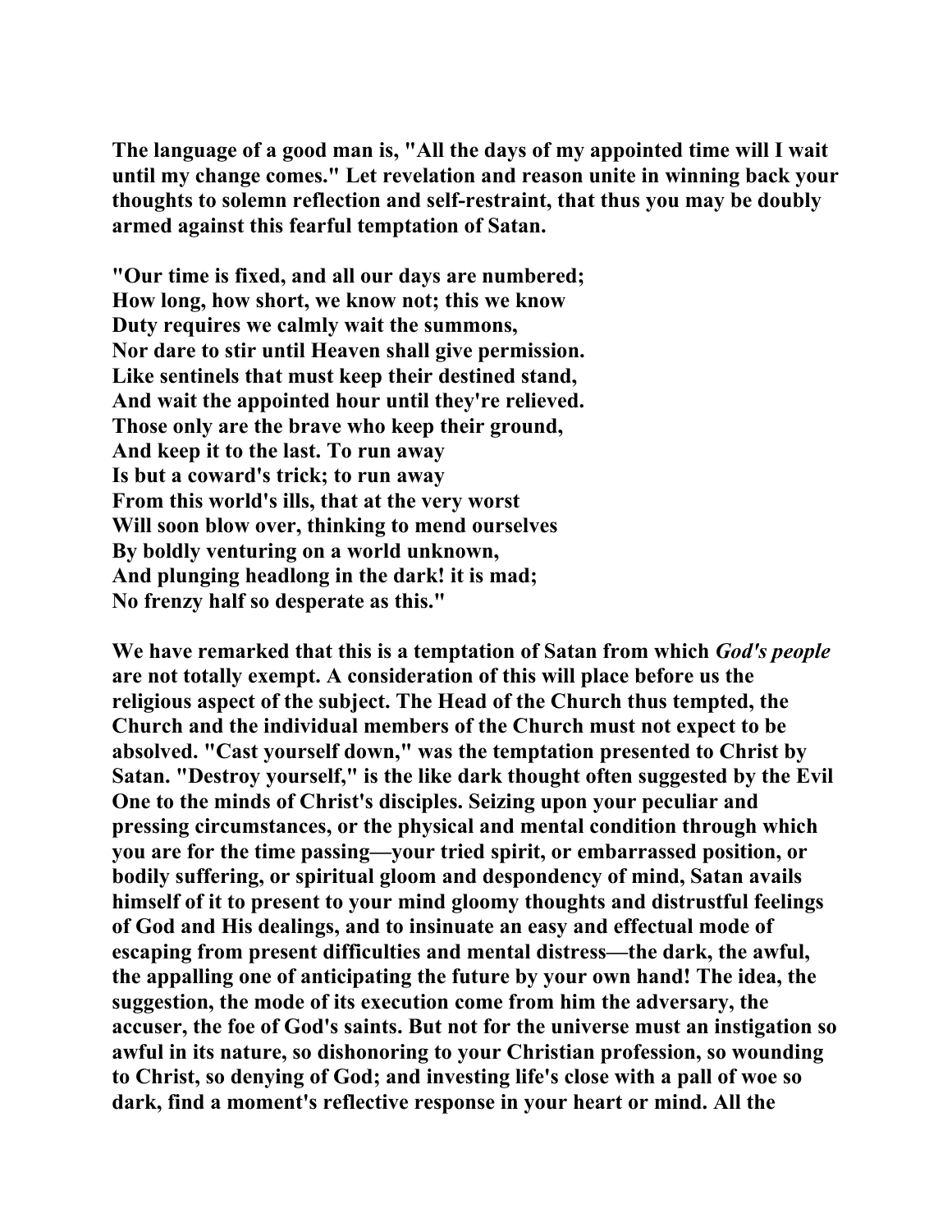The language of a good man is, "All the days of my appointed time will I wait until my change comes." Let revelation and reason unite in winning back your thoughts to solemn reflection and self-restraint, that thus you may be doubly armed against this fearful temptation of Satan.

"Our time is fixed, and all our days are numbered;
How long, how short, we know not; this we know
Duty requires we calmly wait the summons,
Nor dare to stir until Heaven shall give permission.
Like sentinels that must keep their destined stand,
And wait the appointed hour until they're relieved.
Those only are the brave who keep their ground,
And keep it to the last. To run away
Is but a coward's trick; to run away
From this world's ills, that at the very worst
Will soon blow over, thinking to mend ourselves
By boldly venturing on a world unknown,
And plunging headlong in the dark! it is mad;
No frenzy half so desperate as this."

We have remarked that this is a temptation of Satan from which *God's people* are not totally exempt. A consideration of this will place before us the religious aspect of the subject. The Head of the Church thus tempted, the Church and the individual members of the Church must not expect to be absolved. "Cast yourself down," was the temptation presented to Christ by Satan. "Destroy yourself," is the like dark thought often suggested by the Evil One to the minds of Christ's disciples. Seizing upon your peculiar and pressing circumstances, or the physical and mental condition through which you are for the time passing—your tried spirit, or embarrassed position, or bodily suffering, or spiritual gloom and despondency of mind, Satan avails himself of it to present to your mind gloomy thoughts and distrustful feelings of God and His dealings, and to insinuate an easy and effectual mode of escaping from present difficulties and mental distress—the dark, the awful, the appalling one of anticipating the future by your own hand! The idea, the suggestion, the mode of its execution come from him the adversary, the accuser, the foe of God's saints. But not for the universe must an instigation so awful in its nature, so dishonoring to your Christian profession, so wounding to Christ, so denying of God; and investing life's close with a pall of woe so dark, find a moment's reflective response in your heart or mind. All the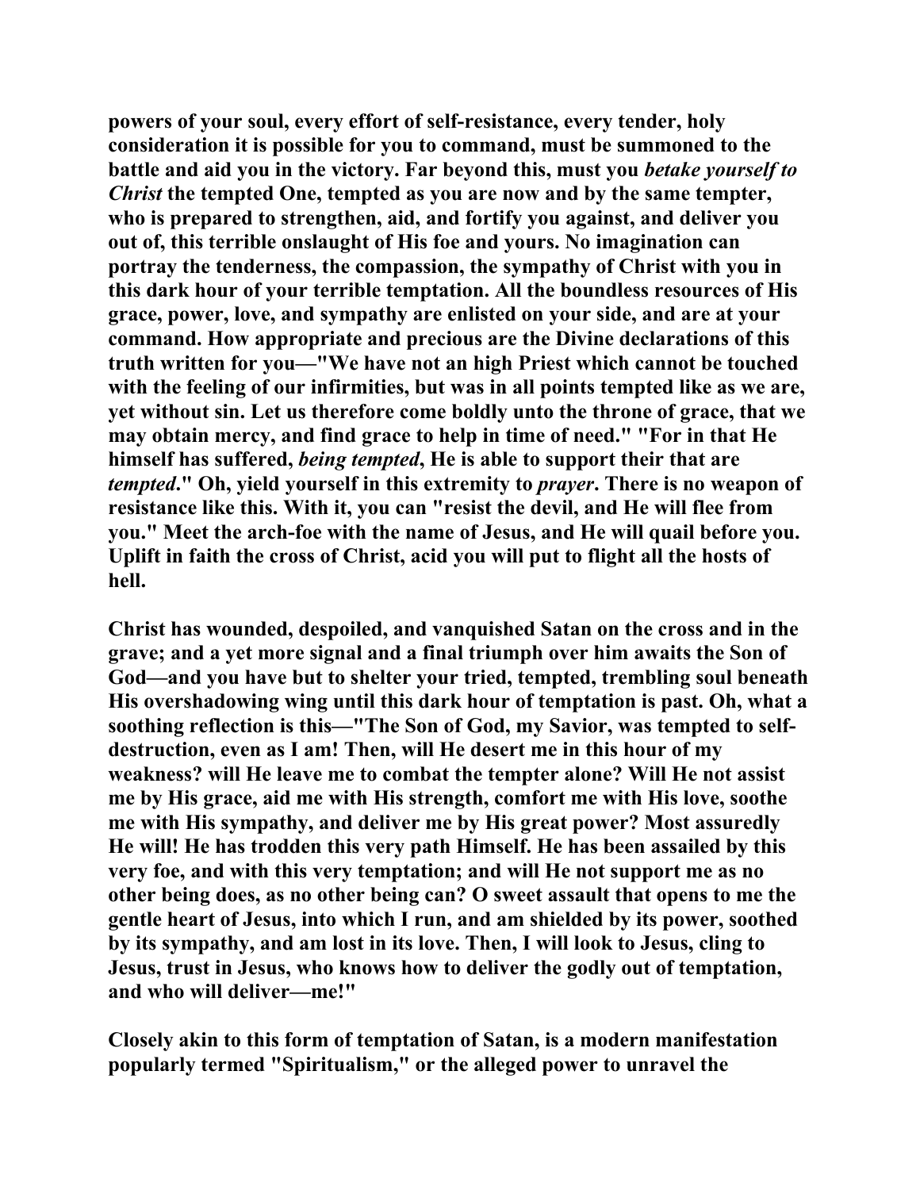**powers of your soul, every effort of self-resistance, every tender, holy consideration it is possible for you to command, must be summoned to the battle and aid you in the victory. Far beyond this, must you *betake yourself to Christ* the tempted One, tempted as you are now and by the same tempter, who is prepared to strengthen, aid, and fortify you against, and deliver you out of, this terrible onslaught of His foe and yours. No imagination can portray the tenderness, the compassion, the sympathy of Christ with you in this dark hour of your terrible temptation. All the boundless resources of His grace, power, love, and sympathy are enlisted on your side, and are at your command. How appropriate and precious are the Divine declarations of this truth written for you—"We have not an high Priest which cannot be touched with the feeling of our infirmities, but was in all points tempted like as we are, yet without sin. Let us therefore come boldly unto the throne of grace, that we may obtain mercy, and find grace to help in time of need." "For in that He himself has suffered, *being tempted*, He is able to support their that are *tempted*." Oh, yield yourself in this extremity to *prayer*. There is no weapon of resistance like this. With it, you can "resist the devil, and He will flee from you." Meet the arch-foe with the name of Jesus, and He will quail before you. Uplift in faith the cross of Christ, acid you will put to flight all the hosts of hell.**

**Christ has wounded, despoiled, and vanquished Satan on the cross and in the grave; and a yet more signal and a final triumph over him awaits the Son of God—and you have but to shelter your tried, tempted, trembling soul beneath His overshadowing wing until this dark hour of temptation is past. Oh, what a soothing reflection is this—"The Son of God, my Savior, was tempted to self-destruction, even as I am! Then, will He desert me in this hour of my weakness? will He leave me to combat the tempter alone? Will He not assist me by His grace, aid me with His strength, comfort me with His love, soothe me with His sympathy, and deliver me by His great power? Most assuredly He will! He has trodden this very path Himself. He has been assailed by this very foe, and with this very temptation; and will He not support me as no other being does, as no other being can? O sweet assault that opens to me the gentle heart of Jesus, into which I run, and am shielded by its power, soothed by its sympathy, and am lost in its love. Then, I will look to Jesus, cling to Jesus, trust in Jesus, who knows how to deliver the godly out of temptation, and who will deliver—me!"**

**Closely akin to this form of temptation of Satan, is a modern manifestation popularly termed "Spiritualism," or the alleged power to unravel the**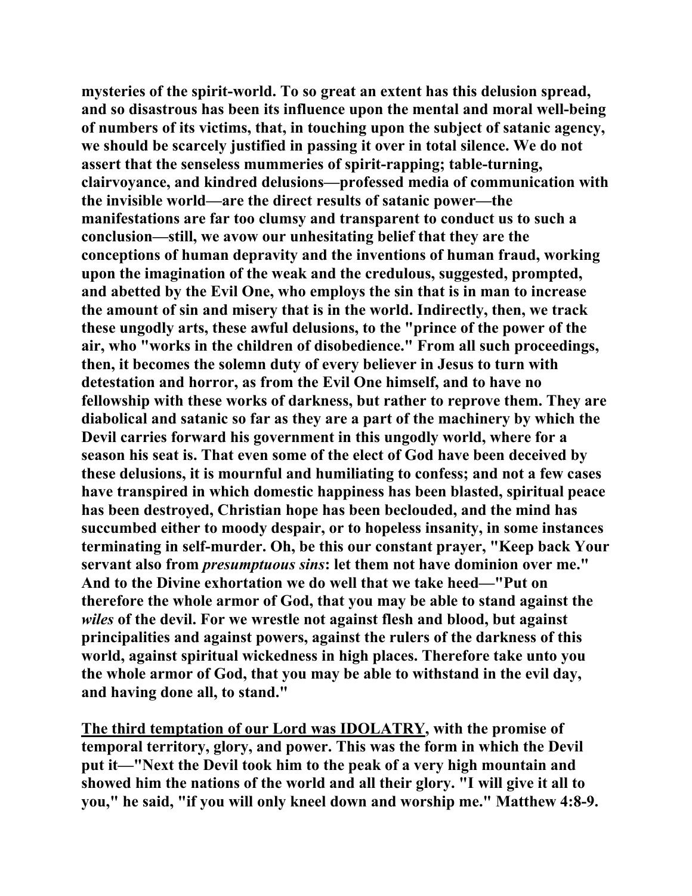**mysteries of the spirit-world. To so great an extent has this delusion spread, and so disastrous has been its influence upon the mental and moral well-being of numbers of its victims, that, in touching upon the subject of satanic agency, we should be scarcely justified in passing it over in total silence. We do not assert that the senseless mummeries of spirit-rapping; table-turning, clairvoyance, and kindred delusions—professed media of communication with the invisible world—are the direct results of satanic power—the manifestations are far too clumsy and transparent to conduct us to such a conclusion—still, we avow our unhesitating belief that they are the conceptions of human depravity and the inventions of human fraud, working upon the imagination of the weak and the credulous, suggested, prompted, and abetted by the Evil One, who employs the sin that is in man to increase the amount of sin and misery that is in the world. Indirectly, then, we track these ungodly arts, these awful delusions, to the "prince of the power of the air, who "works in the children of disobedience." From all such proceedings, then, it becomes the solemn duty of every believer in Jesus to turn with detestation and horror, as from the Evil One himself, and to have no fellowship with these works of darkness, but rather to reprove them. They are diabolical and satanic so far as they are a part of the machinery by which the Devil carries forward his government in this ungodly world, where for a season his seat is. That even some of the elect of God have been deceived by these delusions, it is mournful and humiliating to confess; and not a few cases have transpired in which domestic happiness has been blasted, spiritual peace has been destroyed, Christian hope has been beclouded, and the mind has succumbed either to moody despair, or to hopeless insanity, in some instances terminating in self-murder. Oh, be this our constant prayer, "Keep back Your servant also from *presumptuous sins*: let them not have dominion over me." And to the Divine exhortation we do well that we take heed—"Put on therefore the whole armor of God, that you may be able to stand against the *wiles* of the devil. For we wrestle not against flesh and blood, but against principalities and against powers, against the rulers of the darkness of this world, against spiritual wickedness in high places. Therefore take unto you the whole armor of God, that you may be able to withstand in the evil day, and having done all, to stand."**

**<u>The third temptation of our Lord was IDOLATRY</u>, with the promise of temporal territory, glory, and power. This was the form in which the Devil put it—"Next the Devil took him to the peak of a very high mountain and showed him the nations of the world and all their glory. "I will give it all to you," he said, "if you will only kneel down and worship me." Matthew 4:8-9.**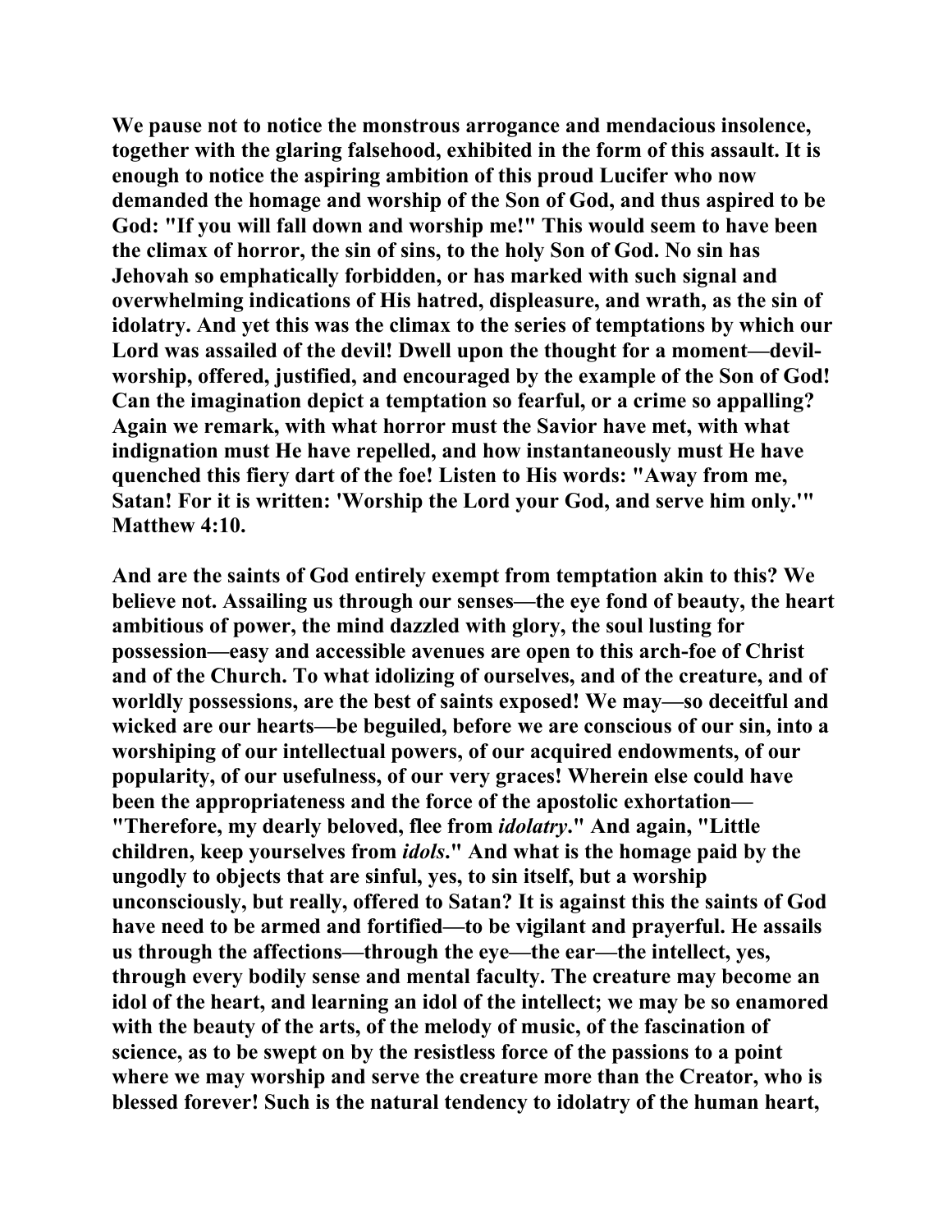**We pause not to notice the monstrous arrogance and mendacious insolence, together with the glaring falsehood, exhibited in the form of this assault. It is enough to notice the aspiring ambition of this proud Lucifer who now demanded the homage and worship of the Son of God, and thus aspired to be God: "If you will fall down and worship me!" This would seem to have been the climax of horror, the sin of sins, to the holy Son of God. No sin has Jehovah so emphatically forbidden, or has marked with such signal and overwhelming indications of His hatred, displeasure, and wrath, as the sin of idolatry. And yet this was the climax to the series of temptations by which our Lord was assailed of the devil! Dwell upon the thought for a moment—devil-worship, offered, justified, and encouraged by the example of the Son of God! Can the imagination depict a temptation so fearful, or a crime so appalling? Again we remark, with what horror must the Savior have met, with what indignation must He have repelled, and how instantaneously must He have quenched this fiery dart of the foe! Listen to His words: "Away from me, Satan! For it is written: 'Worship the Lord your God, and serve him only.'" Matthew 4:10.**

**And are the saints of God entirely exempt from temptation akin to this? We believe not. Assailing us through our senses—the eye fond of beauty, the heart ambitious of power, the mind dazzled with glory, the soul lusting for possession—easy and accessible avenues are open to this arch-foe of Christ and of the Church. To what idolizing of ourselves, and of the creature, and of worldly possessions, are the best of saints exposed! We may—so deceitful and wicked are our hearts—be beguiled, before we are conscious of our sin, into a worshiping of our intellectual powers, of our acquired endowments, of our popularity, of our usefulness, of our very graces! Wherein else could have been the appropriateness and the force of the apostolic exhortation—"Therefore, my dearly beloved, flee from *idolatry*." And again, "Little children, keep yourselves from *idols*." And what is the homage paid by the ungodly to objects that are sinful, yes, to sin itself, but a worship unconsciously, but really, offered to Satan? It is against this the saints of God have need to be armed and fortified—to be vigilant and prayerful. He assails us through the affections—through the eye—the ear—the intellect, yes, through every bodily sense and mental faculty. The creature may become an idol of the heart, and learning an idol of the intellect; we may be so enamored with the beauty of the arts, of the melody of music, of the fascination of science, as to be swept on by the resistless force of the passions to a point where we may worship and serve the creature more than the Creator, who is blessed forever! Such is the natural tendency to idolatry of the human heart,**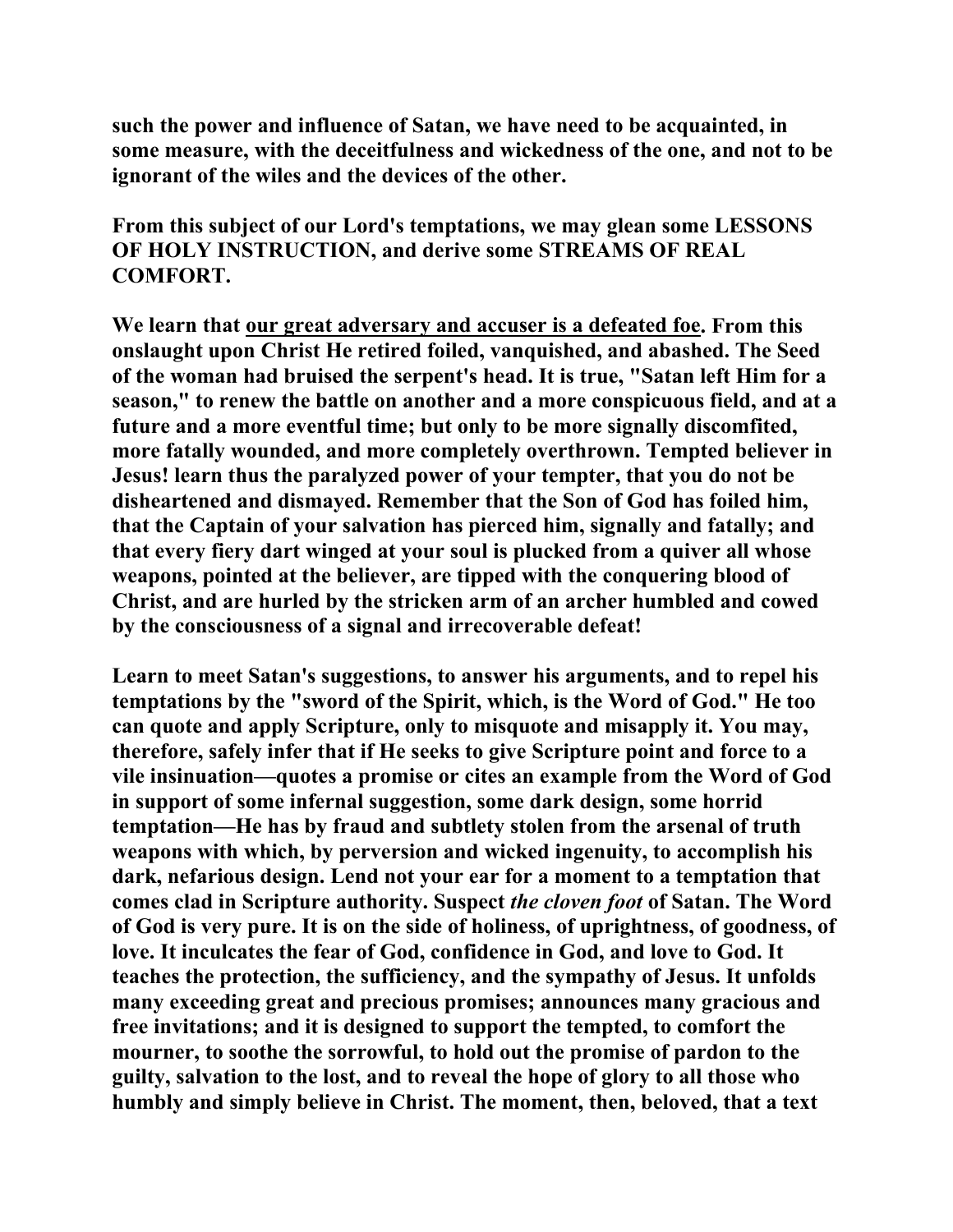such the power and influence of Satan, we have need to be acquainted, in some measure, with the deceitfulness and wickedness of the one, and not to be ignorant of the wiles and the devices of the other.

From this subject of our Lord's temptations, we may glean some LESSONS OF HOLY INSTRUCTION, and derive some STREAMS OF REAL COMFORT.

We learn that <u>our great adversary and accuser is a defeated foe</u>. From this onslaught upon Christ He retired foiled, vanquished, and abashed. The Seed of the woman had bruised the serpent's head. It is true, "Satan left Him for a season," to renew the battle on another and a more conspicuous field, and at a future and a more eventful time; but only to be more signally discomfited, more fatally wounded, and more completely overthrown. Tempted believer in Jesus! learn thus the paralyzed power of your tempter, that you do not be disheartened and dismayed. Remember that the Son of God has foiled him, that the Captain of your salvation has pierced him, signally and fatally; and that every fiery dart winged at your soul is plucked from a quiver all whose weapons, pointed at the believer, are tipped with the conquering blood of Christ, and are hurled by the stricken arm of an archer humbled and cowed by the consciousness of a signal and irrecoverable defeat!

Learn to meet Satan's suggestions, to answer his arguments, and to repel his temptations by the "sword of the Spirit, which, is the Word of God." He too can quote and apply Scripture, only to misquote and misapply it. You may, therefore, safely infer that if He seeks to give Scripture point and force to a vile insinuation—quotes a promise or cites an example from the Word of God in support of some infernal suggestion, some dark design, some horrid temptation—He has by fraud and subtlety stolen from the arsenal of truth weapons with which, by perversion and wicked ingenuity, to accomplish his dark, nefarious design. Lend not your ear for a moment to a temptation that comes clad in Scripture authority. Suspect *the cloven foot* of Satan. The Word of God is very pure. It is on the side of holiness, of uprightness, of goodness, of love. It inculcates the fear of God, confidence in God, and love to God. It teaches the protection, the sufficiency, and the sympathy of Jesus. It unfolds many exceeding great and precious promises; announces many gracious and free invitations; and it is designed to support the tempted, to comfort the mourner, to soothe the sorrowful, to hold out the promise of pardon to the guilty, salvation to the lost, and to reveal the hope of glory to all those who humbly and simply believe in Christ. The moment, then, beloved, that a text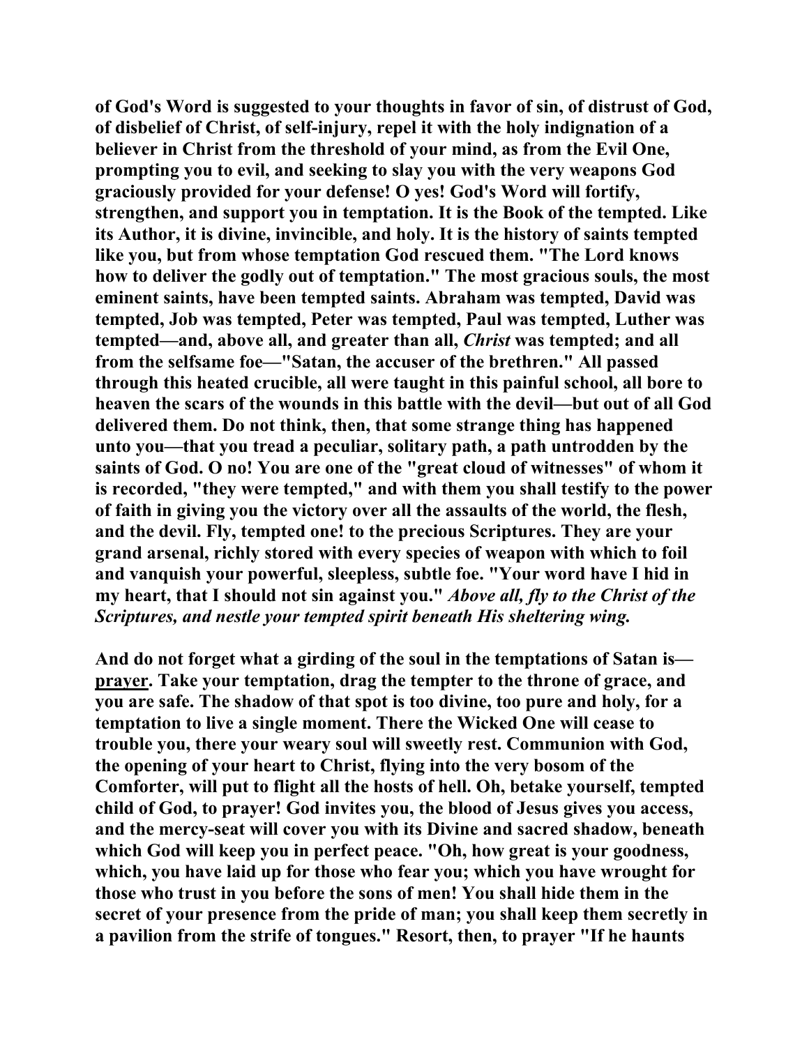**of God's Word is suggested to your thoughts in favor of sin, of distrust of God, of disbelief of Christ, of self-injury, repel it with the holy indignation of a believer in Christ from the threshold of your mind, as from the Evil One, prompting you to evil, and seeking to slay you with the very weapons God graciously provided for your defense! O yes! God's Word will fortify, strengthen, and support you in temptation. It is the Book of the tempted. Like its Author, it is divine, invincible, and holy. It is the history of saints tempted like you, but from whose temptation God rescued them. "The Lord knows how to deliver the godly out of temptation." The most gracious souls, the most eminent saints, have been tempted saints. Abraham was tempted, David was tempted, Job was tempted, Peter was tempted, Paul was tempted, Luther was tempted—and, above all, and greater than all, *Christ* was tempted; and all from the selfsame foe—"Satan, the accuser of the brethren." All passed through this heated crucible, all were taught in this painful school, all bore to heaven the scars of the wounds in this battle with the devil—but out of all God delivered them. Do not think, then, that some strange thing has happened unto you—that you tread a peculiar, solitary path, a path untrodden by the saints of God. O no! You are one of the "great cloud of witnesses" of whom it is recorded, "they were tempted," and with them you shall testify to the power of faith in giving you the victory over all the assaults of the world, the flesh, and the devil. Fly, tempted one! to the precious Scriptures. They are your grand arsenal, richly stored with every species of weapon with which to foil and vanquish your powerful, sleepless, subtle foe. "Your word have I hid in my heart, that I should not sin against you." *Above all, fly to the Christ of the Scriptures, and nestle your tempted spirit beneath His sheltering wing.***

**And do not forget what a girding of the soul in the temptations of Satan is—<u>prayer</u>. Take your temptation, drag the tempter to the throne of grace, and you are safe. The shadow of that spot is too divine, too pure and holy, for a temptation to live a single moment. There the Wicked One will cease to trouble you, there your weary soul will sweetly rest. Communion with God, the opening of your heart to Christ, flying into the very bosom of the Comforter, will put to flight all the hosts of hell. Oh, betake yourself, tempted child of God, to prayer! God invites you, the blood of Jesus gives you access, and the mercy-seat will cover you with its Divine and sacred shadow, beneath which God will keep you in perfect peace. "Oh, how great is your goodness, which, you have laid up for those who fear you; which you have wrought for those who trust in you before the sons of men! You shall hide them in the secret of your presence from the pride of man; you shall keep them secretly in a pavilion from the strife of tongues." Resort, then, to prayer "If he haunts**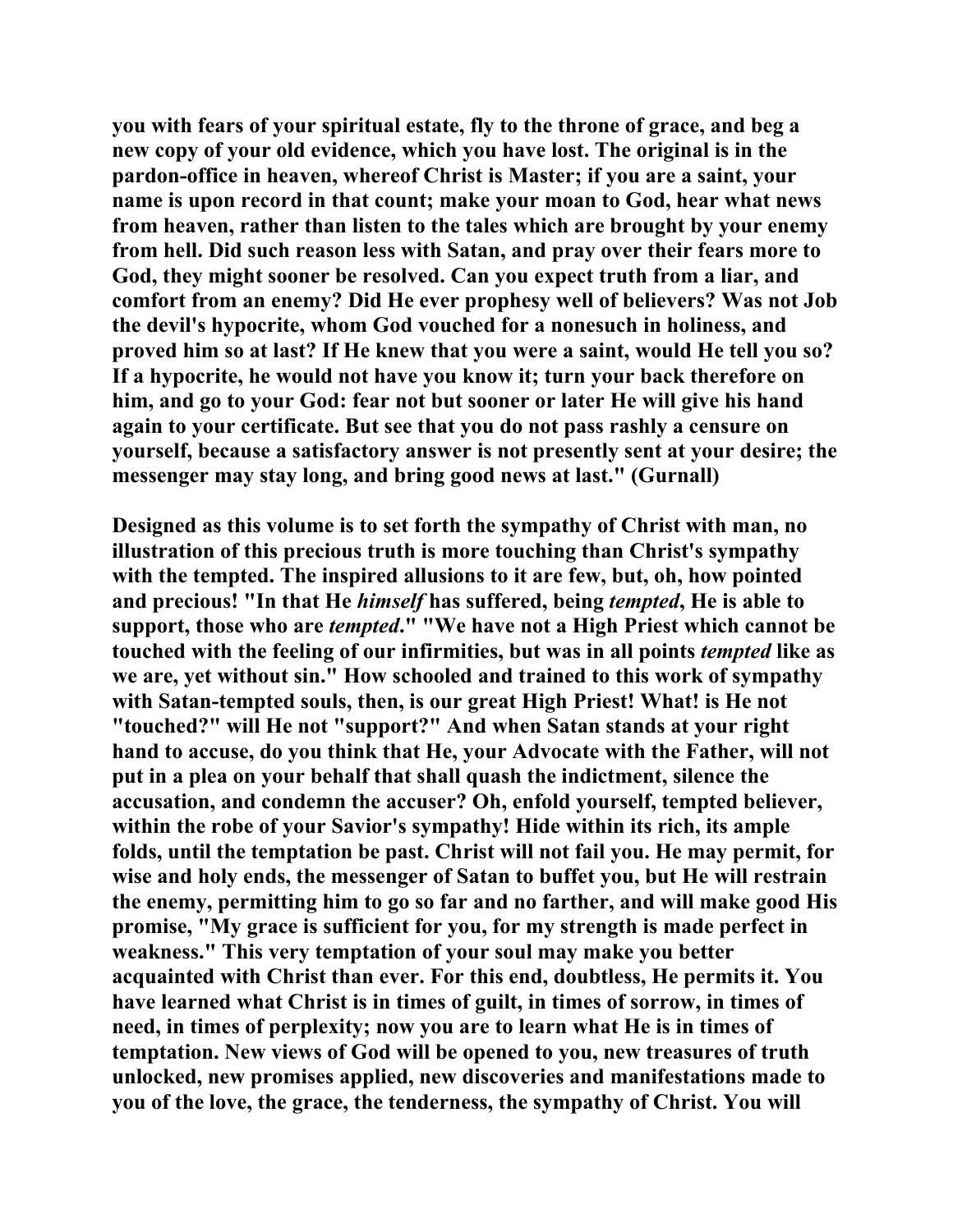you with fears of your spiritual estate, fly to the throne of grace, and beg a new copy of your old evidence, which you have lost. The original is in the pardon-office in heaven, whereof Christ is Master; if you are a saint, your name is upon record in that count; make your moan to God, hear what news from heaven, rather than listen to the tales which are brought by your enemy from hell. Did such reason less with Satan, and pray over their fears more to God, they might sooner be resolved. Can you expect truth from a liar, and comfort from an enemy? Did He ever prophesy well of believers? Was not Job the devil's hypocrite, whom God vouched for a nonesuch in holiness, and proved him so at last? If He knew that you were a saint, would He tell you so? If a hypocrite, he would not have you know it; turn your back therefore on him, and go to your God: fear not but sooner or later He will give his hand again to your certificate. But see that you do not pass rashly a censure on yourself, because a satisfactory answer is not presently sent at your desire; the messenger may stay long, and bring good news at last." (Gurnall)

Designed as this volume is to set forth the sympathy of Christ with man, no illustration of this precious truth is more touching than Christ's sympathy with the tempted. The inspired allusions to it are few, but, oh, how pointed and precious! "In that He *himself* has suffered, being *tempted*, He is able to support, those who are *tempted*." "We have not a High Priest which cannot be touched with the feeling of our infirmities, but was in all points *tempted* like as we are, yet without sin." How schooled and trained to this work of sympathy with Satan-tempted souls, then, is our great High Priest! What! is He not "touched?" will He not "support?" And when Satan stands at your right hand to accuse, do you think that He, your Advocate with the Father, will not put in a plea on your behalf that shall quash the indictment, silence the accusation, and condemn the accuser? Oh, enfold yourself, tempted believer, within the robe of your Savior's sympathy! Hide within its rich, its ample folds, until the temptation be past. Christ will not fail you. He may permit, for wise and holy ends, the messenger of Satan to buffet you, but He will restrain the enemy, permitting him to go so far and no farther, and will make good His promise, "My grace is sufficient for you, for my strength is made perfect in weakness." This very temptation of your soul may make you better acquainted with Christ than ever. For this end, doubtless, He permits it. You have learned what Christ is in times of guilt, in times of sorrow, in times of need, in times of perplexity; now you are to learn what He is in times of temptation. New views of God will be opened to you, new treasures of truth unlocked, new promises applied, new discoveries and manifestations made to you of the love, the grace, the tenderness, the sympathy of Christ. You will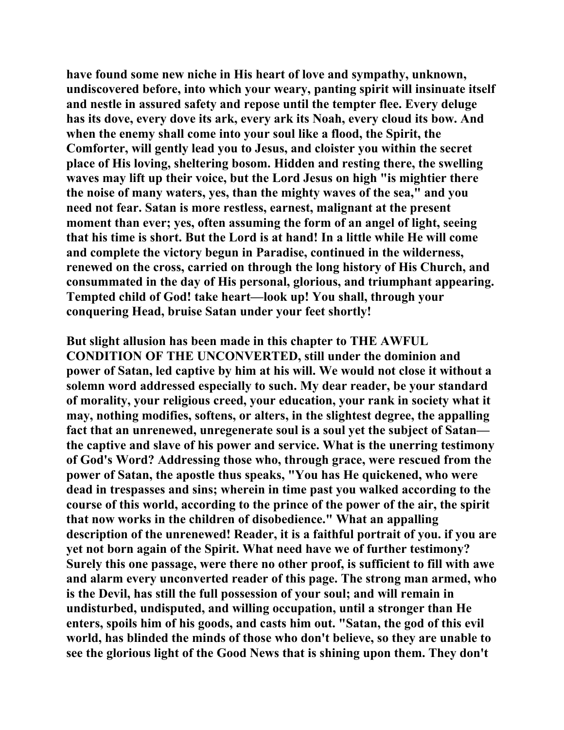**have found some new niche in His heart of love and sympathy, unknown, undiscovered before, into which your weary, panting spirit will insinuate itself and nestle in assured safety and repose until the tempter flee. Every deluge has its dove, every dove its ark, every ark its Noah, every cloud its bow. And when the enemy shall come into your soul like a flood, the Spirit, the Comforter, will gently lead you to Jesus, and cloister you within the secret place of His loving, sheltering bosom. Hidden and resting there, the swelling waves may lift up their voice, but the Lord Jesus on high "is mightier there the noise of many waters, yes, than the mighty waves of the sea," and you need not fear. Satan is more restless, earnest, malignant at the present moment than ever; yes, often assuming the form of an angel of light, seeing that his time is short. But the Lord is at hand! In a little while He will come and complete the victory begun in Paradise, continued in the wilderness, renewed on the cross, carried on through the long history of His Church, and consummated in the day of His personal, glorious, and triumphant appearing. Tempted child of God! take heart—look up! You shall, through your conquering Head, bruise Satan under your feet shortly!**

**But slight allusion has been made in this chapter to THE AWFUL CONDITION OF THE UNCONVERTED, still under the dominion and power of Satan, led captive by him at his will. We would not close it without a solemn word addressed especially to such. My dear reader, be your standard of morality, your religious creed, your education, your rank in society what it may, nothing modifies, softens, or alters, in the slightest degree, the appalling fact that an unrenewed, unregenerate soul is a soul yet the subject of Satan—the captive and slave of his power and service. What is the unerring testimony of God's Word? Addressing those who, through grace, were rescued from the power of Satan, the apostle thus speaks, "You has He quickened, who were dead in trespasses and sins; wherein in time past you walked according to the course of this world, according to the prince of the power of the air, the spirit that now works in the children of disobedience." What an appalling description of the unrenewed! Reader, it is a faithful portrait of you. if you are yet not born again of the Spirit. What need have we of further testimony? Surely this one passage, were there no other proof, is sufficient to fill with awe and alarm every unconverted reader of this page. The strong man armed, who is the Devil, has still the full possession of your soul; and will remain in undisturbed, undisputed, and willing occupation, until a stronger than He enters, spoils him of his goods, and casts him out. "Satan, the god of this evil world, has blinded the minds of those who don't believe, so they are unable to see the glorious light of the Good News that is shining upon them. They don't**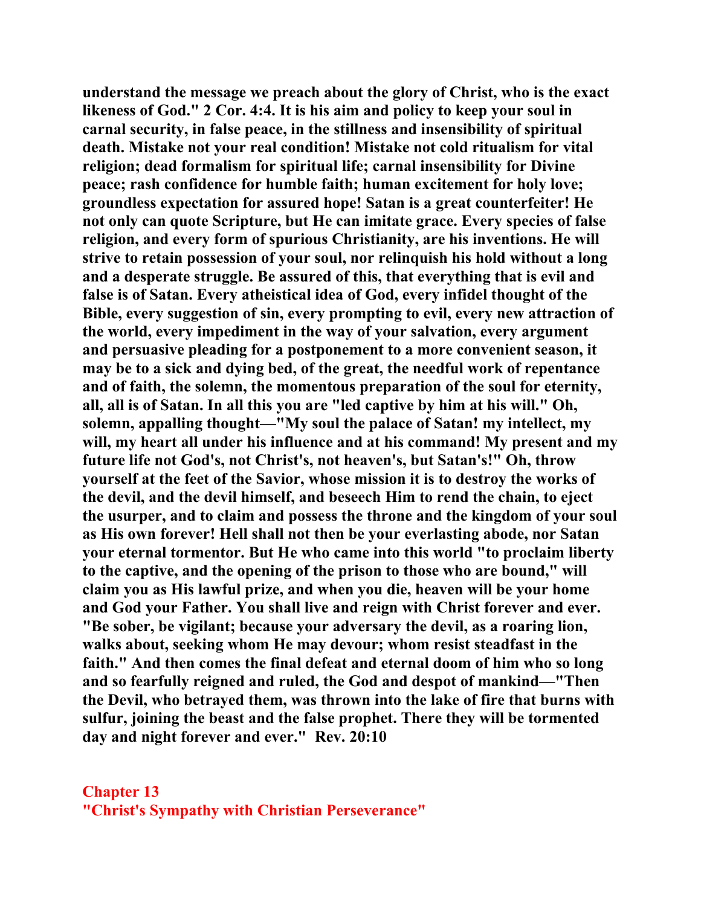**understand the message we preach about the glory of Christ, who is the exact likeness of God." 2 Cor. 4:4. It is his aim and policy to keep your soul in carnal security, in false peace, in the stillness and insensibility of spiritual death. Mistake not your real condition! Mistake not cold ritualism for vital religion; dead formalism for spiritual life; carnal insensibility for Divine peace; rash confidence for humble faith; human excitement for holy love; groundless expectation for assured hope! Satan is a great counterfeiter! He not only can quote Scripture, but He can imitate grace. Every species of false religion, and every form of spurious Christianity, are his inventions. He will strive to retain possession of your soul, nor relinquish his hold without a long and a desperate struggle. Be assured of this, that everything that is evil and false is of Satan. Every atheistical idea of God, every infidel thought of the Bible, every suggestion of sin, every prompting to evil, every new attraction of the world, every impediment in the way of your salvation, every argument and persuasive pleading for a postponement to a more convenient season, it may be to a sick and dying bed, of the great, the needful work of repentance and of faith, the solemn, the momentous preparation of the soul for eternity, all, all is of Satan. In all this you are "led captive by him at his will." Oh, solemn, appalling thought—"My soul the palace of Satan! my intellect, my will, my heart all under his influence and at his command! My present and my future life not God's, not Christ's, not heaven's, but Satan's!" Oh, throw yourself at the feet of the Savior, whose mission it is to destroy the works of the devil, and the devil himself, and beseech Him to rend the chain, to eject the usurper, and to claim and possess the throne and the kingdom of your soul as His own forever! Hell shall not then be your everlasting abode, nor Satan your eternal tormentor. But He who came into this world "to proclaim liberty to the captive, and the opening of the prison to those who are bound," will claim you as His lawful prize, and when you die, heaven will be your home and God your Father. You shall live and reign with Christ forever and ever. "Be sober, be vigilant; because your adversary the devil, as a roaring lion, walks about, seeking whom He may devour; whom resist steadfast in the faith." And then comes the final defeat and eternal doom of him who so long and so fearfully reigned and ruled, the God and despot of mankind—"Then the Devil, who betrayed them, was thrown into the lake of fire that burns with sulfur, joining the beast and the false prophet. There they will be tormented day and night forever and ever."  Rev. 20:10**

## Chapter 13
## "Christ's Sympathy with Christian Perseverance"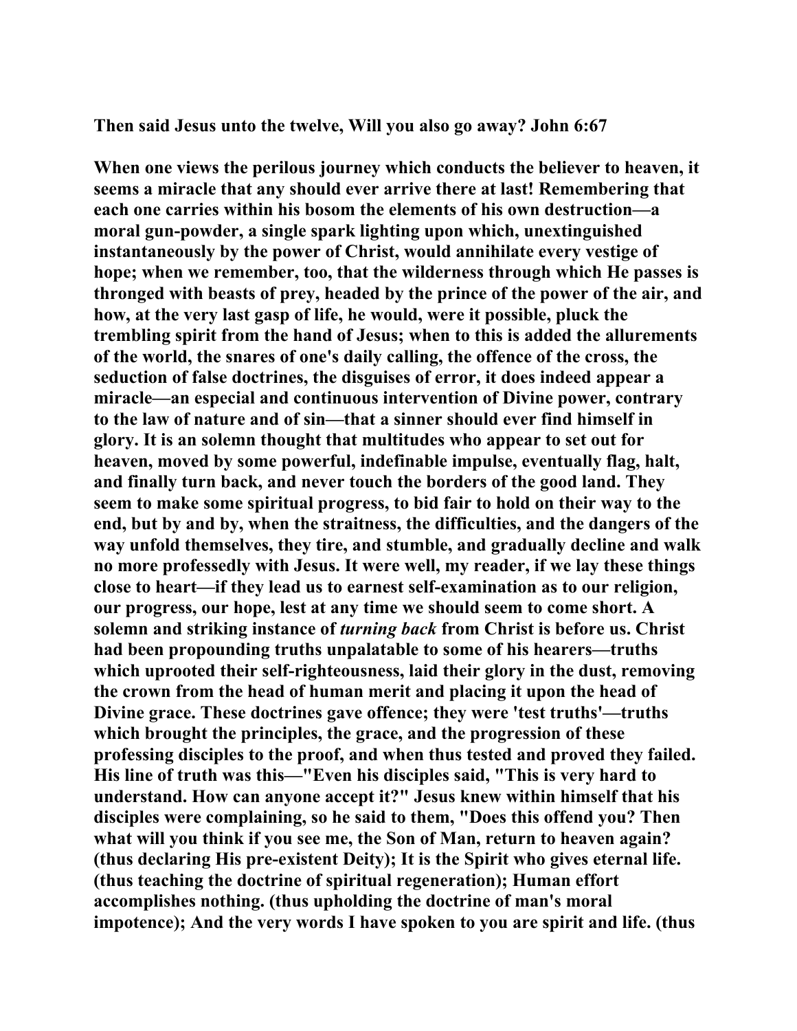**Then said Jesus unto the twelve, Will you also go away? John 6:67**

**When one views the perilous journey which conducts the believer to heaven, it seems a miracle that any should ever arrive there at last! Remembering that each one carries within his bosom the elements of his own destruction—a moral gun-powder, a single spark lighting upon which, unextinguished instantaneously by the power of Christ, would annihilate every vestige of hope; when we remember, too, that the wilderness through which He passes is thronged with beasts of prey, headed by the prince of the power of the air, and how, at the very last gasp of life, he would, were it possible, pluck the trembling spirit from the hand of Jesus; when to this is added the allurements of the world, the snares of one's daily calling, the offence of the cross, the seduction of false doctrines, the disguises of error, it does indeed appear a miracle—an especial and continuous intervention of Divine power, contrary to the law of nature and of sin—that a sinner should ever find himself in glory. It is an solemn thought that multitudes who appear to set out for heaven, moved by some powerful, indefinable impulse, eventually flag, halt, and finally turn back, and never touch the borders of the good land. They seem to make some spiritual progress, to bid fair to hold on their way to the end, but by and by, when the straitness, the difficulties, and the dangers of the way unfold themselves, they tire, and stumble, and gradually decline and walk no more professedly with Jesus. It were well, my reader, if we lay these things close to heart—if they lead us to earnest self-examination as to our religion, our progress, our hope, lest at any time we should seem to come short. A solemn and striking instance of *turning back* from Christ is before us. Christ had been propounding truths unpalatable to some of his hearers—truths which uprooted their self-righteousness, laid their glory in the dust, removing the crown from the head of human merit and placing it upon the head of Divine grace. These doctrines gave offence; they were 'test truths'—truths which brought the principles, the grace, and the progression of these professing disciples to the proof, and when thus tested and proved they failed. His line of truth was this—"Even his disciples said, "This is very hard to understand. How can anyone accept it?" Jesus knew within himself that his disciples were complaining, so he said to them, "Does this offend you? Then what will you think if you see me, the Son of Man, return to heaven again? (thus declaring His pre-existent Deity); It is the Spirit who gives eternal life. (thus teaching the doctrine of spiritual regeneration); Human effort accomplishes nothing. (thus upholding the doctrine of man's moral impotence); And the very words I have spoken to you are spirit and life. (thus**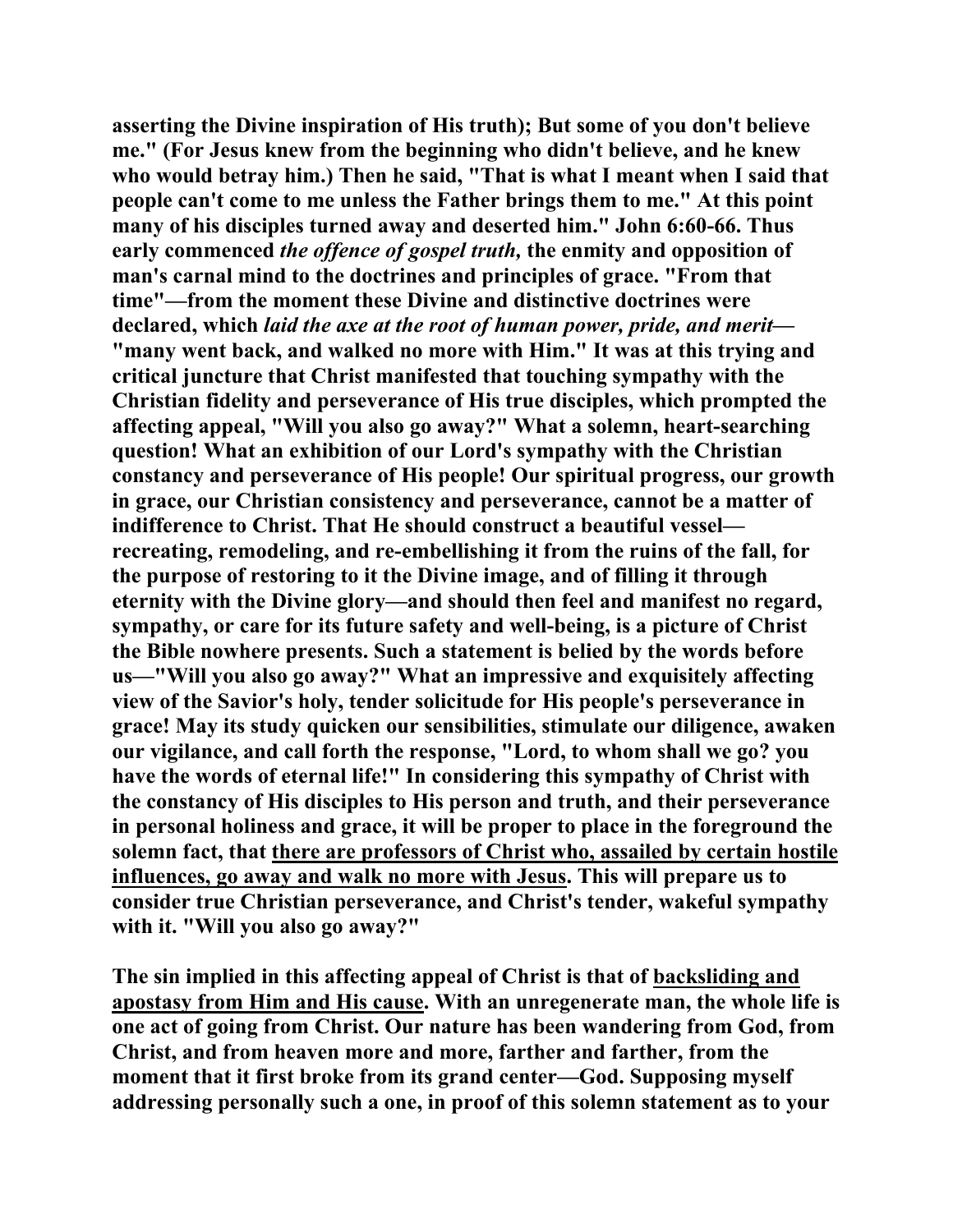**asserting the Divine inspiration of His truth); But some of you don't believe me." (For Jesus knew from the beginning who didn't believe, and he knew who would betray him.) Then he said, "That is what I meant when I said that people can't come to me unless the Father brings them to me." At this point many of his disciples turned away and deserted him." John 6:60-66. Thus early commenced *the offence of gospel truth,* the enmity and opposition of man's carnal mind to the doctrines and principles of grace. "From that time"—from the moment these Divine and distinctive doctrines were declared, which *laid the axe at the root of human power, pride, and merit*—"many went back, and walked no more with Him." It was at this trying and critical juncture that Christ manifested that touching sympathy with the Christian fidelity and perseverance of His true disciples, which prompted the affecting appeal, "Will you also go away?" What a solemn, heart-searching question! What an exhibition of our Lord's sympathy with the Christian constancy and perseverance of His people! Our spiritual progress, our growth in grace, our Christian consistency and perseverance, cannot be a matter of indifference to Christ. That He should construct a beautiful vessel—recreating, remodeling, and re-embellishing it from the ruins of the fall, for the purpose of restoring to it the Divine image, and of filling it through eternity with the Divine glory—and should then feel and manifest no regard, sympathy, or care for its future safety and well-being, is a picture of Christ the Bible nowhere presents. Such a statement is belied by the words before us—"Will you also go away?" What an impressive and exquisitely affecting view of the Savior's holy, tender solicitude for His people's perseverance in grace! May its study quicken our sensibilities, stimulate our diligence, awaken our vigilance, and call forth the response, "Lord, to whom shall we go? you have the words of eternal life!" In considering this sympathy of Christ with the constancy of His disciples to His person and truth, and their perseverance in personal holiness and grace, it will be proper to place in the foreground the solemn fact, that <u>there are professors of Christ who, assailed by certain hostile influences, go away and walk no more with Jesus</u>. This will prepare us to consider true Christian perseverance, and Christ's tender, wakeful sympathy with it. "Will you also go away?"**

**The sin implied in this affecting appeal of Christ is that of <u>backsliding and apostasy from Him and His cause</u>. With an unregenerate man, the whole life is one act of going from Christ. Our nature has been wandering from God, from Christ, and from heaven more and more, farther and farther, from the moment that it first broke from its grand center—God. Supposing myself addressing personally such a one, in proof of this solemn statement as to your**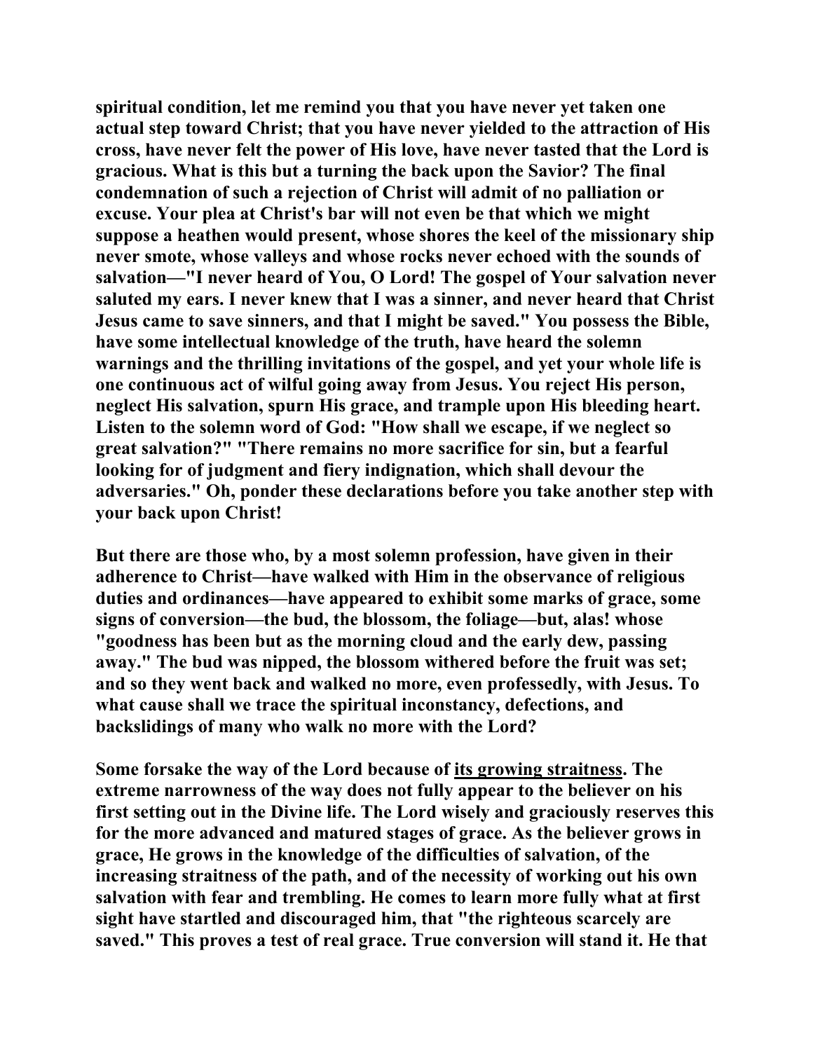**spiritual condition, let me remind you that you have never yet taken one actual step toward Christ; that you have never yielded to the attraction of His cross, have never felt the power of His love, have never tasted that the Lord is gracious. What is this but a turning the back upon the Savior? The final condemnation of such a rejection of Christ will admit of no palliation or excuse. Your plea at Christ's bar will not even be that which we might suppose a heathen would present, whose shores the keel of the missionary ship never smote, whose valleys and whose rocks never echoed with the sounds of salvation—"I never heard of You, O Lord! The gospel of Your salvation never saluted my ears. I never knew that I was a sinner, and never heard that Christ Jesus came to save sinners, and that I might be saved." You possess the Bible, have some intellectual knowledge of the truth, have heard the solemn warnings and the thrilling invitations of the gospel, and yet your whole life is one continuous act of wilful going away from Jesus. You reject His person, neglect His salvation, spurn His grace, and trample upon His bleeding heart. Listen to the solemn word of God: "How shall we escape, if we neglect so great salvation?" "There remains no more sacrifice for sin, but a fearful looking for of judgment and fiery indignation, which shall devour the adversaries." Oh, ponder these declarations before you take another step with your back upon Christ!**

**But there are those who, by a most solemn profession, have given in their adherence to Christ—have walked with Him in the observance of religious duties and ordinances—have appeared to exhibit some marks of grace, some signs of conversion—the bud, the blossom, the foliage—but, alas! whose "goodness has been but as the morning cloud and the early dew, passing away." The bud was nipped, the blossom withered before the fruit was set; and so they went back and walked no more, even professedly, with Jesus. To what cause shall we trace the spiritual inconstancy, defections, and backslidings of many who walk no more with the Lord?**

**Some forsake the way of the Lord because of <u>its growing straitness</u>. The extreme narrowness of the way does not fully appear to the believer on his first setting out in the Divine life. The Lord wisely and graciously reserves this for the more advanced and matured stages of grace. As the believer grows in grace, He grows in the knowledge of the difficulties of salvation, of the increasing straitness of the path, and of the necessity of working out his own salvation with fear and trembling. He comes to learn more fully what at first sight have startled and discouraged him, that "the righteous scarcely are saved." This proves a test of real grace. True conversion will stand it. He that**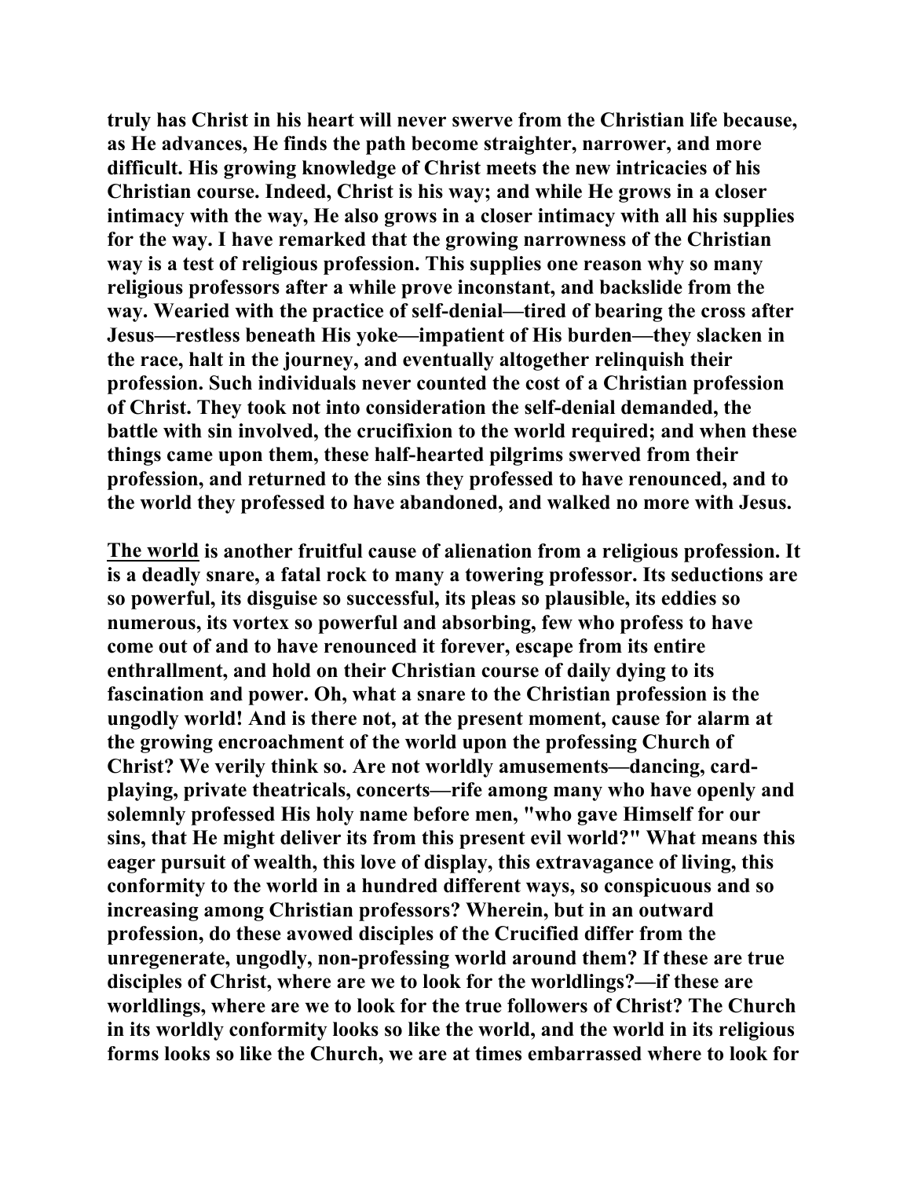**truly has Christ in his heart will never swerve from the Christian life because, as He advances, He finds the path become straighter, narrower, and more difficult. His growing knowledge of Christ meets the new intricacies of his Christian course. Indeed, Christ is his way; and while He grows in a closer intimacy with the way, He also grows in a closer intimacy with all his supplies for the way. I have remarked that the growing narrowness of the Christian way is a test of religious profession. This supplies one reason why so many religious professors after a while prove inconstant, and backslide from the way. Wearied with the practice of self-denial—tired of bearing the cross after Jesus—restless beneath His yoke—impatient of His burden—they slacken in the race, halt in the journey, and eventually altogether relinquish their profession. Such individuals never counted the cost of a Christian profession of Christ. They took not into consideration the self-denial demanded, the battle with sin involved, the crucifixion to the world required; and when these things came upon them, these half-hearted pilgrims swerved from their profession, and returned to the sins they professed to have renounced, and to the world they professed to have abandoned, and walked no more with Jesus.**

**<u>The world</u> is another fruitful cause of alienation from a religious profession. It is a deadly snare, a fatal rock to many a towering professor. Its seductions are so powerful, its disguise so successful, its pleas so plausible, its eddies so numerous, its vortex so powerful and absorbing, few who profess to have come out of and to have renounced it forever, escape from its entire enthrallment, and hold on their Christian course of daily dying to its fascination and power. Oh, what a snare to the Christian profession is the ungodly world! And is there not, at the present moment, cause for alarm at the growing encroachment of the world upon the professing Church of Christ? We verily think so. Are not worldly amusements—dancing, card-playing, private theatricals, concerts—rife among many who have openly and solemnly professed His holy name before men, "who gave Himself for our sins, that He might deliver its from this present evil world?" What means this eager pursuit of wealth, this love of display, this extravagance of living, this conformity to the world in a hundred different ways, so conspicuous and so increasing among Christian professors? Wherein, but in an outward profession, do these avowed disciples of the Crucified differ from the unregenerate, ungodly, non-professing world around them? If these are true disciples of Christ, where are we to look for the worldlings?—if these are worldlings, where are we to look for the true followers of Christ? The Church in its worldly conformity looks so like the world, and the world in its religious forms looks so like the Church, we are at times embarrassed where to look for**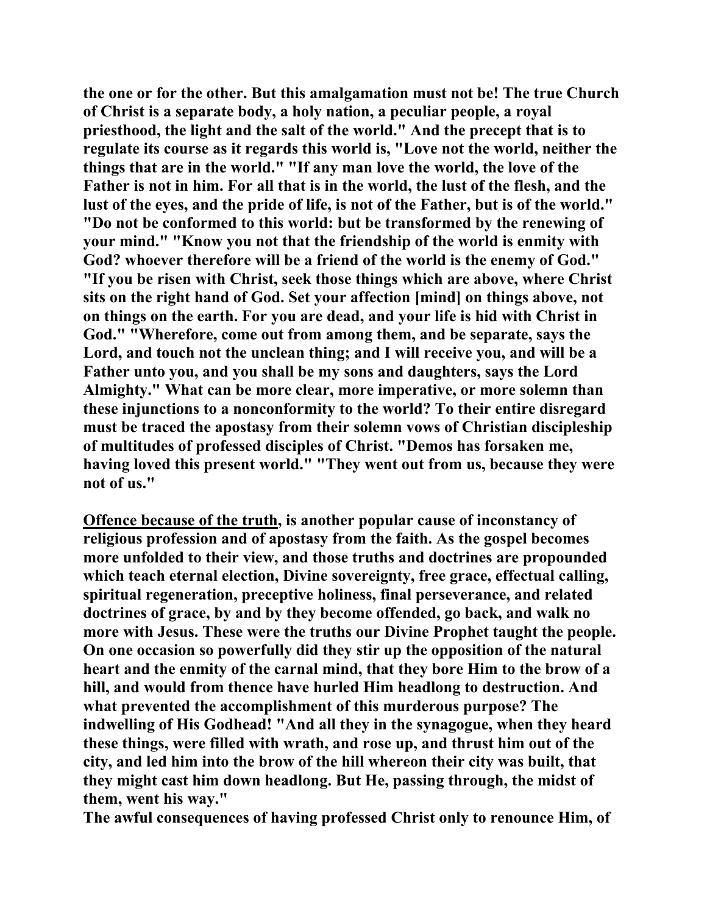**the one or for the other. But this amalgamation must not be! The true Church of Christ is a separate body, a holy nation, a peculiar people, a royal priesthood, the light and the salt of the world." And the precept that is to regulate its course as it regards this world is, "Love not the world, neither the things that are in the world." "If any man love the world, the love of the Father is not in him. For all that is in the world, the lust of the flesh, and the lust of the eyes, and the pride of life, is not of the Father, but is of the world." "Do not be conformed to this world: but be transformed by the renewing of your mind." "Know you not that the friendship of the world is enmity with God? whoever therefore will be a friend of the world is the enemy of God." "If you be risen with Christ, seek those things which are above, where Christ sits on the right hand of God. Set your affection [mind] on things above, not on things on the earth. For you are dead, and your life is hid with Christ in God." "Wherefore, come out from among them, and be separate, says the Lord, and touch not the unclean thing; and I will receive you, and will be a Father unto you, and you shall be my sons and daughters, says the Lord Almighty." What can be more clear, more imperative, or more solemn than these injunctions to a nonconformity to the world? To their entire disregard must be traced the apostasy from their solemn vows of Christian discipleship of multitudes of professed disciples of Christ. "Demos has forsaken me, having loved this present world." "They went out from us, because they were not of us."**

**<u>Offence because of the truth</u>, is another popular cause of inconstancy of religious profession and of apostasy from the faith. As the gospel becomes more unfolded to their view, and those truths and doctrines are propounded which teach eternal election, Divine sovereignty, free grace, effectual calling, spiritual regeneration, preceptive holiness, final perseverance, and related doctrines of grace, by and by they become offended, go back, and walk no more with Jesus. These were the truths our Divine Prophet taught the people. On one occasion so powerfully did they stir up the opposition of the natural heart and the enmity of the carnal mind, that they bore Him to the brow of a hill, and would from thence have hurled Him headlong to destruction. And what prevented the accomplishment of this murderous purpose? The indwelling of His Godhead! "And all they in the synagogue, when they heard these things, were filled with wrath, and rose up, and thrust him out of the city, and led him into the brow of the hill whereon their city was built, that they might cast him down headlong. But He, passing through, the midst of them, went his way."**

**The awful consequences of having professed Christ only to renounce Him, of**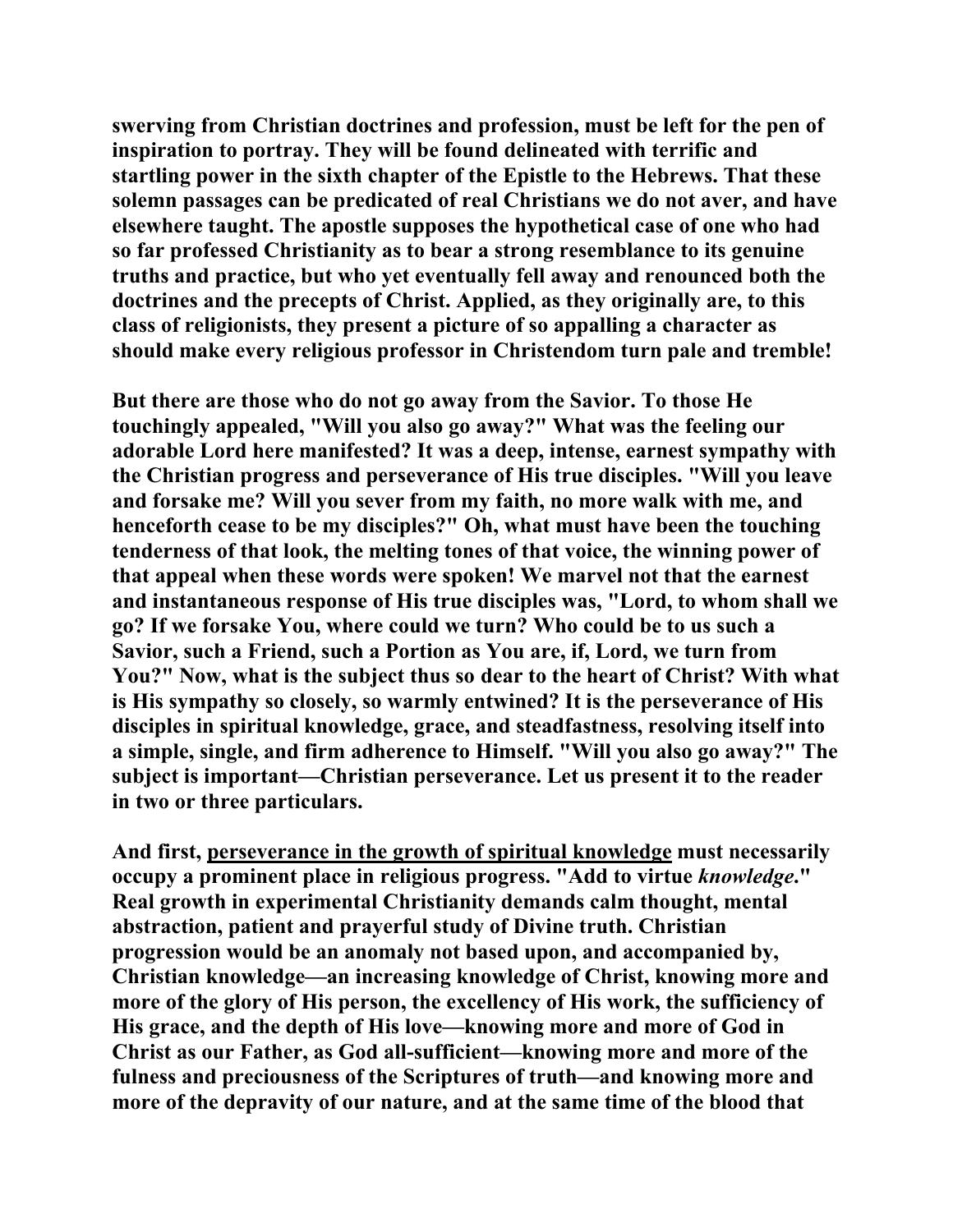**swerving from Christian doctrines and profession, must be left for the pen of inspiration to portray. They will be found delineated with terrific and startling power in the sixth chapter of the Epistle to the Hebrews. That these solemn passages can be predicated of real Christians we do not aver, and have elsewhere taught. The apostle supposes the hypothetical case of one who had so far professed Christianity as to bear a strong resemblance to its genuine truths and practice, but who yet eventually fell away and renounced both the doctrines and the precepts of Christ. Applied, as they originally are, to this class of religionists, they present a picture of so appalling a character as should make every religious professor in Christendom turn pale and tremble!**

**But there are those who do not go away from the Savior. To those He touchingly appealed, "Will you also go away?" What was the feeling our adorable Lord here manifested? It was a deep, intense, earnest sympathy with the Christian progress and perseverance of His true disciples. "Will you leave and forsake me? Will you sever from my faith, no more walk with me, and henceforth cease to be my disciples?" Oh, what must have been the touching tenderness of that look, the melting tones of that voice, the winning power of that appeal when these words were spoken! We marvel not that the earnest and instantaneous response of His true disciples was, "Lord, to whom shall we go? If we forsake You, where could we turn? Who could be to us such a Savior, such a Friend, such a Portion as You are, if, Lord, we turn from You?" Now, what is the subject thus so dear to the heart of Christ? With what is His sympathy so closely, so warmly entwined? It is the perseverance of His disciples in spiritual knowledge, grace, and steadfastness, resolving itself into a simple, single, and firm adherence to Himself. "Will you also go away?" The subject is important—Christian perseverance. Let us present it to the reader in two or three particulars.**

**And first, <u>perseverance in the growth of spiritual knowledge</u> must necessarily occupy a prominent place in religious progress. "Add to virtue *knowledge*." Real growth in experimental Christianity demands calm thought, mental abstraction, patient and prayerful study of Divine truth. Christian progression would be an anomaly not based upon, and accompanied by, Christian knowledge—an increasing knowledge of Christ, knowing more and more of the glory of His person, the excellency of His work, the sufficiency of His grace, and the depth of His love—knowing more and more of God in Christ as our Father, as God all-sufficient—knowing more and more of the fulness and preciousness of the Scriptures of truth—and knowing more and more of the depravity of our nature, and at the same time of the blood that**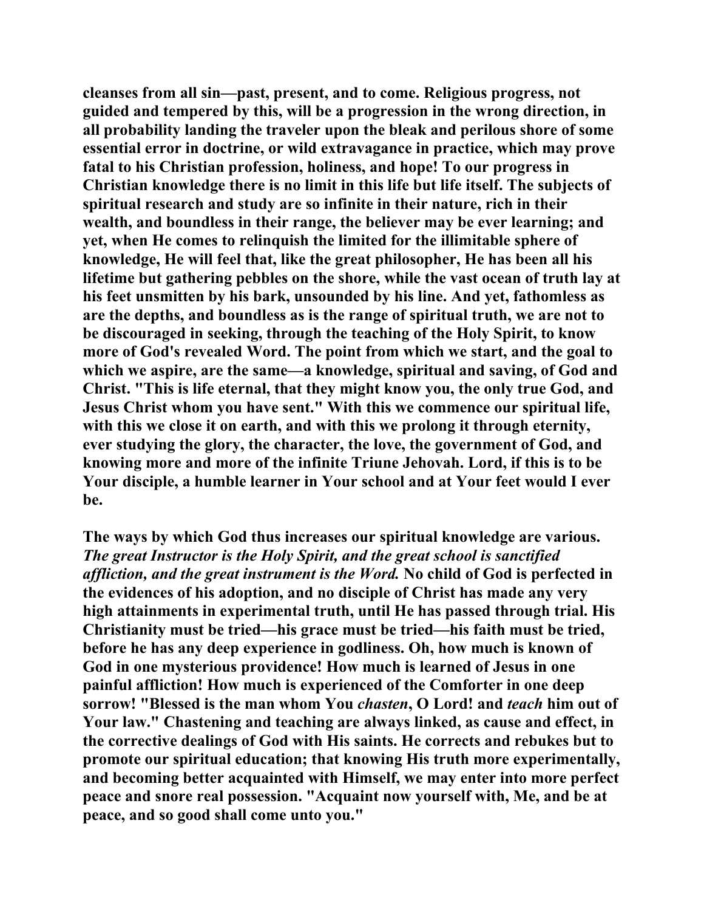**cleanses from all sin—past, present, and to come. Religious progress, not guided and tempered by this, will be a progression in the wrong direction, in all probability landing the traveler upon the bleak and perilous shore of some essential error in doctrine, or wild extravagance in practice, which may prove fatal to his Christian profession, holiness, and hope! To our progress in Christian knowledge there is no limit in this life but life itself. The subjects of spiritual research and study are so infinite in their nature, rich in their wealth, and boundless in their range, the believer may be ever learning; and yet, when He comes to relinquish the limited for the illimitable sphere of knowledge, He will feel that, like the great philosopher, He has been all his lifetime but gathering pebbles on the shore, while the vast ocean of truth lay at his feet unsmitten by his bark, unsounded by his line. And yet, fathomless as are the depths, and boundless as is the range of spiritual truth, we are not to be discouraged in seeking, through the teaching of the Holy Spirit, to know more of God's revealed Word. The point from which we start, and the goal to which we aspire, are the same—a knowledge, spiritual and saving, of God and Christ. "This is life eternal, that they might know you, the only true God, and Jesus Christ whom you have sent." With this we commence our spiritual life, with this we close it on earth, and with this we prolong it through eternity, ever studying the glory, the character, the love, the government of God, and knowing more and more of the infinite Triune Jehovah. Lord, if this is to be Your disciple, a humble learner in Your school and at Your feet would I ever be.**

**The ways by which God thus increases our spiritual knowledge are various. *The great Instructor is the Holy Spirit, and the great school is sanctified affliction, and the great instrument is the Word.* No child of God is perfected in the evidences of his adoption, and no disciple of Christ has made any very high attainments in experimental truth, until He has passed through trial. His Christianity must be tried—his grace must be tried—his faith must be tried, before he has any deep experience in godliness. Oh, how much is known of God in one mysterious providence! How much is learned of Jesus in one painful affliction! How much is experienced of the Comforter in one deep sorrow! "Blessed is the man whom You *chasten*, O Lord! and *teach* him out of Your law." Chastening and teaching are always linked, as cause and effect, in the corrective dealings of God with His saints. He corrects and rebukes but to promote our spiritual education; that knowing His truth more experimentally, and becoming better acquainted with Himself, we may enter into more perfect peace and snore real possession. "Acquaint now yourself with, Me, and be at peace, and so good shall come unto you."**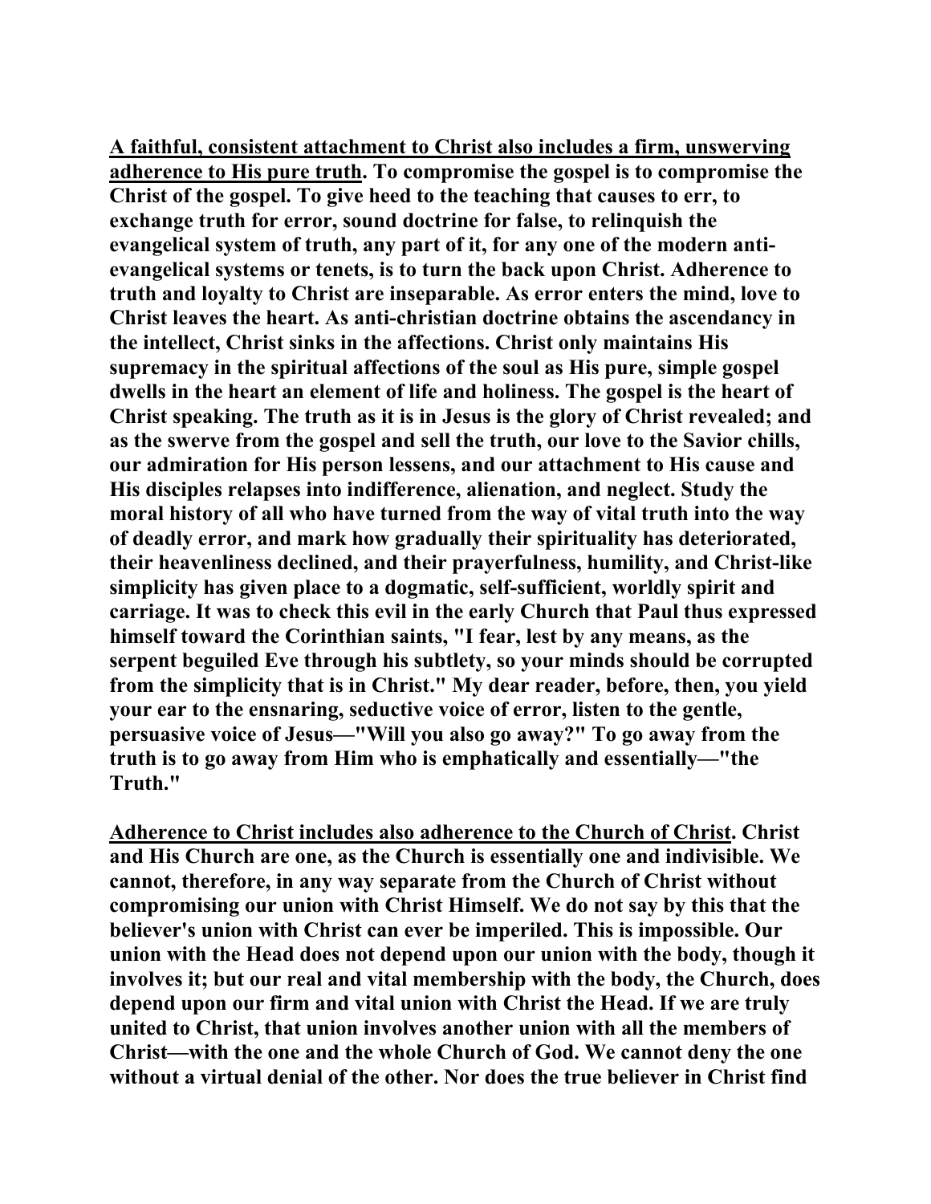**<u>A faithful, consistent attachment to Christ also includes a firm, unswerving adherence to His pure truth</u>. To compromise the gospel is to compromise the Christ of the gospel. To give heed to the teaching that causes to err, to exchange truth for error, sound doctrine for false, to relinquish the evangelical system of truth, any part of it, for any one of the modern anti-evangelical systems or tenets, is to turn the back upon Christ. Adherence to truth and loyalty to Christ are inseparable. As error enters the mind, love to Christ leaves the heart. As anti-christian doctrine obtains the ascendancy in the intellect, Christ sinks in the affections. Christ only maintains His supremacy in the spiritual affections of the soul as His pure, simple gospel dwells in the heart an element of life and holiness. The gospel is the heart of Christ speaking. The truth as it is in Jesus is the glory of Christ revealed; and as the swerve from the gospel and sell the truth, our love to the Savior chills, our admiration for His person lessens, and our attachment to His cause and His disciples relapses into indifference, alienation, and neglect. Study the moral history of all who have turned from the way of vital truth into the way of deadly error, and mark how gradually their spirituality has deteriorated, their heavenliness declined, and their prayerfulness, humility, and Christ-like simplicity has given place to a dogmatic, self-sufficient, worldly spirit and carriage. It was to check this evil in the early Church that Paul thus expressed himself toward the Corinthian saints, "I fear, lest by any means, as the serpent beguiled Eve through his subtlety, so your minds should be corrupted from the simplicity that is in Christ." My dear reader, before, then, you yield your ear to the ensnaring, seductive voice of error, listen to the gentle, persuasive voice of Jesus—"Will you also go away?" To go away from the truth is to go away from Him who is emphatically and essentially—"the Truth."**

**<u>Adherence to Christ includes also adherence to the Church of Christ</u>. Christ and His Church are one, as the Church is essentially one and indivisible. We cannot, therefore, in any way separate from the Church of Christ without compromising our union with Christ Himself. We do not say by this that the believer's union with Christ can ever be imperiled. This is impossible. Our union with the Head does not depend upon our union with the body, though it involves it; but our real and vital membership with the body, the Church, does depend upon our firm and vital union with Christ the Head. If we are truly united to Christ, that union involves another union with all the members of Christ—with the one and the whole Church of God. We cannot deny the one without a virtual denial of the other. Nor does the true believer in Christ find**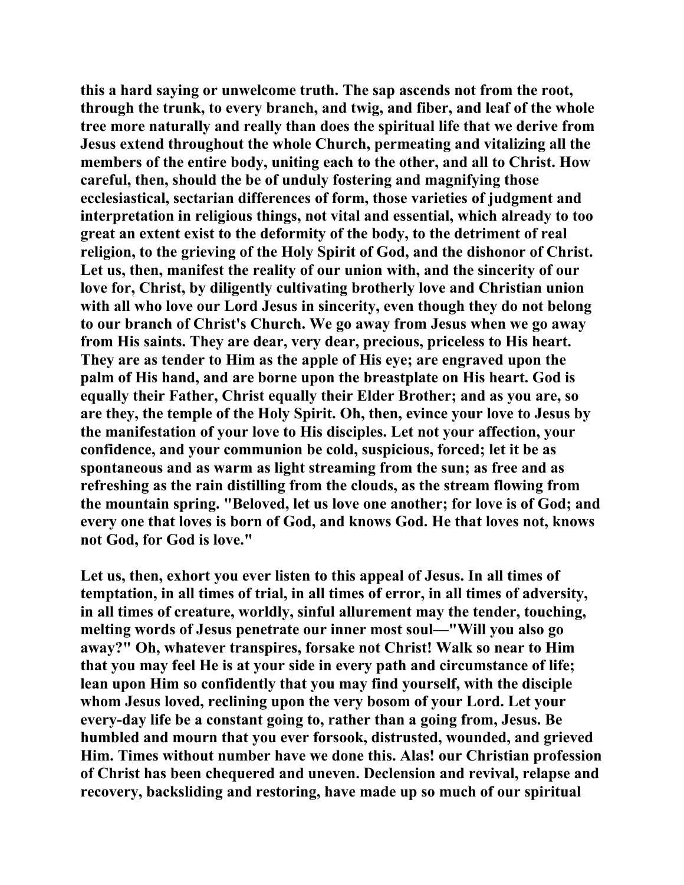this a hard saying or unwelcome truth. The sap ascends not from the root, through the trunk, to every branch, and twig, and fiber, and leaf of the whole tree more naturally and really than does the spiritual life that we derive from Jesus extend throughout the whole Church, permeating and vitalizing all the members of the entire body, uniting each to the other, and all to Christ. How careful, then, should the be of unduly fostering and magnifying those ecclesiastical, sectarian differences of form, those varieties of judgment and interpretation in religious things, not vital and essential, which already to too great an extent exist to the deformity of the body, to the detriment of real religion, to the grieving of the Holy Spirit of God, and the dishonor of Christ. Let us, then, manifest the reality of our union with, and the sincerity of our love for, Christ, by diligently cultivating brotherly love and Christian union with all who love our Lord Jesus in sincerity, even though they do not belong to our branch of Christ's Church. We go away from Jesus when we go away from His saints. They are dear, very dear, precious, priceless to His heart. They are as tender to Him as the apple of His eye; are engraved upon the palm of His hand, and are borne upon the breastplate on His heart. God is equally their Father, Christ equally their Elder Brother; and as you are, so are they, the temple of the Holy Spirit. Oh, then, evince your love to Jesus by the manifestation of your love to His disciples. Let not your affection, your confidence, and your communion be cold, suspicious, forced; let it be as spontaneous and as warm as light streaming from the sun; as free and as refreshing as the rain distilling from the clouds, as the stream flowing from the mountain spring. "Beloved, let us love one another; for love is of God; and every one that loves is born of God, and knows God. He that loves not, knows not God, for God is love."

Let us, then, exhort you ever listen to this appeal of Jesus. In all times of temptation, in all times of trial, in all times of error, in all times of adversity, in all times of creature, worldly, sinful allurement may the tender, touching, melting words of Jesus penetrate our inner most soul—"Will you also go away?" Oh, whatever transpires, forsake not Christ! Walk so near to Him that you may feel He is at your side in every path and circumstance of life; lean upon Him so confidently that you may find yourself, with the disciple whom Jesus loved, reclining upon the very bosom of your Lord. Let your every-day life be a constant going to, rather than a going from, Jesus. Be humbled and mourn that you ever forsook, distrusted, wounded, and grieved Him. Times without number have we done this. Alas! our Christian profession of Christ has been chequered and uneven. Declension and revival, relapse and recovery, backsliding and restoring, have made up so much of our spiritual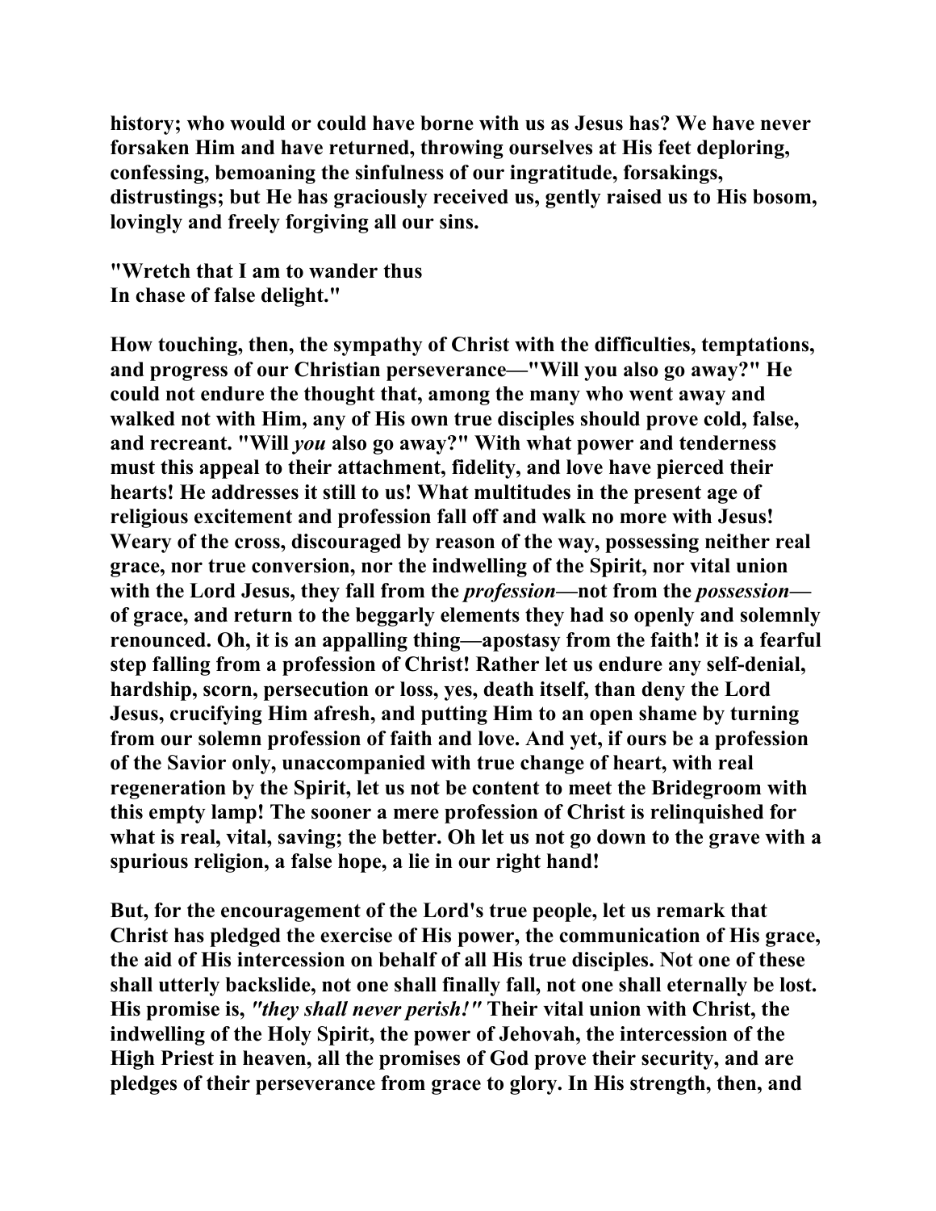**history; who would or could have borne with us as Jesus has? We have never forsaken Him and have returned, throwing ourselves at His feet deploring, confessing, bemoaning the sinfulness of our ingratitude, forsakings, distrustings; but He has graciously received us, gently raised us to His bosom, lovingly and freely forgiving all our sins.**

**"Wretch that I am to wander thus**
**In chase of false delight."**

**How touching, then, the sympathy of Christ with the difficulties, temptations, and progress of our Christian perseverance—"Will you also go away?" He could not endure the thought that, among the many who went away and walked not with Him, any of His own true disciples should prove cold, false, and recreant. "Will *you* also go away?" With what power and tenderness must this appeal to their attachment, fidelity, and love have pierced their hearts! He addresses it still to us! What multitudes in the present age of religious excitement and profession fall off and walk no more with Jesus! Weary of the cross, discouraged by reason of the way, possessing neither real grace, nor true conversion, nor the indwelling of the Spirit, nor vital union with the Lord Jesus, they fall from the *profession*—not from the *possession*—of grace, and return to the beggarly elements they had so openly and solemnly renounced. Oh, it is an appalling thing—apostasy from the faith! it is a fearful step falling from a profession of Christ! Rather let us endure any self-denial, hardship, scorn, persecution or loss, yes, death itself, than deny the Lord Jesus, crucifying Him afresh, and putting Him to an open shame by turning from our solemn profession of faith and love. And yet, if ours be a profession of the Savior only, unaccompanied with true change of heart, with real regeneration by the Spirit, let us not be content to meet the Bridegroom with this empty lamp! The sooner a mere profession of Christ is relinquished for what is real, vital, saving; the better. Oh let us not go down to the grave with a spurious religion, a false hope, a lie in our right hand!**

**But, for the encouragement of the Lord's true people, let us remark that Christ has pledged the exercise of His power, the communication of His grace, the aid of His intercession on behalf of all His true disciples. Not one of these shall utterly backslide, not one shall finally fall, not one shall eternally be lost. His promise is, *"they shall never perish!"* Their vital union with Christ, the indwelling of the Holy Spirit, the power of Jehovah, the intercession of the High Priest in heaven, all the promises of God prove their security, and are pledges of their perseverance from grace to glory. In His strength, then, and**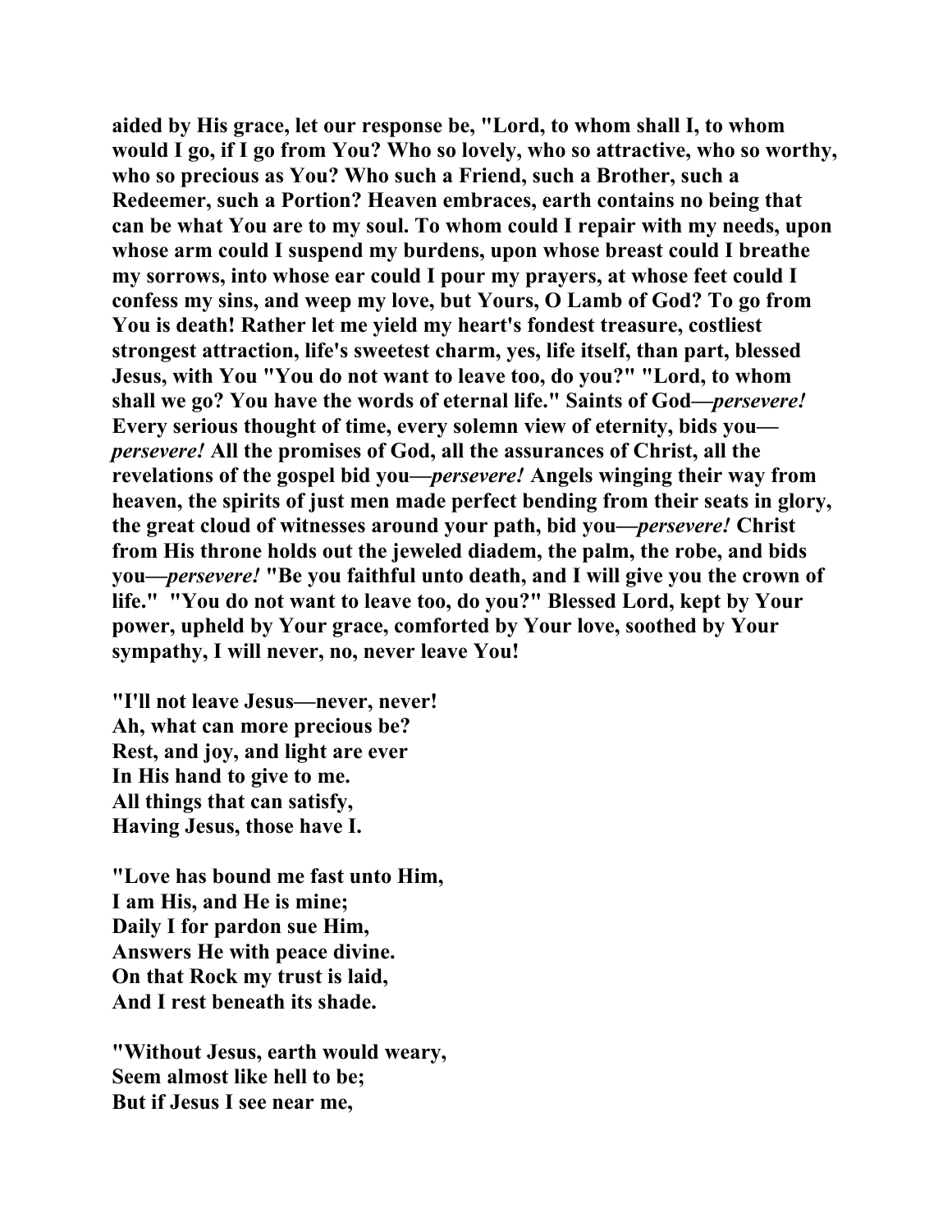**aided by His grace, let our response be, "Lord, to whom shall I, to whom would I go, if I go from You? Who so lovely, who so attractive, who so worthy, who so precious as You? Who such a Friend, such a Brother, such a Redeemer, such a Portion? Heaven embraces, earth contains no being that can be what You are to my soul. To whom could I repair with my needs, upon whose arm could I suspend my burdens, upon whose breast could I breathe my sorrows, into whose ear could I pour my prayers, at whose feet could I confess my sins, and weep my love, but Yours, O Lamb of God? To go from You is death! Rather let me yield my heart's fondest treasure, costliest strongest attraction, life's sweetest charm, yes, life itself, than part, blessed Jesus, with You "You do not want to leave too, do you?" "Lord, to whom shall we go? You have the words of eternal life." Saints of God—*persevere!* Every serious thought of time, every solemn view of eternity, bids you—*persevere!* All the promises of God, all the assurances of Christ, all the revelations of the gospel bid you—*persevere!* Angels winging their way from heaven, the spirits of just men made perfect bending from their seats in glory, the great cloud of witnesses around your path, bid you—*persevere!* Christ from His throne holds out the jeweled diadem, the palm, the robe, and bids you—*persevere!* "Be you faithful unto death, and I will give you the crown of life." "You do not want to leave too, do you?" Blessed Lord, kept by Your power, upheld by Your grace, comforted by Your love, soothed by Your sympathy, I will never, no, never leave You!**

**"I'll not leave Jesus—never, never!**
**Ah, what can more precious be?**
**Rest, and joy, and light are ever**
**In His hand to give to me.**
**All things that can satisfy,**
**Having Jesus, those have I.**

**"Love has bound me fast unto Him,**
**I am His, and He is mine;**
**Daily I for pardon sue Him,**
**Answers He with peace divine.**
**On that Rock my trust is laid,**
**And I rest beneath its shade.**

**"Without Jesus, earth would weary,**
**Seem almost like hell to be;**
**But if Jesus I see near me,**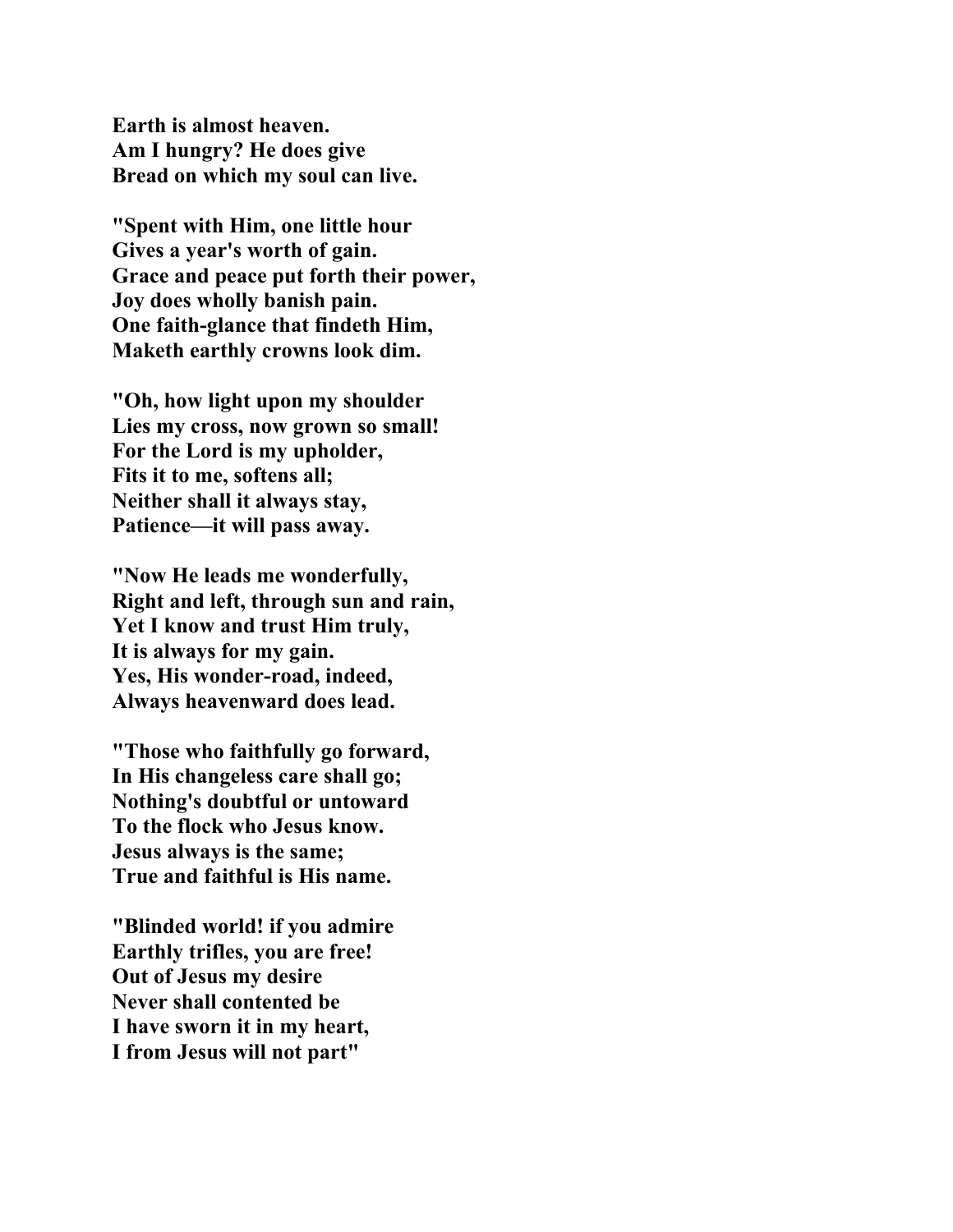**Earth is almost heaven.**
**Am I hungry? He does give**
**Bread on which my soul can live.**

**"Spent with Him, one little hour**
**Gives a year's worth of gain.**
**Grace and peace put forth their power,**
**Joy does wholly banish pain.**
**One faith-glance that findeth Him,**
**Maketh earthly crowns look dim.**

**"Oh, how light upon my shoulder**
**Lies my cross, now grown so small!**
**For the Lord is my upholder,**
**Fits it to me, softens all;**
**Neither shall it always stay,**
**Patience—it will pass away.**

**"Now He leads me wonderfully,**
**Right and left, through sun and rain,**
**Yet I know and trust Him truly,**
**It is always for my gain.**
**Yes, His wonder-road, indeed,**
**Always heavenward does lead.**

**"Those who faithfully go forward,**
**In His changeless care shall go;**
**Nothing's doubtful or untoward**
**To the flock who Jesus know.**
**Jesus always is the same;**
**True and faithful is His name.**

**"Blinded world! if you admire**
**Earthly trifles, you are free!**
**Out of Jesus my desire**
**Never shall contented be**
**I have sworn it in my heart,**
**I from Jesus will not part"**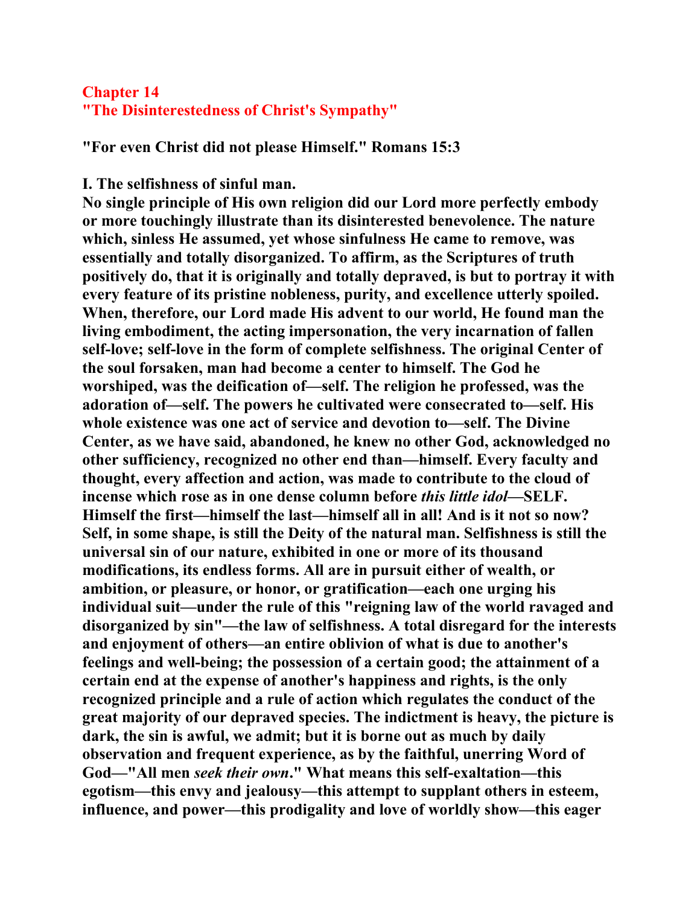## Chapter 14
## "The Disinterestedness of Christ's Sympathy"

**"For even Christ did not please Himself." Romans 15:3**

**I. The selfishness of sinful man.**

**No single principle of His own religion did our Lord more perfectly embody or more touchingly illustrate than its disinterested benevolence. The nature which, sinless He assumed, yet whose sinfulness He came to remove, was essentially and totally disorganized. To affirm, as the Scriptures of truth positively do, that it is originally and totally depraved, is but to portray it with every feature of its pristine nobleness, purity, and excellence utterly spoiled. When, therefore, our Lord made His advent to our world, He found man the living embodiment, the acting impersonation, the very incarnation of fallen self-love; self-love in the form of complete selfishness. The original Center of the soul forsaken, man had become a center to himself. The God he worshiped, was the deification of—self. The religion he professed, was the adoration of—self. The powers he cultivated were consecrated to—self. His whole existence was one act of service and devotion to—self. The Divine Center, as we have said, abandoned, he knew no other God, acknowledged no other sufficiency, recognized no other end than—himself. Every faculty and thought, every affection and action, was made to contribute to the cloud of incense which rose as in one dense column before *this little idol*—SELF. Himself the first—himself the last—himself all in all! And is it not so now? Self, in some shape, is still the Deity of the natural man. Selfishness is still the universal sin of our nature, exhibited in one or more of its thousand modifications, its endless forms. All are in pursuit either of wealth, or ambition, or pleasure, or honor, or gratification—each one urging his individual suit—under the rule of this "reigning law of the world ravaged and disorganized by sin"—the law of selfishness. A total disregard for the interests and enjoyment of others—an entire oblivion of what is due to another's feelings and well-being; the possession of a certain good; the attainment of a certain end at the expense of another's happiness and rights, is the only recognized principle and a rule of action which regulates the conduct of the great majority of our depraved species. The indictment is heavy, the picture is dark, the sin is awful, we admit; but it is borne out as much by daily observation and frequent experience, as by the faithful, unerring Word of God—"All men *seek their own*." What means this self-exaltation—this egotism—this envy and jealousy—this attempt to supplant others in esteem, influence, and power—this prodigality and love of worldly show—this eager**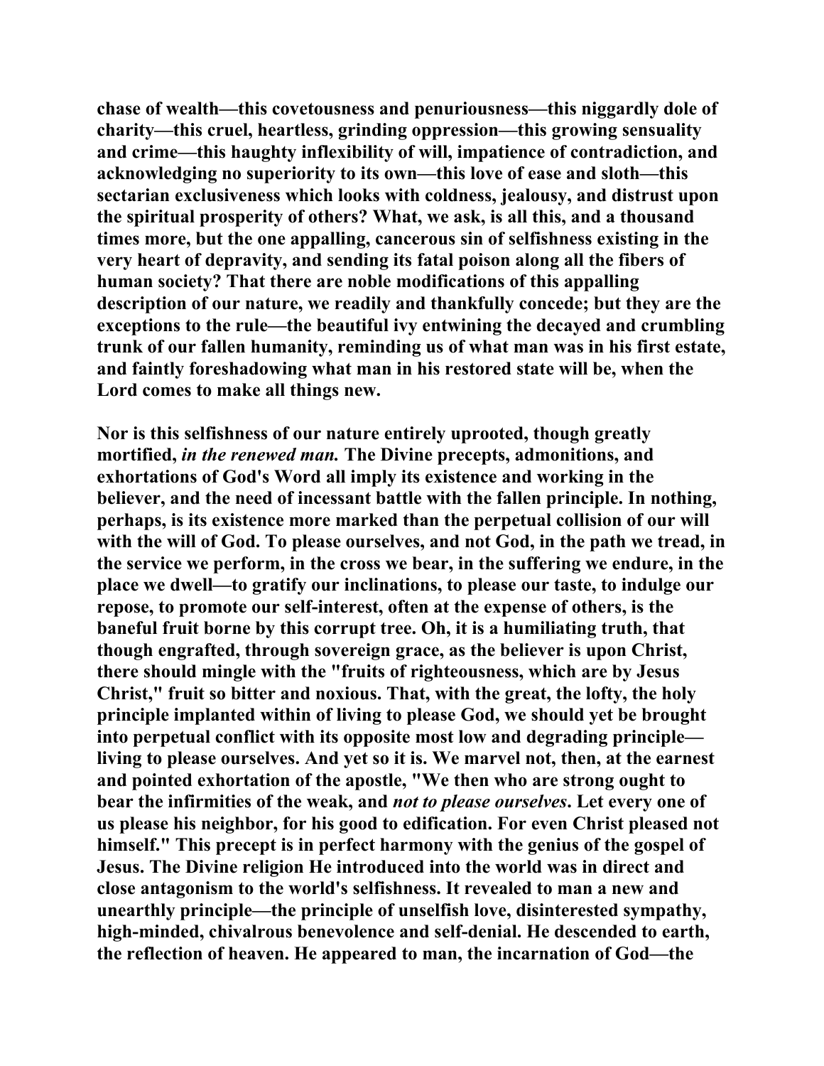chase of wealth—this covetousness and penuriousness—this niggardly dole of charity—this cruel, heartless, grinding oppression—this growing sensuality and crime—this haughty inflexibility of will, impatience of contradiction, and acknowledging no superiority to its own—this love of ease and sloth—this sectarian exclusiveness which looks with coldness, jealousy, and distrust upon the spiritual prosperity of others? What, we ask, is all this, and a thousand times more, but the one appalling, cancerous sin of selfishness existing in the very heart of depravity, and sending its fatal poison along all the fibers of human society? That there are noble modifications of this appalling description of our nature, we readily and thankfully concede; but they are the exceptions to the rule—the beautiful ivy entwining the decayed and crumbling trunk of our fallen humanity, reminding us of what man was in his first estate, and faintly foreshadowing what man in his restored state will be, when the Lord comes to make all things new.

Nor is this selfishness of our nature entirely uprooted, though greatly mortified, *in the renewed man.* The Divine precepts, admonitions, and exhortations of God's Word all imply its existence and working in the believer, and the need of incessant battle with the fallen principle. In nothing, perhaps, is its existence more marked than the perpetual collision of our will with the will of God. To please ourselves, and not God, in the path we tread, in the service we perform, in the cross we bear, in the suffering we endure, in the place we dwell—to gratify our inclinations, to please our taste, to indulge our repose, to promote our self-interest, often at the expense of others, is the baneful fruit borne by this corrupt tree. Oh, it is a humiliating truth, that though engrafted, through sovereign grace, as the believer is upon Christ, there should mingle with the "fruits of righteousness, which are by Jesus Christ," fruit so bitter and noxious. That, with the great, the lofty, the holy principle implanted within of living to please God, we should yet be brought into perpetual conflict with its opposite most low and degrading principle—living to please ourselves. And yet so it is. We marvel not, then, at the earnest and pointed exhortation of the apostle, "We then who are strong ought to bear the infirmities of the weak, and *not to please ourselves*. Let every one of us please his neighbor, for his good to edification. For even Christ pleased not himself." This precept is in perfect harmony with the genius of the gospel of Jesus. The Divine religion He introduced into the world was in direct and close antagonism to the world's selfishness. It revealed to man a new and unearthly principle—the principle of unselfish love, disinterested sympathy, high-minded, chivalrous benevolence and self-denial. He descended to earth, the reflection of heaven. He appeared to man, the incarnation of God—the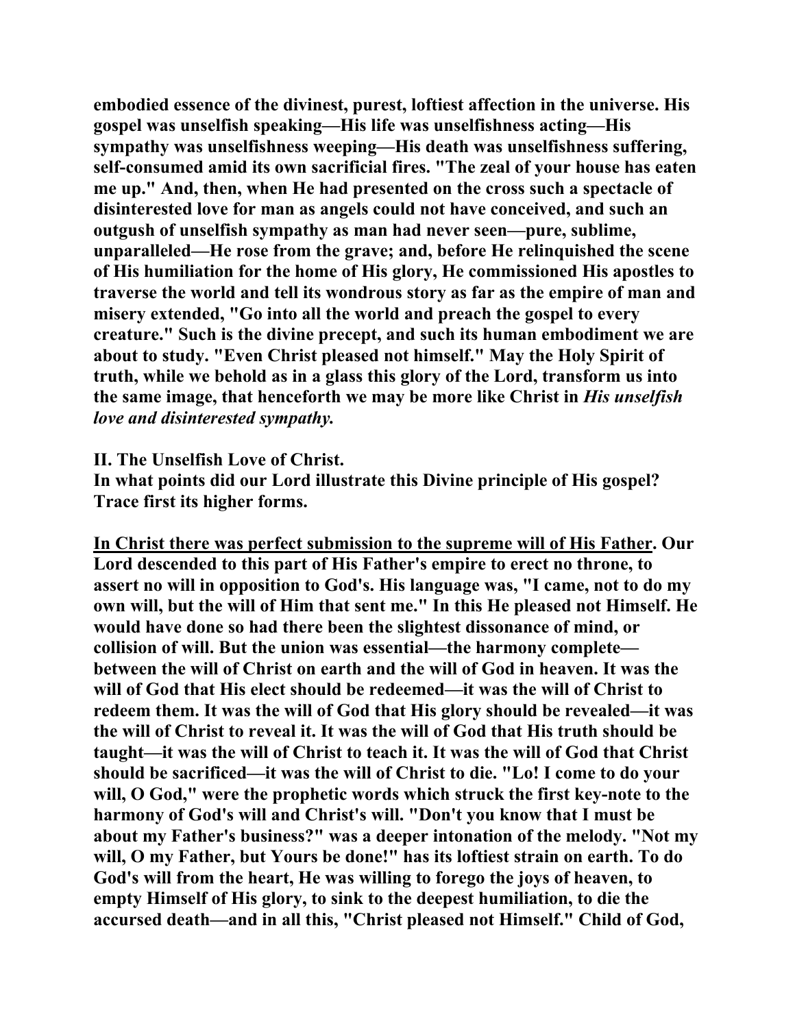embodied essence of the divinest, purest, loftiest affection in the universe. His gospel was unselfish speaking—His life was unselfishness acting—His sympathy was unselfishness weeping—His death was unselfishness suffering, self-consumed amid its own sacrificial fires. "The zeal of your house has eaten me up." And, then, when He had presented on the cross such a spectacle of disinterested love for man as angels could not have conceived, and such an outgush of unselfish sympathy as man had never seen—pure, sublime, unparalleled—He rose from the grave; and, before He relinquished the scene of His humiliation for the home of His glory, He commissioned His apostles to traverse the world and tell its wondrous story as far as the empire of man and misery extended, "Go into all the world and preach the gospel to every creature." Such is the divine precept, and such its human embodiment we are about to study. "Even Christ pleased not himself." May the Holy Spirit of truth, while we behold as in a glass this glory of the Lord, transform us into the same image, that henceforth we may be more like Christ in *His unselfish love and disinterested sympathy.*

**II. The Unselfish Love of Christ.**

**In what points did our Lord illustrate this Divine principle of His gospel? Trace first its higher forms.**

**<u>In Christ there was perfect submission to the supreme will of His Father</u>. Our Lord descended to this part of His Father's empire to erect no throne, to assert no will in opposition to God's. His language was, "I came, not to do my own will, but the will of Him that sent me." In this He pleased not Himself. He would have done so had there been the slightest dissonance of mind, or collision of will. But the union was essential—the harmony complete—between the will of Christ on earth and the will of God in heaven. It was the will of God that His elect should be redeemed—it was the will of Christ to redeem them. It was the will of God that His glory should be revealed—it was the will of Christ to reveal it. It was the will of God that His truth should be taught—it was the will of Christ to teach it. It was the will of God that Christ should be sacrificed—it was the will of Christ to die. "Lo! I come to do your will, O God," were the prophetic words which struck the first key-note to the harmony of God's will and Christ's will. "Don't you know that I must be about my Father's business?" was a deeper intonation of the melody. "Not my will, O my Father, but Yours be done!" has its loftiest strain on earth. To do God's will from the heart, He was willing to forego the joys of heaven, to empty Himself of His glory, to sink to the deepest humiliation, to die the accursed death—and in all this, "Christ pleased not Himself." Child of God,**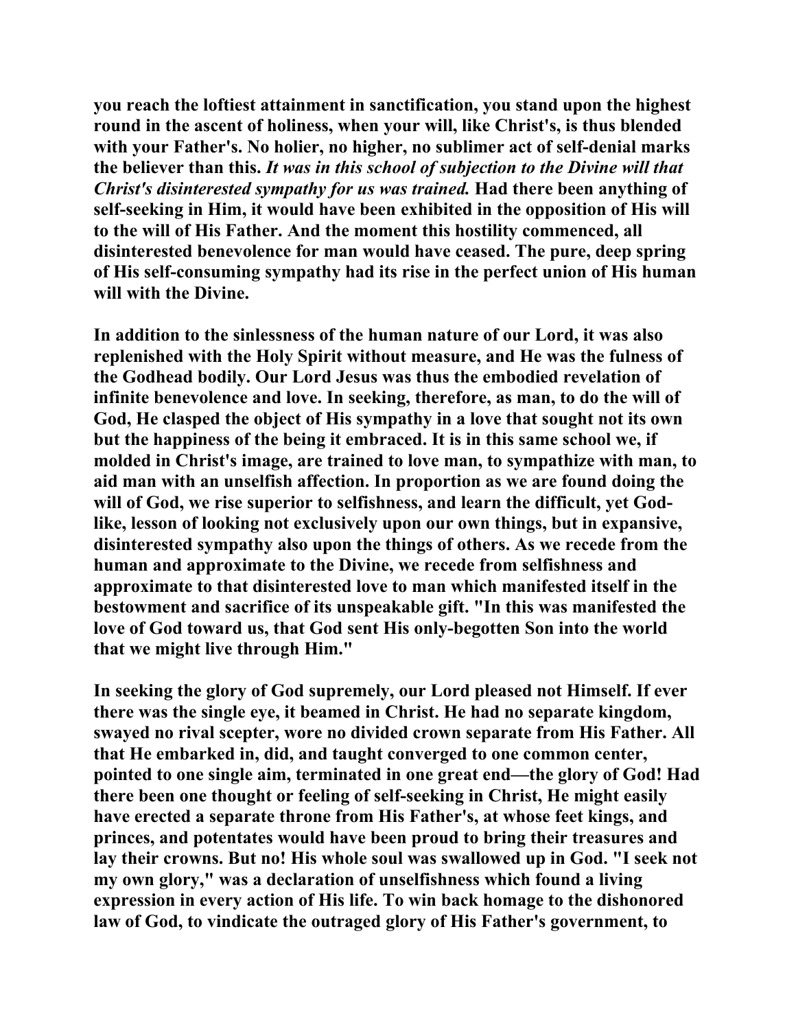you reach the loftiest attainment in sanctification, you stand upon the highest round in the ascent of holiness, when your will, like Christ's, is thus blended with your Father's. No holier, no higher, no sublimer act of self-denial marks the believer than this. *It was in this school of subjection to the Divine will that Christ's disinterested sympathy for us was trained.* Had there been anything of self-seeking in Him, it would have been exhibited in the opposition of His will to the will of His Father. And the moment this hostility commenced, all disinterested benevolence for man would have ceased. The pure, deep spring of His self-consuming sympathy had its rise in the perfect union of His human will with the Divine.

In addition to the sinlessness of the human nature of our Lord, it was also replenished with the Holy Spirit without measure, and He was the fulness of the Godhead bodily. Our Lord Jesus was thus the embodied revelation of infinite benevolence and love. In seeking, therefore, as man, to do the will of God, He clasped the object of His sympathy in a love that sought not its own but the happiness of the being it embraced. It is in this same school we, if molded in Christ's image, are trained to love man, to sympathize with man, to aid man with an unselfish affection. In proportion as we are found doing the will of God, we rise superior to selfishness, and learn the difficult, yet God-like, lesson of looking not exclusively upon our own things, but in expansive, disinterested sympathy also upon the things of others. As we recede from the human and approximate to the Divine, we recede from selfishness and approximate to that disinterested love to man which manifested itself in the bestowment and sacrifice of its unspeakable gift. "In this was manifested the love of God toward us, that God sent His only-begotten Son into the world that we might live through Him."

In seeking the glory of God supremely, our Lord pleased not Himself. If ever there was the single eye, it beamed in Christ. He had no separate kingdom, swayed no rival scepter, wore no divided crown separate from His Father. All that He embarked in, did, and taught converged to one common center, pointed to one single aim, terminated in one great end—the glory of God! Had there been one thought or feeling of self-seeking in Christ, He might easily have erected a separate throne from His Father's, at whose feet kings, and princes, and potentates would have been proud to bring their treasures and lay their crowns. But no! His whole soul was swallowed up in God. "I seek not my own glory," was a declaration of unselfishness which found a living expression in every action of His life. To win back homage to the dishonored law of God, to vindicate the outraged glory of His Father's government, to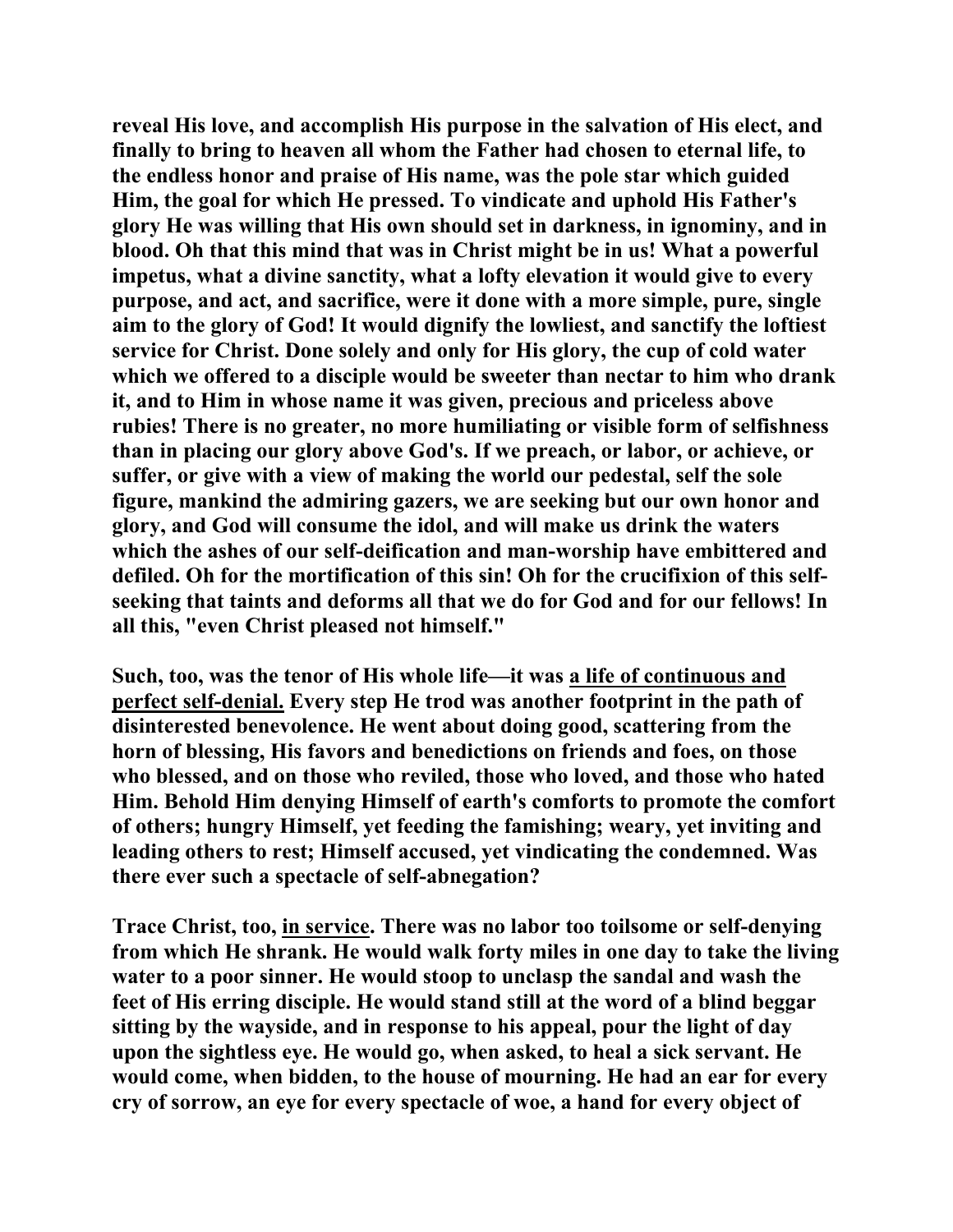**reveal His love, and accomplish His purpose in the salvation of His elect, and finally to bring to heaven all whom the Father had chosen to eternal life, to the endless honor and praise of His name, was the pole star which guided Him, the goal for which He pressed. To vindicate and uphold His Father's glory He was willing that His own should set in darkness, in ignominy, and in blood. Oh that this mind that was in Christ might be in us! What a powerful impetus, what a divine sanctity, what a lofty elevation it would give to every purpose, and act, and sacrifice, were it done with a more simple, pure, single aim to the glory of God! It would dignify the lowliest, and sanctify the loftiest service for Christ. Done solely and only for His glory, the cup of cold water which we offered to a disciple would be sweeter than nectar to him who drank it, and to Him in whose name it was given, precious and priceless above rubies! There is no greater, no more humiliating or visible form of selfishness than in placing our glory above God's. If we preach, or labor, or achieve, or suffer, or give with a view of making the world our pedestal, self the sole figure, mankind the admiring gazers, we are seeking but our own honor and glory, and God will consume the idol, and will make us drink the waters which the ashes of our self-deification and man-worship have embittered and defiled. Oh for the mortification of this sin! Oh for the crucifixion of this self-seeking that taints and deforms all that we do for God and for our fellows! In all this, "even Christ pleased not himself."**

**Such, too, was the tenor of His whole life—it was <u>a life of continuous and perfect self-denial.</u> Every step He trod was another footprint in the path of disinterested benevolence. He went about doing good, scattering from the horn of blessing, His favors and benedictions on friends and foes, on those who blessed, and on those who reviled, those who loved, and those who hated Him. Behold Him denying Himself of earth's comforts to promote the comfort of others; hungry Himself, yet feeding the famishing; weary, yet inviting and leading others to rest; Himself accused, yet vindicating the condemned. Was there ever such a spectacle of self-abnegation?**

**Trace Christ, too, <u>in service</u>. There was no labor too toilsome or self-denying from which He shrank. He would walk forty miles in one day to take the living water to a poor sinner. He would stoop to unclasp the sandal and wash the feet of His erring disciple. He would stand still at the word of a blind beggar sitting by the wayside, and in response to his appeal, pour the light of day upon the sightless eye. He would go, when asked, to heal a sick servant. He would come, when bidden, to the house of mourning. He had an ear for every cry of sorrow, an eye for every spectacle of woe, a hand for every object of**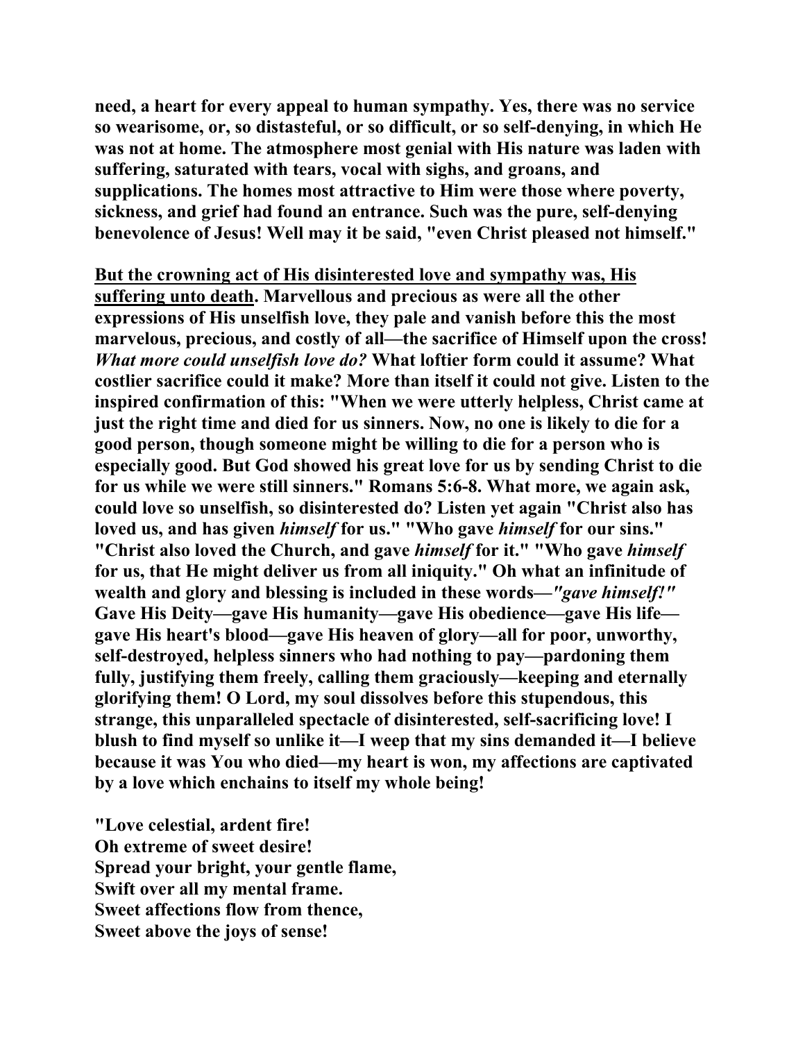need, a heart for every appeal to human sympathy. Yes, there was no service so wearisome, or, so distasteful, or so difficult, or so self-denying, in which He was not at home. The atmosphere most genial with His nature was laden with suffering, saturated with tears, vocal with sighs, and groans, and supplications. The homes most attractive to Him were those where poverty, sickness, and grief had found an entrance. Such was the pure, self-denying benevolence of Jesus! Well may it be said, "even Christ pleased not himself."

<u>But the crowning act of His disinterested love and sympathy was, His suffering unto death</u>. Marvellous and precious as were all the other expressions of His unselfish love, they pale and vanish before this the most marvelous, precious, and costly of all—the sacrifice of Himself upon the cross! *What more could unselfish love do?* What loftier form could it assume? What costlier sacrifice could it make? More than itself it could not give. Listen to the inspired confirmation of this: "When we were utterly helpless, Christ came at just the right time and died for us sinners. Now, no one is likely to die for a good person, though someone might be willing to die for a person who is especially good. But God showed his great love for us by sending Christ to die for us while we were still sinners." Romans 5:6-8. What more, we again ask, could love so unselfish, so disinterested do? Listen yet again "Christ also has loved us, and has given *himself* for us." "Who gave *himself* for our sins." "Christ also loved the Church, and gave *himself* for it." "Who gave *himself* for us, that He might deliver us from all iniquity." Oh what an infinitude of wealth and glory and blessing is included in these words—*"gave himself!"* Gave His Deity—gave His humanity—gave His obedience—gave His life—gave His heart's blood—gave His heaven of glory—all for poor, unworthy, self-destroyed, helpless sinners who had nothing to pay—pardoning them fully, justifying them freely, calling them graciously—keeping and eternally glorifying them! O Lord, my soul dissolves before this stupendous, this strange, this unparalleled spectacle of disinterested, self-sacrificing love! I blush to find myself so unlike it—I weep that my sins demanded it—I believe because it was You who died—my heart is won, my affections are captivated by a love which enchains to itself my whole being!

"Love celestial, ardent fire!
Oh extreme of sweet desire!
Spread your bright, your gentle flame,
Swift over all my mental frame.
Sweet affections flow from thence,
Sweet above the joys of sense!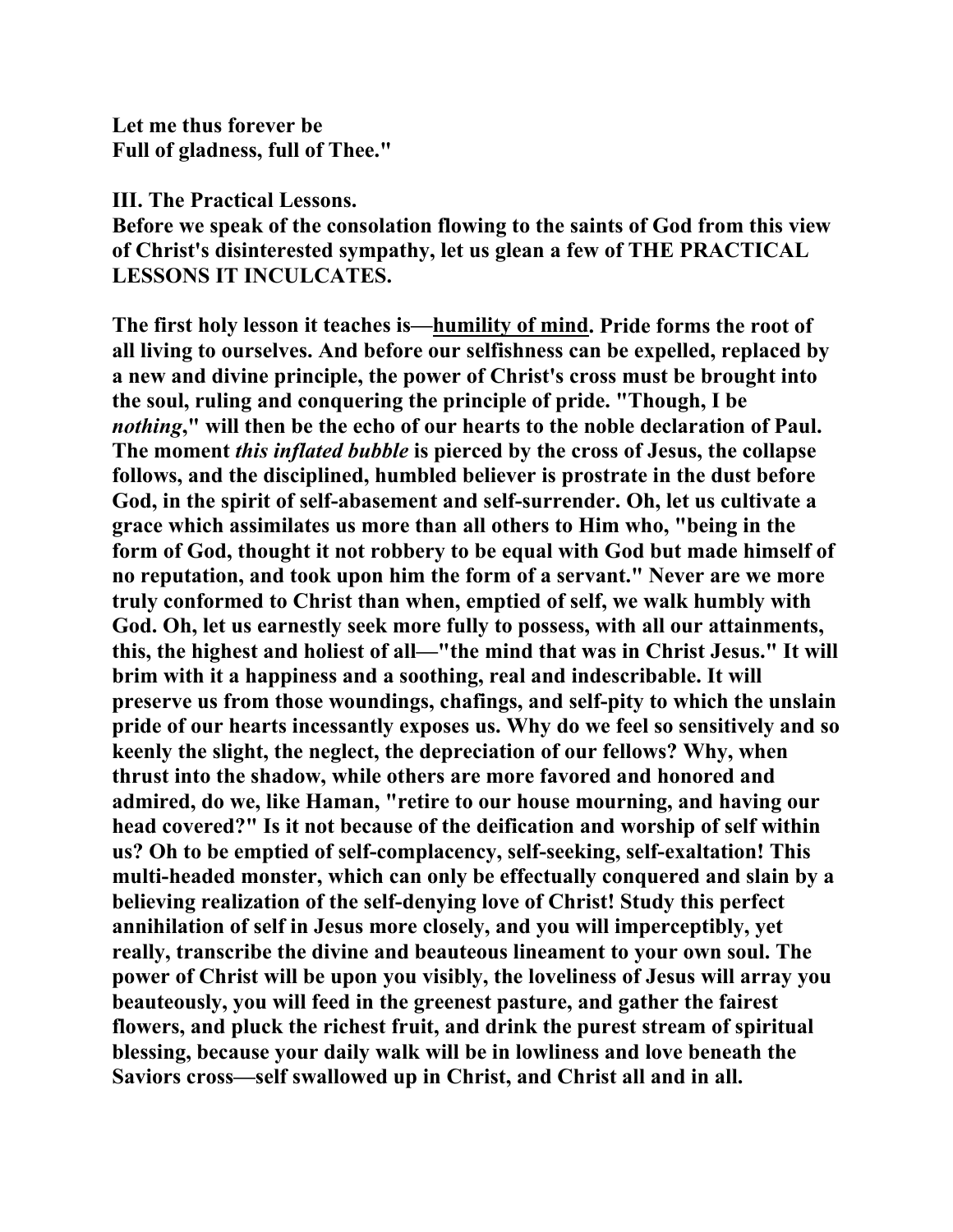Let me thus forever be
Full of gladness, full of Thee."

### III. The Practical Lessons.

Before we speak of the consolation flowing to the saints of God from this view of Christ's disinterested sympathy, let us glean a few of THE PRACTICAL LESSONS IT INCULCATES.

The first holy lesson it teaches is—humility of mind. Pride forms the root of all living to ourselves. And before our selfishness can be expelled, replaced by a new and divine principle, the power of Christ's cross must be brought into the soul, ruling and conquering the principle of pride. "Though, I be *nothing*," will then be the echo of our hearts to the noble declaration of Paul. The moment *this inflated bubble* is pierced by the cross of Jesus, the collapse follows, and the disciplined, humbled believer is prostrate in the dust before God, in the spirit of self-abasement and self-surrender. Oh, let us cultivate a grace which assimilates us more than all others to Him who, "being in the form of God, thought it not robbery to be equal with God but made himself of no reputation, and took upon him the form of a servant." Never are we more truly conformed to Christ than when, emptied of self, we walk humbly with God. Oh, let us earnestly seek more fully to possess, with all our attainments, this, the highest and holiest of all—"the mind that was in Christ Jesus." It will brim with it a happiness and a soothing, real and indescribable. It will preserve us from those woundings, chafings, and self-pity to which the unslain pride of our hearts incessantly exposes us. Why do we feel so sensitively and so keenly the slight, the neglect, the depreciation of our fellows? Why, when thrust into the shadow, while others are more favored and honored and admired, do we, like Haman, "retire to our house mourning, and having our head covered?" Is it not because of the deification and worship of self within us? Oh to be emptied of self-complacency, self-seeking, self-exaltation! This multi-headed monster, which can only be effectually conquered and slain by a believing realization of the self-denying love of Christ! Study this perfect annihilation of self in Jesus more closely, and you will imperceptibly, yet really, transcribe the divine and beauteous lineament to your own soul. The power of Christ will be upon you visibly, the loveliness of Jesus will array you beauteously, you will feed in the greenest pasture, and gather the fairest flowers, and pluck the richest fruit, and drink the purest stream of spiritual blessing, because your daily walk will be in lowliness and love beneath the Saviors cross—self swallowed up in Christ, and Christ all and in all.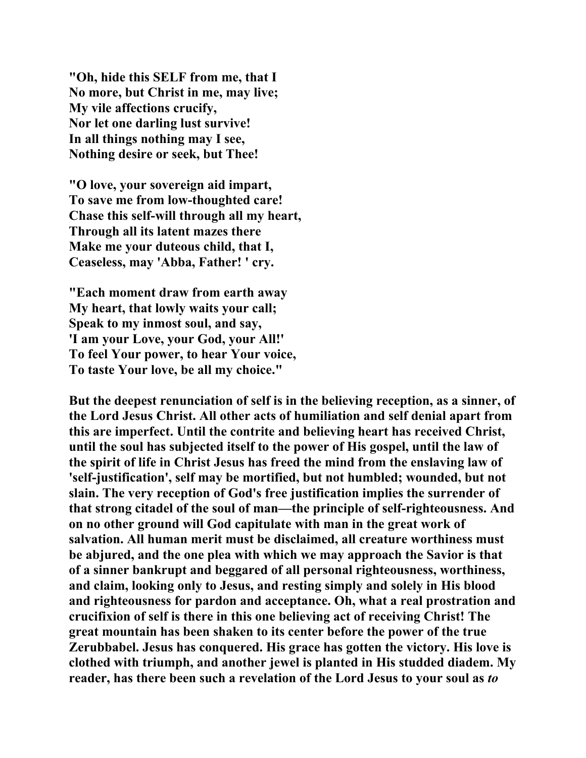**"Oh, hide this SELF from me, that I**
**No more, but Christ in me, may live;**
**My vile affections crucify,**
**Nor let one darling lust survive!**
**In all things nothing may I see,**
**Nothing desire or seek, but Thee!**

**"O love, your sovereign aid impart,**
**To save me from low-thoughted care!**
**Chase this self-will through all my heart,**
**Through all its latent mazes there**
**Make me your duteous child, that I,**
**Ceaseless, may 'Abba, Father! ' cry.**

**"Each moment draw from earth away**
**My heart, that lowly waits your call;**
**Speak to my inmost soul, and say,**
**'I am your Love, your God, your All!'**
**To feel Your power, to hear Your voice,**
**To taste Your love, be all my choice."**

**But the deepest renunciation of self is in the believing reception, as a sinner, of the Lord Jesus Christ. All other acts of humiliation and self denial apart from this are imperfect. Until the contrite and believing heart has received Christ, until the soul has subjected itself to the power of His gospel, until the law of the spirit of life in Christ Jesus has freed the mind from the enslaving law of 'self-justification', self may be mortified, but not humbled; wounded, but not slain. The very reception of God's free justification implies the surrender of that strong citadel of the soul of man—the principle of self-righteousness. And on no other ground will God capitulate with man in the great work of salvation. All human merit must be disclaimed, all creature worthiness must be abjured, and the one plea with which we may approach the Savior is that of a sinner bankrupt and beggared of all personal righteousness, worthiness, and claim, looking only to Jesus, and resting simply and solely in His blood and righteousness for pardon and acceptance. Oh, what a real prostration and crucifixion of self is there in this one believing act of receiving Christ! The great mountain has been shaken to its center before the power of the true Zerubbabel. Jesus has conquered. His grace has gotten the victory. His love is clothed with triumph, and another jewel is planted in His studded diadem. My reader, has there been such a revelation of the Lord Jesus to your soul as *to***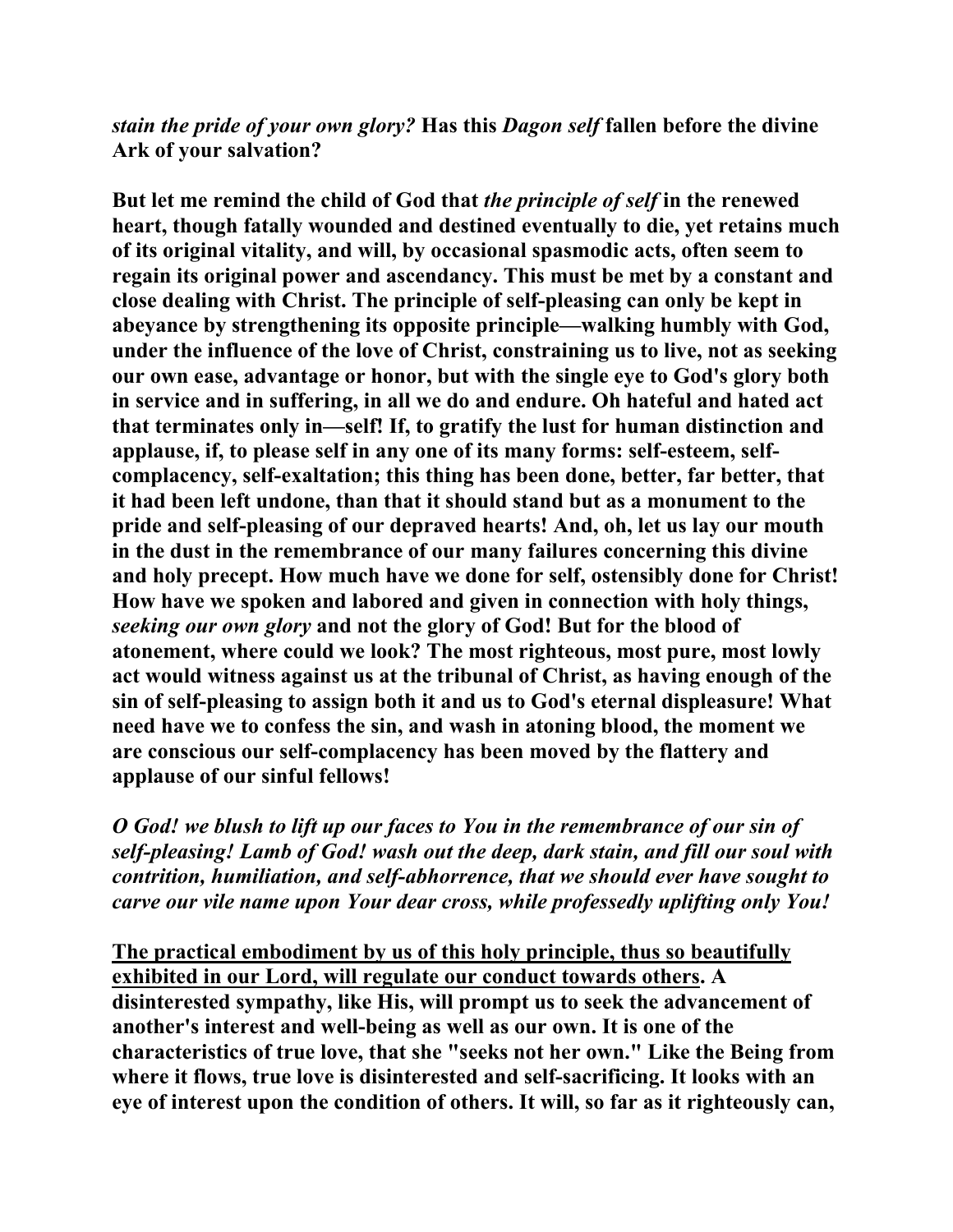***stain the pride of your own glory?* Has this *Dagon self* fallen before the divine Ark of your salvation?**

**But let me remind the child of God that *the principle of self* in the renewed heart, though fatally wounded and destined eventually to die, yet retains much of its original vitality, and will, by occasional spasmodic acts, often seem to regain its original power and ascendancy. This must be met by a constant and close dealing with Christ. The principle of self-pleasing can only be kept in abeyance by strengthening its opposite principle—walking humbly with God, under the influence of the love of Christ, constraining us to live, not as seeking our own ease, advantage or honor, but with the single eye to God's glory both in service and in suffering, in all we do and endure. Oh hateful and hated act that terminates only in—self! If, to gratify the lust for human distinction and applause, if, to please self in any one of its many forms: self-esteem, self-complacency, self-exaltation; this thing has been done, better, far better, that it had been left undone, than that it should stand but as a monument to the pride and self-pleasing of our depraved hearts! And, oh, let us lay our mouth in the dust in the remembrance of our many failures concerning this divine and holy precept. How much have we done for self, ostensibly done for Christ! How have we spoken and labored and given in connection with holy things, *seeking our own glory* and not the glory of God! But for the blood of atonement, where could we look? The most righteous, most pure, most lowly act would witness against us at the tribunal of Christ, as having enough of the sin of self-pleasing to assign both it and us to God's eternal displeasure! What need have we to confess the sin, and wash in atoning blood, the moment we are conscious our self-complacency has been moved by the flattery and applause of our sinful fellows!**

***O God! we blush to lift up our faces to You in the remembrance of our sin of self-pleasing! Lamb of God! wash out the deep, dark stain, and fill our soul with contrition, humiliation, and self-abhorrence, that we should ever have sought to carve our vile name upon Your dear cross, while professedly uplifting only You!***

**<u>The practical embodiment by us of this holy principle, thus so beautifully exhibited in our Lord, will regulate our conduct towards others</u>. A disinterested sympathy, like His, will prompt us to seek the advancement of another's interest and well-being as well as our own. It is one of the characteristics of true love, that she "seeks not her own." Like the Being from where it flows, true love is disinterested and self-sacrificing. It looks with an eye of interest upon the condition of others. It will, so far as it righteously can,**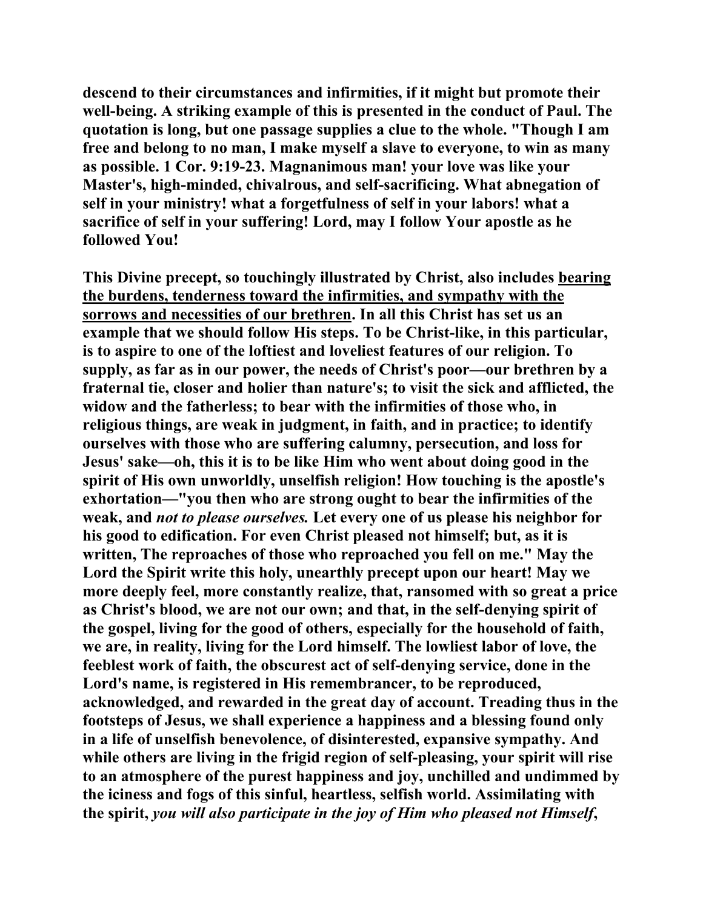**descend to their circumstances and infirmities, if it might but promote their well-being. A striking example of this is presented in the conduct of Paul. The quotation is long, but one passage supplies a clue to the whole. "Though I am free and belong to no man, I make myself a slave to everyone, to win as many as possible. 1 Cor. 9:19-23. Magnanimous man! your love was like your Master's, high-minded, chivalrous, and self-sacrificing. What abnegation of self in your ministry! what a forgetfulness of self in your labors! what a sacrifice of self in your suffering! Lord, may I follow Your apostle as he followed You!**

**This Divine precept, so touchingly illustrated by Christ, also includes <u>bearing the burdens, tenderness toward the infirmities, and sympathy with the sorrows and necessities of our brethren</u>. In all this Christ has set us an example that we should follow His steps. To be Christ-like, in this particular, is to aspire to one of the loftiest and loveliest features of our religion. To supply, as far as in our power, the needs of Christ's poor—our brethren by a fraternal tie, closer and holier than nature's; to visit the sick and afflicted, the widow and the fatherless; to bear with the infirmities of those who, in religious things, are weak in judgment, in faith, and in practice; to identify ourselves with those who are suffering calumny, persecution, and loss for Jesus' sake—oh, this it is to be like Him who went about doing good in the spirit of His own unworldly, unselfish religion! How touching is the apostle's exhortation—"you then who are strong ought to bear the infirmities of the weak, and *not to please ourselves.* Let every one of us please his neighbor for his good to edification. For even Christ pleased not himself; but, as it is written, The reproaches of those who reproached you fell on me." May the Lord the Spirit write this holy, unearthly precept upon our heart! May we more deeply feel, more constantly realize, that, ransomed with so great a price as Christ's blood, we are not our own; and that, in the self-denying spirit of the gospel, living for the good of others, especially for the household of faith, we are, in reality, living for the Lord himself. The lowliest labor of love, the feeblest work of faith, the obscurest act of self-denying service, done in the Lord's name, is registered in His remembrancer, to be reproduced, acknowledged, and rewarded in the great day of account. Treading thus in the footsteps of Jesus, we shall experience a happiness and a blessing found only in a life of unselfish benevolence, of disinterested, expansive sympathy. And while others are living in the frigid region of self-pleasing, your spirit will rise to an atmosphere of the purest happiness and joy, unchilled and undimmed by the iciness and fogs of this sinful, heartless, selfish world. Assimilating with the spirit, *you will also participate in the joy of Him who pleased not Himself*,**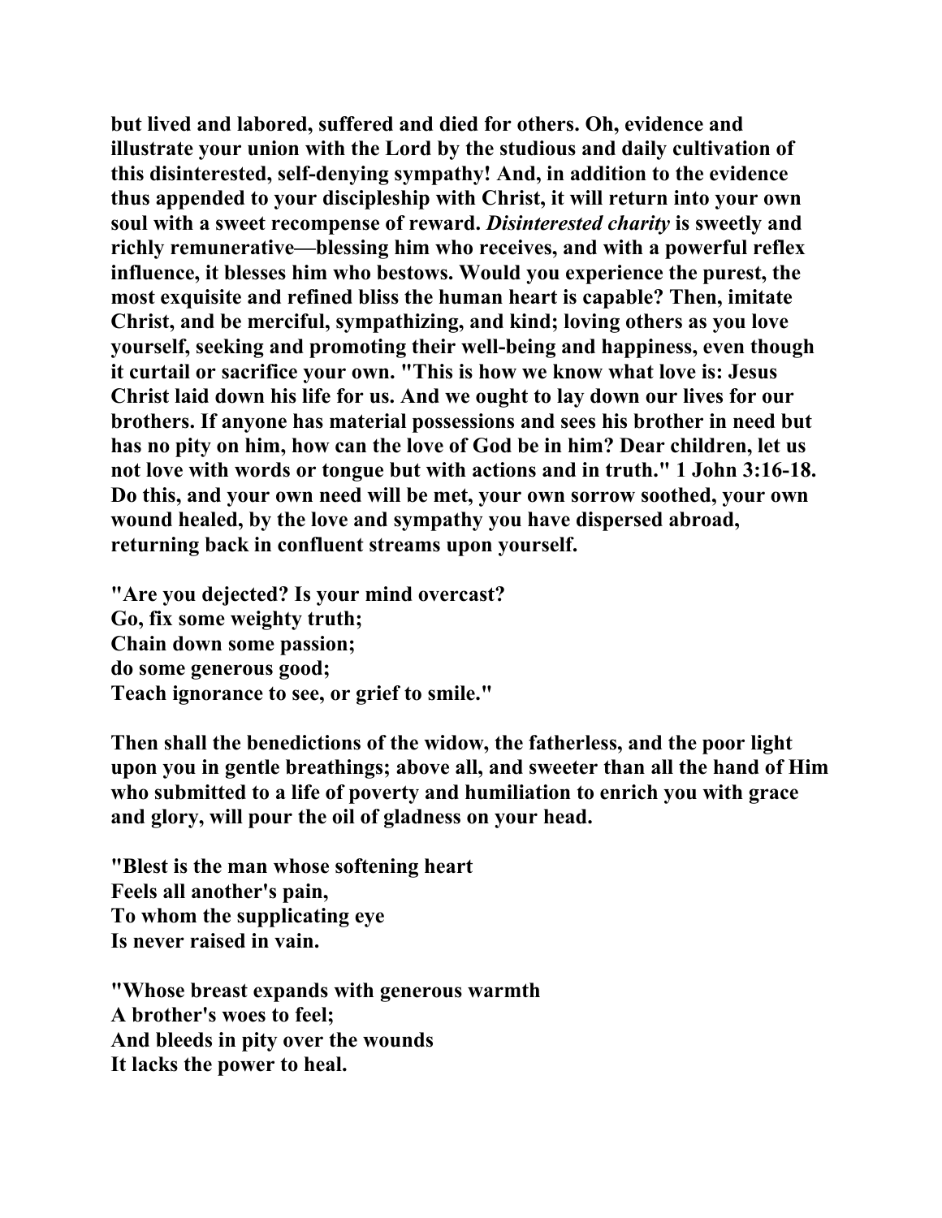**but lived and labored, suffered and died for others. Oh, evidence and illustrate your union with the Lord by the studious and daily cultivation of this disinterested, self-denying sympathy! And, in addition to the evidence thus appended to your discipleship with Christ, it will return into your own soul with a sweet recompense of reward. *Disinterested charity* is sweetly and richly remunerative—blessing him who receives, and with a powerful reflex influence, it blesses him who bestows. Would you experience the purest, the most exquisite and refined bliss the human heart is capable? Then, imitate Christ, and be merciful, sympathizing, and kind; loving others as you love yourself, seeking and promoting their well-being and happiness, even though it curtail or sacrifice your own. "This is how we know what love is: Jesus Christ laid down his life for us. And we ought to lay down our lives for our brothers. If anyone has material possessions and sees his brother in need but has no pity on him, how can the love of God be in him? Dear children, let us not love with words or tongue but with actions and in truth." 1 John 3:16-18. Do this, and your own need will be met, your own sorrow soothed, your own wound healed, by the love and sympathy you have dispersed abroad, returning back in confluent streams upon yourself.**

**"Are you dejected? Is your mind overcast?  
Go, fix some weighty truth;  
Chain down some passion;  
do some generous good;  
Teach ignorance to see, or grief to smile."**

**Then shall the benedictions of the widow, the fatherless, and the poor light upon you in gentle breathings; above all, and sweeter than all the hand of Him who submitted to a life of poverty and humiliation to enrich you with grace and glory, will pour the oil of gladness on your head.**

**"Blest is the man whose softening heart  
Feels all another's pain,  
To whom the supplicating eye  
Is never raised in vain.**

**"Whose breast expands with generous warmth  
A brother's woes to feel;  
And bleeds in pity over the wounds  
It lacks the power to heal.**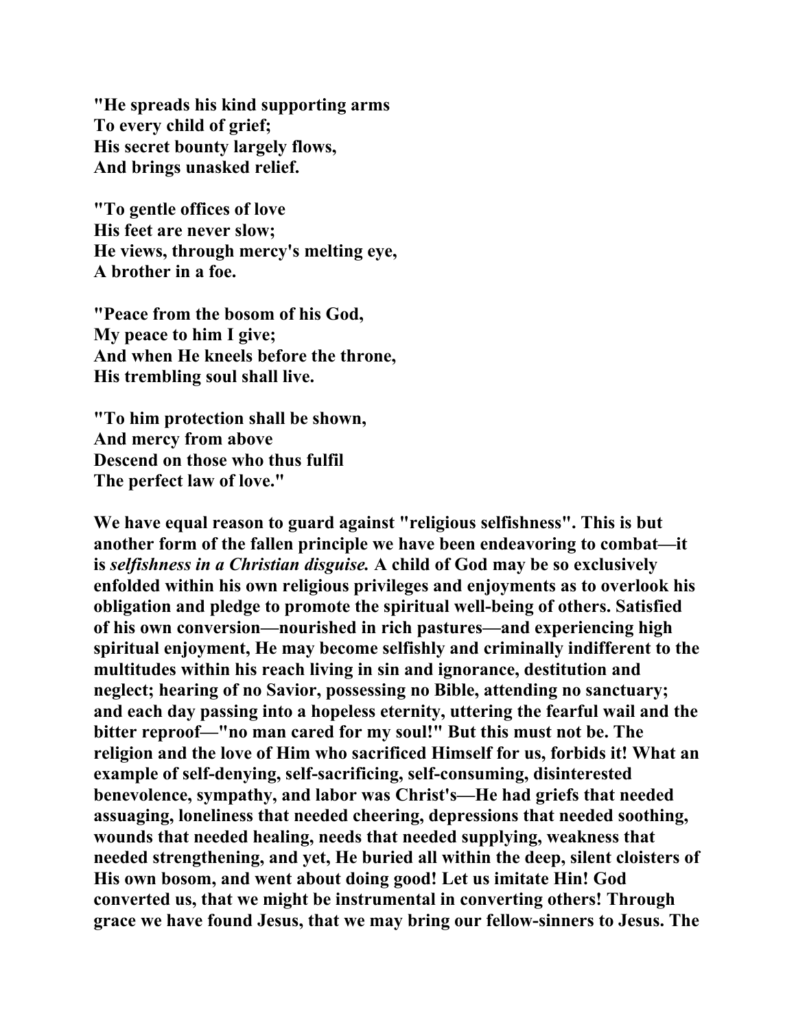**"He spreads his kind supporting arms**
**To every child of grief;**
**His secret bounty largely flows,**
**And brings unasked relief.**

**"To gentle offices of love**
**His feet are never slow;**
**He views, through mercy's melting eye,**
**A brother in a foe.**

**"Peace from the bosom of his God,**
**My peace to him I give;**
**And when He kneels before the throne,**
**His trembling soul shall live.**

**"To him protection shall be shown,**
**And mercy from above**
**Descend on those who thus fulfil**
**The perfect law of love."**

**We have equal reason to guard against "religious selfishness". This is but another form of the fallen principle we have been endeavoring to combat—it is *selfishness in a Christian disguise.* A child of God may be so exclusively enfolded within his own religious privileges and enjoyments as to overlook his obligation and pledge to promote the spiritual well-being of others. Satisfied of his own conversion—nourished in rich pastures—and experiencing high spiritual enjoyment, He may become selfishly and criminally indifferent to the multitudes within his reach living in sin and ignorance, destitution and neglect; hearing of no Savior, possessing no Bible, attending no sanctuary; and each day passing into a hopeless eternity, uttering the fearful wail and the bitter reproof—"no man cared for my soul!" But this must not be. The religion and the love of Him who sacrificed Himself for us, forbids it! What an example of self-denying, self-sacrificing, self-consuming, disinterested benevolence, sympathy, and labor was Christ's—He had griefs that needed assuaging, loneliness that needed cheering, depressions that needed soothing, wounds that needed healing, needs that needed supplying, weakness that needed strengthening, and yet, He buried all within the deep, silent cloisters of His own bosom, and went about doing good! Let us imitate Hin! God converted us, that we might be instrumental in converting others! Through grace we have found Jesus, that we may bring our fellow-sinners to Jesus. The**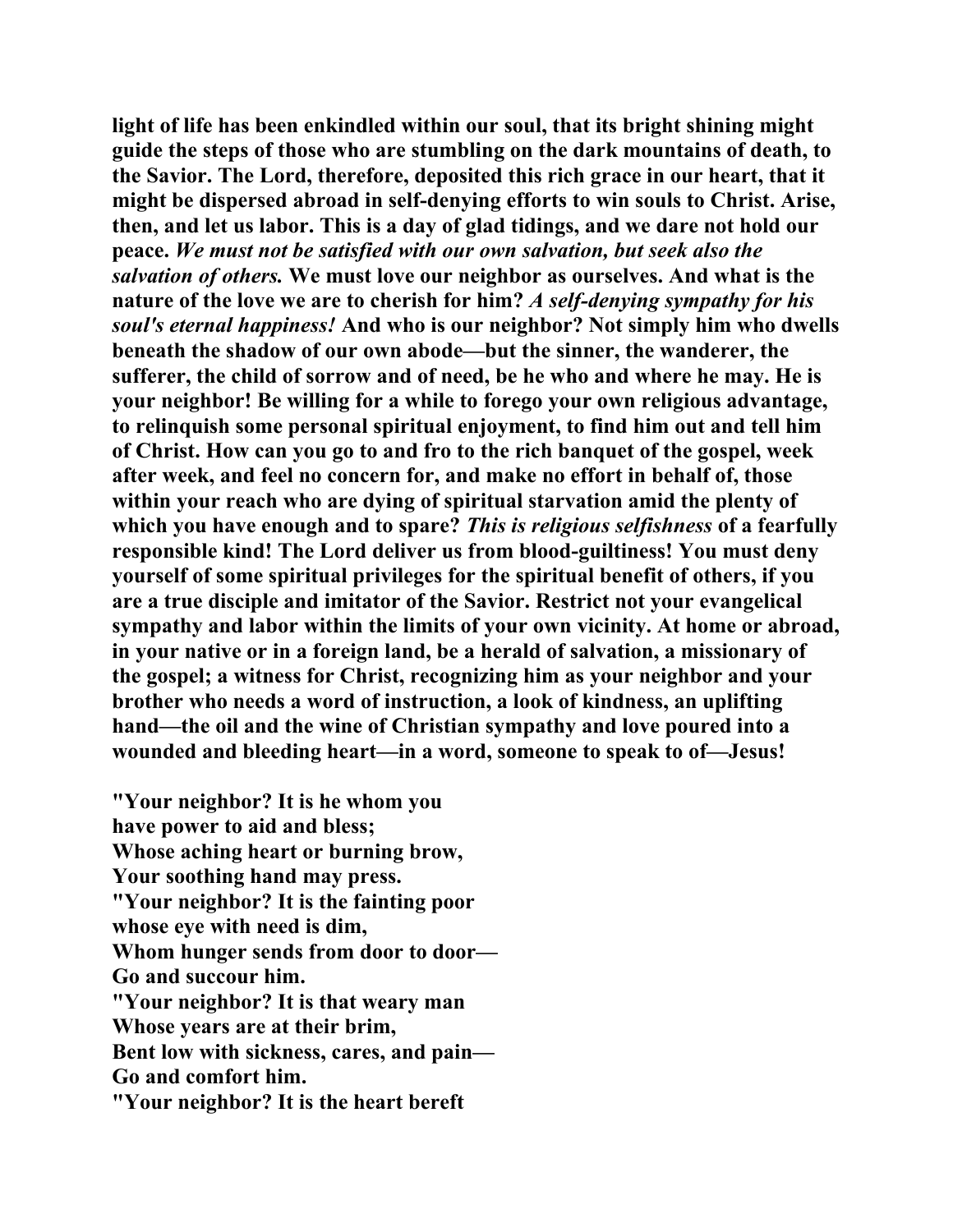**light of life has been enkindled within our soul, that its bright shining might guide the steps of those who are stumbling on the dark mountains of death, to the Savior. The Lord, therefore, deposited this rich grace in our heart, that it might be dispersed abroad in self-denying efforts to win souls to Christ. Arise, then, and let us labor. This is a day of glad tidings, and we dare not hold our peace. *We must not be satisfied with our own salvation, but seek also the salvation of others.* We must love our neighbor as ourselves. And what is the nature of the love we are to cherish for him? *A self-denying sympathy for his soul's eternal happiness!* And who is our neighbor? Not simply him who dwells beneath the shadow of our own abode—but the sinner, the wanderer, the sufferer, the child of sorrow and of need, be he who and where he may. He is your neighbor! Be willing for a while to forego your own religious advantage, to relinquish some personal spiritual enjoyment, to find him out and tell him of Christ. How can you go to and fro to the rich banquet of the gospel, week after week, and feel no concern for, and make no effort in behalf of, those within your reach who are dying of spiritual starvation amid the plenty of which you have enough and to spare? *This is religious selfishness* of a fearfully responsible kind! The Lord deliver us from blood-guiltiness! You must deny yourself of some spiritual privileges for the spiritual benefit of others, if you are a true disciple and imitator of the Savior. Restrict not your evangelical sympathy and labor within the limits of your own vicinity. At home or abroad, in your native or in a foreign land, be a herald of salvation, a missionary of the gospel; a witness for Christ, recognizing him as your neighbor and your brother who needs a word of instruction, a look of kindness, an uplifting hand—the oil and the wine of Christian sympathy and love poured into a wounded and bleeding heart—in a word, someone to speak to of—Jesus!**

**"Your neighbor? It is he whom you**
**have power to aid and bless;**
**Whose aching heart or burning brow,**
**Your soothing hand may press.**
**"Your neighbor? It is the fainting poor**
**whose eye with need is dim,**
**Whom hunger sends from door to door—**
**Go and succour him.**
**"Your neighbor? It is that weary man**
**Whose years are at their brim,**
**Bent low with sickness, cares, and pain—**
**Go and comfort him.**
**"Your neighbor? It is the heart bereft**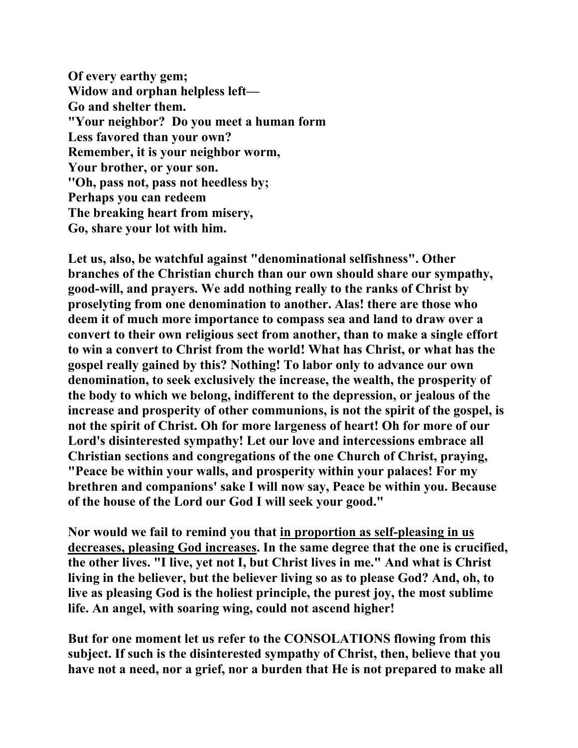**Of every earthy gem;**
**Widow and orphan helpless left—**
**Go and shelter them.**
**"Your neighbor? Do you meet a human form**
**Less favored than your own?**
**Remember, it is your neighbor worm,**
**Your brother, or your son.**
**"Oh, pass not, pass not heedless by;**
**Perhaps you can redeem**
**The breaking heart from misery,**
**Go, share your lot with him.**

**Let us, also, be watchful against "denominational selfishness". Other branches of the Christian church than our own should share our sympathy, good-will, and prayers. We add nothing really to the ranks of Christ by proselyting from one denomination to another. Alas! there are those who deem it of much more importance to compass sea and land to draw over a convert to their own religious sect from another, than to make a single effort to win a convert to Christ from the world! What has Christ, or what has the gospel really gained by this? Nothing! To labor only to advance our own denomination, to seek exclusively the increase, the wealth, the prosperity of the body to which we belong, indifferent to the depression, or jealous of the increase and prosperity of other communions, is not the spirit of the gospel, is not the spirit of Christ. Oh for more largeness of heart! Oh for more of our Lord's disinterested sympathy! Let our love and intercessions embrace all Christian sections and congregations of the one Church of Christ, praying, "Peace be within your walls, and prosperity within your palaces! For my brethren and companions' sake I will now say, Peace be within you. Because of the house of the Lord our God I will seek your good."**

**Nor would we fail to remind you that <u>in proportion as self-pleasing in us decreases, pleasing God increases</u>. In the same degree that the one is crucified, the other lives. "I live, yet not I, but Christ lives in me." And what is Christ living in the believer, but the believer living so as to please God? And, oh, to live as pleasing God is the holiest principle, the purest joy, the most sublime life. An angel, with soaring wing, could not ascend higher!**

**But for one moment let us refer to the CONSOLATIONS flowing from this subject. If such is the disinterested sympathy of Christ, then, believe that you have not a need, nor a grief, nor a burden that He is not prepared to make all**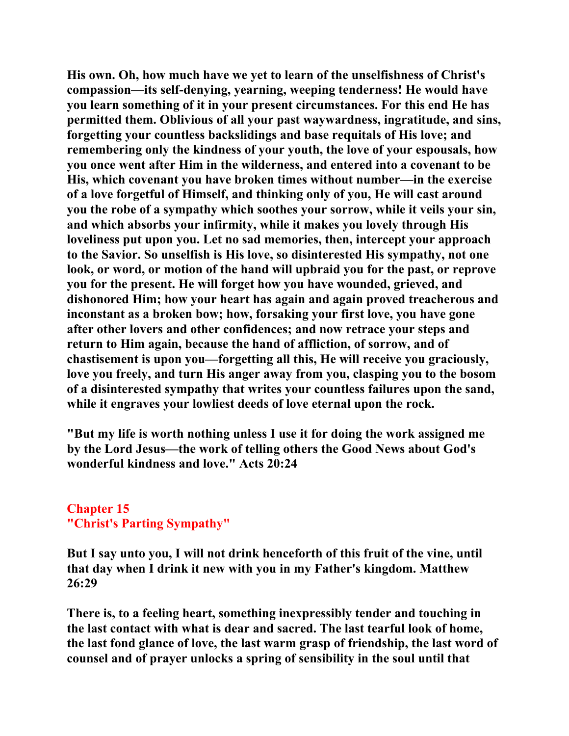**His own. Oh, how much have we yet to learn of the unselfishness of Christ's compassion—its self-denying, yearning, weeping tenderness! He would have you learn something of it in your present circumstances. For this end He has permitted them. Oblivious of all your past waywardness, ingratitude, and sins, forgetting your countless backslidings and base requitals of His love; and remembering only the kindness of your youth, the love of your espousals, how you once went after Him in the wilderness, and entered into a covenant to be His, which covenant you have broken times without number—in the exercise of a love forgetful of Himself, and thinking only of you, He will cast around you the robe of a sympathy which soothes your sorrow, while it veils your sin, and which absorbs your infirmity, while it makes you lovely through His loveliness put upon you. Let no sad memories, then, intercept your approach to the Savior. So unselfish is His love, so disinterested His sympathy, not one look, or word, or motion of the hand will upbraid you for the past, or reprove you for the present. He will forget how you have wounded, grieved, and dishonored Him; how your heart has again and again proved treacherous and inconstant as a broken bow; how, forsaking your first love, you have gone after other lovers and other confidences; and now retrace your steps and return to Him again, because the hand of affliction, of sorrow, and of chastisement is upon you—forgetting all this, He will receive you graciously, love you freely, and turn His anger away from you, clasping you to the bosom of a disinterested sympathy that writes your countless failures upon the sand, while it engraves your lowliest deeds of love eternal upon the rock.**

**"But my life is worth nothing unless I use it for doing the work assigned me by the Lord Jesus—the work of telling others the Good News about God's wonderful kindness and love." Acts 20:24**

## Chapter 15
## "Christ's Parting Sympathy"

**But I say unto you, I will not drink henceforth of this fruit of the vine, until that day when I drink it new with you in my Father's kingdom. Matthew 26:29**

**There is, to a feeling heart, something inexpressibly tender and touching in the last contact with what is dear and sacred. The last tearful look of home, the last fond glance of love, the last warm grasp of friendship, the last word of counsel and of prayer unlocks a spring of sensibility in the soul until that**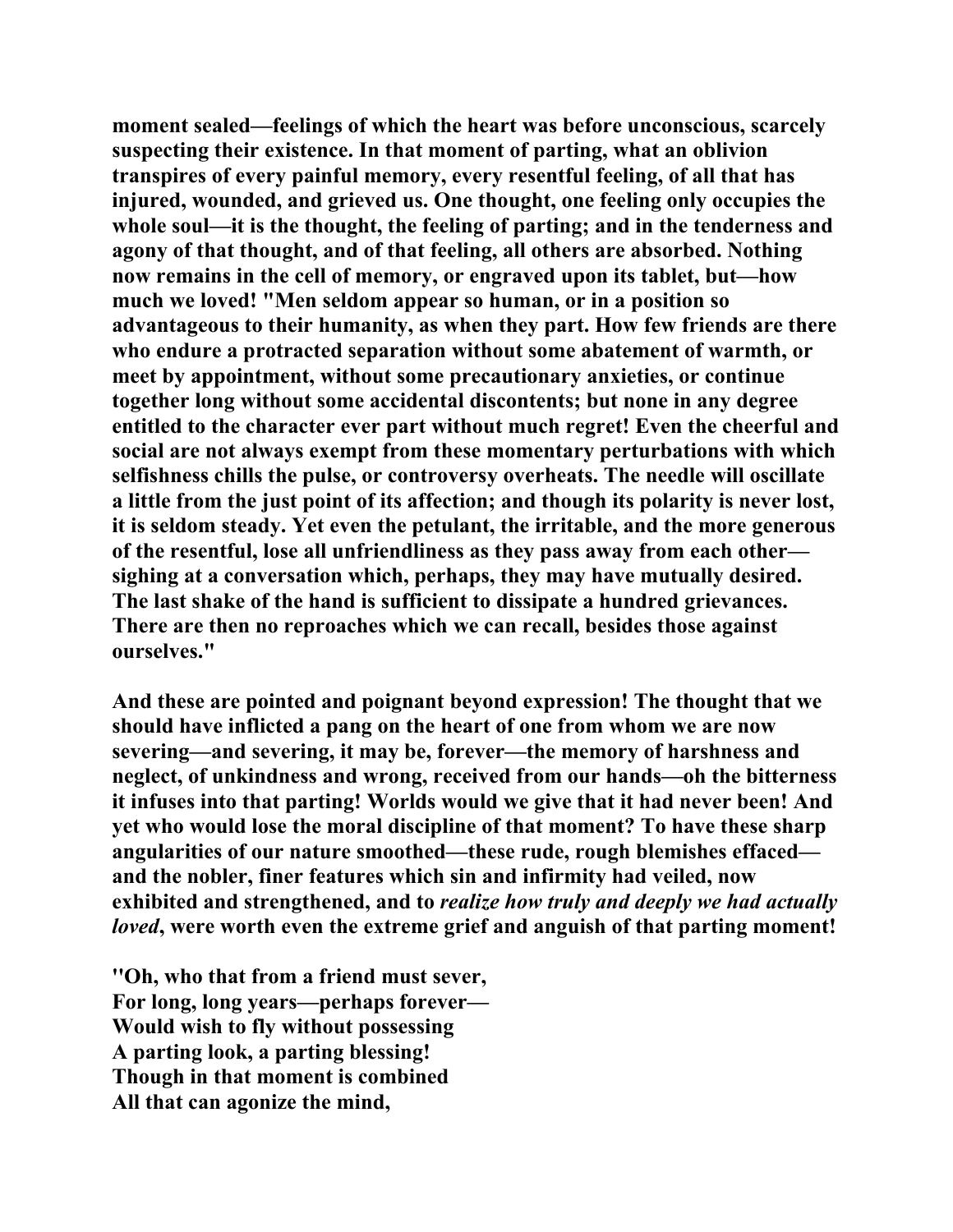moment sealed—feelings of which the heart was before unconscious, scarcely suspecting their existence. In that moment of parting, what an oblivion transpires of every painful memory, every resentful feeling, of all that has injured, wounded, and grieved us. One thought, one feeling only occupies the whole soul—it is the thought, the feeling of parting; and in the tenderness and agony of that thought, and of that feeling, all others are absorbed. Nothing now remains in the cell of memory, or engraved upon its tablet, but—how much we loved! "Men seldom appear so human, or in a position so advantageous to their humanity, as when they part. How few friends are there who endure a protracted separation without some abatement of warmth, or meet by appointment, without some precautionary anxieties, or continue together long without some accidental discontents; but none in any degree entitled to the character ever part without much regret! Even the cheerful and social are not always exempt from these momentary perturbations with which selfishness chills the pulse, or controversy overheats. The needle will oscillate a little from the just point of its affection; and though its polarity is never lost, it is seldom steady. Yet even the petulant, the irritable, and the more generous of the resentful, lose all unfriendliness as they pass away from each other—sighing at a conversation which, perhaps, they may have mutually desired. The last shake of the hand is sufficient to dissipate a hundred grievances. There are then no reproaches which we can recall, besides those against ourselves."

And these are pointed and poignant beyond expression! The thought that we should have inflicted a pang on the heart of one from whom we are now severing—and severing, it may be, forever—the memory of harshness and neglect, of unkindness and wrong, received from our hands—oh the bitterness it infuses into that parting! Worlds would we give that it had never been! And yet who would lose the moral discipline of that moment? To have these sharp angularities of our nature smoothed—these rude, rough blemishes effaced—and the nobler, finer features which sin and infirmity had veiled, now exhibited and strengthened, and to *realize how truly and deeply we had actually loved*, were worth even the extreme grief and anguish of that parting moment!

"Oh, who that from a friend must sever,  
For long, long years—perhaps forever—  
Would wish to fly without possessing  
A parting look, a parting blessing!  
Though in that moment is combined  
All that can agonize the mind,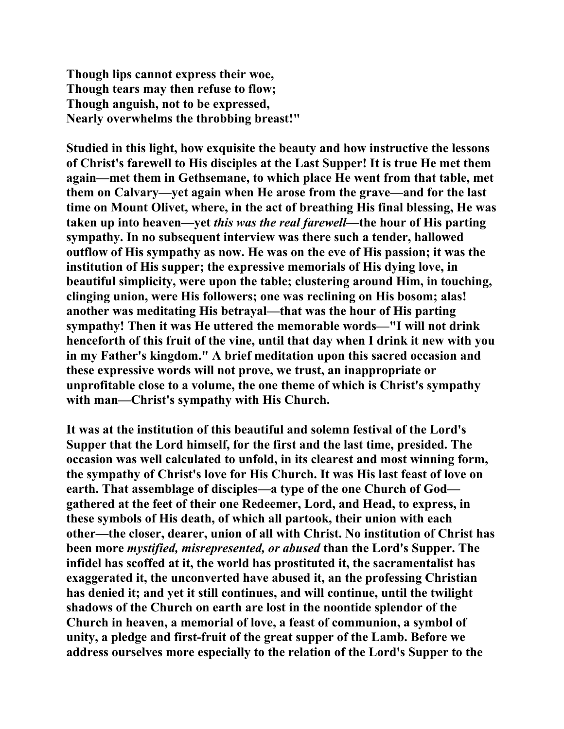**Though lips cannot express their woe,**
**Though tears may then refuse to flow;**
**Though anguish, not to be expressed,**
**Nearly overwhelms the throbbing breast!"**

**Studied in this light, how exquisite the beauty and how instructive the lessons of Christ's farewell to His disciples at the Last Supper! It is true He met them again—met them in Gethsemane, to which place He went from that table, met them on Calvary—yet again when He arose from the grave—and for the last time on Mount Olivet, where, in the act of breathing His final blessing, He was taken up into heaven—yet *this was the real farewell*—the hour of His parting sympathy. In no subsequent interview was there such a tender, hallowed outflow of His sympathy as now. He was on the eve of His passion; it was the institution of His supper; the expressive memorials of His dying love, in beautiful simplicity, were upon the table; clustering around Him, in touching, clinging union, were His followers; one was reclining on His bosom; alas! another was meditating His betrayal—that was the hour of His parting sympathy! Then it was He uttered the memorable words—"I will not drink henceforth of this fruit of the vine, until that day when I drink it new with you in my Father's kingdom." A brief meditation upon this sacred occasion and these expressive words will not prove, we trust, an inappropriate or unprofitable close to a volume, the one theme of which is Christ's sympathy with man—Christ's sympathy with His Church.**

**It was at the institution of this beautiful and solemn festival of the Lord's Supper that the Lord himself, for the first and the last time, presided. The occasion was well calculated to unfold, in its clearest and most winning form, the sympathy of Christ's love for His Church. It was His last feast of love on earth. That assemblage of disciples—a type of the one Church of God—gathered at the feet of their one Redeemer, Lord, and Head, to express, in these symbols of His death, of which all partook, their union with each other—the closer, dearer, union of all with Christ. No institution of Christ has been more *mystified, misrepresented, or abused* than the Lord's Supper. The infidel has scoffed at it, the world has prostituted it, the sacramentalist has exaggerated it, the unconverted have abused it, an the professing Christian has denied it; and yet it still continues, and will continue, until the twilight shadows of the Church on earth are lost in the noontide splendor of the Church in heaven, a memorial of love, a feast of communion, a symbol of unity, a pledge and first-fruit of the great supper of the Lamb. Before we address ourselves more especially to the relation of the Lord's Supper to the**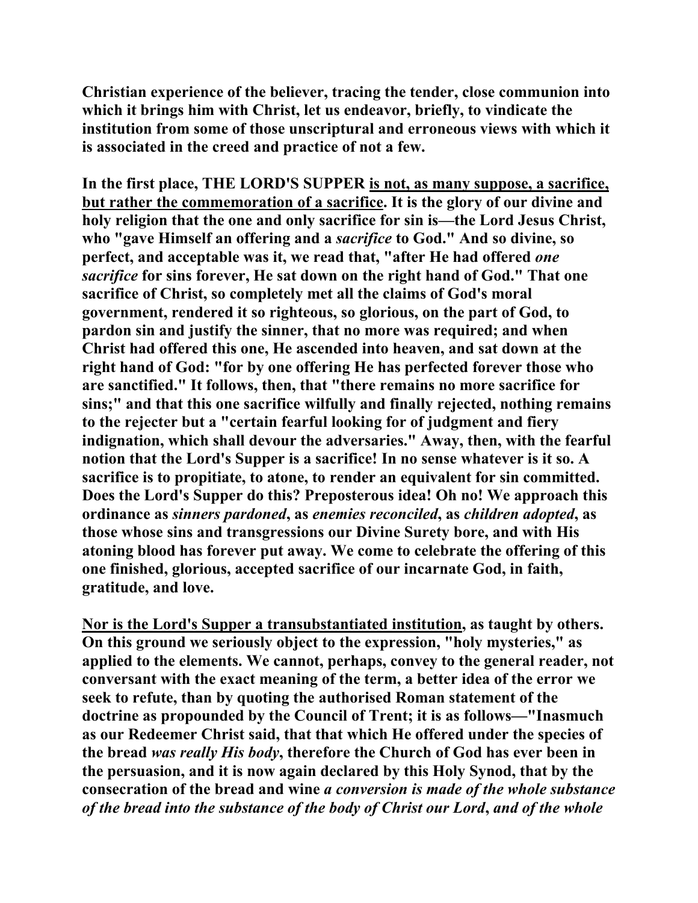**Christian experience of the believer, tracing the tender, close communion into which it brings him with Christ, let us endeavor, briefly, to vindicate the institution from some of those unscriptural and erroneous views with which it is associated in the creed and practice of not a few.**

**In the first place, THE LORD'S SUPPER <u>is not, as many suppose, a sacrifice, but rather the commemoration of a sacrifice</u>. It is the glory of our divine and holy religion that the one and only sacrifice for sin is—the Lord Jesus Christ, who "gave Himself an offering and a *sacrifice* to God." And so divine, so perfect, and acceptable was it, we read that, "after He had offered *one sacrifice* for sins forever, He sat down on the right hand of God." That one sacrifice of Christ, so completely met all the claims of God's moral government, rendered it so righteous, so glorious, on the part of God, to pardon sin and justify the sinner, that no more was required; and when Christ had offered this one, He ascended into heaven, and sat down at the right hand of God: "for by one offering He has perfected forever those who are sanctified." It follows, then, that "there remains no more sacrifice for sins;" and that this one sacrifice wilfully and finally rejected, nothing remains to the rejecter but a "certain fearful looking for of judgment and fiery indignation, which shall devour the adversaries." Away, then, with the fearful notion that the Lord's Supper is a sacrifice! In no sense whatever is it so. A sacrifice is to propitiate, to atone, to render an equivalent for sin committed. Does the Lord's Supper do this? Preposterous idea! Oh no! We approach this ordinance as *sinners pardoned*, as *enemies reconciled*, as *children adopted*, as those whose sins and transgressions our Divine Surety bore, and with His atoning blood has forever put away. We come to celebrate the offering of this one finished, glorious, accepted sacrifice of our incarnate God, in faith, gratitude, and love.**

**<u>Nor is the Lord's Supper a transubstantiated institution</u>, as taught by others. On this ground we seriously object to the expression, "holy mysteries," as applied to the elements. We cannot, perhaps, convey to the general reader, not conversant with the exact meaning of the term, a better idea of the error we seek to refute, than by quoting the authorised Roman statement of the doctrine as propounded by the Council of Trent; it is as follows—"Inasmuch as our Redeemer Christ said, that that which He offered under the species of the bread *was really His body*, therefore the Church of God has ever been in the persuasion, and it is now again declared by this Holy Synod, that by the consecration of the bread and wine *a conversion is made of the whole substance of the bread into the substance of the body of Christ our Lord, and of the whole***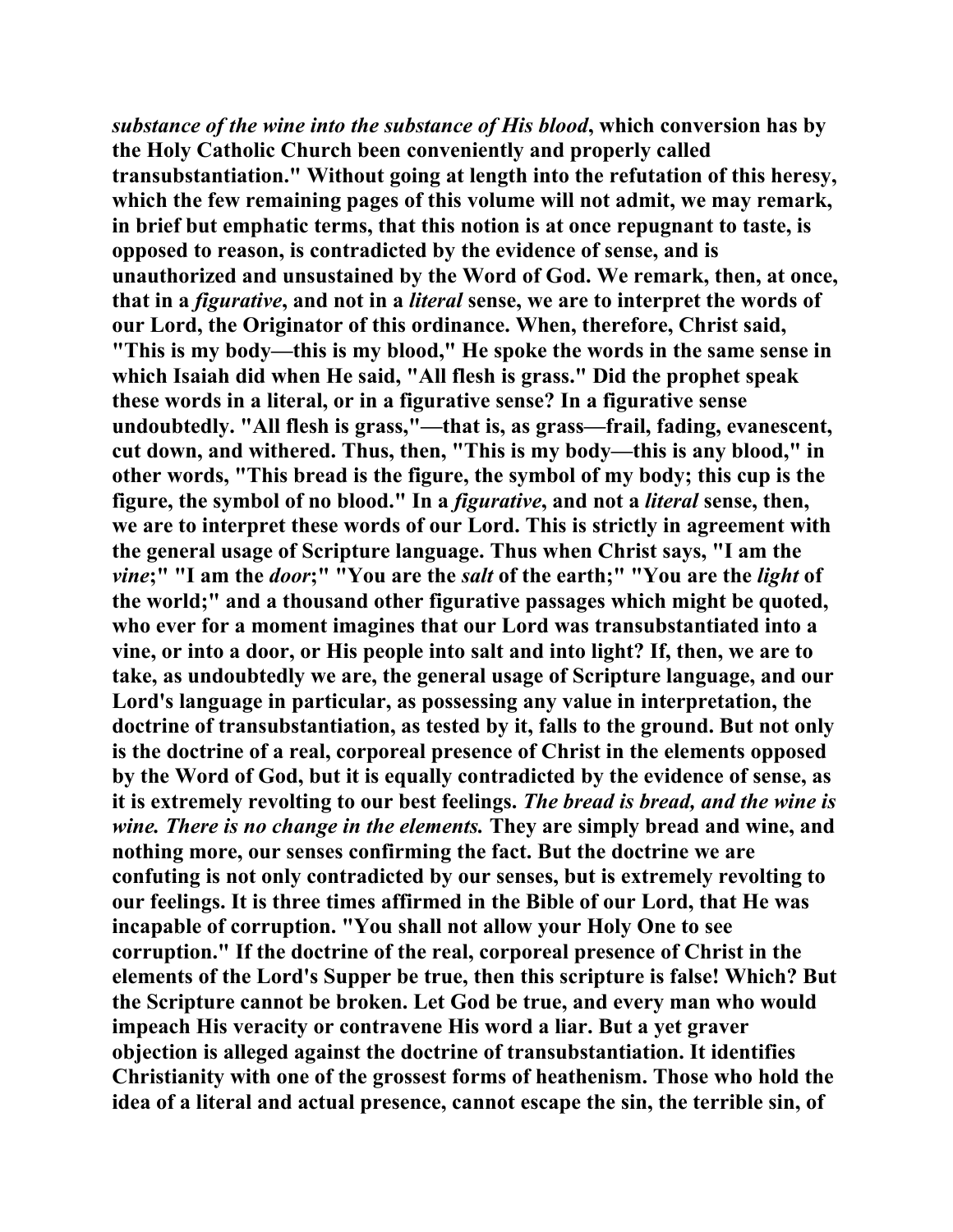***substance of the wine into the substance of His blood*, which conversion has by the Holy Catholic Church been conveniently and properly called transubstantiation." Without going at length into the refutation of this heresy, which the few remaining pages of this volume will not admit, we may remark, in brief but emphatic terms, that this notion is at once repugnant to taste, is opposed to reason, is contradicted by the evidence of sense, and is unauthorized and unsustained by the Word of God. We remark, then, at once, that in a *figurative*, and not in a *literal* sense, we are to interpret the words of our Lord, the Originator of this ordinance. When, therefore, Christ said, "This is my body—this is my blood," He spoke the words in the same sense in which Isaiah did when He said, "All flesh is grass." Did the prophet speak these words in a literal, or in a figurative sense? In a figurative sense undoubtedly. "All flesh is grass,"—that is, as grass—frail, fading, evanescent, cut down, and withered. Thus, then, "This is my body—this is any blood," in other words, "This bread is the figure, the symbol of my body; this cup is the figure, the symbol of no blood." In a *figurative*, and not a *literal* sense, then, we are to interpret these words of our Lord. This is strictly in agreement with the general usage of Scripture language. Thus when Christ says, "I am the *vine*;" "I am the *door*;" "You are the *salt* of the earth;" "You are the *light* of the world;" and a thousand other figurative passages which might be quoted, who ever for a moment imagines that our Lord was transubstantiated into a vine, or into a door, or His people into salt and into light? If, then, we are to take, as undoubtedly we are, the general usage of Scripture language, and our Lord's language in particular, as possessing any value in interpretation, the doctrine of transubstantiation, as tested by it, falls to the ground. But not only is the doctrine of a real, corporeal presence of Christ in the elements opposed by the Word of God, but it is equally contradicted by the evidence of sense, as it is extremely revolting to our best feelings. *The bread is bread, and the wine is wine. There is no change in the elements.* They are simply bread and wine, and nothing more, our senses confirming the fact. But the doctrine we are confuting is not only contradicted by our senses, but is extremely revolting to our feelings. It is three times affirmed in the Bible of our Lord, that He was incapable of corruption. "You shall not allow your Holy One to see corruption." If the doctrine of the real, corporeal presence of Christ in the elements of the Lord's Supper be true, then this scripture is false! Which? But the Scripture cannot be broken. Let God be true, and every man who would impeach His veracity or contravene His word a liar. But a yet graver objection is alleged against the doctrine of transubstantiation. It identifies Christianity with one of the grossest forms of heathenism. Those who hold the idea of a literal and actual presence, cannot escape the sin, the terrible sin, of**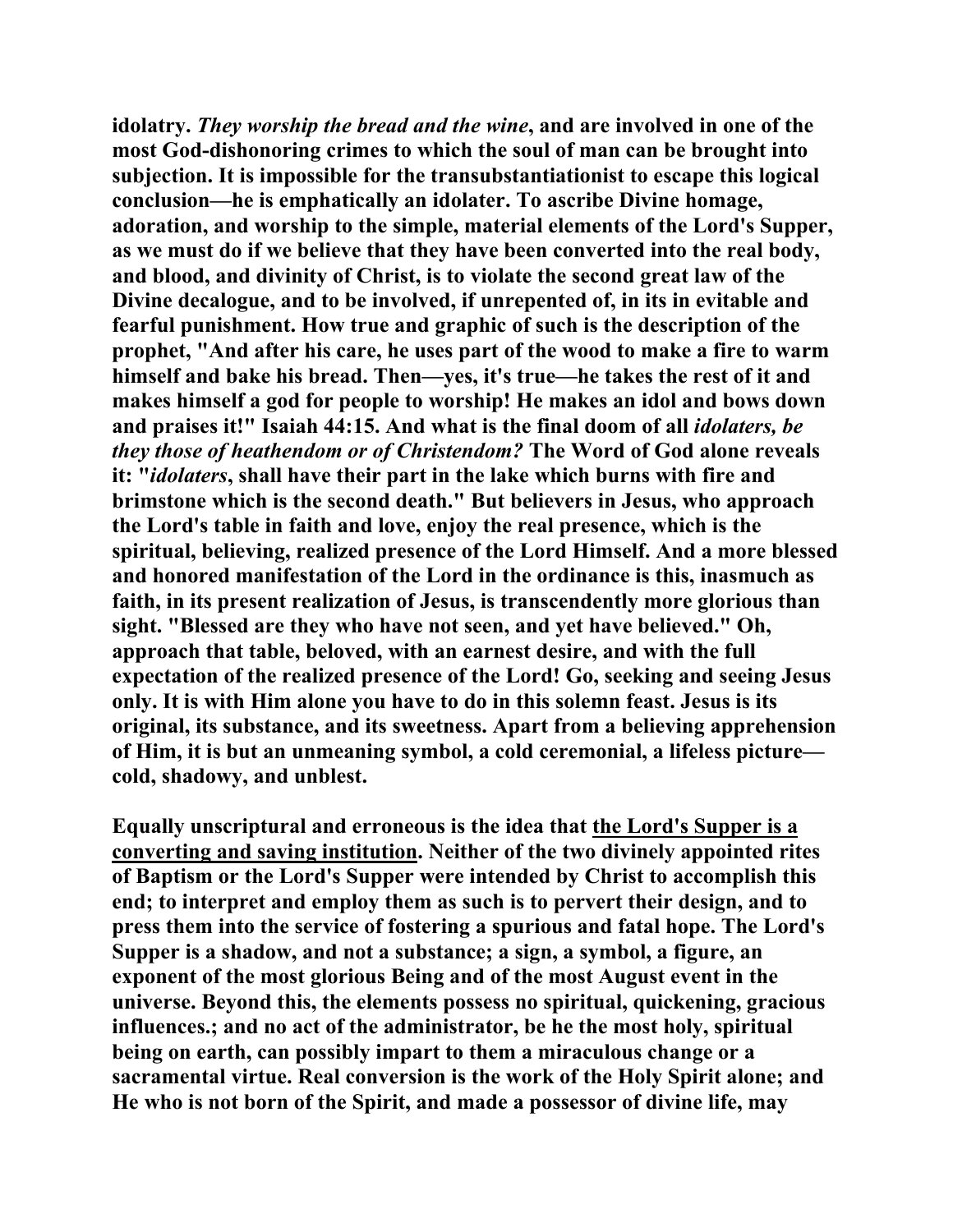**idolatry.** ***They worship the bread and the wine*****, and are involved in one of the most God-dishonoring crimes to which the soul of man can be brought into subjection. It is impossible for the transubstantiationist to escape this logical conclusion—he is emphatically an idolater. To ascribe Divine homage, adoration, and worship to the simple, material elements of the Lord's Supper, as we must do if we believe that they have been converted into the real body, and blood, and divinity of Christ, is to violate the second great law of the Divine decalogue, and to be involved, if unrepented of, in its in evitable and fearful punishment. How true and graphic of such is the description of the prophet, "And after his care, he uses part of the wood to make a fire to warm himself and bake his bread. Then—yes, it's true—he takes the rest of it and makes himself a god for people to worship! He makes an idol and bows down and praises it!" Isaiah 44:15. And what is the final doom of all** ***idolaters, be they those of heathendom or of Christendom?*** **The Word of God alone reveals it: "*idolaters*, shall have their part in the lake which burns with fire and brimstone which is the second death." But believers in Jesus, who approach the Lord's table in faith and love, enjoy the real presence, which is the spiritual, believing, realized presence of the Lord Himself. And a more blessed and honored manifestation of the Lord in the ordinance is this, inasmuch as faith, in its present realization of Jesus, is transcendently more glorious than sight. "Blessed are they who have not seen, and yet have believed." Oh, approach that table, beloved, with an earnest desire, and with the full expectation of the realized presence of the Lord! Go, seeking and seeing Jesus only. It is with Him alone you have to do in this solemn feast. Jesus is its original, its substance, and its sweetness. Apart from a believing apprehension of Him, it is but an unmeaning symbol, a cold ceremonial, a lifeless picture—cold, shadowy, and unblest.**

**Equally unscriptural and erroneous is the idea that <u>the Lord's Supper is a converting and saving institution</u>. Neither of the two divinely appointed rites of Baptism or the Lord's Supper were intended by Christ to accomplish this end; to interpret and employ them as such is to pervert their design, and to press them into the service of fostering a spurious and fatal hope. The Lord's Supper is a shadow, and not a substance; a sign, a symbol, a figure, an exponent of the most glorious Being and of the most August event in the universe. Beyond this, the elements possess no spiritual, quickening, gracious influences.; and no act of the administrator, be he the most holy, spiritual being on earth, can possibly impart to them a miraculous change or a sacramental virtue. Real conversion is the work of the Holy Spirit alone; and He who is not born of the Spirit, and made a possessor of divine life, may**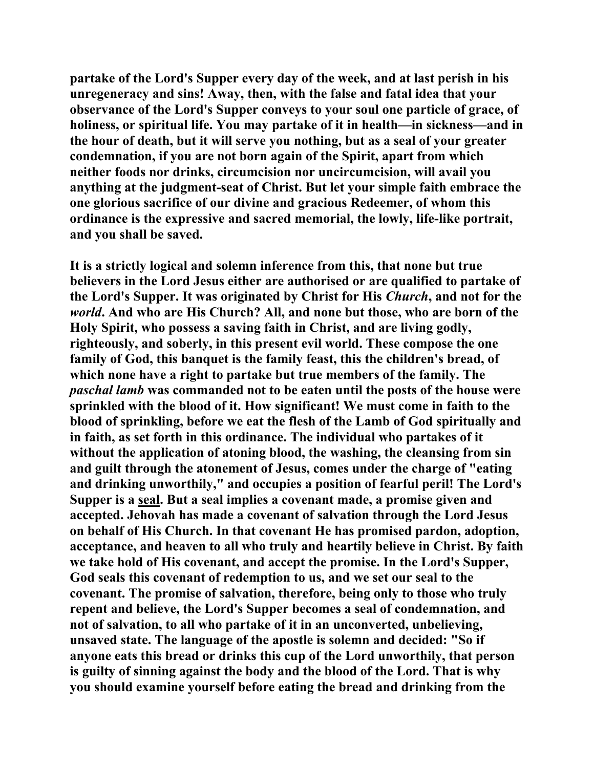partake of the Lord's Supper every day of the week, and at last perish in his unregeneracy and sins! Away, then, with the false and fatal idea that your observance of the Lord's Supper conveys to your soul one particle of grace, of holiness, or spiritual life. You may partake of it in health—in sickness—and in the hour of death, but it will serve you nothing, but as a seal of your greater condemnation, if you are not born again of the Spirit, apart from which neither foods nor drinks, circumcision nor uncircumcision, will avail you anything at the judgment-seat of Christ. But let your simple faith embrace the one glorious sacrifice of our divine and gracious Redeemer, of whom this ordinance is the expressive and sacred memorial, the lowly, life-like portrait, and you shall be saved.

It is a strictly logical and solemn inference from this, that none but true believers in the Lord Jesus either are authorised or are qualified to partake of the Lord's Supper. It was originated by Christ for His *Church*, and not for the *world*. And who are His Church? All, and none but those, who are born of the Holy Spirit, who possess a saving faith in Christ, and are living godly, righteously, and soberly, in this present evil world. These compose the one family of God, this banquet is the family feast, this the children's bread, of which none have a right to partake but true members of the family. The *paschal lamb* was commanded not to be eaten until the posts of the house were sprinkled with the blood of it. How significant! We must come in faith to the blood of sprinkling, before we eat the flesh of the Lamb of God spiritually and in faith, as set forth in this ordinance. The individual who partakes of it without the application of atoning blood, the washing, the cleansing from sin and guilt through the atonement of Jesus, comes under the charge of "eating and drinking unworthily," and occupies a position of fearful peril! The Lord's Supper is a <u>seal</u>. But a seal implies a covenant made, a promise given and accepted. Jehovah has made a covenant of salvation through the Lord Jesus on behalf of His Church. In that covenant He has promised pardon, adoption, acceptance, and heaven to all who truly and heartily believe in Christ. By faith we take hold of His covenant, and accept the promise. In the Lord's Supper, God seals this covenant of redemption to us, and we set our seal to the covenant. The promise of salvation, therefore, being only to those who truly repent and believe, the Lord's Supper becomes a seal of condemnation, and not of salvation, to all who partake of it in an unconverted, unbelieving, unsaved state. The language of the apostle is solemn and decided: "So if anyone eats this bread or drinks this cup of the Lord unworthily, that person is guilty of sinning against the body and the blood of the Lord. That is why you should examine yourself before eating the bread and drinking from the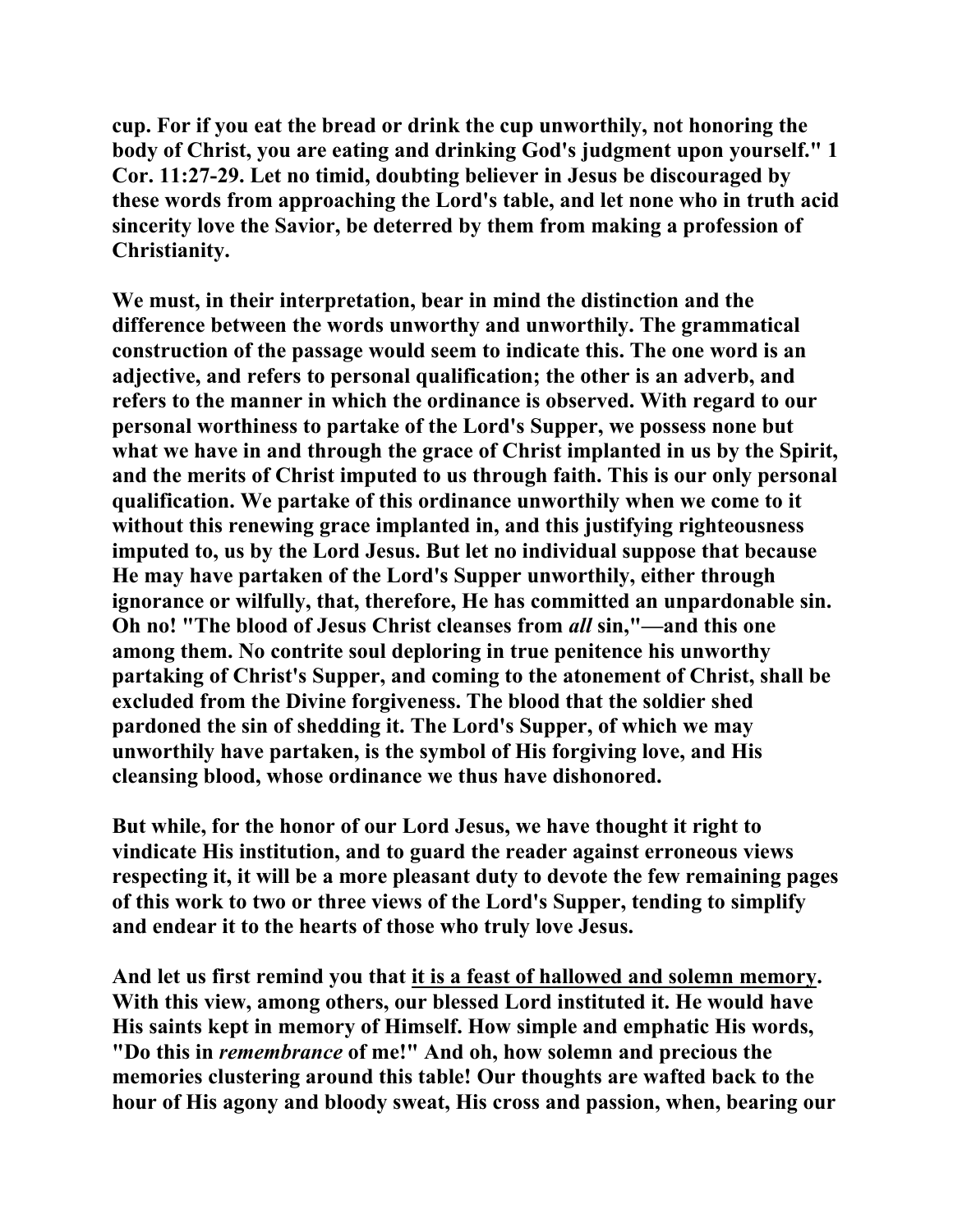**cup. For if you eat the bread or drink the cup unworthily, not honoring the body of Christ, you are eating and drinking God's judgment upon yourself." 1 Cor. 11:27-29. Let no timid, doubting believer in Jesus be discouraged by these words from approaching the Lord's table, and let none who in truth acid sincerity love the Savior, be deterred by them from making a profession of Christianity.**

**We must, in their interpretation, bear in mind the distinction and the difference between the words unworthy and unworthily. The grammatical construction of the passage would seem to indicate this. The one word is an adjective, and refers to personal qualification; the other is an adverb, and refers to the manner in which the ordinance is observed. With regard to our personal worthiness to partake of the Lord's Supper, we possess none but what we have in and through the grace of Christ implanted in us by the Spirit, and the merits of Christ imputed to us through faith. This is our only personal qualification. We partake of this ordinance unworthily when we come to it without this renewing grace implanted in, and this justifying righteousness imputed to, us by the Lord Jesus. But let no individual suppose that because He may have partaken of the Lord's Supper unworthily, either through ignorance or wilfully, that, therefore, He has committed an unpardonable sin. Oh no! "The blood of Jesus Christ cleanses from *all* sin,"—and this one among them. No contrite soul deploring in true penitence his unworthy partaking of Christ's Supper, and coming to the atonement of Christ, shall be excluded from the Divine forgiveness. The blood that the soldier shed pardoned the sin of shedding it. The Lord's Supper, of which we may unworthily have partaken, is the symbol of His forgiving love, and His cleansing blood, whose ordinance we thus have dishonored.**

**But while, for the honor of our Lord Jesus, we have thought it right to vindicate His institution, and to guard the reader against erroneous views respecting it, it will be a more pleasant duty to devote the few remaining pages of this work to two or three views of the Lord's Supper, tending to simplify and endear it to the hearts of those who truly love Jesus.**

**And let us first remind you that <u>it is a feast of hallowed and solemn memory</u>. With this view, among others, our blessed Lord instituted it. He would have His saints kept in memory of Himself. How simple and emphatic His words, "Do this in *remembrance* of me!" And oh, how solemn and precious the memories clustering around this table! Our thoughts are wafted back to the hour of His agony and bloody sweat, His cross and passion, when, bearing our**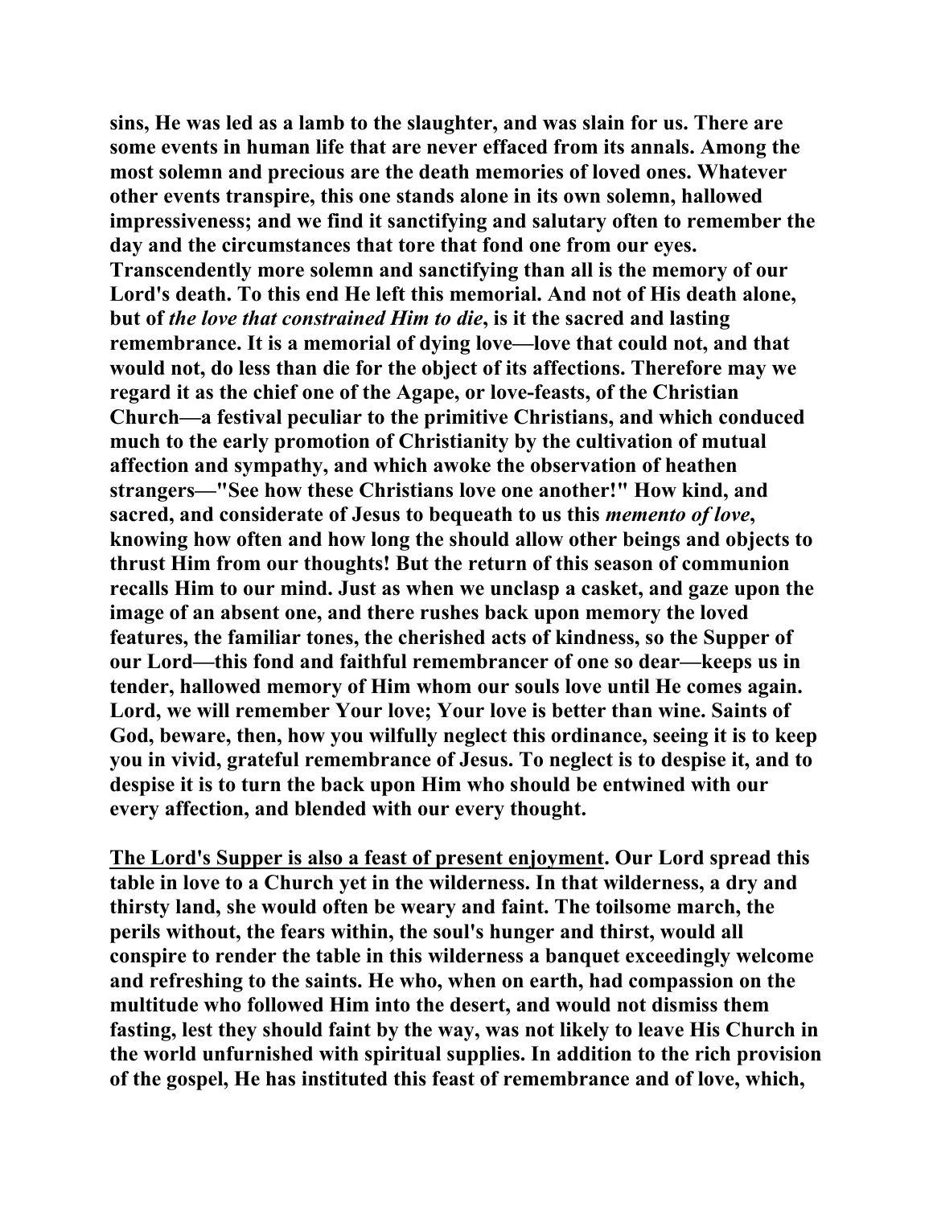sins, He was led as a lamb to the slaughter, and was slain for us. There are some events in human life that are never effaced from its annals. Among the most solemn and precious are the death memories of loved ones. Whatever other events transpire, this one stands alone in its own solemn, hallowed impressiveness; and we find it sanctifying and salutary often to remember the day and the circumstances that tore that fond one from our eyes. Transcendently more solemn and sanctifying than all is the memory of our Lord's death. To this end He left this memorial. And not of His death alone, but of *the love that constrained Him to die*, is it the sacred and lasting remembrance. It is a memorial of dying love—love that could not, and that would not, do less than die for the object of its affections. Therefore may we regard it as the chief one of the Agape, or love-feasts, of the Christian Church—a festival peculiar to the primitive Christians, and which conduced much to the early promotion of Christianity by the cultivation of mutual affection and sympathy, and which awoke the observation of heathen strangers—"See how these Christians love one another!" How kind, and sacred, and considerate of Jesus to bequeath to us this *memento of love*, knowing how often and how long the should allow other beings and objects to thrust Him from our thoughts! But the return of this season of communion recalls Him to our mind. Just as when we unclasp a casket, and gaze upon the image of an absent one, and there rushes back upon memory the loved features, the familiar tones, the cherished acts of kindness, so the Supper of our Lord—this fond and faithful remembrancer of one so dear—keeps us in tender, hallowed memory of Him whom our souls love until He comes again. Lord, we will remember Your love; Your love is better than wine. Saints of God, beware, then, how you wilfully neglect this ordinance, seeing it is to keep you in vivid, grateful remembrance of Jesus. To neglect is to despise it, and to despise it is to turn the back upon Him who should be entwined with our every affection, and blended with our every thought.

<u>The Lord's Supper is also a feast of present enjoyment</u>. Our Lord spread this table in love to a Church yet in the wilderness. In that wilderness, a dry and thirsty land, she would often be weary and faint. The toilsome march, the perils without, the fears within, the soul's hunger and thirst, would all conspire to render the table in this wilderness a banquet exceedingly welcome and refreshing to the saints. He who, when on earth, had compassion on the multitude who followed Him into the desert, and would not dismiss them fasting, lest they should faint by the way, was not likely to leave His Church in the world unfurnished with spiritual supplies. In addition to the rich provision of the gospel, He has instituted this feast of remembrance and of love, which,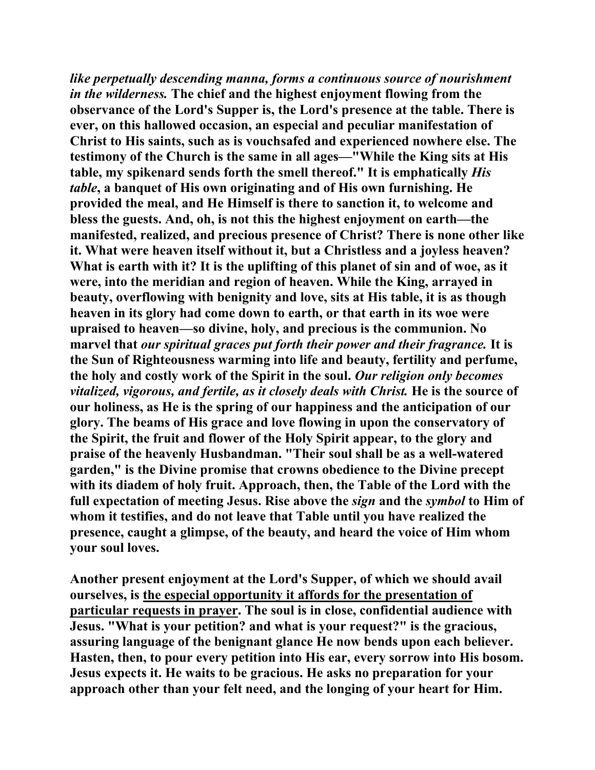*like perpetually descending manna, forms a continuous source of nourishment in the wilderness.* **The chief and the highest enjoyment flowing from the observance of the Lord's Supper is, the Lord's presence at the table. There is ever, on this hallowed occasion, an especial and peculiar manifestation of Christ to His saints, such as is vouchsafed and experienced nowhere else. The testimony of the Church is the same in all ages—"While the King sits at His table, my spikenard sends forth the smell thereof." It is emphatically** ***His table*****, a banquet of His own originating and of His own furnishing. He provided the meal, and He Himself is there to sanction it, to welcome and bless the guests. And, oh, is not this the highest enjoyment on earth—the manifested, realized, and precious presence of Christ? There is none other like it. What were heaven itself without it, but a Christless and a joyless heaven? What is earth with it? It is the uplifting of this planet of sin and of woe, as it were, into the meridian and region of heaven. While the King, arrayed in beauty, overflowing with benignity and love, sits at His table, it is as though heaven in its glory had come down to earth, or that earth in its woe were upraised to heaven—so divine, holy, and precious is the communion. No marvel that** ***our spiritual graces put forth their power and their fragrance.*** **It is the Sun of Righteousness warming into life and beauty, fertility and perfume, the holy and costly work of the Spirit in the soul.** ***Our religion only becomes vitalized, vigorous, and fertile, as it closely deals with Christ.*** **He is the source of our holiness, as He is the spring of our happiness and the anticipation of our glory. The beams of His grace and love flowing in upon the conservatory of the Spirit, the fruit and flower of the Holy Spirit appear, to the glory and praise of the heavenly Husbandman. "Their soul shall be as a well-watered garden," is the Divine promise that crowns obedience to the Divine precept with its diadem of holy fruit. Approach, then, the Table of the Lord with the full expectation of meeting Jesus. Rise above the** ***sign*** **and the** ***symbol*** **to Him of whom it testifies, and do not leave that Table until you have realized the presence, caught a glimpse, of the beauty, and heard the voice of Him whom your soul loves.**

**Another present enjoyment at the Lord's Supper, of which we should avail ourselves, is <u>the especial opportunity it affords for the presentation of particular requests in prayer</u>. The soul is in close, confidential audience with Jesus. "What is your petition? and what is your request?" is the gracious, assuring language of the benignant glance He now bends upon each believer. Hasten, then, to pour every petition into His ear, every sorrow into His bosom. Jesus expects it. He waits to be gracious. He asks no preparation for your approach other than your felt need, and the longing of your heart for Him.**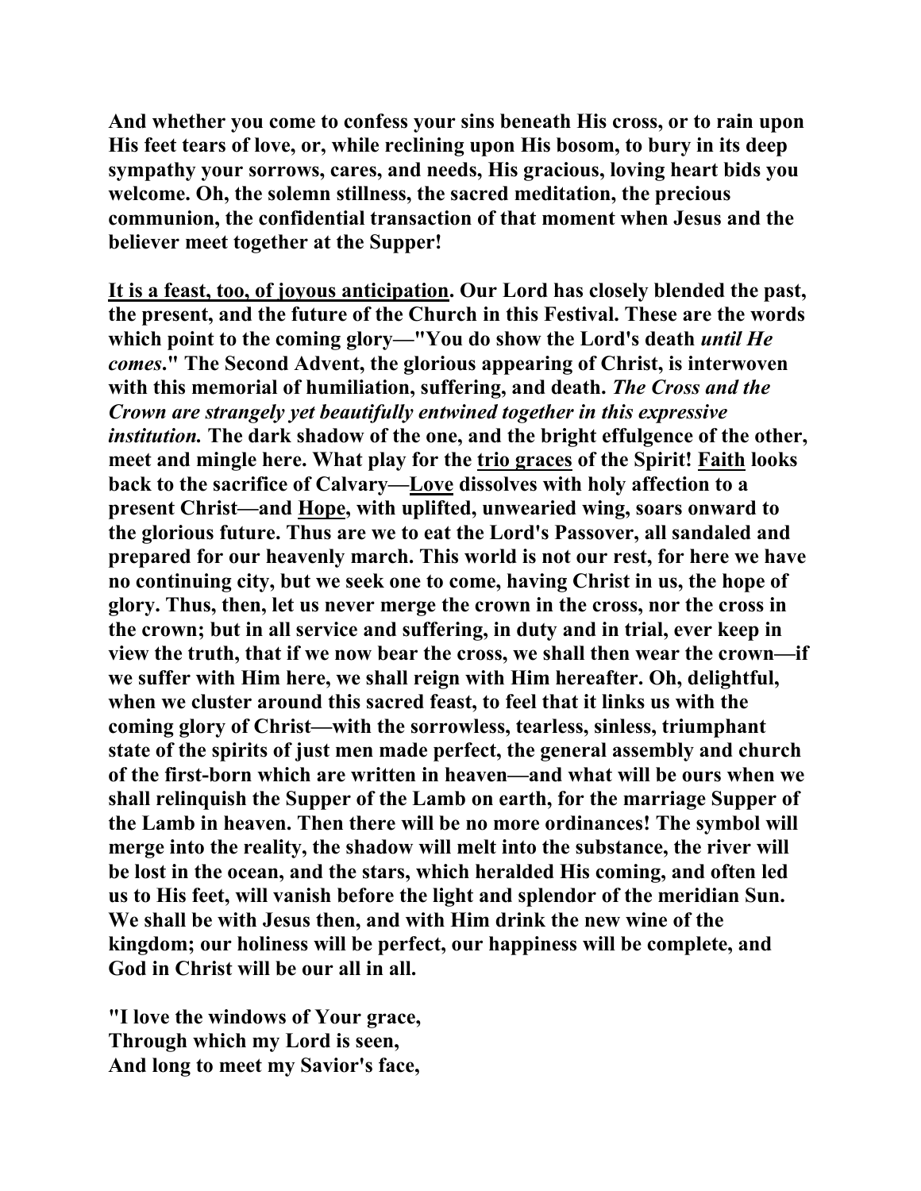**And whether you come to confess your sins beneath His cross, or to rain upon His feet tears of love, or, while reclining upon His bosom, to bury in its deep sympathy your sorrows, cares, and needs, His gracious, loving heart bids you welcome. Oh, the solemn stillness, the sacred meditation, the precious communion, the confidential transaction of that moment when Jesus and the believer meet together at the Supper!**

**<u>It is a feast, too, of joyous anticipation</u>. Our Lord has closely blended the past, the present, and the future of the Church in this Festival. These are the words which point to the coming glory—"You do show the Lord's death *until He comes*." The Second Advent, the glorious appearing of Christ, is interwoven with this memorial of humiliation, suffering, and death. *The Cross and the Crown are strangely yet beautifully entwined together in this expressive institution.* The dark shadow of the one, and the bright effulgence of the other, meet and mingle here. What play for the <u>trio graces</u> of the Spirit! <u>Faith</u> looks back to the sacrifice of Calvary—<u>Love</u> dissolves with holy affection to a present Christ—and <u>Hope</u>, with uplifted, unwearied wing, soars onward to the glorious future. Thus are we to eat the Lord's Passover, all sandaled and prepared for our heavenly march. This world is not our rest, for here we have no continuing city, but we seek one to come, having Christ in us, the hope of glory. Thus, then, let us never merge the crown in the cross, nor the cross in the crown; but in all service and suffering, in duty and in trial, ever keep in view the truth, that if we now bear the cross, we shall then wear the crown—if we suffer with Him here, we shall reign with Him hereafter. Oh, delightful, when we cluster around this sacred feast, to feel that it links us with the coming glory of Christ—with the sorrowless, tearless, sinless, triumphant state of the spirits of just men made perfect, the general assembly and church of the first-born which are written in heaven—and what will be ours when we shall relinquish the Supper of the Lamb on earth, for the marriage Supper of the Lamb in heaven. Then there will be no more ordinances! The symbol will merge into the reality, the shadow will melt into the substance, the river will be lost in the ocean, and the stars, which heralded His coming, and often led us to His feet, will vanish before the light and splendor of the meridian Sun. We shall be with Jesus then, and with Him drink the new wine of the kingdom; our holiness will be perfect, our happiness will be complete, and God in Christ will be our all in all.**

**"I love the windows of Your grace,**
**Through which my Lord is seen,**
**And long to meet my Savior's face,**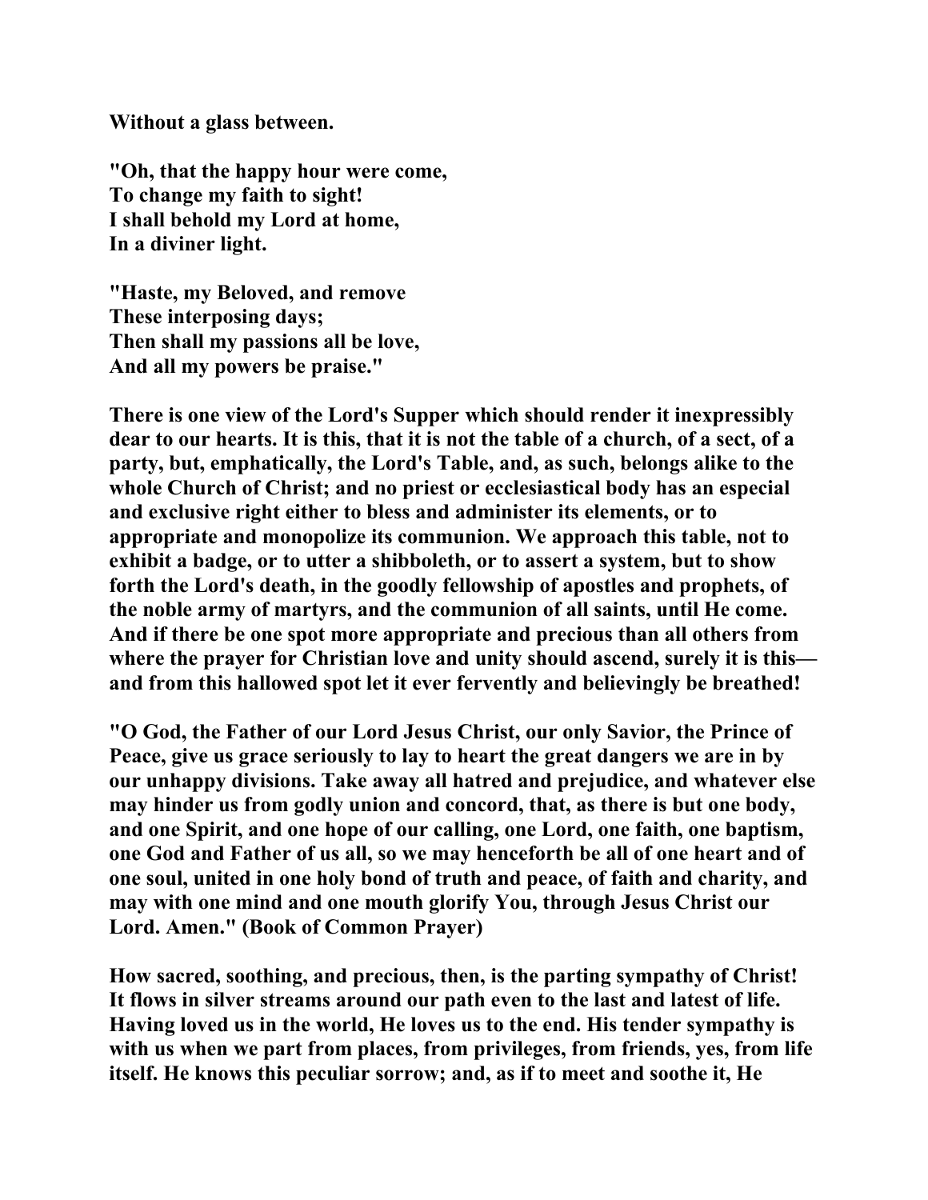**Without a glass between.**

**"Oh, that the happy hour were come,**
**To change my faith to sight!**
**I shall behold my Lord at home,**
**In a diviner light.**

**"Haste, my Beloved, and remove**
**These interposing days;**
**Then shall my passions all be love,**
**And all my powers be praise."**

**There is one view of the Lord's Supper which should render it inexpressibly dear to our hearts. It is this, that it is not the table of a church, of a sect, of a party, but, emphatically, the Lord's Table, and, as such, belongs alike to the whole Church of Christ; and no priest or ecclesiastical body has an especial and exclusive right either to bless and administer its elements, or to appropriate and monopolize its communion. We approach this table, not to exhibit a badge, or to utter a shibboleth, or to assert a system, but to show forth the Lord's death, in the goodly fellowship of apostles and prophets, of the noble army of martyrs, and the communion of all saints, until He come. And if there be one spot more appropriate and precious than all others from where the prayer for Christian love and unity should ascend, surely it is this—and from this hallowed spot let it ever fervently and believingly be breathed!**

**"O God, the Father of our Lord Jesus Christ, our only Savior, the Prince of Peace, give us grace seriously to lay to heart the great dangers we are in by our unhappy divisions. Take away all hatred and prejudice, and whatever else may hinder us from godly union and concord, that, as there is but one body, and one Spirit, and one hope of our calling, one Lord, one faith, one baptism, one God and Father of us all, so we may henceforth be all of one heart and of one soul, united in one holy bond of truth and peace, of faith and charity, and may with one mind and one mouth glorify You, through Jesus Christ our Lord. Amen." (Book of Common Prayer)**

**How sacred, soothing, and precious, then, is the parting sympathy of Christ! It flows in silver streams around our path even to the last and latest of life. Having loved us in the world, He loves us to the end. His tender sympathy is with us when we part from places, from privileges, from friends, yes, from life itself. He knows this peculiar sorrow; and, as if to meet and soothe it, He**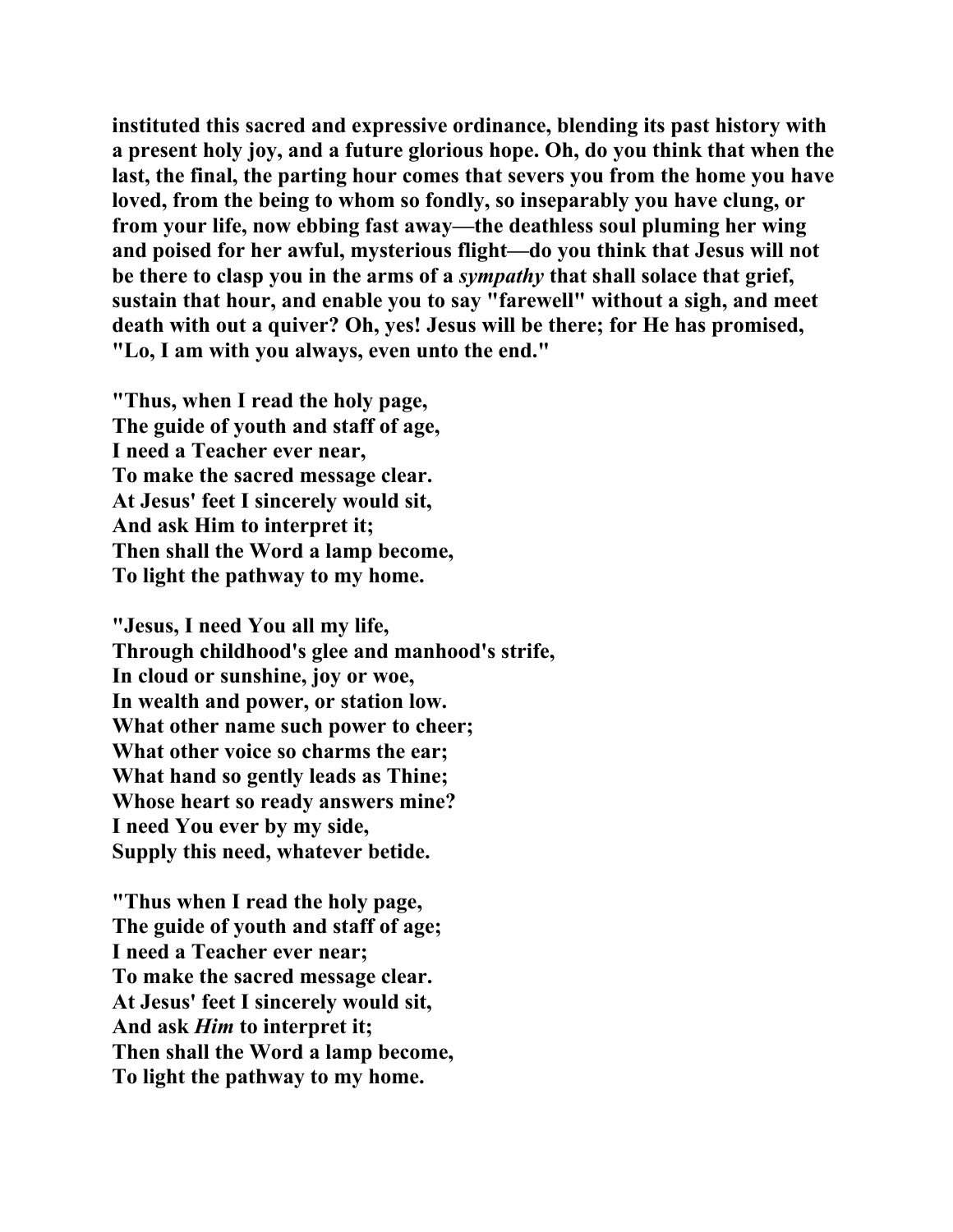**instituted this sacred and expressive ordinance, blending its past history with a present holy joy, and a future glorious hope. Oh, do you think that when the last, the final, the parting hour comes that severs you from the home you have loved, from the being to whom so fondly, so inseparably you have clung, or from your life, now ebbing fast away—the deathless soul pluming her wing and poised for her awful, mysterious flight—do you think that Jesus will not be there to clasp you in the arms of a *sympathy* that shall solace that grief, sustain that hour, and enable you to say "farewell" without a sigh, and meet death with out a quiver? Oh, yes! Jesus will be there; for He has promised, "Lo, I am with you always, even unto the end."**

**"Thus, when I read the holy page,**
**The guide of youth and staff of age,**
**I need a Teacher ever near,**
**To make the sacred message clear.**
**At Jesus' feet I sincerely would sit,**
**And ask Him to interpret it;**
**Then shall the Word a lamp become,**
**To light the pathway to my home.**

**"Jesus, I need You all my life,**
**Through childhood's glee and manhood's strife,**
**In cloud or sunshine, joy or woe,**
**In wealth and power, or station low.**
**What other name such power to cheer;**
**What other voice so charms the ear;**
**What hand so gently leads as Thine;**
**Whose heart so ready answers mine?**
**I need You ever by my side,**
**Supply this need, whatever betide.**

**"Thus when I read the holy page,**
**The guide of youth and staff of age;**
**I need a Teacher ever near;**
**To make the sacred message clear.**
**At Jesus' feet I sincerely would sit,**
**And ask *Him* to interpret it;**
**Then shall the Word a lamp become,**
**To light the pathway to my home.**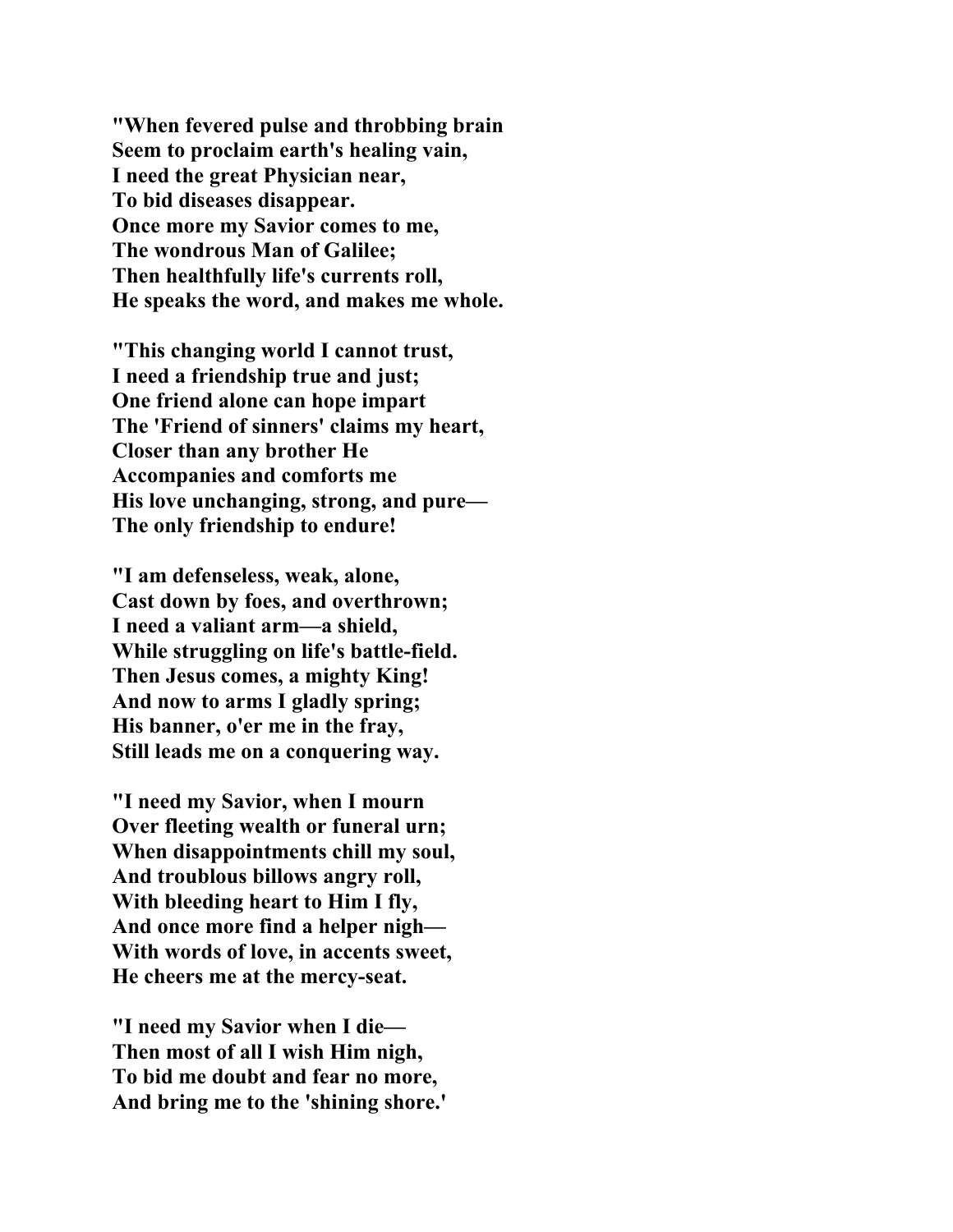**"When fevered pulse and throbbing brain**
**Seem to proclaim earth's healing vain,**
**I need the great Physician near,**
**To bid diseases disappear.**
**Once more my Savior comes to me,**
**The wondrous Man of Galilee;**
**Then healthfully life's currents roll,**
**He speaks the word, and makes me whole.**

**"This changing world I cannot trust,**
**I need a friendship true and just;**
**One friend alone can hope impart**
**The 'Friend of sinners' claims my heart,**
**Closer than any brother He**
**Accompanies and comforts me**
**His love unchanging, strong, and pure—**
**The only friendship to endure!**

**"I am defenseless, weak, alone,**
**Cast down by foes, and overthrown;**
**I need a valiant arm—a shield,**
**While struggling on life's battle-field.**
**Then Jesus comes, a mighty King!**
**And now to arms I gladly spring;**
**His banner, o'er me in the fray,**
**Still leads me on a conquering way.**

**"I need my Savior, when I mourn**
**Over fleeting wealth or funeral urn;**
**When disappointments chill my soul,**
**And troublous billows angry roll,**
**With bleeding heart to Him I fly,**
**And once more find a helper nigh—**
**With words of love, in accents sweet,**
**He cheers me at the mercy-seat.**

**"I need my Savior when I die—**
**Then most of all I wish Him nigh,**
**To bid me doubt and fear no more,**
**And bring me to the 'shining shore.'**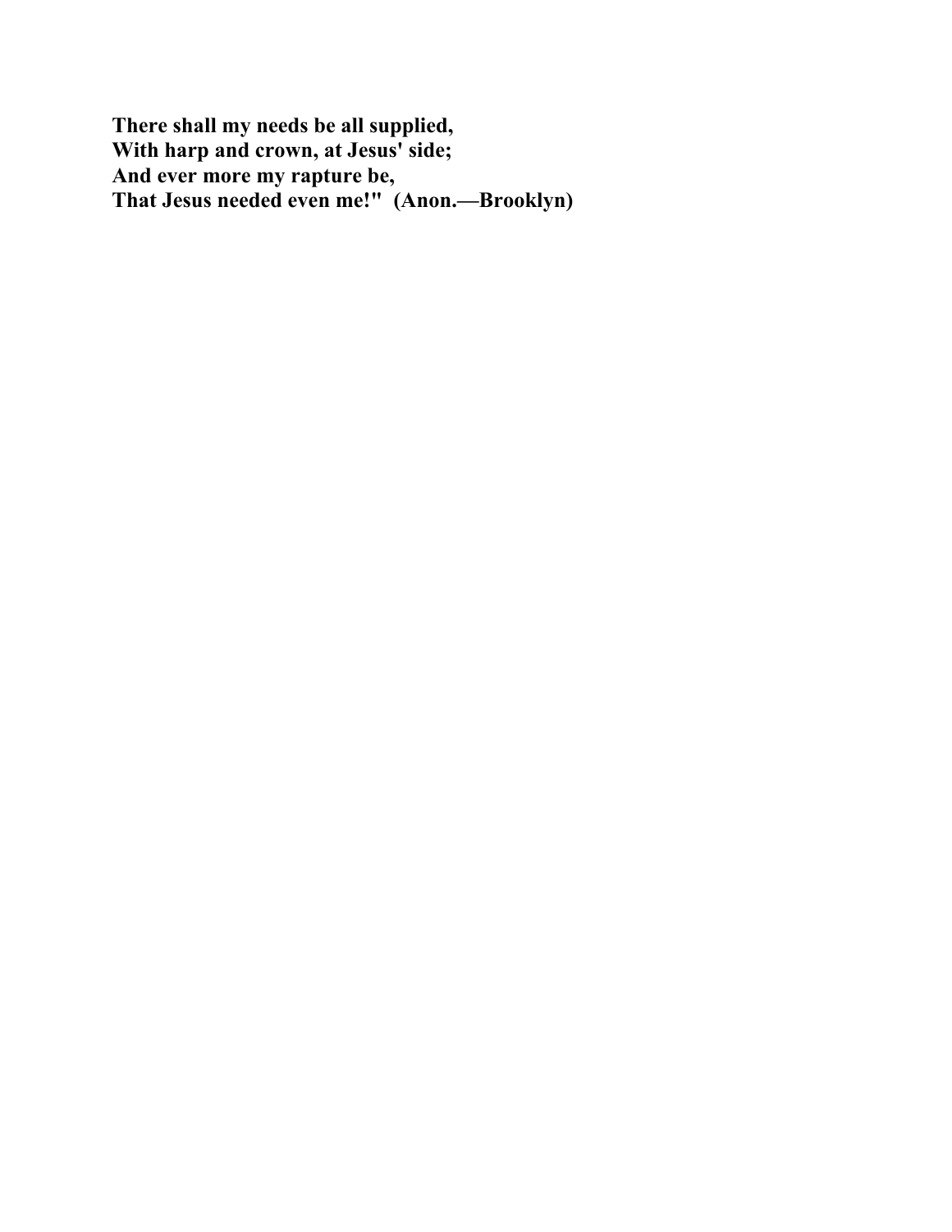**There shall my needs be all supplied,**
**With harp and crown, at Jesus' side;**
**And ever more my rapture be,**
**That Jesus needed even me!" (Anon.—Brooklyn)**